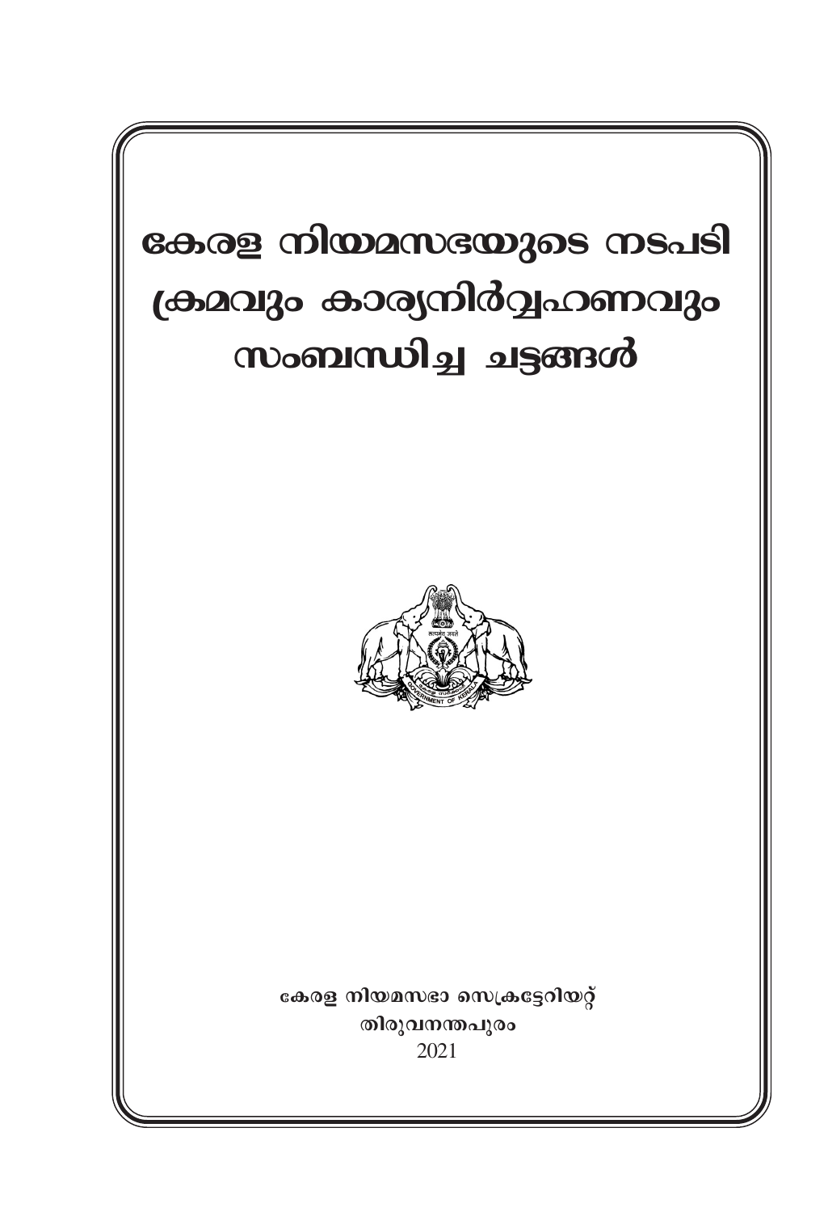# കേരള നിയമസഭയുടെ നടപടി ക്രമവും കാര്യനിർവ്വഹണവും സംബന്ധിച്ച ചട്ടങ്ങൾ

കേരള നിയമസഭാ സെക്രട്ടേറിയറ്റ്
തിരുവനന്തപുരം
2021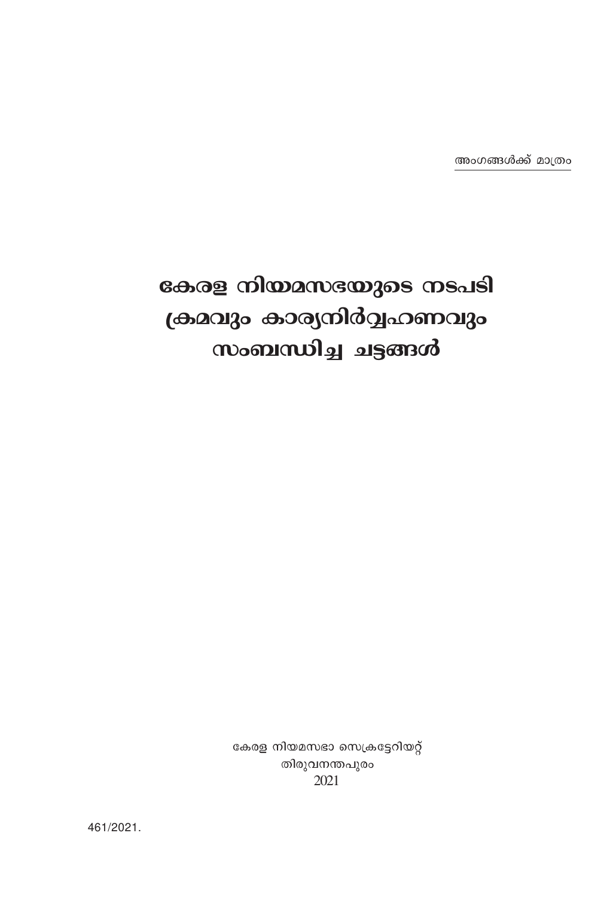<u>അംഗങ്ങൾക്ക് മാത്രം</u>

# കേരള നിയമസഭയുടെ നടപടി ക്രമവും കാര്യനിർവ്വഹണവും സംബന്ധിച്ച ചട്ടങ്ങൾ

കേരള നിയമസഭാ സെക്രട്ടേറിയറ്റ്
തിരുവനന്തപുരം
2021

461/2021.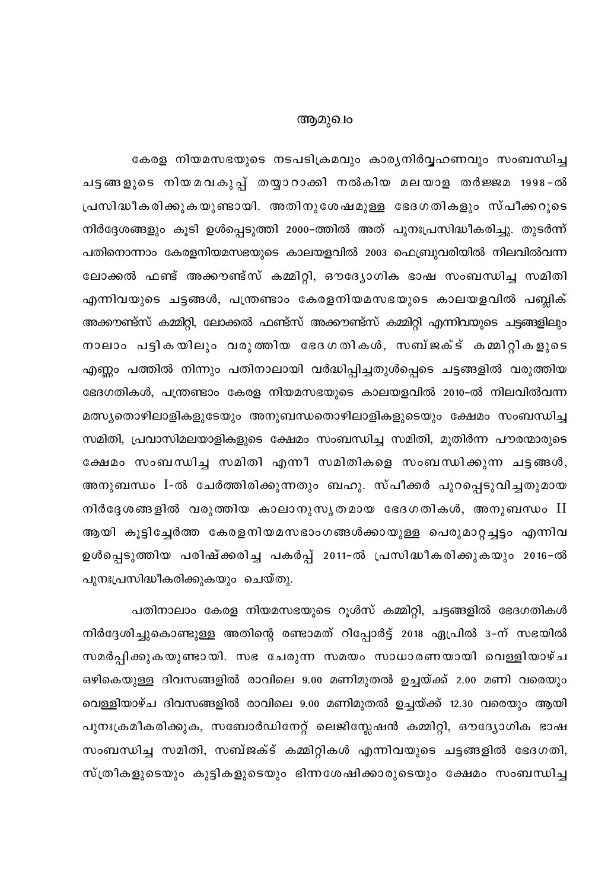# ആമുഖം

കേരള നിയമസഭയുടെ നടപടിക്രമവും കാര്യനിർവ്വഹണവും സംബന്ധിച്ച ചട്ടങ്ങളുടെ നിയമവകുപ്പ് തയ്യാറാക്കി നൽകിയ മലയാള തർജ്ജമ 1998-ൽ പ്രസിദ്ധീകരിക്കുകയുണ്ടായി. അതിനുശേഷമുള്ള ഭേദഗതികളും സ്പീക്കറുടെ നിർദ്ദേശങ്ങളും കൂടി ഉൾപ്പെടുത്തി 2000-ത്തിൽ അത് പുനഃപ്രസിദ്ധീകരിച്ചു. തുടർന്ന് പതിനൊന്നാം കേരളനിയമസഭയുടെ കാലയളവിൽ 2003 ഫെബ്രുവരിയിൽ നിലവിൽവന്ന ലോക്കൽ ഫണ്ട് അക്കൗണ്ട്സ് കമ്മിറ്റി, ഔദ്യോഗിക ഭാഷ സംബന്ധിച്ച സമിതി എന്നിവയുടെ ചട്ടങ്ങൾ, പന്ത്രണ്ടാം കേരളനിയമസഭയുടെ കാലയളവിൽ പബ്ലിക് അക്കൗണ്ട്സ് കമ്മിറ്റി, ലോക്കൽ ഫണ്ട്സ് അക്കൗണ്ട്സ് കമ്മിറ്റി എന്നിവയുടെ ചട്ടങ്ങളിലും നാലാം പട്ടികയിലും വരുത്തിയ ഭേദഗതികൾ, സബ്ജക്ട് കമ്മിറ്റികളുടെ എണ്ണം പത്തിൽ നിന്നും പതിനാലായി വർദ്ധിപ്പിച്ചതുൾപ്പെടെ ചട്ടങ്ങളിൽ വരുത്തിയ ഭേദഗതികൾ, പന്ത്രണ്ടാം കേരള നിയമസഭയുടെ കാലയളവിൽ 2010-ൽ നിലവിൽവന്ന മത്സ്യതൊഴിലാളികളുടേയും അനുബന്ധതൊഴിലാളികളുടെയും ക്ഷേമം സംബന്ധിച്ച സമിതി, പ്രവാസിമലയാളികളുടെ ക്ഷേമം സംബന്ധിച്ച സമിതി, മുതിർന്ന പൗരന്മാരുടെ ക്ഷേമം സംബന്ധിച്ച സമിതി എന്നീ സമിതികളെ സംബന്ധിക്കുന്ന ചട്ടങ്ങൾ, അനുബന്ധം I-ൽ ചേർത്തിരിക്കുന്നതും ബഹു. സ്പീക്കർ പുറപ്പെടുവിച്ചതുമായ നിർദ്ദേശങ്ങളിൽ വരുത്തിയ കാലാനുസൃതമായ ഭേദഗതികൾ, അനുബന്ധം II ആയി കൂട്ടിച്ചേർത്ത കേരളനിയമസഭാംഗങ്ങൾക്കായുള്ള പെരുമാറ്റച്ചട്ടം എന്നിവ ഉൾപ്പെടുത്തിയ പരിഷ്ക്കരിച്ച പകർപ്പ് 2011-ൽ പ്രസിദ്ധീകരിക്കുകയും 2016-ൽ പുനഃപ്രസിദ്ധീകരിക്കുകയും ചെയ്തു.

പതിനാലാം കേരള നിയമസഭയുടെ റൂൾസ് കമ്മിറ്റി, ചട്ടങ്ങളിൽ ഭേദഗതികൾ നിർദ്ദേശിച്ചുകൊണ്ടുള്ള അതിന്റെ രണ്ടാമത് റിപ്പോർട്ട് 2018 ഏപ്രിൽ 3-ന് സഭയിൽ സമർപ്പിക്കുകയുണ്ടായി. സഭ ചേരുന്ന സമയം സാധാരണയായി വെള്ളിയാഴ്ച ഒഴികെയുള്ള ദിവസങ്ങളിൽ രാവിലെ 9.00 മണിമുതൽ ഉച്ചയ്ക്ക് 2.00 മണി വരെയും വെള്ളിയാഴ്ച ദിവസങ്ങളിൽ രാവിലെ 9.00 മണിമുതൽ ഉച്ചയ്ക്ക് 12.30 വരെയും ആയി പുനഃക്രമീകരിക്കുക, സബോർഡിനേറ്റ് ലെജിസ്ലേഷൻ കമ്മിറ്റി, ഔദ്യോഗിക ഭാഷ സംബന്ധിച്ച സമിതി, സബ്ജക്ട് കമ്മിറ്റികൾ എന്നിവയുടെ ചട്ടങ്ങളിൽ ഭേദഗതി, സ്ത്രീകളുടെയും കുട്ടികളുടെയും ഭിന്നശേഷിക്കാരുടെയും ക്ഷേമം സംബന്ധിച്ച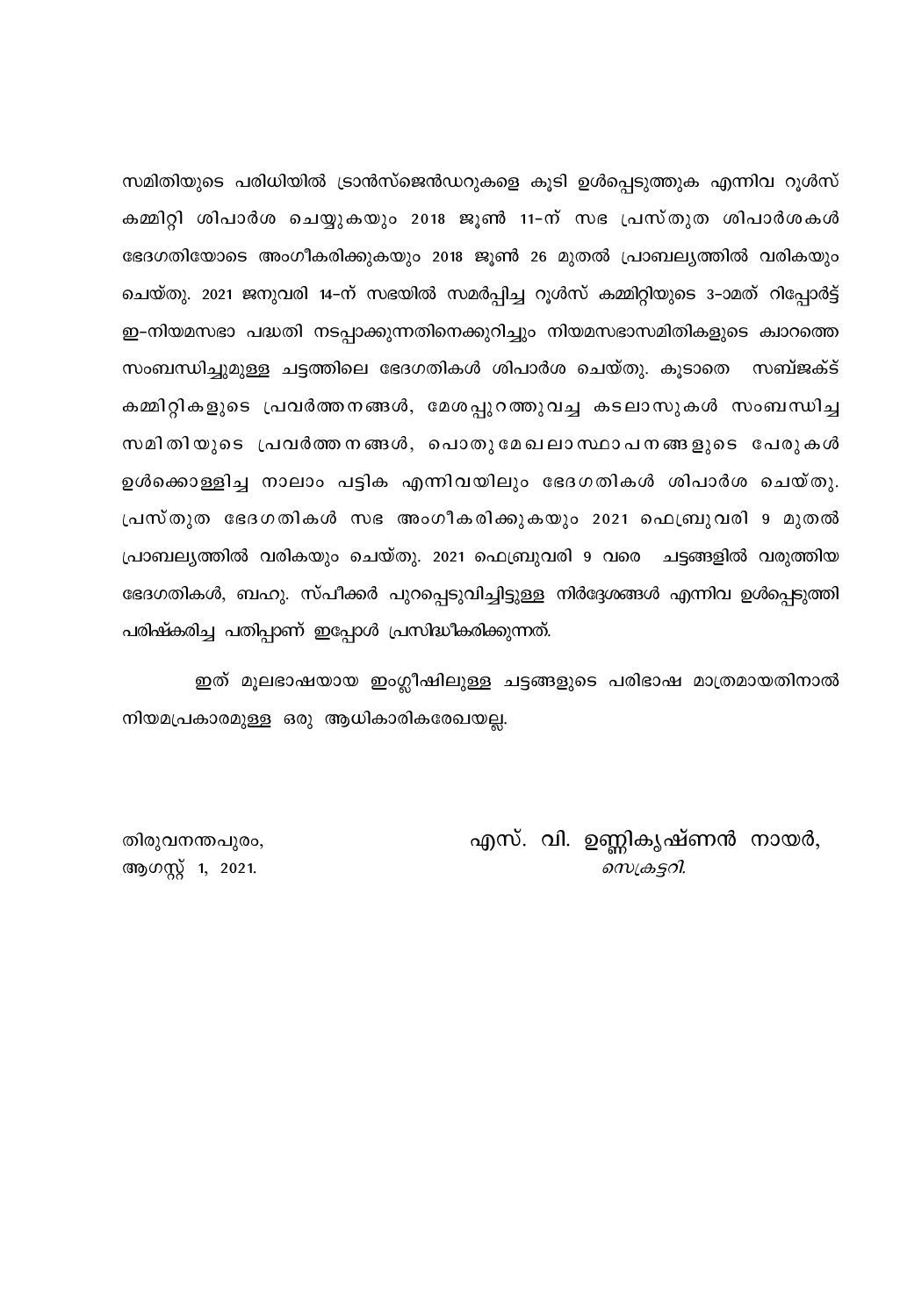സമിതിയുടെ പരിധിയിൽ ട്രാൻസ്ജെൻഡറുകളെ കൂടി ഉൾപ്പെടുത്തുക എന്നിവ റൂൾസ് കമ്മിറ്റി ശിപാർശ ചെയ്യുകയും 2018 ജൂൺ 11-ന് സഭ പ്രസ്തുത ശിപാർശകൾ ഭേദഗതിയോടെ അംഗീകരിക്കുകയും 2018 ജൂൺ 26 മുതൽ പ്രാബല്യത്തിൽ വരികയും ചെയ്തു. 2021 ജനുവരി 14-ന് സഭയിൽ സമർപ്പിച്ച റൂൾസ് കമ്മിറ്റിയുടെ 3-ാമത് റിപ്പോർട്ട് ഇ-നിയമസഭാ പദ്ധതി നടപ്പാക്കുന്നതിനെക്കുറിച്ചും നിയമസഭാസമിതികളുടെ ക്വാറത്തെ സംബന്ധിച്ചുമുള്ള ചട്ടത്തിലെ ഭേദഗതികൾ ശിപാർശ ചെയ്തു. കൂടാതെ സബ്ജക്ട് കമ്മിറ്റികളുടെ പ്രവർത്തനങ്ങൾ, മേശപ്പുറത്തുവച്ച കടലാസുകൾ സംബന്ധിച്ച സമിതിയുടെ പ്രവർത്തനങ്ങൾ, പൊതുമേഖലാസ്ഥാപനങ്ങളുടെ പേരുകൾ ഉൾക്കൊള്ളിച്ച നാലാം പട്ടിക എന്നിവയിലും ഭേദഗതികൾ ശിപാർശ ചെയ്തു. പ്രസ്തുത ഭേദഗതികൾ സഭ അംഗീകരിക്കുകയും 2021 ഫെബ്രുവരി 9 മുതൽ പ്രാബല്യത്തിൽ വരികയും ചെയ്തു. 2021 ഫെബ്രുവരി 9 വരെ ചട്ടങ്ങളിൽ വരുത്തിയ ഭേദഗതികൾ, ബഹു. സ്പീക്കർ പുറപ്പെടുവിച്ചിട്ടുള്ള നിർദ്ദേശങ്ങൾ എന്നിവ ഉൾപ്പെടുത്തി പരിഷ്കരിച്ച പതിപ്പാണ് ഇപ്പോൾ പ്രസിദ്ധീകരിക്കുന്നത്.

ഇത് മൂലഭാഷയായ ഇംഗ്ലീഷിലുള്ള ചട്ടങ്ങളുടെ പരിഭാഷ മാത്രമായതിനാൽ നിയമപ്രകാരമുള്ള ഒരു ആധികാരികരേഖയല്ല.

തിരുവനന്തപുരം,
ആഗസ്റ്റ് 1, 2021.

എസ്. വി. ഉണ്ണികൃഷ്ണൻ നായർ,
*സെക്രട്ടറി.*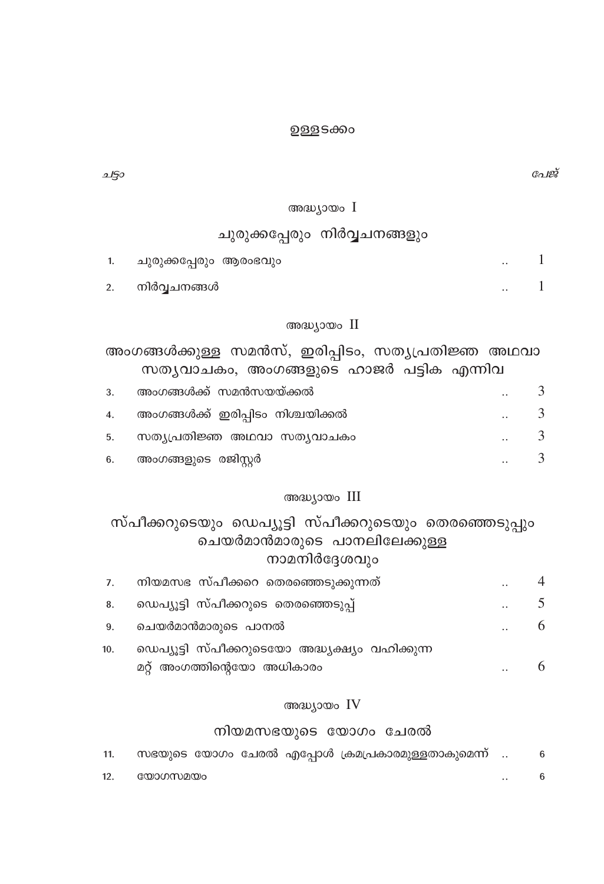# ഉള്ളടക്കം

*ചട്ടം* *പേജ്*

## അദ്ധ്യായം I

## ചുരുക്കപ്പേരും നിർവ്വചനങ്ങളും

| | | |
|---|---|---|
| 1. | ചുരുക്കപ്പേരും ആരംഭവും .. | 1 |
| 2. | നിർവ്വചനങ്ങൾ .. | 1 |

## അദ്ധ്യായം II

## അംഗങ്ങൾക്കുള്ള സമൻസ്, ഇരിപ്പിടം, സത്യപ്രതിജ്ഞ അഥവാ സത്യവാചകം, അംഗങ്ങളുടെ ഹാജർ പട്ടിക എന്നിവ

| | | |
|---|---|---|
| 3. | അംഗങ്ങൾക്ക് സമൻസയയ്ക്കൽ .. | 3 |
| 4. | അംഗങ്ങൾക്ക് ഇരിപ്പിടം നിശ്ചയിക്കൽ .. | 3 |
| 5. | സത്യപ്രതിജ്ഞ അഥവാ സത്യവാചകം .. | 3 |
| 6. | അംഗങ്ങളുടെ രജിസ്റ്റർ .. | 3 |

## അദ്ധ്യായം III

## സ്പീക്കറുടെയും ഡെപ്യൂട്ടി സ്പീക്കറുടെയും തെരഞ്ഞെടുപ്പും ചെയർമാൻമാരുടെ പാനലിലേക്കുള്ള നാമനിർദ്ദേശവും

| | | |
|---|---|---|
| 7. | നിയമസഭ സ്പീക്കറെ തെരഞ്ഞെടുക്കുന്നത് .. | 4 |
| 8. | ഡെപ്യൂട്ടി സ്പീക്കറുടെ തെരഞ്ഞെടുപ്പ് .. | 5 |
| 9. | ചെയർമാൻമാരുടെ പാനൽ .. | 6 |
| 10. | ഡെപ്യൂട്ടി സ്പീക്കറുടെയോ അദ്ധ്യക്ഷ്യം വഹിക്കുന്ന മറ്റ് അംഗത്തിന്റെയോ അധികാരം .. | 6 |

## അദ്ധ്യായം IV

## നിയമസഭയുടെ യോഗം ചേരൽ

| | | |
|---|---|---|
| 11. | സഭയുടെ യോഗം ചേരൽ എപ്പോൾ ക്രമപ്രകാരമുള്ളതാകുമെന്ന് .. | 6 |
| 12. | യോഗസമയം .. | 6 |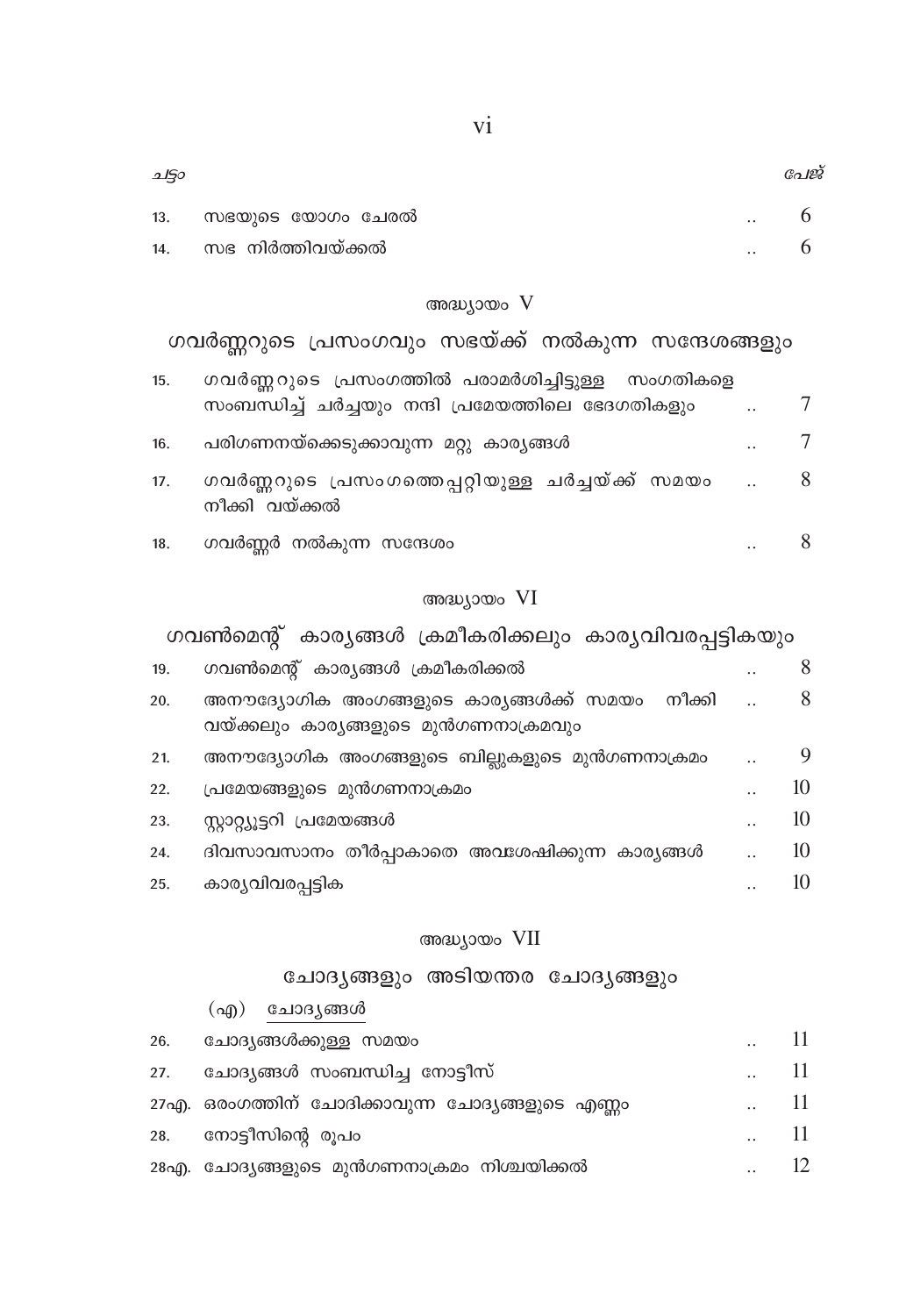| ചട്ടം | | | പേജ് |
|---|---|---|---|
| 13. | സഭയുടെ യോഗം ചേരൽ | .. | 6 |
| 14. | സഭ നിർത്തിവയ്ക്കൽ | .. | 6 |

## അദ്ധ്യായം V

## ഗവർണ്ണറുടെ പ്രസംഗവും സഭയ്ക്ക് നൽകുന്ന സന്ദേശങ്ങളും

| | | | |
|---|---|---|---|
| 15. | ഗവർണ്ണറുടെ പ്രസംഗത്തിൽ പരാമർശിച്ചിട്ടുള്ള സംഗതികളെ സംബന്ധിച്ച് ചർച്ചയും നന്ദി പ്രമേയത്തിലെ ഭേദഗതികളും | .. | 7 |
| 16. | പരിഗണനയ്ക്കെടുക്കാവുന്ന മറ്റു കാര്യങ്ങൾ | .. | 7 |
| 17. | ഗവർണ്ണറുടെ പ്രസംഗത്തെപ്പറ്റിയുള്ള ചർച്ചയ്ക്ക് സമയം നീക്കി വയ്ക്കൽ | .. | 8 |
| 18. | ഗവർണ്ണർ നൽകുന്ന സന്ദേശം | .. | 8 |

## അദ്ധ്യായം VI

## ഗവൺമെന്റ് കാര്യങ്ങൾ ക്രമീകരിക്കലും കാര്യവിവരപ്പട്ടികയും

| | | | |
|---|---|---|---|
| 19. | ഗവൺമെന്റ് കാര്യങ്ങൾ ക്രമീകരിക്കൽ | .. | 8 |
| 20. | അനൗദ്യോഗിക അംഗങ്ങളുടെ കാര്യങ്ങൾക്ക് സമയം നീക്കി വയ്ക്കലും കാര്യങ്ങളുടെ മുൻഗണനാക്രമവും | .. | 8 |
| 21. | അനൗദ്യോഗിക അംഗങ്ങളുടെ ബില്ലുകളുടെ മുൻഗണനാക്രമം | .. | 9 |
| 22. | പ്രമേയങ്ങളുടെ മുൻഗണനാക്രമം | .. | 10 |
| 23. | സ്റ്റാറ്റ്യൂട്ടറി പ്രമേയങ്ങൾ | .. | 10 |
| 24. | ദിവസാവസാനം തീർപ്പാകാതെ അവശേഷിക്കുന്ന കാര്യങ്ങൾ | .. | 10 |
| 25. | കാര്യവിവരപ്പട്ടിക | .. | 10 |

## അദ്ധ്യായം VII

## ചോദ്യങ്ങളും അടിയന്തര ചോദ്യങ്ങളും

(എ) ചോദ്യങ്ങൾ

| | | | |
|---|---|---|---|
| 26. | ചോദ്യങ്ങൾക്കുള്ള സമയം | .. | 11 |
| 27. | ചോദ്യങ്ങൾ സംബന്ധിച്ച നോട്ടീസ് | .. | 11 |
| 27എ. | ഒരംഗത്തിന് ചോദിക്കാവുന്ന ചോദ്യങ്ങളുടെ എണ്ണം | .. | 11 |
| 28. | നോട്ടീസിന്റെ രൂപം | .. | 11 |
| 28എ. | ചോദ്യങ്ങളുടെ മുൻഗണനാക്രമം നിശ്ചയിക്കൽ | .. | 12 |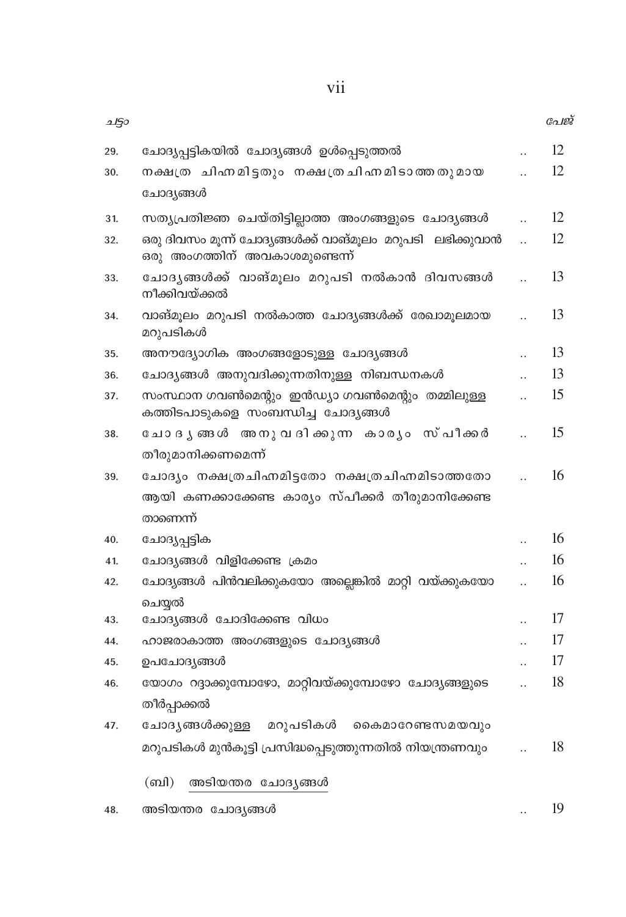| ചട്ടം | | പേജ് |
|---|---|---|
| 29. | ചോദ്യപ്പട്ടികയിൽ ചോദ്യങ്ങൾ ഉൾപ്പെടുത്തൽ .. | 12 |
| 30. | നക്ഷത്ര ചിഹ്നമിട്ടതും നക്ഷത്രചിഹ്നമിടാത്തതുമായ ചോദ്യങ്ങൾ .. | 12 |
| 31. | സത്യപ്രതിജ്ഞ ചെയ്തിട്ടില്ലാത്ത അംഗങ്ങളുടെ ചോദ്യങ്ങൾ .. | 12 |
| 32. | ഒരു ദിവസം മൂന്ന് ചോദ്യങ്ങൾക്ക് വാങ്മൂലം മറുപടി ലഭിക്കുവാൻ ഒരു അംഗത്തിന് അവകാശമുണ്ടെന്ന് .. | 12 |
| 33. | ചോദ്യങ്ങൾക്ക് വാങ്മൂലം മറുപടി നൽകാൻ ദിവസങ്ങൾ നീക്കിവയ്ക്കൽ .. | 13 |
| 34. | വാങ്മൂലം മറുപടി നൽകാത്ത ചോദ്യങ്ങൾക്ക് രേഖാമൂലമായ മറുപടികൾ .. | 13 |
| 35. | അനൗദ്യോഗിക അംഗങ്ങളോടുള്ള ചോദ്യങ്ങൾ .. | 13 |
| 36. | ചോദ്യങ്ങൾ അനുവദിക്കുന്നതിനുള്ള നിബന്ധനകൾ .. | 13 |
| 37. | സംസ്ഥാന ഗവൺമെന്റും ഇൻഡ്യാ ഗവൺമെന്റും തമ്മിലുള്ള കത്തിടപാടുകളെ സംബന്ധിച്ച ചോദ്യങ്ങൾ .. | 15 |
| 38. | ചോദ്യങ്ങൾ അനുവദിക്കുന്ന കാര്യം സ്പീക്കർ തീരുമാനിക്കണമെന്ന് .. | 15 |
| 39. | ചോദ്യം നക്ഷത്രചിഹ്നമിട്ടതോ നക്ഷത്രചിഹ്നമിടാത്തതോ ആയി കണക്കാക്കേണ്ട കാര്യം സ്പീക്കർ തീരുമാനിക്കേണ്ടതാണെന്ന് .. | 16 |
| 40. | ചോദ്യപ്പട്ടിക .. | 16 |
| 41. | ചോദ്യങ്ങൾ വിളിക്കേണ്ട ക്രമം .. | 16 |
| 42. | ചോദ്യങ്ങൾ പിൻവലിക്കുകയോ അല്ലെങ്കിൽ മാറ്റി വയ്ക്കുകയോ ചെയ്യൽ .. | 16 |
| 43. | ചോദ്യങ്ങൾ ചോദിക്കേണ്ട വിധം .. | 17 |
| 44. | ഹാജരാകാത്ത അംഗങ്ങളുടെ ചോദ്യങ്ങൾ .. | 17 |
| 45. | ഉപചോദ്യങ്ങൾ .. | 17 |
| 46. | യോഗം റദ്ദാക്കുമ്പോഴോ, മാറ്റിവയ്ക്കുമ്പോഴോ ചോദ്യങ്ങളുടെ തീർപ്പാക്കൽ .. | 18 |
| 47. | ചോദ്യങ്ങൾക്കുള്ള മറുപടികൾ കൈമാറേണ്ടസമയവും മറുപടികൾ മുൻകൂട്ടി പ്രസിദ്ധപ്പെടുത്തുന്നതിൽ നിയന്ത്രണവും .. | 18 |
| | (ബി) അടിയന്തര ചോദ്യങ്ങൾ | |
| 48. | അടിയന്തര ചോദ്യങ്ങൾ .. | 19 |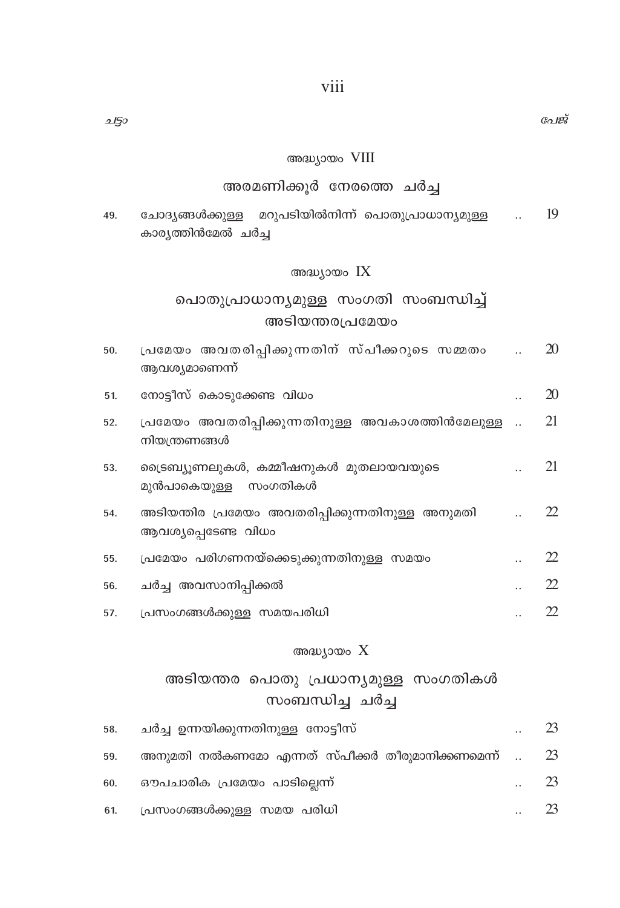| ചട്ടം | | | പേജ് |
|---|---|---|---|

## അദ്ധ്യായം VIII

### അരമണിക്കൂർ നേരത്തെ ചർച്ച

| | | | |
|---|---|---|---|
| 49. | ചോദ്യങ്ങൾക്കുള്ള മറുപടിയിൽനിന്ന് പൊതുപ്രാധാന്യമുള്ള കാര്യത്തിൻമേൽ ചർച്ച | .. | 19 |

## അദ്ധ്യായം IX

### പൊതുപ്രാധാന്യമുള്ള സംഗതി സംബന്ധിച്ച് അടിയന്തരപ്രമേയം

| | | | |
|---|---|---|---|
| 50. | പ്രമേയം അവതരിപ്പിക്കുന്നതിന് സ്പീക്കറുടെ സമ്മതം ആവശ്യമാണെന്ന് | .. | 20 |
| 51. | നോട്ടീസ് കൊടുക്കേണ്ട വിധം | .. | 20 |
| 52. | പ്രമേയം അവതരിപ്പിക്കുന്നതിനുള്ള അവകാശത്തിൻമേലുള്ള നിയന്ത്രണങ്ങൾ | .. | 21 |
| 53. | ട്രൈബ്യൂണലുകൾ, കമ്മീഷനുകൾ മുതലായവയുടെ മുൻപാകെയുള്ള സംഗതികൾ | .. | 21 |
| 54. | അടിയന്തിര പ്രമേയം അവതരിപ്പിക്കുന്നതിനുള്ള അനുമതി ആവശ്യപ്പെടേണ്ട വിധം | .. | 22 |
| 55. | പ്രമേയം പരിഗണനയ്ക്കെടുക്കുന്നതിനുള്ള സമയം | .. | 22 |
| 56. | ചർച്ച അവസാനിപ്പിക്കൽ | .. | 22 |
| 57. | പ്രസംഗങ്ങൾക്കുള്ള സമയപരിധി | .. | 22 |

## അദ്ധ്യായം X

### അടിയന്തര പൊതു പ്രധാന്യമുള്ള സംഗതികൾ സംബന്ധിച്ച ചർച്ച

| | | | |
|---|---|---|---|
| 58. | ചർച്ച ഉന്നയിക്കുന്നതിനുള്ള നോട്ടീസ് | .. | 23 |
| 59. | അനുമതി നൽകണമോ എന്നത് സ്പീക്കർ തീരുമാനിക്കണമെന്ന് | .. | 23 |
| 60. | ഔപചാരിക പ്രമേയം പാടില്ലെന്ന് | .. | 23 |
| 61. | പ്രസംഗങ്ങൾക്കുള്ള സമയ പരിധി | .. | 23 |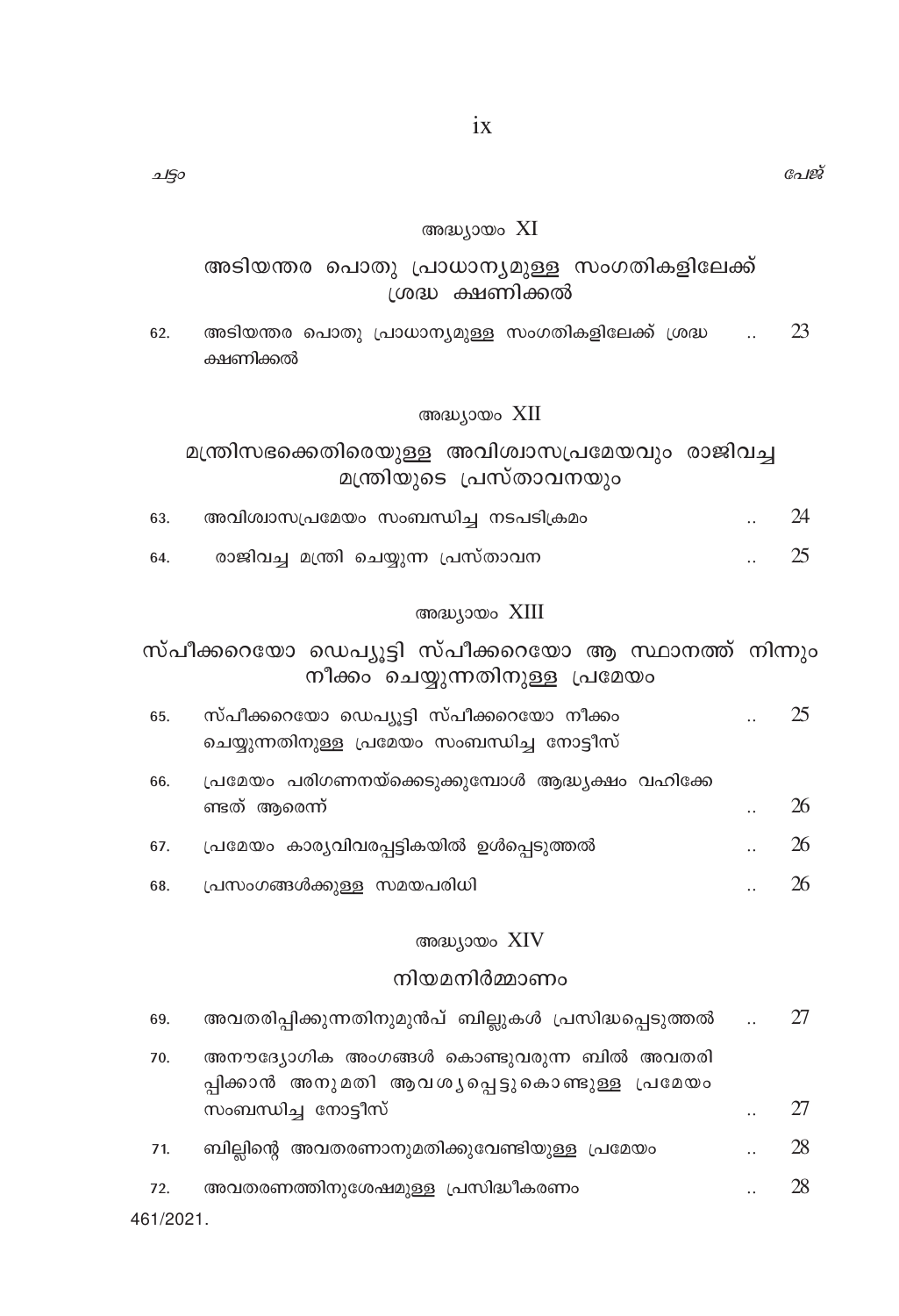ചട്ടം | | പേജ്

## അദ്ധ്യായം XI

### അടിയന്തര പൊതു പ്രാധാന്യമുള്ള സംഗതികളിലേക്ക് ശ്രദ്ധ ക്ഷണിക്കൽ

| | | | |
|---|---|---|---|
| 62. | അടിയന്തര പൊതു പ്രാധാന്യമുള്ള സംഗതികളിലേക്ക് ശ്രദ്ധ ക്ഷണിക്കൽ | .. | 23 |

## അദ്ധ്യായം XII

### മന്ത്രിസഭക്കെതിരെയുള്ള അവിശ്വാസപ്രമേയവും രാജിവച്ച മന്ത്രിയുടെ പ്രസ്താവനയും

| | | | |
|---|---|---|---|
| 63. | അവിശ്വാസപ്രമേയം സംബന്ധിച്ച നടപടിക്രമം | .. | 24 |
| 64. | രാജിവച്ച മന്ത്രി ചെയ്യുന്ന പ്രസ്താവന | .. | 25 |

## അദ്ധ്യായം XIII

### സ്പീക്കറെയോ ഡെപ്യൂട്ടി സ്പീക്കറെയോ ആ സ്ഥാനത്ത് നിന്നും നീക്കം ചെയ്യുന്നതിനുള്ള പ്രമേയം

| | | | |
|---|---|---|---|
| 65. | സ്പീക്കറെയോ ഡെപ്യൂട്ടി സ്പീക്കറെയോ നീക്കം ചെയ്യുന്നതിനുള്ള പ്രമേയം സംബന്ധിച്ച നോട്ടീസ് | .. | 25 |
| 66. | പ്രമേയം പരിഗണനയ്ക്കെടുക്കുമ്പോൾ ആദ്ധ്യക്ഷം വഹിക്കേണ്ടത് ആരെന്ന് | .. | 26 |
| 67. | പ്രമേയം കാര്യവിവരപ്പട്ടികയിൽ ഉൾപ്പെടുത്തൽ | .. | 26 |
| 68. | പ്രസംഗങ്ങൾക്കുള്ള സമയപരിധി | .. | 26 |

## അദ്ധ്യായം XIV

### നിയമനിർമ്മാണം

| | | | |
|---|---|---|---|
| 69. | അവതരിപ്പിക്കുന്നതിനുമുൻപ് ബില്ലുകൾ പ്രസിദ്ധപ്പെടുത്തൽ | .. | 27 |
| 70. | അനൗദ്യോഗിക അംഗങ്ങൾ കൊണ്ടുവരുന്ന ബിൽ അവതരിപ്പിക്കാൻ അനുമതി ആവശ്യപ്പെട്ടുകൊണ്ടുള്ള പ്രമേയം സംബന്ധിച്ച നോട്ടീസ് | .. | 27 |
| 71. | ബില്ലിന്റെ അവതരണാനുമതിക്കുവേണ്ടിയുള്ള പ്രമേയം | .. | 28 |
| 72. | അവതരണത്തിനുശേഷമുള്ള പ്രസിദ്ധീകരണം | .. | 28 |

461/2021.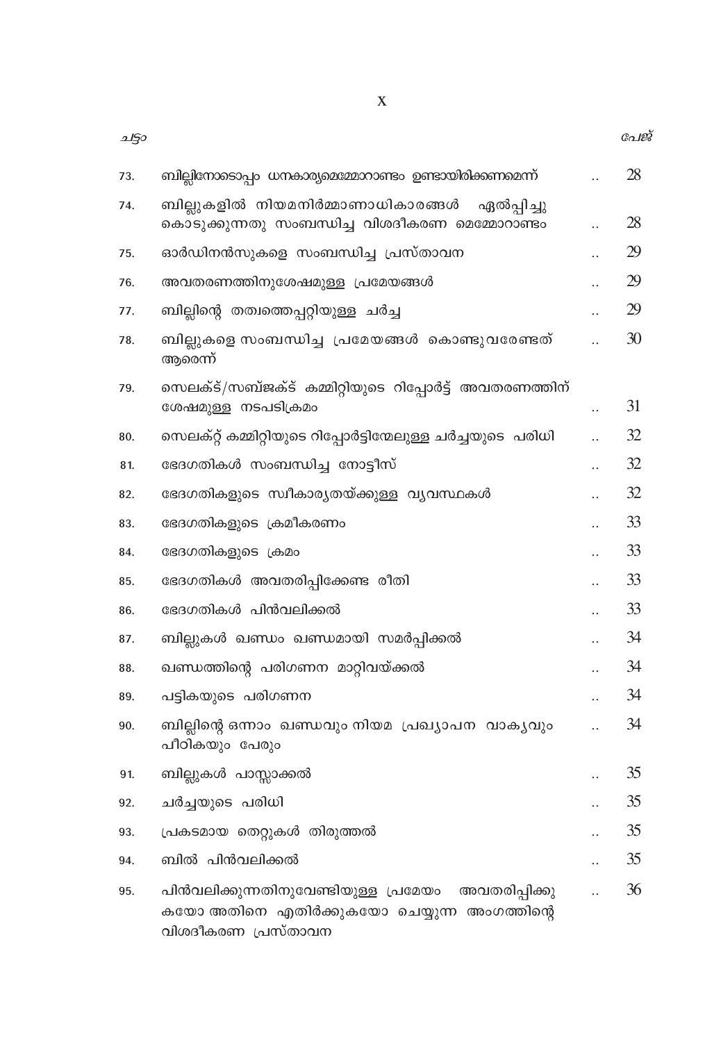| ചട്ടം | | പേജ് |
|---|---|---|
| 73. | ബില്ലിനോടൊപ്പം ധനകാര്യമെമ്മോറാണ്ടം ഉണ്ടായിരിക്കണമെന്ന് | 28 |
| 74. | ബില്ലുകളിൽ നിയമനിർമ്മാണാധികാരങ്ങൾ ഏൽപ്പിച്ചു കൊടുക്കുന്നതു സംബന്ധിച്ച വിശദീകരണ മെമ്മോറാണ്ടം | 28 |
| 75. | ഓർഡിനൻസുകളെ സംബന്ധിച്ച പ്രസ്താവന | 29 |
| 76. | അവതരണത്തിനുശേഷമുള്ള പ്രമേയങ്ങൾ | 29 |
| 77. | ബില്ലിന്റെ തത്വത്തെപ്പറ്റിയുള്ള ചർച്ച | 29 |
| 78. | ബില്ലുകളെ സംബന്ധിച്ച പ്രമേയങ്ങൾ കൊണ്ടുവരേണ്ടത് ആരെന്ന് | 30 |
| 79. | സെലക്ട്/സബ്ജക്ട് കമ്മിറ്റിയുടെ റിപ്പോർട്ട് അവതരണത്തിന് ശേഷമുള്ള നടപടിക്രമം | 31 |
| 80. | സെലക്റ്റ് കമ്മിറ്റിയുടെ റിപ്പോർട്ടിന്മേലുള്ള ചർച്ചയുടെ പരിധി | 32 |
| 81. | ഭേദഗതികൾ സംബന്ധിച്ച നോട്ടീസ് | 32 |
| 82. | ഭേദഗതികളുടെ സ്വീകാര്യതയ്ക്കുള്ള വ്യവസ്ഥകൾ | 32 |
| 83. | ഭേദഗതികളുടെ ക്രമീകരണം | 33 |
| 84. | ഭേദഗതികളുടെ ക്രമം | 33 |
| 85. | ഭേദഗതികൾ അവതരിപ്പിക്കേണ്ട രീതി | 33 |
| 86. | ഭേദഗതികൾ പിൻവലിക്കൽ | 33 |
| 87. | ബില്ലുകൾ ഖണ്ഡം ഖണ്ഡമായി സമർപ്പിക്കൽ | 34 |
| 88. | ഖണ്ഡത്തിന്റെ പരിഗണന മാറ്റിവയ്ക്കൽ | 34 |
| 89. | പട്ടികയുടെ പരിഗണന | 34 |
| 90. | ബില്ലിന്റെ ഒന്നാം ഖണ്ഡവും നിയമ പ്രഖ്യാപന വാക്യവും പീഠികയും പേരും | 34 |
| 91. | ബില്ലുകൾ പാസ്സാക്കൽ | 35 |
| 92. | ചർച്ചയുടെ പരിധി | 35 |
| 93. | പ്രകടമായ തെറ്റുകൾ തിരുത്തൽ | 35 |
| 94. | ബിൽ പിൻവലിക്കൽ | 35 |
| 95. | പിൻവലിക്കുന്നതിനുവേണ്ടിയുള്ള പ്രമേയം അവതരിപ്പിക്കുകയോ അതിനെ എതിർക്കുകയോ ചെയ്യുന്ന അംഗത്തിന്റെ വിശദീകരണ പ്രസ്താവന | 36 |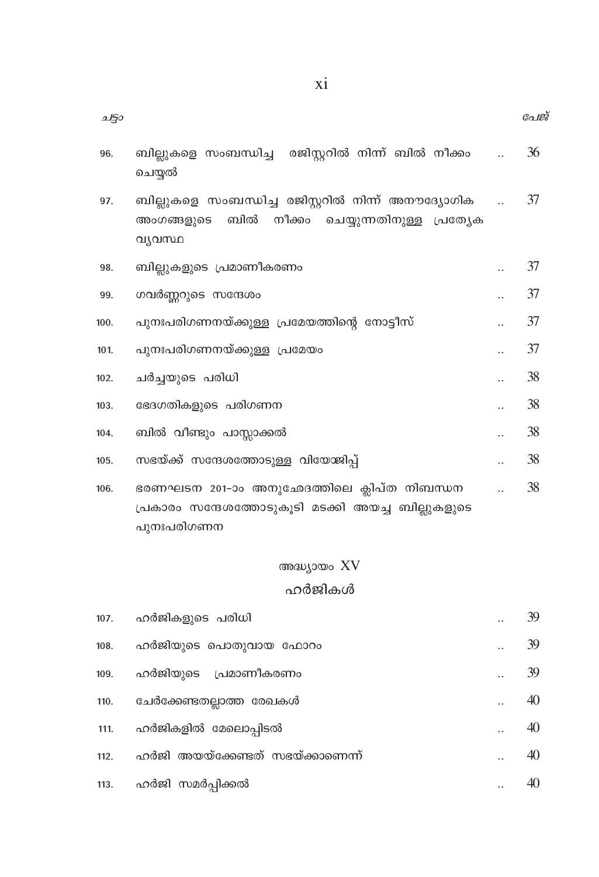| ചട്ടം | | | പേജ് |
|---|---|---|---|
| 96. | ബില്ലുകളെ സംബന്ധിച്ച രജിസ്റ്ററിൽ നിന്ന് ബിൽ നീക്കം ചെയ്യൽ | .. | 36 |
| 97. | ബില്ലുകളെ സംബന്ധിച്ച രജിസ്റ്ററിൽ നിന്ന് അനൗദ്യോഗിക അംഗങ്ങളുടെ ബിൽ നീക്കം ചെയ്യുന്നതിനുള്ള പ്രത്യേക വ്യവസ്ഥ | .. | 37 |
| 98. | ബില്ലുകളുടെ പ്രമാണീകരണം | .. | 37 |
| 99. | ഗവർണ്ണറുടെ സന്ദേശം | .. | 37 |
| 100. | പുനഃപരിഗണനയ്ക്കുള്ള പ്രമേയത്തിന്റെ നോട്ടീസ് | .. | 37 |
| 101. | പുനഃപരിഗണനയ്ക്കുള്ള പ്രമേയം | .. | 37 |
| 102. | ചർച്ചയുടെ പരിധി | .. | 38 |
| 103. | ഭേദഗതികളുടെ പരിഗണന | .. | 38 |
| 104. | ബിൽ വീണ്ടും പാസ്സാക്കൽ | .. | 38 |
| 105. | സഭയ്ക്ക് സന്ദേശത്തോടുള്ള വിയോജിപ്പ് | .. | 38 |
| 106. | ഭരണഘടന 201-ാം അനുഛേദത്തിലെ ക്ലിപ്ത നിബന്ധന പ്രകാരം സന്ദേശത്തോടുകൂടി മടക്കി അയച്ച ബില്ലുകളുടെ പുനഃപരിഗണന | .. | 38 |

## അദ്ധ്യായം XV

## ഹർജികൾ

| | | | |
|---|---|---|---|
| 107. | ഹർജികളുടെ പരിധി | .. | 39 |
| 108. | ഹർജിയുടെ പൊതുവായ ഫോറം | .. | 39 |
| 109. | ഹർജിയുടെ പ്രമാണീകരണം | .. | 39 |
| 110. | ചേർക്കേണ്ടതല്ലാത്ത രേഖകൾ | .. | 40 |
| 111. | ഹർജികളിൽ മേലൊപ്പിടൽ | .. | 40 |
| 112. | ഹർജി അയയ്ക്കേണ്ടത് സഭയ്ക്കാണെന്ന് | .. | 40 |
| 113. | ഹർജി സമർപ്പിക്കൽ | .. | 40 |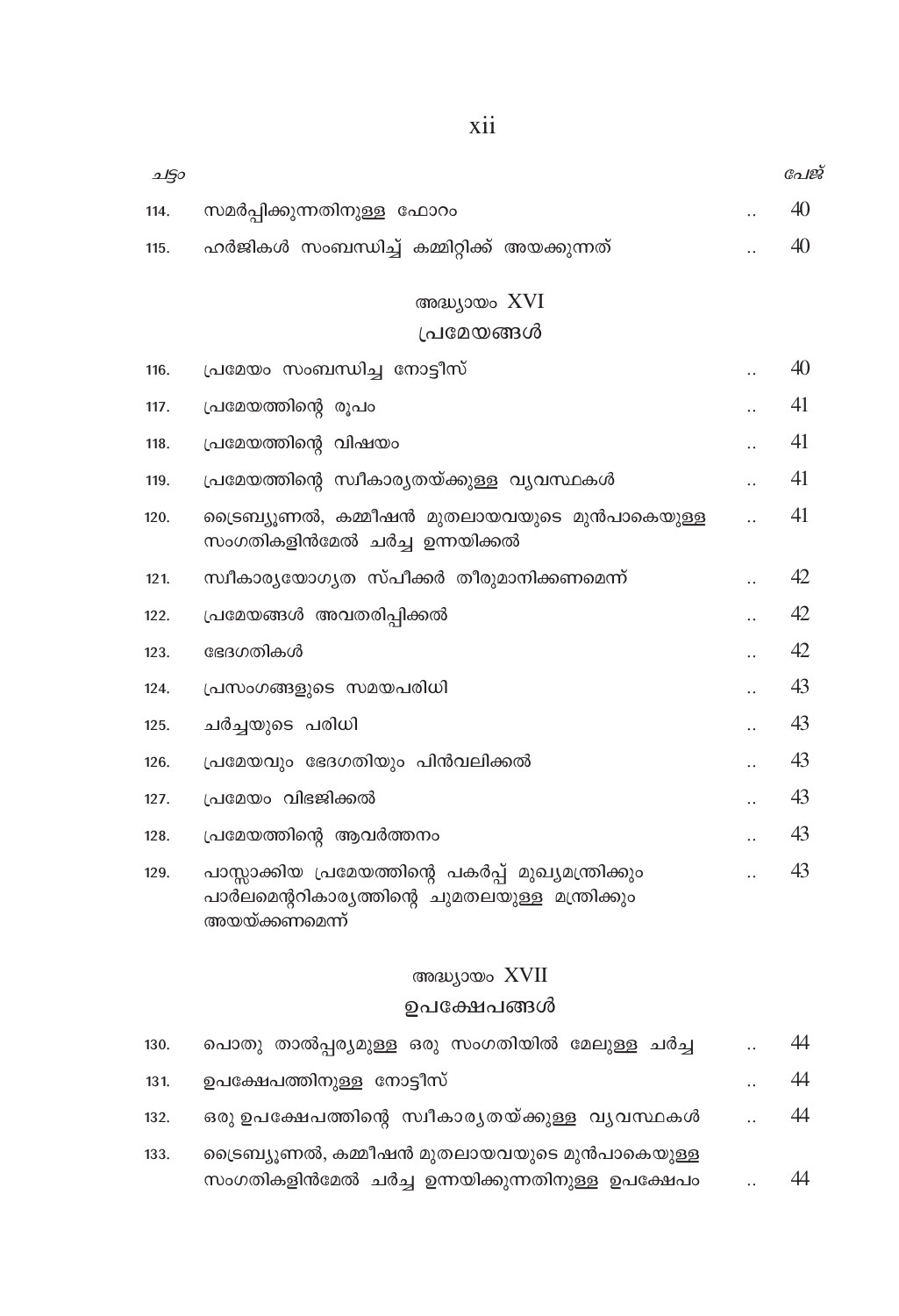| ചട്ടം | | | പേജ് |
|---|---|---|---|
| 114. | സമർപ്പിക്കുന്നതിനുള്ള ഫോറം | .. | 40 |
| 115. | ഹർജികൾ സംബന്ധിച്ച് കമ്മിറ്റിക്ക് അയക്കുന്നത് | .. | 40 |

## അദ്ധ്യായം XVI
## പ്രമേയങ്ങൾ

| | | | |
|---|---|---|---|
| 116. | പ്രമേയം സംബന്ധിച്ച നോട്ടീസ് | .. | 40 |
| 117. | പ്രമേയത്തിന്റെ രൂപം | .. | 41 |
| 118. | പ്രമേയത്തിന്റെ വിഷയം | .. | 41 |
| 119. | പ്രമേയത്തിന്റെ സ്വീകാര്യതയ്ക്കുള്ള വ്യവസ്ഥകൾ | .. | 41 |
| 120. | ട്രൈബ്യൂണൽ, കമ്മീഷൻ മുതലായവയുടെ മുൻപാകെയുള്ള സംഗതികളിൻമേൽ ചർച്ച ഉന്നയിക്കൽ | .. | 41 |
| 121. | സ്വീകാര്യയോഗ്യത സ്പീക്കർ തീരുമാനിക്കണമെന്ന് | .. | 42 |
| 122. | പ്രമേയങ്ങൾ അവതരിപ്പിക്കൽ | .. | 42 |
| 123. | ഭേദഗതികൾ | .. | 42 |
| 124. | പ്രസംഗങ്ങളുടെ സമയപരിധി | .. | 43 |
| 125. | ചർച്ചയുടെ പരിധി | .. | 43 |
| 126. | പ്രമേയവും ഭേദഗതിയും പിൻവലിക്കൽ | .. | 43 |
| 127. | പ്രമേയം വിഭജിക്കൽ | .. | 43 |
| 128. | പ്രമേയത്തിന്റെ ആവർത്തനം | .. | 43 |
| 129. | പാസ്സാക്കിയ പ്രമേയത്തിന്റെ പകർപ്പ് മുഖ്യമന്ത്രിക്കും പാർലമെന്ററികാര്യത്തിന്റെ ചുമതലയുള്ള മന്ത്രിക്കും അയയ്ക്കണമെന്ന് | .. | 43 |

## അദ്ധ്യായം XVII
## ഉപക്ഷേപങ്ങൾ

| | | | |
|---|---|---|---|
| 130. | പൊതു താൽപ്പര്യമുള്ള ഒരു സംഗതിയിൽ മേലുള്ള ചർച്ച | .. | 44 |
| 131. | ഉപക്ഷേപത്തിനുള്ള നോട്ടീസ് | .. | 44 |
| 132. | ഒരു ഉപക്ഷേപത്തിന്റെ സ്വീകാര്യതയ്ക്കുള്ള വ്യവസ്ഥകൾ | .. | 44 |
| 133. | ട്രൈബ്യൂണൽ, കമ്മീഷൻ മുതലായവയുടെ മുൻപാകെയുള്ള സംഗതികളിൻമേൽ ചർച്ച ഉന്നയിക്കുന്നതിനുള്ള ഉപക്ഷേപം | .. | 44 |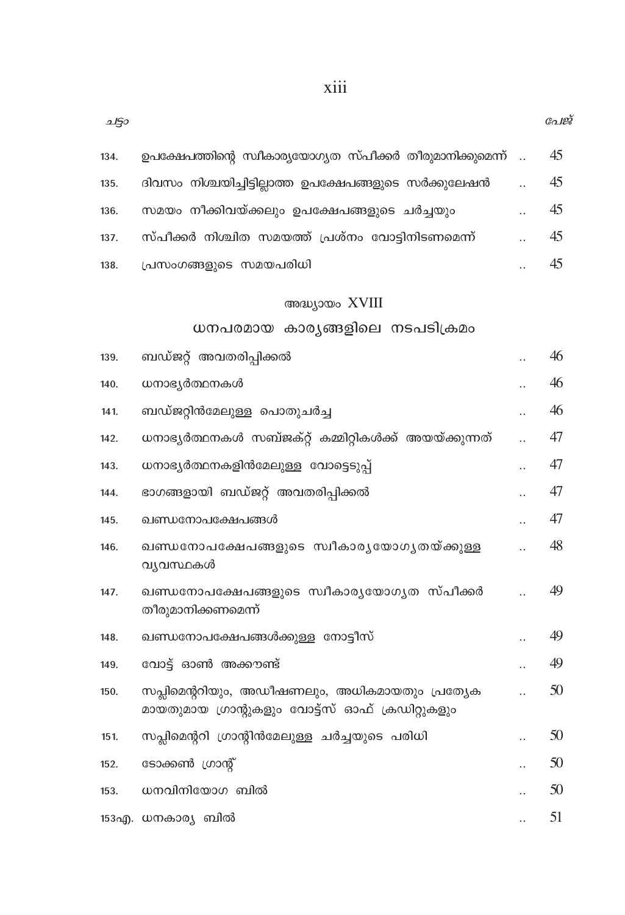| ചട്ടം | | | പേജ് |
|---|---|---|---|
| 134. | ഉപക്ഷേപത്തിന്റെ സ്വീകാര്യയോഗ്യത സ്പീക്കർ തീരുമാനിക്കുമെന്ന് | .. | 45 |
| 135. | ദിവസം നിശ്ചയിച്ചിട്ടില്ലാത്ത ഉപക്ഷേപങ്ങളുടെ സർക്കുലേഷൻ | .. | 45 |
| 136. | സമയം നീക്കിവയ്ക്കലും ഉപക്ഷേപങ്ങളുടെ ചർച്ചയും | .. | 45 |
| 137. | സ്പീക്കർ നിശ്ചിത സമയത്ത് പ്രശ്നം വോട്ടിനിടണമെന്ന് | .. | 45 |
| 138. | പ്രസംഗങ്ങളുടെ സമയപരിധി | .. | 45 |

## അദ്ധ്യായം XVIII

## ധനപരമായ കാര്യങ്ങളിലെ നടപടിക്രമം

| | | | |
|---|---|---|---|
| 139. | ബഡ്ജറ്റ് അവതരിപ്പിക്കൽ | .. | 46 |
| 140. | ധനാഭ്യർത്ഥനകൾ | .. | 46 |
| 141. | ബഡ്ജറ്റിൻമേലുള്ള പൊതുചർച്ച | .. | 46 |
| 142. | ധനാഭ്യർത്ഥനകൾ സബ്ജക്റ്റ് കമ്മിറ്റികൾക്ക് അയയ്ക്കുന്നത് | .. | 47 |
| 143. | ധനാഭ്യർത്ഥനകളിൻമേലുള്ള വോട്ടെടുപ്പ് | .. | 47 |
| 144. | ഭാഗങ്ങളായി ബഡ്ജറ്റ് അവതരിപ്പിക്കൽ | .. | 47 |
| 145. | ഖണ്ഡനോപക്ഷേപങ്ങൾ | .. | 47 |
| 146. | ഖണ്ഡനോപക്ഷേപങ്ങളുടെ സ്വീകാര്യയോഗ്യതയ്ക്കുള്ള വ്യവസ്ഥകൾ | .. | 48 |
| 147. | ഖണ്ഡനോപക്ഷേപങ്ങളുടെ സ്വീകാര്യയോഗ്യത സ്പീക്കർ തീരുമാനിക്കണമെന്ന് | .. | 49 |
| 148. | ഖണ്ഡനോപക്ഷേപങ്ങൾക്കുള്ള നോട്ടീസ് | .. | 49 |
| 149. | വോട്ട് ഓൺ അക്കൗണ്ട് | .. | 49 |
| 150. | സപ്ലിമെന്ററിയും, അഡീഷണലും, അധികമായതും പ്രത്യേകമായതുമായ ഗ്രാന്റുകളും വോട്ട്സ് ഓഫ് ക്രഡിറ്റുകളും | .. | 50 |
| 151. | സപ്ലിമെന്ററി ഗ്രാന്റിൻമേലുള്ള ചർച്ചയുടെ പരിധി | .. | 50 |
| 152. | ടോക്കൺ ഗ്രാന്റ് | .. | 50 |
| 153. | ധനവിനിയോഗ ബിൽ | .. | 50 |
| 153എ. | ധനകാര്യ ബിൽ | .. | 51 |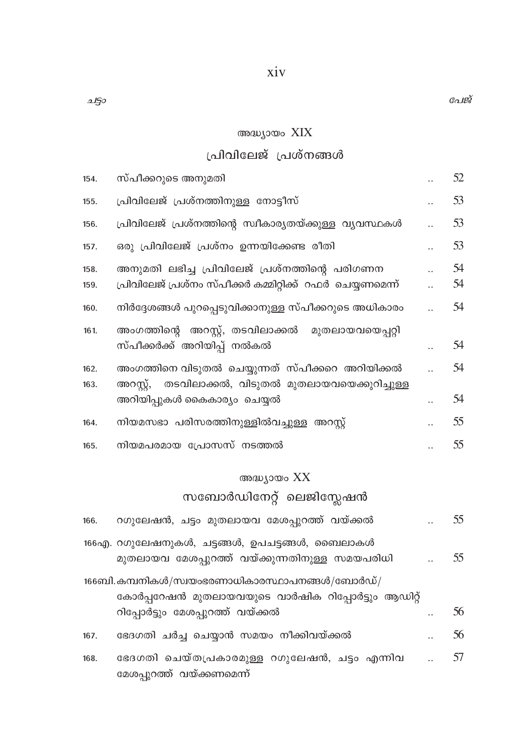| ചട്ടം | | | പേജ് |
|---|---|---|---|

## അദ്ധ്യായം XIX

## പ്രിവിലേജ് പ്രശ്നങ്ങൾ

| ചട്ടം | | | പേജ് |
|---|---|---|---|
| 154. | സ്പീക്കറുടെ അനുമതി | .. | 52 |
| 155. | പ്രിവിലേജ് പ്രശ്നത്തിനുള്ള നോട്ടീസ് | .. | 53 |
| 156. | പ്രിവിലേജ് പ്രശ്നത്തിന്റെ സ്വീകാര്യതയ്ക്കുള്ള വ്യവസ്ഥകൾ | .. | 53 |
| 157. | ഒരു പ്രിവിലേജ് പ്രശ്നം ഉന്നയിക്കേണ്ട രീതി | .. | 53 |
| 158. | അനുമതി ലഭിച്ച പ്രിവിലേജ് പ്രശ്നത്തിന്റെ പരിഗണന | .. | 54 |
| 159. | പ്രിവിലേജ് പ്രശ്നം സ്പീക്കർ കമ്മിറ്റിക്ക് റഫർ ചെയ്യണമെന്ന് | .. | 54 |
| 160. | നിർദ്ദേശങ്ങൾ പുറപ്പെടുവിക്കാനുള്ള സ്പീക്കറുടെ അധികാരം | .. | 54 |
| 161. | അംഗത്തിന്റെ അറസ്റ്റ്, തടവിലാക്കൽ മുതലായവയെപ്പറ്റി സ്പീക്കർക്ക് അറിയിപ്പ് നൽകൽ | .. | 54 |
| 162. | അംഗത്തിനെ വിടുതൽ ചെയ്യുന്നത് സ്പീക്കറെ അറിയിക്കൽ | .. | 54 |
| 163. | അറസ്റ്റ്, തടവിലാക്കൽ, വിടുതൽ മുതലായവയെക്കുറിച്ചുള്ള അറിയിപ്പുകൾ കൈകാര്യം ചെയ്യൽ | .. | 54 |
| 164. | നിയമസഭാ പരിസരത്തിനുള്ളിൽവച്ചുള്ള അറസ്റ്റ് | .. | 55 |
| 165. | നിയമപരമായ പ്രോസസ് നടത്തൽ | .. | 55 |

## അദ്ധ്യായം XX

## സബോർഡിനേറ്റ് ലെജിസ്ലേഷൻ

| ചട്ടം | | | പേജ് |
|---|---|---|---|
| 166. | റഗുലേഷൻ, ചട്ടം മുതലായവ മേശപ്പുറത്ത് വയ്ക്കൽ | .. | 55 |
| 166എ. | റഗുലേഷനുകൾ, ചട്ടങ്ങൾ, ഉപചട്ടങ്ങൾ, ബൈലാകൾ മുതലായവ മേശപ്പുറത്ത് വയ്ക്കുന്നതിനുള്ള സമയപരിധി | .. | 55 |
| 166ബി. | കമ്പനികൾ/സ്വയംഭരണാധികാരസ്ഥാപനങ്ങൾ/ബോർഡ്/ കോർപ്പറേഷൻ മുതലായവയുടെ വാർഷിക റിപ്പോർട്ടും ആഡിറ്റ് റിപ്പോർട്ടും മേശപ്പുറത്ത് വയ്ക്കൽ | .. | 56 |
| 167. | ഭേദഗതി ചർച്ച ചെയ്യാൻ സമയം നീക്കിവയ്ക്കൽ | .. | 56 |
| 168. | ഭേദഗതി ചെയ്തപ്രകാരമുള്ള റഗുലേഷൻ, ചട്ടം എന്നിവ മേശപ്പുറത്ത് വയ്ക്കണമെന്ന് | .. | 57 |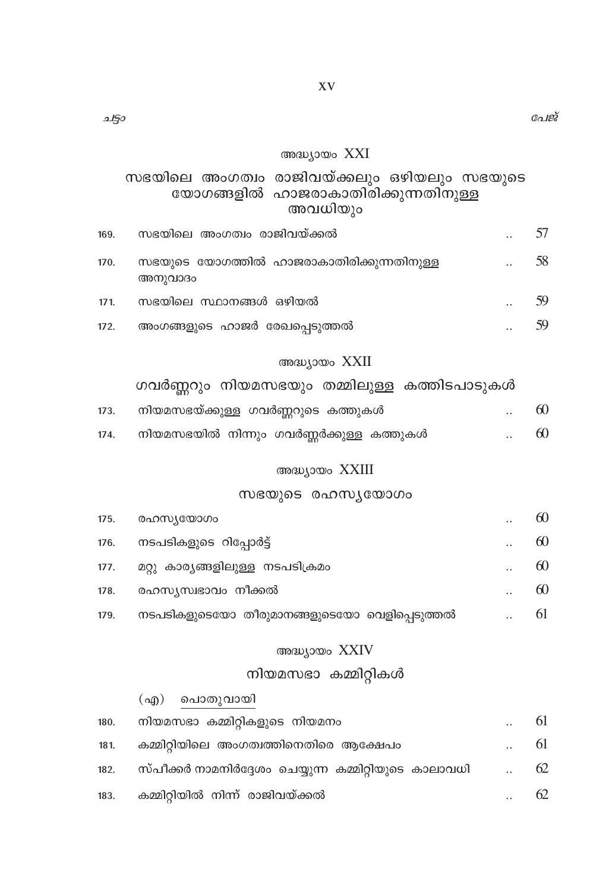| ചട്ടം | | | പേജ് |
|---|---|---|---|

## അദ്ധ്യായം XXI

## സഭയിലെ അംഗത്വം രാജിവയ്ക്കലും ഒഴിയലും സഭയുടെ യോഗങ്ങളിൽ ഹാജരാകാതിരിക്കുന്നതിനുള്ള അവധിയും

| | | | |
|---|---|---|---|
| 169. | സഭയിലെ അംഗത്വം രാജിവയ്ക്കൽ | .. | 57 |
| 170. | സഭയുടെ യോഗത്തിൽ ഹാജരാകാതിരിക്കുന്നതിനുള്ള അനുവാദം | .. | 58 |
| 171. | സഭയിലെ സ്ഥാനങ്ങൾ ഒഴിയൽ | .. | 59 |
| 172. | അംഗങ്ങളുടെ ഹാജർ രേഖപ്പെടുത്തൽ | .. | 59 |

## അദ്ധ്യായം XXII

## ഗവർണ്ണറും നിയമസഭയും തമ്മിലുള്ള കത്തിടപാടുകൾ

| | | | |
|---|---|---|---|
| 173. | നിയമസഭയ്ക്കുള്ള ഗവർണ്ണറുടെ കത്തുകൾ | .. | 60 |
| 174. | നിയമസഭയിൽ നിന്നും ഗവർണ്ണർക്കുള്ള കത്തുകൾ | .. | 60 |

## അദ്ധ്യായം XXIII

## സഭയുടെ രഹസ്യയോഗം

| | | | |
|---|---|---|---|
| 175. | രഹസ്യയോഗം | .. | 60 |
| 176. | നടപടികളുടെ റിപ്പോർട്ട് | .. | 60 |
| 177. | മറ്റു കാര്യങ്ങളിലുള്ള നടപടിക്രമം | .. | 60 |
| 178. | രഹസ്യസ്വഭാവം നീക്കൽ | .. | 60 |
| 179. | നടപടികളുടെയോ തീരുമാനങ്ങളുടെയോ വെളിപ്പെടുത്തൽ | .. | 61 |

## അദ്ധ്യായം XXIV

## നിയമസഭാ കമ്മിറ്റികൾ

(എ) <u>പൊതുവായി</u>

| | | | |
|---|---|---|---|
| 180. | നിയമസഭാ കമ്മിറ്റികളുടെ നിയമനം | .. | 61 |
| 181. | കമ്മിറ്റിയിലെ അംഗത്വത്തിനെതിരെ ആക്ഷേപം | .. | 61 |
| 182. | സ്പീക്കർ നാമനിർദ്ദേശം ചെയ്യുന്ന കമ്മിറ്റിയുടെ കാലാവധി | .. | 62 |
| 183. | കമ്മിറ്റിയിൽ നിന്ന് രാജിവയ്ക്കൽ | .. | 62 |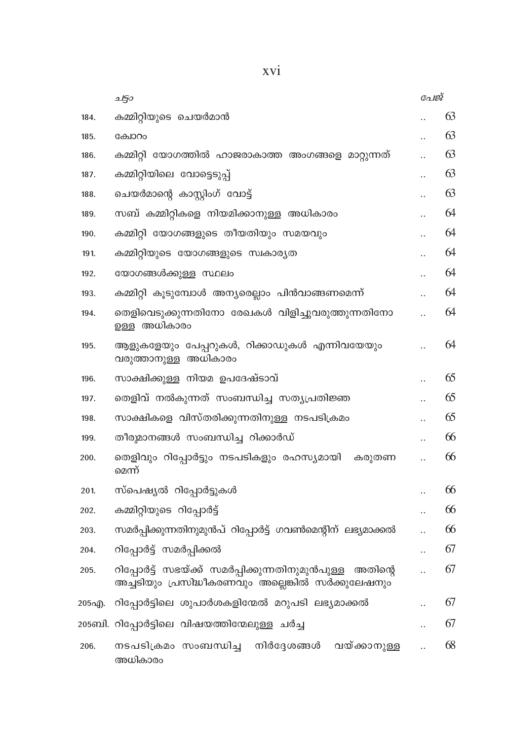| | ചട്ടം | | പേജ് |
|---|---|---|---|
| 184. | കമ്മിറ്റിയുടെ ചെയർമാൻ | .. | 63 |
| 185. | ക്വോറം | .. | 63 |
| 186. | കമ്മിറ്റി യോഗത്തിൽ ഹാജരാകാത്ത അംഗങ്ങളെ മാറ്റുന്നത് | .. | 63 |
| 187. | കമ്മിറ്റിയിലെ വോട്ടെടുപ്പ് | .. | 63 |
| 188. | ചെയർമാന്റെ കാസ്റ്റിംഗ് വോട്ട് | .. | 63 |
| 189. | സബ് കമ്മിറ്റികളെ നിയമിക്കാനുള്ള അധികാരം | .. | 64 |
| 190. | കമ്മിറ്റി യോഗങ്ങളുടെ തീയതിയും സമയവും | .. | 64 |
| 191. | കമ്മിറ്റിയുടെ യോഗങ്ങളുടെ സ്വകാര്യത | .. | 64 |
| 192. | യോഗങ്ങൾക്കുള്ള സ്ഥലം | .. | 64 |
| 193. | കമ്മിറ്റി കൂടുമ്പോൾ അന്യരെല്ലാം പിൻവാങ്ങണമെന്ന് | .. | 64 |
| 194. | തെളിവെടുക്കുന്നതിനോ രേഖകൾ വിളിച്ചുവരുത്തുന്നതിനോ ഉള്ള അധികാരം | .. | 64 |
| 195. | ആളുകളേയും പേപ്പറുകൾ, റിക്കാഡുകൾ എന്നിവയേയും വരുത്താനുള്ള അധികാരം | .. | 64 |
| 196. | സാക്ഷിക്കുള്ള നിയമ ഉപദേഷ്ടാവ് | .. | 65 |
| 197. | തെളിവ് നൽകുന്നത് സംബന്ധിച്ച സത്യപ്രതിജ്ഞ | .. | 65 |
| 198. | സാക്ഷികളെ വിസ്തരിക്കുന്നതിനുള്ള നടപടിക്രമം | .. | 65 |
| 199. | തീരുമാനങ്ങൾ സംബന്ധിച്ച റിക്കാർഡ് | .. | 66 |
| 200. | തെളിവും റിപ്പോർട്ടും നടപടികളും രഹസ്യമായി കരുതണമെന്ന് | .. | 66 |
| 201. | സ്പെഷ്യൽ റിപ്പോർട്ടുകൾ | .. | 66 |
| 202. | കമ്മിറ്റിയുടെ റിപ്പോർട്ട് | .. | 66 |
| 203. | സമർപ്പിക്കുന്നതിനുമുൻപ് റിപ്പോർട്ട് ഗവൺമെന്റിന് ലഭ്യമാക്കൽ | .. | 66 |
| 204. | റിപ്പോർട്ട് സമർപ്പിക്കൽ | .. | 67 |
| 205. | റിപ്പോർട്ട് സഭയ്ക്ക് സമർപ്പിക്കുന്നതിനുമുൻപുള്ള അതിന്റെ അച്ചടിയും പ്രസിദ്ധീകരണവും അല്ലെങ്കിൽ സർക്കുലേഷനും | .. | 67 |
| 205എ. | റിപ്പോർട്ടിലെ ശുപാർശകളിന്മേൽ മറുപടി ലഭ്യമാക്കൽ | .. | 67 |
| 205ബി. | റിപ്പോർട്ടിലെ വിഷയത്തിന്മേലുള്ള ചർച്ച | .. | 67 |
| 206. | നടപടിക്രമം സംബന്ധിച്ച നിർദ്ദേശങ്ങൾ വയ്ക്കാനുള്ള അധികാരം | .. | 68 |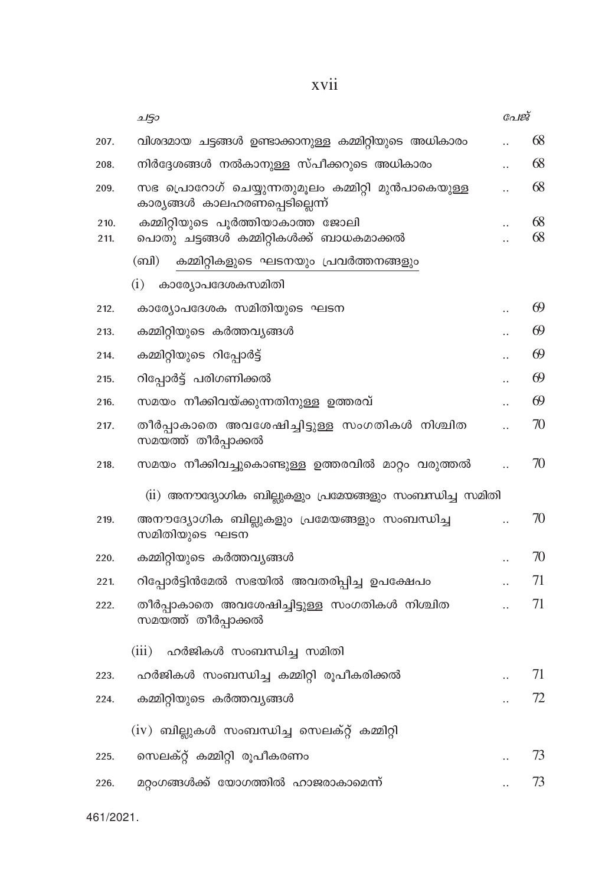| | ചട്ടം | | പേജ് |
|---|---|---|---|
| 207. | വിശദമായ ചട്ടങ്ങൾ ഉണ്ടാക്കാനുള്ള കമ്മിറ്റിയുടെ അധികാരം | .. | 68 |
| 208. | നിർദ്ദേശങ്ങൾ നൽകാനുള്ള സ്പീക്കറുടെ അധികാരം | .. | 68 |
| 209. | സഭ പ്രൊറോഗ് ചെയ്യുന്നതുമൂലം കമ്മിറ്റി മുൻപാകെയുള്ള കാര്യങ്ങൾ കാലഹരണപ്പെടില്ലെന്ന് | .. | 68 |
| 210. | കമ്മിറ്റിയുടെ പൂർത്തിയാകാത്ത ജോലി | .. | 68 |
| 211. | പൊതു ചട്ടങ്ങൾ കമ്മിറ്റികൾക്ക് ബാധകമാക്കൽ | .. | 68 |
| | (ബി) കമ്മിറ്റികളുടെ ഘടനയും പ്രവർത്തനങ്ങളും | | |
| | (i) കാര്യോപദേശകസമിതി | | |
| 212. | കാര്യോപദേശക സമിതിയുടെ ഘടന | .. | 69 |
| 213. | കമ്മിറ്റിയുടെ കർത്തവ്യങ്ങൾ | .. | 69 |
| 214. | കമ്മിറ്റിയുടെ റിപ്പോർട്ട് | .. | 69 |
| 215. | റിപ്പോർട്ട് പരിഗണിക്കൽ | .. | 69 |
| 216. | സമയം നീക്കിവയ്ക്കുന്നതിനുള്ള ഉത്തരവ് | .. | 69 |
| 217. | തീർപ്പാകാതെ അവശേഷിച്ചിട്ടുള്ള സംഗതികൾ നിശ്ചിത സമയത്ത് തീർപ്പാക്കൽ | .. | 70 |
| 218. | സമയം നീക്കിവച്ചുകൊണ്ടുള്ള ഉത്തരവിൽ മാറ്റം വരുത്തൽ | .. | 70 |
| | (ii) അനൗദ്യോഗിക ബില്ലുകളും പ്രമേയങ്ങളും സംബന്ധിച്ച സമിതി | | |
| 219. | അനൗദ്യോഗിക ബില്ലുകളും പ്രമേയങ്ങളും സംബന്ധിച്ച സമിതിയുടെ ഘടന | .. | 70 |
| 220. | കമ്മിറ്റിയുടെ കർത്തവ്യങ്ങൾ | .. | 70 |
| 221. | റിപ്പോർട്ടിൻമേൽ സഭയിൽ അവതരിപ്പിച്ച ഉപക്ഷേപം | .. | 71 |
| 222. | തീർപ്പാകാതെ അവശേഷിച്ചിട്ടുള്ള സംഗതികൾ നിശ്ചിത സമയത്ത് തീർപ്പാക്കൽ | .. | 71 |
| | (iii) ഹർജികൾ സംബന്ധിച്ച സമിതി | | |
| 223. | ഹർജികൾ സംബന്ധിച്ച കമ്മിറ്റി രൂപീകരിക്കൽ | .. | 71 |
| 224. | കമ്മിറ്റിയുടെ കർത്തവ്യങ്ങൾ | .. | 72 |
| | (iv) ബില്ലുകൾ സംബന്ധിച്ച സെലക്റ്റ് കമ്മിറ്റി | | |
| 225. | സെലക്റ്റ് കമ്മിറ്റി രൂപീകരണം | .. | 73 |
| 226. | മറ്റംഗങ്ങൾക്ക് യോഗത്തിൽ ഹാജരാകാമെന്ന് | .. | 73 |

461/2021.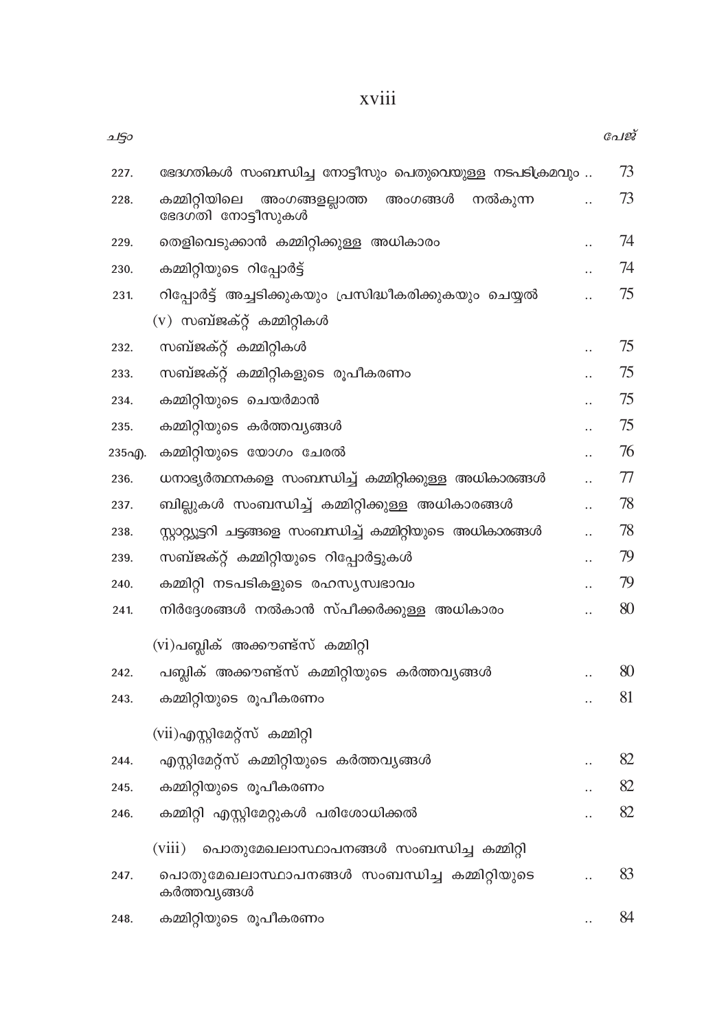| ചട്ടം | | പേജ് |
|---|---|---|
| 227. | ഭേദഗതികൾ സംബന്ധിച്ച നോട്ടീസും പൊതുവെയുള്ള നടപടിക്രമവും .. | 73 |
| 228. | കമ്മിറ്റിയിലെ അംഗങ്ങളല്ലാത്ത അംഗങ്ങൾ നൽകുന്ന ഭേദഗതി നോട്ടീസുകൾ .. | 73 |
| 229. | തെളിവെടുക്കാൻ കമ്മിറ്റിക്കുള്ള അധികാരം .. | 74 |
| 230. | കമ്മിറ്റിയുടെ റിപ്പോർട്ട് .. | 74 |
| 231. | റിപ്പോർട്ട് അച്ചടിക്കുകയും പ്രസിദ്ധീകരിക്കുകയും ചെയ്യൽ .. | 75 |
| | (v) സബ്ജക്റ്റ് കമ്മിറ്റികൾ | |
| 232. | സബ്ജക്റ്റ് കമ്മിറ്റികൾ .. | 75 |
| 233. | സബ്ജക്റ്റ് കമ്മിറ്റികളുടെ രൂപീകരണം .. | 75 |
| 234. | കമ്മിറ്റിയുടെ ചെയർമാൻ .. | 75 |
| 235. | കമ്മിറ്റിയുടെ കർത്തവ്യങ്ങൾ .. | 75 |
| 235എ. | കമ്മിറ്റിയുടെ യോഗം ചേരൽ .. | 76 |
| 236. | ധനാഭ്യർത്ഥനകളെ സംബന്ധിച്ച് കമ്മിറ്റിക്കുള്ള അധികാരങ്ങൾ .. | 77 |
| 237. | ബില്ലുകൾ സംബന്ധിച്ച് കമ്മിറ്റിക്കുള്ള അധികാരങ്ങൾ .. | 78 |
| 238. | സ്റ്റാറ്റ്യൂട്ടറി ചട്ടങ്ങളെ സംബന്ധിച്ച് കമ്മിറ്റിയുടെ അധികാരങ്ങൾ .. | 78 |
| 239. | സബ്ജക്റ്റ് കമ്മിറ്റിയുടെ റിപ്പോർട്ടുകൾ .. | 79 |
| 240. | കമ്മിറ്റി നടപടികളുടെ രഹസ്യസ്വഭാവം .. | 79 |
| 241. | നിർദ്ദേശങ്ങൾ നൽകാൻ സ്പീക്കർക്കുള്ള അധികാരം .. | 80 |
| | (vi) പബ്ലിക് അക്കൗണ്ട്സ് കമ്മിറ്റി | |
| 242. | പബ്ലിക് അക്കൗണ്ട്സ് കമ്മിറ്റിയുടെ കർത്തവ്യങ്ങൾ .. | 80 |
| 243. | കമ്മിറ്റിയുടെ രൂപീകരണം .. | 81 |
| | (vii) എസ്റ്റിമേറ്റ്സ് കമ്മിറ്റി | |
| 244. | എസ്റ്റിമേറ്റ്സ് കമ്മിറ്റിയുടെ കർത്തവ്യങ്ങൾ .. | 82 |
| 245. | കമ്മിറ്റിയുടെ രൂപീകരണം .. | 82 |
| 246. | കമ്മിറ്റി എസ്റ്റിമേറ്റുകൾ പരിശോധിക്കൽ .. | 82 |
| | (viii) പൊതുമേഖലാസ്ഥാപനങ്ങൾ സംബന്ധിച്ച കമ്മിറ്റി | |
| 247. | പൊതുമേഖലാസ്ഥാപനങ്ങൾ സംബന്ധിച്ച കമ്മിറ്റിയുടെ കർത്തവ്യങ്ങൾ .. | 83 |
| 248. | കമ്മിറ്റിയുടെ രൂപീകരണം .. | 84 |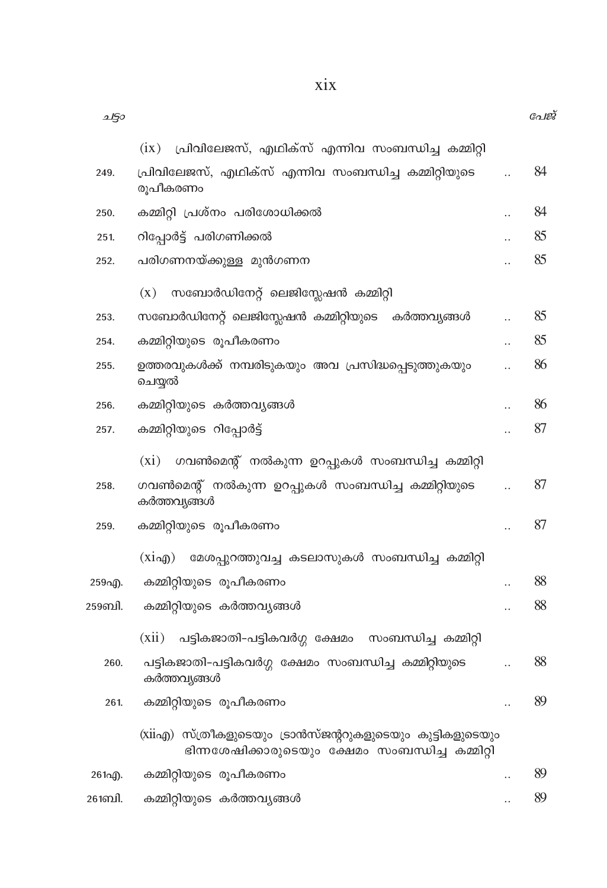| ചട്ടം | | | പേജ് |
|---|---|---|---|
| | (ix) പ്രിവിലേജസ്, എഥിക്സ് എന്നിവ സംബന്ധിച്ച കമ്മിറ്റി | | |
| 249. | പ്രിവിലേജസ്, എഥിക്സ് എന്നിവ സംബന്ധിച്ച കമ്മിറ്റിയുടെ രൂപീകരണം | .. | 84 |
| 250. | കമ്മിറ്റി പ്രശ്നം പരിശോധിക്കൽ | .. | 84 |
| 251. | റിപ്പോർട്ട് പരിഗണിക്കൽ | .. | 85 |
| 252. | പരിഗണനയ്ക്കുള്ള മുൻഗണന | .. | 85 |
| | (x) സബോർഡിനേറ്റ് ലെജിസ്ലേഷൻ കമ്മിറ്റി | | |
| 253. | സബോർഡിനേറ്റ് ലെജിസ്ലേഷൻ കമ്മിറ്റിയുടെ കർത്തവ്യങ്ങൾ | .. | 85 |
| 254. | കമ്മിറ്റിയുടെ രൂപീകരണം | .. | 85 |
| 255. | ഉത്തരവുകൾക്ക് നമ്പരിടുകയും അവ പ്രസിദ്ധപ്പെടുത്തുകയും ചെയ്യൽ | .. | 86 |
| 256. | കമ്മിറ്റിയുടെ കർത്തവ്യങ്ങൾ | .. | 86 |
| 257. | കമ്മിറ്റിയുടെ റിപ്പോർട്ട് | .. | 87 |
| | (xi) ഗവൺമെന്റ് നൽകുന്ന ഉറപ്പുകൾ സംബന്ധിച്ച കമ്മിറ്റി | | |
| 258. | ഗവൺമെന്റ് നൽകുന്ന ഉറപ്പുകൾ സംബന്ധിച്ച കമ്മിറ്റിയുടെ കർത്തവ്യങ്ങൾ | .. | 87 |
| 259. | കമ്മിറ്റിയുടെ രൂപീകരണം | .. | 87 |
| | (xiഎ) മേശപ്പുറത്തുവച്ച കടലാസുകൾ സംബന്ധിച്ച കമ്മിറ്റി | | |
| 259എ. | കമ്മിറ്റിയുടെ രൂപീകരണം | .. | 88 |
| 259ബി. | കമ്മിറ്റിയുടെ കർത്തവ്യങ്ങൾ | .. | 88 |
| | (xii) പട്ടികജാതി-പട്ടികവർഗ്ഗ ക്ഷേമം സംബന്ധിച്ച കമ്മിറ്റി | | |
| 260. | പട്ടികജാതി-പട്ടികവർഗ്ഗ ക്ഷേമം സംബന്ധിച്ച കമ്മിറ്റിയുടെ കർത്തവ്യങ്ങൾ | .. | 88 |
| 261. | കമ്മിറ്റിയുടെ രൂപീകരണം | .. | 89 |
| | (xiiഎ) സ്ത്രീകളുടെയും ട്രാൻസ്ജന്ററുകളുടെയും കുട്ടികളുടെയും ഭിന്നശേഷിക്കാരുടെയും ക്ഷേമം സംബന്ധിച്ച കമ്മിറ്റി | | |
| 261എ. | കമ്മിറ്റിയുടെ രൂപീകരണം | .. | 89 |
| 261ബി. | കമ്മിറ്റിയുടെ കർത്തവ്യങ്ങൾ | .. | 89 |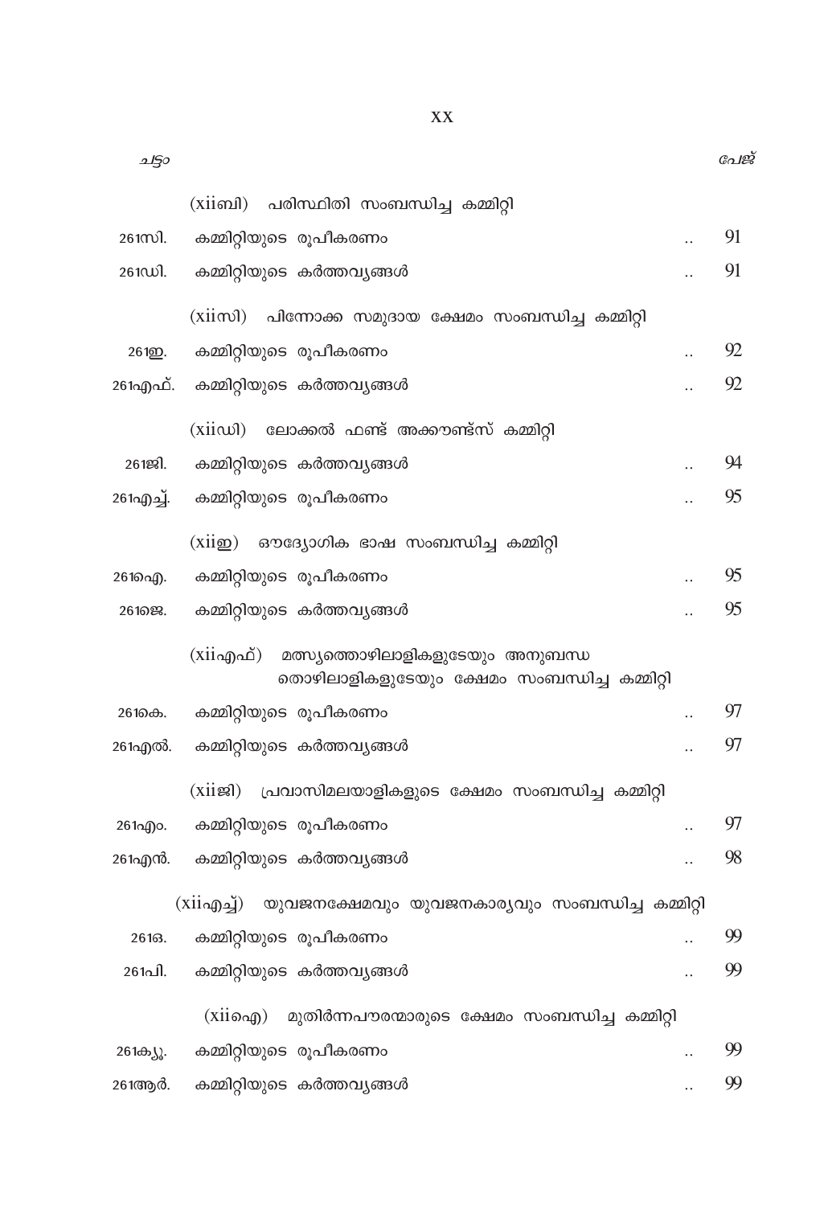| ചട്ടം | | പേജ് |
|---|---|---|
| | (xiiബി) പരിസ്ഥിതി സംബന്ധിച്ച കമ്മിറ്റി | |
| 261സി. | കമ്മിറ്റിയുടെ രൂപീകരണം .. | 91 |
| 261ഡി. | കമ്മിറ്റിയുടെ കർത്തവ്യങ്ങൾ .. | 91 |
| | (xiiസി) പിന്നോക്ക സമുദായ ക്ഷേമം സംബന്ധിച്ച കമ്മിറ്റി | |
| 261ഇ. | കമ്മിറ്റിയുടെ രൂപീകരണം .. | 92 |
| 261എഫ്. | കമ്മിറ്റിയുടെ കർത്തവ്യങ്ങൾ .. | 92 |
| | (xiiഡി) ലോക്കൽ ഫണ്ട് അക്കൗണ്ട്സ് കമ്മിറ്റി | |
| 261ജി. | കമ്മിറ്റിയുടെ കർത്തവ്യങ്ങൾ .. | 94 |
| 261എച്ച്. | കമ്മിറ്റിയുടെ രൂപീകരണം .. | 95 |
| | (xiiഇ) ഔദ്യോഗിക ഭാഷ സംബന്ധിച്ച കമ്മിറ്റി | |
| 261ഐ. | കമ്മിറ്റിയുടെ രൂപീകരണം .. | 95 |
| 261ജെ. | കമ്മിറ്റിയുടെ കർത്തവ്യങ്ങൾ .. | 95 |
| | (xiiഎഫ്) മത്സ്യത്തൊഴിലാളികളുടേയും അനുബന്ധ തൊഴിലാളികളുടേയും ക്ഷേമം സംബന്ധിച്ച കമ്മിറ്റി | |
| 261കെ. | കമ്മിറ്റിയുടെ രൂപീകരണം .. | 97 |
| 261എൽ. | കമ്മിറ്റിയുടെ കർത്തവ്യങ്ങൾ .. | 97 |
| | (xiiജി) പ്രവാസിമലയാളികളുടെ ക്ഷേമം സംബന്ധിച്ച കമ്മിറ്റി | |
| 261എം. | കമ്മിറ്റിയുടെ രൂപീകരണം .. | 97 |
| 261എൻ. | കമ്മിറ്റിയുടെ കർത്തവ്യങ്ങൾ .. | 98 |
| | (xiiഎച്ച്) യുവജനക്ഷേമവും യുവജനകാര്യവും സംബന്ധിച്ച കമ്മിറ്റി | |
| 261ഒ. | കമ്മിറ്റിയുടെ രൂപീകരണം .. | 99 |
| 261പി. | കമ്മിറ്റിയുടെ കർത്തവ്യങ്ങൾ .. | 99 |
| | (xiiഐ) മുതിർന്നപൗരന്മാരുടെ ക്ഷേമം സംബന്ധിച്ച കമ്മിറ്റി | |
| 261ക്യൂ. | കമ്മിറ്റിയുടെ രൂപീകരണം .. | 99 |
| 261ആർ. | കമ്മിറ്റിയുടെ കർത്തവ്യങ്ങൾ .. | 99 |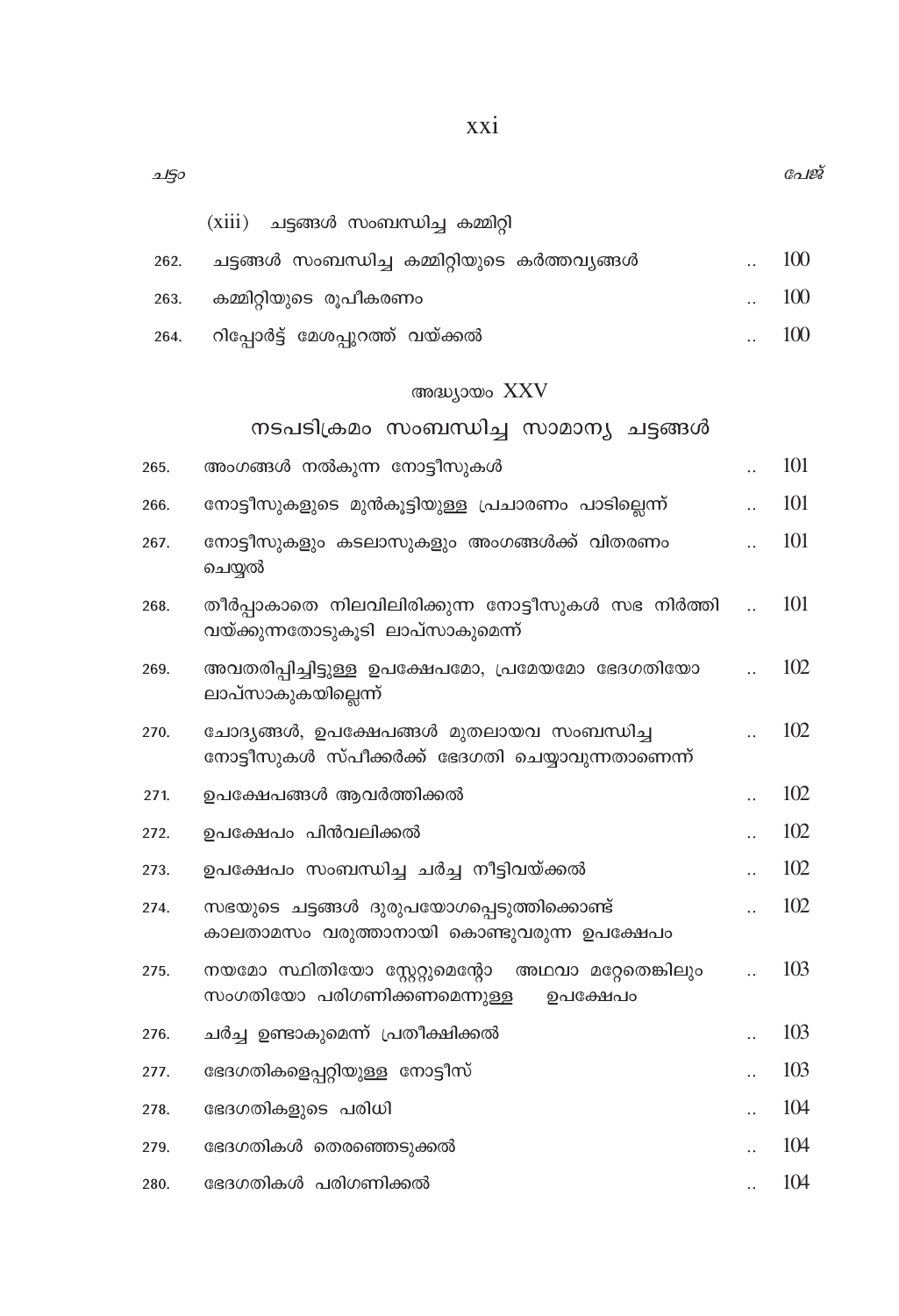| ചട്ടം | | പേജ് |
|---|---|---|
| | (xiii) ചട്ടങ്ങൾ സംബന്ധിച്ച കമ്മിറ്റി | |
| 262. | ചട്ടങ്ങൾ സംബന്ധിച്ച കമ്മിറ്റിയുടെ കർത്തവ്യങ്ങൾ .. | 100 |
| 263. | കമ്മിറ്റിയുടെ രൂപീകരണം .. | 100 |
| 264. | റിപ്പോർട്ട് മേശപ്പുറത്ത് വയ്ക്കൽ .. | 100 |

## അദ്ധ്യായം XXV

## നടപടിക്രമം സംബന്ധിച്ച സാമാന്യ ചട്ടങ്ങൾ

| ചട്ടം | | പേജ് |
|---|---|---|
| 265. | അംഗങ്ങൾ നൽകുന്ന നോട്ടീസുകൾ .. | 101 |
| 266. | നോട്ടീസുകളുടെ മുൻകൂട്ടിയുള്ള പ്രചാരണം പാടില്ലെന്ന് .. | 101 |
| 267. | നോട്ടീസുകളും കടലാസുകളും അംഗങ്ങൾക്ക് വിതരണം ചെയ്യൽ .. | 101 |
| 268. | തീർപ്പാകാതെ നിലവിലിരിക്കുന്ന നോട്ടീസുകൾ സഭ നിർത്തി വയ്ക്കുന്നതോടുകൂടി ലാപ്സാകുമെന്ന് .. | 101 |
| 269. | അവതരിപ്പിച്ചിട്ടുള്ള ഉപക്ഷേപമോ, പ്രമേയമോ ഭേദഗതിയോ ലാപ്സാകുകയില്ലെന്ന് .. | 102 |
| 270. | ചോദ്യങ്ങൾ, ഉപക്ഷേപങ്ങൾ മുതലായവ സംബന്ധിച്ച നോട്ടീസുകൾ സ്പീക്കർക്ക് ഭേദഗതി ചെയ്യാവുന്നതാണെന്ന് .. | 102 |
| 271. | ഉപക്ഷേപങ്ങൾ ആവർത്തിക്കൽ .. | 102 |
| 272. | ഉപക്ഷേപം പിൻവലിക്കൽ .. | 102 |
| 273. | ഉപക്ഷേപം സംബന്ധിച്ച ചർച്ച നീട്ടിവയ്ക്കൽ .. | 102 |
| 274. | സഭയുടെ ചട്ടങ്ങൾ ദുരുപയോഗപ്പെടുത്തിക്കൊണ്ട് കാലതാമസം വരുത്താനായി കൊണ്ടുവരുന്ന ഉപക്ഷേപം .. | 102 |
| 275. | നയമോ സ്ഥിതിയോ സ്റ്റേറ്റുമെന്റോ അഥവാ മറ്റേതെങ്കിലും സംഗതിയോ പരിഗണിക്കണമെന്നുള്ള ഉപക്ഷേപം .. | 103 |
| 276. | ചർച്ച ഉണ്ടാകുമെന്ന് പ്രതീക്ഷിക്കൽ .. | 103 |
| 277. | ഭേദഗതികളെപ്പറ്റിയുള്ള നോട്ടീസ് .. | 103 |
| 278. | ഭേദഗതികളുടെ പരിധി .. | 104 |
| 279. | ഭേദഗതികൾ തെരഞ്ഞെടുക്കൽ .. | 104 |
| 280. | ഭേദഗതികൾ പരിഗണിക്കൽ .. | 104 |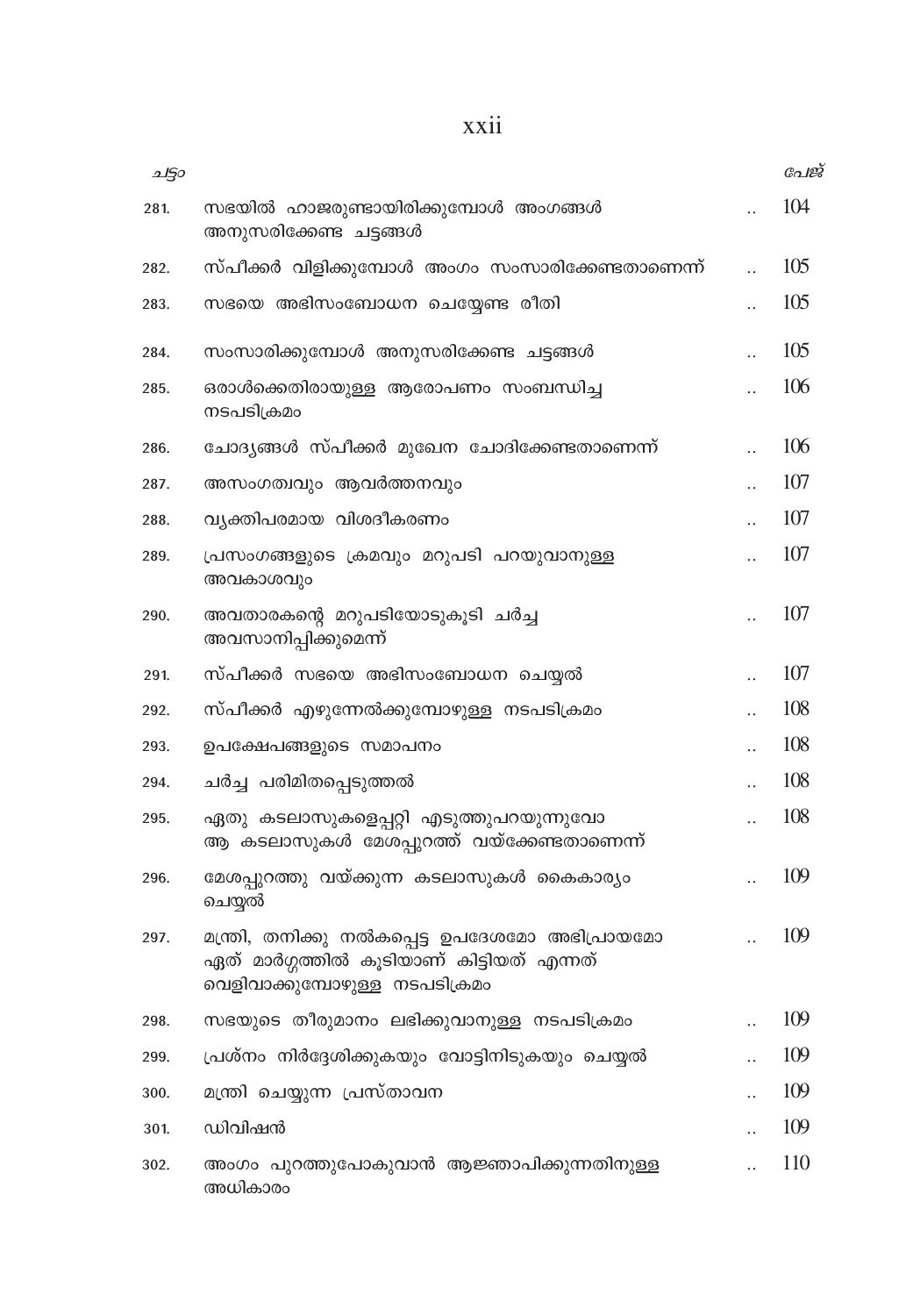| ചട്ടം | | | പേജ് |
|---|---|---|---|
| 281. | സഭയിൽ ഹാജരുണ്ടായിരിക്കുമ്പോൾ അംഗങ്ങൾ അനുസരിക്കേണ്ട ചട്ടങ്ങൾ | .. | 104 |
| 282. | സ്പീക്കർ വിളിക്കുമ്പോൾ അംഗം സംസാരിക്കേണ്ടതാണെന്ന് | .. | 105 |
| 283. | സഭയെ അഭിസംബോധന ചെയ്യേണ്ട രീതി | .. | 105 |
| 284. | സംസാരിക്കുമ്പോൾ അനുസരിക്കേണ്ട ചട്ടങ്ങൾ | .. | 105 |
| 285. | ഒരാൾക്കെതിരായുള്ള ആരോപണം സംബന്ധിച്ച നടപടിക്രമം | .. | 106 |
| 286. | ചോദ്യങ്ങൾ സ്പീക്കർ മുഖേന ചോദിക്കേണ്ടതാണെന്ന് | .. | 106 |
| 287. | അസംഗത്വവും ആവർത്തനവും | .. | 107 |
| 288. | വ്യക്തിപരമായ വിശദീകരണം | .. | 107 |
| 289. | പ്രസംഗങ്ങളുടെ ക്രമവും മറുപടി പറയുവാനുള്ള അവകാശവും | .. | 107 |
| 290. | അവതാരകന്റെ മറുപടിയോടുകൂടി ചർച്ച അവസാനിപ്പിക്കുമെന്ന് | .. | 107 |
| 291. | സ്പീക്കർ സഭയെ അഭിസംബോധന ചെയ്യൽ | .. | 107 |
| 292. | സ്പീക്കർ എഴുന്നേൽക്കുമ്പോഴുള്ള നടപടിക്രമം | .. | 108 |
| 293. | ഉപക്ഷേപങ്ങളുടെ സമാപനം | .. | 108 |
| 294. | ചർച്ച പരിമിതപ്പെടുത്തൽ | .. | 108 |
| 295. | ഏതു കടലാസുകളെപ്പറ്റി എടുത്തുപറയുന്നുവോ ആ കടലാസുകൾ മേശപ്പുറത്ത് വയ്ക്കേണ്ടതാണെന്ന് | .. | 108 |
| 296. | മേശപ്പുറത്തു വയ്ക്കുന്ന കടലാസുകൾ കൈകാര്യം ചെയ്യൽ | .. | 109 |
| 297. | മന്ത്രി, തനിക്കു നൽകപ്പെട്ട ഉപദേശമോ അഭിപ്രായമോ ഏത് മാർഗ്ഗത്തിൽ കൂടിയാണ് കിട്ടിയത് എന്നത് വെളിവാക്കുമ്പോഴുള്ള നടപടിക്രമം | .. | 109 |
| 298. | സഭയുടെ തീരുമാനം ലഭിക്കുവാനുള്ള നടപടിക്രമം | .. | 109 |
| 299. | പ്രശ്നം നിർദ്ദേശിക്കുകയും വോട്ടിനിടുകയും ചെയ്യൽ | .. | 109 |
| 300. | മന്ത്രി ചെയ്യുന്ന പ്രസ്താവന | .. | 109 |
| 301. | ഡിവിഷൻ | .. | 109 |
| 302. | അംഗം പുറത്തുപോകുവാൻ ആജ്ഞാപിക്കുന്നതിനുള്ള അധികാരം | .. | 110 |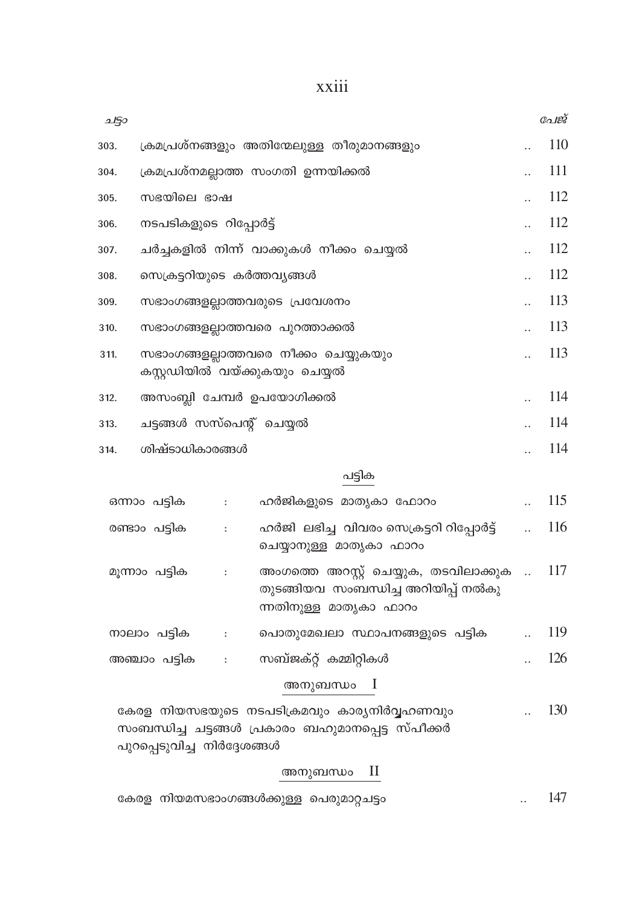| ചട്ടം | | പേജ് |
|---|---|---|
| 303. | ക്രമപ്രശ്നങ്ങളും അതിന്മേലുള്ള തീരുമാനങ്ങളും | 110 |
| 304. | ക്രമപ്രശ്നമല്ലാത്ത സംഗതി ഉന്നയിക്കൽ | 111 |
| 305. | സഭയിലെ ഭാഷ | 112 |
| 306. | നടപടികളുടെ റിപ്പോർട്ട് | 112 |
| 307. | ചർച്ചകളിൽ നിന്ന് വാക്കുകൾ നീക്കം ചെയ്യൽ | 112 |
| 308. | സെക്രട്ടറിയുടെ കർത്തവ്യങ്ങൾ | 112 |
| 309. | സഭാംഗങ്ങളല്ലാത്തവരുടെ പ്രവേശനം | 113 |
| 310. | സഭാംഗങ്ങളല്ലാത്തവരെ പുറത്താക്കൽ | 113 |
| 311. | സഭാംഗങ്ങളല്ലാത്തവരെ നീക്കം ചെയ്യുകയും കസ്റ്റഡിയിൽ വയ്ക്കുകയും ചെയ്യൽ | 113 |
| 312. | അസംബ്ലി ചേമ്പർ ഉപയോഗിക്കൽ | 114 |
| 313. | ചട്ടങ്ങൾ സസ്പെന്റ് ചെയ്യൽ | 114 |
| 314. | ശിഷ്ടാധികാരങ്ങൾ | 114 |

## പട്ടിക

| | | പേജ് |
|---|---|---|
| ഒന്നാം പട്ടിക : | ഹർജികളുടെ മാതൃകാ ഫോറം | 115 |
| രണ്ടാം പട്ടിക : | ഹർജി ലഭിച്ച വിവരം സെക്രട്ടറി റിപ്പോർട്ട് ചെയ്യാനുള്ള മാതൃകാ ഫാറം | 116 |
| മൂന്നാം പട്ടിക : | അംഗത്തെ അറസ്റ്റ് ചെയ്യുക, തടവിലാക്കുക തുടങ്ങിയവ സംബന്ധിച്ച അറിയിപ്പ് നൽകുന്നതിനുള്ള മാതൃകാ ഫാറം | 117 |
| നാലാം പട്ടിക : | പൊതുമേഖലാ സ്ഥാപനങ്ങളുടെ പട്ടിക | 119 |
| അഞ്ചാം പട്ടിക : | സബ്ജക്റ്റ് കമ്മിറ്റികൾ | 126 |

## അനുബന്ധം I

കേരള നിയസഭയുടെ നടപടിക്രമവും കാര്യനിർവ്വഹണവും സംബന്ധിച്ച ചട്ടങ്ങൾ പ്രകാരം ബഹുമാനപ്പെട്ട സ്പീക്കർ പുറപ്പെടുവിച്ച നിർദ്ദേശങ്ങൾ .. 130

## അനുബന്ധം II

കേരള നിയമസഭാംഗങ്ങൾക്കുള്ള പെരുമാറ്റചട്ടം .. 147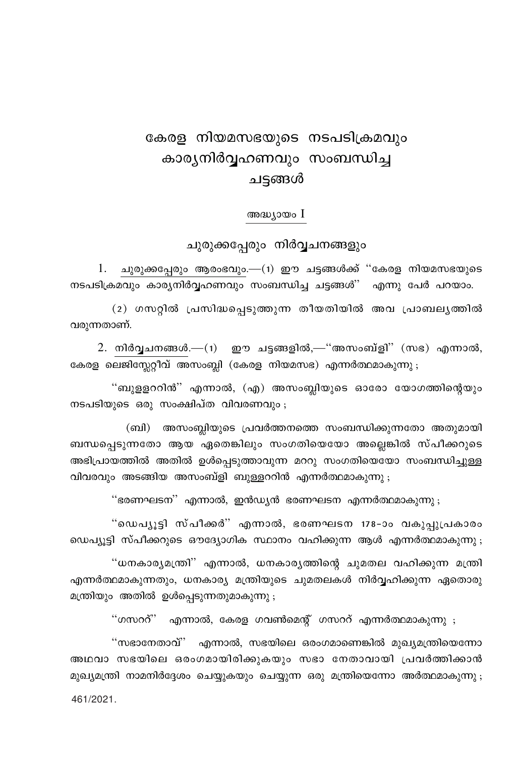# കേരള നിയമസഭയുടെ നടപടിക്രമവും കാര്യനിർവ്വഹണവും സംബന്ധിച്ച ചട്ടങ്ങൾ

## അദ്ധ്യായം I

### ചുരുക്കപ്പേരും നിർവ്വചനങ്ങളും

1. ചുരുക്കപ്പേരും ആരംഭവും.—(1) ഈ ചട്ടങ്ങൾക്ക് ''കേരള നിയമസഭയുടെ നടപടിക്രമവും കാര്യനിർവ്വഹണവും സംബന്ധിച്ച ചട്ടങ്ങൾ'' എന്നു പേർ പറയാം.

(2) ഗസറ്റിൽ പ്രസിദ്ധപ്പെടുത്തുന്ന തീയതിയിൽ അവ പ്രാബല്യത്തിൽ വരുന്നതാണ്.

2. നിർവ്വചനങ്ങൾ.—(1) ഈ ചട്ടങ്ങളിൽ,—''അസംബ്ളി'' (സഭ) എന്നാൽ, കേരള ലെജിസ്ലേറ്റീവ് അസംബ്ലി (കേരള നിയമസഭ) എന്നർത്ഥമാകുന്നു ;

''ബുള്ളററിൻ'' എന്നാൽ, (എ) അസംബ്ലിയുടെ ഓരോ യോഗത്തിന്റെയും നടപടിയുടെ ഒരു സംക്ഷിപ്ത വിവരണവും ;

(ബി) അസംബ്ലിയുടെ പ്രവർത്തനത്തെ സംബന്ധിക്കുന്നതോ അതുമായി ബന്ധപ്പെടുന്നതോ ആയ ഏതെങ്കിലും സംഗതിയെയോ അല്ലെങ്കിൽ സ്പീക്കറുടെ അഭിപ്രായത്തിൽ അതിൽ ഉൾപ്പെടുത്താവുന്ന മററു സംഗതിയെയോ സംബന്ധിച്ചുള്ള വിവരവും അടങ്ങിയ അസംബ്ളി ബുള്ളററിൻ എന്നർത്ഥമാകുന്നു ;

''ഭരണഘടന'' എന്നാൽ, ഇൻഡ്യൻ ഭരണഘടന എന്നർത്ഥമാകുന്നു ;

''ഡെപ്യൂട്ടി സ്പീക്കർ'' എന്നാൽ, ഭരണഘടന 178-ാം വകുപ്പുപ്രകാരം ഡെപ്യൂട്ടി സ്പീക്കറുടെ ഔദ്യോഗിക സ്ഥാനം വഹിക്കുന്ന ആൾ എന്നർത്ഥമാകുന്നു ;

''ധനകാര്യമന്ത്രി'' എന്നാൽ, ധനകാര്യത്തിന്റെ ചുമതല വഹിക്കുന്ന മന്ത്രി എന്നർത്ഥമാകുന്നതും, ധനകാര്യ മന്ത്രിയുടെ ചുമതലകൾ നിർവ്വഹിക്കുന്ന ഏതൊരു മന്ത്രിയും അതിൽ ഉൾപ്പെടുന്നതുമാകുന്നു ;

''ഗസററ്'' എന്നാൽ, കേരള ഗവൺമെന്റ് ഗസററ് എന്നർത്ഥമാകുന്നു ;

''സഭാനേതാവ്'' എന്നാൽ, സഭയിലെ ഒരംഗമാണെങ്കിൽ മുഖ്യമന്ത്രിയെന്നോ അഥവാ സഭയിലെ ഒരംഗമായിരിക്കുകയും സഭാ നേതാവായി പ്രവർത്തിക്കാൻ മുഖ്യമന്ത്രി നാമനിർദ്ദേശം ചെയ്യുകയും ചെയ്യുന്ന ഒരു മന്ത്രിയെന്നോ അർത്ഥമാകുന്നു ;

461/2021.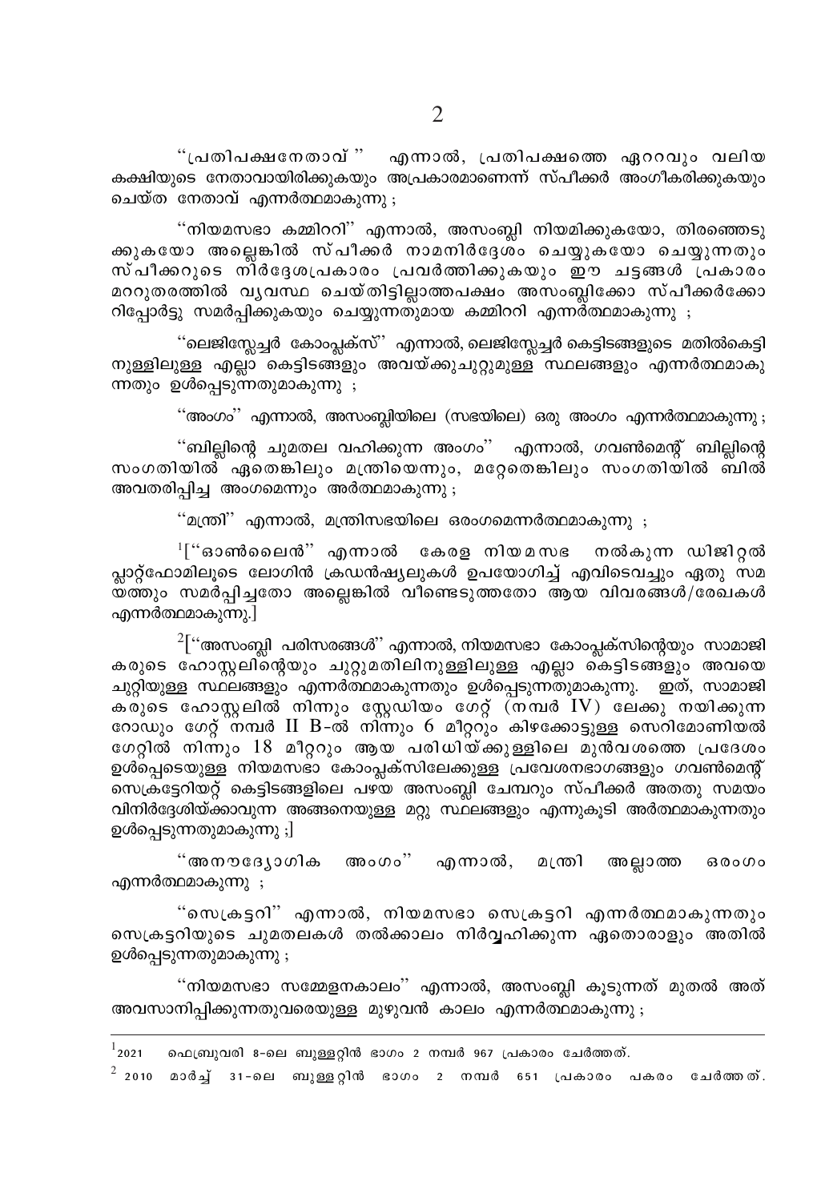''പ്രതിപക്ഷനേതാവ് '' എന്നാൽ, പ്രതിപക്ഷത്തെ ഏററവും വലിയ കക്ഷിയുടെ നേതാവായിരിക്കുകയും അപ്രകാരമാണെന്ന് സ്പീക്കർ അംഗീകരിക്കുകയും ചെയ്ത നേതാവ് എന്നർത്ഥമാകുന്നു ;

''നിയമസഭാ കമ്മിററി'' എന്നാൽ, അസംബ്ലി നിയമിക്കുകയോ, തിരഞ്ഞെടുക്കുകയോ അല്ലെങ്കിൽ സ്പീക്കർ നാമനിർദ്ദേശം ചെയ്യുകയോ ചെയ്യുന്നതും സ്പീക്കറുടെ നിർദ്ദേശപ്രകാരം പ്രവർത്തിക്കുകയും ഈ ചട്ടങ്ങൾ പ്രകാരം മററുതരത്തിൽ വ്യവസ്ഥ ചെയ്തിട്ടില്ലാത്തപക്ഷം അസംബ്ലിക്കോ സ്പീക്കർക്കോ റിപ്പോർട്ടു സമർപ്പിക്കുകയും ചെയ്യുന്നതുമായ കമ്മിററി എന്നർത്ഥമാകുന്നു ;

''ലെജിസ്ലേച്ചർ കോംപ്ലക്സ്'' എന്നാൽ, ലെജിസ്ലേച്ചർ കെട്ടിടങ്ങളുടെ മതിൽകെട്ടിനുള്ളിലുള്ള എല്ലാ കെട്ടിടങ്ങളും അവയ്ക്കുചുറ്റുമുള്ള സ്ഥലങ്ങളും എന്നർത്ഥമാകുന്നതും ഉൾപ്പെടുന്നതുമാകുന്നു ;

''അംഗം'' എന്നാൽ, അസംബ്ലിയിലെ (സഭയിലെ) ഒരു അംഗം എന്നർത്ഥമാകുന്നു ;

''ബില്ലിന്റെ ചുമതല വഹിക്കുന്ന അംഗം'' എന്നാൽ, ഗവൺമെന്റ് ബില്ലിന്റെ സംഗതിയിൽ ഏതെങ്കിലും മന്ത്രിയെന്നും, മറ്റേതെങ്കിലും സംഗതിയിൽ ബിൽ അവതരിപ്പിച്ച അംഗമെന്നും അർത്ഥമാകുന്നു ;

''മന്ത്രി'' എന്നാൽ, മന്ത്രിസഭയിലെ ഒരംഗമെന്നർത്ഥമാകുന്നു ;

[1][''ഓൺലൈൻ'' എന്നാൽ കേരള നിയമസഭ നൽകുന്ന ഡിജിറ്റൽ പ്ലാറ്റ്ഫോമിലൂടെ ലോഗിൻ ക്രഡൻഷ്യലുകൾ ഉപയോഗിച്ച് എവിടെവച്ചും ഏതു സമയത്തും സമർപ്പിച്ചതോ അല്ലെങ്കിൽ വീണ്ടെടുത്തതോ ആയ വിവരങ്ങൾ/രേഖകൾ എന്നർത്ഥമാകുന്നു.]

[2][''അസംബ്ലി പരിസരങ്ങൾ'' എന്നാൽ, നിയമസഭാ കോംപ്ലക്സിന്റെയും സാമാജികരുടെ ഹോസ്റ്റലിന്റെയും ചുററുമതിലിനുള്ളിലുള്ള എല്ലാ കെട്ടിടങ്ങളും അവയെ ചുറ്റിയുള്ള സ്ഥലങ്ങളും എന്നർത്ഥമാകുന്നതും ഉൾപ്പെടുന്നതുമാകുന്നു. ഇത്, സാമാജികരുടെ ഹോസ്റ്റലിൽ നിന്നും സ്റ്റേഡിയം ഗേറ്റ് (നമ്പർ IV) ലേക്കു നയിക്കുന്ന റോഡും ഗേറ്റ് നമ്പർ II B-ൽ നിന്നും 6 മീറ്ററും കിഴക്കോട്ടുള്ള സെറിമോണിയൽ ഗേറ്റിൽ നിന്നും 18 മീറ്ററും ആയ പരിധിയ്ക്കുള്ളിലെ മുൻവശത്തെ പ്രദേശം ഉൾപ്പെടെയുള്ള നിയമസഭാ കോംപ്ലക്സിലേക്കുള്ള പ്രവേശനഭാഗങ്ങളും ഗവൺമെന്റ് സെക്രട്ടേറിയറ്റ് കെട്ടിടങ്ങളിലെ പഴയ അസംബ്ലി ചേമ്പറും സ്പീക്കർ അതതു സമയം വിനിർദ്ദേശിയ്ക്കാവുന്ന അങ്ങനെയുള്ള മറ്റു സ്ഥലങ്ങളും എന്നുകൂടി അർത്ഥമാകുന്നതും ഉൾപ്പെടുന്നതുമാകുന്നു ;]

''അനൗദ്യോഗിക അംഗം'' എന്നാൽ, മന്ത്രി അല്ലാത്ത ഒരംഗം എന്നർത്ഥമാകുന്നു ;

''സെക്രട്ടറി'' എന്നാൽ, നിയമസഭാ സെക്രട്ടറി എന്നർത്ഥമാകുന്നതും സെക്രട്ടറിയുടെ ചുമതലകൾ തൽക്കാലം നിർവ്വഹിക്കുന്ന ഏതൊരാളും അതിൽ ഉൾപ്പെടുന്നതുമാകുന്നു ;

''നിയമസഭാ സമ്മേളനകാലം'' എന്നാൽ, അസംബ്ലി കൂടുന്നത് മുതൽ അത് അവസാനിപ്പിക്കുന്നതുവരെയുള്ള മുഴുവൻ കാലം എന്നർത്ഥമാകുന്നു ;

---

[1] 2021 ഫെബ്രുവരി 8-ലെ ബുള്ളറ്റിൻ ഭാഗം 2 നമ്പർ 967 പ്രകാരം ചേർത്തത്.

[2] 2010 മാർച്ച് 31-ലെ ബുള്ളറ്റിൻ ഭാഗം 2 നമ്പർ 651 പ്രകാരം പകരം ചേർത്തത്.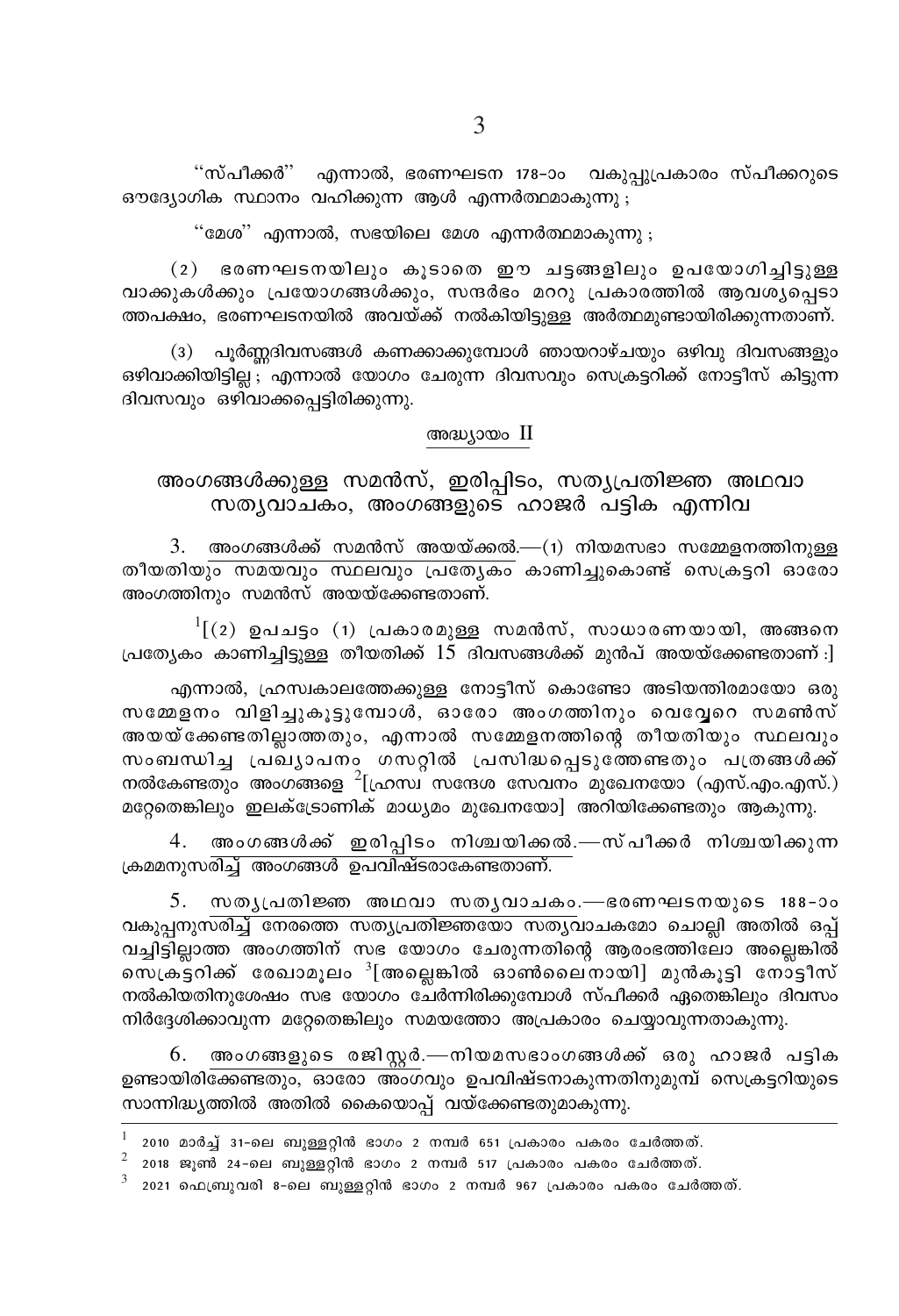"സ്പീക്കർ" എന്നാൽ, ഭരണഘടന 178-ാം വകുപ്പുപ്രകാരം സ്പീക്കറുടെ ഔദ്യോഗിക സ്ഥാനം വഹിക്കുന്ന ആൾ എന്നർത്ഥമാകുന്നു ;

"മേശ" എന്നാൽ, സഭയിലെ മേശ എന്നർത്ഥമാകുന്നു ;

(2) ഭരണഘടനയിലും കൂടാതെ ഈ ചട്ടങ്ങളിലും ഉപയോഗിച്ചിട്ടുള്ള വാക്കുകൾക്കും പ്രയോഗങ്ങൾക്കും, സന്ദർഭം മററു പ്രകാരത്തിൽ ആവശ്യപ്പെടാത്തപക്ഷം, ഭരണഘടനയിൽ അവയ്ക്ക് നൽകിയിട്ടുള്ള അർത്ഥമുണ്ടായിരിക്കുന്നതാണ്.

(3) പൂർണ്ണദിവസങ്ങൾ കണക്കാക്കുമ്പോൾ ഞായറാഴ്ചയും ഒഴിവു ദിവസങ്ങളും ഒഴിവാക്കിയിട്ടില്ല ; എന്നാൽ യോഗം ചേരുന്ന ദിവസവും സെക്രട്ടറിക്ക് നോട്ടീസ് കിട്ടുന്ന ദിവസവും ഒഴിവാക്കപ്പെട്ടിരിക്കുന്നു.

## അദ്ധ്യായം II

## അംഗങ്ങൾക്കുള്ള സമൻസ്, ഇരിപ്പിടം, സത്യപ്രതിജ്ഞ അഥവാ സത്യവാചകം, അംഗങ്ങളുടെ ഹാജർ പട്ടിക എന്നിവ

3. അംഗങ്ങൾക്ക് സമൻസ് അയയ്ക്കൽ.—(1) നിയമസഭാ സമ്മേളനത്തിനുള്ള തീയതിയും സമയവും സ്ഥലവും പ്രത്യേകം കാണിച്ചുകൊണ്ട് സെക്രട്ടറി ഓരോ അംഗത്തിനും സമൻസ് അയയ്ക്കേണ്ടതാണ്.

[1][(2) ഉപചട്ടം (1) പ്രകാരമുള്ള സമൻസ്, സാധാരണയായി, അങ്ങനെ പ്രത്യേകം കാണിച്ചിട്ടുള്ള തീയതിക്ക് 15 ദിവസങ്ങൾക്ക് മുൻപ് അയയ്ക്കേണ്ടതാണ് :]

എന്നാൽ, ഹ്രസ്വകാലത്തേക്കുള്ള നോട്ടീസ് കൊണ്ടോ അടിയന്തിരമായോ ഒരു സമ്മേളനം വിളിച്ചുകൂട്ടുമ്പോൾ, ഓരോ അംഗത്തിനും വെവ്വേറെ സമൺസ് അയയ്ക്കേണ്ടതില്ലാത്തതും, എന്നാൽ സമ്മേളനത്തിന്റെ തീയതിയും സ്ഥലവും സംബന്ധിച്ച പ്രഖ്യാപനം ഗസറ്റിൽ പ്രസിദ്ധപ്പെടുത്തേണ്ടതും പത്രങ്ങൾക്ക് നൽകേണ്ടതും അംഗങ്ങളെ [2][ഹ്രസ്വ സന്ദേശ സേവനം മുഖേനയോ (എസ്.എം.എസ്.) മറ്റേതെങ്കിലും ഇലക്ട്രോണിക് മാധ്യമം മുഖേനയോ] അറിയിക്കേണ്ടതും ആകുന്നു.

4. അംഗങ്ങൾക്ക് ഇരിപ്പിടം നിശ്ചയിക്കൽ.—സ്പീക്കർ നിശ്ചയിക്കുന്ന ക്രമമനുസരിച്ച് അംഗങ്ങൾ ഉപവിഷ്ടരാകേണ്ടതാണ്.

5. സത്യപ്രതിജ്ഞ അഥവാ സത്യവാചകം.—ഭരണഘടനയുടെ 188-ാം വകുപ്പനുസരിച്ച് നേരത്തെ സത്യപ്രതിജ്ഞയോ സത്യവാചകമോ ചൊല്ലി അതിൽ ഒപ്പ് വച്ചിട്ടില്ലാത്ത അംഗത്തിന് സഭ യോഗം ചേരുന്നതിന്റെ ആരംഭത്തിലോ അല്ലെങ്കിൽ സെക്രട്ടറിക്ക് രേഖാമൂലം [3][അല്ലെങ്കിൽ ഓൺലൈനായി] മുൻകൂട്ടി നോട്ടീസ് നൽകിയതിനുശേഷം സഭ യോഗം ചേർന്നിരിക്കുമ്പോൾ സ്പീക്കർ ഏതെങ്കിലും ദിവസം നിർദ്ദേശിക്കാവുന്ന മറ്റേതെങ്കിലും സമയത്തോ അപ്രകാരം ചെയ്യാവുന്നതാകുന്നു.

6. അംഗങ്ങളുടെ രജിസ്റ്റർ.—നിയമസഭാംഗങ്ങൾക്ക് ഒരു ഹാജർ പട്ടിക ഉണ്ടായിരിക്കേണ്ടതും, ഓരോ അംഗവും ഉപവിഷ്ടനാകുന്നതിനുമുമ്പ് സെക്രട്ടറിയുടെ സാന്നിദ്ധ്യത്തിൽ അതിൽ കൈയൊപ്പ് വയ്ക്കേണ്ടതുമാകുന്നു.

---

[1] 2010 മാർച്ച് 31-ലെ ബുള്ളറ്റിൻ ഭാഗം 2 നമ്പർ 651 പ്രകാരം പകരം ചേർത്തത്.

[2] 2018 ജൂൺ 24-ലെ ബുള്ളറ്റിൻ ഭാഗം 2 നമ്പർ 517 പ്രകാരം പകരം ചേർത്തത്.

[3] 2021 ഫെബ്രുവരി 8-ലെ ബുള്ളറ്റിൻ ഭാഗം 2 നമ്പർ 967 പ്രകാരം പകരം ചേർത്തത്.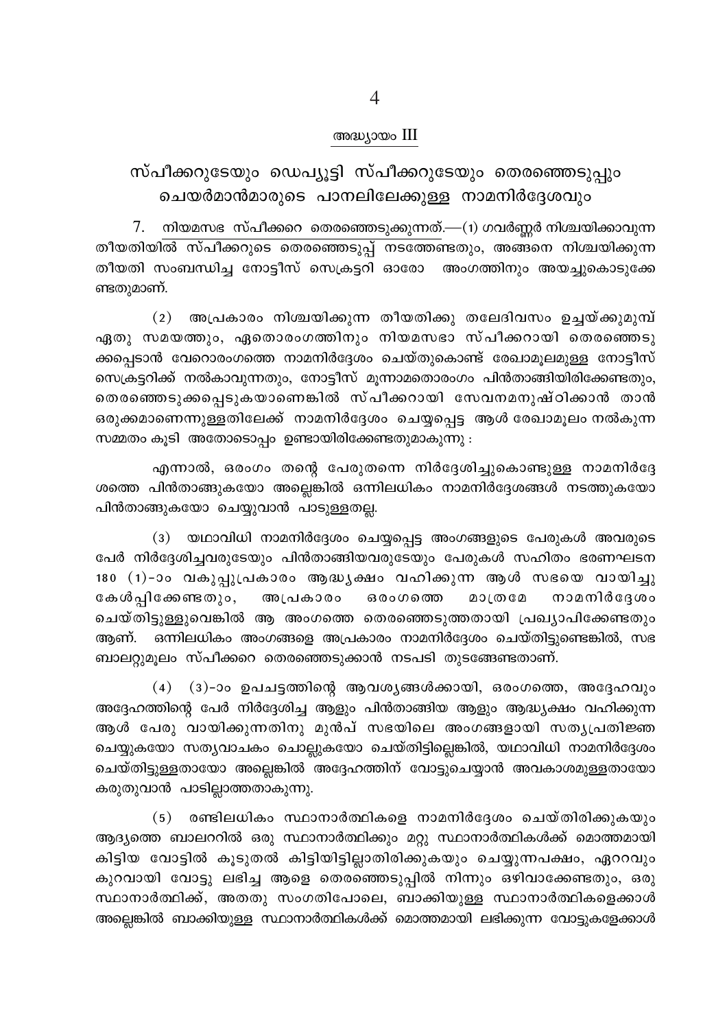## അദ്ധ്യായം III

# സ്പീക്കറുടേയും ഡെപ്യൂട്ടി സ്പീക്കറുടേയും തെരഞ്ഞെടുപ്പും ചെയർമാൻമാരുടെ പാനലിലേക്കുള്ള നാമനിർദ്ദേശവും

7. നിയമസഭ സ്പീക്കറെ തെരഞ്ഞെടുക്കുന്നത്.—(1) ഗവർണ്ണർ നിശ്ചയിക്കാവുന്ന തീയതിയിൽ സ്പീക്കറുടെ തെരഞ്ഞെടുപ്പ് നടത്തേണ്ടതും, അങ്ങനെ നിശ്ചയിക്കുന്ന തീയതി സംബന്ധിച്ച നോട്ടീസ് സെക്രട്ടറി ഓരോ അംഗത്തിനും അയച്ചുകൊടുക്കേണ്ടതുമാണ്.

(2) അപ്രകാരം നിശ്ചയിക്കുന്ന തീയതിക്കു തലേദിവസം ഉച്ചയ്ക്കുമുമ്പ് ഏതു സമയത്തും, ഏതൊരംഗത്തിനും നിയമസഭാ സ്പീക്കറായി തെരഞ്ഞെടുക്കപ്പെടാൻ വേറൊരംഗത്തെ നാമനിർദ്ദേശം ചെയ്തുകൊണ്ട് രേഖാമൂലമുള്ള നോട്ടീസ് സെക്രട്ടറിക്ക് നൽകാവുന്നതും, നോട്ടീസ് മൂന്നാമതൊരംഗം പിൻതാങ്ങിയിരിക്കേണ്ടതും, തെരഞ്ഞെടുക്കപ്പെടുകയാണെങ്കിൽ സ്പീക്കറായി സേവനമനുഷ്ഠിക്കാൻ താൻ ഒരുക്കമാണെന്നുള്ളതിലേക്ക് നാമനിർദ്ദേശം ചെയ്യപ്പെട്ട ആൾ രേഖാമൂലം നൽകുന്ന സമ്മതം കൂടി അതോടൊപ്പം ഉണ്ടായിരിക്കേണ്ടതുമാകുന്നു :

എന്നാൽ, ഒരംഗം തന്റെ പേരുതന്നെ നിർദ്ദേശിച്ചുകൊണ്ടുള്ള നാമനിർദ്ദേശത്തെ പിൻതാങ്ങുകയോ അല്ലെങ്കിൽ ഒന്നിലധികം നാമനിർദ്ദേശങ്ങൾ നടത്തുകയോ പിൻതാങ്ങുകയോ ചെയ്യുവാൻ പാടുള്ളതല്ല.

(3) യഥാവിധി നാമനിർദ്ദേശം ചെയ്യപ്പെട്ട അംഗങ്ങളുടെ പേരുകൾ അവരുടെ പേർ നിർദ്ദേശിച്ചവരുടേയും പിൻതാങ്ങിയവരുടേയും പേരുകൾ സഹിതം ഭരണഘടന 180 (1)-ാം വകുപ്പുപ്രകാരം ആദ്ധ്യക്ഷം വഹിക്കുന്ന ആൾ സഭയെ വായിച്ചു കേൾപ്പിക്കേണ്ടതും, അപ്രകാരം ഒരംഗത്തെ മാത്രമേ നാമനിർദ്ദേശം ചെയ്തിട്ടുള്ളുവെങ്കിൽ ആ അംഗത്തെ തെരഞ്ഞെടുത്തതായി പ്രഖ്യാപിക്കേണ്ടതും ആണ്. ഒന്നിലധികം അംഗങ്ങളെ അപ്രകാരം നാമനിർദ്ദേശം ചെയ്തിട്ടുണ്ടെങ്കിൽ, സഭ ബാലറ്റുമൂലം സ്പീക്കറെ തെരഞ്ഞെടുക്കാൻ നടപടി തുടങ്ങേണ്ടതാണ്.

(4) (3)-ാം ഉപചട്ടത്തിന്റെ ആവശ്യങ്ങൾക്കായി, ഒരംഗത്തെ, അദ്ദേഹവും അദ്ദേഹത്തിന്റെ പേര് നിർദ്ദേശിച്ച ആളും പിൻതാങ്ങിയ ആളും ആദ്ധ്യക്ഷം വഹിക്കുന്ന ആൾ പേരു വായിക്കുന്നതിനു മുൻപ് സഭയിലെ അംഗങ്ങളായി സത്യപ്രതിജ്ഞ ചെയ്യുകയോ സത്യവാചകം ചൊല്ലുകയോ ചെയ്തിട്ടില്ലെങ്കിൽ, യഥാവിധി നാമനിർദ്ദേശം ചെയ്തിട്ടുള്ളതായോ അല്ലെങ്കിൽ അദ്ദേഹത്തിന് വോട്ടുചെയ്യാൻ അവകാശമുള്ളതായോ കരുതുവാൻ പാടില്ലാത്തതാകുന്നു.

(5) രണ്ടിലധികം സ്ഥാനാർത്ഥികളെ നാമനിർദ്ദേശം ചെയ്തിരിക്കുകയും ആദ്യത്തെ ബാലററിൽ ഒരു സ്ഥാനാർത്ഥിക്കും മറ്റു സ്ഥാനാർത്ഥികൾക്ക് മൊത്തമായി കിട്ടിയ വോട്ടിൽ കൂടുതൽ കിട്ടിയിട്ടില്ലാതിരിക്കുകയും ചെയ്യുന്നപക്ഷം, ഏററവും കുറവായി വോട്ടു ലഭിച്ച ആളെ തെരഞ്ഞെടുപ്പിൽ നിന്നും ഒഴിവാക്കേണ്ടതും, ഒരു സ്ഥാനാർത്ഥിക്ക്, അതതു സംഗതിപോലെ, ബാക്കിയുള്ള സ്ഥാനാർത്ഥികളെക്കാൾ അല്ലെങ്കിൽ ബാക്കിയുള്ള സ്ഥാനാർത്ഥികൾക്ക് മൊത്തമായി ലഭിക്കുന്ന വോട്ടുകളേക്കാൾ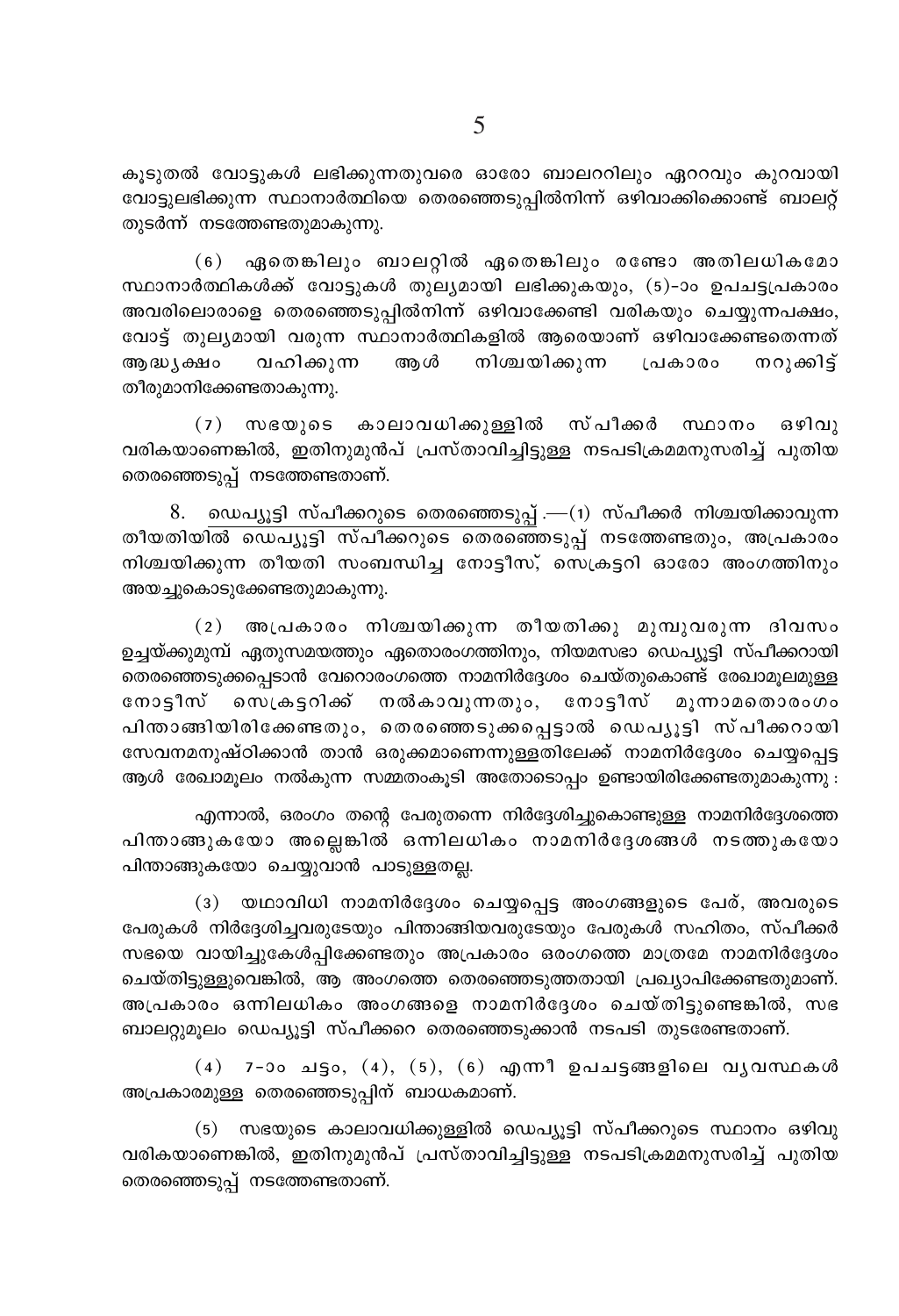കൂടുതൽ വോട്ടുകൾ ലഭിക്കുന്നതുവരെ ഓരോ ബാലററിലും ഏററവും കുറവായി വോട്ടുലഭിക്കുന്ന സ്ഥാനാർത്ഥിയെ തെരഞ്ഞെടുപ്പിൽനിന്ന് ഒഴിവാക്കിക്കൊണ്ട് ബാലറ്റ് തുടർന്ന് നടത്തേണ്ടതുമാകുന്നു.

(6) ഏതെങ്കിലും ബാലറ്റിൽ ഏതെങ്കിലും രണ്ടോ അതിലധികമോ സ്ഥാനാർത്ഥികൾക്ക് വോട്ടുകൾ തുല്യമായി ലഭിക്കുകയും, (5)-ാം ഉപചട്ടപ്രകാരം അവരിലൊരാളെ തെരഞ്ഞെടുപ്പിൽനിന്ന് ഒഴിവാക്കേണ്ടി വരികയും ചെയ്യുന്നപക്ഷം, വോട്ട് തുല്യമായി വരുന്ന സ്ഥാനാർത്ഥികളിൽ ആരെയാണ് ഒഴിവാക്കേണ്ടതെന്നത് ആദ്ധ്യക്ഷം വഹിക്കുന്ന ആൾ നിശ്ചയിക്കുന്ന പ്രകാരം നറുക്കിട്ട് തീരുമാനിക്കേണ്ടതാകുന്നു.

(7) സഭയുടെ കാലാവധിക്കുള്ളിൽ സ്പീക്കർ സ്ഥാനം ഒഴിവു വരികയാണെങ്കിൽ, ഇതിനുമുൻപ് പ്രസ്താവിച്ചിട്ടുള്ള നടപടിക്രമമനുസരിച്ച് പുതിയ തെരഞ്ഞെടുപ്പ് നടത്തേണ്ടതാണ്.

8. ഡെപ്യൂട്ടി സ്പീക്കറുടെ തെരഞ്ഞെടുപ്പ്.—(1) സ്പീക്കർ നിശ്ചയിക്കാവുന്ന തീയതിയിൽ ഡെപ്യൂട്ടി സ്പീക്കറുടെ തെരഞ്ഞെടുപ്പ് നടത്തേണ്ടതും, അപ്രകാരം നിശ്ചയിക്കുന്ന തീയതി സംബന്ധിച്ച നോട്ടീസ്, സെക്രട്ടറി ഓരോ അംഗത്തിനും അയച്ചുകൊടുക്കേണ്ടതുമാകുന്നു.

(2) അപ്രകാരം നിശ്ചയിക്കുന്ന തീയതിക്കു മുമ്പുവരുന്ന ദിവസം ഉച്ചയ്ക്കുമുമ്പ് ഏതുസമയത്തും ഏതൊരംഗത്തിനും, നിയമസഭാ ഡെപ്യൂട്ടി സ്പീക്കറായി തെരഞ്ഞെടുക്കപ്പെടാൻ വേറൊരംഗത്തെ നാമനിർദ്ദേശം ചെയ്തുകൊണ്ട് രേഖാമൂലമുള്ള നോട്ടീസ് സെക്രട്ടറിക്ക് നൽകാവുന്നതും, നോട്ടീസ് മൂന്നാമതൊരംഗം പിന്താങ്ങിയിരിക്കേണ്ടതും, തെരഞ്ഞെടുക്കപ്പെട്ടാൽ ഡെപ്യൂട്ടി സ്പീക്കറായി സേവനമനുഷ്ഠിക്കാൻ താൻ ഒരുക്കമാണെന്നുള്ളതിലേക്ക് നാമനിർദ്ദേശം ചെയ്യപ്പെട്ട ആൾ രേഖാമൂലം നൽകുന്ന സമ്മതംകൂടി അതോടൊപ്പം ഉണ്ടായിരിക്കേണ്ടതുമാകുന്നു :

എന്നാൽ, ഒരംഗം തന്റെ പേരുതന്നെ നിർദ്ദേശിച്ചുകൊണ്ടുള്ള നാമനിർദ്ദേശത്തെ പിന്താങ്ങുകയോ അല്ലെങ്കിൽ ഒന്നിലധികം നാമനിർദ്ദേശങ്ങൾ നടത്തുകയോ പിന്താങ്ങുകയോ ചെയ്യുവാൻ പാടുള്ളതല്ല.

(3) യഥാവിധി നാമനിർദ്ദേശം ചെയ്യപ്പെട്ട അംഗങ്ങളുടെ പേര്, അവരുടെ പേരുകൾ നിർദ്ദേശിച്ചവരുടേയും പിന്താങ്ങിയവരുടേയും പേരുകൾ സഹിതം, സ്പീക്കർ സഭയെ വായിച്ചുകേൾപ്പിക്കേണ്ടതും അപ്രകാരം ഒരംഗത്തെ മാത്രമേ നാമനിർദ്ദേശം ചെയ്തിട്ടുള്ളുവെങ്കിൽ, ആ അംഗത്തെ തെരഞ്ഞെടുത്തതായി പ്രഖ്യാപിക്കേണ്ടതുമാണ്. അപ്രകാരം ഒന്നിലധികം അംഗങ്ങളെ നാമനിർദ്ദേശം ചെയ്തിട്ടുണ്ടെങ്കിൽ, സഭ ബാലറ്റുമൂലം ഡെപ്യൂട്ടി സ്പീക്കറെ തെരഞ്ഞെടുക്കാൻ നടപടി തുടരേണ്ടതാണ്.

(4) 7-ാം ചട്ടം, (4), (5), (6) എന്നീ ഉപചട്ടങ്ങളിലെ വ്യവസ്ഥകൾ അപ്രകാരമുള്ള തെരഞ്ഞെടുപ്പിന് ബാധകമാണ്.

(5) സഭയുടെ കാലാവധിക്കുള്ളിൽ ഡെപ്യൂട്ടി സ്പീക്കറുടെ സ്ഥാനം ഒഴിവു വരികയാണെങ്കിൽ, ഇതിനുമുൻപ് പ്രസ്താവിച്ചിട്ടുള്ള നടപടിക്രമമനുസരിച്ച് പുതിയ തെരഞ്ഞെടുപ്പ് നടത്തേണ്ടതാണ്.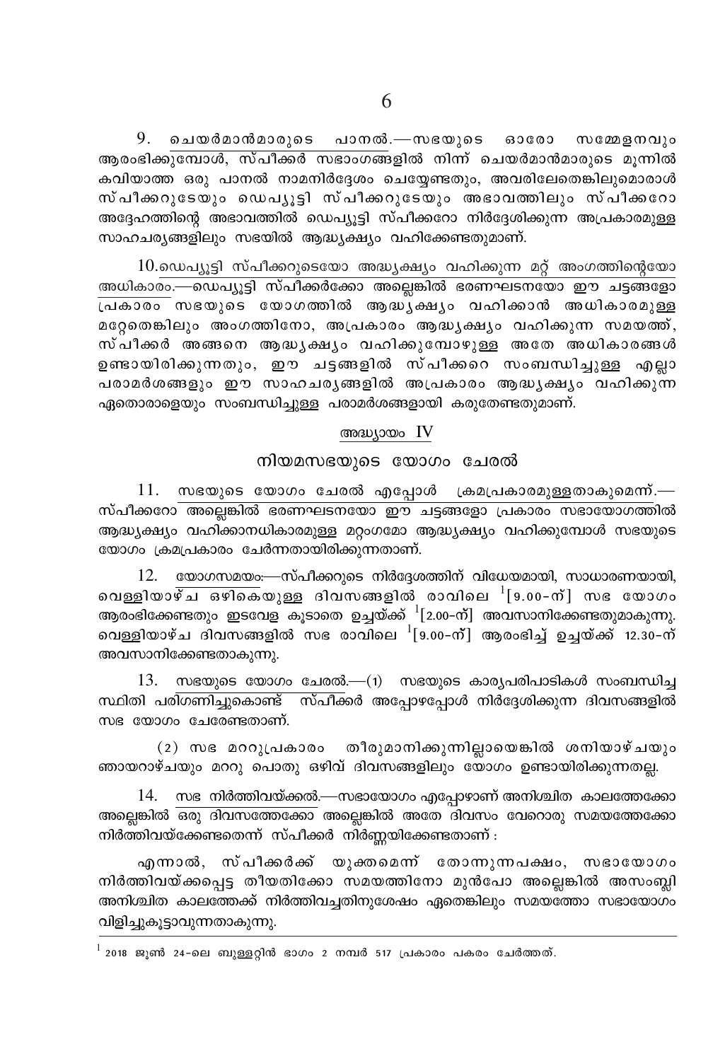9. ചെയർമാൻമാരുടെ പാനൽ.—സഭയുടെ ഓരോ സമ്മേളനവും ആരംഭിക്കുമ്പോൾ, സ്പീക്കർ സഭാംഗങ്ങളിൽ നിന്ന് ചെയർമാൻമാരുടെ മൂന്നിൽ കവിയാത്ത ഒരു പാനൽ നാമനിർദ്ദേശം ചെയ്യേണ്ടതും, അവരിലേതെങ്കിലുമൊരാൾ സ്പീക്കറുടെയും ഡെപ്യൂട്ടി സ്പീക്കറുടേയും അഭാവത്തിലും സ്പീക്കറോ അദ്ദേഹത്തിന്റെ അഭാവത്തിൽ ഡെപ്യൂട്ടി സ്പീക്കറോ നിർദ്ദേശിക്കുന്ന അപ്രകാരമുള്ള സാഹചര്യങ്ങളിലും സഭയിൽ ആദ്ധ്യക്ഷ്യം വഹിക്കേണ്ടതുമാണ്.

10. ഡെപ്യൂട്ടി സ്പീക്കറുടെയോ അദ്ധ്യക്ഷ്യം വഹിക്കുന്ന മറ്റ് അംഗത്തിന്റെയോ അധികാരം.—ഡെപ്യൂട്ടി സ്പീക്കർക്കോ അല്ലെങ്കിൽ ഭരണഘടനയോ ഈ ചട്ടങ്ങളോ പ്രകാരം സഭയുടെ യോഗത്തിൽ ആദ്ധ്യക്ഷ്യം വഹിക്കാൻ അധികാരമുള്ള മറ്റേതെങ്കിലും അംഗത്തിനോ, അപ്രകാരം ആദ്ധ്യക്ഷ്യം വഹിക്കുന്ന സമയത്ത്, സ്പീക്കർ അങ്ങനെ ആദ്ധ്യക്ഷ്യം വഹിക്കുമ്പോഴുള്ള അതേ അധികാരങ്ങൾ ഉണ്ടായിരിക്കുന്നതും, ഈ ചട്ടങ്ങളിൽ സ്പീക്കറെ സംബന്ധിച്ചുള്ള എല്ലാ പരാമർശങ്ങളും ഈ സാഹചര്യങ്ങളിൽ അപ്രകാരം ആദ്ധ്യക്ഷ്യം വഹിക്കുന്ന ഏതൊരാളെയും സംബന്ധിച്ചുള്ള പരാമർശങ്ങളായി കരുതേണ്ടതുമാണ്.

## അദ്ധ്യായം IV

## നിയമസഭയുടെ യോഗം ചേരൽ

11. സഭയുടെ യോഗം ചേരൽ എപ്പോൾ ക്രമപ്രകാരമുള്ളതാകുമെന്ന്.—സ്പീക്കറോ അല്ലെങ്കിൽ ഭരണഘടനയോ ഈ ചട്ടങ്ങളോ പ്രകാരം സഭായോഗത്തിൽ ആദ്ധ്യക്ഷ്യം വഹിക്കാനധികാരമുള്ള മറ്റംഗമോ ആദ്ധ്യക്ഷ്യം വഹിക്കുമ്പോൾ സഭയുടെ യോഗം ക്രമപ്രകാരം ചേർന്നതായിരിക്കുന്നതാണ്.

12. യോഗസമയം:—സ്പീക്കറുടെ നിർദ്ദേശത്തിന് വിധേയമായി, സാധാരണയായി, വെള്ളിയാഴ്ച ഒഴികെയുള്ള ദിവസങ്ങളിൽ രാവിലെ [1][9.00-ന്] സഭ യോഗം ആരംഭിക്കേണ്ടതും ഇടവേള കൂടാതെ ഉച്ചയ്ക്ക് [1][2.00-ന്] അവസാനിക്കേണ്ടതുമാകുന്നു. വെള്ളിയാഴ്ച ദിവസങ്ങളിൽ സഭ രാവിലെ [1][9.00-ന്] ആരംഭിച്ച് ഉച്ചയ്ക്ക് 12.30-ന് അവസാനിക്കേണ്ടതാകുന്നു.

13. സഭയുടെ യോഗം ചേരൽ.—(1) സഭയുടെ കാര്യപരിപാടികൾ സംബന്ധിച്ച സ്ഥിതി പരിഗണിച്ചുകൊണ്ട് സ്പീക്കർ അപ്പോഴപ്പോൾ നിർദ്ദേശിക്കുന്ന ദിവസങ്ങളിൽ സഭ യോഗം ചേരേണ്ടതാണ്.

(2) സഭ മററുപ്രകാരം തീരുമാനിക്കുന്നില്ലായെങ്കിൽ ശനിയാഴ്ചയും ഞായറാഴ്ചയും മററു പൊതു ഒഴിവ് ദിവസങ്ങളിലും യോഗം ഉണ്ടായിരിക്കുന്നതല്ല.

14. സഭ നിർത്തിവയ്ക്കൽ.—സഭായോഗം എപ്പോഴാണ് അനിശ്ചിത കാലത്തേക്കോ അല്ലെങ്കിൽ ഒരു ദിവസത്തേക്കോ അല്ലെങ്കിൽ അതേ ദിവസം വേറൊരു സമയത്തേക്കോ നിർത്തിവയ്ക്കേണ്ടതെന്ന് സ്പീക്കർ നിർണ്ണയിക്കേണ്ടതാണ് :

എന്നാൽ, സ്പീക്കർക്ക് യുക്തമെന്ന് തോന്നുന്നപക്ഷം, സഭായോഗം നിർത്തിവയ്ക്കപ്പെട്ട തീയതിക്കോ സമയത്തിനോ മുൻപോ അല്ലെങ്കിൽ അസംബ്ലി അനിശ്ചിത കാലത്തേക്ക് നിർത്തിവച്ചതിനുശേഷം ഏതെങ്കിലും സമയത്തോ സഭായോഗം വിളിച്ചുകൂട്ടാവുന്നതാകുന്നു.

---

[1] 2018 ജൂൺ 24-ലെ ബുള്ളറ്റിൻ ഭാഗം 2 നമ്പർ 517 പ്രകാരം പകരം ചേർത്തത്.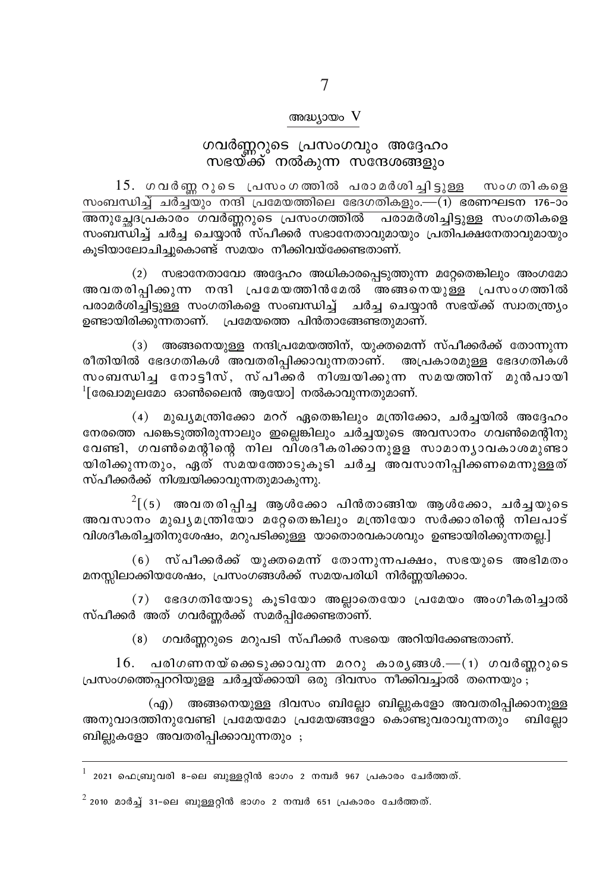## അദ്ധ്യായം V

## ഗവർണ്ണറുടെ പ്രസംഗവും അദ്ദേഹം സഭയ്ക്ക് നൽകുന്ന സന്ദേശങ്ങളും

15. ഗവർണ്ണറുടെ പ്രസംഗത്തിൽ പരാമർശിച്ചിട്ടുള്ള സംഗതികളെ സംബന്ധിച്ച് ചർച്ചയും നന്ദി പ്രമേയത്തിലെ ഭേദഗതികളും.—(1) ഭരണഘടന 176-ാം അനുച്ഛേദപ്രകാരം ഗവർണ്ണറുടെ പ്രസംഗത്തിൽ പരാമർശിച്ചിട്ടുള്ള സംഗതികളെ സംബന്ധിച്ച് ചർച്ച ചെയ്യാൻ സ്പീക്കർ സഭാനേതാവുമായും പ്രതിപക്ഷനേതാവുമായും കൂടിയാലോചിച്ചുകൊണ്ട് സമയം നീക്കിവയ്ക്കേണ്ടതാണ്.

(2) സഭാനേതാവോ അദ്ദേഹം അധികാരപ്പെടുത്തുന്ന മറ്റേതെങ്കിലും അംഗമോ അവതരിപ്പിക്കുന്ന നന്ദി പ്രമേയത്തിൻമേൽ അങ്ങനെയുള്ള പ്രസംഗത്തിൽ പരാമർശിച്ചിട്ടുള്ള സംഗതികളെ സംബന്ധിച്ച് ചർച്ച ചെയ്യാൻ സഭയ്ക്ക് സ്വാതന്ത്ര്യം ഉണ്ടായിരിക്കുന്നതാണ്. പ്രമേയത്തെ പിൻതാങ്ങേണ്ടതുമാണ്.

(3) അങ്ങനെയുള്ള നന്ദിപ്രമേയത്തിന്, യുക്തമെന്ന് സ്പീക്കർക്ക് തോന്നുന്ന രീതിയിൽ ഭേദഗതികൾ അവതരിപ്പിക്കാവുന്നതാണ്. അപ്രകാരമുള്ള ഭേദഗതികൾ സംബന്ധിച്ച നോട്ടീസ്, സ്പീക്കർ നിശ്ചയിക്കുന്ന സമയത്തിന് മുൻപായി [1][രേഖാമൂലമോ ഓൺലൈൻ ആയോ] നൽകാവുന്നതുമാണ്.

(4) മുഖ്യമന്ത്രിക്കോ മററ് ഏതെങ്കിലും മന്ത്രിക്കോ, ചർച്ചയിൽ അദ്ദേഹം നേരത്തെ പങ്കെടുത്തിരുന്നാലും ഇല്ലെങ്കിലും ചർച്ചയുടെ അവസാനം ഗവൺമെന്റിനു വേണ്ടി, ഗവൺമെന്റിന്റെ നില വിശദീകരിക്കാനുളള സാമാന്യാവകാശമുണ്ടായിരിക്കുന്നതും, ഏത് സമയത്തോടുകൂടി ചർച്ച അവസാനിപ്പിക്കണമെന്നുള്ളത് സ്പീക്കർക്ക് നിശ്ചയിക്കാവുന്നതുമാകുന്നു.

[2][(5) അവതരിപ്പിച്ച ആൾക്കോ പിൻതാങ്ങിയ ആൾക്കോ, ചർച്ചയുടെ അവസാനം മുഖ്യമന്ത്രിയോ മറ്റേതെങ്കിലും മന്ത്രിയോ സർക്കാരിന്റെ നിലപാട് വിശദീകരിച്ചതിനുശേഷം, മറുപടിക്കുള്ള യാതൊരവകാശവും ഉണ്ടായിരിക്കുന്നതല്ല.]

(6) സ്പീക്കർക്ക് യുക്തമെന്ന് തോന്നുന്നപക്ഷം, സഭയുടെ അഭിമതം മനസ്സിലാക്കിയശേഷം, പ്രസംഗങ്ങൾക്ക് സമയപരിധി നിർണ്ണയിക്കാം.

(7) ഭേദഗതിയോടു കൂടിയോ അല്ലാതെയോ പ്രമേയം അംഗീകരിച്ചാൽ സ്പീക്കർ അത് ഗവർണ്ണർക്ക് സമർപ്പിക്കേണ്ടതാണ്.

(8) ഗവർണ്ണറുടെ മറുപടി സ്പീക്കർ സഭയെ അറിയിക്കേണ്ടതാണ്.

16. പരിഗണനയ്ക്കെടുക്കാവുന്ന മററു കാര്യങ്ങൾ.—(1) ഗവർണ്ണറുടെ പ്രസംഗത്തെപ്പററിയുള്ള ചർച്ചയ്ക്കായി ഒരു ദിവസം നീക്കിവച്ചാൽ തന്നെയും ;

(എ) അങ്ങനെയുള്ള ദിവസം ബില്ലോ ബില്ലുകളോ അവതരിപ്പിക്കാനുള്ള അനുവാദത്തിനുവേണ്ടി പ്രമേയമോ പ്രമേയങ്ങളോ കൊണ്ടുവരാവുന്നതും ബില്ലോ ബില്ലുകളോ അവതരിപ്പിക്കാവുന്നതും ;

---

[1] 2021 ഫെബ്രുവരി 8-ലെ ബുള്ളറ്റിൻ ഭാഗം 2 നമ്പർ 967 പ്രകാരം ചേർത്തത്.

[2] 2010 മാർച്ച് 31-ലെ ബുള്ളറ്റിൻ ഭാഗം 2 നമ്പർ 651 പ്രകാരം ചേർത്തത്.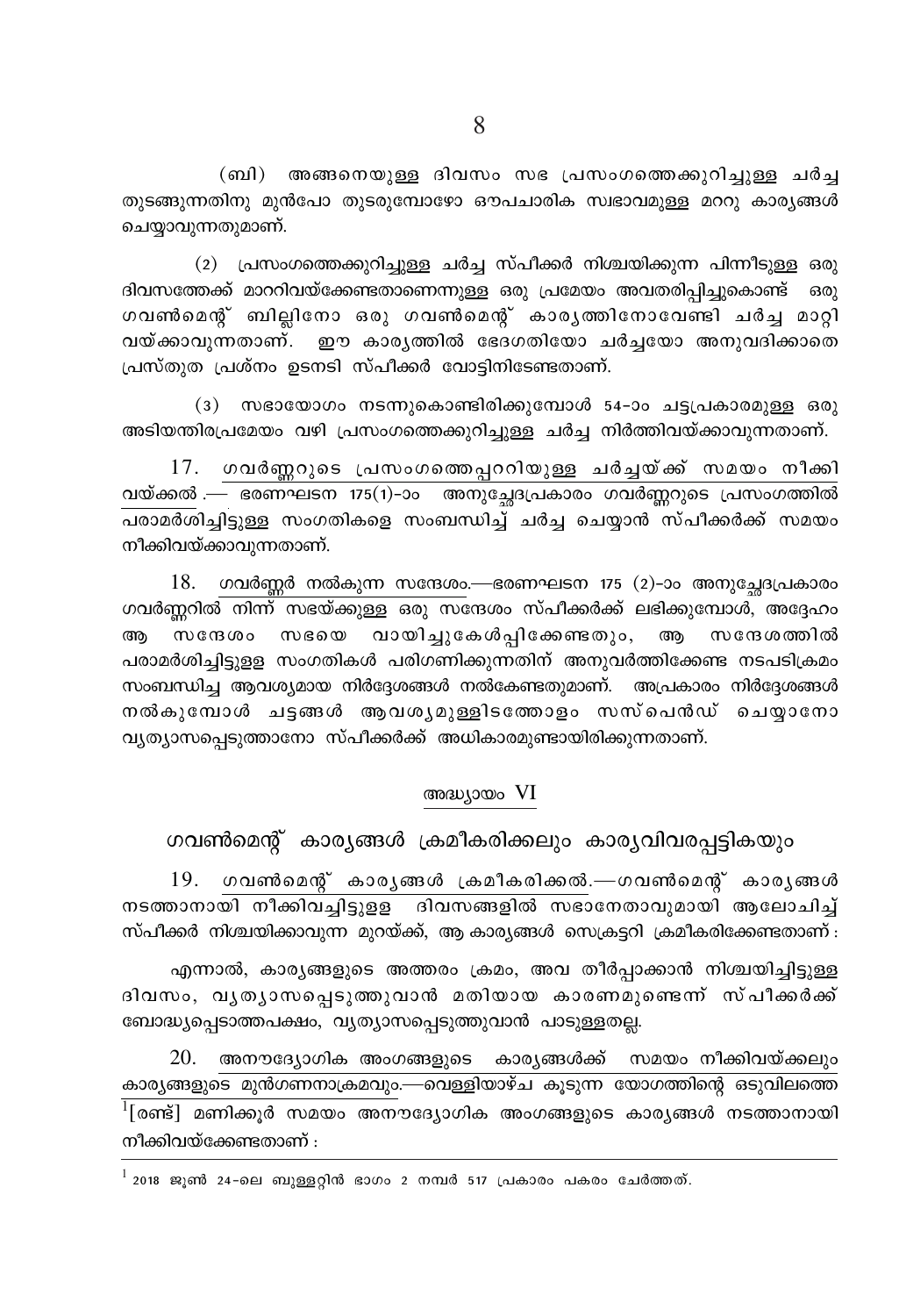(ബി) അങ്ങനെയുള്ള ദിവസം സഭ പ്രസംഗത്തെക്കുറിച്ചുള്ള ചർച്ച തുടങ്ങുന്നതിനു മുൻപോ തുടരുമ്പോഴോ ഔപചാരിക സ്വഭാവമുള്ള മററു കാര്യങ്ങൾ ചെയ്യാവുന്നതുമാണ്.

(2) പ്രസംഗത്തെക്കുറിച്ചുള്ള ചർച്ച സ്പീക്കർ നിശ്ചയിക്കുന്ന പിന്നീടുള്ള ഒരു ദിവസത്തേക്ക് മാററിവയ്ക്കേണ്ടതാണെന്നുള്ള ഒരു പ്രമേയം അവതരിപ്പിച്ചുകൊണ്ട് ഒരു ഗവൺമെന്റ് ബില്ലിനോ ഒരു ഗവൺമെന്റ് കാര്യത്തിനോവേണ്ടി ചർച്ച മാറ്റി വയ്ക്കാവുന്നതാണ്. ഈ കാര്യത്തിൽ ഭേദഗതിയോ ചർച്ചയോ അനുവദിക്കാതെ പ്രസ്തുത പ്രശ്നം ഉടനടി സ്പീക്കർ വോട്ടിനിടേണ്ടതാണ്.

(3) സഭായോഗം നടന്നുകൊണ്ടിരിക്കുമ്പോൾ 54-ാം ചട്ടപ്രകാരമുള്ള ഒരു അടിയന്തിരപ്രമേയം വഴി പ്രസംഗത്തെക്കുറിച്ചുള്ള ചർച്ച നിർത്തിവയ്ക്കാവുന്നതാണ്.

17. ഗവർണ്ണറുടെ പ്രസംഗത്തെപ്പററിയുള്ള ചർച്ചയ്ക്ക് സമയം നീക്കി വയ്ക്കൽ .— ഭരണഘടന 175(1)-ാം അനുച്ഛേദപ്രകാരം ഗവർണ്ണറുടെ പ്രസംഗത്തിൽ പരാമർശിച്ചിട്ടുള്ള സംഗതികളെ സംബന്ധിച്ച് ചർച്ച ചെയ്യാൻ സ്പീക്കർക്ക് സമയം നീക്കിവയ്ക്കാവുന്നതാണ്.

18. ഗവർണ്ണർ നൽകുന്ന സന്ദേശം.—ഭരണഘടന 175 (2)-ാം അനുച്ഛേദപ്രകാരം ഗവർണ്ണറിൽ നിന്ന് സഭയ്ക്കുള്ള ഒരു സന്ദേശം സ്പീക്കർക്ക് ലഭിക്കുമ്പോൾ, അദ്ദേഹം ആ സന്ദേശം സഭയെ വായിച്ചുകേൾപ്പിക്കേണ്ടതും, ആ സന്ദേശത്തിൽ പരാമർശിച്ചിട്ടുള്ള സംഗതികൾ പരിഗണിക്കുന്നതിന് അനുവർത്തിക്കേണ്ട നടപടിക്രമം സംബന്ധിച്ച ആവശ്യമായ നിർദ്ദേശങ്ങൾ നൽകേണ്ടതുമാണ്. അപ്രകാരം നിർദ്ദേശങ്ങൾ നൽകുമ്പോൾ ചട്ടങ്ങൾ ആവശ്യമുള്ളിടത്തോളം സസ്പെൻഡ് ചെയ്യാനോ വ്യത്യാസപ്പെടുത്താനോ സ്പീക്കർക്ക് അധികാരമുണ്ടായിരിക്കുന്നതാണ്.

## അദ്ധ്യായം VI

## ഗവൺമെന്റ് കാര്യങ്ങൾ ക്രമീകരിക്കലും കാര്യവിവരപ്പട്ടികയും

19. ഗവൺമെന്റ് കാര്യങ്ങൾ ക്രമീകരിക്കൽ.—ഗവൺമെന്റ് കാര്യങ്ങൾ നടത്താനായി നീക്കിവച്ചിട്ടുള്ള ദിവസങ്ങളിൽ സഭാനേതാവുമായി ആലോചിച്ച് സ്പീക്കർ നിശ്ചയിക്കാവുന്ന മുറയ്ക്ക്, ആ കാര്യങ്ങൾ സെക്രട്ടറി ക്രമീകരിക്കേണ്ടതാണ് :

എന്നാൽ, കാര്യങ്ങളുടെ അത്തരം ക്രമം, അവ തീർപ്പാക്കാൻ നിശ്ചയിച്ചിട്ടുള്ള ദിവസം, വ്യത്യാസപ്പെടുത്തുവാൻ മതിയായ കാരണമുണ്ടെന്ന് സ്പീക്കർക്ക് ബോദ്ധ്യപ്പെടാത്തപക്ഷം, വ്യത്യാസപ്പെടുത്തുവാൻ പാടുള്ളതല്ല.

20. അനൗദ്യോഗിക അംഗങ്ങളുടെ കാര്യങ്ങൾക്ക് സമയം നീക്കിവയ്ക്കലും കാര്യങ്ങളുടെ മുൻഗണനാക്രമവും.—വെള്ളിയാഴ്ച കൂടുന്ന യോഗത്തിന്റെ ഒടുവിലത്തെ [1][രണ്ട്] മണിക്കൂർ സമയം അനൗദ്യോഗിക അംഗങ്ങളുടെ കാര്യങ്ങൾ നടത്താനായി നീക്കിവയ്ക്കേണ്ടതാണ് :

---

[1] 2018 ജൂൺ 24-ലെ ബുള്ളറ്റിൻ ഭാഗം 2 നമ്പർ 517 പ്രകാരം പകരം ചേർത്തത്.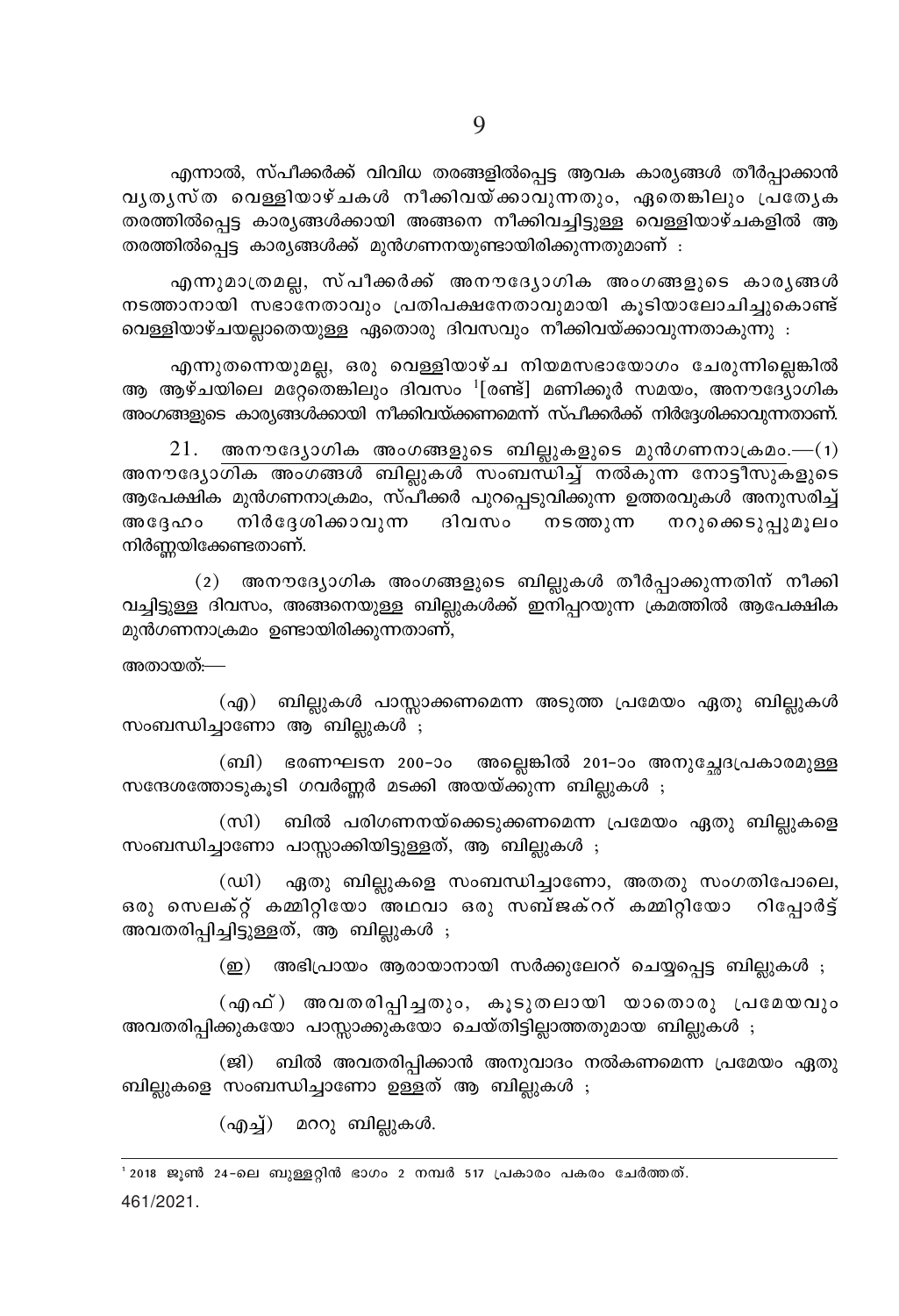എന്നാൽ, സ്പീക്കർക്ക് വിവിധ തരങ്ങളിൽപ്പെട്ട ആവക കാര്യങ്ങൾ തീർപ്പാക്കാൻ വ്യത്യസ്ത വെള്ളിയാഴ്ചകൾ നീക്കിവയ്ക്കാവുന്നതും, ഏതെങ്കിലും പ്രത്യേക തരത്തിൽപ്പെട്ട കാര്യങ്ങൾക്കായി അങ്ങനെ നീക്കിവച്ചിട്ടുള്ള വെള്ളിയാഴ്ചകളിൽ ആ തരത്തിൽപ്പെട്ട കാര്യങ്ങൾക്ക് മുൻഗണനയുണ്ടായിരിക്കുന്നതുമാണ് :

എന്നുമാത്രമല്ല, സ്പീക്കർക്ക് അനൗദ്യോഗിക അംഗങ്ങളുടെ കാര്യങ്ങൾ നടത്താനായി സഭാനേതാവും പ്രതിപക്ഷനേതാവുമായി കൂടിയാലോചിച്ചുകൊണ്ട് വെള്ളിയാഴ്ചയല്ലാതെയുള്ള ഏതൊരു ദിവസവും നീക്കിവയ്ക്കാവുന്നതാകുന്നു :

എന്നുതന്നെയുമല്ല, ഒരു വെള്ളിയാഴ്ച നിയമസഭായോഗം ചേരുന്നില്ലെങ്കിൽ ആ ആഴ്ചയിലെ മറ്റേതെങ്കിലും ദിവസം [1][രണ്ട്] മണിക്കൂർ സമയം, അനൗദ്യോഗിക അംഗങ്ങളുടെ കാര്യങ്ങൾക്കായി നീക്കിവയ്ക്കണമെന്ന് സ്പീക്കർക്ക് നിർദ്ദേശിക്കാവുന്നതാണ്.

21. <u>അനൗദ്യോഗിക അംഗങ്ങളുടെ ബില്ലുകളുടെ മുൻഗണനാക്രമം.</u>—(1) അനൗദ്യോഗിക അംഗങ്ങൾ ബില്ലുകൾ സംബന്ധിച്ച് നൽകുന്ന നോട്ടീസുകളുടെ ആപേക്ഷിക മുൻഗണനാക്രമം, സ്പീക്കർ പുറപ്പെടുവിക്കുന്ന ഉത്തരവുകൾ അനുസരിച്ച് അദ്ദേഹം നിർദ്ദേശിക്കാവുന്ന ദിവസം നടത്തുന്ന നറുക്കെടുപ്പുമൂലം നിർണ്ണയിക്കേണ്ടതാണ്.

(2) അനൗദ്യോഗിക അംഗങ്ങളുടെ ബില്ലുകൾ തീർപ്പാക്കുന്നതിന് നീക്കി വച്ചിട്ടുള്ള ദിവസം, അങ്ങനെയുള്ള ബില്ലുകൾക്ക് ഇനിപ്പറയുന്ന ക്രമത്തിൽ ആപേക്ഷിക മുൻഗണനാക്രമം ഉണ്ടായിരിക്കുന്നതാണ്,

അതായത്:—

(എ) ബില്ലുകൾ പാസ്സാക്കണമെന്ന അടുത്ത പ്രമേയം ഏതു ബില്ലുകൾ സംബന്ധിച്ചാണോ ആ ബില്ലുകൾ ;

(ബി) ഭരണഘടന 200-ാം അല്ലെങ്കിൽ 201-ാം അനുച്ഛേദപ്രകാരമുള്ള സന്ദേശത്തോടുകൂടി ഗവർണ്ണർ മടക്കി അയയ്ക്കുന്ന ബില്ലുകൾ ;

(സി) ബിൽ പരിഗണനയ്ക്കെടുക്കണമെന്ന പ്രമേയം ഏതു ബില്ലുകളെ സംബന്ധിച്ചാണോ പാസ്സാക്കിയിട്ടുള്ളത്, ആ ബില്ലുകൾ ;

(ഡി) ഏതു ബില്ലുകളെ സംബന്ധിച്ചാണോ, അതതു സംഗതിപോലെ, ഒരു സെലക്റ്റ് കമ്മിറ്റിയോ അഥവാ ഒരു സബ്ജക്റ്റ് കമ്മിറ്റിയോ റിപ്പോർട്ട് അവതരിപ്പിച്ചിട്ടുള്ളത്, ആ ബില്ലുകൾ ;

(ഇ) അഭിപ്രായം ആരായാനായി സർക്കുലേറ്റ് ചെയ്യപ്പെട്ട ബില്ലുകൾ ;

(എഫ്) അവതരിപ്പിച്ചതും, കൂടുതലായി യാതൊരു പ്രമേയവും അവതരിപ്പിക്കുകയോ പാസ്സാക്കുകയോ ചെയ്തിട്ടില്ലാത്തതുമായ ബില്ലുകൾ ;

(ജി) ബിൽ അവതരിപ്പിക്കാൻ അനുവാദം നൽകണമെന്ന പ്രമേയം ഏതു ബില്ലുകളെ സംബന്ധിച്ചാണോ ഉള്ളത് ആ ബില്ലുകൾ ;

(എച്ച്) മററു ബില്ലുകൾ.

---

[1] 2018 ജൂൺ 24-ലെ ബുള്ളറ്റിൻ ഭാഗം 2 നമ്പർ 517 പ്രകാരം പകരം ചേർത്തത്.

461/2021.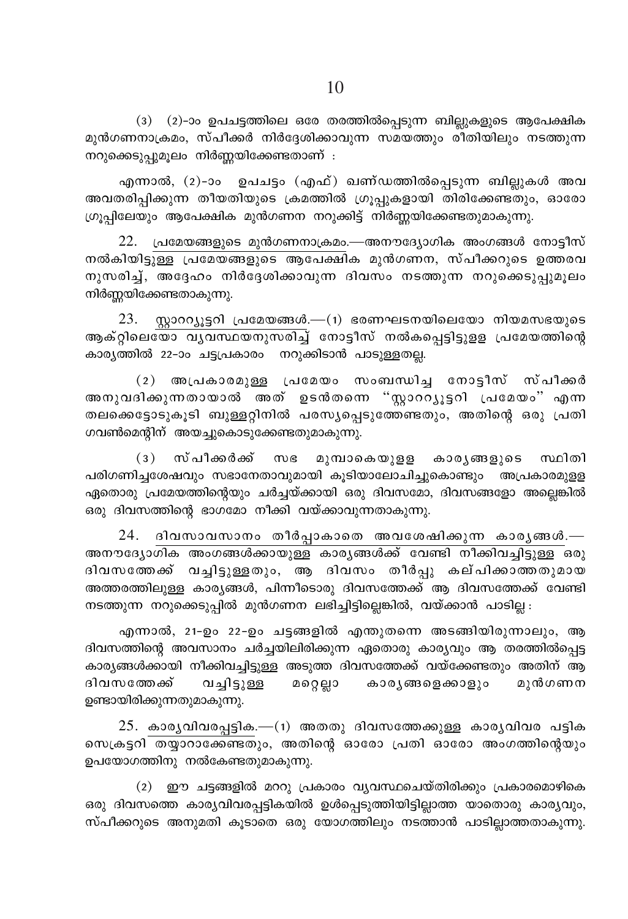(3) (2)-ാം ഉപചട്ടത്തിലെ ഒരേ തരത്തിൽപ്പെടുന്ന ബില്ലുകളുടെ ആപേക്ഷിക മുൻഗണനാക്രമം, സ്പീക്കർ നിർദ്ദേശിക്കാവുന്ന സമയത്തും രീതിയിലും നടത്തുന്ന നറുക്കെടുപ്പുമൂലം നിർണ്ണയിക്കേണ്ടതാണ് :

എന്നാൽ, (2)-ാം ഉപചട്ടം (എഫ്) ഖണ്ഡത്തിൽപ്പെടുന്ന ബില്ലുകൾ അവ അവതരിപ്പിക്കുന്ന തീയതിയുടെ ക്രമത്തിൽ ഗ്രൂപ്പുകളായി തിരിക്കേണ്ടതും, ഓരോ ഗ്രൂപ്പിലേയും ആപേക്ഷിക മുൻഗണന നറുക്കിട്ട് നിർണ്ണയിക്കേണ്ടതുമാകുന്നു.

22. <u>പ്രമേയങ്ങളുടെ മുൻഗണനാക്രമം.</u>—അനൗദ്യോഗിക അംഗങ്ങൾ നോട്ടീസ് നൽകിയിട്ടുള്ള പ്രമേയങ്ങളുടെ ആപേക്ഷിക മുൻഗണന, സ്പീക്കറുടെ ഉത്തരവനുസരിച്ച്, അദ്ദേഹം നിർദ്ദേശിക്കാവുന്ന ദിവസം നടത്തുന്ന നറുക്കെടുപ്പുമൂലം നിർണ്ണയിക്കേണ്ടതാകുന്നു.

23. <u>സ്റ്റാററ്യൂട്ടറി പ്രമേയങ്ങൾ.</u>—(1) ഭരണഘടനയിലെയോ നിയമസഭയുടെ ആക്റ്റിലെയോ വ്യവസ്ഥയനുസരിച്ച് നോട്ടീസ് നൽകപ്പെട്ടിട്ടുള്ള പ്രമേയത്തിന്റെ കാര്യത്തിൽ 22-ാം ചട്ടപ്രകാരം നറുക്കിടാൻ പാടുള്ളതല്ല.

(2) അപ്രകാരമുള്ള പ്രമേയം സംബന്ധിച്ച നോട്ടീസ് സ്പീക്കർ അനുവദിക്കുന്നതായാൽ അത് ഉടൻതന്നെ "സ്റ്റാററ്യൂട്ടറി പ്രമേയം" എന്ന തലക്കെട്ടോടുകൂടി ബുള്ളറ്റിനിൽ പരസ്യപ്പെടുത്തേണ്ടതും, അതിന്റെ ഒരു പ്രതി ഗവൺമെന്റിന് അയച്ചുകൊടുക്കേണ്ടതുമാകുന്നു.

(3) സ്പീക്കർക്ക് സഭ മുമ്പാകെയുള്ള കാര്യങ്ങളുടെ സ്ഥിതി പരിഗണിച്ചശേഷവും സഭാനേതാവുമായി കൂടിയാലോചിച്ചുകൊണ്ടും അപ്രകാരമുള്ള ഏതൊരു പ്രമേയത്തിന്റെയും ചർച്ചയ്ക്കായി ഒരു ദിവസമോ, ദിവസങ്ങളോ അല്ലെങ്കിൽ ഒരു ദിവസത്തിന്റെ ഭാഗമോ നീക്കി വയ്ക്കാവുന്നതാകുന്നു.

24. <u>ദിവസാവസാനം തീർപ്പാകാതെ അവശേഷിക്കുന്ന കാര്യങ്ങൾ.</u>—അനൗദ്യോഗിക അംഗങ്ങൾക്കായുള്ള കാര്യങ്ങൾക്ക് വേണ്ടി നീക്കിവച്ചിട്ടുള്ള ഒരു ദിവസത്തേക്ക് വച്ചിട്ടുള്ളതും, ആ ദിവസം തീർപ്പു കല്പിക്കാത്തതുമായ അത്തരത്തിലുള്ള കാര്യങ്ങൾ, പിന്നീടൊരു ദിവസത്തേക്ക് ആ ദിവസത്തേക്ക് വേണ്ടി നടത്തുന്ന നറുക്കെടുപ്പിൽ മുൻഗണന ലഭിച്ചിട്ടില്ലെങ്കിൽ, വയ്ക്കാൻ പാടില്ല :

എന്നാൽ, 21-ഉം 22-ഉം ചട്ടങ്ങളിൽ എന്തുതന്നെ അടങ്ങിയിരുന്നാലും, ആ ദിവസത്തിന്റെ അവസാനം ചർച്ചയിലിരിക്കുന്ന ഏതൊരു കാര്യവും ആ തരത്തിൽപ്പെട്ട കാര്യങ്ങൾക്കായി നീക്കിവച്ചിട്ടുള്ള അടുത്ത ദിവസത്തേക്ക് വയ്ക്കേണ്ടതും അതിന് ആ ദിവസത്തേക്ക് വച്ചിട്ടുള്ള മറ്റെല്ലാ കാര്യങ്ങളെക്കാളും മുൻഗണന ഉണ്ടായിരിക്കുന്നതുമാകുന്നു.

25. <u>കാര്യവിവരപ്പട്ടിക.</u>—(1) അതതു ദിവസത്തേക്കുള്ള കാര്യവിവര പട്ടിക സെക്രട്ടറി തയ്യാറാക്കേണ്ടതും, അതിന്റെ ഓരോ പ്രതി ഓരോ അംഗത്തിന്റെയും ഉപയോഗത്തിനു നൽകേണ്ടതുമാകുന്നു.

(2) ഈ ചട്ടങ്ങളിൽ മററു പ്രകാരം വ്യവസ്ഥചെയ്തിരിക്കും പ്രകാരമൊഴികെ ഒരു ദിവസത്തെ കാര്യവിവരപ്പട്ടികയിൽ ഉൾപ്പെടുത്തിയിട്ടില്ലാത്ത യാതൊരു കാര്യവും, സ്പീക്കറുടെ അനുമതി കൂടാതെ ഒരു യോഗത്തിലും നടത്താൻ പാടില്ലാത്തതാകുന്നു.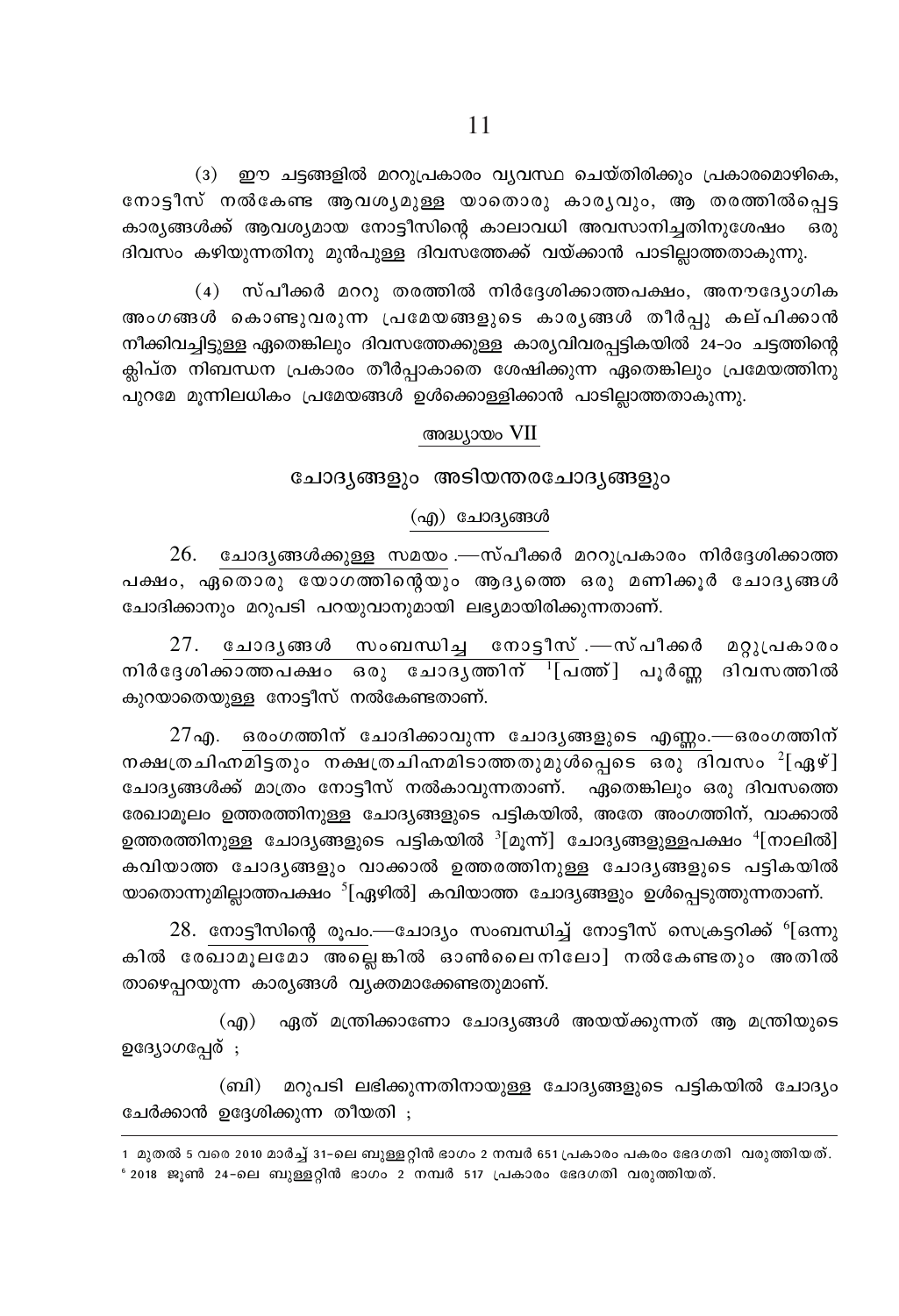(3) ഈ ചട്ടങ്ങളിൽ മററുപ്രകാരം വ്യവസ്ഥ ചെയ്തിരിക്കും പ്രകാരമൊഴികെ, നോട്ടീസ് നൽകേണ്ട ആവശ്യമുള്ള യാതൊരു കാര്യവും, ആ തരത്തിൽപ്പെട്ട കാര്യങ്ങൾക്ക് ആവശ്യമായ നോട്ടീസിന്റെ കാലാവധി അവസാനിച്ചതിനുശേഷം ഒരു ദിവസം കഴിയുന്നതിനു മുൻപുള്ള ദിവസത്തേക്ക് വയ്ക്കാൻ പാടില്ലാത്തതാകുന്നു.

(4) സ്പീക്കർ മററു തരത്തിൽ നിർദ്ദേശിക്കാത്തപക്ഷം, അനൗദ്യോഗിക അംഗങ്ങൾ കൊണ്ടുവരുന്ന പ്രമേയങ്ങളുടെ കാര്യങ്ങൾ തീർപ്പു കല്പിക്കാൻ നീക്കിവച്ചിട്ടുള്ള ഏതെങ്കിലും ദിവസത്തേക്കുള്ള കാര്യവിവരപ്പട്ടികയിൽ 24-ാം ചട്ടത്തിന്റെ ക്ലിപ്ത നിബന്ധന പ്രകാരം തീർപ്പാകാതെ ശേഷിക്കുന്ന ഏതെങ്കിലും പ്രമേയത്തിനു പുറമേ മൂന്നിലധികം പ്രമേയങ്ങൾ ഉൾക്കൊള്ളിക്കാൻ പാടില്ലാത്തതാകുന്നു.

## അദ്ധ്യായം VII

## ചോദ്യങ്ങളും അടിയന്തരചോദ്യങ്ങളും

### (എ) ചോദ്യങ്ങൾ

26. ചോദ്യങ്ങൾക്കുള്ള സമയം.—സ്പീക്കർ മററുപ്രകാരം നിർദ്ദേശിക്കാത്ത പക്ഷം, ഏതൊരു യോഗത്തിന്റെയും ആദ്യത്തെ ഒരു മണിക്കൂർ ചോദ്യങ്ങൾ ചോദിക്കാനും മറുപടി പറയുവാനുമായി ലഭ്യമായിരിക്കുന്നതാണ്.

27. ചോദ്യങ്ങൾ സംബന്ധിച്ച നോട്ടീസ്.—സ്പീക്കർ മറ്റുപ്രകാരം നിർദ്ദേശിക്കാത്തപക്ഷം ഒരു ചോദ്യത്തിന് [1][പത്ത്] പൂർണ്ണ ദിവസത്തിൽ കുറയാതെയുള്ള നോട്ടീസ് നൽകേണ്ടതാണ്.

27എ. ഒരംഗത്തിന് ചോദിക്കാവുന്ന ചോദ്യങ്ങളുടെ എണ്ണം.—ഒരംഗത്തിന് നക്ഷത്രചിഹ്നമിട്ടതും നക്ഷത്രചിഹ്നമിടാത്തതുമുൾപ്പെടെ ഒരു ദിവസം [2][ഏഴ്] ചോദ്യങ്ങൾക്ക് മാത്രം നോട്ടീസ് നൽകാവുന്നതാണ്. ഏതെങ്കിലും ഒരു ദിവസത്തെ രേഖാമൂലം ഉത്തരത്തിനുള്ള ചോദ്യങ്ങളുടെ പട്ടികയിൽ, അതേ അംഗത്തിന്, വാക്കാൽ ഉത്തരത്തിനുള്ള ചോദ്യങ്ങളുടെ പട്ടികയിൽ [3][മൂന്ന്] ചോദ്യങ്ങളുള്ളപക്ഷം [4][നാലിൽ] കവിയാത്ത ചോദ്യങ്ങളും വാക്കാൽ ഉത്തരത്തിനുള്ള ചോദ്യങ്ങളുടെ പട്ടികയിൽ യാതൊന്നുമില്ലാത്തപക്ഷം [5][ഏഴിൽ] കവിയാത്ത ചോദ്യങ്ങളും ഉൾപ്പെടുത്തുന്നതാണ്.

28. നോട്ടീസിന്റെ രൂപം.—ചോദ്യം സംബന്ധിച്ച് നോട്ടീസ് സെക്രട്ടറിക്ക് [6][ഒന്നുകിൽ രേഖാമൂലമോ അല്ലെങ്കിൽ ഓൺലൈനിലോ] നൽകേണ്ടതും അതിൽ താഴെപ്പറയുന്ന കാര്യങ്ങൾ വ്യക്തമാക്കേണ്ടതുമാണ്.

(എ) ഏത് മന്ത്രിക്കാണോ ചോദ്യങ്ങൾ അയയ്ക്കുന്നത് ആ മന്ത്രിയുടെ ഉദ്യോഗപ്പേര് ;

(ബി) മറുപടി ലഭിക്കുന്നതിനായുള്ള ചോദ്യങ്ങളുടെ പട്ടികയിൽ ചോദ്യം ചേർക്കാൻ ഉദ്ദേശിക്കുന്ന തീയതി ;

---

1 മുതൽ 5 വരെ 2010 മാർച്ച് 31-ലെ ബുള്ളറ്റിൻ ഭാഗം 2 നമ്പർ 651 പ്രകാരം പകരം ഭേദഗതി വരുത്തിയത്.

6 2018 ജൂൺ 24-ലെ ബുള്ളറ്റിൻ ഭാഗം 2 നമ്പർ 517 പ്രകാരം ഭേദഗതി വരുത്തിയത്.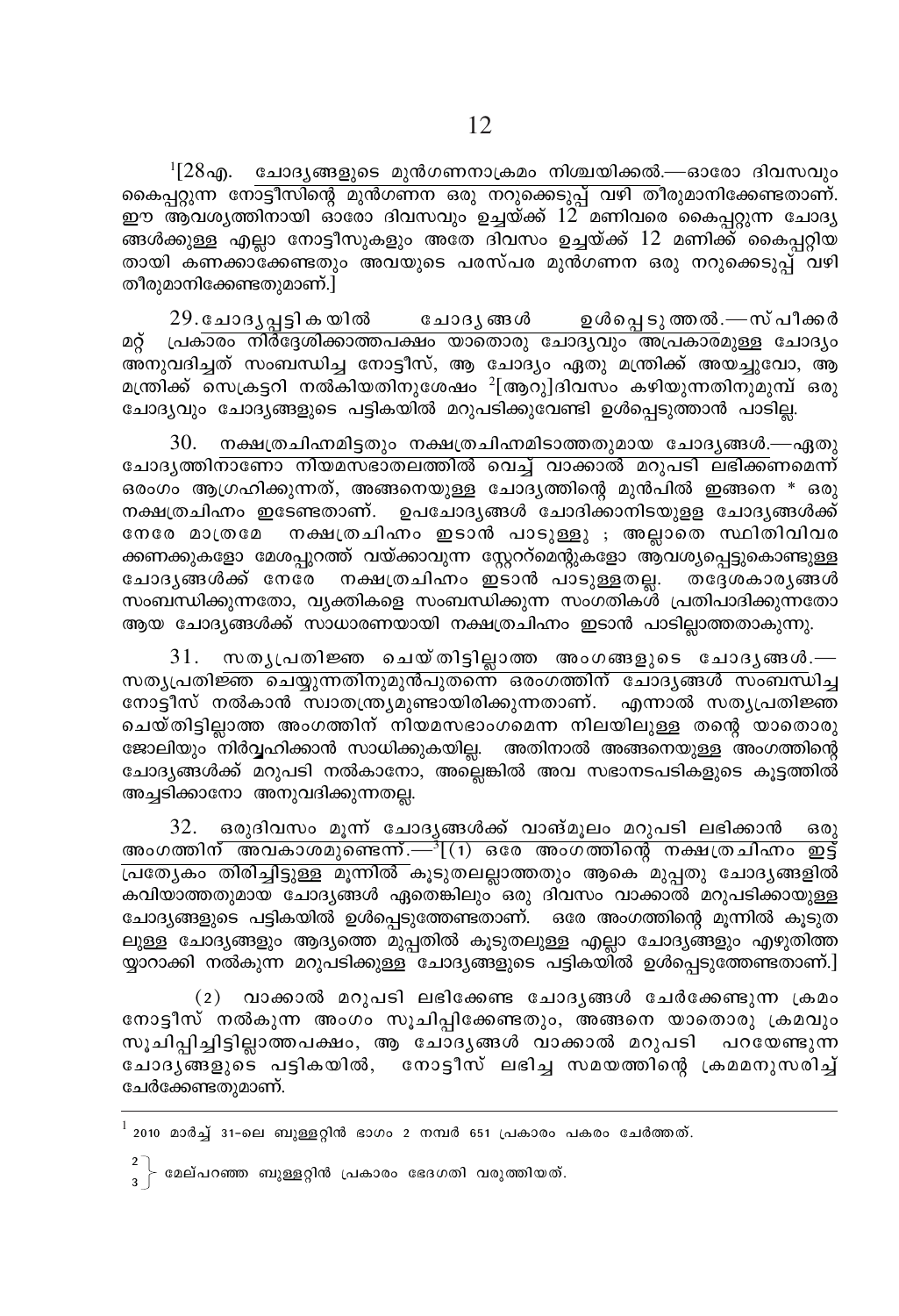[1][28എ. ചോദ്യങ്ങളുടെ മുൻഗണനാക്രമം നിശ്ചയിക്കൽ.—ഓരോ ദിവസവും കൈപ്പറ്റുന്ന നോട്ടീസിന്റെ മുൻഗണന ഒരു നറുക്കെടുപ്പ് വഴി തീരുമാനിക്കേണ്ടതാണ്. ഈ ആവശ്യത്തിനായി ഓരോ ദിവസവും ഉച്ചയ്ക്ക് 12 മണിവരെ കൈപ്പറ്റുന്ന ചോദ്യങ്ങൾക്കുള്ള എല്ലാ നോട്ടീസുകളും അതേ ദിവസം ഉച്ചയ്ക്ക് 12 മണിക്ക് കൈപ്പറ്റിയതായി കണക്കാക്കേണ്ടതും അവയുടെ പരസ്പര മുൻഗണന ഒരു നറുക്കെടുപ്പ് വഴി തീരുമാനിക്കേണ്ടതുമാണ്.]

29. ചോദ്യപ്പട്ടികയിൽ ചോദ്യങ്ങൾ ഉൾപ്പെടുത്തൽ.—സ്പീക്കർ മറ്റ് പ്രകാരം നിർദ്ദേശിക്കാത്തപക്ഷം യാതൊരു ചോദ്യവും അപ്രകാരമുള്ള ചോദ്യം അനുവദിച്ചത് സംബന്ധിച്ച നോട്ടീസ്, ആ ചോദ്യം ഏതു മന്ത്രിക്ക് അയച്ചുവോ, ആ മന്ത്രിക്ക് സെക്രട്ടറി നൽകിയതിനുശേഷം [2][ആറു]ദിവസം കഴിയുന്നതിനുമുമ്പ് ഒരു ചോദ്യവും ചോദ്യങ്ങളുടെ പട്ടികയിൽ മറുപടിക്കുവേണ്ടി ഉൾപ്പെടുത്താൻ പാടില്ല.

30. നക്ഷത്രചിഹ്നമിട്ടതും നക്ഷത്രചിഹ്നമിടാത്തതുമായ ചോദ്യങ്ങൾ.—ഏതു ചോദ്യത്തിനാണോ നിയമസഭാതലത്തിൽ വെച്ച് വാക്കാൽ മറുപടി ലഭിക്കണമെന്ന് ഒരംഗം ആഗ്രഹിക്കുന്നത്, അങ്ങനെയുള്ള ചോദ്യത്തിന്റെ മുൻപിൽ ഇങ്ങനെ * ഒരു നക്ഷത്രചിഹ്നം ഇടേണ്ടതാണ്. ഉപചോദ്യങ്ങൾ ചോദിക്കാനിടയുള്ള ചോദ്യങ്ങൾക്ക് നേരേ മാത്രമേ നക്ഷത്രചിഹ്നം ഇടാൻ പാടുള്ളൂ ; അല്ലാതെ സ്ഥിതിവിവരക്കണക്കുകളോ മേശപ്പുറത്ത് വയ്ക്കാവുന്ന സ്റ്റേററ്മെന്റുകളോ ആവശ്യപ്പെട്ടുകൊണ്ടുള്ള ചോദ്യങ്ങൾക്ക് നേരേ നക്ഷത്രചിഹ്നം ഇടാൻ പാടുള്ളതല്ല. തദ്ദേശകാര്യങ്ങൾ സംബന്ധിക്കുന്നതോ, വ്യക്തികളെ സംബന്ധിക്കുന്ന സംഗതികൾ പ്രതിപാദിക്കുന്നതോ ആയ ചോദ്യങ്ങൾക്ക് സാധാരണയായി നക്ഷത്രചിഹ്നം ഇടാൻ പാടില്ലാത്തതാകുന്നു.

31. സത്യപ്രതിജ്ഞ ചെയ്തിട്ടില്ലാത്ത അംഗങ്ങളുടെ ചോദ്യങ്ങൾ.—സത്യപ്രതിജ്ഞ ചെയ്യുന്നതിനുമുൻപുതന്നെ ഒരംഗത്തിന് ചോദ്യങ്ങൾ സംബന്ധിച്ച നോട്ടീസ് നൽകാൻ സ്വാതന്ത്ര്യമുണ്ടായിരിക്കുന്നതാണ്. എന്നാൽ സത്യപ്രതിജ്ഞ ചെയ്തിട്ടില്ലാത്ത അംഗത്തിന് നിയമസഭാംഗമെന്ന നിലയിലുള്ള തന്റെ യാതൊരു ജോലിയും നിർവ്വഹിക്കാൻ സാധിക്കുകയില്ല. അതിനാൽ അങ്ങനെയുള്ള അംഗത്തിന്റെ ചോദ്യങ്ങൾക്ക് മറുപടി നൽകാനോ, അല്ലെങ്കിൽ അവ സഭാനടപടികളുടെ കൂട്ടത്തിൽ അച്ചടിക്കാനോ അനുവദിക്കുന്നതല്ല.

32. ഒരുദിവസം മൂന്ന് ചോദ്യങ്ങൾക്ക് വാങ്മൂലം മറുപടി ലഭിക്കാൻ ഒരു അംഗത്തിന് അവകാശമുണ്ടെന്ന്.—[3][(1) ഒരേ അംഗത്തിന്റെ നക്ഷത്രചിഹ്നം ഇട്ട് പ്രത്യേകം തിരിച്ചിട്ടുള്ള മൂന്നിൽ കൂടുതലല്ലാത്തതും ആകെ മുപ്പതു ചോദ്യങ്ങളിൽ കവിയാത്തതുമായ ചോദ്യങ്ങൾ ഏതെങ്കിലും ഒരു ദിവസം വാക്കാൽ മറുപടിക്കായുള്ള ചോദ്യങ്ങളുടെ പട്ടികയിൽ ഉൾപ്പെടുത്തേണ്ടതാണ്. ഒരേ അംഗത്തിന്റെ മൂന്നിൽ കൂടുതലുള്ള ചോദ്യങ്ങളും ആദ്യത്തെ മുപ്പതിൽ കൂടുതലുള്ള എല്ലാ ചോദ്യങ്ങളും എഴുതിത്തയ്യാറാക്കി നൽകുന്ന മറുപടിക്കുള്ള ചോദ്യങ്ങളുടെ പട്ടികയിൽ ഉൾപ്പെടുത്തേണ്ടതാണ്.]

(2) വാക്കാൽ മറുപടി ലഭിക്കേണ്ട ചോദ്യങ്ങൾ ചേർക്കേണ്ടുന്ന ക്രമം നോട്ടീസ് നൽകുന്ന അംഗം സൂചിപ്പിക്കേണ്ടതും, അങ്ങനെ യാതൊരു ക്രമവും സൂചിപ്പിച്ചിട്ടില്ലാത്തപക്ഷം, ആ ചോദ്യങ്ങൾ വാക്കാൽ മറുപടി പറയേണ്ടുന്ന ചോദ്യങ്ങളുടെ പട്ടികയിൽ, നോട്ടീസ് ലഭിച്ച സമയത്തിന്റെ ക്രമമനുസരിച്ച് ചേർക്കേണ്ടതുമാണ്.

---

[1] 2010 മാർച്ച് 31-ലെ ബുള്ളറ്റിൻ ഭാഗം 2 നമ്പർ 651 പ്രകാരം പകരം ചേർത്തത്.

[2], [3] മേല്പറഞ്ഞ ബുള്ളറ്റിൻ പ്രകാരം ഭേദഗതി വരുത്തിയത്.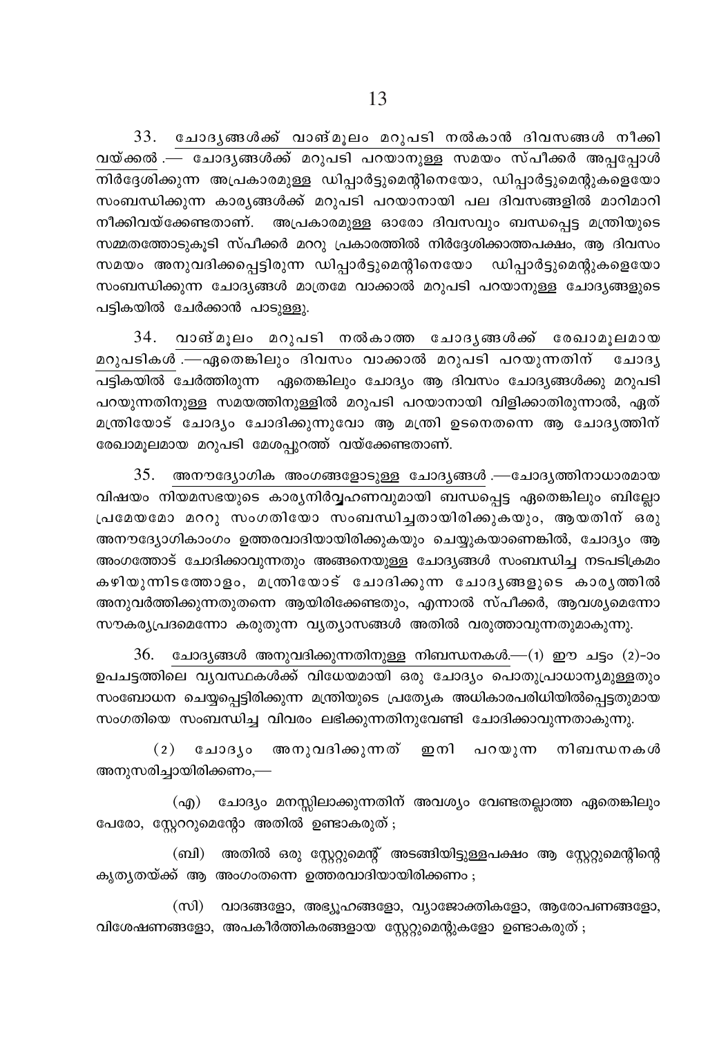33. <u>ചോദ്യങ്ങൾക്ക് വാങ്മൂലം മറുപടി നൽകാൻ ദിവസങ്ങൾ നീക്കി വയ്ക്കൽ</u> .— ചോദ്യങ്ങൾക്ക് മറുപടി പറയാനുള്ള സമയം സ്പീക്കർ അപ്പപ്പോൾ നിർദ്ദേശിക്കുന്ന അപ്രകാരമുള്ള ഡിപ്പാർട്ടുമെന്റിനെയോ, ഡിപ്പാർട്ടുമെന്റുകളെയോ സംബന്ധിക്കുന്ന കാര്യങ്ങൾക്ക് മറുപടി പറയാനായി പല ദിവസങ്ങളിൽ മാറിമാറി നീക്കിവയ്ക്കേണ്ടതാണ്. അപ്രകാരമുള്ള ഓരോ ദിവസവും ബന്ധപ്പെട്ട മന്ത്രിയുടെ സമ്മതത്തോടുകൂടി സ്പീക്കർ മററു പ്രകാരത്തിൽ നിർദ്ദേശിക്കാത്തപക്ഷം, ആ ദിവസം സമയം അനുവദിക്കപ്പെട്ടിരുന്ന ഡിപ്പാർട്ടുമെന്റിനെയോ ഡിപ്പാർട്ടുമെന്റുകളെയോ സംബന്ധിക്കുന്ന ചോദ്യങ്ങൾ മാത്രമേ വാക്കാൽ മറുപടി പറയാനുള്ള ചോദ്യങ്ങളുടെ പട്ടികയിൽ ചേർക്കാൻ പാടുള്ളൂ.

34. <u>വാങ്മൂലം മറുപടി നൽകാത്ത ചോദ്യങ്ങൾക്ക് രേഖാമൂലമായ മറുപടികൾ</u> .—ഏതെങ്കിലും ദിവസം വാക്കാൽ മറുപടി പറയുന്നതിന് ചോദ്യ പട്ടികയിൽ ചേർത്തിരുന്ന ഏതെങ്കിലും ചോദ്യം ആ ദിവസം ചോദ്യങ്ങൾക്കു മറുപടി പറയുന്നതിനുള്ള സമയത്തിനുള്ളിൽ മറുപടി പറയാനായി വിളിക്കാതിരുന്നാൽ, ഏത് മന്ത്രിയോട് ചോദ്യം ചോദിക്കുന്നുവോ ആ മന്ത്രി ഉടനെതന്നെ ആ ചോദ്യത്തിന് രേഖാമൂലമായ മറുപടി മേശപ്പുറത്ത് വയ്ക്കേണ്ടതാണ്.

35. <u>അനൗദ്യോഗിക അംഗങ്ങളോടുള്ള ചോദ്യങ്ങൾ</u> .—ചോദ്യത്തിനാധാരമായ വിഷയം നിയമസഭയുടെ കാര്യനിർവ്വഹണവുമായി ബന്ധപ്പെട്ട ഏതെങ്കിലും ബില്ലോ പ്രമേയമോ മററു സംഗതിയോ സംബന്ധിച്ചതായിരിക്കുകയും, ആയതിന് ഒരു അനൗദ്യോഗികാംഗം ഉത്തരവാദിയായിരിക്കുകയും ചെയ്യുകയാണെങ്കിൽ, ചോദ്യം ആ അംഗത്തോട് ചോദിക്കാവുന്നതും അങ്ങനെയുള്ള ചോദ്യങ്ങൾ സംബന്ധിച്ച നടപടിക്രമം കഴിയുന്നിടത്തോളം, മന്ത്രിയോട് ചോദിക്കുന്ന ചോദ്യങ്ങളുടെ കാര്യത്തിൽ അനുവർത്തിക്കുന്നതുതന്നെ ആയിരിക്കേണ്ടതും, എന്നാൽ സ്പീക്കർ, ആവശ്യമെന്നോ സൗകര്യപ്രദമെന്നോ കരുതുന്ന വ്യത്യാസങ്ങൾ അതിൽ വരുത്താവുന്നതുമാകുന്നു.

36. <u>ചോദ്യങ്ങൾ അനുവദിക്കുന്നതിനുള്ള നിബന്ധനകൾ</u>.—(1) ഈ ചട്ടം (2)-ാം ഉപചട്ടത്തിലെ വ്യവസ്ഥകൾക്ക് വിധേയമായി ഒരു ചോദ്യം പൊതുപ്രാധാന്യമുള്ളതും സംബോധന ചെയ്യപ്പെട്ടിരിക്കുന്ന മന്ത്രിയുടെ പ്രത്യേക അധികാരപരിധിയിൽപ്പെട്ടതുമായ സംഗതിയെ സംബന്ധിച്ച വിവരം ലഭിക്കുന്നതിനുവേണ്ടി ചോദിക്കാവുന്നതാകുന്നു.

(2) ചോദ്യം അനുവദിക്കുന്നത് ഇനി പറയുന്ന നിബന്ധനകൾ അനുസരിച്ചായിരിക്കണം,—

(എ) ചോദ്യം മനസ്സിലാക്കുന്നതിന് അവശ്യം വേണ്ടതല്ലാത്ത ഏതെങ്കിലും പേരോ, സ്റ്റേററുമെന്റോ അതിൽ ഉണ്ടാകരുത് ;

(ബി) അതിൽ ഒരു സ്റ്റേററുമെന്റ് അടങ്ങിയിട്ടുള്ളപക്ഷം ആ സ്റ്റേററുമെന്റിന്റെ കൃത്യതയ്ക്ക് ആ അംഗംതന്നെ ഉത്തരവാദിയായിരിക്കണം ;

(സി) വാദങ്ങളോ, അഭ്യൂഹങ്ങളോ, വ്യാജോക്തികളോ, ആരോപണങ്ങളോ, വിശേഷണങ്ങളോ, അപകീർത്തികരങ്ങളായ സ്റ്റേററുമെന്റുകളോ ഉണ്ടാകരുത് ;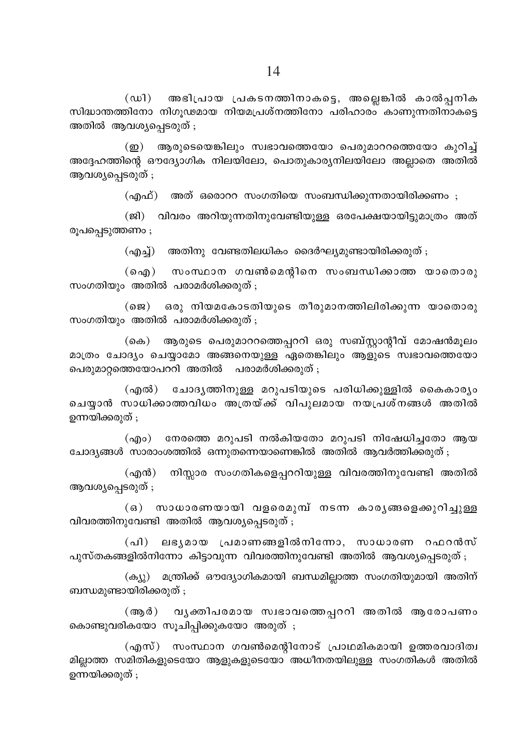(ഡി) അഭിപ്രായ പ്രകടനത്തിനാകട്ടെ, അല്ലെങ്കിൽ കാൽപ്പനിക സിദ്ധാന്തത്തിനോ നിഗൂഢമായ നിയമപ്രശ്നത്തിനോ പരിഹാരം കാണുന്നതിനാകട്ടെ അതിൽ ആവശ്യപ്പെടരുത് ;

(ഇ) ആരുടെയെങ്കിലും സ്വഭാവത്തെയോ പെരുമാററത്തെയോ കുറിച്ച് അദ്ദേഹത്തിന്റെ ഔദ്യോഗിക നിലയിലോ, പൊതുകാര്യനിലയിലോ അല്ലാതെ അതിൽ ആവശ്യപ്പെടരുത് ;

(എഫ്) അത് ഒരൊററ സംഗതിയെ സംബന്ധിക്കുന്നതായിരിക്കണം ;

(ജി) വിവരം അറിയുന്നതിനുവേണ്ടിയുള്ള ഒരപേക്ഷയായിട്ടുമാത്രം അത് രൂപപ്പെടുത്തണം ;

(എച്ച്) അതിനു വേണ്ടതിലധികം ദൈർഘ്യമുണ്ടായിരിക്കരുത് ;

(ഐ) സംസ്ഥാന ഗവൺമെന്റിനെ സംബന്ധിക്കാത്ത യാതൊരു സംഗതിയും അതിൽ പരാമർശിക്കരുത് ;

(ജെ) ഒരു നിയമകോടതിയുടെ തീരുമാനത്തിലിരിക്കുന്ന യാതൊരു സംഗതിയും അതിൽ പരാമർശിക്കരുത് ;

(കെ) ആരുടെ പെരുമാററത്തെപ്പററി ഒരു സബ്സ്റ്റാന്റീവ് മോഷൻമൂലം മാത്രം ചോദ്യം ചെയ്യാമോ അങ്ങനെയുള്ള ഏതെങ്കിലും ആളുടെ സ്വഭാവത്തെയോ പെരുമാറ്റത്തെയോപററി അതിൽ പരാമർശിക്കരുത് ;

(എൽ) ചോദ്യത്തിനുള്ള മറുപടിയുടെ പരിധിക്കുള്ളിൽ കൈകാര്യം ചെയ്യാൻ സാധിക്കാത്തവിധം അത്രയ്ക്ക് വിപുലമായ നയപ്രശ്നങ്ങൾ അതിൽ ഉന്നയിക്കരുത് ;

(എം) നേരത്തെ മറുപടി നൽകിയതോ മറുപടി നിഷേധിച്ചതോ ആയ ചോദ്യങ്ങൾ സാരാംശത്തിൽ ഒന്നുതന്നെയാണെങ്കിൽ അതിൽ ആവർത്തിക്കരുത് ;

(എൻ) നിസ്സാര സംഗതികളെപ്പററിയുള്ള വിവരത്തിനുവേണ്ടി അതിൽ ആവശ്യപ്പെടരുത് ;

(ഒ) സാധാരണയായി വളരെമുമ്പ് നടന്ന കാര്യങ്ങളെക്കുറിച്ചുള്ള വിവരത്തിനുവേണ്ടി അതിൽ ആവശ്യപ്പെടരുത് ;

(പി) ലഭ്യമായ പ്രമാണങ്ങളിൽനിന്നോ, സാധാരണ റഫറൻസ് പുസ്തകങ്ങളിൽനിന്നോ കിട്ടാവുന്ന വിവരത്തിനുവേണ്ടി അതിൽ ആവശ്യപ്പെടരുത് ;

(ക്യൂ) മന്ത്രിക്ക് ഔദ്യോഗികമായി ബന്ധമില്ലാത്ത സംഗതിയുമായി അതിന് ബന്ധമുണ്ടായിരിക്കരുത് ;

(ആർ) വ്യക്തിപരമായ സ്വഭാവത്തെപ്പററി അതിൽ ആരോപണം കൊണ്ടുവരികയോ സൂചിപ്പിക്കുകയോ അരുത് ;

(എസ്) സംസ്ഥാന ഗവൺമെന്റിനോട് പ്രാഥമികമായി ഉത്തരവാദിത്വമില്ലാത്ത സമിതികളുടെയോ ആളുകളുടെയോ അധീനതയിലുള്ള സംഗതികൾ അതിൽ ഉന്നയിക്കരുത് ;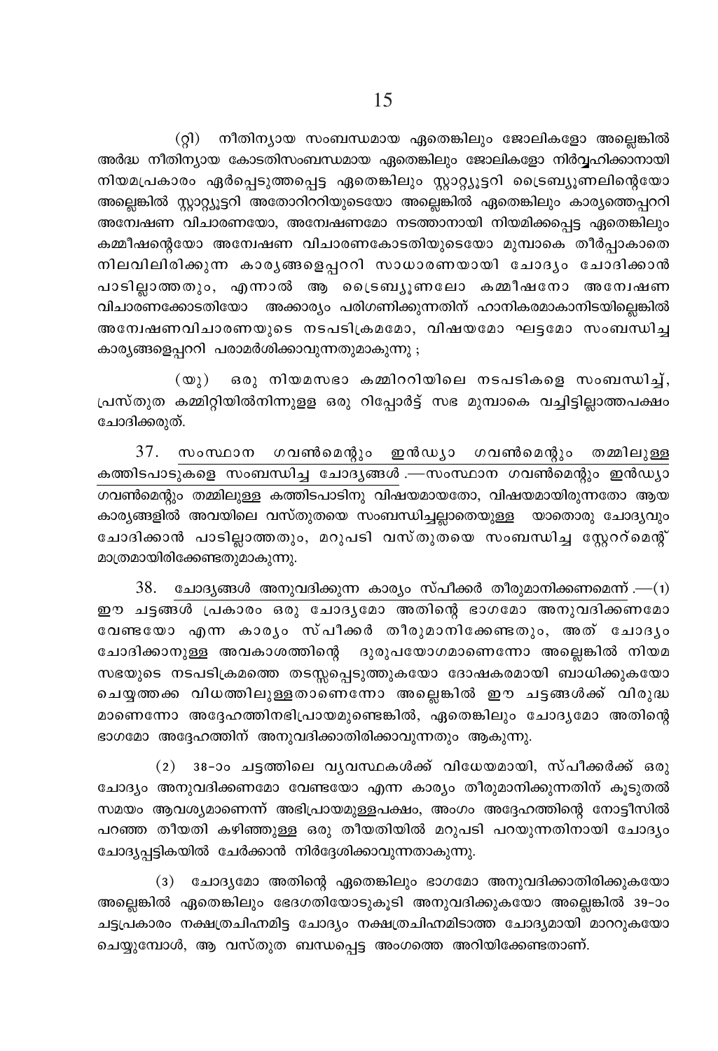(റ്റി) നീതിന്യായ സംബന്ധമായ ഏതെങ്കിലും ജോലികളോ അല്ലെങ്കിൽ അർദ്ധ നീതിന്യായ കോടതിസംബന്ധമായ ഏതെങ്കിലും ജോലികളോ നിർവ്വഹിക്കാനായി നിയമപ്രകാരം ഏർപ്പെടുത്തപ്പെട്ട ഏതെങ്കിലും സ്റ്റാറ്റ്യൂട്ടറി ട്രൈബ്യൂണലിന്റെയോ അല്ലെങ്കിൽ സ്റ്റാറ്റ്യൂട്ടറി അതോറിററിയുടെയോ അല്ലെങ്കിൽ ഏതെങ്കിലും കാര്യത്തെപ്പററി അന്വേഷണ വിചാരണയോ, അന്വേഷണമോ നടത്താനായി നിയമിക്കപ്പെട്ട ഏതെങ്കിലും കമ്മീഷന്റെയോ അന്വേഷണ വിചാരണകോടതിയുടെയോ മുമ്പാകെ തീർപ്പാകാതെ നിലവിലിരിക്കുന്ന കാര്യങ്ങളെപ്പററി സാധാരണയായി ചോദ്യം ചോദിക്കാൻ പാടില്ലാത്തതും, എന്നാൽ ആ ട്രൈബ്യൂണലോ കമ്മീഷനോ അന്വേഷണ വിചാരണക്കോടതിയോ അക്കാര്യം പരിഗണിക്കുന്നതിന് ഹാനികരമാകാനിടയില്ലെങ്കിൽ അന്വേഷണവിചാരണയുടെ നടപടിക്രമമോ, വിഷയമോ ഘട്ടമോ സംബന്ധിച്ച കാര്യങ്ങളെപ്പററി പരാമർശിക്കാവുന്നതുമാകുന്നു ;

(യു) ഒരു നിയമസഭാ കമ്മിററിയിലെ നടപടികളെ സംബന്ധിച്ച്, പ്രസ്തുത കമ്മിറ്റിയിൽനിന്നുള്ള ഒരു റിപ്പോർട്ട് സഭ മുമ്പാകെ വച്ചിട്ടില്ലാത്തപക്ഷം ചോദിക്കരുത്.

37. <u>സംസ്ഥാന ഗവൺമെന്റും ഇൻഡ്യാ ഗവൺമെന്റും തമ്മിലുള്ള കത്തിടപാടുകളെ സംബന്ധിച്ച ചോദ്യങ്ങൾ</u> .—സംസ്ഥാന ഗവൺമെന്റും ഇൻഡ്യാ ഗവൺമെന്റും തമ്മിലുള്ള കത്തിടപാടിനു വിഷയമായതോ, വിഷയമായിരുന്നതോ ആയ കാര്യങ്ങളിൽ അവയിലെ വസ്തുതയെ സംബന്ധിച്ചല്ലാതെയുള്ള യാതൊരു ചോദ്യവും ചോദിക്കാൻ പാടില്ലാത്തതും, മറുപടി വസ്തുതയെ സംബന്ധിച്ച സ്റ്റേററ്മെന്റ് മാത്രമായിരിക്കേണ്ടതുമാകുന്നു.

38. <u>ചോദ്യങ്ങൾ അനുവദിക്കുന്ന കാര്യം സ്പീക്കർ തീരുമാനിക്കണമെന്ന്</u> .—(1) ഈ ചട്ടങ്ങൾ പ്രകാരം ഒരു ചോദ്യമോ അതിന്റെ ഭാഗമോ അനുവദിക്കണമോ വേണ്ടയോ എന്ന കാര്യം സ്പീക്കർ തീരുമാനിക്കേണ്ടതും, അത് ചോദ്യം ചോദിക്കാനുള്ള അവകാശത്തിന്റെ ദുരുപയോഗമാണെന്നോ അല്ലെങ്കിൽ നിയമ സഭയുടെ നടപടിക്രമത്തെ തടസ്സപ്പെടുത്തുകയോ ദോഷകരമായി ബാധിക്കുകയോ ചെയ്യത്തക്ക വിധത്തിലുള്ളതാണെന്നോ അല്ലെങ്കിൽ ഈ ചട്ടങ്ങൾക്ക് വിരുദ്ധ മാണെന്നോ അദ്ദേഹത്തിനഭിപ്രായമുണ്ടെങ്കിൽ, ഏതെങ്കിലും ചോദ്യമോ അതിന്റെ ഭാഗമോ അദ്ദേഹത്തിന് അനുവദിക്കാതിരിക്കാവുന്നതും ആകുന്നു.

(2) 38-ാം ചട്ടത്തിലെ വ്യവസ്ഥകൾക്ക് വിധേയമായി, സ്പീക്കർക്ക് ഒരു ചോദ്യം അനുവദിക്കണമോ വേണ്ടയോ എന്ന കാര്യം തീരുമാനിക്കുന്നതിന് കൂടുതൽ സമയം ആവശ്യമാണെന്ന് അഭിപ്രായമുള്ളപക്ഷം, അംഗം അദ്ദേഹത്തിന്റെ നോട്ടീസിൽ പറഞ്ഞ തീയതി കഴിഞ്ഞുള്ള ഒരു തീയതിയിൽ മറുപടി പറയുന്നതിനായി ചോദ്യം ചോദ്യപ്പട്ടികയിൽ ചേർക്കാൻ നിർദ്ദേശിക്കാവുന്നതാകുന്നു.

(3) ചോദ്യമോ അതിന്റെ ഏതെങ്കിലും ഭാഗമോ അനുവദിക്കാതിരിക്കുകയോ അല്ലെങ്കിൽ ഏതെങ്കിലും ഭേദഗതിയോടുകൂടി അനുവദിക്കുകയോ അല്ലെങ്കിൽ 39-ാം ചട്ടപ്രകാരം നക്ഷത്രചിഹ്നമിട്ട ചോദ്യം നക്ഷത്രചിഹ്നമിടാത്ത ചോദ്യമായി മാററുകയോ ചെയ്യുമ്പോൾ, ആ വസ്തുത ബന്ധപ്പെട്ട അംഗത്തെ അറിയിക്കേണ്ടതാണ്.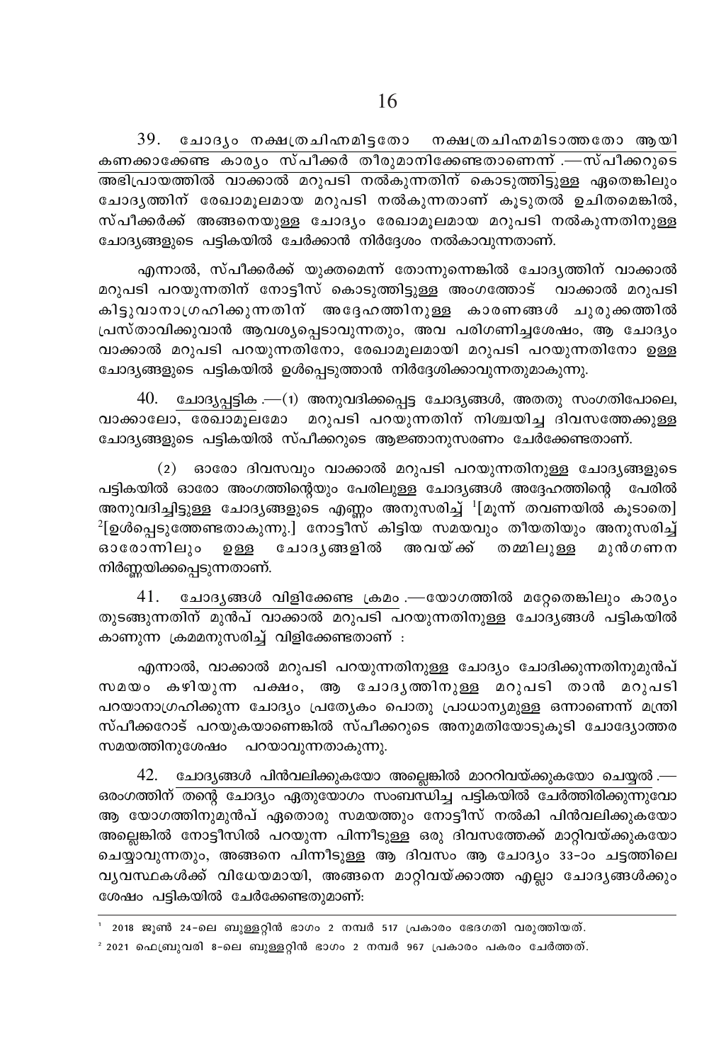39. <u>ചോദ്യം നക്ഷത്രചിഹ്നമിട്ടതോ നക്ഷത്രചിഹ്നമിടാത്തതോ ആയി കണക്കാക്കേണ്ട കാര്യം സ്പീക്കർ തീരുമാനിക്കേണ്ടതാണെന്ന്</u>.—സ്പീക്കറുടെ അഭിപ്രായത്തിൽ വാക്കാൽ മറുപടി നൽകുന്നതിന് കൊടുത്തിട്ടുള്ള ഏതെങ്കിലും ചോദ്യത്തിന് രേഖാമൂലമായ മറുപടി നൽകുന്നതാണ് കൂടുതൽ ഉചിതമെങ്കിൽ, സ്പീക്കർക്ക് അങ്ങനെയുള്ള ചോദ്യം രേഖാമൂലമായ മറുപടി നൽകുന്നതിനുള്ള ചോദ്യങ്ങളുടെ പട്ടികയിൽ ചേർക്കാൻ നിർദ്ദേശം നൽകാവുന്നതാണ്.

എന്നാൽ, സ്പീക്കർക്ക് യുക്തമെന്ന് തോന്നുന്നെങ്കിൽ ചോദ്യത്തിന് വാക്കാൽ മറുപടി പറയുന്നതിന് നോട്ടീസ് കൊടുത്തിട്ടുള്ള അംഗത്തോട് വാക്കാൽ മറുപടി കിട്ടുവാനാഗ്രഹിക്കുന്നതിന് അദ്ദേഹത്തിനുള്ള കാരണങ്ങൾ ചുരുക്കത്തിൽ പ്രസ്താവിക്കുവാൻ ആവശ്യപ്പെടാവുന്നതും, അവ പരിഗണിച്ചശേഷം, ആ ചോദ്യം വാക്കാൽ മറുപടി പറയുന്നതിനോ, രേഖാമൂലമായി മറുപടി പറയുന്നതിനോ ഉള്ള ചോദ്യങ്ങളുടെ പട്ടികയിൽ ഉൾപ്പെടുത്താൻ നിർദ്ദേശിക്കാവുന്നതുമാകുന്നു.

40. <u>ചോദ്യപ്പട്ടിക</u>.—(1) അനുവദിക്കപ്പെട്ട ചോദ്യങ്ങൾ, അതതു സംഗതിപോലെ, വാക്കാലോ, രേഖാമൂലമോ മറുപടി പറയുന്നതിന് നിശ്ചയിച്ച ദിവസത്തേക്കുള്ള ചോദ്യങ്ങളുടെ പട്ടികയിൽ സ്പീക്കറുടെ ആജ്ഞാനുസരണം ചേർക്കേണ്ടതാണ്.

(2) ഓരോ ദിവസവും വാക്കാൽ മറുപടി പറയുന്നതിനുള്ള ചോദ്യങ്ങളുടെ പട്ടികയിൽ ഓരോ അംഗത്തിന്റെയും പേരിലുള്ള ചോദ്യങ്ങൾ അദ്ദേഹത്തിന്റെ പേരിൽ അനുവദിച്ചിട്ടുള്ള ചോദ്യങ്ങളുടെ എണ്ണം അനുസരിച്ച് [1][മൂന്ന് തവണയിൽ കൂടാതെ] [2][ഉൾപ്പെടുത്തേണ്ടതാകുന്നു.] നോട്ടീസ് കിട്ടിയ സമയവും തീയതിയും അനുസരിച്ച് ഓരോന്നിലും ഉള്ള ചോദ്യങ്ങളിൽ അവയ്ക്ക് തമ്മിലുള്ള മുൻഗണന നിർണ്ണയിക്കപ്പെടുന്നതാണ്.

41. <u>ചോദ്യങ്ങൾ വിളിക്കേണ്ട ക്രമം</u>.—യോഗത്തിൽ മറ്റേതെങ്കിലും കാര്യം തുടങ്ങുന്നതിന് മുൻപ് വാക്കാൽ മറുപടി പറയുന്നതിനുള്ള ചോദ്യങ്ങൾ പട്ടികയിൽ കാണുന്ന ക്രമമനുസരിച്ച് വിളിക്കേണ്ടതാണ് :

എന്നാൽ, വാക്കാൽ മറുപടി പറയുന്നതിനുള്ള ചോദ്യം ചോദിക്കുന്നതിനുമുൻപ് സമയം കഴിയുന്ന പക്ഷം, ആ ചോദ്യത്തിനുള്ള മറുപടി താൻ മറുപടി പറയാനാഗ്രഹിക്കുന്ന ചോദ്യം പ്രത്യേകം പൊതു പ്രാധാന്യമുള്ള ഒന്നാണെന്ന് മന്ത്രി സ്പീക്കറോട് പറയുകയാണെങ്കിൽ സ്പീക്കറുടെ അനുമതിയോടുകൂടി ചോദ്യോത്തര സമയത്തിനുശേഷം പറയാവുന്നതാകുന്നു.

42. <u>ചോദ്യങ്ങൾ പിൻവലിക്കുകയോ അല്ലെങ്കിൽ മാററിവയ്ക്കുകയോ ചെയ്യൽ</u>.—ഒരംഗത്തിന് തന്റെ ചോദ്യം ഏതുയോഗം സംബന്ധിച്ച പട്ടികയിൽ ചേർത്തിരിക്കുന്നുവോ ആ യോഗത്തിനുമുൻപ് ഏതൊരു സമയത്തും നോട്ടീസ് നൽകി പിൻവലിക്കുകയോ അല്ലെങ്കിൽ നോട്ടീസിൽ പറയുന്ന പിന്നീടുള്ള ഒരു ദിവസത്തേക്ക് മാറ്റിവയ്ക്കുകയോ ചെയ്യാവുന്നതും, അങ്ങനെ പിന്നീടുള്ള ആ ദിവസം ആ ചോദ്യം 33-ാം ചട്ടത്തിലെ വ്യവസ്ഥകൾക്ക് വിധേയമായി, അങ്ങനെ മാറ്റിവയ്ക്കാത്ത എല്ലാ ചോദ്യങ്ങൾക്കും ശേഷം പട്ടികയിൽ ചേർക്കേണ്ടതുമാണ്:

---

[1] 2018 ജൂൺ 24-ലെ ബുള്ളറ്റിൻ ഭാഗം 2 നമ്പർ 517 പ്രകാരം ഭേദഗതി വരുത്തിയത്.

[2] 2021 ഫെബ്രുവരി 8-ലെ ബുള്ളറ്റിൻ ഭാഗം 2 നമ്പർ 967 പ്രകാരം പകരം ചേർത്തത്.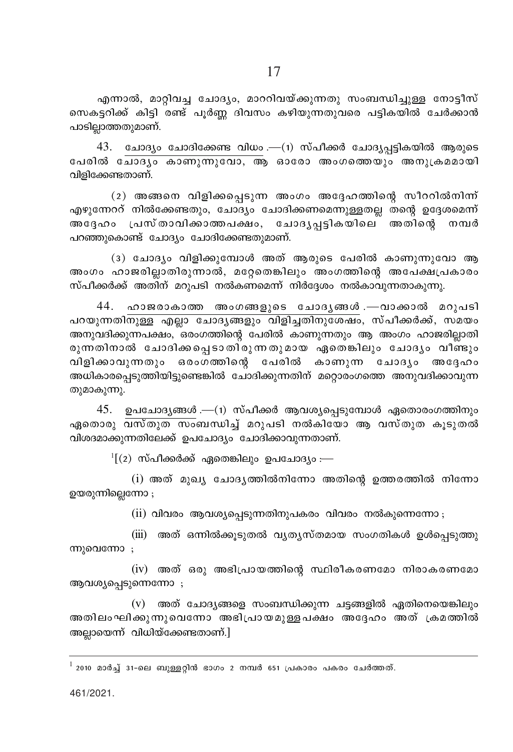എന്നാൽ, മാറ്റിവച്ച ചോദ്യം, മാററിവയ്ക്കുന്നതു സംബന്ധിച്ചുള്ള നോട്ടീസ് സെക്രട്ടറിക്ക് കിട്ടി രണ്ട് പൂർണ്ണ ദിവസം കഴിയുന്നതുവരെ പട്ടികയിൽ ചേർക്കാൻ പാടില്ലാത്തതുമാണ്.

43. <u>ചോദ്യം ചോദിക്കേണ്ട വിധം</u>.—(1) സ്പീക്കർ ചോദ്യപ്പട്ടികയിൽ ആരുടെ പേരിൽ ചോദ്യം കാണുന്നുവോ, ആ ഓരോ അംഗത്തെയും അനുക്രമമായി വിളിക്കേണ്ടതാണ്.

(2) അങ്ങനെ വിളിക്കപ്പെടുന്ന അംഗം അദ്ദേഹത്തിന്റെ സീററിൽനിന്ന് എഴുന്നേററ് നിൽക്കേണ്ടതും, ചോദ്യം ചോദിക്കണമെന്നുള്ളതല്ല തന്റെ ഉദ്ദേശമെന്ന് അദ്ദേഹം പ്രസ്താവിക്കാത്തപക്ഷം, ചോദ്യപ്പട്ടികയിലെ അതിന്റെ നമ്പർ പറഞ്ഞുകൊണ്ട് ചോദ്യം ചോദിക്കേണ്ടതുമാണ്.

(3) ചോദ്യം വിളിക്കുമ്പോൾ അത് ആരുടെ പേരിൽ കാണുന്നുവോ ആ അംഗം ഹാജരില്ലാതിരുന്നാൽ, മറ്റേതെങ്കിലും അംഗത്തിന്റെ അപേക്ഷപ്രകാരം സ്പീക്കർക്ക് അതിന് മറുപടി നൽകണമെന്ന് നിർദ്ദേശം നൽകാവുന്നതാകുന്നു.

44. <u>ഹാജരാകാത്ത അംഗങ്ങളുടെ ചോദ്യങ്ങൾ</u>.—വാക്കാൽ മറുപടി പറയുന്നതിനുള്ള എല്ലാ ചോദ്യങ്ങളും വിളിച്ചതിനുശേഷം, സ്പീക്കർക്ക്, സമയം അനുവദിക്കുന്നപക്ഷം, ഒരംഗത്തിന്റെ പേരിൽ കാണുന്നതും ആ അംഗം ഹാജരില്ലാതിരുന്നതിനാൽ ചോദിക്കപ്പെടാതിരുന്നതുമായ ഏതെങ്കിലും ചോദ്യം വീണ്ടും വിളിക്കാവുന്നതും ഒരംഗത്തിന്റെ പേരിൽ കാണുന്ന ചോദ്യം അദ്ദേഹം അധികാരപ്പെടുത്തിയിട്ടുണ്ടെങ്കിൽ ചോദിക്കുന്നതിന് മറ്റൊരംഗത്തെ അനുവദിക്കാവുന്നതുമാകുന്നു.

45. <u>ഉപചോദ്യങ്ങൾ</u>.—(1) സ്പീക്കർ ആവശ്യപ്പെടുമ്പോൾ ഏതൊരംഗത്തിനും ഏതൊരു വസ്തുത സംബന്ധിച്ച് മറുപടി നൽകിയോ ആ വസ്തുത കൂടുതൽ വിശദമാക്കുന്നതിലേക്ക് ഉപചോദ്യം ചോദിക്കാവുന്നതാണ്.

[1][(2) സ്പീക്കർക്ക് ഏതെങ്കിലും ഉപചോദ്യം :—

(i) അത് മുഖ്യ ചോദ്യത്തിൽനിന്നോ അതിന്റെ ഉത്തരത്തിൽ നിന്നോ ഉയരുന്നില്ലെന്നോ ;

(ii) വിവരം ആവശ്യപ്പെടുന്നതിനുപകരം വിവരം നൽകുന്നെന്നോ ;

(iii) അത് ഒന്നിൽക്കൂടുതൽ വ്യത്യസ്തമായ സംഗതികൾ ഉൾപ്പെടുത്തുന്നുവെന്നോ ;

(iv) അത് ഒരു അഭിപ്രായത്തിന്റെ സ്ഥിരീകരണമോ നിരാകരണമോ ആവശ്യപ്പെടുന്നെന്നോ ;

(v) അത് ചോദ്യങ്ങളെ സംബന്ധിക്കുന്ന ചട്ടങ്ങളിൽ ഏതിനെയെങ്കിലും അതിലംഘിക്കുന്നുവെന്നോ അഭിപ്രായമുള്ളപക്ഷം അദ്ദേഹം അത് ക്രമത്തിൽ അല്ലായെന്ന് വിധിയ്ക്കേണ്ടതാണ്.]

---

[1] 2010 മാർച്ച് 31-ലെ ബുള്ളറ്റിൻ ഭാഗം 2 നമ്പർ 651 പ്രകാരം പകരം ചേർത്തത്.

461/2021.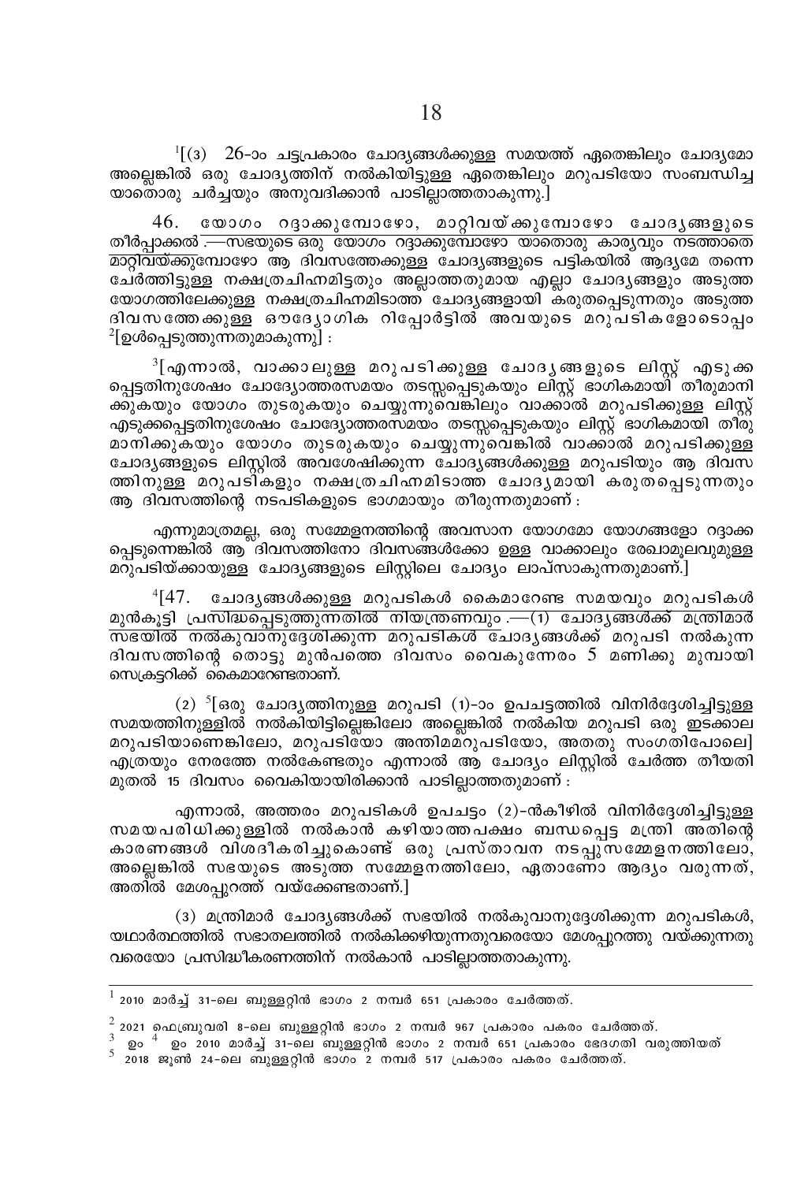[1][(3) 26-ാം ചട്ടപ്രകാരം ചോദ്യങ്ങൾക്കുള്ള സമയത്ത് ഏതെങ്കിലും ചോദ്യമോ അല്ലെങ്കിൽ ഒരു ചോദ്യത്തിന് നൽകിയിട്ടുള്ള ഏതെങ്കിലും മറുപടിയോ സംബന്ധിച്ച യാതൊരു ചർച്ചയും അനുവദിക്കാൻ പാടില്ലാത്തതാകുന്നു.]

46. യോഗം റദ്ദാക്കുമ്പോഴോ, മാറ്റിവയ്ക്കുമ്പോഴോ ചോദ്യങ്ങളുടെ തീർപ്പാക്കൽ.—സഭയുടെ ഒരു യോഗം റദ്ദാക്കുമ്പോഴോ യാതൊരു കാര്യവും നടത്താതെ മാറ്റിവയ്ക്കുമ്പോഴോ ആ ദിവസത്തേക്കുള്ള ചോദ്യങ്ങളുടെ പട്ടികയിൽ ആദ്യമേ തന്നെ ചേർത്തിട്ടുള്ള നക്ഷത്രചിഹ്നമിട്ടതും അല്ലാത്തതുമായ എല്ലാ ചോദ്യങ്ങളും അടുത്ത യോഗത്തിലേക്കുള്ള നക്ഷത്രചിഹ്നമിടാത്ത ചോദ്യങ്ങളായി കരുതപ്പെടുന്നതും അടുത്ത ദിവസത്തേക്കുള്ള ഔദ്യോഗിക റിപ്പോർട്ടിൽ അവയുടെ മറുപടികളോടൊപ്പം [2][ഉൾപ്പെടുത്തുന്നതുമാകുന്നു] :

[3][എന്നാൽ, വാക്കാലുള്ള മറുപടിക്കുള്ള ചോദ്യങ്ങളുടെ ലിസ്റ്റ് എടുക്കപ്പെട്ടതിനുശേഷം ചോദ്യോത്തരസമയം തടസ്സപ്പെടുകയും ലിസ്റ്റ് ഭാഗികമായി തീരുമാനിക്കുകയും യോഗം തുടരുകയും ചെയ്യുന്നുവെങ്കിലും വാക്കാൽ മറുപടിക്കുള്ള ലിസ്റ്റ് എടുക്കപ്പെട്ടതിനുശേഷം ചോദ്യോത്തരസമയം തടസ്സപ്പെടുകയും ലിസ്റ്റ് ഭാഗികമായി തീരുമാനിക്കുകയും യോഗം തുടരുകയും ചെയ്യുന്നുവെങ്കിൽ വാക്കാൽ മറുപടിക്കുള്ള ചോദ്യങ്ങളുടെ ലിസ്റ്റിൽ അവശേഷിക്കുന്ന ചോദ്യങ്ങൾക്കുള്ള മറുപടിയും ആ ദിവസത്തിനുള്ള മറുപടികളും നക്ഷത്രചിഹ്നമിടാത്ത ചോദ്യമായി കരുതപ്പെടുന്നതും ആ ദിവസത്തിന്റെ നടപടികളുടെ ഭാഗമായും തീരുന്നതുമാണ് :

എന്നുമാത്രമല്ല, ഒരു സമ്മേളനത്തിന്റെ അവസാന യോഗമോ യോഗങ്ങളോ റദ്ദാക്കപ്പെടുന്നെങ്കിൽ ആ ദിവസത്തിനോ ദിവസങ്ങൾക്കോ ഉള്ള വാക്കാലും രേഖാമൂലവുമുള്ള മറുപടിയ്ക്കായുള്ള ചോദ്യങ്ങളുടെ ലിസ്റ്റിലെ ചോദ്യം ലാപ്സാകുന്നതുമാണ്.]

[4][47. ചോദ്യങ്ങൾക്കുള്ള മറുപടികൾ കൈമാറേണ്ട സമയവും മറുപടികൾ മുൻകൂട്ടി പ്രസിദ്ധപ്പെടുത്തുന്നതിൽ നിയന്ത്രണവും.—(1) ചോദ്യങ്ങൾക്ക് മന്ത്രിമാർ സഭയിൽ നൽകുവാനുദ്ദേശിക്കുന്ന മറുപടികൾ ചോദ്യങ്ങൾക്ക് മറുപടി നൽകുന്ന ദിവസത്തിന്റെ തൊട്ടു മുൻപത്തെ ദിവസം വൈകുന്നേരം 5 മണിക്കു മുമ്പായി സെക്രട്ടറിക്ക് കൈമാറേണ്ടതാണ്.

(2) [5][ഒരു ചോദ്യത്തിനുള്ള മറുപടി (1)-ാം ഉപചട്ടത്തിൽ വിനിർദ്ദേശിച്ചിട്ടുള്ള സമയത്തിനുള്ളിൽ നൽകിയിട്ടില്ലെങ്കിലോ അല്ലെങ്കിൽ നൽകിയ മറുപടി ഒരു ഇടക്കാല മറുപടിയാണെങ്കിലോ, മറുപടിയോ അന്തിമമറുപടിയോ, അതതു സംഗതിപോലെ] എത്രയും നേരത്തേ നൽകേണ്ടതും എന്നാൽ ആ ചോദ്യം ലിസ്റ്റിൽ ചേർത്ത തീയതി മുതൽ 15 ദിവസം വൈകിയായിരിക്കാൻ പാടില്ലാത്തതുമാണ് :

എന്നാൽ, അത്തരം മറുപടികൾ ഉപചട്ടം (2)-ൻകീഴിൽ വിനിർദ്ദേശിച്ചിട്ടുള്ള സമയപരിധിക്കുള്ളിൽ നൽകാൻ കഴിയാത്തപക്ഷം ബന്ധപ്പെട്ട മന്ത്രി അതിന്റെ കാരണങ്ങൾ വിശദീകരിച്ചുകൊണ്ട് ഒരു പ്രസ്താവന നടപ്പുസമ്മേളനത്തിലോ, അല്ലെങ്കിൽ സഭയുടെ അടുത്ത സമ്മേളനത്തിലോ, ഏതാണോ ആദ്യം വരുന്നത്, അതിൽ മേശപ്പുറത്ത് വയ്ക്കേണ്ടതാണ്.]

(3) മന്ത്രിമാർ ചോദ്യങ്ങൾക്ക് സഭയിൽ നൽകുവാനുദ്ദേശിക്കുന്ന മറുപടികൾ, യഥാർത്ഥത്തിൽ സഭാതലത്തിൽ നൽകിക്കഴിയുന്നതുവരെയോ മേശപ്പുറത്തു വയ്ക്കുന്നതു വരെയോ പ്രസിദ്ധീകരണത്തിന് നൽകാൻ പാടില്ലാത്തതാകുന്നു.

---

[1] 2010 മാർച്ച് 31-ലെ ബുള്ളറ്റിൻ ഭാഗം 2 നമ്പർ 651 പ്രകാരം ചേർത്തത്.

[2] 2021 ഫെബ്രുവരി 8-ലെ ബുള്ളറ്റിൻ ഭാഗം 2 നമ്പർ 967 പ്രകാരം പകരം ചേർത്തത്.

[3] ഉം [4] ഉം 2010 മാർച്ച് 31-ലെ ബുള്ളറ്റിൻ ഭാഗം 2 നമ്പർ 651 പ്രകാരം ഭേദഗതി വരുത്തിയത്

[5] 2018 ജൂൺ 24-ലെ ബുള്ളറ്റിൻ ഭാഗം 2 നമ്പർ 517 പ്രകാരം പകരം ചേർത്തത്.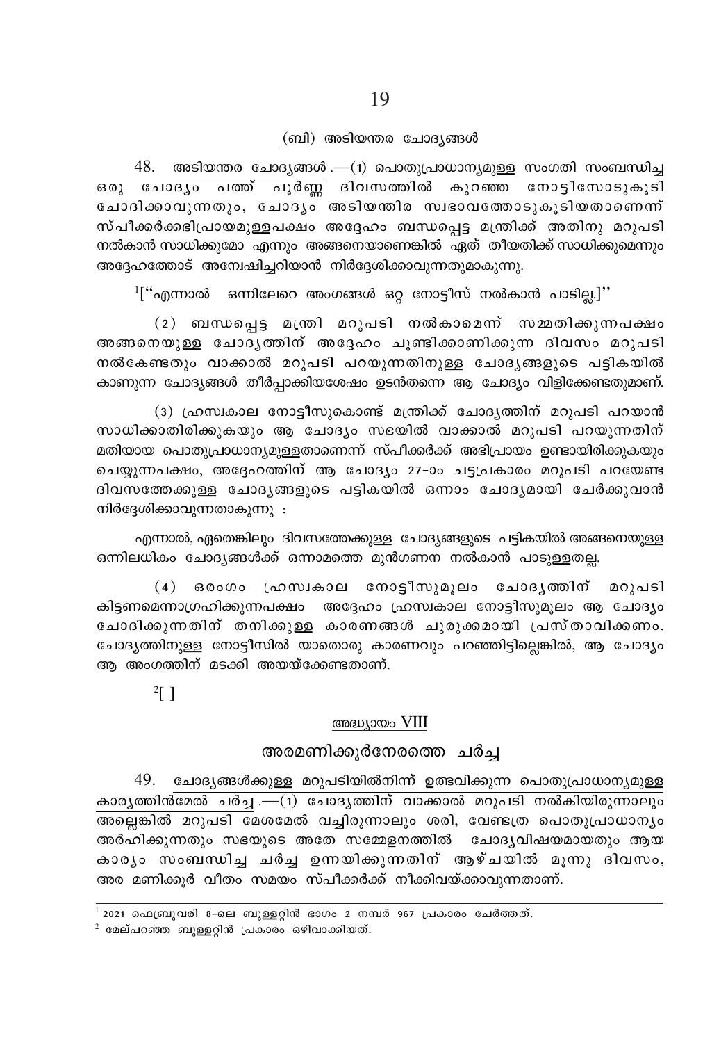### (ബി) അടിയന്തര ചോദ്യങ്ങൾ

48. അടിയന്തര ചോദ്യങ്ങൾ.—(1) പൊതുപ്രാധാന്യമുള്ള സംഗതി സംബന്ധിച്ച ഒരു ചോദ്യം പത്ത് പൂർണ്ണ ദിവസത്തിൽ കുറഞ്ഞ നോട്ടീസോടുകൂടി ചോദിക്കാവുന്നതും, ചോദ്യം അടിയന്തിര സ്വഭാവത്തോടുകൂടിയതാണെന്ന് സ്പീക്കർക്കഭിപ്രായമുള്ളപക്ഷം അദ്ദേഹം ബന്ധപ്പെട്ട മന്ത്രിക്ക് അതിനു മറുപടി നൽകാൻ സാധിക്കുമോ എന്നും അങ്ങനെയാണെങ്കിൽ ഏത് തീയതിക്ക് സാധിക്കുമെന്നും അദ്ദേഹത്തോട് അന്വേഷിച്ചറിയാൻ നിർദ്ദേശിക്കാവുന്നതുമാകുന്നു.

[1][“എന്നാൽ ഒന്നിലേറെ അംഗങ്ങൾ ഒറ്റ നോട്ടീസ് നൽകാൻ പാടില്ല.]”

(2) ബന്ധപ്പെട്ട മന്ത്രി മറുപടി നൽകാമെന്ന് സമ്മതിക്കുന്നപക്ഷം അങ്ങനെയുള്ള ചോദ്യത്തിന് അദ്ദേഹം ചൂണ്ടിക്കാണിക്കുന്ന ദിവസം മറുപടി നൽകേണ്ടതും വാക്കാൽ മറുപടി പറയുന്നതിനുള്ള ചോദ്യങ്ങളുടെ പട്ടികയിൽ കാണുന്ന ചോദ്യങ്ങൾ തീർപ്പാക്കിയശേഷം ഉടൻതന്നെ ആ ചോദ്യം വിളിക്കേണ്ടതുമാണ്.

(3) ഹ്രസ്വകാല നോട്ടീസുകൊണ്ട് മന്ത്രിക്ക് ചോദ്യത്തിന് മറുപടി പറയാൻ സാധിക്കാതിരിക്കുകയും ആ ചോദ്യം സഭയിൽ വാക്കാൽ മറുപടി പറയുന്നതിന് മതിയായ പൊതുപ്രാധാന്യമുള്ളതാണെന്ന് സ്പീക്കർക്ക് അഭിപ്രായം ഉണ്ടായിരിക്കുകയും ചെയ്യുന്നപക്ഷം, അദ്ദേഹത്തിന് ആ ചോദ്യം 27-ാം ചട്ടപ്രകാരം മറുപടി പറയേണ്ട ദിവസത്തേക്കുള്ള ചോദ്യങ്ങളുടെ പട്ടികയിൽ ഒന്നാം ചോദ്യമായി ചേർക്കുവാൻ നിർദ്ദേശിക്കാവുന്നതാകുന്നു :

എന്നാൽ, ഏതെങ്കിലും ദിവസത്തേക്കുള്ള ചോദ്യങ്ങളുടെ പട്ടികയിൽ അങ്ങനെയുള്ള ഒന്നിലധികം ചോദ്യങ്ങൾക്ക് ഒന്നാമത്തെ മുൻഗണന നൽകാൻ പാടുള്ളതല്ല.

(4) ഒരംഗം ഹ്രസ്വകാല നോട്ടീസുമൂലം ചോദ്യത്തിന് മറുപടി കിട്ടണമെന്നാഗ്രഹിക്കുന്നപക്ഷം അദ്ദേഹം ഹ്രസ്വകാല നോട്ടീസുമൂലം ആ ചോദ്യം ചോദിക്കുന്നതിന് തനിക്കുള്ള കാരണങ്ങൾ ചുരുക്കമായി പ്രസ്താവിക്കണം. ചോദ്യത്തിനുള്ള നോട്ടീസിൽ യാതൊരു കാരണവും പറഞ്ഞിട്ടില്ലെങ്കിൽ, ആ ചോദ്യം ആ അംഗത്തിന് മടക്കി അയയ്ക്കേണ്ടതാണ്.

[2][ ]

## അദ്ധ്യായം VIII

## അരമണിക്കൂർനേരത്തെ ചർച്ച

49. ചോദ്യങ്ങൾക്കുള്ള മറുപടിയിൽനിന്ന് ഉത്ഭവിക്കുന്ന പൊതുപ്രാധാന്യമുള്ള കാര്യത്തിൻമേൽ ചർച്ച.—(1) ചോദ്യത്തിന് വാക്കാൽ മറുപടി നൽകിയിരുന്നാലും അല്ലെങ്കിൽ മറുപടി മേശമേൽ വച്ചിരുന്നാലും ശരി, വേണ്ടത്ര പൊതുപ്രാധാന്യം അർഹിക്കുന്നതും സഭയുടെ അതേ സമ്മേളനത്തിൽ ചോദ്യവിഷയമായതും ആയ കാര്യം സംബന്ധിച്ച ചർച്ച ഉന്നയിക്കുന്നതിന് ആഴ്ചയിൽ മൂന്നു ദിവസം, അര മണിക്കൂർ വീതം സമയം സ്പീക്കർക്ക് നീക്കിവയ്ക്കാവുന്നതാണ്.

---

[1] 2021 ഫെബ്രുവരി 8-ലെ ബുള്ളറ്റിൻ ഭാഗം 2 നമ്പർ 967 പ്രകാരം ചേർത്തത്.

[2] മേല്പറഞ്ഞ ബുള്ളറ്റിൻ പ്രകാരം ഒഴിവാക്കിയത്.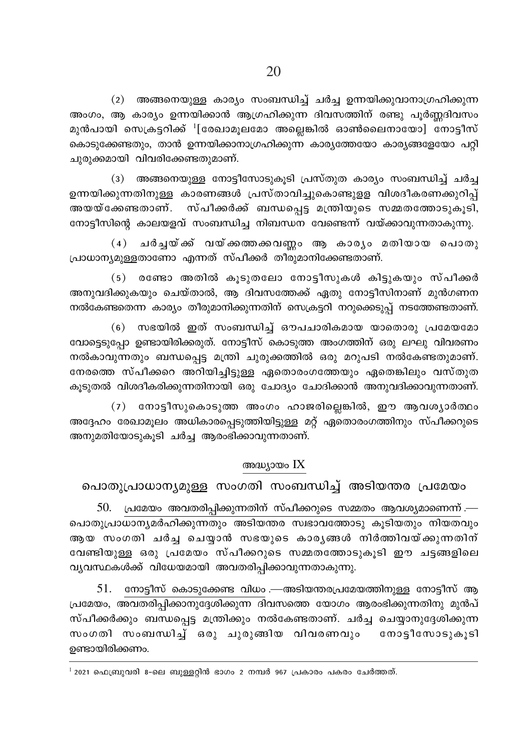(2) അങ്ങനെയുള്ള കാര്യം സംബന്ധിച്ച് ചർച്ച ഉന്നയിക്കുവാനാഗ്രഹിക്കുന്ന അംഗം, ആ കാര്യം ഉന്നയിക്കാൻ ആഗ്രഹിക്കുന്ന ദിവസത്തിന് രണ്ടു പൂർണ്ണദിവസം മുൻപായി സെക്രട്ടറിക്ക് [1][രേഖാമൂലമോ അല്ലെങ്കിൽ ഓൺലൈനായോ] നോട്ടീസ് കൊടുക്കേണ്ടതും, താൻ ഉന്നയിക്കാനാഗ്രഹിക്കുന്ന കാര്യത്തേയോ കാര്യങ്ങളേയോ പറ്റി ചുരുക്കമായി വിവരിക്കേണ്ടതുമാണ്.

(3) അങ്ങനെയുള്ള നോട്ടീസോടുകൂടി പ്രസ്തുത കാര്യം സംബന്ധിച്ച് ചർച്ച ഉന്നയിക്കുന്നതിനുള്ള കാരണങ്ങൾ പ്രസ്താവിച്ചുകൊണ്ടുളള വിശദീകരണക്കുറിപ്പ് അയയ്ക്കേണ്ടതാണ്. സ്പീക്കർക്ക് ബന്ധപ്പെട്ട മന്ത്രിയുടെ സമ്മതത്തോടുകൂടി, നോട്ടീസിന്റെ കാലയളവ് സംബന്ധിച്ച നിബന്ധന വേണ്ടെന്ന് വയ്ക്കാവുന്നതാകുന്നു.

(4) ചർച്ചയ്ക്ക് വയ്ക്കത്തക്കവണ്ണം ആ കാര്യം മതിയായ പൊതു പ്രാധാന്യമുള്ളതാണോ എന്നത് സ്പീക്കർ തീരുമാനിക്കേണ്ടതാണ്.

(5) രണ്ടോ അതിൽ കൂടുതലോ നോട്ടീസുകൾ കിട്ടുകയും സ്പീക്കർ അനുവദിക്കുകയും ചെയ്താൽ, ആ ദിവസത്തേക്ക് ഏതു നോട്ടീസിനാണ് മുൻഗണന നൽകേണ്ടതെന്ന കാര്യം തീരുമാനിക്കുന്നതിന് സെക്രട്ടറി നറുക്കെടുപ്പ് നടത്തേണ്ടതാണ്.

(6) സഭയിൽ ഇത് സംബന്ധിച്ച് ഔപചാരികമായ യാതൊരു പ്രമേയമോ വോട്ടെടുപ്പോ ഉണ്ടായിരിക്കരുത്. നോട്ടീസ് കൊടുത്ത അംഗത്തിന് ഒരു ലഘു വിവരണം നൽകാവുന്നതും ബന്ധപ്പെട്ട മന്ത്രി ചുരുക്കത്തിൽ ഒരു മറുപടി നൽകേണ്ടതുമാണ്. നേരത്തെ സ്പീക്കറെ അറിയിച്ചിട്ടുള്ള ഏതൊരംഗത്തേയും ഏതെങ്കിലും വസ്തുത കൂടുതൽ വിശദീകരിക്കുന്നതിനായി ഒരു ചോദ്യം ചോദിക്കാൻ അനുവദിക്കാവുന്നതാണ്.

(7) നോട്ടീസുകൊടുത്ത അംഗം ഹാജരില്ലെങ്കിൽ, ഈ ആവശ്യാർത്ഥം അദ്ദേഹം രേഖാമൂലം അധികാരപ്പെടുത്തിയിട്ടുള്ള മറ്റ് ഏതൊരംഗത്തിനും സ്പീക്കറുടെ അനുമതിയോടുകൂടി ചർച്ച ആരംഭിക്കാവുന്നതാണ്.

## അദ്ധ്യായം IX

## പൊതുപ്രാധാന്യമുള്ള സംഗതി സംബന്ധിച്ച് അടിയന്തര പ്രമേയം

50. പ്രമേയം അവതരിപ്പിക്കുന്നതിന് സ്പീക്കറുടെ സമ്മതം ആവശ്യമാണെന്ന്.—പൊതുപ്രാധാന്യമർഹിക്കുന്നതും അടിയന്തര സ്വഭാവത്തോടു കൂടിയതും നിയതവും ആയ സംഗതി ചർച്ച ചെയ്യാൻ സഭയുടെ കാര്യങ്ങൾ നിർത്തിവയ്ക്കുന്നതിന് വേണ്ടിയുള്ള ഒരു പ്രമേയം സ്പീക്കറുടെ സമ്മതത്തോടുകൂടി ഈ ചട്ടങ്ങളിലെ വ്യവസ്ഥകൾക്ക് വിധേയമായി അവതരിപ്പിക്കാവുന്നതാകുന്നു.

51. നോട്ടീസ് കൊടുക്കേണ്ട വിധം.—അടിയന്തരപ്രമേയത്തിനുള്ള നോട്ടീസ് ആ പ്രമേയം, അവതരിപ്പിക്കാനുദ്ദേശിക്കുന്ന ദിവസത്തെ യോഗം ആരംഭിക്കുന്നതിനു മുൻപ് സ്പീക്കർക്കും ബന്ധപ്പെട്ട മന്ത്രിക്കും നൽകേണ്ടതാണ്. ചർച്ച ചെയ്യാനുദ്ദേശിക്കുന്ന സംഗതി സംബന്ധിച്ച് ഒരു ചുരുങ്ങിയ വിവരണവും നോട്ടീസോടുകൂടി ഉണ്ടായിരിക്കണം.

---

[1] 2021 ഫെബ്രുവരി 8-ലെ ബുള്ളറ്റിൻ ഭാഗം 2 നമ്പർ 967 പ്രകാരം പകരം ചേർത്തത്.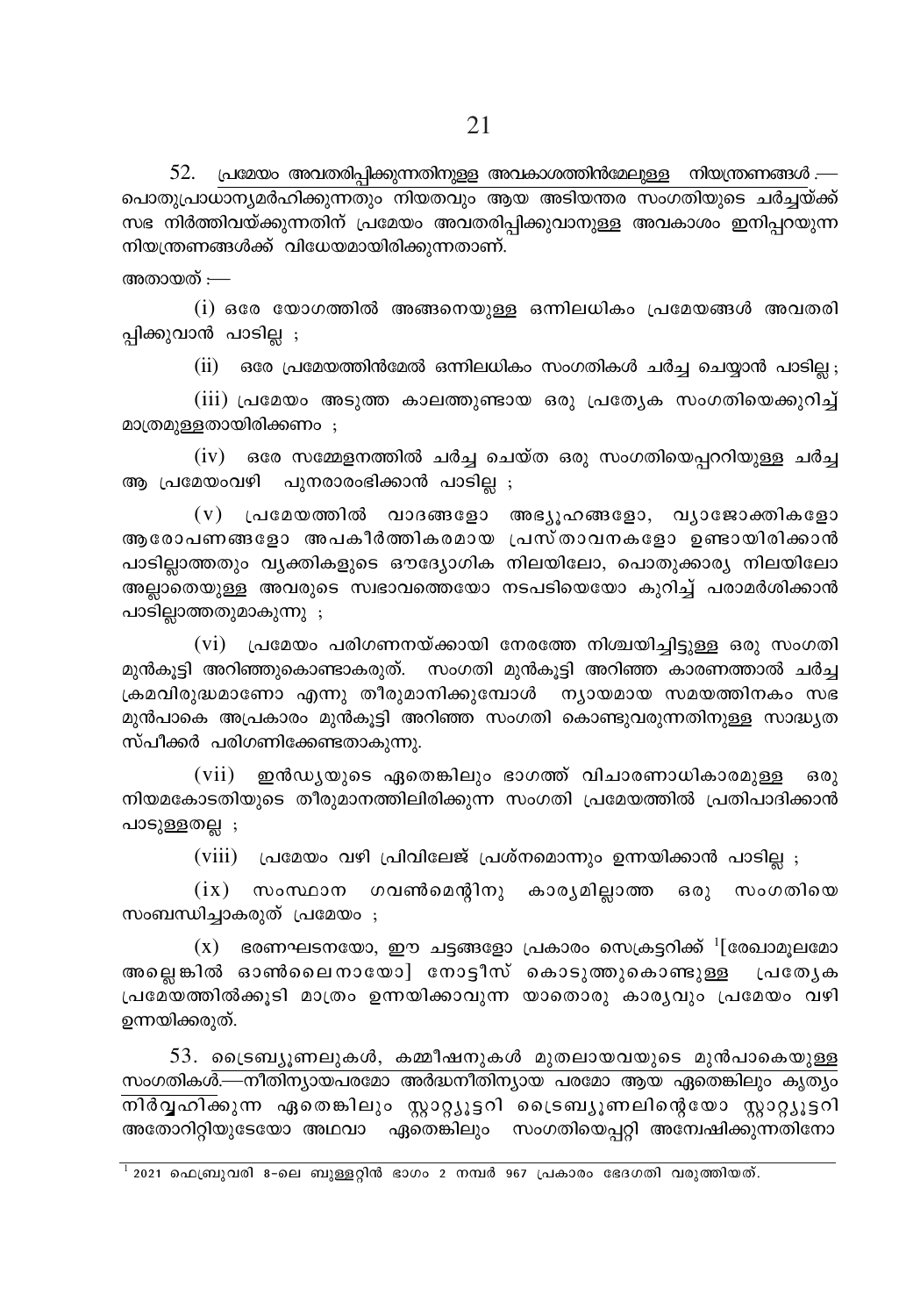52. <u>പ്രമേയം അവതരിപ്പിക്കുന്നതിനുള്ള അവകാശത്തിൻമേലുള്ള നിയന്ത്രണങ്ങൾ</u>.—പൊതുപ്രാധാന്യമർഹിക്കുന്നതും നിയതവും ആയ അടിയന്തര സംഗതിയുടെ ചർച്ചയ്ക്ക് സഭ നിർത്തിവയ്ക്കുന്നതിന് പ്രമേയം അവതരിപ്പിക്കുവാനുള്ള അവകാശം ഇനിപ്പറയുന്ന നിയന്ത്രണങ്ങൾക്ക് വിധേയമായിരിക്കുന്നതാണ്.

അതായത് :—

(i) ഒരേ യോഗത്തിൽ അങ്ങനെയുള്ള ഒന്നിലധികം പ്രമേയങ്ങൾ അവതരിപ്പിക്കുവാൻ പാടില്ല ;

(ii) ഒരേ പ്രമേയത്തിൻമേൽ ഒന്നിലധികം സംഗതികൾ ചർച്ച ചെയ്യാൻ പാടില്ല ;

(iii) പ്രമേയം അടുത്ത കാലത്തുണ്ടായ ഒരു പ്രത്യേക സംഗതിയെക്കുറിച്ച് മാത്രമുള്ളതായിരിക്കണം ;

(iv) ഒരേ സമ്മേളനത്തിൽ ചർച്ച ചെയ്ത ഒരു സംഗതിയെപ്പററിയുള്ള ചർച്ച ആ പ്രമേയംവഴി പുനരാരംഭിക്കാൻ പാടില്ല ;

(v) പ്രമേയത്തിൽ വാദങ്ങളോ അഭ്യൂഹങ്ങളോ, വ്യാജോക്തികളോ ആരോപണങ്ങളോ അപകീർത്തികരമായ പ്രസ്താവനകളോ ഉണ്ടായിരിക്കാൻ പാടില്ലാത്തതും വ്യക്തികളുടെ ഔദ്യോഗിക നിലയിലോ, പൊതുക്കാര്യ നിലയിലോ അല്ലാതെയുള്ള അവരുടെ സ്വഭാവത്തെയോ നടപടിയെയോ കുറിച്ച് പരാമർശിക്കാൻ പാടില്ലാത്തതുമാകുന്നു ;

(vi) പ്രമേയം പരിഗണനയ്ക്കായി നേരത്തേ നിശ്ചയിച്ചിട്ടുള്ള ഒരു സംഗതി മുൻകൂട്ടി അറിഞ്ഞുകൊണ്ടാകരുത്. സംഗതി മുൻകൂട്ടി അറിഞ്ഞ കാരണത്താൽ ചർച്ച ക്രമവിരുദ്ധമാണോ എന്നു തീരുമാനിക്കുമ്പോൾ ന്യായമായ സമയത്തിനകം സഭ മുൻപാകെ അപ്രകാരം മുൻകൂട്ടി അറിഞ്ഞ സംഗതി കൊണ്ടുവരുന്നതിനുള്ള സാദ്ധ്യത സ്പീക്കർ പരിഗണിക്കേണ്ടതാകുന്നു.

(vii) ഇൻഡ്യയുടെ ഏതെങ്കിലും ഭാഗത്ത് വിചാരണാധികാരമുള്ള ഒരു നിയമകോടതിയുടെ തീരുമാനത്തിലിരിക്കുന്ന സംഗതി പ്രമേയത്തിൽ പ്രതിപാദിക്കാൻ പാടുള്ളതല്ല ;

(viii) പ്രമേയം വഴി പ്രിവിലേജ് പ്രശ്നമൊന്നും ഉന്നയിക്കാൻ പാടില്ല ;

(ix) സംസ്ഥാന ഗവൺമെന്റിനു കാര്യമില്ലാത്ത ഒരു സംഗതിയെ സംബന്ധിച്ചാകരുത് പ്രമേയം ;

(x) ഭരണഘടനയോ, ഈ ചട്ടങ്ങളോ പ്രകാരം സെക്രട്ടറിക്ക് [1][രേഖാമൂലമോ അല്ലെങ്കിൽ ഓൺലൈനായോ] നോട്ടീസ് കൊടുത്തുകൊണ്ടുള്ള പ്രത്യേക പ്രമേയത്തിൽക്കൂടി മാത്രം ഉന്നയിക്കാവുന്ന യാതൊരു കാര്യവും പ്രമേയം വഴി ഉന്നയിക്കരുത്.

53. <u>ട്രൈബ്യൂണലുകൾ, കമ്മീഷനുകൾ മുതലായവയുടെ മുൻപാകെയുള്ള സംഗതികൾ</u>.—നീതിന്യായപരമോ അർദ്ധനീതിന്യായ പരമോ ആയ ഏതെങ്കിലും കൃത്യം നിർവ്വഹിക്കുന്ന ഏതെങ്കിലും സ്റ്റാറ്റ്യൂട്ടറി ട്രൈബ്യൂണലിന്റെയോ സ്റ്റാറ്റ്യൂട്ടറി അതോറിറ്റിയുടേയോ അഥവാ ഏതെങ്കിലും സംഗതിയെപ്പറ്റി അന്വേഷിക്കുന്നതിനോ

---

[1] 2021 ഫെബ്രുവരി 8-ലെ ബുള്ളറ്റിൻ ഭാഗം 2 നമ്പർ 967 പ്രകാരം ഭേദഗതി വരുത്തിയത്.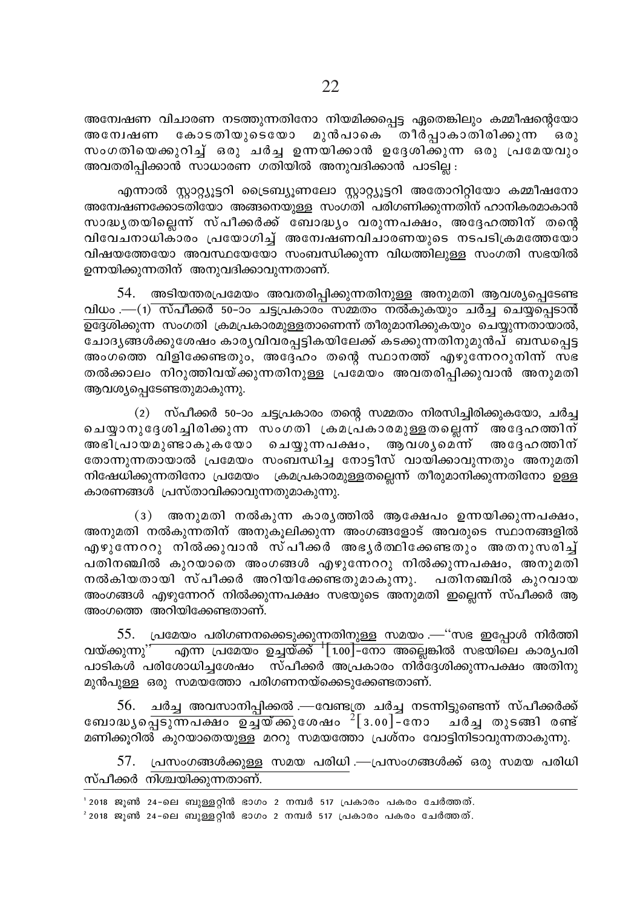അന്വേഷണ വിചാരണ നടത്തുന്നതിനോ നിയമിക്കപ്പെട്ട ഏതെങ്കിലും കമ്മീഷന്റെയോ അന്വേഷണ കോടതിയുടെയോ മുൻപാകെ തീർപ്പാകാതിരിക്കുന്ന ഒരു സംഗതിയെക്കുറിച്ച് ഒരു ചർച്ച ഉന്നയിക്കാൻ ഉദ്ദേശിക്കുന്ന ഒരു പ്രമേയവും അവതരിപ്പിക്കാൻ സാധാരണ ഗതിയിൽ അനുവദിക്കാൻ പാടില്ല :

എന്നാൽ സ്റ്റാറ്റ്യൂട്ടറി ട്രൈബ്യൂണലോ സ്റ്റാറ്റ്യൂട്ടറി അതോറിറ്റിയോ കമ്മീഷനോ അന്വേഷണക്കോടതിയോ അങ്ങനെയുള്ള സംഗതി പരിഗണിക്കുന്നതിന് ഹാനികരമാകാൻ സാദ്ധ്യതയില്ലെന്ന് സ്പീക്കർക്ക് ബോദ്ധ്യം വരുന്നപക്ഷം, അദ്ദേഹത്തിന് തന്റെ വിവേചനാധികാരം പ്രയോഗിച്ച് അന്വേഷണവിചാരണയുടെ നടപടിക്രമത്തേയോ വിഷയത്തേയോ അവസ്ഥയേയോ സംബന്ധിക്കുന്ന വിധത്തിലുള്ള സംഗതി സഭയിൽ ഉന്നയിക്കുന്നതിന് അനുവദിക്കാവുന്നതാണ്.

54. <u>അടിയന്തരപ്രമേയം അവതരിപ്പിക്കുന്നതിനുള്ള അനുമതി ആവശ്യപ്പെടേണ്ട വിധം</u>.—(1) സ്പീക്കർ 50-ാം ചട്ടപ്രകാരം സമ്മതം നൽകുകയും ചർച്ച ചെയ്യപ്പെടാൻ ഉദ്ദേശിക്കുന്ന സംഗതി ക്രമപ്രകാരമുള്ളതാണെന്ന് തീരുമാനിക്കുകയും ചെയ്യുന്നതായാൽ, ചോദ്യങ്ങൾക്കുശേഷം കാര്യവിവരപ്പട്ടികയിലേക്ക് കടക്കുന്നതിനുമുൻപ് ബന്ധപ്പെട്ട അംഗത്തെ വിളിക്കേണ്ടതും, അദ്ദേഹം തന്റെ സ്ഥാനത്ത് എഴുന്നേററുനിന്ന് സഭ തൽക്കാലം നിറുത്തിവയ്ക്കുന്നതിനുള്ള പ്രമേയം അവതരിപ്പിക്കുവാൻ അനുമതി ആവശ്യപ്പെടേണ്ടതുമാകുന്നു.

(2) സ്പീക്കർ 50-ാം ചട്ടപ്രകാരം തന്റെ സമ്മതം നിരസിച്ചിരിക്കുകയോ, ചർച്ച ചെയ്യാനുദ്ദേശിച്ചിരിക്കുന്ന സംഗതി ക്രമപ്രകാരമുള്ളതല്ലെന്ന് അദ്ദേഹത്തിന് അഭിപ്രായമുണ്ടാകുകയോ ചെയ്യുന്നപക്ഷം, ആവശ്യമെന്ന് അദ്ദേഹത്തിന് തോന്നുന്നതായാൽ പ്രമേയം സംബന്ധിച്ച നോട്ടീസ് വായിക്കാവുന്നതും അനുമതി നിഷേധിക്കുന്നതിനോ പ്രമേയം ക്രമപ്രകാരമുള്ളതല്ലെന്ന് തീരുമാനിക്കുന്നതിനോ ഉള്ള കാരണങ്ങൾ പ്രസ്താവിക്കാവുന്നതുമാകുന്നു.

(3) അനുമതി നൽകുന്ന കാര്യത്തിൽ ആക്ഷേപം ഉന്നയിക്കുന്നപക്ഷം, അനുമതി നൽകുന്നതിന് അനുകൂലിക്കുന്ന അംഗങ്ങളോട് അവരുടെ സ്ഥാനങ്ങളിൽ എഴുന്നേററു നിൽക്കുവാൻ സ്പീക്കർ അഭ്യർത്ഥിക്കേണ്ടതും അതനുസരിച്ച് പതിനഞ്ചിൽ കുറയാതെ അംഗങ്ങൾ എഴുന്നേററു നിൽക്കുന്നപക്ഷം, അനുമതി നൽകിയതായി സ്പീക്കർ അറിയിക്കേണ്ടതുമാകുന്നു. പതിനഞ്ചിൽ കുറവായ അംഗങ്ങൾ എഴുന്നേററ് നിൽക്കുന്നപക്ഷം സഭയുടെ അനുമതി ഇല്ലെന്ന് സ്പീക്കർ ആ അംഗത്തെ അറിയിക്കേണ്ടതാണ്.

55. <u>പ്രമേയം പരിഗണനക്കെടുക്കുന്നതിനുള്ള സമയം</u>.—"സഭ ഇപ്പോൾ നിർത്തി വയ്ക്കുന്നു" എന്ന പ്രമേയം ഉച്ചയ്ക്ക് [1][1.00]-നോ അല്ലെങ്കിൽ സഭയിലെ കാര്യപരിപാടികൾ പരിശോധിച്ചശേഷം സ്പീക്കർ അപ്രകാരം നിർദ്ദേശിക്കുന്നപക്ഷം അതിനു മുൻപുള്ള ഒരു സമയത്തോ പരിഗണനയ്ക്കെടുക്കേണ്ടതാണ്.

56. <u>ചർച്ച അവസാനിപ്പിക്കൽ</u>.—വേണ്ടത്ര ചർച്ച നടന്നിട്ടുണ്ടെന്ന് സ്പീക്കർക്ക് ബോദ്ധ്യപ്പെടുന്നപക്ഷം ഉച്ചയ്ക്കുശേഷം [2][3.00]-നോ ചർച്ച തുടങ്ങി രണ്ട് മണിക്കൂറിൽ കുറയാതെയുള്ള മററു സമയത്തോ പ്രശ്നം വോട്ടിനിടാവുന്നതാകുന്നു.

57. <u>പ്രസംഗങ്ങൾക്കുള്ള സമയ പരിധി</u>.—പ്രസംഗങ്ങൾക്ക് ഒരു സമയ പരിധി സ്പീക്കർ നിശ്ചയിക്കുന്നതാണ്.

---

[1] 2018 ജൂൺ 24-ലെ ബുള്ളറ്റിൻ ഭാഗം 2 നമ്പർ 517 പ്രകാരം പകരം ചേർത്തത്.

[2] 2018 ജൂൺ 24-ലെ ബുള്ളറ്റിൻ ഭാഗം 2 നമ്പർ 517 പ്രകാരം പകരം ചേർത്തത്.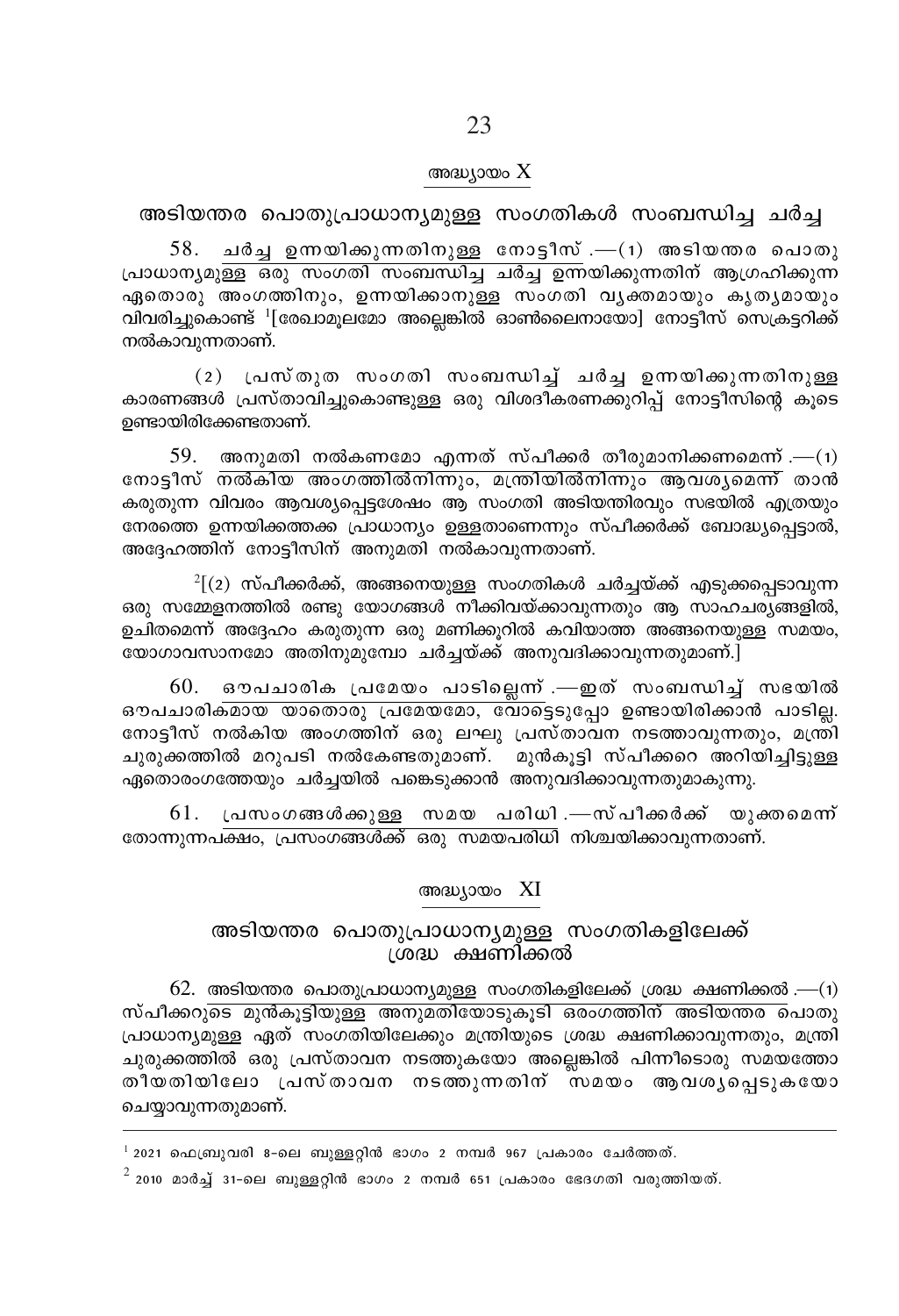## അദ്ധ്യായം X

## അടിയന്തര പൊതുപ്രാധാന്യമുള്ള സംഗതികൾ സംബന്ധിച്ച ചർച്ച

58. ചർച്ച ഉന്നയിക്കുന്നതിനുള്ള നോട്ടീസ്.—(1) അടിയന്തര പൊതു പ്രാധാന്യമുള്ള ഒരു സംഗതി സംബന്ധിച്ച ചർച്ച ഉന്നയിക്കുന്നതിന് ആഗ്രഹിക്കുന്ന ഏതൊരു അംഗത്തിനും, ഉന്നയിക്കാനുള്ള സംഗതി വ്യക്തമായും കൃത്യമായും വിവരിച്ചുകൊണ്ട് [1][രേഖാമൂലമോ അല്ലെങ്കിൽ ഓൺലൈനായോ] നോട്ടീസ് സെക്രട്ടറിക്ക് നൽകാവുന്നതാണ്.

(2) പ്രസ്തുത സംഗതി സംബന്ധിച്ച് ചർച്ച ഉന്നയിക്കുന്നതിനുള്ള കാരണങ്ങൾ പ്രസ്താവിച്ചുകൊണ്ടുള്ള ഒരു വിശദീകരണക്കുറിപ്പ് നോട്ടീസിന്റെ കൂടെ ഉണ്ടായിരിക്കേണ്ടതാണ്.

59. അനുമതി നൽകണമോ എന്നത് സ്പീക്കർ തീരുമാനിക്കണമെന്ന്.—(1) നോട്ടീസ് നൽകിയ അംഗത്തിൽനിന്നും, മന്ത്രിയിൽനിന്നും ആവശ്യമെന്ന് താൻ കരുതുന്ന വിവരം ആവശ്യപ്പെട്ടശേഷം ആ സംഗതി അടിയന്തിരവും സഭയിൽ എത്രയും നേരത്തെ ഉന്നയിക്കത്തക്ക പ്രാധാന്യം ഉള്ളതാണെന്നും സ്പീക്കർക്ക് ബോദ്ധ്യപ്പെട്ടാൽ, അദ്ദേഹത്തിന് നോട്ടീസിന് അനുമതി നൽകാവുന്നതാണ്.

[2][(2) സ്പീക്കർക്ക്, അങ്ങനെയുള്ള സംഗതികൾ ചർച്ചയ്ക്ക് എടുക്കപ്പെടാവുന്ന ഒരു സമ്മേളനത്തിൽ രണ്ടു യോഗങ്ങൾ നീക്കിവയ്ക്കാവുന്നതും ആ സാഹചര്യങ്ങളിൽ, ഉചിതമെന്ന് അദ്ദേഹം കരുതുന്ന ഒരു മണിക്കൂറിൽ കവിയാത്ത അങ്ങനെയുള്ള സമയം, യോഗാവസാനമോ അതിനുമുമ്പോ ചർച്ചയ്ക്ക് അനുവദിക്കാവുന്നതുമാണ്.]

60. ഔപചാരിക പ്രമേയം പാടില്ലെന്ന്.—ഇത് സംബന്ധിച്ച് സഭയിൽ ഔപചാരികമായ യാതൊരു പ്രമേയമോ, വോട്ടെടുപ്പോ ഉണ്ടായിരിക്കാൻ പാടില്ല. നോട്ടീസ് നൽകിയ അംഗത്തിന് ഒരു ലഘു പ്രസ്താവന നടത്താവുന്നതും, മന്ത്രി ചുരുക്കത്തിൽ മറുപടി നൽകേണ്ടതുമാണ്. മുൻകൂട്ടി സ്പീക്കറെ അറിയിച്ചിട്ടുള്ള ഏതൊരംഗത്തേയും ചർച്ചയിൽ പങ്കെടുക്കാൻ അനുവദിക്കാവുന്നതുമാകുന്നു.

61. പ്രസംഗങ്ങൾക്കുള്ള സമയ പരിധി.—സ്പീക്കർക്ക് യുക്തമെന്ന് തോന്നുന്നപക്ഷം, പ്രസംഗങ്ങൾക്ക് ഒരു സമയപരിധി നിശ്ചയിക്കാവുന്നതാണ്.

## അദ്ധ്യായം XI

## അടിയന്തര പൊതുപ്രാധാന്യമുള്ള സംഗതികളിലേക്ക് ശ്രദ്ധ ക്ഷണിക്കൽ

62. അടിയന്തര പൊതുപ്രാധാന്യമുള്ള സംഗതികളിലേക്ക് ശ്രദ്ധ ക്ഷണിക്കൽ.—(1) സ്പീക്കറുടെ മുൻകൂട്ടിയുള്ള അനുമതിയോടുകൂടി ഒരംഗത്തിന് അടിയന്തര പൊതു പ്രാധാന്യമുള്ള ഏത് സംഗതിയിലേക്കും മന്ത്രിയുടെ ശ്രദ്ധ ക്ഷണിക്കാവുന്നതും, മന്ത്രി ചുരുക്കത്തിൽ ഒരു പ്രസ്താവന നടത്തുകയോ അല്ലെങ്കിൽ പിന്നീടൊരു സമയത്തോ തീയതിയിലോ പ്രസ്താവന നടത്തുന്നതിന് സമയം ആവശ്യപ്പെടുകയോ ചെയ്യാവുന്നതുമാണ്.

---

[1] 2021 ഫെബ്രുവരി 8-ലെ ബുള്ളറ്റിൻ ഭാഗം 2 നമ്പർ 967 പ്രകാരം ചേർത്തത്.

[2] 2010 മാർച്ച് 31-ലെ ബുള്ളറ്റിൻ ഭാഗം 2 നമ്പർ 651 പ്രകാരം ഭേദഗതി വരുത്തിയത്.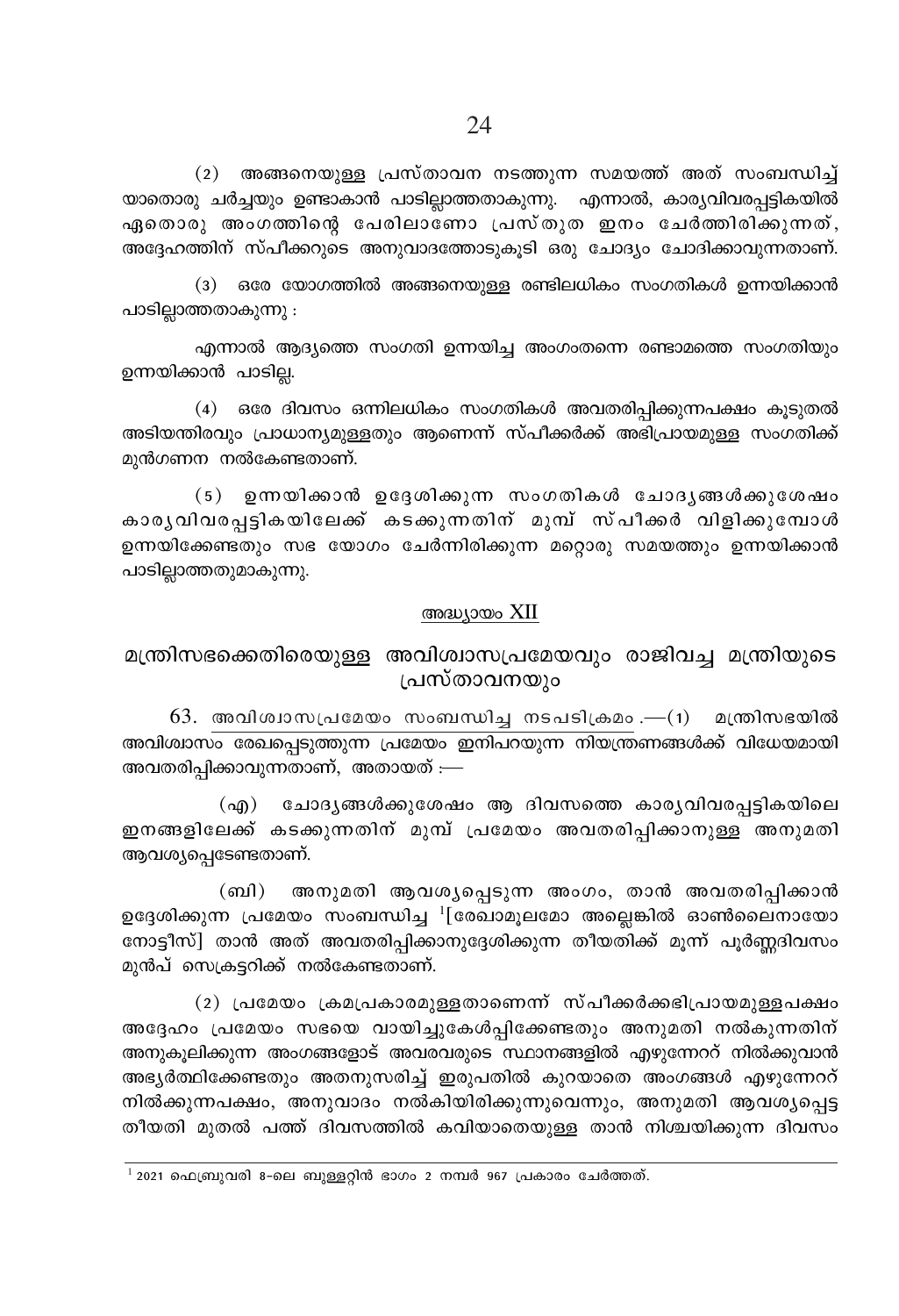(2) അങ്ങനെയുള്ള പ്രസ്താവന നടത്തുന്ന സമയത്ത് അത് സംബന്ധിച്ച് യാതൊരു ചർച്ചയും ഉണ്ടാകാൻ പാടില്ലാത്തതാകുന്നു. എന്നാൽ, കാര്യവിവരപ്പട്ടികയിൽ ഏതൊരു അംഗത്തിന്റെ പേരിലാണോ പ്രസ്തുത ഇനം ചേർത്തിരിക്കുന്നത്, അദ്ദേഹത്തിന് സ്പീക്കറുടെ അനുവാദത്തോടുകൂടി ഒരു ചോദ്യം ചോദിക്കാവുന്നതാണ്.

(3) ഒരേ യോഗത്തിൽ അങ്ങനെയുള്ള രണ്ടിലധികം സംഗതികൾ ഉന്നയിക്കാൻ പാടില്ലാത്തതാകുന്നു :

എന്നാൽ ആദ്യത്തെ സംഗതി ഉന്നയിച്ച അംഗംതന്നെ രണ്ടാമത്തെ സംഗതിയും ഉന്നയിക്കാൻ പാടില്ല.

(4) ഒരേ ദിവസം ഒന്നിലധികം സംഗതികൾ അവതരിപ്പിക്കുന്നപക്ഷം കൂടുതൽ അടിയന്തിരവും പ്രാധാന്യമുള്ളതും ആണെന്ന് സ്പീക്കർക്ക് അഭിപ്രായമുള്ള സംഗതിക്ക് മുൻഗണന നൽകേണ്ടതാണ്.

(5) ഉന്നയിക്കാൻ ഉദ്ദേശിക്കുന്ന സംഗതികൾ ചോദ്യങ്ങൾക്കുശേഷം കാര്യവിവരപ്പട്ടികയിലേക്ക് കടക്കുന്നതിന് മുമ്പ് സ്പീക്കർ വിളിക്കുമ്പോൾ ഉന്നയിക്കേണ്ടതും സഭ യോഗം ചേർന്നിരിക്കുന്ന മറ്റൊരു സമയത്തും ഉന്നയിക്കാൻ പാടില്ലാത്തതുമാകുന്നു.

## അദ്ധ്യായം XII

## മന്ത്രിസഭക്കെതിരെയുള്ള അവിശ്വാസപ്രമേയവും രാജിവച്ച മന്ത്രിയുടെ പ്രസ്താവനയും

63. അവിശ്വാസപ്രമേയം സംബന്ധിച്ച നടപടിക്രമം.—(1) മന്ത്രിസഭയിൽ അവിശ്വാസം രേഖപ്പെടുത്തുന്ന പ്രമേയം ഇനിപറയുന്ന നിയന്ത്രണങ്ങൾക്ക് വിധേയമായി അവതരിപ്പിക്കാവുന്നതാണ്, അതായത് :—

(എ) ചോദ്യങ്ങൾക്കുശേഷം ആ ദിവസത്തെ കാര്യവിവരപ്പട്ടികയിലെ ഇനങ്ങളിലേക്ക് കടക്കുന്നതിന് മുമ്പ് പ്രമേയം അവതരിപ്പിക്കാനുള്ള അനുമതി ആവശ്യപ്പെടേണ്ടതാണ്.

(ബി) അനുമതി ആവശ്യപ്പെടുന്ന അംഗം, താൻ അവതരിപ്പിക്കാൻ ഉദ്ദേശിക്കുന്ന പ്രമേയം സംബന്ധിച്ച [1][രേഖാമൂലമോ അല്ലെങ്കിൽ ഓൺലൈനായോ നോട്ടീസ്] താൻ അത് അവതരിപ്പിക്കാനുദ്ദേശിക്കുന്ന തീയതിക്ക് മൂന്ന് പൂർണ്ണദിവസം മുൻപ് സെക്രട്ടറിക്ക് നൽകേണ്ടതാണ്.

(2) പ്രമേയം ക്രമപ്രകാരമുള്ളതാണെന്ന് സ്പീക്കർക്കഭിപ്രായമുള്ളപക്ഷം അദ്ദേഹം പ്രമേയം സഭയെ വായിച്ചുകേൾപ്പിക്കേണ്ടതും അനുമതി നൽകുന്നതിന് അനുകൂലിക്കുന്ന അംഗങ്ങളോട് അവരവരുടെ സ്ഥാനങ്ങളിൽ എഴുന്നേററ് നിൽക്കുവാൻ അഭ്യർത്ഥിക്കേണ്ടതും അതനുസരിച്ച് ഇരുപതിൽ കുറയാതെ അംഗങ്ങൾ എഴുന്നേററ് നിൽക്കുന്നപക്ഷം, അനുവാദം നൽകിയിരിക്കുന്നുവെന്നും, അനുമതി ആവശ്യപ്പെട്ട തീയതി മുതൽ പത്ത് ദിവസത്തിൽ കവിയാതെയുള്ള താൻ നിശ്ചയിക്കുന്ന ദിവസം

---

[1] 2021 ഫെബ്രുവരി 8-ലെ ബുള്ളറ്റിൻ ഭാഗം 2 നമ്പർ 967 പ്രകാരം ചേർത്തത്.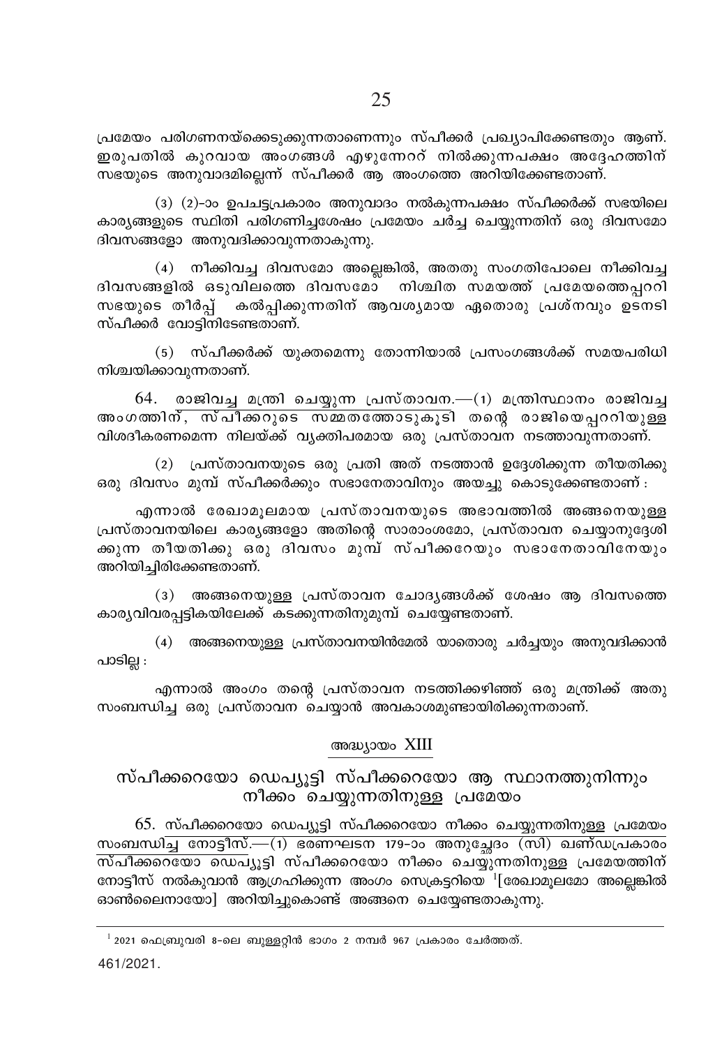പ്രമേയം പരിഗണനയ്ക്കെടുക്കുന്നതാണെന്നും സ്പീക്കർ പ്രഖ്യാപിക്കേണ്ടതും ആണ്. ഇരുപതിൽ കുറവായ അംഗങ്ങൾ എഴുന്നേററ് നിൽക്കുന്നപക്ഷം അദ്ദേഹത്തിന് സഭയുടെ അനുവാദമില്ലെന്ന് സ്പീക്കർ ആ അംഗത്തെ അറിയിക്കേണ്ടതാണ്.

(3) (2)-ാം ഉപചട്ടപ്രകാരം അനുവാദം നൽകുന്നപക്ഷം സ്പീക്കർക്ക് സഭയിലെ കാര്യങ്ങളുടെ സ്ഥിതി പരിഗണിച്ചശേഷം പ്രമേയം ചർച്ച ചെയ്യുന്നതിന് ഒരു ദിവസമോ ദിവസങ്ങളോ അനുവദിക്കാവുന്നതാകുന്നു.

(4) നീക്കിവച്ച ദിവസമോ അല്ലെങ്കിൽ, അതതു സംഗതിപോലെ നീക്കിവച്ച ദിവസങ്ങളിൽ ഒടുവിലത്തെ ദിവസമോ നിശ്ചിത സമയത്ത് പ്രമേയത്തെപ്പററി സഭയുടെ തീർപ്പ് കൽപ്പിക്കുന്നതിന് ആവശ്യമായ ഏതൊരു പ്രശ്നവും ഉടനടി സ്പീക്കർ വോട്ടിനിടേണ്ടതാണ്.

(5) സ്പീക്കർക്ക് യുക്തമെന്നു തോന്നിയാൽ പ്രസംഗങ്ങൾക്ക് സമയപരിധി നിശ്ചയിക്കാവുന്നതാണ്.

64. രാജിവച്ച മന്ത്രി ചെയ്യുന്ന പ്രസ്താവന.—(1) മന്ത്രിസ്ഥാനം രാജിവച്ച അംഗത്തിന്, സ്പീക്കറുടെ സമ്മതത്തോടുകൂടി തന്റെ രാജിയെപ്പററിയുള്ള വിശദീകരണമെന്ന നിലയ്ക്ക് വ്യക്തിപരമായ ഒരു പ്രസ്താവന നടത്താവുന്നതാണ്.

(2) പ്രസ്താവനയുടെ ഒരു പ്രതി അത് നടത്താൻ ഉദ്ദേശിക്കുന്ന തീയതിക്കു ഒരു ദിവസം മുമ്പ് സ്പീക്കർക്കും സഭാനേതാവിനും അയച്ചു കൊടുക്കേണ്ടതാണ് :

എന്നാൽ രേഖാമൂലമായ പ്രസ്താവനയുടെ അഭാവത്തിൽ അങ്ങനെയുള്ള പ്രസ്താവനയിലെ കാര്യങ്ങളോ അതിന്റെ സാരാംശമോ, പ്രസ്താവന ചെയ്യാനുദ്ദേശിക്കുന്ന തീയതിക്കു ഒരു ദിവസം മുമ്പ് സ്പീക്കറേയും സഭാനേതാവിനേയും അറിയിച്ചിരിക്കേണ്ടതാണ്.

(3) അങ്ങനെയുള്ള പ്രസ്താവന ചോദ്യങ്ങൾക്ക് ശേഷം ആ ദിവസത്തെ കാര്യവിവരപ്പട്ടികയിലേക്ക് കടക്കുന്നതിനുമുമ്പ് ചെയ്യേണ്ടതാണ്.

(4) അങ്ങനെയുള്ള പ്രസ്താവനയിൻമേൽ യാതൊരു ചർച്ചയും അനുവദിക്കാൻ പാടില്ല :

എന്നാൽ അംഗം തന്റെ പ്രസ്താവന നടത്തിക്കഴിഞ്ഞ് ഒരു മന്ത്രിക്ക് അതു സംബന്ധിച്ച ഒരു പ്രസ്താവന ചെയ്യാൻ അവകാശമുണ്ടായിരിക്കുന്നതാണ്.

## അദ്ധ്യായം XIII

## സ്പീക്കറെയോ ഡെപ്യൂട്ടി സ്പീക്കറെയോ ആ സ്ഥാനത്തുനിന്നും നീക്കം ചെയ്യുന്നതിനുള്ള പ്രമേയം

65. സ്പീക്കറെയോ ഡെപ്യൂട്ടി സ്പീക്കറെയോ നീക്കം ചെയ്യുന്നതിനുള്ള പ്രമേയം സംബന്ധിച്ച നോട്ടീസ്.—(1) ഭരണഘടന 179-ാം അനുച്ഛേദം (സി) ഖണ്ഡപ്രകാരം സ്പീക്കറെയോ ഡെപ്യൂട്ടി സ്പീക്കറെയോ നീക്കം ചെയ്യുന്നതിനുള്ള പ്രമേയത്തിന് നോട്ടീസ് നൽകുവാൻ ആഗ്രഹിക്കുന്ന അംഗം സെക്രട്ടറിയെ [1][രേഖാമൂലമോ അല്ലെങ്കിൽ ഓൺലൈനായോ] അറിയിച്ചുകൊണ്ട് അങ്ങനെ ചെയ്യേണ്ടതാകുന്നു.

---

[1] 2021 ഫെബ്രുവരി 8-ലെ ബുള്ളറ്റിൻ ഭാഗം 2 നമ്പർ 967 പ്രകാരം ചേർത്തത്.

461/2021.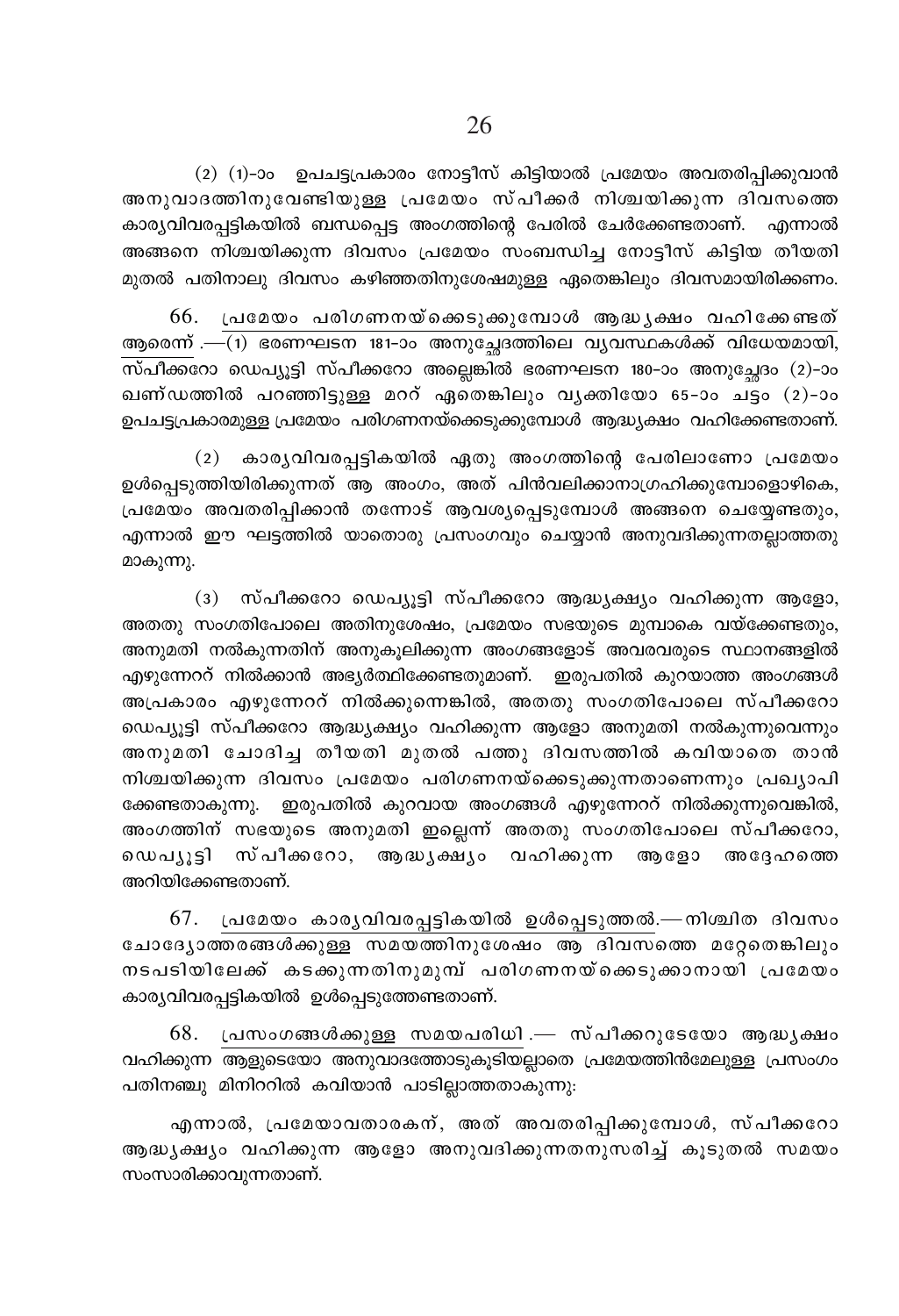(2) (1)-ാം ഉപചട്ടപ്രകാരം നോട്ടീസ് കിട്ടിയാൽ പ്രമേയം അവതരിപ്പിക്കുവാൻ അനുവാദത്തിനുവേണ്ടിയുള്ള പ്രമേയം സ്പീക്കർ നിശ്ചയിക്കുന്ന ദിവസത്തെ കാര്യവിവരപ്പട്ടികയിൽ ബന്ധപ്പെട്ട അംഗത്തിന്റെ പേരിൽ ചേർക്കേണ്ടതാണ്. എന്നാൽ അങ്ങനെ നിശ്ചയിക്കുന്ന ദിവസം പ്രമേയം സംബന്ധിച്ച നോട്ടീസ് കിട്ടിയ തീയതി മുതൽ പതിനാലു ദിവസം കഴിഞ്ഞതിനുശേഷമുള്ള ഏതെങ്കിലും ദിവസമായിരിക്കണം.

66. <u>പ്രമേയം പരിഗണനയ്ക്കെടുക്കുമ്പോൾ ആദ്ധ്യക്ഷം വഹിക്കേണ്ടത് ആരെന്ന്</u>.—(1) ഭരണഘടന 181-ാം അനുച്ഛേദത്തിലെ വ്യവസ്ഥകൾക്ക് വിധേയമായി, സ്പീക്കറോ ഡെപ്യൂട്ടി സ്പീക്കറോ അല്ലെങ്കിൽ ഭരണഘടന 180-ാം അനുച്ഛേദം (2)-ാം ഖണ്ഡത്തിൽ പറഞ്ഞിട്ടുള്ള മററ് ഏതെങ്കിലും വ്യക്തിയോ 65-ാം ചട്ടം (2)-ാം ഉപചട്ടപ്രകാരമുള്ള പ്രമേയം പരിഗണനയ്ക്കെടുക്കുമ്പോൾ ആദ്ധ്യക്ഷം വഹിക്കേണ്ടതാണ്.

(2) കാര്യവിവരപ്പട്ടികയിൽ ഏതു അംഗത്തിന്റെ പേരിലാണോ പ്രമേയം ഉൾപ്പെടുത്തിയിരിക്കുന്നത് ആ അംഗം, അത് പിൻവലിക്കാനാഗ്രഹിക്കുമ്പോളൊഴികെ, പ്രമേയം അവതരിപ്പിക്കാൻ തന്നോട് ആവശ്യപ്പെടുമ്പോൾ അങ്ങനെ ചെയ്യേണ്ടതും, എന്നാൽ ഈ ഘട്ടത്തിൽ യാതൊരു പ്രസംഗവും ചെയ്യാൻ അനുവദിക്കുന്നതല്ലാത്തതുമാകുന്നു.

(3) സ്പീക്കറോ ഡെപ്യൂട്ടി സ്പീക്കറോ ആദ്ധ്യക്ഷ്യം വഹിക്കുന്ന ആളോ, അതതു സംഗതിപോലെ അതിനുശേഷം, പ്രമേയം സഭയുടെ മുമ്പാകെ വയ്ക്കേണ്ടതും, അനുമതി നൽകുന്നതിന് അനുകൂലിക്കുന്ന അംഗങ്ങളോട് അവരവരുടെ സ്ഥാനങ്ങളിൽ എഴുന്നേററ് നിൽക്കാൻ അഭ്യർത്ഥിക്കേണ്ടതുമാണ്. ഇരുപതിൽ കുറയാത്ത അംഗങ്ങൾ അപ്രകാരം എഴുന്നേററ് നിൽക്കുന്നെങ്കിൽ, അതതു സംഗതിപോലെ സ്പീക്കറോ ഡെപ്യൂട്ടി സ്പീക്കറോ ആദ്ധ്യക്ഷ്യം വഹിക്കുന്ന ആളോ അനുമതി നൽകുന്നുവെന്നും അനുമതി ചോദിച്ച തീയതി മുതൽ പത്തു ദിവസത്തിൽ കവിയാതെ താൻ നിശ്ചയിക്കുന്ന ദിവസം പ്രമേയം പരിഗണനയ്ക്കെടുക്കുന്നതാണെന്നും പ്രഖ്യാപിക്കേണ്ടതാകുന്നു. ഇരുപതിൽ കുറവായ അംഗങ്ങൾ എഴുന്നേററ് നിൽക്കുന്നുവെങ്കിൽ, അംഗത്തിന് സഭയുടെ അനുമതി ഇല്ലെന്ന് അതതു സംഗതിപോലെ സ്പീക്കറോ, ഡെപ്യൂട്ടി സ്പീക്കറോ, ആദ്ധ്യക്ഷ്യം വഹിക്കുന്ന ആളോ അദ്ദേഹത്തെ അറിയിക്കേണ്ടതാണ്.

67. <u>പ്രമേയം കാര്യവിവരപ്പട്ടികയിൽ ഉൾപ്പെടുത്തൽ</u>.—നിശ്ചിത ദിവസം ചോദ്യോത്തരങ്ങൾക്കുള്ള സമയത്തിനുശേഷം ആ ദിവസത്തെ മറ്റേതെങ്കിലും നടപടിയിലേക്ക് കടക്കുന്നതിനുമുമ്പ് പരിഗണനയ്ക്കെടുക്കാനായി പ്രമേയം കാര്യവിവരപ്പട്ടികയിൽ ഉൾപ്പെടുത്തേണ്ടതാണ്.

68. <u>പ്രസംഗങ്ങൾക്കുള്ള സമയപരിധി</u>.— സ്പീക്കറുടേയോ ആദ്ധ്യക്ഷം വഹിക്കുന്ന ആളുടെയോ അനുവാദത്തോടുകൂടിയല്ലാതെ പ്രമേയത്തിൻമേലുള്ള പ്രസംഗം പതിനഞ്ചു മിനിററിൽ കവിയാൻ പാടില്ലാത്തതാകുന്നു:

എന്നാൽ, പ്രമേയാവതാരകന്, അത് അവതരിപ്പിക്കുമ്പോൾ, സ്പീക്കറോ ആദ്ധ്യക്ഷ്യം വഹിക്കുന്ന ആളോ അനുവദിക്കുന്നതനുസരിച്ച് കൂടുതൽ സമയം സംസാരിക്കാവുന്നതാണ്.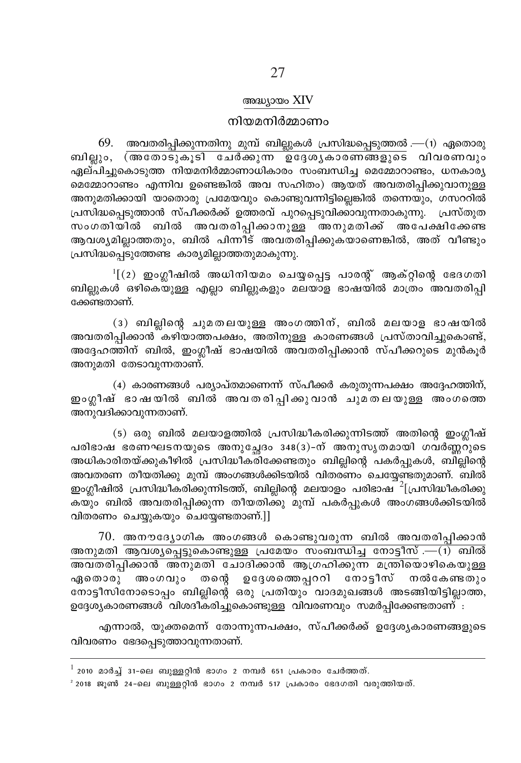## അദ്ധ്യായം XIV

## നിയമനിർമ്മാണം

69. അവതരിപ്പിക്കുന്നതിനു മുമ്പ് ബില്ലുകൾ പ്രസിദ്ധപ്പെടുത്തൽ .—(1) ഏതൊരു ബില്ലും, (അതോടുകൂടി ചേർക്കുന്ന ഉദ്ദേശ്യകാരണങ്ങളുടെ വിവരണവും ഏല്പിച്ചുകൊടുത്ത നിയമനിർമ്മാണാധികാരം സംബന്ധിച്ച മെമ്മോറാണ്ടം, ധനകാര്യ മെമ്മോറാണ്ടം എന്നിവ ഉണ്ടെങ്കിൽ അവ സഹിതം) ആയത് അവതരിപ്പിക്കുവാനുള്ള അനുമതിക്കായി യാതൊരു പ്രമേയവും കൊണ്ടുവന്നിട്ടില്ലെങ്കിൽ തന്നെയും, ഗസററിൽ പ്രസിദ്ധപ്പെടുത്താൻ സ്പീക്കർക്ക് ഉത്തരവ് പുറപ്പെടുവിക്കാവുന്നതാകുന്നു. പ്രസ്തുത സംഗതിയിൽ ബിൽ അവതരിപ്പിക്കാനുള്ള അനുമതിക്ക് അപേക്ഷിക്കേണ്ട ആവശ്യമില്ലാത്തതും, ബിൽ പിന്നീട് അവതരിപ്പിക്കുകയാണെങ്കിൽ, അത് വീണ്ടും പ്രസിദ്ധപ്പെടുത്തേണ്ട കാര്യമില്ലാത്തതുമാകുന്നു.

[1][(2) ഇംഗ്ലീഷിൽ അധിനിയമം ചെയ്യപ്പെട്ട പാരന്റ് ആക്റ്റിന്റെ ഭേദഗതി ബില്ലുകൾ ഒഴികെയുള്ള എല്ലാ ബില്ലുകളും മലയാള ഭാഷയിൽ മാത്രം അവതരിപ്പിക്കേണ്ടതാണ്.

(3) ബില്ലിന്റെ ചുമതലയുള്ള അംഗത്തിന്, ബിൽ മലയാള ഭാഷയിൽ അവതരിപ്പിക്കാൻ കഴിയാത്തപക്ഷം, അതിനുള്ള കാരണങ്ങൾ പ്രസ്താവിച്ചുകൊണ്ട്, അദ്ദേഹത്തിന് ബിൽ, ഇംഗ്ലീഷ് ഭാഷയിൽ അവതരിപ്പിക്കാൻ സ്പീക്കറുടെ മുൻകൂർ അനുമതി തേടാവുന്നതാണ്.

(4) കാരണങ്ങൾ പര്യാപ്തമാണെന്ന് സ്പീക്കർ കരുതുന്നപക്ഷം അദ്ദേഹത്തിന്, ഇംഗ്ലീഷ് ഭാഷയിൽ ബിൽ അവതരിപ്പിക്കുവാൻ ചുമതലയുള്ള അംഗത്തെ അനുവദിക്കാവുന്നതാണ്.

(5) ഒരു ബിൽ മലയാളത്തിൽ പ്രസിദ്ധീകരിക്കുന്നിടത്ത് അതിന്റെ ഇംഗ്ലീഷ് പരിഭാഷ ഭരണഘടനയുടെ അനുച്ഛേദം 348(3)-ന് അനുസൃതമായി ഗവർണ്ണറുടെ അധികാരിതയ്ക്കുകീഴിൽ പ്രസിദ്ധീകരിക്കേണ്ടതും ബില്ലിന്റെ പകർപ്പുകൾ, ബില്ലിന്റെ അവതരണ തീയതിക്കു മുമ്പ് അംഗങ്ങൾക്കിടയിൽ വിതരണം ചെയ്യേണ്ടതുമാണ്. ബിൽ ഇംഗ്ലീഷിൽ പ്രസിദ്ധീകരിക്കുന്നിടത്ത്, ബില്ലിന്റെ മലയാളം പരിഭാഷ [2][പ്രസിദ്ധീകരിക്കുകയും ബിൽ അവതരിപ്പിക്കുന്ന തീയതിക്കു മുമ്പ് പകർപ്പുകൾ അംഗങ്ങൾക്കിടയിൽ വിതരണം ചെയ്യുകയും ചെയ്യേണ്ടതാണ്.]]

70. അനൗദ്യോഗിക അംഗങ്ങൾ കൊണ്ടുവരുന്ന ബിൽ അവതരിപ്പിക്കാൻ അനുമതി ആവശ്യപ്പെട്ടുകൊണ്ടുള്ള പ്രമേയം സംബന്ധിച്ച നോട്ടീസ് .—(1) ബിൽ അവതരിപ്പിക്കാൻ അനുമതി ചോദിക്കാൻ ആഗ്രഹിക്കുന്ന മന്ത്രിയൊഴികെയുള്ള ഏതൊരു അംഗവും തന്റെ ഉദ്ദേശത്തെപ്പററി നോട്ടീസ് നൽകേണ്ടതും നോട്ടീസിനോടൊപ്പം ബില്ലിന്റെ ഒരു പ്രതിയും വാദമുഖങ്ങൾ അടങ്ങിയിട്ടില്ലാത്ത, ഉദ്ദേശ്യകാരണങ്ങൾ വിശദീകരിച്ചുകൊണ്ടുള്ള വിവരണവും സമർപ്പിക്കേണ്ടതാണ് :

എന്നാൽ, യുക്തമെന്ന് തോന്നുന്നപക്ഷം, സ്പീക്കർക്ക് ഉദ്ദേശ്യകാരണങ്ങളുടെ വിവരണം ഭേദപ്പെടുത്താവുന്നതാണ്.

---

[1] 2010 മാർച്ച് 31-ലെ ബുള്ളറ്റിൻ ഭാഗം 2 നമ്പർ 651 പ്രകാരം ചേർത്തത്.

[2] 2018 ജൂൺ 24-ലെ ബുള്ളറ്റിൻ ഭാഗം 2 നമ്പർ 517 പ്രകാരം ഭേദഗതി വരുത്തിയത്.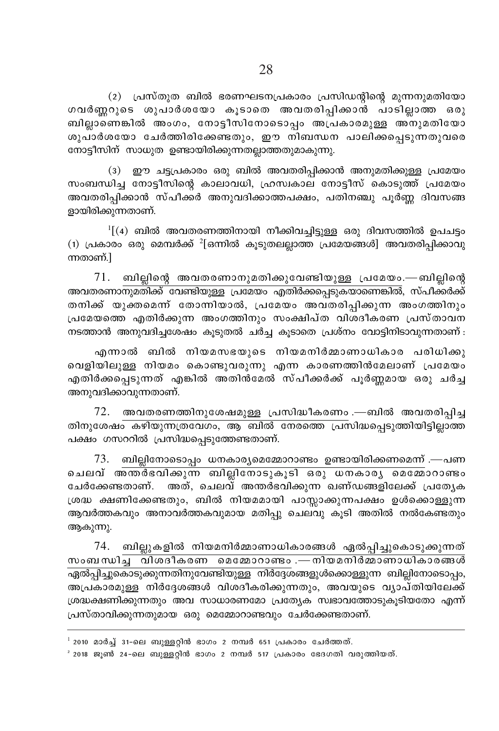(2) പ്രസ്തുത ബിൽ ഭരണഘടനപ്രകാരം പ്രസിഡന്റിന്റെ മുന്നനുമതിയോ ഗവർണ്ണറുടെ ശുപാർശയോ കൂടാതെ അവതരിപ്പിക്കാൻ പാടില്ലാത്ത ഒരു ബില്ലാണെങ്കിൽ അംഗം, നോട്ടീസിനോടൊപ്പം അപ്രകാരമുള്ള അനുമതിയോ ശുപാർശയോ ചേർത്തിരിക്കേണ്ടതും, ഈ നിബന്ധന പാലിക്കപ്പെടുന്നതുവരെ നോട്ടീസിന് സാധുത ഉണ്ടായിരിക്കുന്നതല്ലാത്തതുമാകുന്നു.

(3) ഈ ചട്ടപ്രകാരം ഒരു ബിൽ അവതരിപ്പിക്കാൻ അനുമതിക്കുള്ള പ്രമേയം സംബന്ധിച്ച നോട്ടീസിന്റെ കാലാവധി, ഹ്രസ്വകാല നോട്ടീസ് കൊടുത്ത് പ്രമേയം അവതരിപ്പിക്കാൻ സ്പീക്കർ അനുവദിക്കാത്തപക്ഷം, പതിനഞ്ചു പൂർണ്ണ ദിവസങ്ങളായിരിക്കുന്നതാണ്.

[1][(4) ബിൽ അവതരണത്തിനായി നീക്കിവച്ചിട്ടുള്ള ഒരു ദിവസത്തിൽ ഉപചട്ടം (1) പ്രകാരം ഒരു മെമ്പർക്ക് [2][ഒന്നിൽ കൂടുതലല്ലാത്ത പ്രമേയങ്ങൾ] അവതരിപ്പിക്കാവുന്നതാണ്.]

71. <u>ബില്ലിന്റെ അവതരണാനുമതിക്കുവേണ്ടിയുള്ള പ്രമേയം</u>.—ബില്ലിന്റെ അവതരണാനുമതിക്ക് വേണ്ടിയുള്ള പ്രമേയം എതിർക്കപ്പെടുകയാണെങ്കിൽ, സ്പീക്കർക്ക് തനിക്ക് യുക്തമെന്ന് തോന്നിയാൽ, പ്രമേയം അവതരിപ്പിക്കുന്ന അംഗത്തിനും പ്രമേയത്തെ എതിർക്കുന്ന അംഗത്തിനും സംക്ഷിപ്ത വിശദീകരണ പ്രസ്താവന നടത്താൻ അനുവദിച്ചശേഷം കൂടുതൽ ചർച്ച കൂടാതെ പ്രശ്നം വോട്ടിനിടാവുന്നതാണ് :

എന്നാൽ ബിൽ നിയമസഭയുടെ നിയമനിർമ്മാണാധികാര പരിധിക്കു വെളിയിലുള്ള നിയമം കൊണ്ടുവരുന്നു എന്ന കാരണത്തിൻമേലാണ് പ്രമേയം എതിർക്കപ്പെടുന്നത് എങ്കിൽ അതിൻമേൽ സ്പീക്കർക്ക് പൂർണ്ണമായ ഒരു ചർച്ച അനുവദിക്കാവുന്നതാണ്.

72. <u>അവതരണത്തിനുശേഷമുള്ള പ്രസിദ്ധീകരണം</u>.—ബിൽ അവതരിപ്പിച്ചതിനുശേഷം കഴിയുന്നത്രവേഗം, ആ ബിൽ നേരത്തെ പ്രസിദ്ധപ്പെടുത്തിയിട്ടില്ലാത്ത പക്ഷം ഗസററിൽ പ്രസിദ്ധപ്പെടുത്തേണ്ടതാണ്.

73. <u>ബില്ലിനോടൊപ്പം ധനകാര്യമെമ്മോറാണ്ടം ഉണ്ടായിരിക്കണമെന്ന്</u>.—പണചെലവ് അന്തർഭവിക്കുന്ന ബില്ലിനോടുകൂടി ഒരു ധനകാര്യ മെമ്മോറാണ്ടം ചേർക്കേണ്ടതാണ്. അത്, ചെലവ് അന്തർഭവിക്കുന്ന ഖണ്ഡങ്ങളിലേക്ക് പ്രത്യേക ശ്രദ്ധ ക്ഷണിക്കേണ്ടതും, ബിൽ നിയമമായി പാസ്സാക്കുന്നപക്ഷം ഉൾക്കൊള്ളുന്ന ആവർത്തകവും അനാവർത്തകവുമായ മതിപ്പു ചെലവു കൂടി അതിൽ നൽകേണ്ടതും ആകുന്നു.

74. <u>ബില്ലുകളിൽ നിയമനിർമ്മാണാധികാരങ്ങൾ ഏൽപ്പിച്ചുകൊടുക്കുന്നത് സംബന്ധിച്ച വിശദീകരണ മെമ്മോറാണ്ടം</u>.—നിയമനിർമ്മാണാധികാരങ്ങൾ ഏൽപ്പിച്ചുകൊടുക്കുന്നതിനുവേണ്ടിയുള്ള നിർദ്ദേശങ്ങളുൾക്കൊള്ളുന്ന ബില്ലിനോടൊപ്പം, അപ്രകാരമുള്ള നിർദ്ദേശങ്ങൾ വിശദീകരിക്കുന്നതും, അവയുടെ വ്യാപ്തിയിലേക്ക് ശ്രദ്ധക്ഷണിക്കുന്നതും അവ സാധാരണമോ പ്രത്യേക സ്വഭാവത്തോടുകൂടിയതോ എന്ന് പ്രസ്താവിക്കുന്നതുമായ ഒരു മെമ്മോറാണ്ടവും ചേർക്കേണ്ടതാണ്.

---

[1] 2010 മാർച്ച് 31-ലെ ബുള്ളറ്റിൻ ഭാഗം 2 നമ്പർ 651 പ്രകാരം ചേർത്തത്.

[2] 2018 ജൂൺ 24-ലെ ബുള്ളറ്റിൻ ഭാഗം 2 നമ്പർ 517 പ്രകാരം ഭേദഗതി വരുത്തിയത്.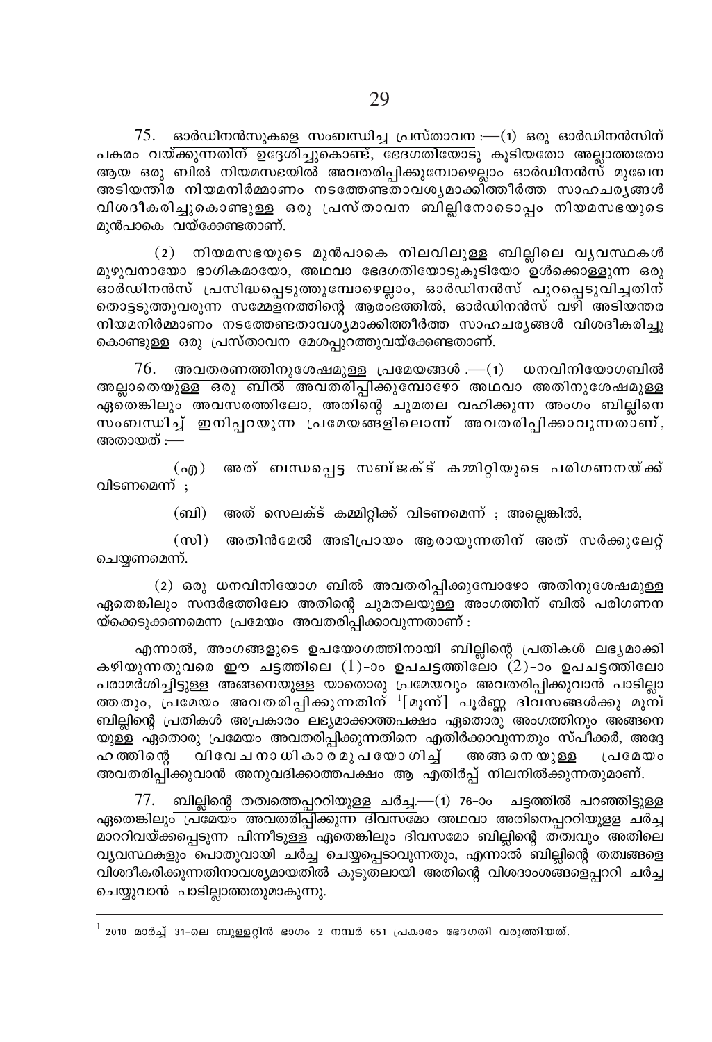75. ഓർഡിനൻസുകളെ സംബന്ധിച്ച പ്രസ്താവന :—(1) ഒരു ഓർഡിനൻസിന് പകരം വയ്ക്കുന്നതിന് ഉദ്ദേശിച്ചുകൊണ്ട്, ഭേദഗതിയോടു കൂടിയതോ അല്ലാത്തതോ ആയ ഒരു ബിൽ നിയമസഭയിൽ അവതരിപ്പിക്കുമ്പോഴെല്ലാം ഓർഡിനൻസ് മുഖേന അടിയന്തിര നിയമനിർമ്മാണം നടത്തേണ്ടതാവശ്യമാക്കിത്തീർത്ത സാഹചര്യങ്ങൾ വിശദീകരിച്ചുകൊണ്ടുള്ള ഒരു പ്രസ്താവന ബില്ലിനോടൊപ്പം നിയമസഭയുടെ മുൻപാകെ വയ്ക്കേണ്ടതാണ്.

(2) നിയമസഭയുടെ മുൻപാകെ നിലവിലുള്ള ബില്ലിലെ വ്യവസ്ഥകൾ മുഴുവനായോ ഭാഗികമായോ, അഥവാ ഭേദഗതിയോടുകൂടിയോ ഉൾക്കൊള്ളുന്ന ഒരു ഓർഡിനൻസ് പ്രസിദ്ധപ്പെടുത്തുമ്പോഴെല്ലാം, ഓർഡിനൻസ് പുറപ്പെടുവിച്ചതിന് തൊട്ടടുത്തുവരുന്ന സമ്മേളനത്തിന്റെ ആരംഭത്തിൽ, ഓർഡിനൻസ് വഴി അടിയന്തര നിയമനിർമ്മാണം നടത്തേണ്ടതാവശ്യമാക്കിത്തീർത്ത സാഹചര്യങ്ങൾ വിശദീകരിച്ചു കൊണ്ടുള്ള ഒരു പ്രസ്താവന മേശപ്പുറത്തുവയ്ക്കേണ്ടതാണ്.

76. അവതരണത്തിനുശേഷമുള്ള പ്രമേയങ്ങൾ .—(1) ധനവിനിയോഗബിൽ അല്ലാതെയുള്ള ഒരു ബിൽ അവതരിപ്പിക്കുമ്പോഴോ അഥവാ അതിനുശേഷമുള്ള ഏതെങ്കിലും അവസരത്തിലോ, അതിന്റെ ചുമതല വഹിക്കുന്ന അംഗം ബില്ലിനെ സംബന്ധിച്ച് ഇനിപ്പറയുന്ന പ്രമേയങ്ങളിലൊന്ന് അവതരിപ്പിക്കാവുന്നതാണ്, അതായത് :—

(എ) അത് ബന്ധപ്പെട്ട സബ്ജക്ട് കമ്മിറ്റിയുടെ പരിഗണനയ്ക്ക് വിടണമെന്ന് ;

(ബി) അത് സെലക്ട് കമ്മിറ്റിക്ക് വിടണമെന്ന് ; അല്ലെങ്കിൽ,

(സി) അതിൻമേൽ അഭിപ്രായം ആരായുന്നതിന് അത് സർക്കുലേറ്റ് ചെയ്യണമെന്ന്.

(2) ഒരു ധനവിനിയോഗ ബിൽ അവതരിപ്പിക്കുമ്പോഴോ അതിനുശേഷമുള്ള ഏതെങ്കിലും സന്ദർഭത്തിലോ അതിന്റെ ചുമതലയുള്ള അംഗത്തിന് ബിൽ പരിഗണന യ്ക്കെടുക്കണമെന്ന പ്രമേയം അവതരിപ്പിക്കാവുന്നതാണ് :

എന്നാൽ, അംഗങ്ങളുടെ ഉപയോഗത്തിനായി ബില്ലിന്റെ പ്രതികൾ ലഭ്യമാക്കി കഴിയുന്നതുവരെ ഈ ചട്ടത്തിലെ (1)-ാം ഉപചട്ടത്തിലോ (2)-ാം ഉപചട്ടത്തിലോ പരാമർശിച്ചിട്ടുള്ള അങ്ങനെയുള്ള യാതൊരു പ്രമേയവും അവതരിപ്പിക്കുവാൻ പാടില്ലാത്തതും, പ്രമേയം അവതരിപ്പിക്കുന്നതിന് [1][മൂന്ന്] പൂർണ്ണ ദിവസങ്ങൾക്കു മുമ്പ് ബില്ലിന്റെ പ്രതികൾ അപ്രകാരം ലഭ്യമാക്കാത്തപക്ഷം ഏതൊരു അംഗത്തിനും അങ്ങനെയുള്ള ഏതൊരു പ്രമേയം അവതരിപ്പിക്കുന്നതിനെ എതിർക്കാവുന്നതും സ്പീക്കർ, അദ്ദേഹത്തിന്റെ വിവേചനാധികാരമുപയോഗിച്ച് അങ്ങനെയുള്ള പ്രമേയം അവതരിപ്പിക്കുവാൻ അനുവദിക്കാത്തപക്ഷം ആ എതിർപ്പ് നിലനിൽക്കുന്നതുമാണ്.

77. ബില്ലിന്റെ തത്വത്തെപ്പററിയുള്ള ചർച്ച.—(1) 76-ാം ചട്ടത്തിൽ പറഞ്ഞിട്ടുള്ള ഏതെങ്കിലും പ്രമേയം അവതരിപ്പിക്കുന്ന ദിവസമോ അഥവാ അതിനെപ്പററിയുള്ള ചർച്ച മാററിവയ്ക്കപ്പെടുന്ന പിന്നീടുള്ള ഏതെങ്കിലും ദിവസമോ ബില്ലിന്റെ തത്വവും അതിലെ വ്യവസ്ഥകളും പൊതുവായി ചർച്ച ചെയ്യപ്പെടാവുന്നതും, എന്നാൽ ബില്ലിന്റെ തത്വങ്ങളെ വിശദീകരിക്കുന്നതിനാവശ്യമായതിൽ കൂടുതലായി അതിന്റെ വിശദാംശങ്ങളെപ്പററി ചർച്ച ചെയ്യുവാൻ പാടില്ലാത്തതുമാകുന്നു.

---

[1] 2010 മാർച്ച് 31-ലെ ബുള്ളറ്റിൻ ഭാഗം 2 നമ്പർ 651 പ്രകാരം ഭേദഗതി വരുത്തിയത്.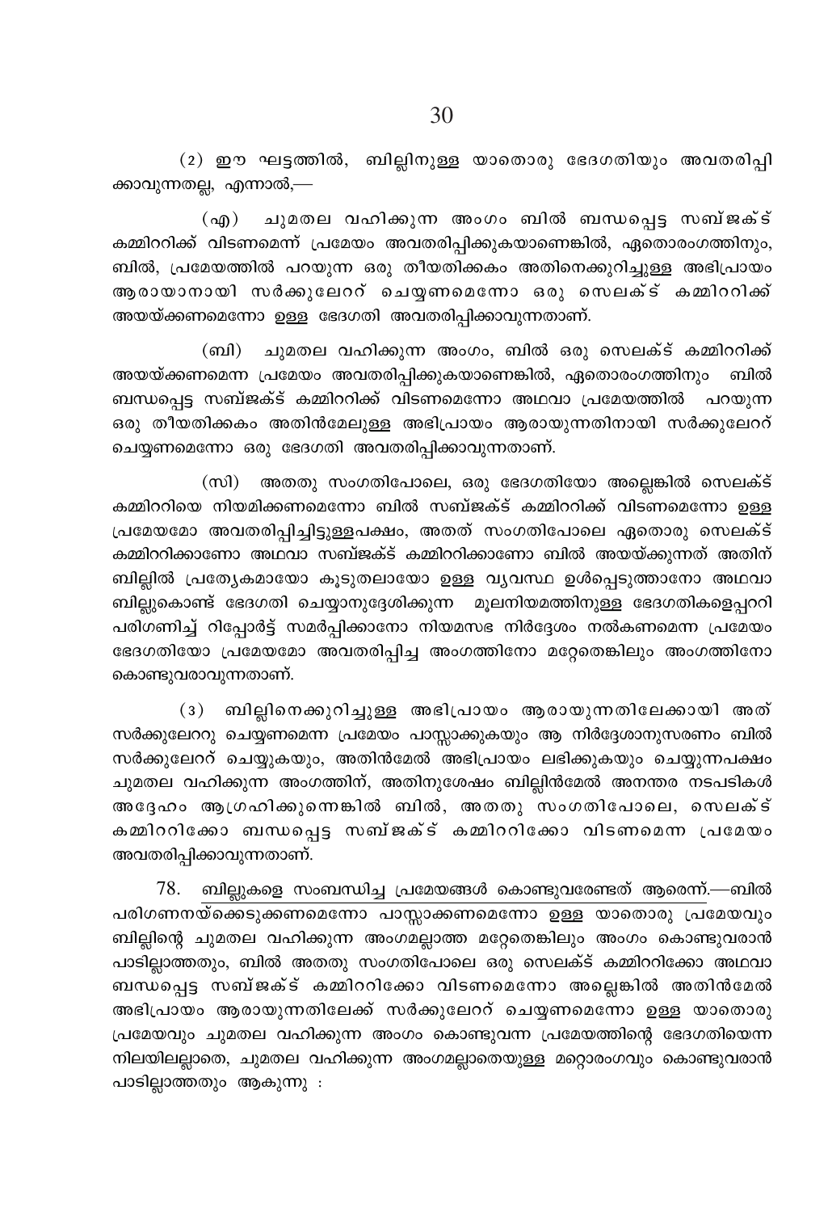(2) ഈ ഘട്ടത്തിൽ, ബില്ലിനുള്ള യാതൊരു ഭേദഗതിയും അവതരിപ്പിക്കാവുന്നതല്ല, എന്നാൽ,—

(എ) ചുമതല വഹിക്കുന്ന അംഗം ബിൽ ബന്ധപ്പെട്ട സബ്ജക്ട് കമ്മിററിക്ക് വിടണമെന്ന് പ്രമേയം അവതരിപ്പിക്കുകയാണെങ്കിൽ, ഏതൊരംഗത്തിനും, ബിൽ, പ്രമേയത്തിൽ പറയുന്ന ഒരു തീയതിക്കകം അതിനെക്കുറിച്ചുള്ള അഭിപ്രായം ആരായാനായി സർക്കുലേററ് ചെയ്യണമെന്നോ ഒരു സെലക്ട് കമ്മിററിക്ക് അയയ്ക്കണമെന്നോ ഉള്ള ഭേദഗതി അവതരിപ്പിക്കാവുന്നതാണ്.

(ബി) ചുമതല വഹിക്കുന്ന അംഗം, ബിൽ ഒരു സെലക്ട് കമ്മിററിക്ക് അയയ്ക്കണമെന്ന പ്രമേയം അവതരിപ്പിക്കുകയാണെങ്കിൽ, ഏതൊരംഗത്തിനും ബിൽ ബന്ധപ്പെട്ട സബ്ജക്ട് കമ്മിററിക്ക് വിടണമെന്നോ അഥവാ പ്രമേയത്തിൽ പറയുന്ന ഒരു തീയതിക്കകം അതിൻമേലുള്ള അഭിപ്രായം ആരായുന്നതിനായി സർക്കുലേററ് ചെയ്യണമെന്നോ ഒരു ഭേദഗതി അവതരിപ്പിക്കാവുന്നതാണ്.

(സി) അതതു സംഗതിപോലെ, ഒരു ഭേദഗതിയോ അല്ലെങ്കിൽ സെലക്ട് കമ്മിററിയെ നിയമിക്കണമെന്നോ ബിൽ സബ്ജക്ട് കമ്മിററിക്ക് വിടണമെന്നോ ഉള്ള പ്രമേയമോ അവതരിപ്പിച്ചിട്ടുള്ളപക്ഷം, അതത് സംഗതിപോലെ ഏതൊരു സെലക്ട് കമ്മിററിക്കാണോ അഥവാ സബ്ജക്ട് കമ്മിററിക്കാണോ ബിൽ അയയ്ക്കുന്നത് അതിന് ബില്ലിൽ പ്രത്യേകമായോ കൂടുതലായോ ഉള്ള വ്യവസ്ഥ ഉൾപ്പെടുത്താനോ അഥവാ ബില്ലുകൊണ്ട് ഭേദഗതി ചെയ്യാനുദ്ദേശിക്കുന്ന മൂലനിയമത്തിനുള്ള ഭേദഗതികളെപ്പററി പരിഗണിച്ച് റിപ്പോർട്ട് സമർപ്പിക്കാനോ നിയമസഭ നിർദ്ദേശം നൽകണമെന്ന പ്രമേയം ഭേദഗതിയോ പ്രമേയമോ അവതരിപ്പിച്ച അംഗത്തിനോ മറ്റേതെങ്കിലും അംഗത്തിനോ കൊണ്ടുവരാവുന്നതാണ്.

(3) ബില്ലിനെക്കുറിച്ചുള്ള അഭിപ്രായം ആരായുന്നതിലേക്കായി അത് സർക്കുലേററു ചെയ്യണമെന്ന പ്രമേയം പാസ്സാക്കുകയും ആ നിർദ്ദേശാനുസരണം ബിൽ സർക്കുലേററ് ചെയ്യുകയും, അതിൻമേൽ അഭിപ്രായം ലഭിക്കുകയും ചെയ്യുന്നപക്ഷം ചുമതല വഹിക്കുന്ന അംഗത്തിന്, അതിനുശേഷം ബില്ലിൻമേൽ അനന്തര നടപടികൾ അദ്ദേഹം ആഗ്രഹിക്കുന്നെങ്കിൽ ബിൽ, അതതു സംഗതിപോലെ, സെലക്ട് കമ്മിററിക്കോ ബന്ധപ്പെട്ട സബ്ജക്ട് കമ്മിററിക്കോ വിടണമെന്ന പ്രമേയം അവതരിപ്പിക്കാവുന്നതാണ്.

78. <u>ബില്ലുകളെ സംബന്ധിച്ച പ്രമേയങ്ങൾ കൊണ്ടുവരേണ്ടത് ആരെന്ന്.</u>—ബിൽ പരിഗണനയ്ക്കെടുക്കണമെന്നോ പാസ്സാക്കണമെന്നോ ഉള്ള യാതൊരു പ്രമേയവും ബില്ലിന്റെ ചുമതല വഹിക്കുന്ന അംഗമല്ലാത്ത മറ്റേതെങ്കിലും അംഗം കൊണ്ടുവരാൻ പാടില്ലാത്തതും, ബിൽ അതതു സംഗതിപോലെ ഒരു സെലക്ട് കമ്മിററിക്കോ അഥവാ ബന്ധപ്പെട്ട സബ്ജക്ട് കമ്മിററിക്കോ വിടണമെന്നോ അല്ലെങ്കിൽ അതിൻമേൽ അഭിപ്രായം ആരായുന്നതിലേക്ക് സർക്കുലേററ് ചെയ്യണമെന്നോ ഉള്ള യാതൊരു പ്രമേയവും ചുമതല വഹിക്കുന്ന അംഗം കൊണ്ടുവന്ന പ്രമേയത്തിന്റെ ഭേദഗതിയെന്ന നിലയിലല്ലാതെ, ചുമതല വഹിക്കുന്ന അംഗമല്ലാതെയുള്ള മറ്റൊരംഗവും കൊണ്ടുവരാൻ പാടില്ലാത്തതും ആകുന്നു :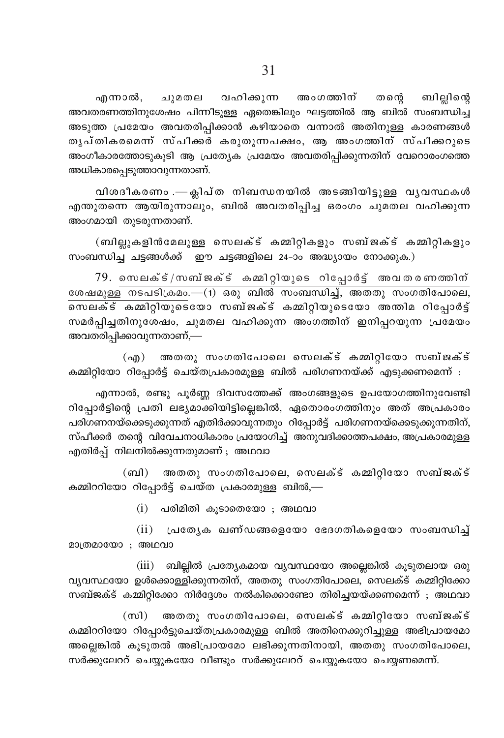എന്നാൽ, ചുമതല വഹിക്കുന്ന അംഗത്തിന് തന്റെ ബില്ലിന്റെ അവതരണത്തിനുശേഷം പിന്നീടുള്ള ഏതെങ്കിലും ഘട്ടത്തിൽ ആ ബിൽ സംബന്ധിച്ച അടുത്ത പ്രമേയം അവതരിപ്പിക്കാൻ കഴിയാതെ വന്നാൽ അതിനുള്ള കാരണങ്ങൾ തൃപ്തികരമെന്ന് സ്പീക്കർ കരുതുന്നപക്ഷം, ആ അംഗത്തിന് സ്പീക്കറുടെ അംഗീകാരത്തോടുകൂടി ആ പ്രത്യേക പ്രമേയം അവതരിപ്പിക്കുന്നതിന് വേറൊരംഗത്തെ അധികാരപ്പെടുത്താവുന്നതാണ്.

വിശദീകരണം .—ക്ലിപ്ത നിബന്ധനയിൽ അടങ്ങിയിട്ടുള്ള വ്യവസ്ഥകൾ എന്തുതന്നെ ആയിരുന്നാലും, ബിൽ അവതരിപ്പിച്ച ഒരംഗം ചുമതല വഹിക്കുന്ന അംഗമായി തുടരുന്നതാണ്.

(ബില്ലുകളിൻമേലുള്ള സെലക്ട് കമ്മിറ്റികളും സബ്ജക്ട് കമ്മിറ്റികളും സംബന്ധിച്ച ചട്ടങ്ങൾക്ക് ഈ ചട്ടങ്ങളിലെ 24-ാം അദ്ധ്യായം നോക്കുക.)

79. സെലക്ട്/സബ്ജക്ട് കമ്മിറ്റിയുടെ റിപ്പോർട്ട് അവതരണത്തിന് ശേഷമുള്ള നടപടിക്രമം.—(1) ഒരു ബിൽ സംബന്ധിച്ച്, അതതു സംഗതിപോലെ, സെലക്ട് കമ്മിറ്റിയുടെയോ സബ്ജക്ട് കമ്മിറ്റിയുടെയോ അന്തിമ റിപ്പോർട്ട് സമർപ്പിച്ചതിനുശേഷം, ചുമതല വഹിക്കുന്ന അംഗത്തിന് ഇനിപ്പറയുന്ന പ്രമേയം അവതരിപ്പിക്കാവുന്നതാണ്,—

(എ) അതതു സംഗതിപോലെ സെലക്ട് കമ്മിറ്റിയോ സബ്ജക്ട് കമ്മിറ്റിയോ റിപ്പോർട്ട് ചെയ്തപ്രകാരമുള്ള ബിൽ പരിഗണനയ്ക്ക് എടുക്കണമെന്ന് :

എന്നാൽ, രണ്ടു പൂർണ്ണ ദിവസത്തേക്ക് അംഗങ്ങളുടെ ഉപയോഗത്തിനുവേണ്ടി റിപ്പോർട്ടിന്റെ പ്രതി ലഭ്യമാക്കിയിട്ടില്ലെങ്കിൽ, ഏതൊരംഗത്തിനും അത് അപ്രകാരം പരിഗണനയ്ക്കെടുക്കുന്നത് എതിർക്കാവുന്നതും റിപ്പോർട്ട് പരിഗണനയ്ക്കെടുക്കുന്നതിന്, സ്പീക്കർ തന്റെ വിവേചനാധികാരം പ്രയോഗിച്ച് അനുവദിക്കാത്തപക്ഷം, അപ്രകാരമുള്ള എതിർപ്പ് നിലനിൽക്കുന്നതുമാണ് ; അഥവാ

(ബി) അതതു സംഗതിപോലെ, സെലക്ട് കമ്മിറ്റിയോ സബ്ജക്ട് കമ്മിററിയോ റിപ്പോർട്ട് ചെയ്ത പ്രകാരമുള്ള ബിൽ,—

(i) പരിമിതി കൂടാതെയോ ; അഥവാ

(ii) പ്രത്യേക ഖണ്ഡങ്ങളെയോ ഭേദഗതികളെയോ സംബന്ധിച്ച് മാത്രമായോ ; അഥവാ

(iii) ബില്ലിൽ പ്രത്യേകമായ വ്യവസ്ഥയോ അല്ലെങ്കിൽ കൂടുതലായ ഒരു വ്യവസ്ഥയോ ഉൾക്കൊള്ളിക്കുന്നതിന്, അതതു സംഗതിപോലെ, സെലക്ട് കമ്മിറ്റിക്കോ സബ്ജക്ട് കമ്മിറ്റിക്കോ നിർദ്ദേശം നൽകിക്കൊണ്ടോ തിരിച്ചയയ്ക്കണമെന്ന് ; അഥവാ

(സി) അതതു സംഗതിപോലെ, സെലക്ട് കമ്മിറ്റിയോ സബ്ജക്ട് കമ്മിററിയോ റിപ്പോർട്ടുചെയ്തപ്രകാരമുള്ള ബിൽ അതിനെക്കുറിച്ചുള്ള അഭിപ്രായമോ അല്ലെങ്കിൽ കൂടുതൽ അഭിപ്രായമോ ലഭിക്കുന്നതിനായി, അതതു സംഗതിപോലെ, സർക്കുലേററ് ചെയ്യുകയോ വീണ്ടും സർക്കുലേററ് ചെയ്യുകയോ ചെയ്യണമെന്ന്.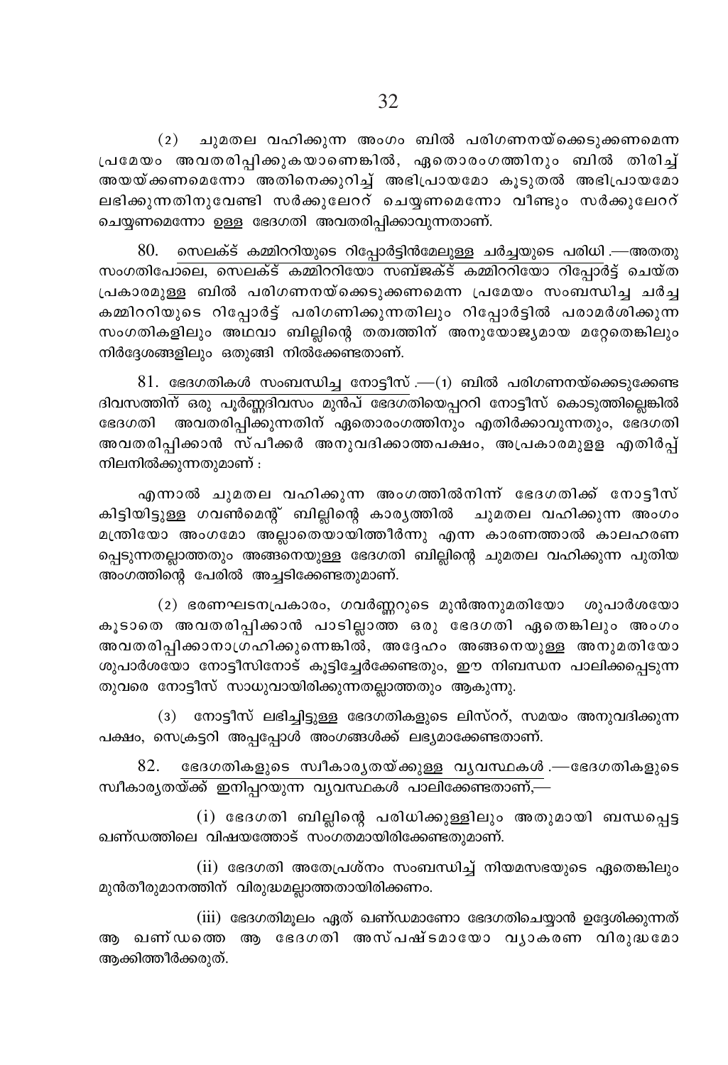(2) ചുമതല വഹിക്കുന്ന അംഗം ബിൽ പരിഗണനയ്ക്കെടുക്കണമെന്ന പ്രമേയം അവതരിപ്പിക്കുകയാണെങ്കിൽ, ഏതൊരംഗത്തിനും ബിൽ തിരിച്ച് അയയ്ക്കണമെന്നോ അതിനെക്കുറിച്ച് അഭിപ്രായമോ കൂടുതൽ അഭിപ്രായമോ ലഭിക്കുന്നതിനുവേണ്ടി സർക്കുലേററ് ചെയ്യണമെന്നോ വീണ്ടും സർക്കുലേററ് ചെയ്യണമെന്നോ ഉള്ള ഭേദഗതി അവതരിപ്പിക്കാവുന്നതാണ്.

80. <u>സെലക്ട് കമ്മിററിയുടെ റിപ്പോർട്ടിൻമേലുള്ള ചർച്ചയുടെ പരിധി</u>.—അതതു സംഗതിപോലെ, സെലക്ട് കമ്മിററിയോ സബ്ജക്ട് കമ്മിററിയോ റിപ്പോർട്ട് ചെയ്ത പ്രകാരമുള്ള ബിൽ പരിഗണനയ്ക്കെടുക്കണമെന്ന പ്രമേയം സംബന്ധിച്ച ചർച്ച കമ്മിററിയുടെ റിപ്പോർട്ട് പരിഗണിക്കുന്നതിലും റിപ്പോർട്ടിൽ പരാമർശിക്കുന്ന സംഗതികളിലും അഥവാ ബില്ലിന്റെ തത്വത്തിന് അനുയോജ്യമായ മറ്റേതെങ്കിലും നിർദ്ദേശങ്ങളിലും ഒതുങ്ങി നിൽക്കേണ്ടതാണ്.

81. <u>ഭേദഗതികൾ സംബന്ധിച്ച നോട്ടീസ്</u>.—(1) ബിൽ പരിഗണനയ്ക്കെടുക്കേണ്ട ദിവസത്തിന് ഒരു പൂർണ്ണദിവസം മുൻപ് ഭേദഗതിയെപ്പററി നോട്ടീസ് കൊടുത്തില്ലെങ്കിൽ ഭേദഗതി അവതരിപ്പിക്കുന്നതിന് ഏതൊരംഗത്തിനും എതിർക്കാവുന്നതും, ഭേദഗതി അവതരിപ്പിക്കാൻ സ്പീക്കർ അനുവദിക്കാത്തപക്ഷം, അപ്രകാരമുള്ള എതിർപ്പ് നിലനിൽക്കുന്നതുമാണ് :

എന്നാൽ ചുമതല വഹിക്കുന്ന അംഗത്തിൽനിന്ന് ഭേദഗതിക്ക് നോട്ടീസ് കിട്ടിയിട്ടുള്ള ഗവൺമെന്റ് ബില്ലിന്റെ കാര്യത്തിൽ ചുമതല വഹിക്കുന്ന അംഗം മന്ത്രിയോ അംഗമോ അല്ലാതെയായിത്തീർന്നു എന്ന കാരണത്താൽ കാലഹരണ പ്പെടുന്നതല്ലാത്തതും അങ്ങനെയുള്ള ഭേദഗതി ബില്ലിന്റെ ചുമതല വഹിക്കുന്ന പുതിയ അംഗത്തിന്റെ പേരിൽ അച്ചടിക്കേണ്ടതുമാണ്.

(2) ഭരണഘടനപ്രകാരം, ഗവർണ്ണറുടെ മുൻഅനുമതിയോ ശുപാർശയോ കൂടാതെ അവതരിപ്പിക്കാൻ പാടില്ലാത്ത ഒരു ഭേദഗതി ഏതെങ്കിലും അംഗം അവതരിപ്പിക്കാനാഗ്രഹിക്കുന്നെങ്കിൽ, അദ്ദേഹം അങ്ങനെയുള്ള അനുമതിയോ ശുപാർശയോ നോട്ടീസിനോട് കൂട്ടിച്ചേർക്കേണ്ടതും, ഈ നിബന്ധന പാലിക്കപ്പെടുന്ന തുവരെ നോട്ടീസ് സാധുവായിരിക്കുന്നതല്ലാത്തതും ആകുന്നു.

(3) നോട്ടീസ് ലഭിച്ചിട്ടുള്ള ഭേദഗതികളുടെ ലിസ്ററ്, സമയം അനുവദിക്കുന്ന പക്ഷം, സെക്രട്ടറി അപ്പപ്പോൾ അംഗങ്ങൾക്ക് ലഭ്യമാക്കേണ്ടതാണ്.

82. <u>ഭേദഗതികളുടെ സ്വീകാര്യതയ്ക്കുള്ള വ്യവസ്ഥകൾ</u>.—ഭേദഗതികളുടെ സ്വീകാര്യതയ്ക്ക് ഇനിപ്പറയുന്ന വ്യവസ്ഥകൾ പാലിക്കേണ്ടതാണ്,—

(i) ഭേദഗതി ബില്ലിന്റെ പരിധിക്കുള്ളിലും അതുമായി ബന്ധപ്പെട്ട ഖണ്ഡത്തിലെ വിഷയത്തോട് സംഗതമായിരിക്കേണ്ടതുമാണ്.

(ii) ഭേദഗതി അതേപ്രശ്നം സംബന്ധിച്ച് നിയമസഭയുടെ ഏതെങ്കിലും മുൻതീരുമാനത്തിന് വിരുദ്ധമല്ലാത്തതായിരിക്കണം.

(iii) ഭേദഗതിമൂലം ഏത് ഖണ്ഡമാണോ ഭേദഗതിചെയ്യാൻ ഉദ്ദേശിക്കുന്നത് ആ ഖണ്ഡത്തെ ആ ഭേദഗതി അസ്പഷ്ടമായോ വ്യാകരണ വിരുദ്ധമോ ആക്കിത്തീർക്കരുത്.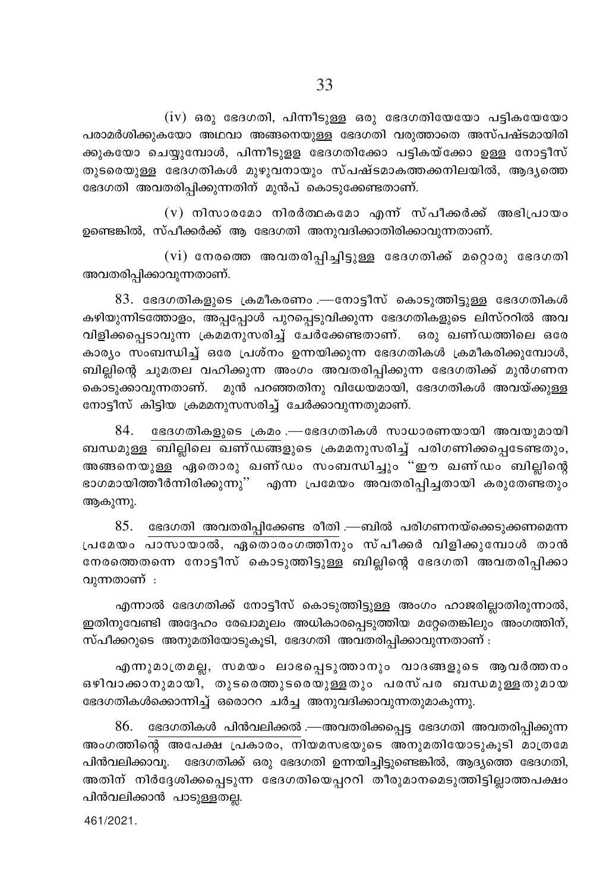(iv) ഒരു ഭേദഗതി, പിന്നീടുള്ള ഒരു ഭേദഗതിയേയോ പട്ടികയേയോ പരാമർശിക്കുകയോ അഥവാ അങ്ങനെയുള്ള ഭേദഗതി വരുത്താതെ അസ്പഷ്ടമായിരിക്കുകയോ ചെയ്യുമ്പോൾ, പിന്നീടുളള ഭേദഗതിക്കോ പട്ടികയ്ക്കോ ഉള്ള നോട്ടീസ് തുടരെയുള്ള ഭേദഗതികൾ മുഴുവനായും സ്പഷ്ടമാകത്തക്കനിലയിൽ, ആദ്യത്തെ ഭേദഗതി അവതരിപ്പിക്കുന്നതിന് മുൻപ് കൊടുക്കേണ്ടതാണ്.

(v) നിസാരമോ നിരർത്ഥകമോ എന്ന് സ്പീക്കർക്ക് അഭിപ്രായം ഉണ്ടെങ്കിൽ, സ്പീക്കർക്ക് ആ ഭേദഗതി അനുവദിക്കാതിരിക്കാവുന്നതാണ്.

(vi) നേരത്തെ അവതരിപ്പിച്ചിട്ടുള്ള ഭേദഗതിക്ക് മറ്റൊരു ഭേദഗതി അവതരിപ്പിക്കാവുന്നതാണ്.

83. ഭേദഗതികളുടെ ക്രമീകരണം.—നോട്ടീസ് കൊടുത്തിട്ടുള്ള ഭേദഗതികൾ കഴിയുന്നിടത്തോളം, അപ്പപ്പോൾ പുറപ്പെടുവിക്കുന്ന ഭേദഗതികളുടെ ലിസ്ററിൽ അവ വിളിക്കപ്പെടാവുന്ന ക്രമമനുസരിച്ച് ചേർക്കേണ്ടതാണ്. ഒരു ഖണ്ഡത്തിലെ ഒരേ കാര്യം സംബന്ധിച്ച് ഒരേ പ്രശ്നം ഉന്നയിക്കുന്ന ഭേദഗതികൾ ക്രമീകരിക്കുമ്പോൾ, ബില്ലിന്റെ ചുമതല വഹിക്കുന്ന അംഗം അവതരിപ്പിക്കുന്ന ഭേദഗതിക്ക് മുൻഗണന കൊടുക്കാവുന്നതാണ്. മുൻ പറഞ്ഞതിനു വിധേയമായി, ഭേദഗതികൾ അവയ്ക്കുള്ള നോട്ടീസ് കിട്ടിയ ക്രമമനുസസരിച്ച് ചേർക്കാവുന്നതുമാണ്.

84. ഭേദഗതികളുടെ ക്രമം.—ഭേദഗതികൾ സാധാരണയായി അവയുമായി ബന്ധമുള്ള ബില്ലിലെ ഖണ്ഡങ്ങളുടെ ക്രമമനുസരിച്ച് പരിഗണിക്കപ്പെടേണ്ടതും, അങ്ങനെയുള്ള ഏതൊരു ഖണ്ഡം സംബന്ധിച്ചും ''ഈ ഖണ്ഡം ബില്ലിന്റെ ഭാഗമായിത്തീർന്നിരിക്കുന്നു'' എന്ന പ്രമേയം അവതരിപ്പിച്ചതായി കരുതേണ്ടതും ആകുന്നു.

85. ഭേദഗതി അവതരിപ്പിക്കേണ്ട രീതി.—ബിൽ പരിഗണനയ്ക്കെടുക്കണമെന്ന പ്രമേയം പാസായാൽ, ഏതൊരംഗത്തിനും സ്പീക്കർ വിളിക്കുമ്പോൾ താൻ നേരത്തെതന്നെ നോട്ടീസ് കൊടുത്തിട്ടുള്ള ബില്ലിന്റെ ഭേദഗതി അവതരിപ്പിക്കാവുന്നതാണ് :

എന്നാൽ ഭേദഗതിക്ക് നോട്ടീസ് കൊടുത്തിട്ടുള്ള അംഗം ഹാജരില്ലാതിരുന്നാൽ, ഇതിനുവേണ്ടി അദ്ദേഹം രേഖാമൂലം അധികാരപ്പെടുത്തിയ മറ്റേതെങ്കിലും അംഗത്തിന്, സ്പീക്കറുടെ അനുമതിയോടുകൂടി, ഭേദഗതി അവതരിപ്പിക്കാവുന്നതാണ് :

എന്നുമാത്രമല്ല, സമയം ലാഭപ്പെടുത്താനും വാദങ്ങളുടെ ആവർത്തനം ഒഴിവാക്കാനുമായി, തുടരെത്തുടരെയുള്ളതും പരസ്പര ബന്ധമുള്ളതുമായ ഭേദഗതികൾക്കൊന്നിച്ച് ഒരൊററ ചർച്ച അനുവദിക്കാവുന്നതുമാകുന്നു.

86. ഭേദഗതികൾ പിൻവലിക്കൽ.—അവതരിക്കപ്പെട്ട ഭേദഗതി അവതരിപ്പിക്കുന്ന അംഗത്തിന്റെ അപേക്ഷ പ്രകാരം, നിയമസഭയുടെ അനുമതിയോടുകൂടി മാത്രമേ പിൻവലിക്കാവൂ. ഭേദഗതിക്ക് ഒരു ഭേദഗതി ഉന്നയിച്ചിട്ടുണ്ടെങ്കിൽ, ആദ്യത്തെ ഭേദഗതി, അതിന് നിർദ്ദേശിക്കപ്പെടുന്ന ഭേദഗതിയെപ്പററി തീരുമാനമെടുത്തിട്ടില്ലാത്തപക്ഷം പിൻവലിക്കാൻ പാടുള്ളതല്ല.

461/2021.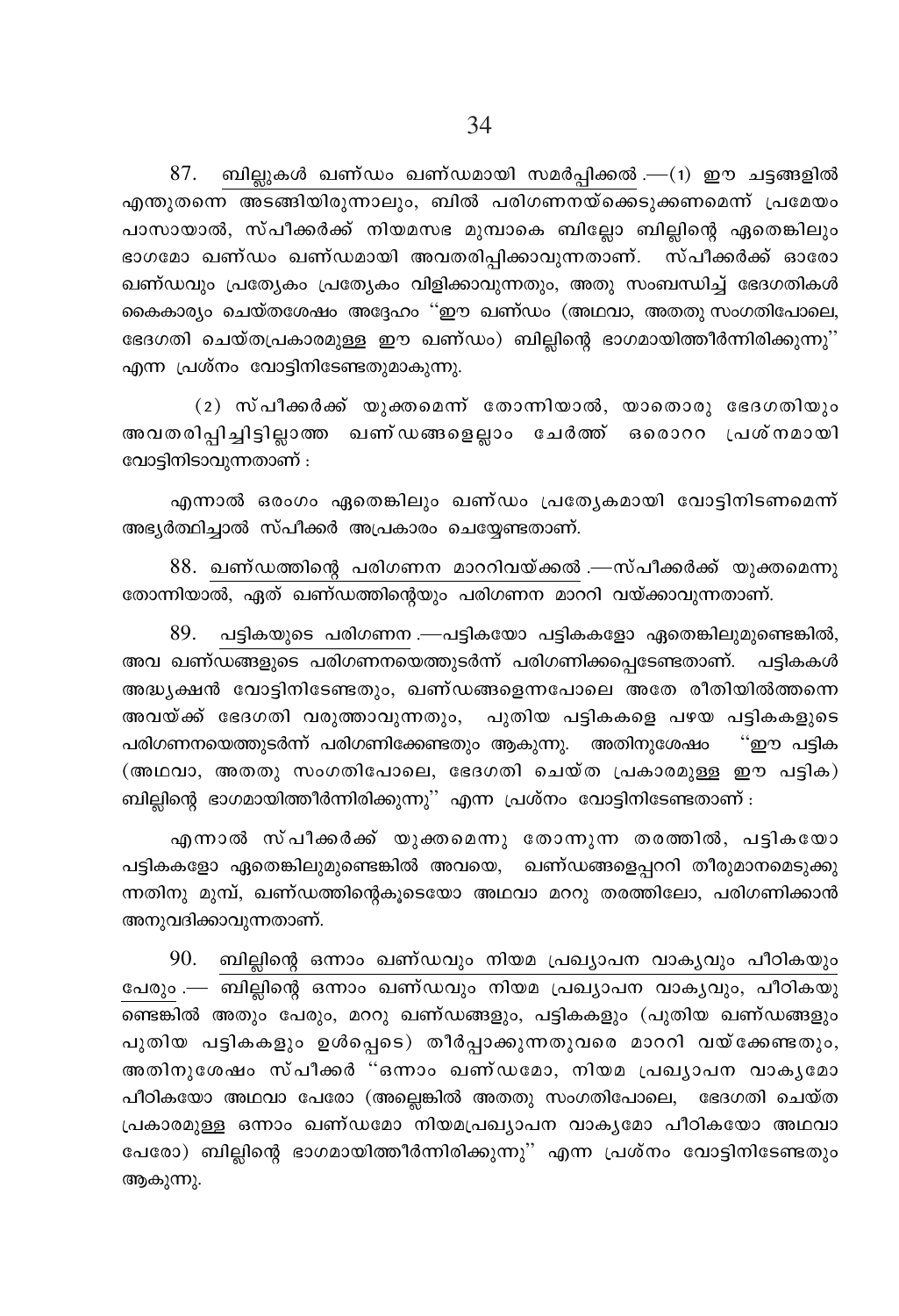87. <u>ബില്ലുകൾ ഖണ്ഡം ഖണ്ഡമായി സമർപ്പിക്കൽ</u>.—(1) ഈ ചട്ടങ്ങളിൽ എന്തുതന്നെ അടങ്ങിയിരുന്നാലും, ബിൽ പരിഗണനയ്ക്കെടുക്കണമെന്ന് പ്രമേയം പാസായാൽ, സ്പീക്കർക്ക് നിയമസഭ മുമ്പാകെ ബില്ലോ ബില്ലിന്റെ ഏതെങ്കിലും ഭാഗമോ ഖണ്ഡം ഖണ്ഡമായി അവതരിപ്പിക്കാവുന്നതാണ്. സ്പീക്കർക്ക് ഓരോ ഖണ്ഡവും പ്രത്യേകം പ്രത്യേകം വിളിക്കാവുന്നതും, അതു സംബന്ധിച്ച് ഭേദഗതികൾ കൈകാര്യം ചെയ്തശേഷം അദ്ദേഹം "ഈ ഖണ്ഡം (അഥവാ, അതതു സംഗതിപോലെ, ഭേദഗതി ചെയ്തപ്രകാരമുള്ള ഈ ഖണ്ഡം) ബില്ലിന്റെ ഭാഗമായിത്തീർന്നിരിക്കുന്നു" എന്ന പ്രശ്നം വോട്ടിനിടേണ്ടതുമാകുന്നു.

(2) സ്പീക്കർക്ക് യുക്തമെന്ന് തോന്നിയാൽ, യാതൊരു ഭേദഗതിയും അവതരിപ്പിച്ചിട്ടില്ലാത്ത ഖണ്ഡങ്ങളെല്ലാം ചേർത്ത് ഒരൊററ പ്രശ്നമായി വോട്ടിനിടാവുന്നതാണ് :

എന്നാൽ ഒരംഗം ഏതെങ്കിലും ഖണ്ഡം പ്രത്യേകമായി വോട്ടിനിടണമെന്ന് അഭ്യർത്ഥിച്ചാൽ സ്പീക്കർ അപ്രകാരം ചെയ്യേണ്ടതാണ്.

88. <u>ഖണ്ഡത്തിന്റെ പരിഗണന മാററിവയ്ക്കൽ</u>.—സ്പീക്കർക്ക് യുക്തമെന്നു തോന്നിയാൽ, ഏത് ഖണ്ഡത്തിന്റെയും പരിഗണന മാററി വയ്ക്കാവുന്നതാണ്.

89. <u>പട്ടികയുടെ പരിഗണന</u>.—പട്ടികയോ പട്ടികകളോ ഏതെങ്കിലുമുണ്ടെങ്കിൽ, അവ ഖണ്ഡങ്ങളുടെ പരിഗണനയെത്തുടർന്ന് പരിഗണിക്കപ്പെടേണ്ടതാണ്. പട്ടികകൾ അദ്ധ്യക്ഷൻ വോട്ടിനിടേണ്ടതും, ഖണ്ഡങ്ങളെന്നപോലെ അതേ രീതിയിൽത്തന്നെ അവയ്ക്ക് ഭേദഗതി വരുത്താവുന്നതും, പുതിയ പട്ടികകളെ പഴയ പട്ടികകളുടെ പരിഗണനയെത്തുടർന്ന് പരിഗണിക്കേണ്ടതും ആകുന്നു. അതിനുശേഷം "ഈ പട്ടിക (അഥവാ, അതതു സംഗതിപോലെ, ഭേദഗതി ചെയ്ത പ്രകാരമുള്ള ഈ പട്ടിക) ബില്ലിന്റെ ഭാഗമായിത്തീർന്നിരിക്കുന്നു" എന്ന പ്രശ്നം വോട്ടിനിടേണ്ടതാണ് :

എന്നാൽ സ്പീക്കർക്ക് യുക്തമെന്നു തോന്നുന്ന തരത്തിൽ, പട്ടികയോ പട്ടികകളോ ഏതെങ്കിലുമുണ്ടെങ്കിൽ അവയെ, ഖണ്ഡങ്ങളെപ്പററി തീരുമാനമെടുക്കുന്നതിനു മുമ്പ്, ഖണ്ഡത്തിന്റെകൂടെയോ അഥവാ മററു തരത്തിലോ, പരിഗണിക്കാൻ അനുവദിക്കാവുന്നതാണ്.

90. <u>ബില്ലിന്റെ ഒന്നാം ഖണ്ഡവും നിയമ പ്രഖ്യാപന വാക്യവും പീഠികയും പേരും</u>.— ബില്ലിന്റെ ഒന്നാം ഖണ്ഡവും നിയമ പ്രഖ്യാപന വാക്യവും, പീഠികയുണ്ടെങ്കിൽ അതും പേരും, മററു ഖണ്ഡങ്ങളും, പട്ടികകളും (പുതിയ ഖണ്ഡങ്ങളും പുതിയ പട്ടികകളും ഉൾപ്പെടെ) തീർപ്പാക്കുന്നതുവരെ മാററി വയ്ക്കേണ്ടതും, അതിനുശേഷം സ്പീക്കർ "ഒന്നാം ഖണ്ഡമോ, നിയമ പ്രഖ്യാപന വാക്യമോ പീഠികയോ അഥവാ പേരോ (അല്ലെങ്കിൽ അതതു സംഗതിപോലെ, ഭേദഗതി ചെയ്ത പ്രകാരമുള്ള ഒന്നാം ഖണ്ഡമോ നിയമപ്രഖ്യാപന വാക്യമോ പീഠികയോ അഥവാ പേരോ) ബില്ലിന്റെ ഭാഗമായിത്തീർന്നിരിക്കുന്നു" എന്ന പ്രശ്നം വോട്ടിനിടേണ്ടതും ആകുന്നു.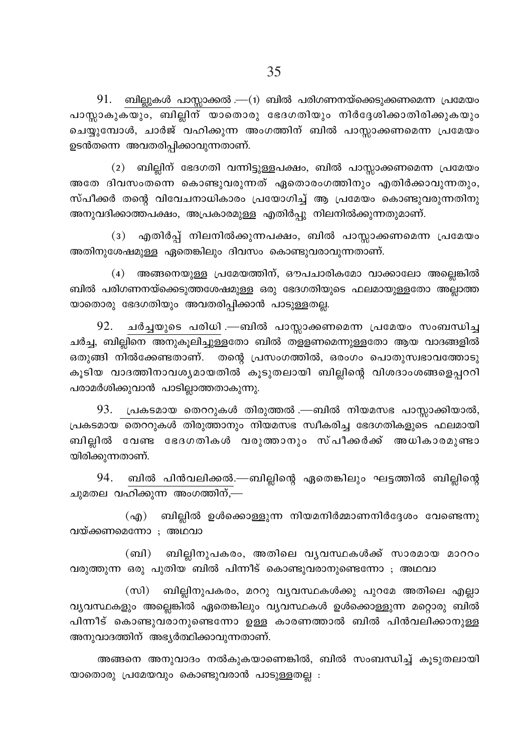91. ബില്ലുകൾ പാസ്സാക്കൽ.—(1) ബിൽ പരിഗണനയ്ക്കെടുക്കണമെന്ന പ്രമേയം പാസ്സാകുകയും, ബില്ലിന് യാതൊരു ഭേദഗതിയും നിർദ്ദേശിക്കാതിരിക്കുകയും ചെയ്യുമ്പോൾ, ചാർജ് വഹിക്കുന്ന അംഗത്തിന് ബിൽ പാസ്സാക്കണമെന്ന പ്രമേയം ഉടൻതന്നെ അവതരിപ്പിക്കാവുന്നതാണ്.

(2) ബില്ലിന് ഭേദഗതി വന്നിട്ടുള്ളപക്ഷം, ബിൽ പാസ്സാക്കണമെന്ന പ്രമേയം അതേ ദിവസംതന്നെ കൊണ്ടുവരുന്നത് ഏതൊരംഗത്തിനും എതിർക്കാവുന്നതും, സ്പീക്കർ തന്റെ വിവേചനാധികാരം പ്രയോഗിച്ച് ആ പ്രമേയം കൊണ്ടുവരുന്നതിനു അനുവദിക്കാത്തപക്ഷം, അപ്രകാരമുള്ള എതിർപ്പു നിലനിൽക്കുന്നതുമാണ്.

(3) എതിർപ്പ് നിലനിൽക്കുന്നപക്ഷം, ബിൽ പാസ്സാക്കണമെന്ന പ്രമേയം അതിനുശേഷമുള്ള ഏതെങ്കിലും ദിവസം കൊണ്ടുവരാവുന്നതാണ്.

(4) അങ്ങനെയുള്ള പ്രമേയത്തിന്, ഔപചാരികമോ വാക്കാലോ അല്ലെങ്കിൽ ബിൽ പരിഗണനയ്ക്കെടുത്തശേഷമുള്ള ഒരു ഭേദഗതിയുടെ ഫലമായുള്ളതോ അല്ലാത്ത യാതൊരു ഭേദഗതിയും അവതരിപ്പിക്കാൻ പാടുള്ളതല്ല.

92. ചർച്ചയുടെ പരിധി.—ബിൽ പാസ്സാക്കണമെന്ന പ്രമേയം സംബന്ധിച്ച ചർച്ച, ബില്ലിനെ അനുകൂലിച്ചുള്ളതോ ബിൽ തള്ളണമെന്നുള്ളതോ ആയ വാദങ്ങളിൽ ഒതുങ്ങി നിൽക്കേണ്ടതാണ്. തന്റെ പ്രസംഗത്തിൽ, ഒരംഗം പൊതുസ്വഭാവത്തോടു കൂടിയ വാദത്തിനാവശ്യമായതിൽ കൂടുതലായി ബില്ലിന്റെ വിശദാംശങ്ങളെപ്പററി പരാമർശിക്കുവാൻ പാടില്ലാത്തതാകുന്നു.

93. പ്രകടമായ തെററുകൾ തിരുത്തൽ.—ബിൽ നിയമസഭ പാസ്സാക്കിയാൽ, പ്രകടമായ തെററുകൾ തിരുത്താനും നിയമസഭ സ്വീകരിച്ച ഭേദഗതികളുടെ ഫലമായി ബില്ലിൽ വേണ്ട ഭേദഗതികൾ വരുത്താനും സ്പീക്കർക്ക് അധികാരമുണ്ടായിരിക്കുന്നതാണ്.

94. ബിൽ പിൻവലിക്കൽ.—ബില്ലിന്റെ ഏതെങ്കിലും ഘട്ടത്തിൽ ബില്ലിന്റെ ചുമതല വഹിക്കുന്ന അംഗത്തിന്,—

(എ) ബില്ലിൽ ഉൾക്കൊള്ളുന്ന നിയമനിർമ്മാണനിർദ്ദേശം വേണ്ടെന്നു വയ്ക്കണമെന്നോ ; അഥവാ

(ബി) ബില്ലിനുപകരം, അതിലെ വ്യവസ്ഥകൾക്ക് സാരമായ മാററം വരുത്തുന്ന ഒരു പുതിയ ബിൽ പിന്നീട് കൊണ്ടുവരാനുണ്ടെന്നോ ; അഥവാ

(സി) ബില്ലിനുപകരം, മററു വ്യവസ്ഥകൾക്കു പുറമേ അതിലെ എല്ലാ വ്യവസ്ഥകളും അല്ലെങ്കിൽ ഏതെങ്കിലും വ്യവസ്ഥകൾ ഉൾക്കൊള്ളുന്ന മറ്റൊരു ബിൽ പിന്നീട് കൊണ്ടുവരാനുണ്ടെന്നോ ഉള്ള കാരണത്താൽ ബിൽ പിൻവലിക്കാനുള്ള അനുവാദത്തിന് അഭ്യർത്ഥിക്കാവുന്നതാണ്.

അങ്ങനെ അനുവാദം നൽകുകയാണെങ്കിൽ, ബിൽ സംബന്ധിച്ച് കൂടുതലായി യാതൊരു പ്രമേയവും കൊണ്ടുവരാൻ പാടുള്ളതല്ല :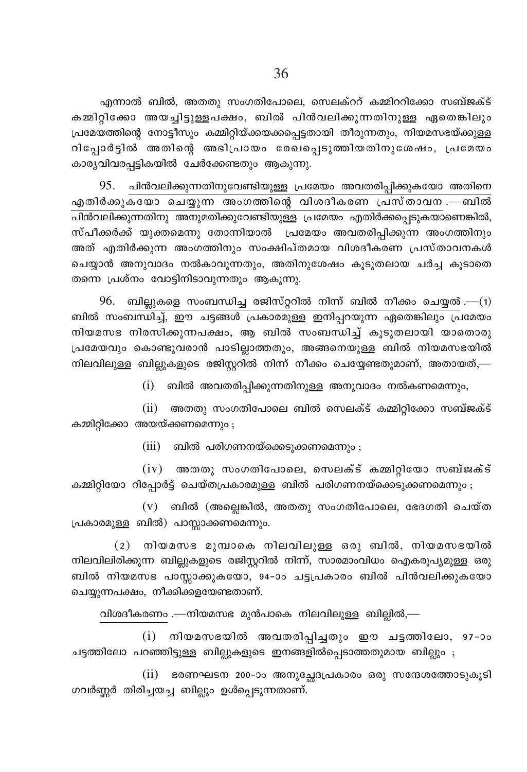എന്നാൽ ബിൽ, അതതു സംഗതിപോലെ, സെലക്റ്റ് കമ്മിററിക്കോ സബ്ജക്ട് കമ്മിറ്റിക്കോ അയച്ചിട്ടുള്ളപക്ഷം, ബിൽ പിൻവലിക്കുന്നതിനുള്ള ഏതെങ്കിലും പ്രമേയത്തിന്റെ നോട്ടീസും കമ്മിറ്റിയ്ക്കയക്കപ്പെട്ടതായി തീരുന്നതും, നിയമസഭയ്ക്കുള്ള റിപ്പോർട്ടിൽ അതിന്റെ അഭിപ്രായം രേഖപ്പെടുത്തിയതിനുശേഷം, പ്രമേയം കാര്യവിവരപ്പട്ടികയിൽ ചേർക്കേണ്ടതും ആകുന്നു.

95. പിൻവലിക്കുന്നതിനുവേണ്ടിയുള്ള പ്രമേയം അവതരിപ്പിക്കുകയോ അതിനെ എതിർക്കുകയോ ചെയ്യുന്ന അംഗത്തിന്റെ വിശദീകരണ പ്രസ്താവന.—ബിൽ പിൻവലിക്കുന്നതിനു അനുമതിക്കുവേണ്ടിയുള്ള പ്രമേയം എതിർക്കപ്പെടുകയാണെങ്കിൽ, സ്പീക്കർക്ക് യുക്തമെന്നു തോന്നിയാൽ പ്രമേയം അവതരിപ്പിക്കുന്ന അംഗത്തിനും അത് എതിർക്കുന്ന അംഗത്തിനും സംക്ഷിപ്തമായ വിശദീകരണ പ്രസ്താവനകൾ ചെയ്യാൻ അനുവാദം നൽകാവുന്നതും, അതിനുശേഷം കൂടുതലായ ചർച്ച കൂടാതെ തന്നെ പ്രശ്നം വോട്ടിനിടാവുന്നതും ആകുന്നു.

96. ബില്ലുകളെ സംബന്ധിച്ച രജിസ്റ്ററിൽ നിന്ന് ബിൽ നീക്കം ചെയ്യൽ.—(1) ബിൽ സംബന്ധിച്ച്, ഈ ചട്ടങ്ങൾ പ്രകാരമുള്ള ഇനിപ്പറയുന്ന ഏതെങ്കിലും പ്രമേയം നിയമസഭ നിരസിക്കുന്നപക്ഷം, ആ ബിൽ സംബന്ധിച്ച് കൂടുതലായി യാതൊരു പ്രമേയവും കൊണ്ടുവരാൻ പാടില്ലാത്തതും, അങ്ങനെയുള്ള ബിൽ നിയമസഭയിൽ നിലവിലുള്ള ബില്ലുകളുടെ രജിസ്റ്ററിൽ നിന്ന് നീക്കം ചെയ്യേണ്ടതുമാണ്, അതായത്,—

(i) ബിൽ അവതരിപ്പിക്കുന്നതിനുള്ള അനുവാദം നൽകണമെന്നും,

(ii) അതതു സംഗതിപോലെ ബിൽ സെലക്ട് കമ്മിറ്റിക്കോ സബ്ജക്ട് കമ്മിറ്റിക്കോ അയയ്ക്കണമെന്നും ;

(iii) ബിൽ പരിഗണനയ്ക്കെടുക്കണമെന്നും ;

(iv) അതതു സംഗതിപോലെ, സെലക്ട് കമ്മിറ്റിയോ സബ്ജക്ട് കമ്മിറ്റിയോ റിപ്പോർട്ട് ചെയ്തപ്രകാരമുള്ള ബിൽ പരിഗണനയ്ക്കെടുക്കണമെന്നും ;

(v) ബിൽ (അല്ലെങ്കിൽ, അതതു സംഗതിപോലെ, ഭേദഗതി ചെയ്ത പ്രകാരമുള്ള ബിൽ) പാസ്സാക്കണമെന്നും.

(2) നിയമസഭ മുമ്പാകെ നിലവിലുള്ള ഒരു ബിൽ, നിയമസഭയിൽ നിലവിലിരിക്കുന്ന ബില്ലുകളുടെ രജിസ്റ്ററിൽ നിന്ന്, സാരമാംവിധം ഐകരൂപ്യമുള്ള ഒരു ബിൽ നിയമസഭ പാസ്സാക്കുകയോ, 94-ാം ചട്ടപ്രകാരം ബിൽ പിൻവലിക്കുകയോ ചെയ്യുന്നപക്ഷം, നീക്കിക്കളയേണ്ടതാണ്.

വിശദീകരണം.—നിയമസഭ മുൻപാകെ നിലവിലുള്ള ബില്ലിൽ,—

(i) നിയമസഭയിൽ അവതരിപ്പിച്ചതും ഈ ചട്ടത്തിലോ, 97-ാം ചട്ടത്തിലോ പറഞ്ഞിട്ടുള്ള ബില്ലുകളുടെ ഇനങ്ങളിൽപ്പെടാത്തതുമായ ബില്ലും ;

(ii) ഭരണഘടന 200-ാം അനുച്ഛേദപ്രകാരം ഒരു സന്ദേശത്തോടുകൂടി ഗവർണ്ണർ തിരിച്ചയച്ച ബില്ലും ഉൾപ്പെടുന്നതാണ്.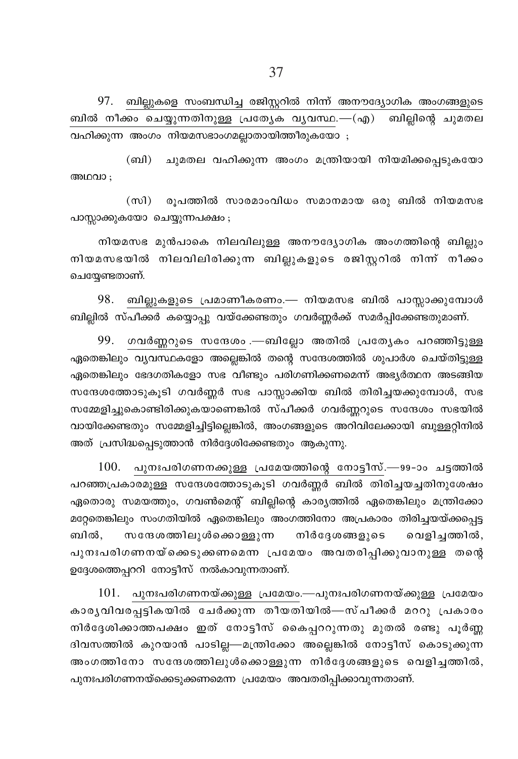97. ബില്ലുകളെ സംബന്ധിച്ച രജിസ്റ്ററിൽ നിന്ന് അനൗദ്യോഗിക അംഗങ്ങളുടെ ബിൽ നീക്കം ചെയ്യുന്നതിനുള്ള പ്രത്യേക വ്യവസ്ഥ.—(എ) ബില്ലിന്റെ ചുമതല വഹിക്കുന്ന അംഗം നിയമസഭാംഗമല്ലാതായിത്തീരുകയോ ;

(ബി) ചുമതല വഹിക്കുന്ന അംഗം മന്ത്രിയായി നിയമിക്കപ്പെടുകയോ അഥവാ ;

(സി) രൂപത്തിൽ സാരമാംവിധം സമാനമായ ഒരു ബിൽ നിയമസഭ പാസ്സാക്കുകയോ ചെയ്യുന്നപക്ഷം ;

നിയമസഭ മുൻപാകെ നിലവിലുള്ള അനൗദ്യോഗിക അംഗത്തിന്റെ ബില്ലും നിയമസഭയിൽ നിലവിലിരിക്കുന്ന ബില്ലുകളുടെ രജിസ്റ്ററിൽ നിന്ന് നീക്കം ചെയ്യേണ്ടതാണ്.

98. ബില്ലുകളുടെ പ്രമാണീകരണം.— നിയമസഭ ബിൽ പാസ്സാക്കുമ്പോൾ ബില്ലിൽ സ്പീക്കർ കയ്യൊപ്പു വയ്ക്കേണ്ടതും ഗവർണ്ണർക്ക് സമർപ്പിക്കേണ്ടതുമാണ്.

99. ഗവർണ്ണറുടെ സന്ദേശം.—ബില്ലോ അതിൽ പ്രത്യേകം പറഞ്ഞിട്ടുള്ള ഏതെങ്കിലും വ്യവസ്ഥകളോ അല്ലെങ്കിൽ തന്റെ സന്ദേശത്തിൽ ശുപാർശ ചെയ്തിട്ടുള്ള ഏതെങ്കിലും ഭേദഗതികളോ സഭ വീണ്ടും പരിഗണിക്കണമെന്ന് അഭ്യർത്ഥന അടങ്ങിയ സന്ദേശത്തോടുകൂടി ഗവർണ്ണർ സഭ പാസ്സാക്കിയ ബിൽ തിരിച്ചയക്കുമ്പോൾ, സഭ സമ്മേളിച്ചുകൊണ്ടിരിക്കുകയാണെങ്കിൽ സ്പീക്കർ ഗവർണ്ണറുടെ സന്ദേശം സഭയിൽ വായിക്കേണ്ടതും സമ്മേളിച്ചിട്ടില്ലെങ്കിൽ, അംഗങ്ങളുടെ അറിവിലേക്കായി ബുള്ളറ്റിനിൽ അത് പ്രസിദ്ധപ്പെടുത്താൻ നിർദ്ദേശിക്കേണ്ടതും ആകുന്നു.

100. പുനഃപരിഗണനക്കുള്ള പ്രമേയത്തിന്റെ നോട്ടീസ്.—99-ാം ചട്ടത്തിൽ പറഞ്ഞപ്രകാരമുള്ള സന്ദേശത്തോടുകൂടി ഗവർണ്ണർ ബിൽ തിരിച്ചയച്ചതിനുശേഷം ഏതൊരു സമയത്തും, ഗവൺമെന്റ് ബില്ലിന്റെ കാര്യത്തിൽ ഏതെങ്കിലും മന്ത്രിക്കോ മറ്റേതെങ്കിലും സംഗതിയിൽ ഏതെങ്കിലും അംഗത്തിനോ അപ്രകാരം തിരിച്ചയയ്ക്കപ്പെട്ട ബിൽ, സന്ദേശത്തിലുൾക്കൊള്ളുന്ന നിർദ്ദേശങ്ങളുടെ വെളിച്ചത്തിൽ, പുനഃപരിഗണനയ്ക്കെടുക്കണമെന്ന പ്രമേയം അവതരിപ്പിക്കുവാനുള്ള തന്റെ ഉദ്ദേശത്തെപ്പററി നോട്ടീസ് നൽകാവുന്നതാണ്.

101. പുനഃപരിഗണനയ്ക്കുള്ള പ്രമേയം.—പുനഃപരിഗണനയ്ക്കുള്ള പ്രമേയം കാര്യവിവരപ്പട്ടികയിൽ ചേർക്കുന്ന തീയതിയിൽ—സ്പീക്കർ മററു പ്രകാരം നിർദ്ദേശിക്കാത്തപക്ഷം ഇത് നോട്ടീസ് കൈപ്പററുന്നതു മുതൽ രണ്ടു പൂർണ്ണ ദിവസത്തിൽ കുറയാൻ പാടില്ല—മന്ത്രിക്കോ അല്ലെങ്കിൽ നോട്ടീസ് കൊടുക്കുന്ന അംഗത്തിനോ സന്ദേശത്തിലുൾക്കൊള്ളുന്ന നിർദ്ദേശങ്ങളുടെ വെളിച്ചത്തിൽ, പുനഃപരിഗണനയ്ക്കെടുക്കണമെന്ന പ്രമേയം അവതരിപ്പിക്കാവുന്നതാണ്.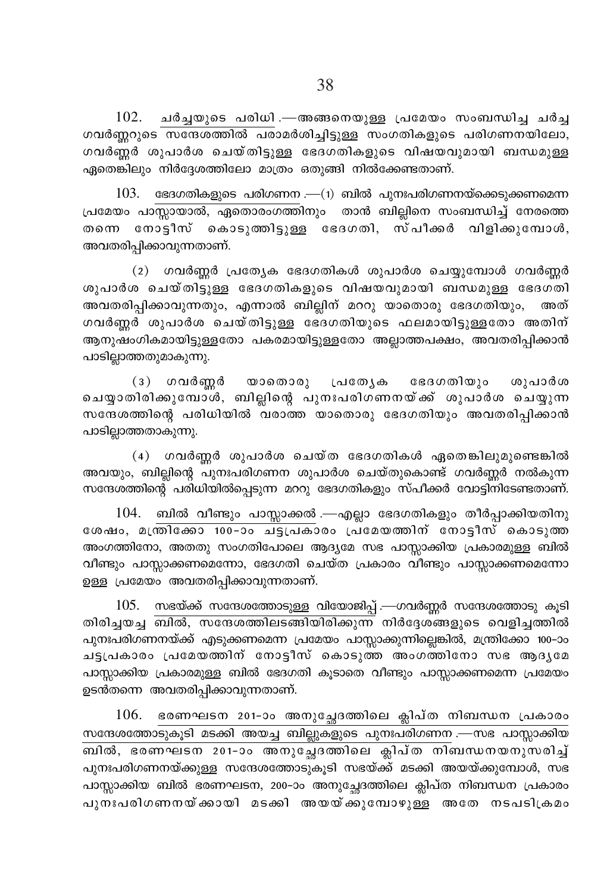102. ചർച്ചയുടെ പരിധി.—അങ്ങനെയുള്ള പ്രമേയം സംബന്ധിച്ച ചർച്ച ഗവർണ്ണറുടെ സന്ദേശത്തിൽ പരാമർശിച്ചിട്ടുള്ള സംഗതികളുടെ പരിഗണനയിലോ, ഗവർണ്ണർ ശുപാർശ ചെയ്തിട്ടുള്ള ഭേദഗതികളുടെ വിഷയവുമായി ബന്ധമുള്ള ഏതെങ്കിലും നിർദ്ദേശത്തിലോ മാത്രം ഒതുങ്ങി നിൽക്കേണ്ടതാണ്.

103. ഭേദഗതികളുടെ പരിഗണന.—(1) ബിൽ പുനഃപരിഗണനയ്ക്കെടുക്കണമെന്ന പ്രമേയം പാസ്സായാൽ, ഏതൊരംഗത്തിനും താൻ ബില്ലിനെ സംബന്ധിച്ച് നേരത്തെ തന്നെ നോട്ടീസ് കൊടുത്തിട്ടുള്ള ഭേദഗതി, സ്പീക്കർ വിളിക്കുമ്പോൾ, അവതരിപ്പിക്കാവുന്നതാണ്.

(2) ഗവർണ്ണർ പ്രത്യേക ഭേദഗതികൾ ശുപാർശ ചെയ്യുമ്പോൾ ഗവർണ്ണർ ശുപാർശ ചെയ്തിട്ടുള്ള ഭേദഗതികളുടെ വിഷയവുമായി ബന്ധമുള്ള ഭേദഗതി അവതരിപ്പിക്കാവുന്നതും, എന്നാൽ ബില്ലിന് മററു യാതൊരു ഭേദഗതിയും, അത് ഗവർണ്ണർ ശുപാർശ ചെയ്തിട്ടുള്ള ഭേദഗതിയുടെ ഫലമായിട്ടുള്ളതോ അതിന് ആനുഷംഗികമായിട്ടുള്ളതോ പകരമായിട്ടുള്ളതോ അല്ലാത്തപക്ഷം, അവതരിപ്പിക്കാൻ പാടില്ലാത്തതുമാകുന്നു.

(3) ഗവർണ്ണർ യാതൊരു പ്രത്യേക ഭേദഗതിയും ശുപാർശ ചെയ്യാതിരിക്കുമ്പോൾ, ബില്ലിന്റെ പുനഃപരിഗണനയ്ക്ക് ശുപാർശ ചെയ്യുന്ന സന്ദേശത്തിന്റെ പരിധിയിൽ വരാത്ത യാതൊരു ഭേദഗതിയും അവതരിപ്പിക്കാൻ പാടില്ലാത്തതാകുന്നു.

(4) ഗവർണ്ണർ ശുപാർശ ചെയ്ത ഭേദഗതികൾ ഏതെങ്കിലുമുണ്ടെങ്കിൽ അവയും, ബില്ലിന്റെ പുനഃപരിഗണന ശുപാർശ ചെയ്തുകൊണ്ട് ഗവർണ്ണർ നൽകുന്ന സന്ദേശത്തിന്റെ പരിധിയിൽപ്പെടുന്ന മററു ഭേദഗതികളും സ്പീക്കർ വോട്ടിനിടേണ്ടതാണ്.

104. ബിൽ വീണ്ടും പാസ്സാക്കൽ.—എല്ലാ ഭേദഗതികളും തീർപ്പാക്കിയതിനു ശേഷം, മന്ത്രിക്കോ 100-ാം ചട്ടപ്രകാരം പ്രമേയത്തിന് നോട്ടീസ് കൊടുത്ത അംഗത്തിനോ, അതതു സംഗതിപോലെ ആദ്യമേ സഭ പാസ്സാക്കിയ പ്രകാരമുള്ള ബിൽ വീണ്ടും പാസ്സാക്കണമെന്നോ, ഭേദഗതി ചെയ്ത പ്രകാരം വീണ്ടും പാസ്സാക്കണമെന്നോ ഉള്ള പ്രമേയം അവതരിപ്പിക്കാവുന്നതാണ്.

105. സഭയ്ക്ക് സന്ദേശത്തോടുള്ള വിയോജിപ്പ്.—ഗവർണ്ണർ സന്ദേശത്തോടു കൂടി തിരിച്ചയച്ച ബിൽ, സന്ദേശത്തിലടങ്ങിയിരിക്കുന്ന നിർദ്ദേശങ്ങളുടെ വെളിച്ചത്തിൽ പുനഃപരിഗണനയ്ക്ക് എടുക്കണമെന്ന പ്രമേയം പാസ്സാക്കുന്നില്ലെങ്കിൽ, മന്ത്രിക്കോ 100-ാം ചട്ടപ്രകാരം പ്രമേയത്തിന് നോട്ടീസ് കൊടുത്ത അംഗത്തിനോ സഭ ആദ്യമേ പാസ്സാക്കിയ പ്രകാരമുള്ള ബിൽ ഭേദഗതി കൂടാതെ വീണ്ടും പാസ്സാക്കണമെന്ന പ്രമേയം ഉടൻതന്നെ അവതരിപ്പിക്കാവുന്നതാണ്.

106. ഭരണഘടന 201-ാം അനുച്ഛേദത്തിലെ ക്ലിപ്ത നിബന്ധന പ്രകാരം സന്ദേശത്തോടുകൂടി മടക്കി അയച്ച ബില്ലുകളുടെ പുനഃപരിഗണന.—സഭ പാസ്സാക്കിയ ബിൽ, ഭരണഘടന 201-ാം അനുച്ഛേദത്തിലെ ക്ലിപ്ത നിബന്ധനയനുസരിച്ച് പുനഃപരിഗണനയ്ക്കുള്ള സന്ദേശത്തോടുകൂടി സഭയ്ക്ക് മടക്കി അയയ്ക്കുമ്പോൾ, സഭ പാസ്സാക്കിയ ബിൽ ഭരണഘടന, 200-ാം അനുച്ഛേദത്തിലെ ക്ലിപ്ത നിബന്ധന പ്രകാരം പുനഃപരിഗണനയ്ക്കായി മടക്കി അയയ്ക്കുമ്പോഴുള്ള അതേ നടപടിക്രമം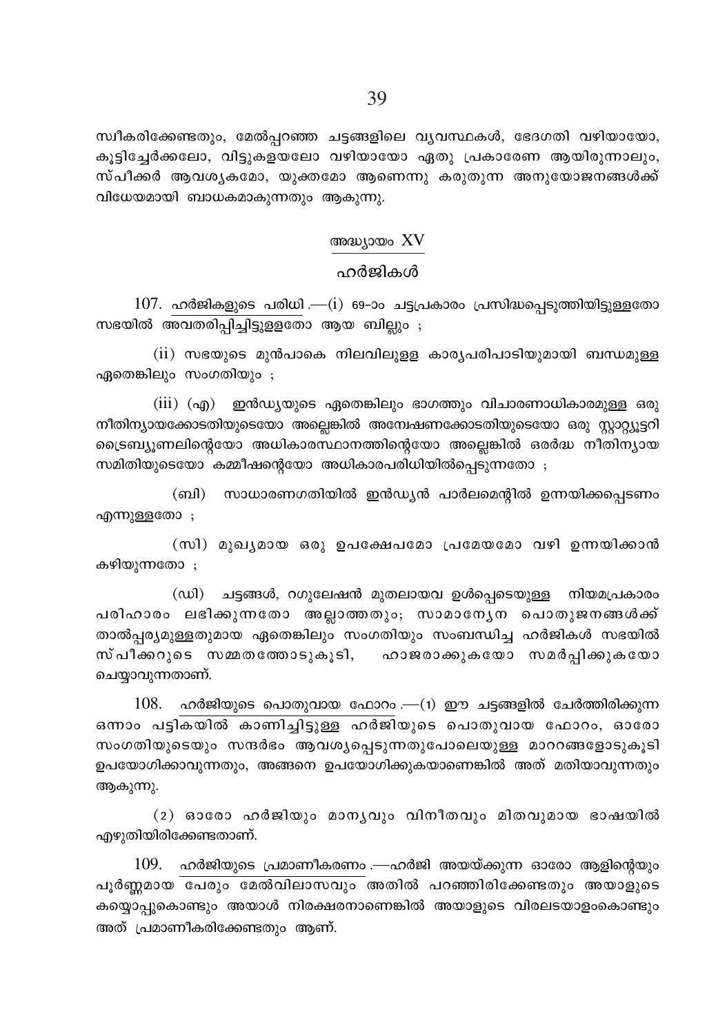സ്വീകരിക്കേണ്ടതും, മേൽപ്പറഞ്ഞ ചട്ടങ്ങളിലെ വ്യവസ്ഥകൾ, ഭേദഗതി വഴിയായോ, കൂട്ടിച്ചേർക്കലോ, വിട്ടുകളയലോ വഴിയായോ ഏതു പ്രകാരേണ ആയിരുന്നാലും, സ്പീക്കർ ആവശ്യകമോ, യുക്തമോ ആണെന്നു കരുതുന്ന അനുയോജനങ്ങൾക്ക് വിധേയമായി ബാധകമാകുന്നതും ആകുന്നു.

## അദ്ധ്യായം XV

## ഹർജികൾ

107. ഹർജികളുടെ പരിധി.—(i) 69-ാം ചട്ടപ്രകാരം പ്രസിദ്ധപ്പെടുത്തിയിട്ടുള്ളതോ സഭയിൽ അവതരിപ്പിച്ചിട്ടുള്ളതോ ആയ ബില്ലും ;

(ii) സഭയുടെ മുൻപാകെ നിലവിലുള്ള കാര്യപരിപാടിയുമായി ബന്ധമുള്ള ഏതെങ്കിലും സംഗതിയും ;

(iii) (എ) ഇൻഡ്യയുടെ ഏതെങ്കിലും ഭാഗത്തും വിചാരണാധികാരമുള്ള ഒരു നീതിന്യായക്കോടതിയുടെയോ അല്ലെങ്കിൽ അന്വേഷണക്കോടതിയുടെയോ ഒരു സ്റ്റാറ്റ്യൂട്ടറി ട്രൈബ്യൂണലിന്റെയോ അധികാരസ്ഥാനത്തിന്റെയോ അല്ലെങ്കിൽ ഒരർദ്ധ നീതിന്യായ സമിതിയുടെയോ കമ്മീഷന്റെയോ അധികാരപരിധിയിൽപ്പെടുന്നതോ ;

(ബി) സാധാരണഗതിയിൽ ഇൻഡ്യൻ പാർലമെന്റിൽ ഉന്നയിക്കപ്പെടണം എന്നുള്ളതോ ;

(സി) മുഖ്യമായ ഒരു ഉപക്ഷേപമോ പ്രമേയമോ വഴി ഉന്നയിക്കാൻ കഴിയുന്നതോ ;

(ഡി) ചട്ടങ്ങൾ, റഗുലേഷൻ മുതലായവ ഉൾപ്പെടെയുള്ള നിയമപ്രകാരം പരിഹാരം ലഭിക്കുന്നതോ അല്ലാത്തതും; സാമാന്യേന പൊതുജനങ്ങൾക്ക് താൽപ്പര്യമുള്ളതുമായ ഏതെങ്കിലും സംഗതിയും സംബന്ധിച്ച ഹർജികൾ സഭയിൽ സ്പീക്കറുടെ സമ്മതത്തോടുകൂടി, ഹാജരാക്കുകയോ സമർപ്പിക്കുകയോ ചെയ്യാവുന്നതാണ്.

108. ഹർജിയുടെ പൊതുവായ ഫോറം.—(1) ഈ ചട്ടങ്ങളിൽ ചേർത്തിരിക്കുന്ന ഒന്നാം പട്ടികയിൽ കാണിച്ചിട്ടുള്ള ഹർജിയുടെ പൊതുവായ ഫോറം, ഓരോ സംഗതിയുടെയും സന്ദർഭം ആവശ്യപ്പെടുന്നതുപോലെയുള്ള മാററങ്ങളോടുകൂടി ഉപയോഗിക്കാവുന്നതും, അങ്ങനെ ഉപയോഗിക്കുകയാണെങ്കിൽ അത് മതിയാവുന്നതും ആകുന്നു.

(2) ഓരോ ഹർജിയും മാന്യവും വിനീതവും മിതവുമായ ഭാഷയിൽ എഴുതിയിരിക്കേണ്ടതാണ്.

109. ഹർജിയുടെ പ്രമാണീകരണം.—ഹർജി അയയ്ക്കുന്ന ഓരോ ആളിന്റെയും പൂർണ്ണമായ പേരും മേൽവിലാസവും അതിൽ പറഞ്ഞിരിക്കേണ്ടതും അയാളുടെ കയ്യൊപ്പുകൊണ്ടും അയാൾ നിരക്ഷരനാണെങ്കിൽ അയാളുടെ വിരലടയാളംകൊണ്ടും അത് പ്രമാണീകരിക്കേണ്ടതും ആണ്.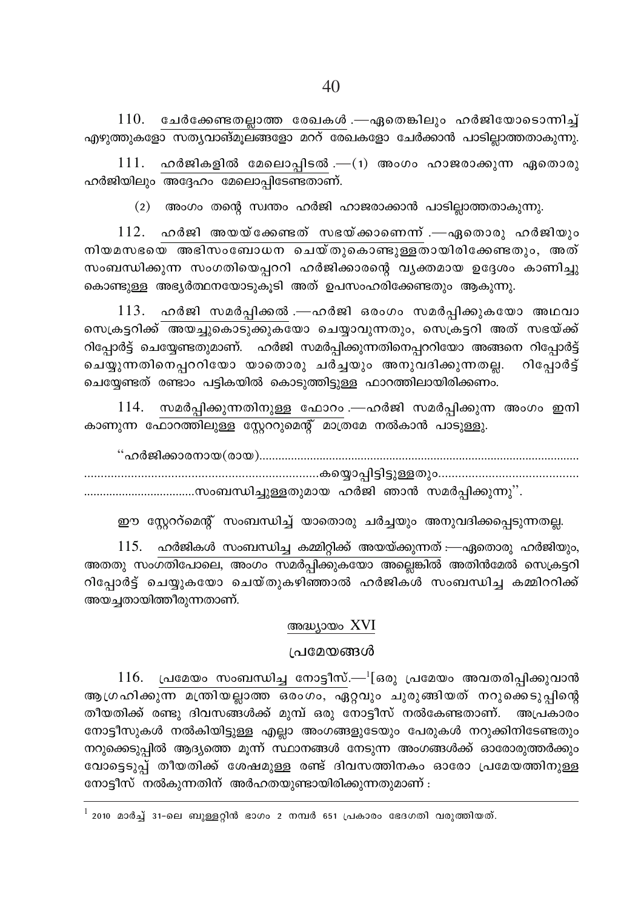110. ചേർക്കേണ്ടതല്ലാത്ത രേഖകൾ.—ഏതെങ്കിലും ഹർജിയോടൊന്നിച്ച് എഴുത്തുകളോ സത്യവാങ്മൂലങ്ങളോ മററ് രേഖകളോ ചേർക്കാൻ പാടില്ലാത്തതാകുന്നു.

111. ഹർജികളിൽ മേലൊപ്പിടൽ.—(1) അംഗം ഹാജരാക്കുന്ന ഏതൊരു ഹർജിയിലും അദ്ദേഹം മേലൊപ്പിടേണ്ടതാണ്.

(2) അംഗം തന്റെ സ്വന്തം ഹർജി ഹാജരാക്കാൻ പാടില്ലാത്തതാകുന്നു.

112. ഹർജി അയയ്ക്കേണ്ടത് സഭയ്ക്കാണെന്ന്.—ഏതൊരു ഹർജിയും നിയമസഭയെ അഭിസംബോധന ചെയ്തുകൊണ്ടുള്ളതായിരിക്കേണ്ടതും, അത് സംബന്ധിക്കുന്ന സംഗതിയെപ്പററി ഹർജിക്കാരന്റെ വ്യക്തമായ ഉദ്ദേശം കാണിച്ചു കൊണ്ടുള്ള അഭ്യർത്ഥനയോടുകൂടി അത് ഉപസംഹരിക്കേണ്ടതും ആകുന്നു.

113. ഹർജി സമർപ്പിക്കൽ.—ഹർജി ഒരംഗം സമർപ്പിക്കുകയോ അഥവാ സെക്രട്ടറിക്ക് അയച്ചുകൊടുക്കുകയോ ചെയ്യാവുന്നതും, സെക്രട്ടറി അത് സഭയ്ക്ക് റിപ്പോർട്ട് ചെയ്യേണ്ടതുമാണ്. ഹർജി സമർപ്പിക്കുന്നതിനെപ്പററിയോ അങ്ങനെ റിപ്പോർട്ട് ചെയ്യുന്നതിനെപ്പററിയോ യാതൊരു ചർച്ചയും അനുവദിക്കുന്നതല്ല. റിപ്പോർട്ട് ചെയ്യേണ്ടത് രണ്ടാം പട്ടികയിൽ കൊടുത്തിട്ടുള്ള ഫാറത്തിലായിരിക്കണം.

114. സമർപ്പിക്കുന്നതിനുള്ള ഫോറം.—ഹർജി സമർപ്പിക്കുന്ന അംഗം ഇനി കാണുന്ന ഫോറത്തിലുള്ള സ്റ്റേററുമെന്റ് മാത്രമേ നൽകാൻ പാടുള്ളു.

"ഹർജിക്കാരനായ(രായ)..................................................................................................
......................................................................കയ്യൊപ്പിട്ടിട്ടുള്ളതും..........................................
..................................സംബന്ധിച്ചുള്ളതുമായ ഹർജി ഞാൻ സമർപ്പിക്കുന്നു".

ഈ സ്റ്റേററ്മെന്റ് സംബന്ധിച്ച് യാതൊരു ചർച്ചയും അനുവദിക്കപ്പെടുന്നതല്ല.

115. ഹർജികൾ സംബന്ധിച്ച കമ്മിറ്റിക്ക് അയയ്ക്കുന്നത്:—ഏതൊരു ഹർജിയും, അതതു സംഗതിപോലെ, അംഗം സമർപ്പിക്കുകയോ അല്ലെങ്കിൽ അതിൻമേൽ സെക്രട്ടറി റിപ്പോർട്ട് ചെയ്യുകയോ ചെയ്തുകഴിഞ്ഞാൽ ഹർജികൾ സംബന്ധിച്ച കമ്മിററിക്ക് അയച്ചതായിത്തീരുന്നതാണ്.

## അദ്ധ്യായം XVI

## പ്രമേയങ്ങൾ

116. പ്രമേയം സംബന്ധിച്ച നോട്ടീസ്.—[1][ഒരു പ്രമേയം അവതരിപ്പിക്കുവാൻ ആഗ്രഹിക്കുന്ന മന്ത്രിയല്ലാത്ത ഒരംഗം, ഏറ്റവും ചുരുങ്ങിയത് നറുക്കെടുപ്പിന്റെ തീയതിക്ക് രണ്ടു ദിവസങ്ങൾക്ക് മുമ്പ് ഒരു നോട്ടീസ് നൽകേണ്ടതാണ്. അപ്രകാരം നോട്ടീസുകൾ നൽകിയിട്ടുള്ള എല്ലാ അംഗങ്ങളുടേയും പേരുകൾ നറുക്കിനിടേണ്ടതും നറുക്കെടുപ്പിൽ ആദ്യത്തെ മൂന്ന് സ്ഥാനങ്ങൾ നേടുന്ന അംഗങ്ങൾക്ക് ഓരോരുത്തർക്കും വോട്ടെടുപ്പ് തീയതിക്ക് ശേഷമുള്ള രണ്ട് ദിവസത്തിനകം ഓരോ പ്രമേയത്തിനുള്ള നോട്ടീസ് നൽകുന്നതിന് അർഹതയുണ്ടായിരിക്കുന്നതുമാണ്:

---

[1] 2010 മാർച്ച് 31-ലെ ബുള്ളറ്റിൻ ഭാഗം 2 നമ്പർ 651 പ്രകാരം ഭേദഗതി വരുത്തിയത്.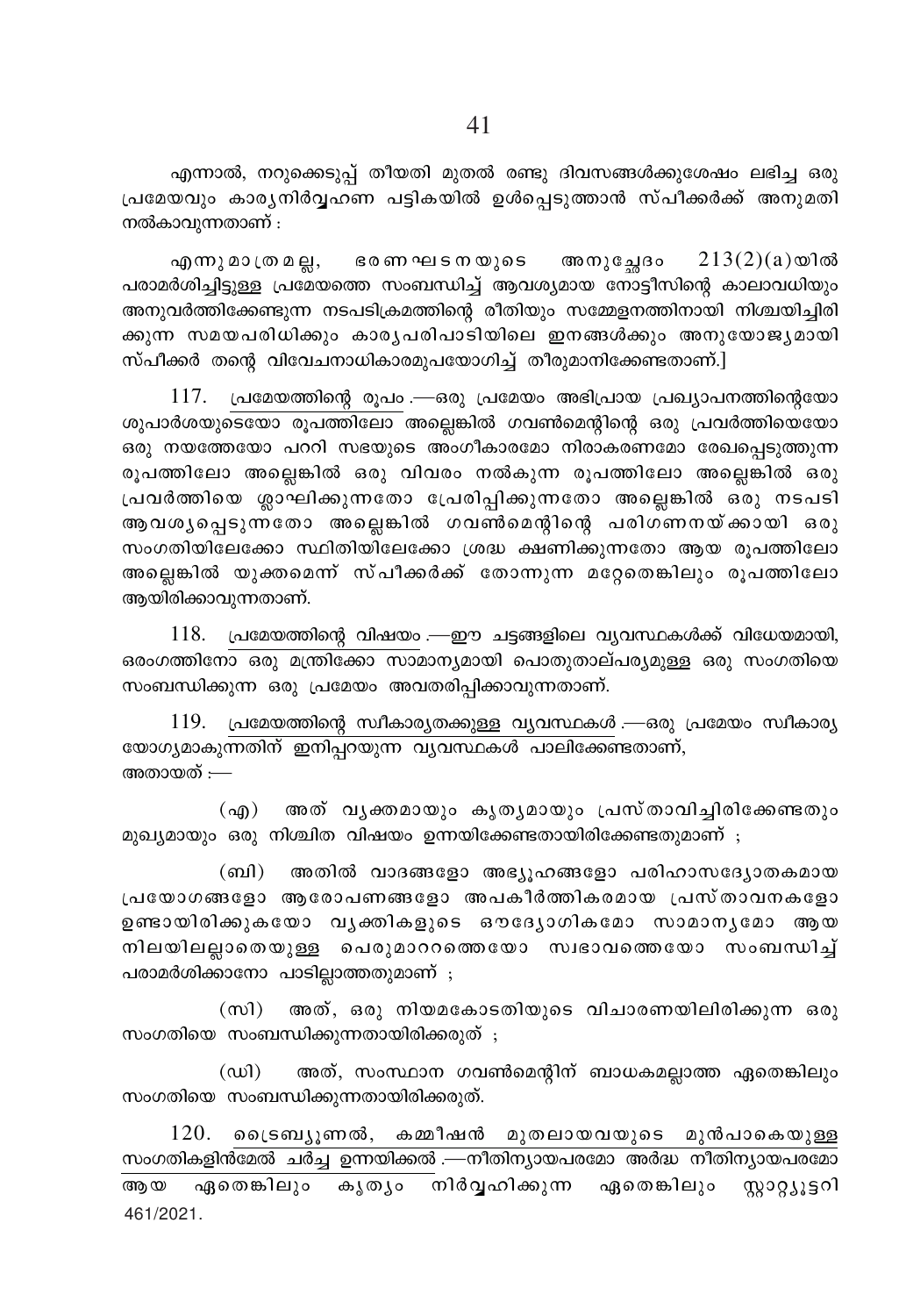എന്നാൽ, നറുക്കെടുപ്പ് തീയതി മുതൽ രണ്ടു ദിവസങ്ങൾക്കുശേഷം ലഭിച്ച ഒരു പ്രമേയവും കാര്യനിർവ്വഹണ പട്ടികയിൽ ഉൾപ്പെടുത്താൻ സ്പീക്കർക്ക് അനുമതി നൽകാവുന്നതാണ് :

എന്നുമാത്രമല്ല, ഭരണഘടനയുടെ അനുച്ഛേദം 213(2)(a)യിൽ പരാമർശിച്ചിട്ടുള്ള പ്രമേയത്തെ സംബന്ധിച്ച് ആവശ്യമായ നോട്ടീസിന്റെ കാലാവധിയും അനുവർത്തിക്കേണ്ടുന്ന നടപടിക്രമത്തിന്റെ രീതിയും സമ്മേളനത്തിനായി നിശ്ചയിച്ചിരിക്കുന്ന സമയപരിധിക്കും കാര്യപരിപാടിയിലെ ഇനങ്ങൾക്കും അനുയോജ്യമായി സ്പീക്കർ തന്റെ വിവേചനാധികാരമുപയോഗിച്ച് തീരുമാനിക്കേണ്ടതാണ്.]

117. <u>പ്രമേയത്തിന്റെ രൂപം</u>.—ഒരു പ്രമേയം അഭിപ്രായ പ്രഖ്യാപനത്തിന്റെയോ ശുപാർശയുടെയോ രൂപത്തിലോ അല്ലെങ്കിൽ ഗവൺമെന്റിന്റെ ഒരു പ്രവർത്തിയെയോ ഒരു നയത്തേയോ പററി സഭയുടെ അംഗീകാരമോ നിരാകരണമോ രേഖപ്പെടുത്തുന്ന രൂപത്തിലോ അല്ലെങ്കിൽ ഒരു വിവരം നൽകുന്ന രൂപത്തിലോ അല്ലെങ്കിൽ ഒരു പ്രവർത്തിയെ ശ്ലാഘിക്കുന്നതോ പ്രേരിപ്പിക്കുന്നതോ അല്ലെങ്കിൽ ഒരു നടപടി ആവശ്യപ്പെടുന്നതോ അല്ലെങ്കിൽ ഗവൺമെന്റിന്റെ പരിഗണനയ്ക്കായി ഒരു സംഗതിയിലേക്കോ സ്ഥിതിയിലേക്കോ ശ്രദ്ധ ക്ഷണിക്കുന്നതോ ആയ രൂപത്തിലോ അല്ലെങ്കിൽ യുക്തമെന്ന് സ്പീക്കർക്ക് തോന്നുന്ന മറ്റേതെങ്കിലും രൂപത്തിലോ ആയിരിക്കാവുന്നതാണ്.

118. <u>പ്രമേയത്തിന്റെ വിഷയം</u>.—ഈ ചട്ടങ്ങളിലെ വ്യവസ്ഥകൾക്ക് വിധേയമായി, ഒരംഗത്തിനോ ഒരു മന്ത്രിക്കോ സാമാന്യമായി പൊതുതാല്പര്യമുള്ള ഒരു സംഗതിയെ സംബന്ധിക്കുന്ന ഒരു പ്രമേയം അവതരിപ്പിക്കാവുന്നതാണ്.

119. <u>പ്രമേയത്തിന്റെ സ്വീകാര്യതക്കുള്ള വ്യവസ്ഥകൾ</u>.—ഒരു പ്രമേയം സ്വീകാര്യയോഗ്യമാകുന്നതിന് ഇനിപ്പറയുന്ന വ്യവസ്ഥകൾ പാലിക്കേണ്ടതാണ്, അതായത് :—

(എ) അത് വ്യക്തമായും കൃത്യമായും പ്രസ്താവിച്ചിരിക്കേണ്ടതും മുഖ്യമായും ഒരു നിശ്ചിത വിഷയം ഉന്നയിക്കേണ്ടതായിരിക്കേണ്ടതുമാണ് ;

(ബി) അതിൽ വാദങ്ങളോ അഭ്യൂഹങ്ങളോ പരിഹാസദ്യോതകമായ പ്രയോഗങ്ങളോ ആരോപണങ്ങളോ അപകീർത്തികരമായ പ്രസ്താവനകളോ ഉണ്ടായിരിക്കുകയോ വ്യക്തികളുടെ ഔദ്യോഗികമോ സാമാന്യമോ ആയ നിലയിലല്ലാതെയുള്ള പെരുമാററത്തെയോ സ്വഭാവത്തെയോ സംബന്ധിച്ച് പരാമർശിക്കാനോ പാടില്ലാത്തതുമാണ് ;

(സി) അത്, ഒരു നിയമകോടതിയുടെ വിചാരണയിലിരിക്കുന്ന ഒരു സംഗതിയെ സംബന്ധിക്കുന്നതായിരിക്കരുത് ;

(ഡി) അത്, സംസ്ഥാന ഗവൺമെന്റിന് ബാധകമല്ലാത്ത ഏതെങ്കിലും സംഗതിയെ സംബന്ധിക്കുന്നതായിരിക്കരുത്.

120. <u>ട്രൈബ്യൂണൽ, കമ്മീഷൻ മുതലായവയുടെ മുൻപാകെയുള്ള സംഗതികളിൻമേൽ ചർച്ച ഉന്നയിക്കൽ</u>.—നീതിന്യായപരമോ അർദ്ധ നീതിന്യായപരമോ ആയ ഏതെങ്കിലും കൃത്യം നിർവ്വഹിക്കുന്ന ഏതെങ്കിലും സ്റ്റാറ്റ്യൂട്ടറി

461/2021.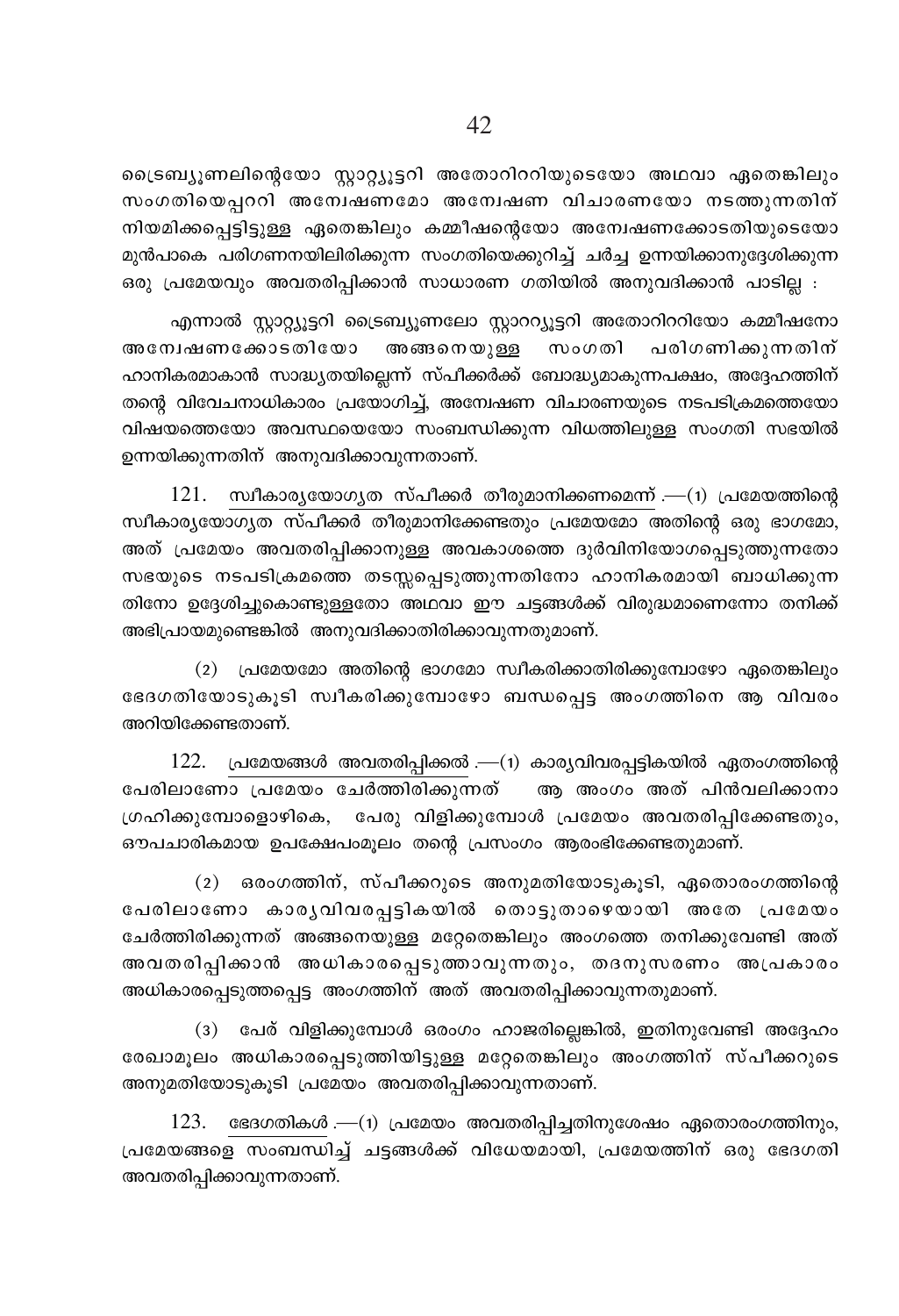ട്രൈബ്യൂണലിന്റെയോ സ്റ്റാറ്റ്യൂട്ടറി അതോറിററിയുടെയോ അഥവാ ഏതെങ്കിലും സംഗതിയെപ്പററി അന്വേഷണമോ അന്വേഷണ വിചാരണയോ നടത്തുന്നതിന് നിയമിക്കപ്പെട്ടിട്ടുള്ള ഏതെങ്കിലും കമ്മീഷന്റെയോ അന്വേഷണക്കോടതിയുടെയോ മുൻപാകെ പരിഗണനയിലിരിക്കുന്ന സംഗതിയെക്കുറിച്ച് ചർച്ച ഉന്നയിക്കാനുദ്ദേശിക്കുന്ന ഒരു പ്രമേയവും അവതരിപ്പിക്കാൻ സാധാരണ ഗതിയിൽ അനുവദിക്കാൻ പാടില്ല :

എന്നാൽ സ്റ്റാറ്റ്യൂട്ടറി ട്രൈബ്യൂണലോ സ്റ്റാററ്യൂട്ടറി അതോറിററിയോ കമ്മീഷനോ അന്വേഷണക്കോടതിയോ അങ്ങനെയുള്ള സംഗതി പരിഗണിക്കുന്നതിന് ഹാനികരമാകാൻ സാദ്ധ്യതയില്ലെന്ന് സ്പീക്കർക്ക് ബോദ്ധ്യമാകുന്നപക്ഷം, അദ്ദേഹത്തിന് തന്റെ വിവേചനാധികാരം പ്രയോഗിച്ച്, അന്വേഷണ വിചാരണയുടെ നടപടിക്രമത്തെയോ വിഷയത്തെയോ അവസ്ഥയെയോ സംബന്ധിക്കുന്ന വിധത്തിലുള്ള സംഗതി സഭയിൽ ഉന്നയിക്കുന്നതിന് അനുവദിക്കാവുന്നതാണ്.

121. <u>സ്വീകാര്യയോഗ്യത സ്പീക്കർ തീരുമാനിക്കണമെന്ന്</u>.—(1) പ്രമേയത്തിന്റെ സ്വീകാര്യയോഗ്യത സ്പീക്കർ തീരുമാനിക്കേണ്ടതും പ്രമേയമോ അതിന്റെ ഒരു ഭാഗമോ, അത് പ്രമേയം അവതരിപ്പിക്കാനുള്ള അവകാശത്തെ ദുർവിനിയോഗപ്പെടുത്തുന്നതോ സഭയുടെ നടപടിക്രമത്തെ തടസ്സപ്പെടുത്തുന്നതിനോ ഹാനികരമായി ബാധിക്കുന്നതിനോ ഉദ്ദേശിച്ചുകൊണ്ടുള്ളതോ അഥവാ ഈ ചട്ടങ്ങൾക്ക് വിരുദ്ധമാണെന്നോ തനിക്ക് അഭിപ്രായമുണ്ടെങ്കിൽ അനുവദിക്കാതിരിക്കാവുന്നതുമാണ്.

(2) പ്രമേയമോ അതിന്റെ ഭാഗമോ സ്വീകരിക്കാതിരിക്കുമ്പോഴോ ഏതെങ്കിലും ഭേദഗതിയോടുകൂടി സ്വീകരിക്കുമ്പോഴോ ബന്ധപ്പെട്ട അംഗത്തിനെ ആ വിവരം അറിയിക്കേണ്ടതാണ്.

122. <u>പ്രമേയങ്ങൾ അവതരിപ്പിക്കൽ</u>.—(1) കാര്യവിവരപ്പട്ടികയിൽ ഏതംഗത്തിന്റെ പേരിലാണോ പ്രമേയം ചേർത്തിരിക്കുന്നത് ആ അംഗം അത് പിൻവലിക്കാനാഗ്രഹിക്കുമ്പോളൊഴികെ, പേരു വിളിക്കുമ്പോൾ പ്രമേയം അവതരിപ്പിക്കേണ്ടതും, ഔപചാരികമായ ഉപക്ഷേപംമൂലം തന്റെ പ്രസംഗം ആരംഭിക്കേണ്ടതുമാണ്.

(2) ഒരംഗത്തിന്, സ്പീക്കറുടെ അനുമതിയോടുകൂടി, ഏതൊരംഗത്തിന്റെ പേരിലാണോ കാര്യവിവരപ്പട്ടികയിൽ തൊട്ടുതാഴെയായി അതേ പ്രമേയം ചേർത്തിരിക്കുന്നത് അങ്ങനെയുള്ള മറ്റേതെങ്കിലും അംഗത്തെ തനിക്കുവേണ്ടി അത് അവതരിപ്പിക്കാൻ അധികാരപ്പെടുത്താവുന്നതും, തദനുസരണം അപ്രകാരം അധികാരപ്പെടുത്തപ്പെട്ട അംഗത്തിന് അത് അവതരിപ്പിക്കാവുന്നതുമാണ്.

(3) പേര് വിളിക്കുമ്പോൾ ഒരംഗം ഹാജരില്ലെങ്കിൽ, ഇതിനുവേണ്ടി അദ്ദേഹം രേഖാമൂലം അധികാരപ്പെടുത്തിയിട്ടുള്ള മറ്റേതെങ്കിലും അംഗത്തിന് സ്പീക്കറുടെ അനുമതിയോടുകൂടി പ്രമേയം അവതരിപ്പിക്കാവുന്നതാണ്.

123. <u>ഭേദഗതികൾ</u>.—(1) പ്രമേയം അവതരിപ്പിച്ചതിനുശേഷം ഏതൊരംഗത്തിനും, പ്രമേയങ്ങളെ സംബന്ധിച്ച് ചട്ടങ്ങൾക്ക് വിധേയമായി, പ്രമേയത്തിന് ഒരു ഭേദഗതി അവതരിപ്പിക്കാവുന്നതാണ്.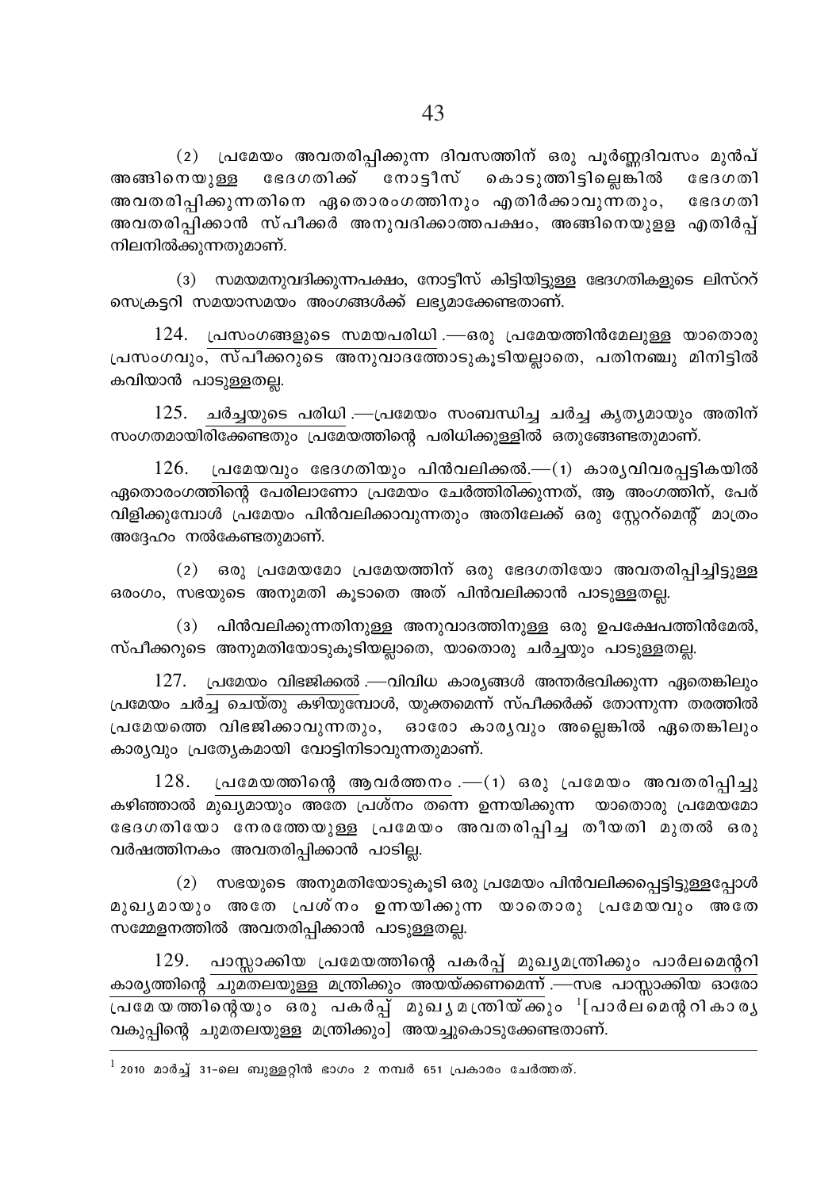(2) പ്രമേയം അവതരിപ്പിക്കുന്ന ദിവസത്തിന് ഒരു പൂർണ്ണദിവസം മുൻപ് അങ്ങിനെയുള്ള ഭേദഗതിക്ക് നോട്ടീസ് കൊടുത്തിട്ടില്ലെങ്കിൽ ഭേദഗതി അവതരിപ്പിക്കുന്നതിനെ ഏതൊരംഗത്തിനും എതിർക്കാവുന്നതും, ഭേദഗതി അവതരിപ്പിക്കാൻ സ്പീക്കർ അനുവദിക്കാത്തപക്ഷം, അങ്ങിനെയുളള എതിർപ്പ് നിലനിൽക്കുന്നതുമാണ്.

(3) സമയമനുവദിക്കുന്നപക്ഷം, നോട്ടീസ് കിട്ടിയിട്ടുള്ള ഭേദഗതികളുടെ ലിസ്ററ് സെക്രട്ടറി സമയാസമയം അംഗങ്ങൾക്ക് ലഭ്യമാക്കേണ്ടതാണ്.

124. <u>പ്രസംഗങ്ങളുടെ സമയപരിധി</u>.—ഒരു പ്രമേയത്തിൻമേലുള്ള യാതൊരു പ്രസംഗവും, സ്പീക്കറുടെ അനുവാദത്തോടുകൂടിയല്ലാതെ, പതിനഞ്ചു മിനിട്ടിൽ കവിയാൻ പാടുള്ളതല്ല.

125. <u>ചർച്ചയുടെ പരിധി</u>.—പ്രമേയം സംബന്ധിച്ച ചർച്ച കൃത്യമായും അതിന് സംഗതമായിരിക്കേണ്ടതും പ്രമേയത്തിന്റെ പരിധിക്കുള്ളിൽ ഒതുങ്ങേണ്ടതുമാണ്.

126. <u>പ്രമേയവും ഭേദഗതിയും പിൻവലിക്കൽ</u>.—(1) കാര്യവിവരപ്പട്ടികയിൽ ഏതൊരംഗത്തിന്റെ പേരിലാണോ പ്രമേയം ചേർത്തിരിക്കുന്നത്, ആ അംഗത്തിന്, പേര് വിളിക്കുമ്പോൾ പ്രമേയം പിൻവലിക്കാവുന്നതും അതിലേക്ക് ഒരു സ്റ്റേററ്മെന്റ് മാത്രം അദ്ദേഹം നൽകേണ്ടതുമാണ്.

(2) ഒരു പ്രമേയമോ പ്രമേയത്തിന് ഒരു ഭേദഗതിയോ അവതരിപ്പിച്ചിട്ടുള്ള ഒരംഗം, സഭയുടെ അനുമതി കൂടാതെ അത് പിൻവലിക്കാൻ പാടുള്ളതല്ല.

(3) പിൻവലിക്കുന്നതിനുള്ള അനുവാദത്തിനുള്ള ഒരു ഉപക്ഷേപത്തിൻമേൽ, സ്പീക്കറുടെ അനുമതിയോടുകൂടിയല്ലാതെ, യാതൊരു ചർച്ചയും പാടുള്ളതല്ല.

127. <u>പ്രമേയം വിഭജിക്കൽ</u>.—വിവിധ കാര്യങ്ങൾ അന്തർഭവിക്കുന്ന ഏതെങ്കിലും പ്രമേയം ചർച്ച ചെയ്തു കഴിയുമ്പോൾ, യുക്തമെന്ന് സ്പീക്കർക്ക് തോന്നുന്ന തരത്തിൽ പ്രമേയത്തെ വിഭജിക്കാവുന്നതും, ഓരോ കാര്യവും അല്ലെങ്കിൽ ഏതെങ്കിലും കാര്യവും പ്രത്യേകമായി വോട്ടിനിടാവുന്നതുമാണ്.

128. <u>പ്രമേയത്തിന്റെ ആവർത്തനം</u>.—(1) ഒരു പ്രമേയം അവതരിപ്പിച്ചു കഴിഞ്ഞാൽ മുഖ്യമായും അതേ പ്രശ്നം തന്നെ ഉന്നയിക്കുന്ന യാതൊരു പ്രമേയമോ ഭേദഗതിയോ നേരത്തേയുള്ള പ്രമേയം അവതരിപ്പിച്ച തീയതി മുതൽ ഒരു വർഷത്തിനകം അവതരിപ്പിക്കാൻ പാടില്ല.

(2) സഭയുടെ അനുമതിയോടുകൂടി ഒരു പ്രമേയം പിൻവലിക്കപ്പെട്ടിട്ടുള്ളപ്പോൾ മുഖ്യമായും അതേ പ്രശ്നം ഉന്നയിക്കുന്ന യാതൊരു പ്രമേയവും അതേ സമ്മേളനത്തിൽ അവതരിപ്പിക്കാൻ പാടുള്ളതല്ല.

129. <u>പാസ്സാക്കിയ പ്രമേയത്തിന്റെ പകർപ്പ് മുഖ്യമന്ത്രിക്കും പാർലമെന്ററി കാര്യത്തിന്റെ ചുമതലയുള്ള മന്ത്രിക്കും അയയ്ക്കണമെന്ന്</u>.—സഭ പാസ്സാക്കിയ ഓരോ പ്രമേയത്തിന്റെയും ഒരു പകർപ്പ് മുഖ്യമന്ത്രിയ്ക്കും [1][പാർലമെന്ററികാര്യ വകുപ്പിന്റെ ചുമതലയുള്ള മന്ത്രിക്കും] അയച്ചുകൊടുക്കേണ്ടതാണ്.

---

[1] 2010 മാർച്ച് 31-ലെ ബുള്ളറ്റിൻ ഭാഗം 2 നമ്പർ 651 പ്രകാരം ചേർത്തത്.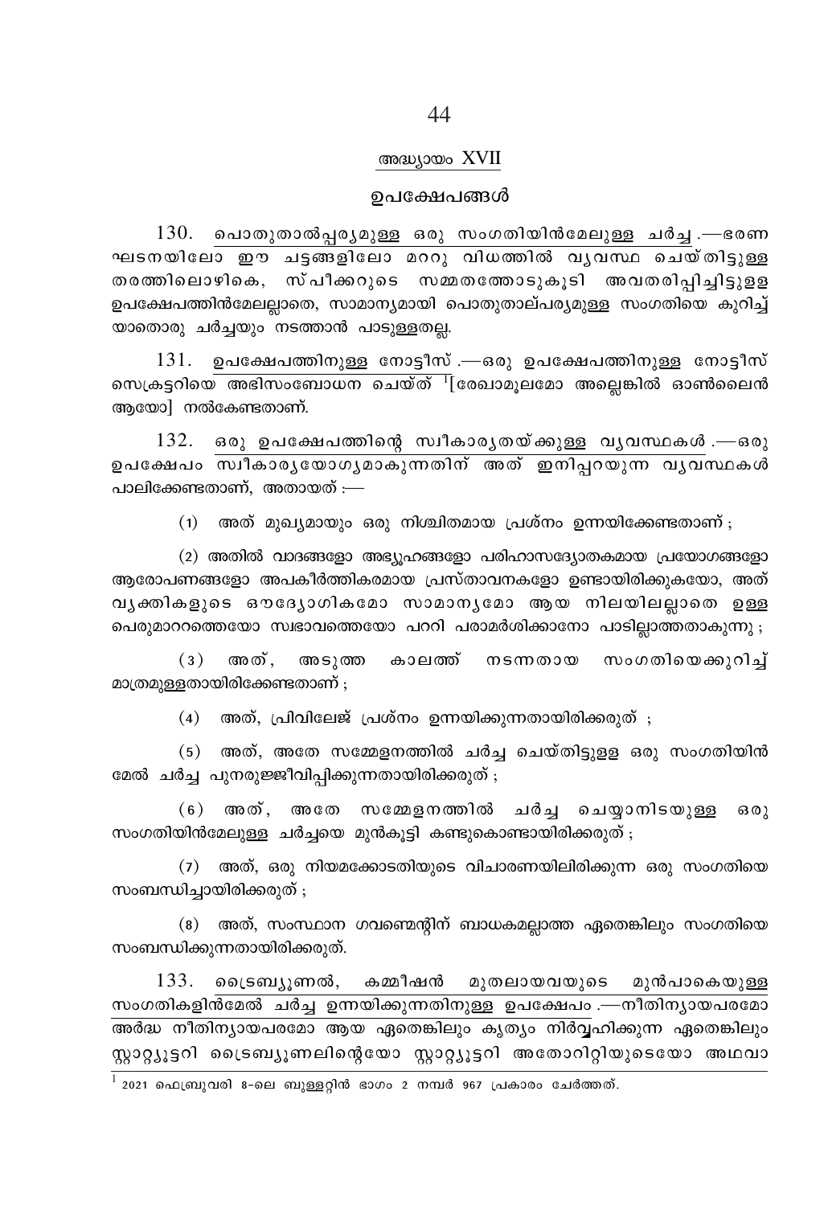## അദ്ധ്യായം XVII

## ഉപക്ഷേപങ്ങൾ

130. പൊതുതാൽപ്പര്യമുള്ള ഒരു സംഗതിയിൻമേലുള്ള ചർച്ച.—ഭരണ ഘടനയിലോ ഈ ചട്ടങ്ങളിലോ മററു വിധത്തിൽ വ്യവസ്ഥ ചെയ്തിട്ടുള്ള തരത്തിലൊഴികെ, സ്പീക്കറുടെ സമ്മതത്തോടുകൂടി അവതരിപ്പിച്ചിട്ടുളള ഉപക്ഷേപത്തിൻമേലല്ലാതെ, സാമാന്യമായി പൊതുതാല്പര്യമുള്ള സംഗതിയെ കുറിച്ച് യാതൊരു ചർച്ചയും നടത്താൻ പാടുള്ളതല്ല.

131. ഉപക്ഷേപത്തിനുള്ള നോട്ടീസ്.—ഒരു ഉപക്ഷേപത്തിനുള്ള നോട്ടീസ് സെക്രട്ടറിയെ അഭിസംബോധന ചെയ്ത് [1][രേഖാമൂലമോ അല്ലെങ്കിൽ ഓൺലൈൻ ആയോ] നൽകേണ്ടതാണ്.

132. ഒരു ഉപക്ഷേപത്തിന്റെ സ്വീകാര്യതയ്ക്കുള്ള വ്യവസ്ഥകൾ.—ഒരു ഉപക്ഷേപം സ്വീകാര്യയോഗ്യമാകുന്നതിന് അത് ഇനിപ്പറയുന്ന വ്യവസ്ഥകൾ പാലിക്കേണ്ടതാണ്, അതായത് :—

(1) അത് മുഖ്യമായും ഒരു നിശ്ചിതമായ പ്രശ്നം ഉന്നയിക്കേണ്ടതാണ് ;

(2) അതിൽ വാദങ്ങളോ അഭ്യൂഹങ്ങളോ പരിഹാസദ്യോതകമായ പ്രയോഗങ്ങളോ ആരോപണങ്ങളോ അപകീർത്തികരമായ പ്രസ്താവനകളോ ഉണ്ടായിരിക്കുകയോ, അത് വ്യക്തികളുടെ ഔദ്യോഗികമോ സാമാന്യമോ ആയ നിലയിലല്ലാതെ ഉള്ള പെരുമാററത്തെയോ സ്വഭാവത്തെയോ പററി പരാമർശിക്കാനോ പാടില്ലാത്തതാകുന്നു ;

(3) അത്, അടുത്ത കാലത്ത് നടന്നതായ സംഗതിയെക്കുറിച്ച് മാത്രമുള്ളതായിരിക്കേണ്ടതാണ് ;

(4) അത്, പ്രിവിലേജ് പ്രശ്നം ഉന്നയിക്കുന്നതായിരിക്കരുത് ;

(5) അത്, അതേ സമ്മേളനത്തിൽ ചർച്ച ചെയ്തിട്ടുള്ള ഒരു സംഗതിയിൻ മേൽ ചർച്ച പുനരുജ്ജീവിപ്പിക്കുന്നതായിരിക്കരുത് ;

(6) അത്, അതേ സമ്മേളനത്തിൽ ചർച്ച ചെയ്യാനിടയുള്ള ഒരു സംഗതിയിൻമേലുള്ള ചർച്ചയെ മുൻകൂട്ടി കണ്ടുകൊണ്ടായിരിക്കരുത് ;

(7) അത്, ഒരു നിയമക്കോടതിയുടെ വിചാരണയിലിരിക്കുന്ന ഒരു സംഗതിയെ സംബന്ധിച്ചായിരിക്കരുത് ;

(8) അത്, സംസ്ഥാന ഗവൺമെന്റിന് ബാധകമല്ലാത്ത ഏതെങ്കിലും സംഗതിയെ സംബന്ധിക്കുന്നതായിരിക്കരുത്.

133. ട്രൈബ്യൂണൽ, കമ്മീഷൻ മുതലായവയുടെ മുൻപാകെയുള്ള സംഗതികളിൻമേൽ ചർച്ച ഉന്നയിക്കുന്നതിനുള്ള ഉപക്ഷേപം.—നീതിന്യായപരമോ അർദ്ധ നീതിന്യായപരമോ ആയ ഏതെങ്കിലും കൃത്യം നിർവ്വഹിക്കുന്ന ഏതെങ്കിലും സ്റ്റാറ്റ്യൂട്ടറി ട്രൈബ്യൂണലിന്റെയോ സ്റ്റാറ്റ്യൂട്ടറി അതോറിറ്റിയുടെയോ അഥവാ

---

[1] 2021 ഫെബ്രുവരി 8-ലെ ബുള്ളറ്റിൻ ഭാഗം 2 നമ്പർ 967 പ്രകാരം ചേർത്തത്.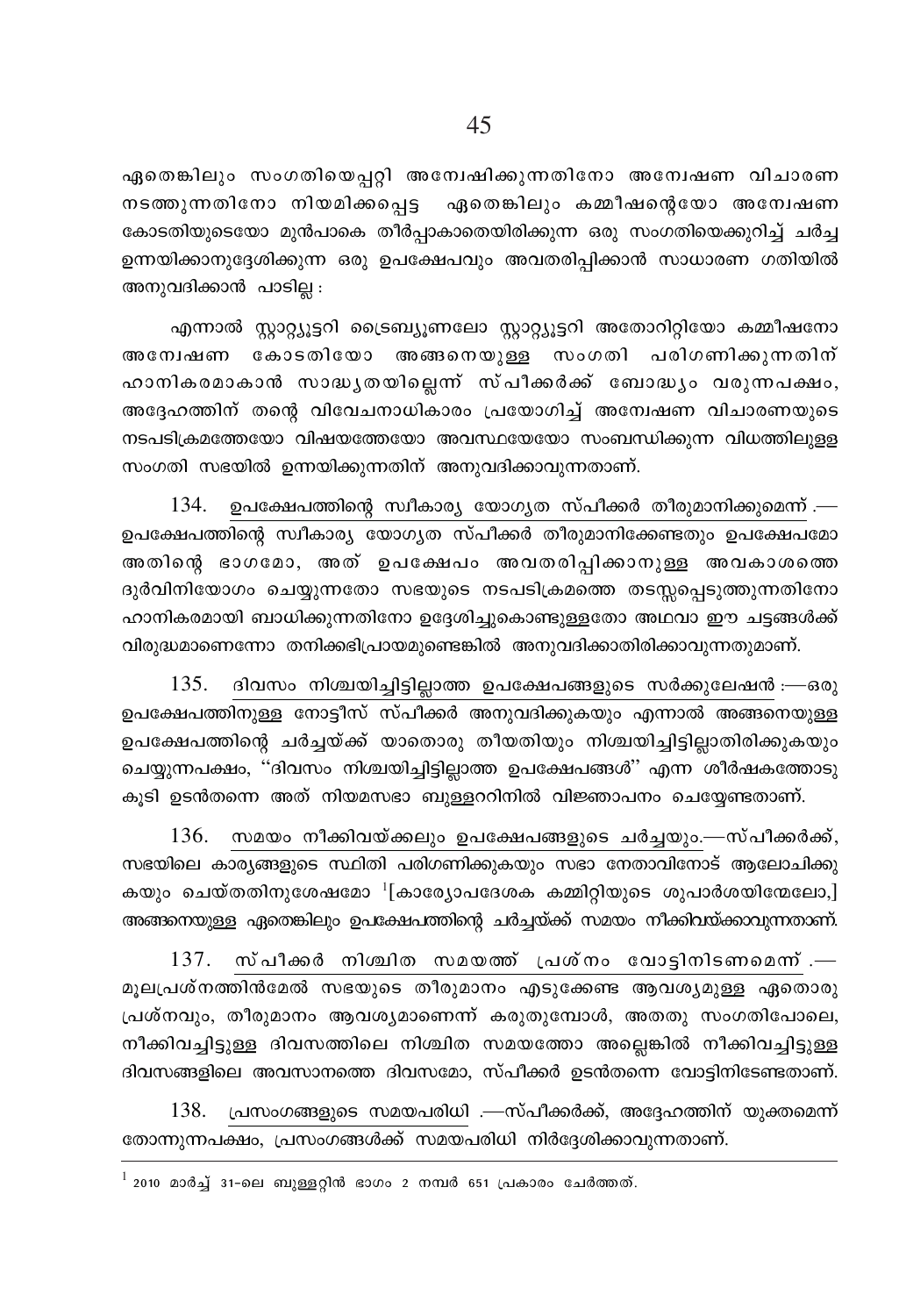ഏതെങ്കിലും സംഗതിയെപ്പറ്റി അന്വേഷിക്കുന്നതിനോ അന്വേഷണ വിചാരണ നടത്തുന്നതിനോ നിയമിക്കപ്പെട്ട ഏതെങ്കിലും കമ്മീഷന്റെയോ അന്വേഷണ കോടതിയുടെയോ മുൻപാകെ തീർപ്പാകാതെയിരിക്കുന്ന ഒരു സംഗതിയെക്കുറിച്ച് ചർച്ച ഉന്നയിക്കാനുദ്ദേശിക്കുന്ന ഒരു ഉപക്ഷേപവും അവതരിപ്പിക്കാൻ സാധാരണ ഗതിയിൽ അനുവദിക്കാൻ പാടില്ല :

എന്നാൽ സ്റ്റാറ്റ്യൂട്ടറി ട്രൈബ്യൂണലോ സ്റ്റാറ്റ്യൂട്ടറി അതോറിറ്റിയോ കമ്മീഷനോ അന്വേഷണ കോടതിയോ അങ്ങനെയുള്ള സംഗതി പരിഗണിക്കുന്നതിന് ഹാനികരമാകാൻ സാദ്ധ്യതയില്ലെന്ന് സ്പീക്കർക്ക് ബോദ്ധ്യം വരുന്നപക്ഷം, അദ്ദേഹത്തിന് തന്റെ വിവേചനാധികാരം പ്രയോഗിച്ച് അന്വേഷണ വിചാരണയുടെ നടപടിക്രമത്തേയോ വിഷയത്തേയോ അവസ്ഥയേയോ സംബന്ധിക്കുന്ന വിധത്തിലുള്ള സംഗതി സഭയിൽ ഉന്നയിക്കുന്നതിന് അനുവദിക്കാവുന്നതാണ്.

134. ഉപക്ഷേപത്തിന്റെ സ്വീകാര്യ യോഗ്യത സ്പീക്കർ തീരുമാനിക്കുമെന്ന് .— ഉപക്ഷേപത്തിന്റെ സ്വീകാര്യ യോഗ്യത സ്പീക്കർ തീരുമാനിക്കേണ്ടതും ഉപക്ഷേപമോ അതിന്റെ ഭാഗമോ, അത് ഉപക്ഷേപം അവതരിപ്പിക്കാനുള്ള അവകാശത്തെ ദുർവിനിയോഗം ചെയ്യുന്നതോ സഭയുടെ നടപടിക്രമത്തെ തടസ്സപ്പെടുത്തുന്നതിനോ ഹാനികരമായി ബാധിക്കുന്നതിനോ ഉദ്ദേശിച്ചുകൊണ്ടുള്ളതോ അഥവാ ഈ ചട്ടങ്ങൾക്ക് വിരുദ്ധമാണെന്നോ തനിക്കഭിപ്രായമുണ്ടെങ്കിൽ അനുവദിക്കാതിരിക്കാവുന്നതുമാണ്.

135. ദിവസം നിശ്ചയിച്ചിട്ടില്ലാത്ത ഉപക്ഷേപങ്ങളുടെ സർക്കുലേഷൻ :—ഒരു ഉപക്ഷേപത്തിനുള്ള നോട്ടീസ് സ്പീക്കർ അനുവദിക്കുകയും എന്നാൽ അങ്ങനെയുള്ള ഉപക്ഷേപത്തിന്റെ ചർച്ചയ്ക്ക് യാതൊരു തീയതിയും നിശ്ചയിച്ചിട്ടില്ലാതിരിക്കുകയും ചെയ്യുന്നപക്ഷം, ''ദിവസം നിശ്ചയിച്ചിട്ടില്ലാത്ത ഉപക്ഷേപങ്ങൾ'' എന്ന ശീർഷകത്തോടു കൂടി ഉടൻതന്നെ അത് നിയമസഭാ ബുള്ളറ്റിനിൽ വിജ്ഞാപനം ചെയ്യേണ്ടതാണ്.

136. സമയം നീക്കിവയ്ക്കലും ഉപക്ഷേപങ്ങളുടെ ചർച്ചയും.—സ്പീക്കർക്ക്, സഭയിലെ കാര്യങ്ങളുടെ സ്ഥിതി പരിഗണിക്കുകയും സഭാ നേതാവിനോട് ആലോചിക്കുകയും ചെയ്തതിനുശേഷമോ [1][കാര്യോപദേശക കമ്മിറ്റിയുടെ ശുപാർശയിന്മേലോ,] അങ്ങനെയുള്ള ഏതെങ്കിലും ഉപക്ഷേപത്തിന്റെ ചർച്ചയ്ക്ക് സമയം നീക്കിവയ്ക്കാവുന്നതാണ്.

137. സ്പീക്കർ നിശ്ചിത സമയത്ത് പ്രശ്നം വോട്ടിനിടണമെന്ന് .— മൂലപ്രശ്നത്തിൻമേൽ സഭയുടെ തീരുമാനം എടുക്കേണ്ട ആവശ്യമുള്ള ഏതൊരു പ്രശ്നവും, തീരുമാനം ആവശ്യമാണെന്ന് കരുതുമ്പോൾ, അതതു സംഗതിപോലെ, നീക്കിവച്ചിട്ടുള്ള ദിവസത്തിലെ നിശ്ചിത സമയത്തോ അല്ലെങ്കിൽ നീക്കിവച്ചിട്ടുള്ള ദിവസങ്ങളിലെ അവസാനത്തെ ദിവസമോ, സ്പീക്കർ ഉടൻതന്നെ വോട്ടിനിടേണ്ടതാണ്.

138. പ്രസംഗങ്ങളുടെ സമയപരിധി .—സ്പീക്കർക്ക്, അദ്ദേഹത്തിന് യുക്തമെന്ന് തോന്നുന്നപക്ഷം, പ്രസംഗങ്ങൾക്ക് സമയപരിധി നിർദ്ദേശിക്കാവുന്നതാണ്.

---

[1] 2010 മാർച്ച് 31-ലെ ബുള്ളറ്റിൻ ഭാഗം 2 നമ്പർ 651 പ്രകാരം ചേർത്തത്.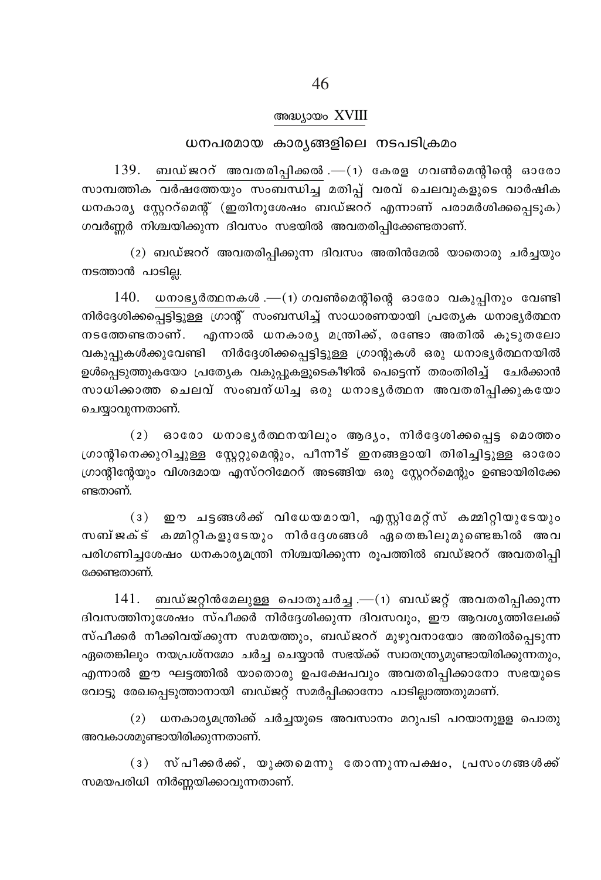## അദ്ധ്യായം XVIII

### ധനപരമായ കാര്യങ്ങളിലെ നടപടിക്രമം

139. ബഡ്ജററ് അവതരിപ്പിക്കൽ .—(1) കേരള ഗവൺമെന്റിന്റെ ഓരോ സാമ്പത്തിക വർഷത്തേയും സംബന്ധിച്ച മതിപ്പ് വരവ് ചെലവുകളുടെ വാർഷിക ധനകാര്യ സ്റ്റേററ്മെന്റ് (ഇതിനുശേഷം ബഡ്ജററ് എന്നാണ് പരാമർശിക്കപ്പെടുക) ഗവർണ്ണർ നിശ്ചയിക്കുന്ന ദിവസം സഭയിൽ അവതരിപ്പിക്കേണ്ടതാണ്.

(2) ബഡ്ജററ് അവതരിപ്പിക്കുന്ന ദിവസം അതിൻമേൽ യാതൊരു ചർച്ചയും നടത്താൻ പാടില്ല.

140. ധനാഭ്യർത്ഥനകൾ .—(1) ഗവൺമെന്റിന്റെ ഓരോ വകുപ്പിനും വേണ്ടി നിർദ്ദേശിക്കപ്പെട്ടിട്ടുള്ള ഗ്രാന്റ് സംബന്ധിച്ച് സാധാരണയായി പ്രത്യേക ധനാഭ്യർത്ഥന നടത്തേണ്ടതാണ്. എന്നാൽ ധനകാര്യ മന്ത്രിക്ക്, രണ്ടോ അതിൽ കൂടുതലോ വകുപ്പുകൾക്കുവേണ്ടി നിർദ്ദേശിക്കപ്പെട്ടിട്ടുള്ള ഗ്രാന്റുകൾ ഒരു ധനാഭ്യർത്ഥനയിൽ ഉൾപ്പെടുത്തുകയോ പ്രത്യേക വകുപ്പുകളുടെകീഴിൽ പെട്ടെന്ന് തരംതിരിച്ച് ചേർക്കാൻ സാധിക്കാത്ത ചെലവ് സംബന്ധിച്ച ഒരു ധനാഭ്യർത്ഥന അവതരിപ്പിക്കുകയോ ചെയ്യാവുന്നതാണ്.

(2) ഓരോ ധനാഭ്യർത്ഥനയിലും ആദ്യം, നിർദ്ദേശിക്കപ്പെട്ട മൊത്തം ഗ്രാന്റിനെക്കുറിച്ചുള്ള സ്റ്റേറ്റുമെന്റും, പിന്നീട് ഇനങ്ങളായി തിരിച്ചിട്ടുള്ള ഓരോ ഗ്രാന്റിന്റേയും വിശദമായ എസ്ററിമേററ് അടങ്ങിയ ഒരു സ്റ്റേററ്മെന്റും ഉണ്ടായിരിക്കേണ്ടതാണ്.

(3) ഈ ചട്ടങ്ങൾക്ക് വിധേയമായി, എസ്റ്റിമേറ്റ്സ് കമ്മിറ്റിയുടേയും സബ്ജക്ട് കമ്മിറ്റികളുടേയും നിർദ്ദേശങ്ങൾ ഏതെങ്കിലുമുണ്ടെങ്കിൽ അവ പരിഗണിച്ചശേഷം ധനകാര്യമന്ത്രി നിശ്ചയിക്കുന്ന രൂപത്തിൽ ബഡ്ജററ് അവതരിപ്പിക്കേണ്ടതാണ്.

141. ബഡ്ജറ്റിൻമേലുള്ള പൊതുചർച്ച .—(1) ബഡ്ജറ്റ് അവതരിപ്പിക്കുന്ന ദിവസത്തിനുശേഷം സ്പീക്കർ നിർദ്ദേശിക്കുന്ന ദിവസവും, ഈ ആവശ്യത്തിലേക്ക് സ്പീക്കർ നീക്കിവയ്ക്കുന്ന സമയത്തും, ബഡ്ജററ് മുഴുവനായോ അതിൽപ്പെടുന്ന ഏതെങ്കിലും നയപ്രശ്നമോ ചർച്ച ചെയ്യാൻ സഭയ്ക്ക് സ്വാതന്ത്ര്യമുണ്ടായിരിക്കുന്നതും, എന്നാൽ ഈ ഘട്ടത്തിൽ യാതൊരു ഉപക്ഷേപവും അവതരിപ്പിക്കാനോ സഭയുടെ വോട്ടു രേഖപ്പെടുത്താനായി ബഡ്ജറ്റ് സമർപ്പിക്കാനോ പാടില്ലാത്തതുമാണ്.

(2) ധനകാര്യമന്ത്രിക്ക് ചർച്ചയുടെ അവസാനം മറുപടി പറയാനുള്ള പൊതു അവകാശമുണ്ടായിരിക്കുന്നതാണ്.

(3) സ്പീക്കർക്ക്, യുക്തമെന്നു തോന്നുന്നപക്ഷം, പ്രസംഗങ്ങൾക്ക് സമയപരിധി നിർണ്ണയിക്കാവുന്നതാണ്.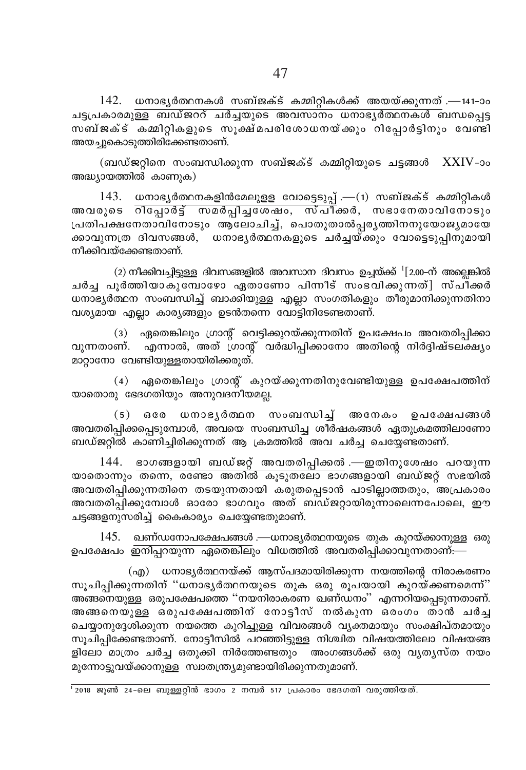142. ധനാഭ്യർത്ഥനകൾ സബ്ജക്ട് കമ്മിറ്റികൾക്ക് അയയ്ക്കുന്നത് .—141-ാം ചട്ടപ്രകാരമുള്ള ബഡ്ജററ് ചർച്ചയുടെ അവസാനം ധനാഭ്യർത്ഥനകൾ ബന്ധപ്പെട്ട സബ്ജക്ട് കമ്മിറ്റികളുടെ സൂക്ഷ്മപരിശോധനയ്ക്കും റിപ്പോർട്ടിനും വേണ്ടി അയച്ചുകൊടുത്തിരിക്കേണ്ടതാണ്.

(ബഡ്ജറ്റിനെ സംബന്ധിക്കുന്ന സബ്ജക്ട് കമ്മിറ്റിയുടെ ചട്ടങ്ങൾ XXIV-ാം അദ്ധ്യായത്തിൽ കാണുക)

143. ധനാഭ്യർത്ഥനകളിൻമേലുള്ള വോട്ടെടുപ്പ് .—(1) സബ്ജക്ട് കമ്മിറ്റികൾ അവരുടെ റിപ്പോർട്ട് സമർപ്പിച്ചശേഷം, സ്പീക്കർ, സഭാനേതാവിനോടും പ്രതിപക്ഷനേതാവിനോടും ആലോചിച്ച്, പൊതുതാൽപ്പര്യത്തിനനുയോജ്യമായേക്കാവുന്നത്ര ദിവസങ്ങൾ, ധനാഭ്യർത്ഥനകളുടെ ചർച്ചയ്ക്കും വോട്ടെടുപ്പിനുമായി നീക്കിവയ്ക്കേണ്ടതാണ്.

(2) നീക്കിവച്ചിട്ടുള്ള ദിവസങ്ങളിൽ അവസാന ദിവസം ഉച്ചയ്ക്ക് [1][2.00-ന് അല്ലെങ്കിൽ ചർച്ച പൂർത്തിയാകുമ്പോഴോ ഏതാണോ പിന്നീട് സംഭവിക്കുന്നത്] സ്പീക്കർ ധനാഭ്യർത്ഥന സംബന്ധിച്ച് ബാക്കിയുള്ള എല്ലാ സംഗതികളും തീരുമാനിക്കുന്നതിനാവശ്യമായ എല്ലാ കാര്യങ്ങളും ഉടൻതന്നെ വോട്ടിനിടേണ്ടതാണ്.

(3) ഏതെങ്കിലും ഗ്രാന്റ് വെട്ടിക്കുറയ്ക്കുന്നതിന് ഉപക്ഷേപം അവതരിപ്പിക്കാവുന്നതാണ്. എന്നാൽ, അത് ഗ്രാന്റ് വർദ്ധിപ്പിക്കാനോ അതിന്റെ നിർദ്ദിഷ്ടലക്ഷ്യം മാറ്റാനോ വേണ്ടിയുള്ളതായിരിക്കരുത്.

(4) ഏതെങ്കിലും ഗ്രാന്റ് കുറയ്ക്കുന്നതിനുവേണ്ടിയുള്ള ഉപക്ഷേപത്തിന് യാതൊരു ഭേദഗതിയും അനുവദനീയമല്ല.

(5) ഒരേ ധനാഭ്യർത്ഥന സംബന്ധിച്ച് അനേകം ഉപക്ഷേപങ്ങൾ അവതരിപ്പിക്കപ്പെടുമ്പോൾ, അവയെ സംബന്ധിച്ച ശീർഷകങ്ങൾ ഏതുക്രമത്തിലാണോ ബഡ്ജറ്റിൽ കാണിച്ചിരിക്കുന്നത് ആ ക്രമത്തിൽ അവ ചർച്ച ചെയ്യേണ്ടതാണ്.

144. ഭാഗങ്ങളായി ബഡ്ജറ്റ് അവതരിപ്പിക്കൽ .—ഇതിനുശേഷം പറയുന്ന യാതൊന്നും തന്നെ, രണ്ടോ അതിൽ കൂടുതലോ ഭാഗങ്ങളായി ബഡ്ജറ്റ് സഭയിൽ അവതരിപ്പിക്കുന്നതിനെ തടയുന്നതായി കരുതപ്പെടാൻ പാടില്ലാത്തതും, അപ്രകാരം അവതരിപ്പിക്കുമ്പോൾ ഓരോ ഭാഗവും അത് ബഡ്ജറ്റായിരുന്നാലെന്നപോലെ, ഈ ചട്ടങ്ങളനുസരിച്ച് കൈകാര്യം ചെയ്യേണ്ടതുമാണ്.

145. ഖണ്ഡനോപക്ഷേപങ്ങൾ .—ധനാഭ്യർത്ഥനയുടെ തുക കുറയ്ക്കാനുള്ള ഒരു ഉപക്ഷേപം ഇനിപ്പറയുന്ന ഏതെങ്കിലും വിധത്തിൽ അവതരിപ്പിക്കാവുന്നതാണ്:—

(എ) ധനാഭ്യർത്ഥനയ്ക്ക് ആസ്പദമായിരിക്കുന്ന നയത്തിന്റെ നിരാകരണം സൂചിപ്പിക്കുന്നതിന് "ധനാഭ്യർത്ഥനയുടെ തുക ഒരു രൂപയായി കുറയ്ക്കണമെന്ന്" അങ്ങനെയുള്ള ഒരുപക്ഷേപത്തെ "നയനിരാകരണ ഖണ്ഡനം" എന്നറിയപ്പെടുന്നതാണ്. അങ്ങനെയുള്ള ഒരുപക്ഷേപത്തിന് നോട്ടീസ് നൽകുന്ന ഒരംഗം താൻ ചർച്ച ചെയ്യാനുദ്ദേശിക്കുന്ന നയത്തെ കുറിച്ചുള്ള വിവരങ്ങൾ വ്യക്തമായും സംക്ഷിപ്തമായും സൂചിപ്പിക്കേണ്ടതാണ്. നോട്ടീസിൽ പറഞ്ഞിട്ടുള്ള നിശ്ചിത വിഷയത്തിലോ വിഷയങ്ങളിലോ മാത്രം ചർച്ച ഒതുക്കി നിർത്തേണ്ടതും അംഗങ്ങൾക്ക് ഒരു വ്യത്യസ്ത നയം മുന്നോട്ടുവയ്ക്കാനുള്ള സ്വാതന്ത്ര്യമുണ്ടായിരിക്കുന്നതുമാണ്.

---

[1] 2018 ജൂൺ 24-ലെ ബുള്ളറ്റിൻ ഭാഗം 2 നമ്പർ 517 പ്രകാരം ഭേദഗതി വരുത്തിയത്.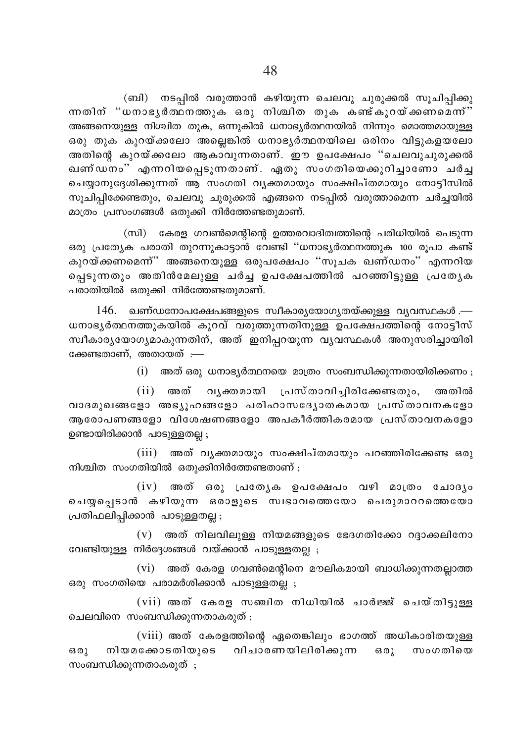(ബി) നടപ്പിൽ വരുത്താൻ കഴിയുന്ന ചെലവു ചുരുക്കൽ സൂചിപ്പിക്കുന്നതിന് "ധനാഭ്യർത്ഥനത്തുക ഒരു നിശ്ചിത തുക കണ്ട് കുറയ്ക്കണമെന്ന്" അങ്ങനെയുള്ള നിശ്ചിത തുക, ഒന്നുകിൽ ധനാഭ്യർത്ഥനയിൽ നിന്നും മൊത്തമായുള്ള ഒരു തുക കുറയ്ക്കലോ അല്ലെങ്കിൽ ധനാഭ്യർത്ഥനയിലെ ഒരിനം വിട്ടുകളയലോ അതിന്റെ കുറയ്ക്കലോ ആകാവുന്നതാണ്. ഈ ഉപക്ഷേപം "ചെലവുചുരുക്കൽ ഖണ്ഡനം" എന്നറിയപ്പെടുന്നതാണ്. ഏതു സംഗതിയെക്കുറിച്ചാണോ ചർച്ച ചെയ്യാനുദ്ദേശിക്കുന്നത് ആ സംഗതി വ്യക്തമായും സംക്ഷിപ്തമായും നോട്ടീസിൽ സൂചിപ്പിക്കേണ്ടതും, ചെലവു ചുരുക്കൽ എങ്ങനെ നടപ്പിൽ വരുത്താമെന്ന ചർച്ചയിൽ മാത്രം പ്രസംഗങ്ങൾ ഒതുക്കി നിർത്തേണ്ടതുമാണ്.

(സി) കേരള ഗവൺമെന്റിന്റെ ഉത്തരവാദിത്വത്തിന്റെ പരിധിയിൽ പെടുന്ന ഒരു പ്രത്യേക പരാതി തുറന്നുകാട്ടാൻ വേണ്ടി "ധനാഭ്യർത്ഥനത്തുക 100 രൂപാ കണ്ട് കുറയ്ക്കണമെന്ന്" അങ്ങനെയുള്ള ഒരുപക്ഷേപം "സൂചക ഖണ്ഡനം" എന്നറിയപ്പെടുന്നതും അതിൻമേലുള്ള ചർച്ച ഉപക്ഷേപത്തിൽ പറഞ്ഞിട്ടുള്ള പ്രത്യേക പരാതിയിൽ ഒതുക്കി നിർത്തേണ്ടതുമാണ്.

146. <u>ഖണ്ഡനോപക്ഷേപങ്ങളുടെ സ്വീകാര്യയോഗ്യതയ്ക്കുള്ള വ്യവസ്ഥകൾ</u>.—ധനാഭ്യർത്ഥനത്തുകയിൽ കുറവ് വരുത്തുന്നതിനുള്ള ഉപക്ഷേപത്തിന്റെ നോട്ടീസ് സ്വീകാര്യയോഗ്യമാകുന്നതിന്, അത് ഇനിപ്പറയുന്ന വ്യവസ്ഥകൾ അനുസരിച്ചായിരിക്കേണ്ടതാണ്, അതായത് :—

(i) അത് ഒരു ധനാഭ്യർത്ഥനയെ മാത്രം സംബന്ധിക്കുന്നതായിരിക്കണം ;

(ii) അത് വ്യക്തമായി പ്രസ്താവിച്ചിരിക്കേണ്ടതും, അതിൽ വാദമുഖങ്ങളോ അഭ്യൂഹങ്ങളോ പരിഹാസദ്യോതകമായ പ്രസ്താവനകളോ ആരോപണങ്ങളോ വിശേഷണങ്ങളോ അപകീർത്തികരമായ പ്രസ്താവനകളോ ഉണ്ടായിരിക്കാൻ പാടുള്ളതല്ല ;

(iii) അത് വ്യക്തമായും സംക്ഷിപ്തമായും പറഞ്ഞിരിക്കേണ്ട ഒരു നിശ്ചിത സംഗതിയിൽ ഒതുക്കിനിർത്തേണ്ടതാണ് ;

(iv) അത് ഒരു പ്രത്യേക ഉപക്ഷേപം വഴി മാത്രം ചോദ്യം ചെയ്യപ്പെടാൻ കഴിയുന്ന ഒരാളുടെ സ്വഭാവത്തെയോ പെരുമാററത്തെയോ പ്രതിഫലിപ്പിക്കാൻ പാടുള്ളതല്ല ;

(v) അത് നിലവിലുള്ള നിയമങ്ങളുടെ ഭേദഗതിക്കോ റദ്ദാക്കലിനോ വേണ്ടിയുള്ള നിർദ്ദേശങ്ങൾ വയ്ക്കാൻ പാടുള്ളതല്ല ;

(vi) അത് കേരള ഗവൺമെന്റിനെ മൗലികമായി ബാധിക്കുന്നതല്ലാത്ത ഒരു സംഗതിയെ പരാമർശിക്കാൻ പാടുള്ളതല്ല ;

(vii) അത് കേരള സഞ്ചിത നിധിയിൽ ചാർജ്ജ് ചെയ്തിട്ടുള്ള ചെലവിനെ സംബന്ധിക്കുന്നതാകരുത് ;

(viii) അത് കേരളത്തിന്റെ ഏതെങ്കിലും ഭാഗത്ത് അധികാരിതയുള്ള ഒരു നിയമക്കോടതിയുടെ വിചാരണയിലിരിക്കുന്ന ഒരു സംഗതിയെ സംബന്ധിക്കുന്നതാകരുത് ;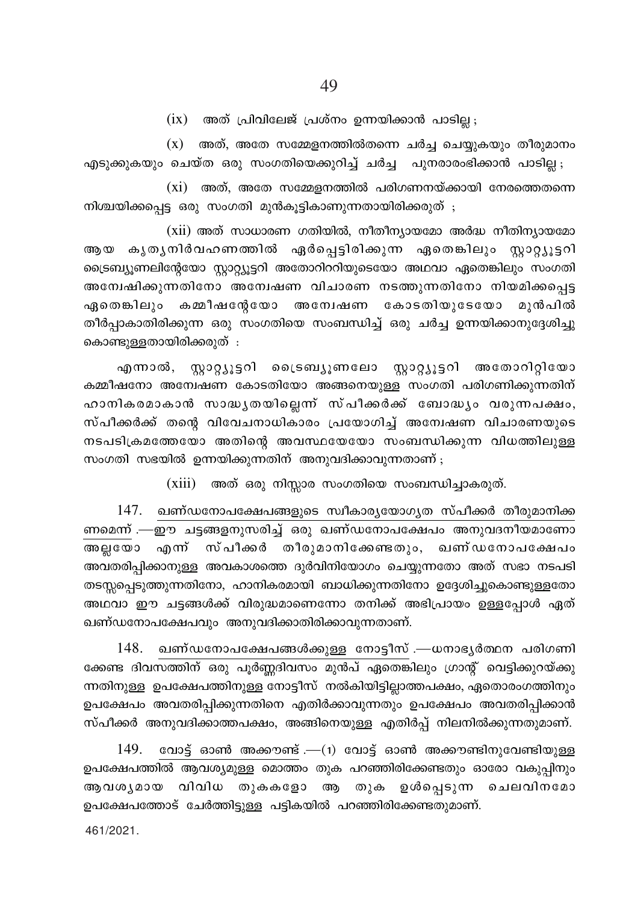(ix) അത് പ്രിവിലേജ് പ്രശ്നം ഉന്നയിക്കാൻ പാടില്ല ;

(x) അത്, അതേ സമ്മേളനത്തിൽതന്നെ ചർച്ച ചെയ്യുകയും തീരുമാനം എടുക്കുകയും ചെയ്ത ഒരു സംഗതിയെക്കുറിച്ച് ചർച്ച പുനരാരംഭിക്കാൻ പാടില്ല ;

(xi) അത്, അതേ സമ്മേളനത്തിൽ പരിഗണനയ്ക്കായി നേരത്തെതന്നെ നിശ്ചയിക്കപ്പെട്ട ഒരു സംഗതി മുൻകൂട്ടികാണുന്നതായിരിക്കരുത് ;

(xii) അത് സാധാരണ ഗതിയിൽ, നീതിന്യായമോ അർദ്ധ നീതിന്യായമോ ആയ കൃത്യനിർവഹണത്തിൽ ഏർപ്പെട്ടിരിക്കുന്ന ഏതെങ്കിലും സ്റ്റാറ്റ്യൂട്ടറി ട്രൈബ്യൂണലിന്റേയോ സ്റ്റാറ്റ്യൂട്ടറി അതോറിററിയുടെയോ അഥവാ ഏതെങ്കിലും സംഗതി അന്വേഷിക്കുന്നതിനോ അന്വേഷണ വിചാരണ നടത്തുന്നതിനോ നിയമിക്കപ്പെട്ട ഏതെങ്കിലും കമ്മീഷന്റേയോ അന്വേഷണ കോടതിയുടേയോ മുൻപിൽ തീർപ്പാകാതിരിക്കുന്ന ഒരു സംഗതിയെ സംബന്ധിച്ച് ഒരു ചർച്ച ഉന്നയിക്കാനുദ്ദേശിച്ചു കൊണ്ടുള്ളതായിരിക്കരുത് :

എന്നാൽ, സ്റ്റാറ്റ്യൂട്ടറി ട്രൈബ്യൂണലോ സ്റ്റാറ്റ്യൂട്ടറി അതോറിറ്റിയോ കമ്മീഷനോ അന്വേഷണ കോടതിയോ അങ്ങനെയുള്ള സംഗതി പരിഗണിക്കുന്നതിന് ഹാനികരമാകാൻ സാദ്ധ്യതയില്ലെന്ന് സ്പീക്കർക്ക് ബോദ്ധ്യം വരുന്നപക്ഷം, സ്പീക്കർക്ക് തന്റെ വിവേചനാധികാരം പ്രയോഗിച്ച് അന്വേഷണ വിചാരണയുടെ നടപടിക്രമത്തേയോ അതിന്റെ അവസ്ഥയേയോ സംബന്ധിക്കുന്ന വിധത്തിലുള്ള സംഗതി സഭയിൽ ഉന്നയിക്കുന്നതിന് അനുവദിക്കാവുന്നതാണ് ;

(xiii) അത് ഒരു നിസ്സാര സംഗതിയെ സംബന്ധിച്ചാകരുത്.

147. ഖണ്ഡനോപക്ഷേപങ്ങളുടെ സ്വീകാര്യയോഗ്യത സ്പീക്കർ തീരുമാനിക്കണമെന്ന് .—ഈ ചട്ടങ്ങളനുസരിച്ച് ഒരു ഖണ്ഡനോപക്ഷേപം അനുവദനീയമാണോ അല്ലയോ എന്ന് സ്പീക്കർ തീരുമാനിക്കേണ്ടതും, ഖണ്ഡനോപക്ഷേപം അവതരിപ്പിക്കാനുള്ള അവകാശത്തെ ദുർവിനിയോഗം ചെയ്യുന്നതോ അത് സഭാ നടപടി തടസ്സപ്പെടുത്തുന്നതിനോ, ഹാനികരമായി ബാധിക്കുന്നതിനോ ഉദ്ദേശിച്ചുകൊണ്ടുള്ളതോ അഥവാ ഈ ചട്ടങ്ങൾക്ക് വിരുദ്ധമാണെന്നോ തനിക്ക് അഭിപ്രായം ഉള്ളപ്പോൾ ഏത് ഖണ്ഡനോപക്ഷേപവും അനുവദിക്കാതിരിക്കാവുന്നതാണ്.

148. ഖണ്ഡനോപക്ഷേപങ്ങൾക്കുള്ള നോട്ടീസ് .—ധനാഭ്യർത്ഥന പരിഗണിക്കേണ്ട ദിവസത്തിന് ഒരു പൂർണ്ണദിവസം മുൻപ് ഏതെങ്കിലും ഗ്രാന്റ് വെട്ടിക്കുറയ്ക്കുന്നതിനുള്ള ഉപക്ഷേപത്തിനുള്ള നോട്ടീസ് നൽകിയിട്ടില്ലാത്തപക്ഷം, ഏതൊരംഗത്തിനും ഉപക്ഷേപം അവതരിപ്പിക്കുന്നതിനെ എതിർക്കാവുന്നതും ഉപക്ഷേപം അവതരിപ്പിക്കാൻ സ്പീക്കർ അനുവദിക്കാത്തപക്ഷം, അങ്ങിനെയുള്ള എതിർപ്പ് നിലനിൽക്കുന്നതുമാണ്.

149. വോട്ട് ഓൺ അക്കൗണ്ട് .—(1) വോട്ട് ഓൺ അക്കൗണ്ടിനുവേണ്ടിയുള്ള ഉപക്ഷേപത്തിൽ ആവശ്യമുള്ള മൊത്തം തുക പറഞ്ഞിരിക്കേണ്ടതും ഓരോ വകുപ്പിനും ആവശ്യമായ വിവിധ തുകകളോ ആ തുക ഉൾപ്പെടുന്ന ചെലവിനമോ ഉപക്ഷേപത്തോട് ചേർത്തിട്ടുള്ള പട്ടികയിൽ പറഞ്ഞിരിക്കേണ്ടതുമാണ്.

461/2021.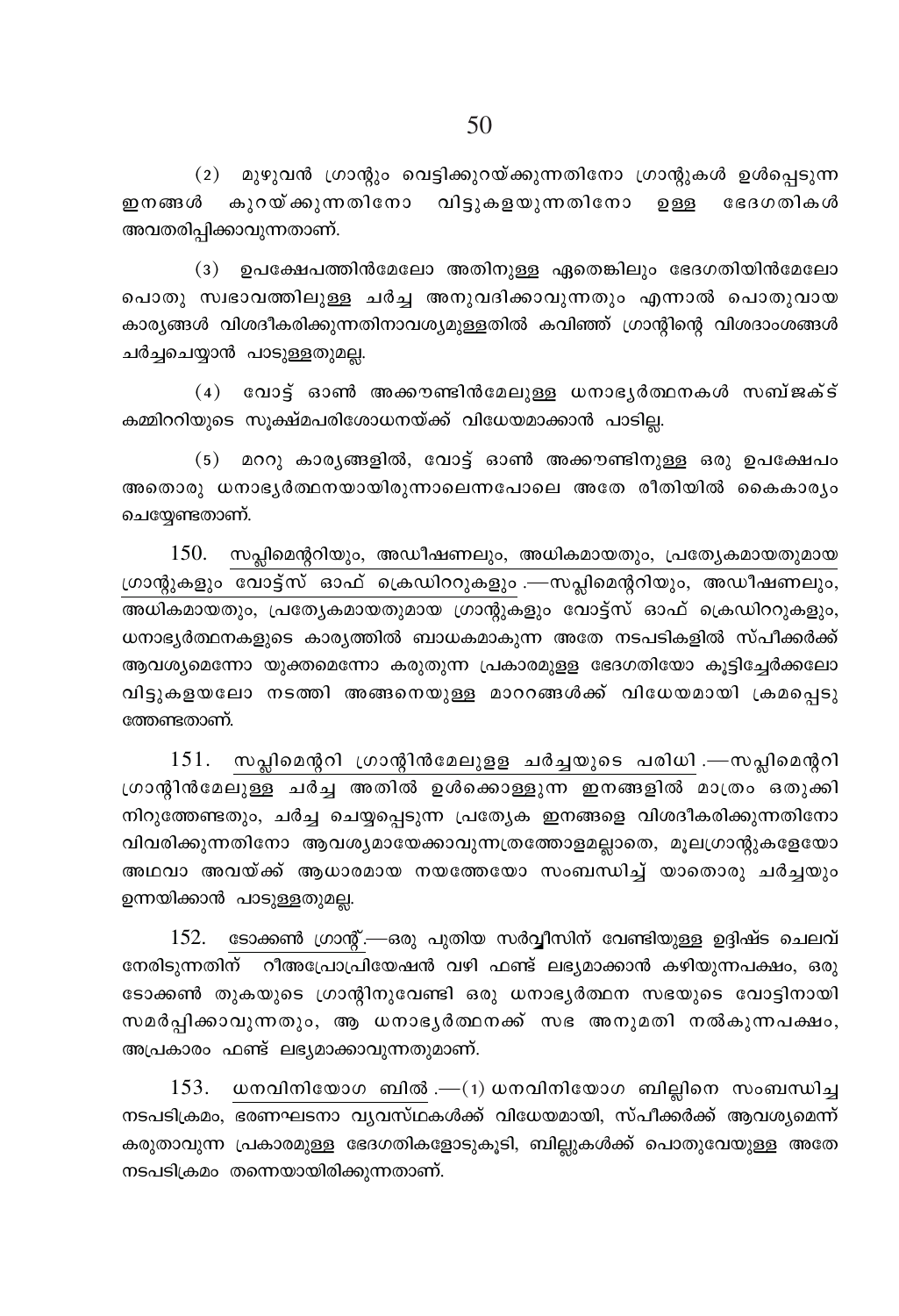(2) മുഴുവൻ ഗ്രാന്റും വെട്ടിക്കുറയ്ക്കുന്നതിനോ ഗ്രാന്റുകൾ ഉൾപ്പെടുന്ന ഇനങ്ങൾ കുറയ്ക്കുന്നതിനോ വിട്ടുകളയുന്നതിനോ ഉള്ള ഭേദഗതികൾ അവതരിപ്പിക്കാവുന്നതാണ്.

(3) ഉപക്ഷേപത്തിൻമേലോ അതിനുള്ള ഏതെങ്കിലും ഭേദഗതിയിൻമേലോ പൊതു സ്വഭാവത്തിലുള്ള ചർച്ച അനുവദിക്കാവുന്നതും എന്നാൽ പൊതുവായ കാര്യങ്ങൾ വിശദീകരിക്കുന്നതിനാവശ്യമുള്ളതിൽ കവിഞ്ഞ് ഗ്രാന്റിന്റെ വിശദാംശങ്ങൾ ചർച്ചചെയ്യാൻ പാടുള്ളതുമല്ല.

(4) വോട്ട് ഓൺ അക്കൗണ്ടിൻമേലുള്ള ധനാഭ്യർത്ഥനകൾ സബ്ജക്ട് കമ്മിററിയുടെ സൂക്ഷ്മപരിശോധനയ്ക്ക് വിധേയമാക്കാൻ പാടില്ല.

(5) മററു കാര്യങ്ങളിൽ, വോട്ട് ഓൺ അക്കൗണ്ടിനുള്ള ഒരു ഉപക്ഷേപം അതൊരു ധനാഭ്യർത്ഥനയായിരുന്നാലെന്നപോലെ അതേ രീതിയിൽ കൈകാര്യം ചെയ്യേണ്ടതാണ്.

150. <u>സപ്ലിമെന്ററിയും, അഡീഷണലും, അധികമായതും, പ്രത്യേകമായതുമായ ഗ്രാന്റുകളും വോട്ട്സ് ഓഫ് ക്രെഡിററുകളും</u>.—സപ്ലിമെന്ററിയും, അഡീഷണലും, അധികമായതും, പ്രത്യേകമായതുമായ ഗ്രാന്റുകളും വോട്ട്സ് ഓഫ് ക്രെഡിററുകളും, ധനാഭ്യർത്ഥനകളുടെ കാര്യത്തിൽ ബാധകമാകുന്ന അതേ നടപടികളിൽ സ്പീക്കർക്ക് ആവശ്യമെന്നോ യുക്തമെന്നോ കരുതുന്ന പ്രകാരമുള്ള ഭേദഗതിയോ കൂട്ടിച്ചേർക്കലോ വിട്ടുകളയലോ നടത്തി അങ്ങനെയുള്ള മാററങ്ങൾക്ക് വിധേയമായി ക്രമപ്പെടുത്തേണ്ടതാണ്.

151. <u>സപ്ലിമെന്ററി ഗ്രാന്റിൻമേലുളള ചർച്ചയുടെ പരിധി</u>.—സപ്ലിമെന്ററി ഗ്രാന്റിൻമേലുള്ള ചർച്ച അതിൽ ഉൾക്കൊള്ളുന്ന ഇനങ്ങളിൽ മാത്രം ഒതുക്കി നിറുത്തേണ്ടതും, ചർച്ച ചെയ്യപ്പെടുന്ന പ്രത്യേക ഇനങ്ങളെ വിശദീകരിക്കുന്നതിനോ വിവരിക്കുന്നതിനോ ആവശ്യമായേക്കാവുന്നത്രത്തോളമല്ലാതെ, മൂലഗ്രാന്റുകളേയോ അഥവാ അവയ്ക്ക് ആധാരമായ നയത്തേയോ സംബന്ധിച്ച് യാതൊരു ചർച്ചയും ഉന്നയിക്കാൻ പാടുള്ളതുമല്ല.

152. <u>ടോക്കൺ ഗ്രാന്റ്</u>.—ഒരു പുതിയ സർവ്വീസിന് വേണ്ടിയുള്ള ഉദ്ദിഷ്ട ചെലവ് നേരിടുന്നതിന് റീഅപ്രോപ്രിയേഷൻ വഴി ഫണ്ട് ലഭ്യമാക്കാൻ കഴിയുന്നപക്ഷം, ഒരു ടോക്കൺ തുകയുടെ ഗ്രാന്റിനുവേണ്ടി ഒരു ധനാഭ്യർത്ഥന സഭയുടെ വോട്ടിനായി സമർപ്പിക്കാവുന്നതും, ആ ധനാഭ്യർത്ഥനക്ക് സഭ അനുമതി നൽകുന്നപക്ഷം, അപ്രകാരം ഫണ്ട് ലഭ്യമാക്കാവുന്നതുമാണ്.

153. <u>ധനവിനിയോഗ ബിൽ</u>.—(1) ധനവിനിയോഗ ബില്ലിനെ സംബന്ധിച്ച നടപടിക്രമം, ഭരണഘടനാ വ്യവസ്ഥകൾക്ക് വിധേയമായി, സ്പീക്കർക്ക് ആവശ്യമെന്ന് കരുതാവുന്ന പ്രകാരമുള്ള ഭേദഗതികളോടുകൂടി, ബില്ലുകൾക്ക് പൊതുവേയുള്ള അതേ നടപടിക്രമം തന്നെയായിരിക്കുന്നതാണ്.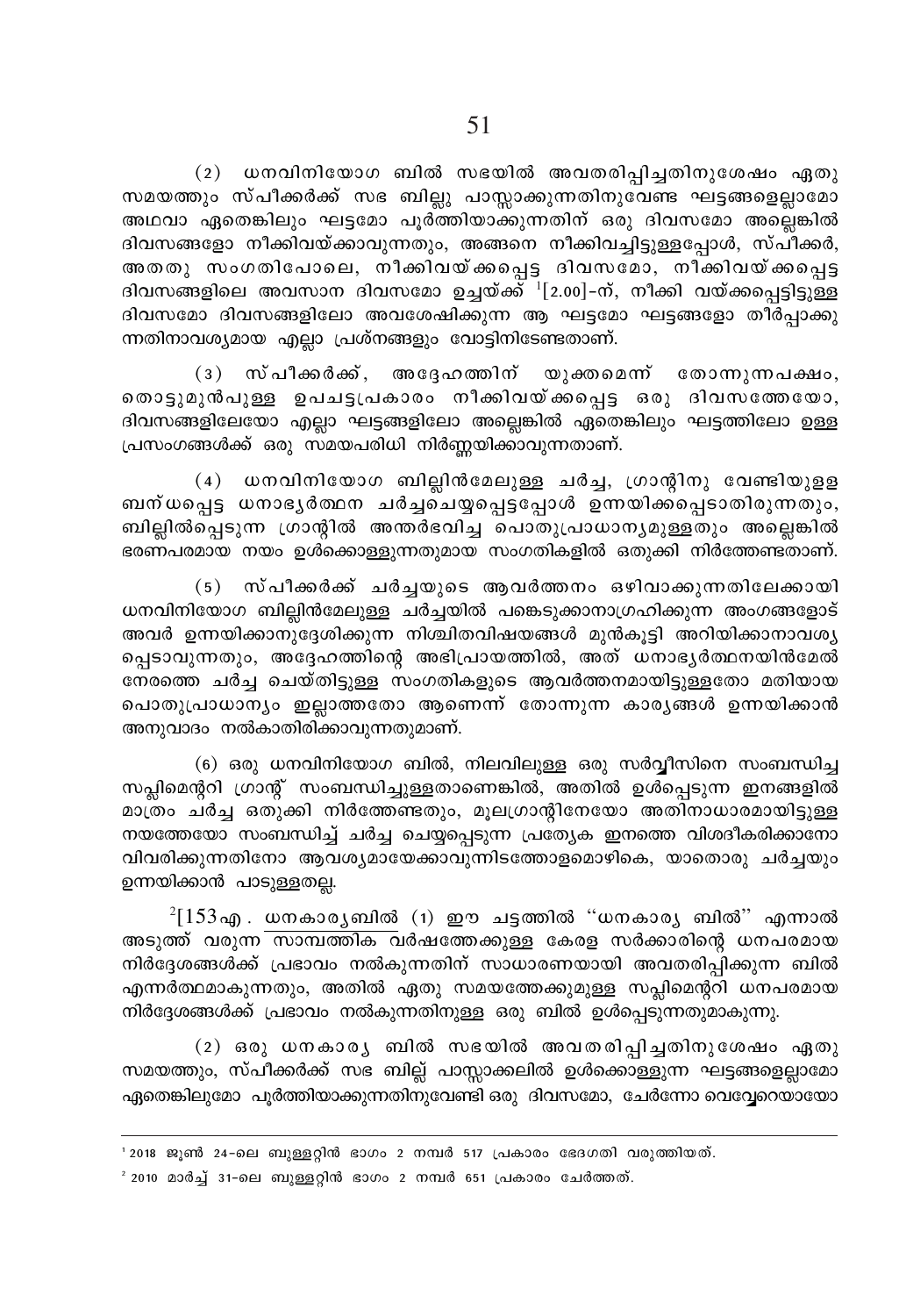(2) ധനവിനിയോഗ ബിൽ സഭയിൽ അവതരിപ്പിച്ചതിനുശേഷം ഏതു സമയത്തും സ്പീക്കർക്ക് സഭ ബില്ലു പാസ്സാക്കുന്നതിനുവേണ്ട ഘട്ടങ്ങളെല്ലാമോ അഥവാ ഏതെങ്കിലും ഘട്ടമോ പൂർത്തിയാക്കുന്നതിന് ഒരു ദിവസമോ അല്ലെങ്കിൽ ദിവസങ്ങളോ നീക്കിവയ്ക്കാവുന്നതും, അങ്ങനെ നീക്കിവച്ചിട്ടുള്ളപ്പോൾ, സ്പീക്കർ, അതതു സംഗതിപോലെ, നീക്കിവയ്ക്കപ്പെട്ട ദിവസമോ, നീക്കിവയ്ക്കപ്പെട്ട ദിവസങ്ങളിലെ അവസാന ദിവസമോ ഉച്ചയ്ക്ക് [1][2.00]-ന്, നീക്കി വയ്ക്കപ്പെട്ടിട്ടുള്ള ദിവസമോ ദിവസങ്ങളിലോ അവശേഷിക്കുന്ന ആ ഘട്ടമോ ഘട്ടങ്ങളോ തീർപ്പാക്കുന്നതിനാവശ്യമായ എല്ലാ പ്രശ്നങ്ങളും വോട്ടിനിടേണ്ടതാണ്.

(3) സ്പീക്കർക്ക്, അദ്ദേഹത്തിന് യുക്തമെന്ന് തോന്നുന്നപക്ഷം, തൊട്ടുമുൻപുള്ള ഉപചട്ടപ്രകാരം നീക്കിവയ്ക്കപ്പെട്ട ഒരു ദിവസത്തേയോ, ദിവസങ്ങളിലേയോ എല്ലാ ഘട്ടങ്ങളിലോ അല്ലെങ്കിൽ ഏതെങ്കിലും ഘട്ടത്തിലോ ഉള്ള പ്രസംഗങ്ങൾക്ക് ഒരു സമയപരിധി നിർണ്ണയിക്കാവുന്നതാണ്.

(4) ധനവിനിയോഗ ബില്ലിൻമേലുള്ള ചർച്ച, ഗ്രാന്റിനു വേണ്ടിയുളള ബന്ധപ്പെട്ട ധനാഭ്യർത്ഥന ചർച്ചചെയ്യപ്പെട്ടപ്പോൾ ഉന്നയിക്കപ്പെടാതിരുന്നതും, ബില്ലിൽപ്പെടുന്ന ഗ്രാന്റിൽ അന്തർഭവിച്ച പൊതുപ്രാധാന്യമുള്ളതും അല്ലെങ്കിൽ ഭരണപരമായ നയം ഉൾക്കൊള്ളുന്നതുമായ സംഗതികളിൽ ഒതുക്കി നിർത്തേണ്ടതാണ്.

(5) സ്പീക്കർക്ക് ചർച്ചയുടെ ആവർത്തനം ഒഴിവാക്കുന്നതിലേക്കായി ധനവിനിയോഗ ബില്ലിൻമേലുള്ള ചർച്ചയിൽ പങ്കെടുക്കാനാഗ്രഹിക്കുന്ന അംഗങ്ങളോട് അവർ ഉന്നയിക്കാനുദ്ദേശിക്കുന്ന നിശ്ചിതവിഷയങ്ങൾ മുൻകൂട്ടി അറിയിക്കാനാവശ്യപ്പെടാവുന്നതും, അദ്ദേഹത്തിന്റെ അഭിപ്രായത്തിൽ, അത് ധനാഭ്യർത്ഥനയിൻമേൽ നേരത്തെ ചർച്ച ചെയ്തിട്ടുള്ള സംഗതികളുടെ ആവർത്തനമായിട്ടുള്ളതോ മതിയായ പൊതുപ്രാധാന്യം ഇല്ലാത്തതോ ആണെന്ന് തോന്നുന്ന കാര്യങ്ങൾ ഉന്നയിക്കാൻ അനുവാദം നൽകാതിരിക്കാവുന്നതുമാണ്.

(6) ഒരു ധനവിനിയോഗ ബിൽ, നിലവിലുള്ള ഒരു സർവ്വീസിനെ സംബന്ധിച്ച സപ്ലിമെന്ററി ഗ്രാന്റ് സംബന്ധിച്ചുള്ളതാണെങ്കിൽ, അതിൽ ഉൾപ്പെടുന്ന ഇനങ്ങളിൽ മാത്രം ചർച്ച ഒതുക്കി നിർത്തേണ്ടതും, മൂലഗ്രാന്റിനേയോ അതിനാധാരമായിട്ടുള്ള നയത്തേയോ സംബന്ധിച്ച് ചർച്ച ചെയ്യപ്പെടുന്ന പ്രത്യേക ഇനത്തെ വിശദീകരിക്കാനോ വിവരിക്കുന്നതിനോ ആവശ്യമായേക്കാവുന്നിടത്തോളമൊഴികെ, യാതൊരു ചർച്ചയും ഉന്നയിക്കാൻ പാടുള്ളതല്ല.

[2][153എ. ധനകാര്യബിൽ (1) ഈ ചട്ടത്തിൽ "ധനകാര്യ ബിൽ" എന്നാൽ അടുത്ത് വരുന്ന സാമ്പത്തിക വർഷത്തേക്കുള്ള കേരള സർക്കാരിന്റെ ധനപരമായ നിർദ്ദേശങ്ങൾക്ക് പ്രഭാവം നൽകുന്നതിന് സാധാരണയായി അവതരിപ്പിക്കുന്ന ബിൽ എന്നർത്ഥമാകുന്നതും, അതിൽ ഏതു സമയത്തേക്കുമുള്ള സപ്ലിമെന്ററി ധനപരമായ നിർദ്ദേശങ്ങൾക്ക് പ്രഭാവം നൽകുന്നതിനുള്ള ഒരു ബിൽ ഉൾപ്പെടുന്നതുമാകുന്നു.

(2) ഒരു ധനകാര്യ ബിൽ സഭയിൽ അവതരിപ്പിച്ചതിനുശേഷം ഏതു സമയത്തും, സ്പീക്കർക്ക് സഭ ബില്ല് പാസ്സാക്കലിൽ ഉൾക്കൊള്ളുന്ന ഘട്ടങ്ങളെല്ലാമോ ഏതെങ്കിലുമോ പൂർത്തിയാക്കുന്നതിനുവേണ്ടി ഒരു ദിവസമോ, ചേർന്നോ വെവ്വേറെയായോ

---

[1] 2018 ജൂൺ 24-ലെ ബുള്ളറ്റിൻ ഭാഗം 2 നമ്പർ 517 പ്രകാരം ഭേദഗതി വരുത്തിയത്.

[2] 2010 മാർച്ച് 31-ലെ ബുള്ളറ്റിൻ ഭാഗം 2 നമ്പർ 651 പ്രകാരം ചേർത്തത്.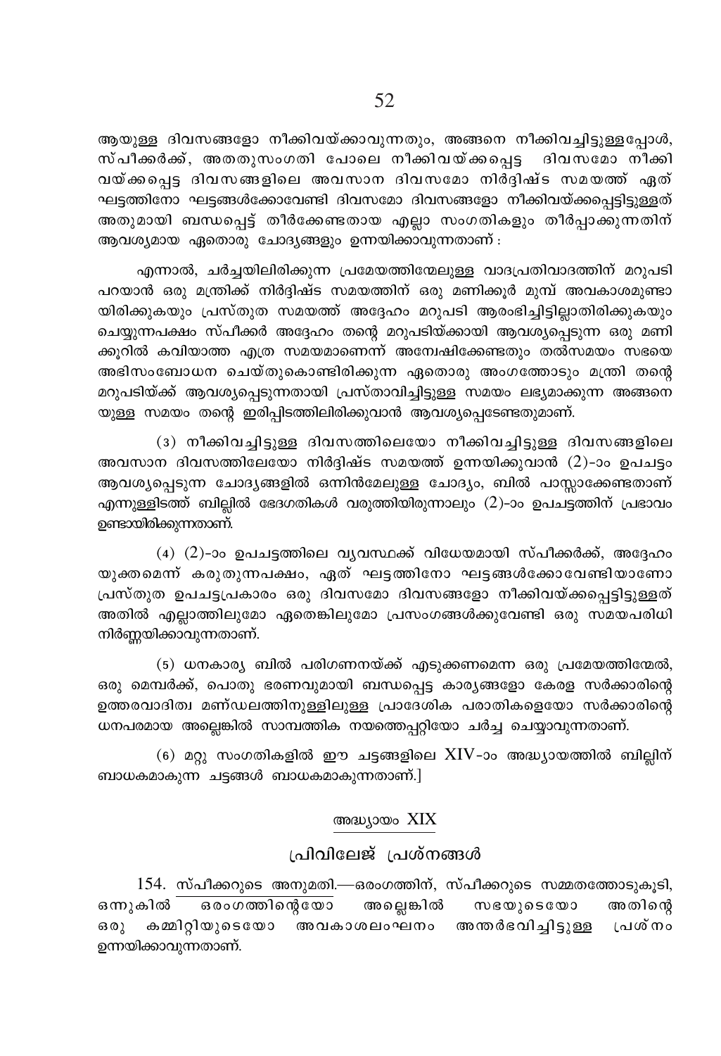ആയുള്ള ദിവസങ്ങളോ നീക്കിവയ്ക്കാവുന്നതും, അങ്ങനെ നീക്കിവച്ചിട്ടുള്ളപ്പോൾ, സ്പീക്കർക്ക്, അതതുസംഗതി പോലെ നീക്കിവയ്ക്കപ്പെട്ട ദിവസമോ നീക്കിവയ്ക്കപ്പെട്ട ദിവസങ്ങളിലെ അവസാന ദിവസമോ നിർദ്ദിഷ്ട സമയത്ത് ഏത് ഘട്ടത്തിനോ ഘട്ടങ്ങൾക്കോവേണ്ടി ദിവസമോ ദിവസങ്ങളോ നീക്കിവയ്ക്കപ്പെട്ടിട്ടുള്ളത് അതുമായി ബന്ധപ്പെട്ട് തീർക്കേണ്ടതായ എല്ലാ സംഗതികളും തീർപ്പാക്കുന്നതിന് ആവശ്യമായ ഏതൊരു ചോദ്യങ്ങളും ഉന്നയിക്കാവുന്നതാണ് :

എന്നാൽ, ചർച്ചയിലിരിക്കുന്ന പ്രമേയത്തിന്മേലുള്ള വാദപ്രതിവാദത്തിന് മറുപടി പറയാൻ ഒരു മന്ത്രിക്ക് നിർദ്ദിഷ്ട സമയത്തിന് ഒരു മണിക്കൂർ മുമ്പ് അവകാശമുണ്ടായിരിക്കുകയും പ്രസ്തുത സമയത്ത് അദ്ദേഹം മറുപടി ആരംഭിച്ചിട്ടില്ലാതിരിക്കുകയും ചെയ്യുന്നപക്ഷം സ്പീക്കർ അദ്ദേഹം തന്റെ മറുപടിയ്ക്കായി ആവശ്യപ്പെടുന്ന ഒരു മണിക്കൂറിൽ കവിയാത്ത എത്ര സമയമാണെന്ന് അന്വേഷിക്കേണ്ടതും തൽസമയം സഭയെ അഭിസംബോധന ചെയ്തുകൊണ്ടിരിക്കുന്ന ഏതൊരു അംഗത്തോടും മന്ത്രി തന്റെ മറുപടിയ്ക്ക് ആവശ്യപ്പെടുന്നതായി പ്രസ്താവിച്ചിട്ടുള്ള സമയം ലഭ്യമാക്കുന്ന അങ്ങനെയുള്ള സമയം തന്റെ ഇരിപ്പിടത്തിലിരിക്കുവാൻ ആവശ്യപ്പെടേണ്ടതുമാണ്.

(3) നീക്കിവച്ചിട്ടുള്ള ദിവസത്തിലെയോ നീക്കിവച്ചിട്ടുള്ള ദിവസങ്ങളിലെ അവസാന ദിവസത്തിലേയോ നിർദ്ദിഷ്ട സമയത്ത് ഉന്നയിക്കുവാൻ (2)-ാം ഉപചട്ടം ആവശ്യപ്പെടുന്ന ചോദ്യങ്ങളിൽ ഒന്നിൻമേലുള്ള ചോദ്യം, ബിൽ പാസ്സാക്കേണ്ടതാണ് എന്നുള്ളിടത്ത് ബില്ലിൽ ഭേദഗതികൾ വരുത്തിയിരുന്നാലും (2)-ാം ഉപചട്ടത്തിന് പ്രഭാവം ഉണ്ടായിരിക്കുന്നതാണ്.

(4) (2)-ാം ഉപചട്ടത്തിലെ വ്യവസ്ഥക്ക് വിധേയമായി സ്പീക്കർക്ക്, അദ്ദേഹം യുക്തമെന്ന് കരുതുന്നപക്ഷം, ഏത് ഘട്ടത്തിനോ ഘട്ടങ്ങൾക്കോവേണ്ടിയാണോ പ്രസ്തുത ഉപചട്ടപ്രകാരം ഒരു ദിവസമോ ദിവസങ്ങളോ നീക്കിവയ്ക്കപ്പെട്ടിട്ടുള്ളത് അതിൽ എല്ലാത്തിലുമോ ഏതെങ്കിലുമോ പ്രസംഗങ്ങൾക്കുവേണ്ടി ഒരു സമയപരിധി നിർണ്ണയിക്കാവുന്നതാണ്.

(5) ധനകാര്യ ബിൽ പരിഗണനയ്ക്ക് എടുക്കണമെന്ന ഒരു പ്രമേയത്തിന്മേൽ, ഒരു മെമ്പർക്ക്, പൊതു ഭരണവുമായി ബന്ധപ്പെട്ട കാര്യങ്ങളോ കേരള സർക്കാരിന്റെ ഉത്തരവാദിത്വ മണ്ഡലത്തിനുള്ളിലുള്ള പ്രാദേശിക പരാതികളെയോ സർക്കാരിന്റെ ധനപരമായ അല്ലെങ്കിൽ സാമ്പത്തിക നയത്തെപ്പറ്റിയോ ചർച്ച ചെയ്യാവുന്നതാണ്.

(6) മറ്റു സംഗതികളിൽ ഈ ചട്ടങ്ങളിലെ XIV-ാം അദ്ധ്യായത്തിൽ ബില്ലിന് ബാധകമാകുന്ന ചട്ടങ്ങൾ ബാധകമാകുന്നതാണ്.]

## അദ്ധ്യായം XIX

## പ്രിവിലേജ് പ്രശ്നങ്ങൾ

154. സ്പീക്കറുടെ അനുമതി.—ഒരംഗത്തിന്, സ്പീക്കറുടെ സമ്മതത്തോടുകൂടി, ഒന്നുകിൽ ഒരംഗത്തിന്റെയോ അല്ലെങ്കിൽ സഭയുടെയോ അതിന്റെ ഒരു കമ്മിറ്റിയുടെയോ അവകാശലംഘനം അന്തർഭവിച്ചിട്ടുള്ള പ്രശ്നം ഉന്നയിക്കാവുന്നതാണ്.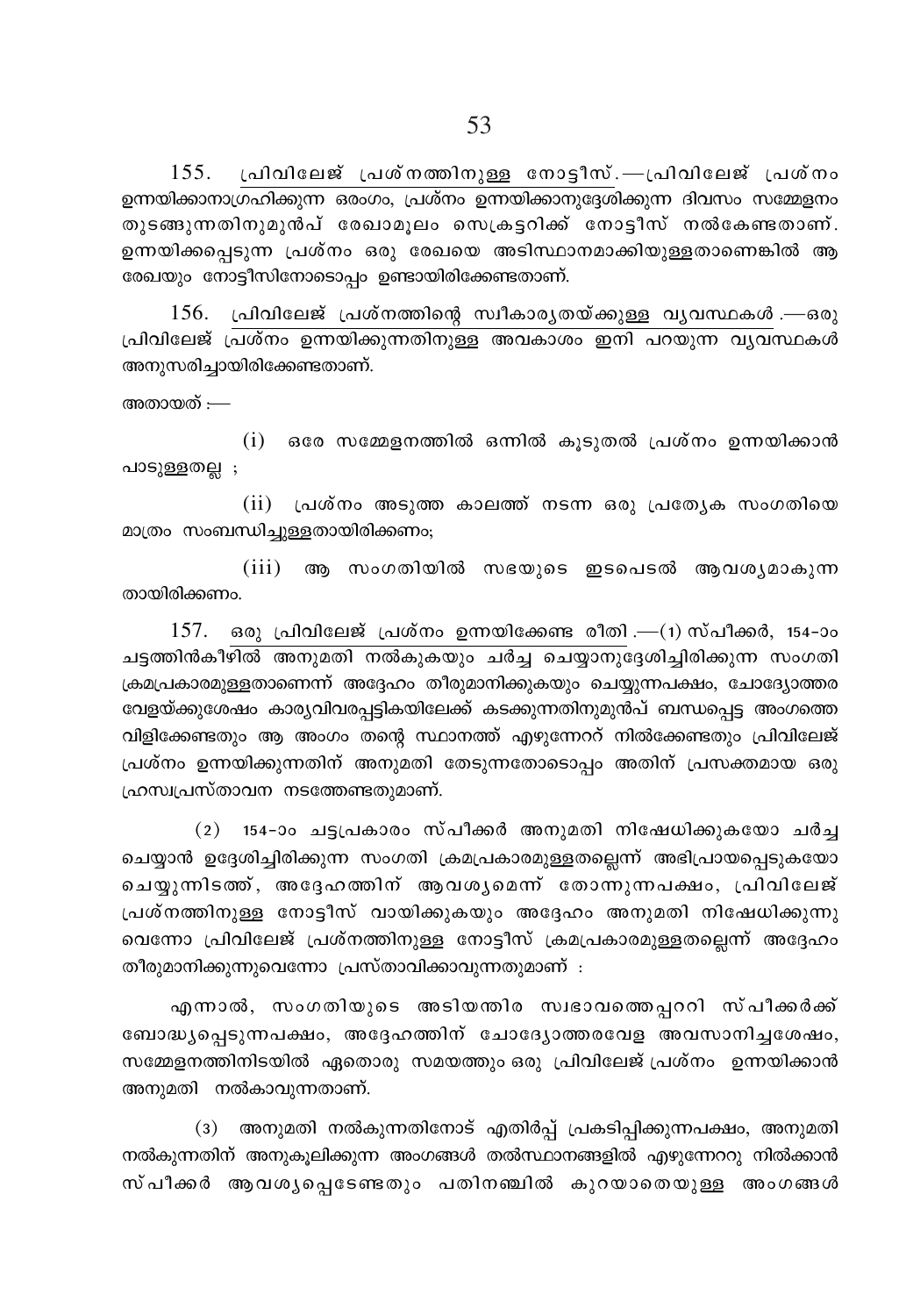155. <u>പ്രിവിലേജ് പ്രശ്നത്തിനുള്ള നോട്ടീസ്</u>.—പ്രിവിലേജ് പ്രശ്നം ഉന്നയിക്കാനാഗ്രഹിക്കുന്ന ഒരംഗം, പ്രശ്നം ഉന്നയിക്കാനുദ്ദേശിക്കുന്ന ദിവസം സമ്മേളനം തുടങ്ങുന്നതിനുമുൻപ് രേഖാമൂലം സെക്രട്ടറിക്ക് നോട്ടീസ് നൽകേണ്ടതാണ്. ഉന്നയിക്കപ്പെടുന്ന പ്രശ്നം ഒരു രേഖയെ അടിസ്ഥാനമാക്കിയുള്ളതാണെങ്കിൽ ആ രേഖയും നോട്ടീസിനോടൊപ്പം ഉണ്ടായിരിക്കേണ്ടതാണ്.

156. <u>പ്രിവിലേജ് പ്രശ്നത്തിന്റെ സ്വീകാര്യതയ്ക്കുള്ള വ്യവസ്ഥകൾ</u> .—ഒരു പ്രിവിലേജ് പ്രശ്നം ഉന്നയിക്കുന്നതിനുള്ള അവകാശം ഇനി പറയുന്ന വ്യവസ്ഥകൾ അനുസരിച്ചായിരിക്കേണ്ടതാണ്.

അതായത് :—

(i) ഒരേ സമ്മേളനത്തിൽ ഒന്നിൽ കൂടുതൽ പ്രശ്നം ഉന്നയിക്കാൻ പാടുള്ളതല്ല ;

(ii) പ്രശ്നം അടുത്ത കാലത്ത് നടന്ന ഒരു പ്രത്യേക സംഗതിയെ മാത്രം സംബന്ധിച്ചുള്ളതായിരിക്കണം;

(iii) ആ സംഗതിയിൽ സഭയുടെ ഇടപെടൽ ആവശ്യമാകുന്നതായിരിക്കണം.

157. <u>ഒരു പ്രിവിലേജ് പ്രശ്നം ഉന്നയിക്കേണ്ട രീതി</u> .—(1) സ്പീക്കർ, 154-ാം ചട്ടത്തിൻകീഴിൽ അനുമതി നൽകുകയും ചർച്ച ചെയ്യാനുദ്ദേശിച്ചിരിക്കുന്ന സംഗതി ക്രമപ്രകാരമുള്ളതാണെന്ന് അദ്ദേഹം തീരുമാനിക്കുകയും ചെയ്യുന്നപക്ഷം, ചോദ്യോത്തര വേളയ്ക്കുശേഷം കാര്യവിവരപ്പട്ടികയിലേക്ക് കടക്കുന്നതിനുമുൻപ് ബന്ധപ്പെട്ട അംഗത്തെ വിളിക്കേണ്ടതും ആ അംഗം തന്റെ സ്ഥാനത്ത് എഴുന്നേററ് നിൽക്കേണ്ടതും പ്രിവിലേജ് പ്രശ്നം ഉന്നയിക്കുന്നതിന് അനുമതി തേടുന്നതോടൊപ്പം അതിന് പ്രസക്തമായ ഒരു ഹ്രസ്വപ്രസ്താവന നടത്തേണ്ടതുമാണ്.

(2) 154-ാം ചട്ടപ്രകാരം സ്പീക്കർ അനുമതി നിഷേധിക്കുകയോ ചർച്ച ചെയ്യാൻ ഉദ്ദേശിച്ചിരിക്കുന്ന സംഗതി ക്രമപ്രകാരമുള്ളതല്ലെന്ന് അഭിപ്രായപ്പെടുകയോ ചെയ്യുന്നിടത്ത്, അദ്ദേഹത്തിന് ആവശ്യമെന്ന് തോന്നുന്നപക്ഷം, പ്രിവിലേജ് പ്രശ്നത്തിനുള്ള നോട്ടീസ് വായിക്കുകയും അദ്ദേഹം അനുമതി നിഷേധിക്കുന്നുവെന്നോ പ്രിവിലേജ് പ്രശ്നത്തിനുള്ള നോട്ടീസ് ക്രമപ്രകാരമുള്ളതല്ലെന്ന് അദ്ദേഹം തീരുമാനിക്കുന്നുവെന്നോ പ്രസ്താവിക്കാവുന്നതുമാണ് :

എന്നാൽ, സംഗതിയുടെ അടിയന്തിര സ്വഭാവത്തെപ്പററി സ്പീക്കർക്ക് ബോദ്ധ്യപ്പെടുന്നപക്ഷം, അദ്ദേഹത്തിന് ചോദ്യോത്തരവേള അവസാനിച്ചശേഷം, സമ്മേളനത്തിനിടയിൽ ഏതൊരു സമയത്തും ഒരു പ്രിവിലേജ് പ്രശ്നം ഉന്നയിക്കാൻ അനുമതി നൽകാവുന്നതാണ്.

(3) അനുമതി നൽകുന്നതിനോട് എതിർപ്പ് പ്രകടിപ്പിക്കുന്നപക്ഷം, അനുമതി നൽകുന്നതിന് അനുകൂലിക്കുന്ന അംഗങ്ങൾ തൽസ്ഥാനങ്ങളിൽ എഴുന്നേററു നിൽക്കാൻ സ്പീക്കർ ആവശ്യപ്പെടേണ്ടതും പതിനഞ്ചിൽ കുറയാതെയുള്ള അംഗങ്ങൾ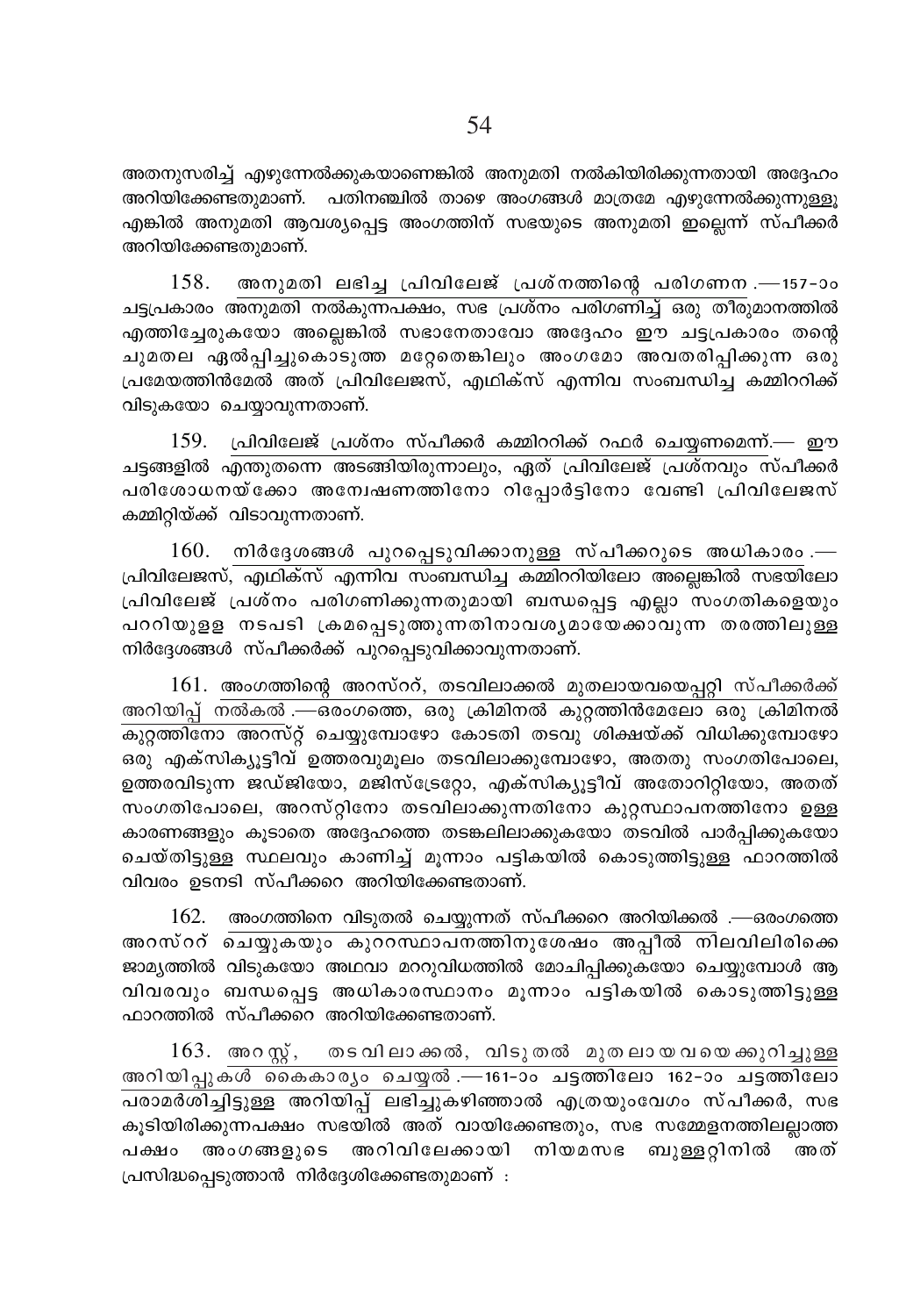അതനുസരിച്ച് എഴുന്നേൽക്കുകയാണെങ്കിൽ അനുമതി നൽകിയിരിക്കുന്നതായി അദ്ദേഹം അറിയിക്കേണ്ടതുമാണ്. പതിനഞ്ചിൽ താഴെ അംഗങ്ങൾ മാത്രമേ എഴുന്നേൽക്കുന്നുള്ളൂ എങ്കിൽ അനുമതി ആവശ്യപ്പെട്ട അംഗത്തിന് സഭയുടെ അനുമതി ഇല്ലെന്ന് സ്പീക്കർ അറിയിക്കേണ്ടതുമാണ്.

158. <u>അനുമതി ലഭിച്ച പ്രിവിലേജ് പ്രശ്നത്തിന്റെ പരിഗണന</u>.—157-ാം ചട്ടപ്രകാരം അനുമതി നൽകുന്നപക്ഷം, സഭ പ്രശ്നം പരിഗണിച്ച് ഒരു തീരുമാനത്തിൽ എത്തിച്ചേരുകയോ അല്ലെങ്കിൽ സഭാനേതാവോ അദ്ദേഹം ഈ ചട്ടപ്രകാരം തന്റെ ചുമതല ഏൽപ്പിച്ചുകൊടുത്ത മറ്റേതെങ്കിലും അംഗമോ അവതരിപ്പിക്കുന്ന ഒരു പ്രമേയത്തിൻമേൽ അത് പ്രിവിലേജസ്, എഥിക്സ് എന്നിവ സംബന്ധിച്ച കമ്മിററിക്ക് വിടുകയോ ചെയ്യാവുന്നതാണ്.

159. <u>പ്രിവിലേജ് പ്രശ്നം സ്പീക്കർ കമ്മിററിക്ക് റഫർ ചെയ്യണമെന്ന്</u>.— ഈ ചട്ടങ്ങളിൽ എന്തുതന്നെ അടങ്ങിയിരുന്നാലും, ഏത് പ്രിവിലേജ് പ്രശ്നവും സ്പീക്കർ പരിശോധനയ്ക്കോ അന്വേഷണത്തിനോ റിപ്പോർട്ടിനോ വേണ്ടി പ്രിവിലേജസ് കമ്മിറ്റിയ്ക്ക് വിടാവുന്നതാണ്.

160. <u>നിർദ്ദേശങ്ങൾ പുറപ്പെടുവിക്കാനുള്ള സ്പീക്കറുടെ അധികാരം</u>.—പ്രിവിലേജസ്, എഥിക്സ് എന്നിവ സംബന്ധിച്ച കമ്മിററിയിലോ അല്ലെങ്കിൽ സഭയിലോ പ്രിവിലേജ് പ്രശ്നം പരിഗണിക്കുന്നതുമായി ബന്ധപ്പെട്ട എല്ലാ സംഗതികളെയും പററിയുളള നടപടി ക്രമപ്പെടുത്തുന്നതിനാവശ്യമായേക്കാവുന്ന തരത്തിലുള്ള നിർദ്ദേശങ്ങൾ സ്പീക്കർക്ക് പുറപ്പെടുവിക്കാവുന്നതാണ്.

161. <u>അംഗത്തിന്റെ അറസ്ററ്, തടവിലാക്കൽ മുതലായവയെപ്പറ്റി സ്പീക്കർക്ക് അറിയിപ്പ് നൽകൽ</u>.—ഒരംഗത്തെ, ഒരു ക്രിമിനൽ കുറ്റത്തിൻമേലോ ഒരു ക്രിമിനൽ കുറ്റത്തിനോ അറസ്റ്റ് ചെയ്യുമ്പോഴോ കോടതി തടവു ശിക്ഷയ്ക്ക് വിധിക്കുമ്പോഴോ ഒരു എക്സിക്യൂട്ടീവ് ഉത്തരവുമൂലം തടവിലാക്കുമ്പോഴോ, അതതു സംഗതിപോലെ, ഉത്തരവിടുന്ന ജഡ്ജിയോ, മജിസ്ട്രേറ്റോ, എക്സിക്യൂട്ടീവ് അതോറിറ്റിയോ, അതത് സംഗതിപോലെ, അറസ്റ്റിനോ തടവിലാക്കുന്നതിനോ കുറ്റസ്ഥാപനത്തിനോ ഉള്ള കാരണങ്ങളും കൂടാതെ അദ്ദേഹത്തെ തടങ്കലിലാക്കുകയോ തടവിൽ പാർപ്പിക്കുകയോ ചെയ്തിട്ടുള്ള സ്ഥലവും കാണിച്ച് മൂന്നാം പട്ടികയിൽ കൊടുത്തിട്ടുള്ള ഫാറത്തിൽ വിവരം ഉടനടി സ്പീക്കറെ അറിയിക്കേണ്ടതാണ്.

162. <u>അംഗത്തിനെ വിടുതൽ ചെയ്യുന്നത് സ്പീക്കറെ അറിയിക്കൽ</u>.—ഒരംഗത്തെ അറസ്ററ് ചെയ്യുകയും കുററസ്ഥാപനത്തിനുശേഷം അപ്പീൽ നിലവിലിരിക്കെ ജാമ്യത്തിൽ വിടുകയോ അഥവാ മററുവിധത്തിൽ മോചിപ്പിക്കുകയോ ചെയ്യുമ്പോൾ ആ വിവരവും ബന്ധപ്പെട്ട അധികാരസ്ഥാനം മൂന്നാം പട്ടികയിൽ കൊടുത്തിട്ടുള്ള ഫാറത്തിൽ സ്പീക്കറെ അറിയിക്കേണ്ടതാണ്.

163. <u>അറസ്റ്റ്, തടവിലാക്കൽ, വിടുതൽ മുതലായവയെക്കുറിച്ചുള്ള അറിയിപ്പുകൾ കൈകാര്യം ചെയ്യൽ</u>.—161-ാം ചട്ടത്തിലോ 162-ാം ചട്ടത്തിലോ പരാമർശിച്ചിട്ടുള്ള അറിയിപ്പ് ലഭിച്ചുകഴിഞ്ഞാൽ എത്രയുംവേഗം സ്പീക്കർ, സഭ കൂടിയിരിക്കുന്നപക്ഷം സഭയിൽ അത് വായിക്കേണ്ടതും, സഭ സമ്മേളനത്തിലല്ലാത്ത പക്ഷം അംഗങ്ങളുടെ അറിവിലേക്കായി നിയമസഭ ബുള്ളറ്റിനിൽ അത് പ്രസിദ്ധപ്പെടുത്താൻ നിർദ്ദേശിക്കേണ്ടതുമാണ് :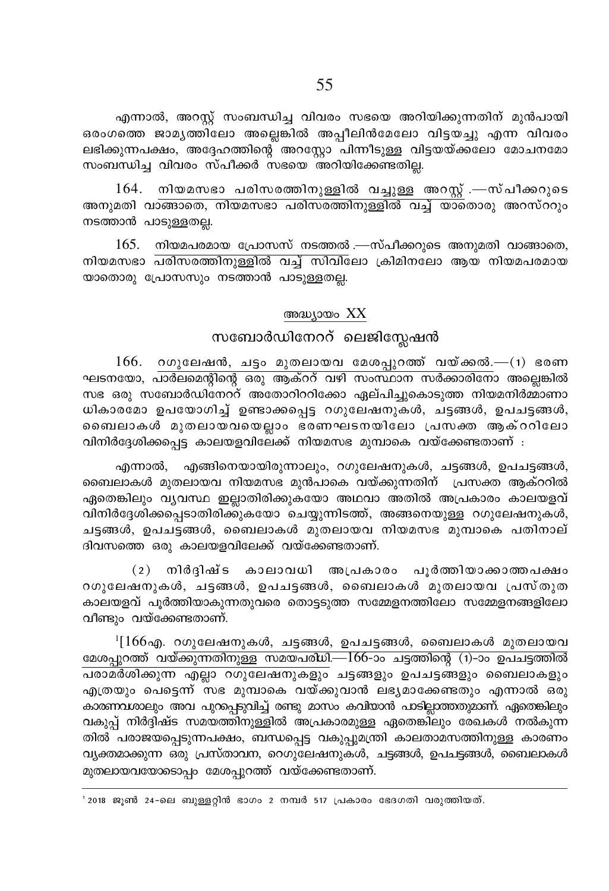എന്നാൽ, അറസ്റ്റ് സംബന്ധിച്ച വിവരം സഭയെ അറിയിക്കുന്നതിന് മുൻപായി ഒരംഗത്തെ ജാമ്യത്തിലോ അല്ലെങ്കിൽ അപ്പീലിൻമേലോ വിട്ടയച്ചു എന്ന വിവരം ലഭിക്കുന്നപക്ഷം, അദ്ദേഹത്തിന്റെ അറസ്റ്റോ പിന്നീടുള്ള വിട്ടയയ്ക്കലോ മോചനമോ സംബന്ധിച്ച വിവരം സ്പീക്കർ സഭയെ അറിയിക്കേണ്ടതില്ല.

164. നിയമസഭാ പരിസരത്തിനുള്ളിൽ വച്ചുള്ള അറസ്റ്റ് .—സ്പീക്കറുടെ അനുമതി വാങ്ങാതെ, നിയമസഭാ പരിസരത്തിനുള്ളിൽ വച്ച് യാതൊരു അറസ്ററും നടത്താൻ പാടുള്ളതല്ല.

165. നിയമപരമായ പ്രോസസ് നടത്തൽ .—സ്പീക്കറുടെ അനുമതി വാങ്ങാതെ, നിയമസഭാ പരിസരത്തിനുള്ളിൽ വച്ച് സിവിലോ ക്രിമിനലോ ആയ നിയമപരമായ യാതൊരു പ്രോസസും നടത്താൻ പാടുള്ളതല്ല.

## അദ്ധ്യായം XX

## സബോർഡിനേററ് ലെജിസ്ലേഷൻ

166. റഗുലേഷൻ, ചട്ടം മുതലായവ മേശപ്പുറത്ത് വയ്ക്കൽ.—(1) ഭരണ ഘടനയോ, പാർലമെന്റിന്റെ ഒരു ആക്ററ് വഴി സംസ്ഥാന സർക്കാരിനോ അല്ലെങ്കിൽ സഭ ഒരു സബോർഡിനേററ് അതോറിററിക്കോ ഏല്പിച്ചുകൊടുത്ത നിയമനിർമ്മാണാധികാരമോ ഉപയോഗിച്ച് ഉണ്ടാക്കപ്പെട്ട റഗുലേഷനുകൾ, ചട്ടങ്ങൾ, ഉപചട്ടങ്ങൾ, ബൈലാകൾ മുതലായവയെല്ലാം ഭരണഘടനയിലോ പ്രസക്ത ആക്ററിലോ വിനിർദ്ദേശിക്കപ്പെട്ട കാലയളവിലേക്ക് നിയമസഭ മുമ്പാകെ വയ്ക്കേണ്ടതാണ് :

എന്നാൽ, എങ്ങിനെയായിരുന്നാലും, റഗുലേഷനുകൾ, ചട്ടങ്ങൾ, ഉപചട്ടങ്ങൾ, ബൈലാകൾ മുതലായവ നിയമസഭ മുൻപാകെ വയ്ക്കുന്നതിന് പ്രസക്ത ആക്ററിൽ ഏതെങ്കിലും വ്യവസ്ഥ ഇല്ലാതിരിക്കുകയോ അഥവാ അതിൽ അപ്രകാരം കാലയളവ് വിനിർദ്ദേശിക്കപ്പെടാതിരിക്കുകയോ ചെയ്യുന്നിടത്ത്, അങ്ങനെയുള്ള റഗുലേഷനുകൾ, ചട്ടങ്ങൾ, ഉപചട്ടങ്ങൾ, ബൈലാകൾ മുതലായവ നിയമസഭ മുമ്പാകെ പതിനാല് ദിവസത്തെ ഒരു കാലയളവിലേക്ക് വയ്ക്കേണ്ടതാണ്.

(2) നിർദ്ദിഷ്ട കാലാവധി അപ്രകാരം പൂർത്തിയാക്കാത്തപക്ഷം റഗുലേഷനുകൾ, ചട്ടങ്ങൾ, ഉപചട്ടങ്ങൾ, ബൈലാകൾ മുതലായവ പ്രസ്തുത കാലയളവ് പൂർത്തിയാകുന്നതുവരെ തൊട്ടടുത്ത സമ്മേളനത്തിലോ സമ്മേളനങ്ങളിലോ വീണ്ടും വയ്ക്കേണ്ടതാണ്.

[1][166എ. റഗുലേഷനുകൾ, ചട്ടങ്ങൾ, ഉപചട്ടങ്ങൾ, ബൈലാകൾ മുതലായവ മേശപ്പുറത്ത് വയ്ക്കുന്നതിനുള്ള സമയപരിധി.—166-ാം ചട്ടത്തിന്റെ (1)-ാം ഉപചട്ടത്തിൽ പരാമർശിക്കുന്ന എല്ലാ റഗുലേഷനുകളും ചട്ടങ്ങളും ഉപചട്ടങ്ങളും ബൈലാകളും എത്രയും പെട്ടെന്ന് സഭ മുമ്പാകെ വയ്ക്കുവാൻ ലഭ്യമാക്കേണ്ടതും എന്നാൽ ഒരു കാരണവശാലും അവ പുറപ്പെടുവിച്ച് രണ്ടു മാസം കവിയാൻ പാടില്ലാത്തതുമാണ്. ഏതെങ്കിലും വകുപ്പ് നിർദ്ദിഷ്ട സമയത്തിനുള്ളിൽ അപ്രകാരമുള്ള ഏതെങ്കിലും രേഖകൾ നൽകുന്നതിൽ പരാജയപ്പെടുന്നപക്ഷം, ബന്ധപ്പെട്ട വകുപ്പുമന്ത്രി കാലതാമസത്തിനുള്ള കാരണം വ്യക്തമാക്കുന്ന ഒരു പ്രസ്താവന, റെഗുലേഷനുകൾ, ചട്ടങ്ങൾ, ഉപചട്ടങ്ങൾ, ബൈലാകൾ മുതലായവയോടൊപ്പം മേശപ്പുറത്ത് വയ്ക്കേണ്ടതാണ്.

---

[1] 2018 ജൂൺ 24-ലെ ബുള്ളറ്റിൻ ഭാഗം 2 നമ്പർ 517 പ്രകാരം ഭേദഗതി വരുത്തിയത്.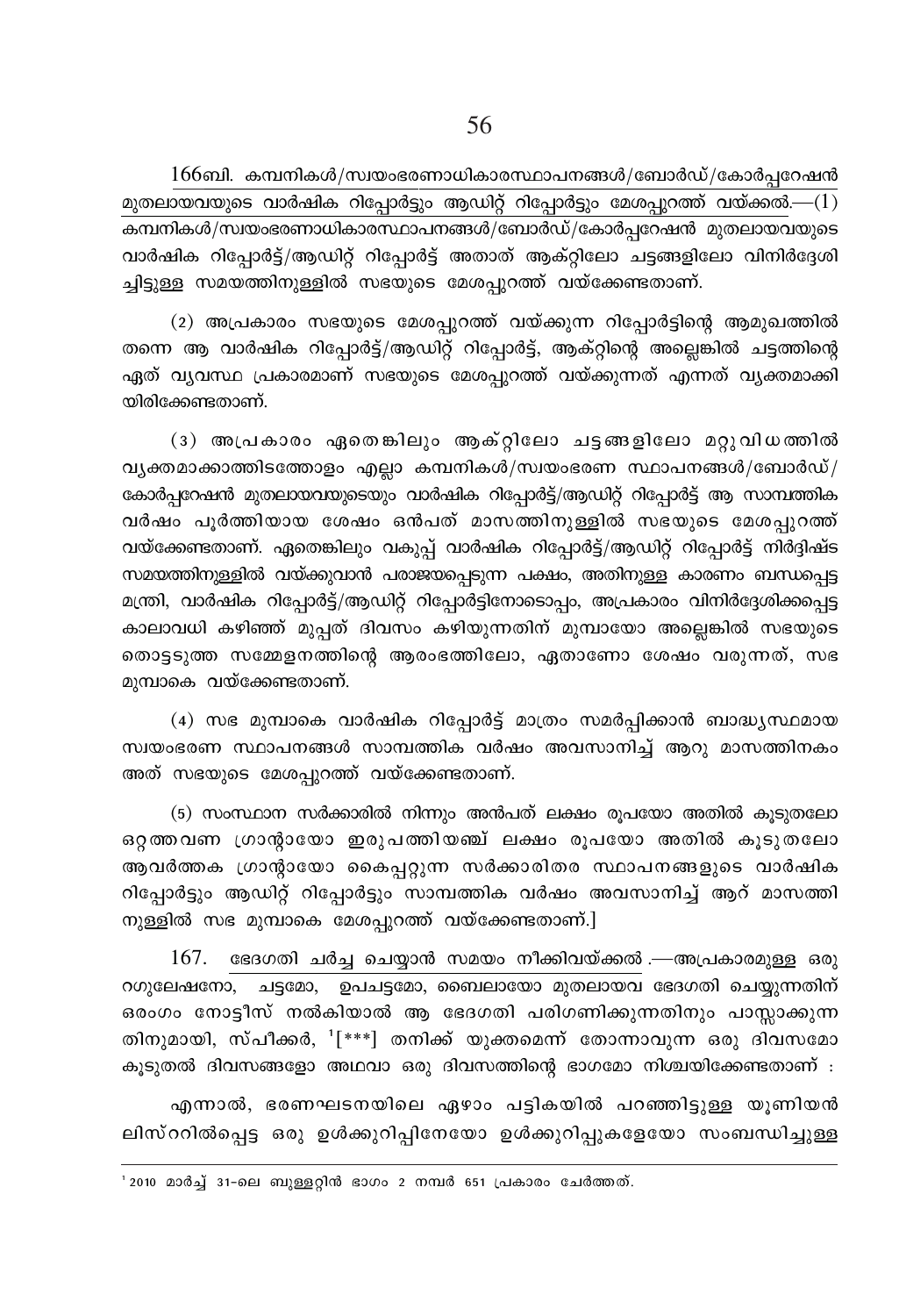166ബി. കമ്പനികൾ/സ്വയംഭരണാധികാരസ്ഥാപനങ്ങൾ/ബോർഡ്/കോർപ്പറേഷൻ മുതലായവയുടെ വാർഷിക റിപ്പോർട്ടും ആഡിറ്റ് റിപ്പോർട്ടും മേശപ്പുറത്ത് വയ്ക്കൽ.—(1) കമ്പനികൾ/സ്വയംഭരണാധികാരസ്ഥാപനങ്ങൾ/ബോർഡ്/കോർപ്പറേഷൻ മുതലായവയുടെ വാർഷിക റിപ്പോർട്ട്/ആഡിറ്റ് റിപ്പോർട്ട് അതാത് ആക്റ്റിലോ ചട്ടങ്ങളിലോ വിനിർദ്ദേശിച്ചിട്ടുള്ള സമയത്തിനുള്ളിൽ സഭയുടെ മേശപ്പുറത്ത് വയ്ക്കേണ്ടതാണ്.

(2) അപ്രകാരം സഭയുടെ മേശപ്പുറത്ത് വയ്ക്കുന്ന റിപ്പോർട്ടിന്റെ ആമുഖത്തിൽ തന്നെ ആ വാർഷിക റിപ്പോർട്ട്/ആഡിറ്റ് റിപ്പോർട്ട്, ആക്റ്റിന്റെ അല്ലെങ്കിൽ ചട്ടത്തിന്റെ ഏത് വ്യവസ്ഥ പ്രകാരമാണ് സഭയുടെ മേശപ്പുറത്ത് വയ്ക്കുന്നത് എന്നത് വ്യക്തമാക്കിയിരിക്കേണ്ടതാണ്.

(3) അപ്രകാരം ഏതെങ്കിലും ആക്റ്റിലോ ചട്ടങ്ങളിലോ മറ്റുവിധത്തിൽ വ്യക്തമാക്കാത്തിടത്തോളം എല്ലാ കമ്പനികൾ/സ്വയംഭരണ സ്ഥാപനങ്ങൾ/ബോർഡ്/കോർപ്പറേഷൻ മുതലായവയുടെയും വാർഷിക റിപ്പോർട്ട്/ആഡിറ്റ് റിപ്പോർട്ട് ആ സാമ്പത്തിക വർഷം പൂർത്തിയായ ശേഷം ഒൻപത് മാസത്തിനുള്ളിൽ സഭയുടെ മേശപ്പുറത്ത് വയ്ക്കേണ്ടതാണ്. ഏതെങ്കിലും വകുപ്പ് വാർഷിക റിപ്പോർട്ട്/ആഡിറ്റ് റിപ്പോർട്ട് നിർദ്ദിഷ്ട സമയത്തിനുള്ളിൽ വയ്ക്കുവാൻ പരാജയപ്പെടുന്ന പക്ഷം, അതിനുള്ള കാരണം ബന്ധപ്പെട്ട മന്ത്രി, വാർഷിക റിപ്പോർട്ട്/ആഡിറ്റ് റിപ്പോർട്ടിനോടൊപ്പം, അപ്രകാരം വിനിർദ്ദേശിക്കപ്പെട്ട കാലാവധി കഴിഞ്ഞ് മുപ്പത് ദിവസം കഴിയുന്നതിന് മുമ്പായോ അല്ലെങ്കിൽ സഭയുടെ തൊട്ടടുത്ത സമ്മേളനത്തിന്റെ ആരംഭത്തിലോ, ഏതാണോ ശേഷം വരുന്നത്, സഭ മുമ്പാകെ വയ്ക്കേണ്ടതാണ്.

(4) സഭ മുമ്പാകെ വാർഷിക റിപ്പോർട്ട് മാത്രം സമർപ്പിക്കാൻ ബാദ്ധ്യസ്ഥമായ സ്വയംഭരണ സ്ഥാപനങ്ങൾ സാമ്പത്തിക വർഷം അവസാനിച്ച് ആറു മാസത്തിനകം അത് സഭയുടെ മേശപ്പുറത്ത് വയ്ക്കേണ്ടതാണ്.

(5) സംസ്ഥാന സർക്കാരിൽ നിന്നും അൻപത് ലക്ഷം രൂപയോ അതിൽ കൂടുതലോ ഒറ്റത്തവണ ഗ്രാന്റായോ ഇരുപത്തിയഞ്ച് ലക്ഷം രൂപയോ അതിൽ കൂടുതലോ ആവർത്തക ഗ്രാന്റായോ കൈപ്പറ്റുന്ന സർക്കാരിതര സ്ഥാപനങ്ങളുടെ വാർഷിക റിപ്പോർട്ടും ആഡിറ്റ് റിപ്പോർട്ടും സാമ്പത്തിക വർഷം അവസാനിച്ച് ആറ് മാസത്തിനുള്ളിൽ സഭ മുമ്പാകെ മേശപ്പുറത്ത് വയ്ക്കേണ്ടതാണ്.]

167. ഭേദഗതി ചർച്ച ചെയ്യാൻ സമയം നീക്കിവയ്ക്കൽ.—അപ്രകാരമുള്ള ഒരു റഗുലേഷനോ, ചട്ടമോ, ഉപചട്ടമോ, ബൈലായോ മുതലായവ ഭേദഗതി ചെയ്യുന്നതിന് ഒരംഗം നോട്ടീസ് നൽകിയാൽ ആ ഭേദഗതി പരിഗണിക്കുന്നതിനും പാസ്സാക്കുന്നതിനുമായി, സ്പീക്കർ, [1][***] തനിക്ക് യുക്തമെന്ന് തോന്നാവുന്ന ഒരു ദിവസമോ കൂടുതൽ ദിവസങ്ങളോ അഥവാ ഒരു ദിവസത്തിന്റെ ഭാഗമോ നിശ്ചയിക്കേണ്ടതാണ് :

എന്നാൽ, ഭരണഘടനയിലെ ഏഴാം പട്ടികയിൽ പറഞ്ഞിട്ടുള്ള യൂണിയൻ ലിസ്ററിൽപ്പെട്ട ഒരു ഉൾക്കുറിപ്പിനേയോ ഉൾക്കുറിപ്പുകളേയോ സംബന്ധിച്ചുള്ള

[1] 2010 മാർച്ച് 31-ലെ ബുള്ളറ്റിൻ ഭാഗം 2 നമ്പർ 651 പ്രകാരം ചേർത്തത്.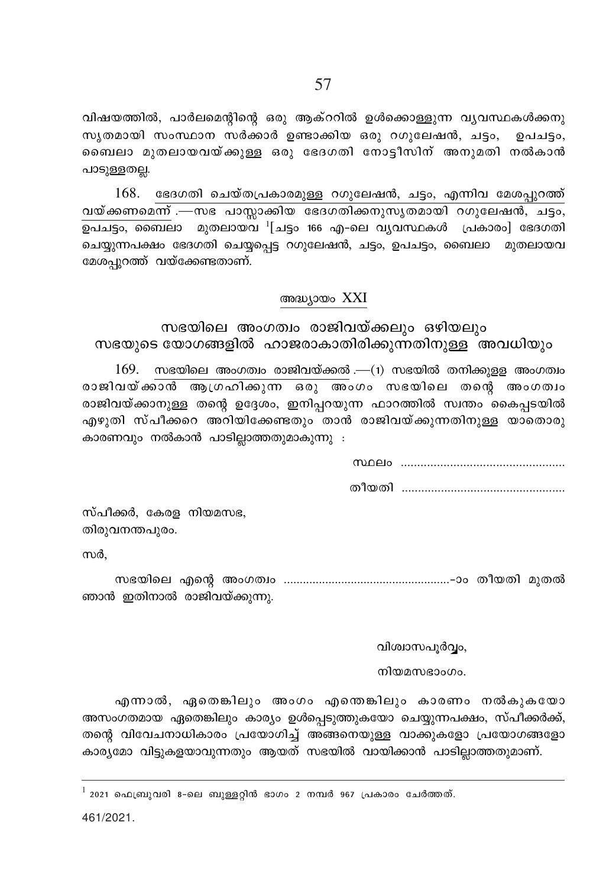വിഷയത്തിൽ, പാർലമെന്റിന്റെ ഒരു ആക്ററിൽ ഉൾക്കൊള്ളുന്ന വ്യവസ്ഥകൾക്കനു സൃതമായി സംസ്ഥാന സർക്കാർ ഉണ്ടാക്കിയ ഒരു റഗുലേഷൻ, ചട്ടം, ഉപചട്ടം, ബൈലാ മുതലായവയ്ക്കുള്ള ഒരു ഭേദഗതി നോട്ടീസിന് അനുമതി നൽകാൻ പാടുള്ളതല്ല.

168. ഭേദഗതി ചെയ്തപ്രകാരമുള്ള റഗുലേഷൻ, ചട്ടം, എന്നിവ മേശപ്പുറത്ത് വയ്ക്കണമെന്ന് .—സഭ പാസ്സാക്കിയ ഭേദഗതിക്കനുസൃതമായി റഗുലേഷൻ, ചട്ടം, ഉപചട്ടം, ബൈലാ മുതലായവ [1][ചട്ടം 166 എ-ലെ വ്യവസ്ഥകൾ പ്രകാരം] ഭേദഗതി ചെയ്യുന്നപക്ഷം ഭേദഗതി ചെയ്യപ്പെട്ട റഗുലേഷൻ, ചട്ടം, ഉപചട്ടം, ബൈലാ മുതലായവ മേശപ്പുറത്ത് വയ്ക്കേണ്ടതാണ്.

## അദ്ധ്യായം XXI

## സഭയിലെ അംഗത്വം രാജിവയ്ക്കലും ഒഴിയലും സഭയുടെ യോഗങ്ങളിൽ ഹാജരാകാതിരിക്കുന്നതിനുള്ള അവധിയും

169. സഭയിലെ അംഗത്വം രാജിവയ്ക്കൽ .—(1) സഭയിൽ തനിക്കുള്ള അംഗത്വം രാജിവയ്ക്കാൻ ആഗ്രഹിക്കുന്ന ഒരു അംഗം സഭയിലെ തന്റെ അംഗത്വം രാജിവയ്ക്കാനുള്ള തന്റെ ഉദ്ദേശം, ഇനിപ്പറയുന്ന ഫാറത്തിൽ സ്വന്തം കൈപ്പടയിൽ എഴുതി സ്പീക്കറെ അറിയിക്കേണ്ടതും താൻ രാജിവയ്ക്കുന്നതിനുള്ള യാതൊരു കാരണവും നൽകാൻ പാടില്ലാത്തതുമാകുന്നു :

സ്ഥലം ..................................................

തീയതി ..................................................

സ്പീക്കർ, കേരള നിയമസഭ,
തിരുവനന്തപുരം.

സർ,

സഭയിലെ എന്റെ അംഗത്വം ..................................................-ാം തീയതി മുതൽ ഞാൻ ഇതിനാൽ രാജിവയ്ക്കുന്നു.

വിശ്വാസപൂർവ്വം,

നിയമസഭാംഗം.

എന്നാൽ, ഏതെങ്കിലും അംഗം എന്തെങ്കിലും കാരണം നൽകുകയോ അസംഗതമായ ഏതെങ്കിലും കാര്യം ഉൾപ്പെടുത്തുകയോ ചെയ്യുന്നപക്ഷം, സ്പീക്കർക്ക്, തന്റെ വിവേചനാധികാരം പ്രയോഗിച്ച് അങ്ങനെയുള്ള വാക്കുകളോ പ്രയോഗങ്ങളോ കാര്യമോ വിട്ടുകളയാവുന്നതും ആയത് സഭയിൽ വായിക്കാൻ പാടില്ലാത്തതുമാണ്.

---

[1] 2021 ഫെബ്രുവരി 8-ലെ ബുള്ളറ്റിൻ ഭാഗം 2 നമ്പർ 967 പ്രകാരം ചേർത്തത്.

461/2021.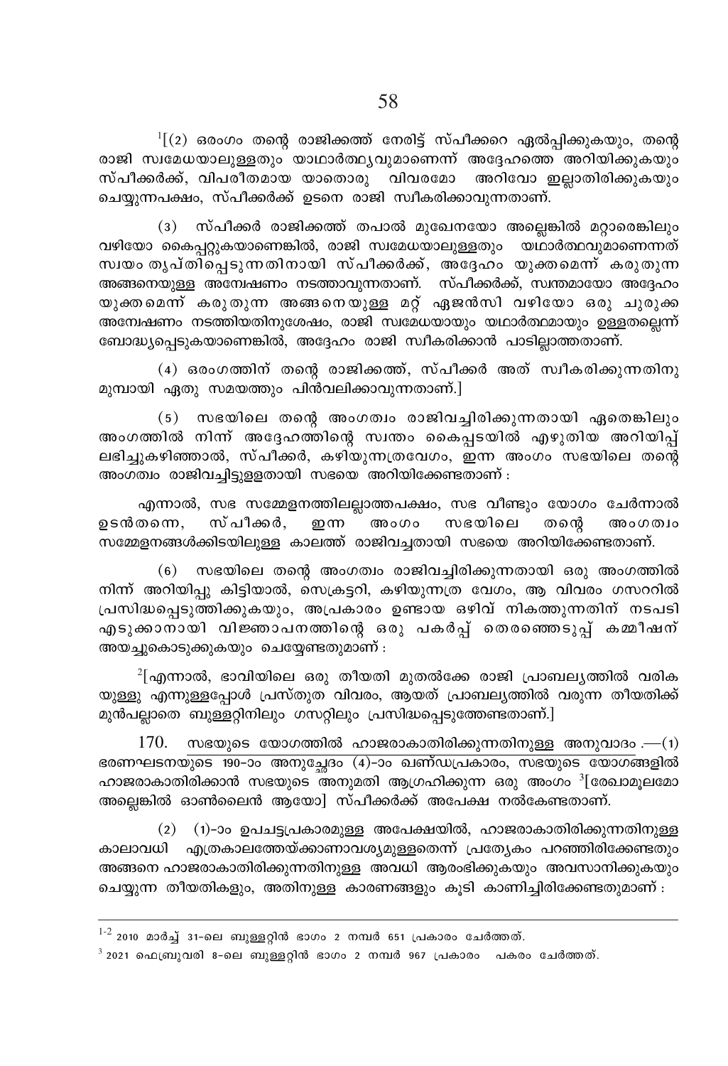[1][(2) ഒരംഗം തന്റെ രാജിക്കത്ത് നേരിട്ട് സ്പീക്കറെ ഏൽപ്പിക്കുകയും, തന്റെ രാജി സ്വമേധയാലുള്ളതും യാഥാർത്ഥ്യവുമാണെന്ന് അദ്ദേഹത്തെ അറിയിക്കുകയും സ്പീക്കർക്ക്, വിപരീതമായ യാതൊരു വിവരമോ അറിവോ ഇല്ലാതിരിക്കുകയും ചെയ്യുന്നപക്ഷം, സ്പീക്കർക്ക് ഉടനെ രാജി സ്വീകരിക്കാവുന്നതാണ്.

(3) സ്പീക്കർ രാജിക്കത്ത് തപാൽ മുഖേനയോ അല്ലെങ്കിൽ മറ്റാരെങ്കിലും വഴിയോ കൈപ്പറ്റുകയാണെങ്കിൽ, രാജി സ്വമേധയാലുള്ളതും യഥാർത്ഥവുമാണെന്നത് സ്വയം തൃപ്തിപ്പെടുന്നതിനായി സ്പീക്കർക്ക്, അദ്ദേഹം യുക്തമെന്ന് കരുതുന്ന അങ്ങനെയുള്ള അന്വേഷണം നടത്താവുന്നതാണ്. സ്പീക്കർക്ക്, സ്വന്തമായോ അദ്ദേഹം യുക്തമെന്ന് കരുതുന്ന അങ്ങനെയുള്ള മറ്റ് ഏജൻസി വഴിയോ ഒരു ചുരുക്ക അന്വേഷണം നടത്തിയതിനുശേഷം, രാജി സ്വമേധയായും യഥാർത്ഥമായും ഉള്ളതല്ലെന്ന് ബോദ്ധ്യപ്പെടുകയാണെങ്കിൽ, അദ്ദേഹം രാജി സ്വീകരിക്കാൻ പാടില്ലാത്തതാണ്.

(4) ഒരംഗത്തിന് തന്റെ രാജിക്കത്ത്, സ്പീക്കർ അത് സ്വീകരിക്കുന്നതിനു മുമ്പായി ഏതു സമയത്തും പിൻവലിക്കാവുന്നതാണ്.]

(5) സഭയിലെ തന്റെ അംഗത്വം രാജിവച്ചിരിക്കുന്നതായി ഏതെങ്കിലും അംഗത്തിൽ നിന്ന് അദ്ദേഹത്തിന്റെ സ്വന്തം കൈപ്പടയിൽ എഴുതിയ അറിയിപ്പ് ലഭിച്ചുകഴിഞ്ഞാൽ, സ്പീക്കർ, കഴിയുന്നത്രവേഗം, ഇന്ന അംഗം സഭയിലെ തന്റെ അംഗത്വം രാജിവച്ചിട്ടുള്ളതായി സഭയെ അറിയിക്കേണ്ടതാണ് :

എന്നാൽ, സഭ സമ്മേളനത്തിലല്ലാത്തപക്ഷം, സഭ വീണ്ടും യോഗം ചേർന്നാൽ ഉടൻതന്നെ, സ്പീക്കർ, ഇന്ന അംഗം സഭയിലെ തന്റെ അംഗത്വം സമ്മേളനങ്ങൾക്കിടയിലുള്ള കാലത്ത് രാജിവച്ചതായി സഭയെ അറിയിക്കേണ്ടതാണ്.

(6) സഭയിലെ തന്റെ അംഗത്വം രാജിവച്ചിരിക്കുന്നതായി ഒരു അംഗത്തിൽ നിന്ന് അറിയിപ്പു കിട്ടിയാൽ, സെക്രട്ടറി, കഴിയുന്നത്ര വേഗം, ആ വിവരം ഗസററിൽ പ്രസിദ്ധപ്പെടുത്തിക്കുകയും, അപ്രകാരം ഉണ്ടായ ഒഴിവ് നികത്തുന്നതിന് നടപടി എടുക്കാനായി വിജ്ഞാപനത്തിന്റെ ഒരു പകർപ്പ് തെരഞ്ഞെടുപ്പ് കമ്മീഷന് അയച്ചുകൊടുക്കുകയും ചെയ്യേണ്ടതുമാണ് :

[2][എന്നാൽ, ഭാവിയിലെ ഒരു തീയതി മുതൽക്കേ രാജി പ്രാബല്യത്തിൽ വരികയുള്ളു എന്നുള്ളപ്പോൾ പ്രസ്തുത വിവരം, ആയത് പ്രാബല്യത്തിൽ വരുന്ന തീയതിക്ക് മുൻപല്ലാതെ ബുള്ളറ്റിനിലും ഗസറ്റിലും പ്രസിദ്ധപ്പെടുത്തേണ്ടതാണ്.]

170. <u>സഭയുടെ യോഗത്തിൽ ഹാജരാകാതിരിക്കുന്നതിനുള്ള അനുവാദം</u>.—(1) ഭരണഘടനയുടെ 190-ാം അനുച്ഛേദം (4)-ാം ഖണ്ഡപ്രകാരം, സഭയുടെ യോഗങ്ങളിൽ ഹാജരാകാതിരിക്കാൻ സഭയുടെ അനുമതി ആഗ്രഹിക്കുന്ന ഒരു അംഗം [3][രേഖാമൂലമോ അല്ലെങ്കിൽ ഓൺലൈൻ ആയോ] സ്പീക്കർക്ക് അപേക്ഷ നൽകേണ്ടതാണ്.

(2) (1)-ാം ഉപചട്ടപ്രകാരമുള്ള അപേക്ഷയിൽ, ഹാജരാകാതിരിക്കുന്നതിനുള്ള കാലാവധി എത്രകാലത്തേയ്ക്കാണാവശ്യമുള്ളതെന്ന് പ്രത്യേകം പറഞ്ഞിരിക്കേണ്ടതും അങ്ങനെ ഹാജരാകാതിരിക്കുന്നതിനുള്ള അവധി ആരംഭിക്കുകയും അവസാനിക്കുകയും ചെയ്യുന്ന തീയതികളും, അതിനുള്ള കാരണങ്ങളും കൂടി കാണിച്ചിരിക്കേണ്ടതുമാണ് :

---

[1-2] 2010 മാർച്ച് 31-ലെ ബുള്ളറ്റിൻ ഭാഗം 2 നമ്പർ 651 പ്രകാരം ചേർത്തത്.

[3] 2021 ഫെബ്രുവരി 8-ലെ ബുള്ളറ്റിൻ ഭാഗം 2 നമ്പർ 967 പ്രകാരം പകരം ചേർത്തത്.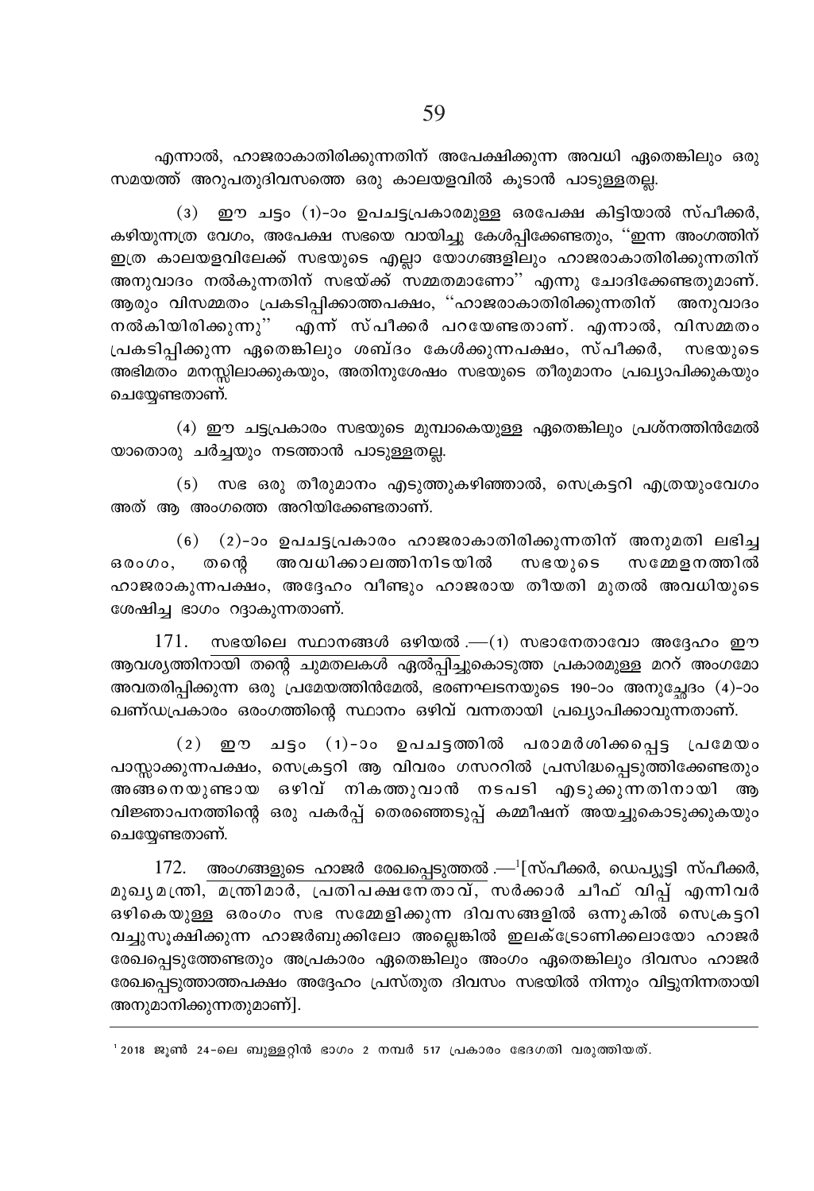എന്നാൽ, ഹാജരാകാതിരിക്കുന്നതിന് അപേക്ഷിക്കുന്ന അവധി ഏതെങ്കിലും ഒരു സമയത്ത് അറുപതുദിവസത്തെ ഒരു കാലയളവിൽ കൂടാൻ പാടുള്ളതല്ല.

(3) ഈ ചട്ടം (1)-ാം ഉപചട്ടപ്രകാരമുള്ള ഒരപേക്ഷ കിട്ടിയാൽ സ്പീക്കർ, കഴിയുന്നത്ര വേഗം, അപേക്ഷ സഭയെ വായിച്ചു കേൾപ്പിക്കേണ്ടതും, "ഇന്ന അംഗത്തിന് ഇത്ര കാലയളവിലേക്ക് സഭയുടെ എല്ലാ യോഗങ്ങളിലും ഹാജരാകാതിരിക്കുന്നതിന് അനുവാദം നൽകുന്നതിന് സഭയ്ക്ക് സമ്മതമാണോ" എന്നു ചോദിക്കേണ്ടതുമാണ്. ആരും വിസമ്മതം പ്രകടിപ്പിക്കാത്തപക്ഷം, "ഹാജരാകാതിരിക്കുന്നതിന് അനുവാദം നൽകിയിരിക്കുന്നു" എന്ന് സ്പീക്കർ പറയേണ്ടതാണ്. എന്നാൽ, വിസമ്മതം പ്രകടിപ്പിക്കുന്ന ഏതെങ്കിലും ശബ്ദം കേൾക്കുന്നപക്ഷം, സ്പീക്കർ, സഭയുടെ അഭിമതം മനസ്സിലാക്കുകയും, അതിനുശേഷം സഭയുടെ തീരുമാനം പ്രഖ്യാപിക്കുകയും ചെയ്യേണ്ടതാണ്.

(4) ഈ ചട്ടപ്രകാരം സഭയുടെ മുമ്പാകെയുള്ള ഏതെങ്കിലും പ്രശ്നത്തിൻമേൽ യാതൊരു ചർച്ചയും നടത്താൻ പാടുള്ളതല്ല.

(5) സഭ ഒരു തീരുമാനം എടുത്തുകഴിഞ്ഞാൽ, സെക്രട്ടറി എത്രയുംവേഗം അത് ആ അംഗത്തെ അറിയിക്കേണ്ടതാണ്.

(6) (2)-ാം ഉപചട്ടപ്രകാരം ഹാജരാകാതിരിക്കുന്നതിന് അനുമതി ലഭിച്ച ഒരംഗം, തന്റെ അവധിക്കാലത്തിനിടയിൽ സഭയുടെ സമ്മേളനത്തിൽ ഹാജരാകുന്നപക്ഷം, അദ്ദേഹം വീണ്ടും ഹാജരായ തീയതി മുതൽ അവധിയുടെ ശേഷിച്ച ഭാഗം റദ്ദാകുന്നതാണ്.

171. സഭയിലെ സ്ഥാനങ്ങൾ ഒഴിയൽ.—(1) സഭാനേതാവോ അദ്ദേഹം ഈ ആവശ്യത്തിനായി തന്റെ ചുമതലകൾ ഏൽപ്പിച്ചുകൊടുത്ത പ്രകാരമുള്ള മററ് അംഗമോ അവതരിപ്പിക്കുന്ന ഒരു പ്രമേയത്തിൻമേൽ, ഭരണഘടനയുടെ 190-ാം അനുച്ഛേദം (4)-ാം ഖണ്ഡപ്രകാരം ഒരംഗത്തിന്റെ സ്ഥാനം ഒഴിവ് വന്നതായി പ്രഖ്യാപിക്കാവുന്നതാണ്.

(2) ഈ ചട്ടം (1)-ാം ഉപചട്ടത്തിൽ പരാമർശിക്കപ്പെട്ട പ്രമേയം പാസ്സാക്കുന്നപക്ഷം, സെക്രട്ടറി ആ വിവരം ഗസററിൽ പ്രസിദ്ധപ്പെടുത്തിക്കേണ്ടതും അങ്ങനെയുണ്ടായ ഒഴിവ് നികത്തുവാൻ നടപടി എടുക്കുന്നതിനായി ആ വിജ്ഞാപനത്തിന്റെ ഒരു പകർപ്പ് തെരഞ്ഞെടുപ്പ് കമ്മീഷന് അയച്ചുകൊടുക്കുകയും ചെയ്യേണ്ടതാണ്.

172. അംഗങ്ങളുടെ ഹാജർ രേഖപ്പെടുത്തൽ.—[1][സ്പീക്കർ, ഡെപ്യൂട്ടി സ്പീക്കർ, മുഖ്യമന്ത്രി, മന്ത്രിമാർ, പ്രതിപക്ഷനേതാവ്, സർക്കാർ ചീഫ് വിപ്പ് എന്നിവർ ഒഴികെയുള്ള ഒരംഗം സഭ സമ്മേളിക്കുന്ന ദിവസങ്ങളിൽ ഒന്നുകിൽ സെക്രട്ടറി വച്ചുസൂക്ഷിക്കുന്ന ഹാജർബുക്കിലോ അല്ലെങ്കിൽ ഇലക്ട്രോണിക്കലായോ ഹാജർ രേഖപ്പെടുത്തേണ്ടതും അപ്രകാരം ഏതെങ്കിലും അംഗം ഏതെങ്കിലും ദിവസം ഹാജർ രേഖപ്പെടുത്താത്തപക്ഷം അദ്ദേഹം പ്രസ്തുത ദിവസം സഭയിൽ നിന്നും വിട്ടുനിന്നതായി അനുമാനിക്കുന്നതുമാണ്].

---

[1] 2018 ജൂൺ 24-ലെ ബുള്ളറ്റിൻ ഭാഗം 2 നമ്പർ 517 പ്രകാരം ഭേദഗതി വരുത്തിയത്.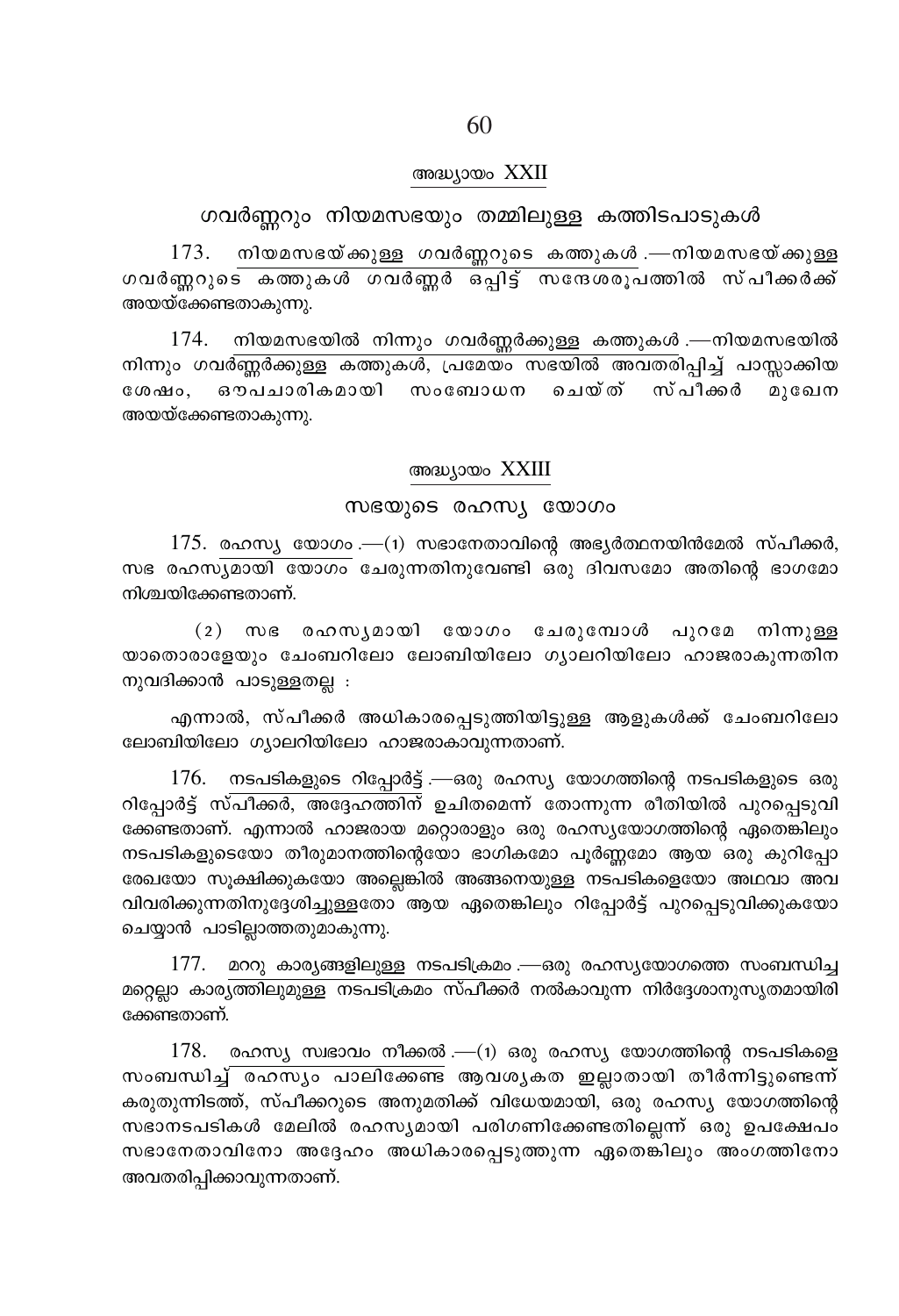## അദ്ധ്യായം XXII

## ഗവർണ്ണറും നിയമസഭയും തമ്മിലുള്ള കത്തിടപാടുകൾ

173. നിയമസഭയ്ക്കുള്ള ഗവർണ്ണറുടെ കത്തുകൾ .—നിയമസഭയ്ക്കുള്ള ഗവർണ്ണറുടെ കത്തുകൾ ഗവർണ്ണർ ഒപ്പിട്ട് സന്ദേശരൂപത്തിൽ സ്പീക്കർക്ക് അയയ്ക്കേണ്ടതാകുന്നു.

174. നിയമസഭയിൽ നിന്നും ഗവർണ്ണർക്കുള്ള കത്തുകൾ .—നിയമസഭയിൽ നിന്നും ഗവർണ്ണർക്കുള്ള കത്തുകൾ, പ്രമേയം സഭയിൽ അവതരിപ്പിച്ച് പാസ്സാക്കിയ ശേഷം, ഔപചാരികമായി സംബോധന ചെയ്ത് സ്പീക്കർ മുഖേന അയയ്ക്കേണ്ടതാകുന്നു.

## അദ്ധ്യായം XXIII

## സഭയുടെ രഹസ്യ യോഗം

175. രഹസ്യ യോഗം .—(1) സഭാനേതാവിന്റെ അഭ്യർത്ഥനയിൻമേൽ സ്പീക്കർ, സഭ രഹസ്യമായി യോഗം ചേരുന്നതിനുവേണ്ടി ഒരു ദിവസമോ അതിന്റെ ഭാഗമോ നിശ്ചയിക്കേണ്ടതാണ്.

(2) സഭ രഹസ്യമായി യോഗം ചേരുമ്പോൾ പുറമേ നിന്നുള്ള യാതൊരാളേയും ചേംബറിലോ ലോബിയിലോ ഗ്യാലറിയിലോ ഹാജരാകുന്നതിന നുവദിക്കാൻ പാടുള്ളതല്ല :

എന്നാൽ, സ്പീക്കർ അധികാരപ്പെടുത്തിയിട്ടുള്ള ആളുകൾക്ക് ചേംബറിലോ ലോബിയിലോ ഗ്യാലറിയിലോ ഹാജരാകാവുന്നതാണ്.

176. നടപടികളുടെ റിപ്പോർട്ട് .—ഒരു രഹസ്യ യോഗത്തിന്റെ നടപടികളുടെ ഒരു റിപ്പോർട്ട് സ്പീക്കർ, അദ്ദേഹത്തിന് ഉചിതമെന്ന് തോന്നുന്ന രീതിയിൽ പുറപ്പെടുവി ക്കേണ്ടതാണ്. എന്നാൽ ഹാജരായ മറ്റൊരാളും ഒരു രഹസ്യയോഗത്തിന്റെ ഏതെങ്കിലും നടപടികളുടെയോ തീരുമാനത്തിന്റെയോ ഭാഗികമോ പൂർണ്ണമോ ആയ ഒരു കുറിപ്പോ രേഖയോ സൂക്ഷിക്കുകയോ അല്ലെങ്കിൽ അങ്ങനെയുള്ള നടപടികളെയോ അഥവാ അവ വിവരിക്കുന്നതിനുദ്ദേശിച്ചുള്ളതോ ആയ ഏതെങ്കിലും റിപ്പോർട്ട് പുറപ്പെടുവിക്കുകയോ ചെയ്യാൻ പാടില്ലാത്തതുമാകുന്നു.

177. മററു കാര്യങ്ങളിലുള്ള നടപടിക്രമം .—ഒരു രഹസ്യയോഗത്തെ സംബന്ധിച്ച മറ്റെല്ലാ കാര്യത്തിലുമുള്ള നടപടിക്രമം സ്പീക്കർ നൽകാവുന്ന നിർദ്ദേശാനുസൃതമായിരി ക്കേണ്ടതാണ്.

178. രഹസ്യ സ്വഭാവം നീക്കൽ .—(1) ഒരു രഹസ്യ യോഗത്തിന്റെ നടപടികളെ സംബന്ധിച്ച് രഹസ്യം പാലിക്കേണ്ട ആവശ്യകത ഇല്ലാതായി തീർന്നിട്ടുണ്ടെന്ന് കരുതുന്നിടത്ത്, സ്പീക്കറുടെ അനുമതിക്ക് വിധേയമായി, ഒരു രഹസ്യ യോഗത്തിന്റെ സഭാനടപടികൾ മേലിൽ രഹസ്യമായി പരിഗണിക്കേണ്ടതില്ലെന്ന് ഒരു ഉപക്ഷേപം സഭാനേതാവിനോ അദ്ദേഹം അധികാരപ്പെടുത്തുന്ന ഏതെങ്കിലും അംഗത്തിനോ അവതരിപ്പിക്കാവുന്നതാണ്.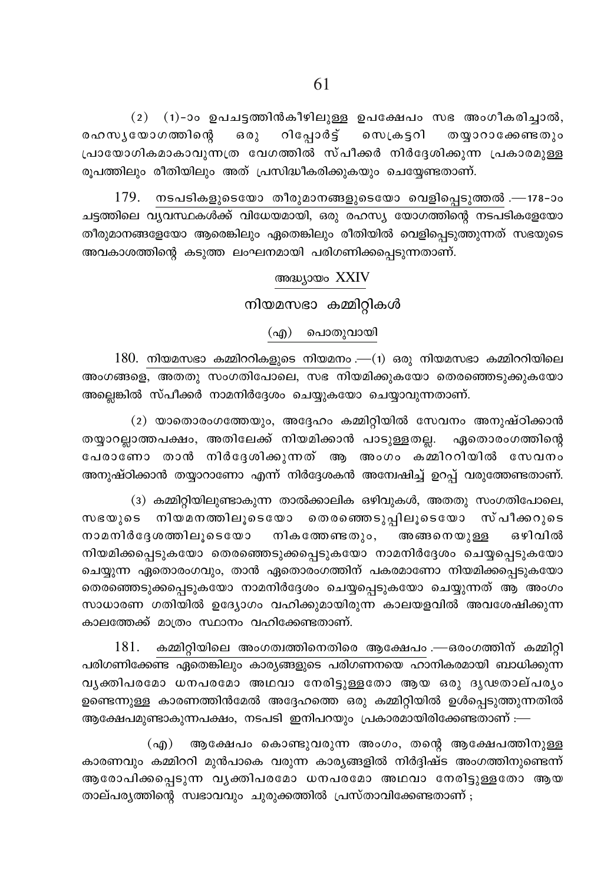(2) (1)-ാം ഉപചട്ടത്തിൻകീഴിലുള്ള ഉപക്ഷേപം സഭ അംഗീകരിച്ചാൽ, രഹസ്യയോഗത്തിന്റെ ഒരു റിപ്പോർട്ട് സെക്രട്ടറി തയ്യാറാക്കേണ്ടതും പ്രായോഗികമാകാവുന്നത്ര വേഗത്തിൽ സ്പീക്കർ നിർദ്ദേശിക്കുന്ന പ്രകാരമുള്ള രൂപത്തിലും രീതിയിലും അത് പ്രസിദ്ധീകരിക്കുകയും ചെയ്യേണ്ടതാണ്.

179. നടപടികളുടെയോ തീരുമാനങ്ങളുടെയോ വെളിപ്പെടുത്തൽ .—178-ാം ചട്ടത്തിലെ വ്യവസ്ഥകൾക്ക് വിധേയമായി, ഒരു രഹസ്യ യോഗത്തിന്റെ നടപടികളേയോ തീരുമാനങ്ങളേയോ ആരെങ്കിലും ഏതെങ്കിലും രീതിയിൽ വെളിപ്പെടുത്തുന്നത് സഭയുടെ അവകാശത്തിന്റെ കടുത്ത ലംഘനമായി പരിഗണിക്കപ്പെടുന്നതാണ്.

## അദ്ധ്യായം XXIV

## നിയമസഭാ കമ്മിറ്റികൾ

### (എ) പൊതുവായി

180. നിയമസഭാ കമ്മിററികളുടെ നിയമനം .—(1) ഒരു നിയമസഭാ കമ്മിററിയിലെ അംഗങ്ങളെ, അതതു സംഗതിപോലെ, സഭ നിയമിക്കുകയോ തെരഞ്ഞെടുക്കുകയോ അല്ലെങ്കിൽ സ്പീക്കർ നാമനിർദ്ദേശം ചെയ്യുകയോ ചെയ്യാവുന്നതാണ്.

(2) യാതൊരംഗത്തേയും, അദ്ദേഹം കമ്മിറ്റിയിൽ സേവനം അനുഷ്ഠിക്കാൻ തയ്യാറല്ലാത്തപക്ഷം, അതിലേക്ക് നിയമിക്കാൻ പാടുള്ളതല്ല. ഏതൊരംഗത്തിന്റെ പേരാണോ താൻ നിർദ്ദേശിക്കുന്നത് ആ അംഗം കമ്മിററിയിൽ സേവനം അനുഷ്ഠിക്കാൻ തയ്യാറാണോ എന്ന് നിർദ്ദേശകൻ അന്വേഷിച്ച് ഉറപ്പ് വരുത്തേണ്ടതാണ്.

(3) കമ്മിറ്റിയിലുണ്ടാകുന്ന താൽക്കാലിക ഒഴിവുകൾ, അതതു സംഗതിപോലെ, സഭയുടെ നിയമനത്തിലൂടെയോ തെരഞ്ഞെടുപ്പിലൂടെയോ സ്പീക്കറുടെ നാമനിർദ്ദേശത്തിലൂടെയോ നികത്തേണ്ടതും, അങ്ങനെയുള്ള ഒഴിവിൽ നിയമിക്കപ്പെടുകയോ തെരഞ്ഞെടുക്കപ്പെടുകയോ നാമനിർദ്ദേശം ചെയ്യപ്പെടുകയോ ചെയ്യുന്ന ഏതൊരംഗവും, താൻ ഏതൊരംഗത്തിന് പകരമാണോ നിയമിക്കപ്പെടുകയോ തെരഞ്ഞെടുക്കപ്പെടുകയോ നാമനിർദ്ദേശം ചെയ്യപ്പെടുകയോ ചെയ്യുന്നത് ആ അംഗം സാധാരണ ഗതിയിൽ ഉദ്യോഗം വഹിക്കുമായിരുന്ന കാലയളവിൽ അവശേഷിക്കുന്ന കാലത്തേക്ക് മാത്രം സ്ഥാനം വഹിക്കേണ്ടതാണ്.

181. കമ്മിറ്റിയിലെ അംഗത്വത്തിനെതിരെ ആക്ഷേപം .—ഒരംഗത്തിന് കമ്മിറ്റി പരിഗണിക്കേണ്ട ഏതെങ്കിലും കാര്യങ്ങളുടെ പരിഗണനയെ ഹാനികരമായി ബാധിക്കുന്ന വ്യക്തിപരമോ ധനപരമോ അഥവാ നേരിട്ടുള്ളതോ ആയ ഒരു ദൃഢതാല്പര്യം ഉണ്ടെന്നുള്ള കാരണത്തിൻമേൽ അദ്ദേഹത്തെ ഒരു കമ്മിറ്റിയിൽ ഉൾപ്പെടുത്തുന്നതിൽ ആക്ഷേപമുണ്ടാകുന്നപക്ഷം, നടപടി ഇനിപറയും പ്രകാരമായിരിക്കേണ്ടതാണ് :—

(എ) ആക്ഷേപം കൊണ്ടുവരുന്ന അംഗം, തന്റെ ആക്ഷേപത്തിനുള്ള കാരണവും കമ്മിററി മുൻപാകെ വരുന്ന കാര്യങ്ങളിൽ നിർദ്ദിഷ്ട അംഗത്തിനുണ്ടെന്ന് ആരോപിക്കപ്പെടുന്ന വ്യക്തിപരമോ ധനപരമോ അഥവാ നേരിട്ടുള്ളതോ ആയ താല്പര്യത്തിന്റെ സ്വഭാവവും ചുരുക്കത്തിൽ പ്രസ്താവിക്കേണ്ടതാണ് ;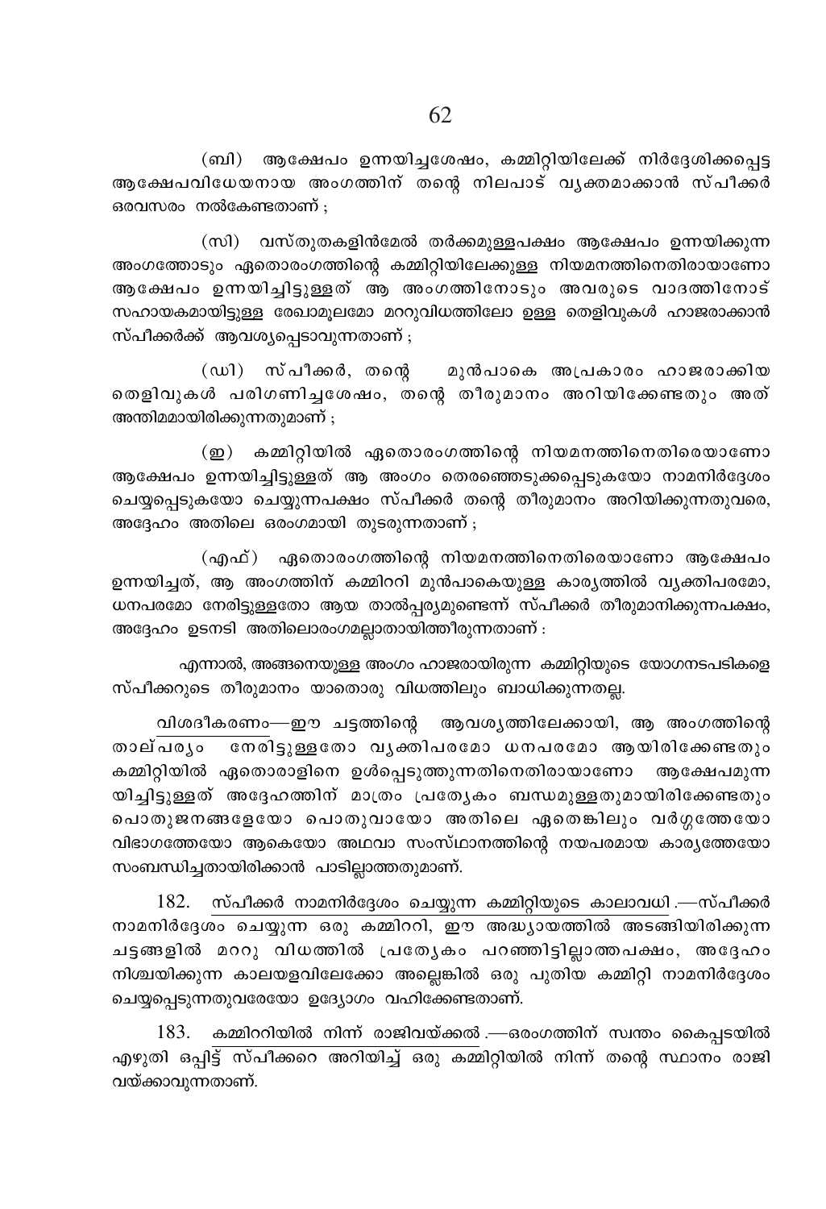(ബി) ആക്ഷേപം ഉന്നയിച്ചശേഷം, കമ്മിറ്റിയിലേക്ക് നിർദ്ദേശിക്കപ്പെട്ട ആക്ഷേപവിധേയനായ അംഗത്തിന് തന്റെ നിലപാട് വ്യക്തമാക്കാൻ സ്പീക്കർ ഒരവസരം നൽകേണ്ടതാണ് ;

(സി) വസ്തുതകളിൻമേൽ തർക്കമുള്ളപക്ഷം ആക്ഷേപം ഉന്നയിക്കുന്ന അംഗത്തോടും ഏതൊരംഗത്തിന്റെ കമ്മിറ്റിയിലേക്കുള്ള നിയമനത്തിനെതിരായാണോ ആക്ഷേപം ഉന്നയിച്ചിട്ടുള്ളത് ആ അംഗത്തിനോടും അവരുടെ വാദത്തിനോട് സഹായകമായിട്ടുള്ള രേഖാമൂലമോ മററുവിധത്തിലോ ഉള്ള തെളിവുകൾ ഹാജരാക്കാൻ സ്പീക്കർക്ക് ആവശ്യപ്പെടാവുന്നതാണ് ;

(ഡി) സ്പീക്കർ, തന്റെ മുൻപാകെ അപ്രകാരം ഹാജരാക്കിയ തെളിവുകൾ പരിഗണിച്ചശേഷം, തന്റെ തീരുമാനം അറിയിക്കേണ്ടതും അത് അന്തിമമായിരിക്കുന്നതുമാണ് ;

(ഇ) കമ്മിറ്റിയിൽ ഏതൊരംഗത്തിന്റെ നിയമനത്തിനെതിരെയാണോ ആക്ഷേപം ഉന്നയിച്ചിട്ടുള്ളത് ആ അംഗം തെരഞ്ഞെടുക്കപ്പെടുകയോ നാമനിർദ്ദേശം ചെയ്യപ്പെടുകയോ ചെയ്യുന്നപക്ഷം സ്പീക്കർ തന്റെ തീരുമാനം അറിയിക്കുന്നതുവരെ, അദ്ദേഹം അതിലെ ഒരംഗമായി തുടരുന്നതാണ് ;

(എഫ്) ഏതൊരംഗത്തിന്റെ നിയമനത്തിനെതിരെയാണോ ആക്ഷേപം ഉന്നയിച്ചത്, ആ അംഗത്തിന് കമ്മിററി മുൻപാകെയുള്ള കാര്യത്തിൽ വ്യക്തിപരമോ, ധനപരമോ നേരിട്ടുള്ളതോ ആയ താൽപ്പര്യമുണ്ടെന്ന് സ്പീക്കർ തീരുമാനിക്കുന്നപക്ഷം, അദ്ദേഹം ഉടനടി അതിലൊരംഗമല്ലാതായിത്തീരുന്നതാണ് :

എന്നാൽ, അങ്ങനെയുള്ള അംഗം ഹാജരായിരുന്ന കമ്മിറ്റിയുടെ യോഗനടപടികളെ സ്പീക്കറുടെ തീരുമാനം യാതൊരു വിധത്തിലും ബാധിക്കുന്നതല്ല.

<u>വിശദീകരണം</u>—ഈ ചട്ടത്തിന്റെ ആവശ്യത്തിലേക്കായി, ആ അംഗത്തിന്റെ താല്പര്യം നേരിട്ടുള്ളതോ വ്യക്തിപരമോ ധനപരമോ ആയിരിക്കേണ്ടതും കമ്മിറ്റിയിൽ ഏതൊരാളിനെ ഉൾപ്പെടുത്തുന്നതിനെതിരായാണോ ആക്ഷേപമുന്നയിച്ചിട്ടുള്ളത് അദ്ദേഹത്തിന് മാത്രം പ്രത്യേകം ബന്ധമുള്ളതുമായിരിക്കേണ്ടതും പൊതുജനങ്ങളേയോ പൊതുവായോ അതിലെ ഏതെങ്കിലും വർഗ്ഗത്തേയോ വിഭാഗത്തേയോ ആകെയോ അഥവാ സംസ്ഥാനത്തിന്റെ നയപരമായ കാര്യത്തേയോ സംബന്ധിച്ചതായിരിക്കാൻ പാടില്ലാത്തതുമാണ്.

182. <u>സ്പീക്കർ നാമനിർദ്ദേശം ചെയ്യുന്ന കമ്മിറ്റിയുടെ കാലാവധി</u>.—സ്പീക്കർ നാമനിർദ്ദേശം ചെയ്യുന്ന ഒരു കമ്മിററി, ഈ അദ്ധ്യായത്തിൽ അടങ്ങിയിരിക്കുന്ന ചട്ടങ്ങളിൽ മററു വിധത്തിൽ പ്രത്യേകം പറഞ്ഞിട്ടില്ലാത്തപക്ഷം, അദ്ദേഹം നിശ്ചയിക്കുന്ന കാലയളവിലേക്കോ അല്ലെങ്കിൽ ഒരു പുതിയ കമ്മിറ്റി നാമനിർദ്ദേശം ചെയ്യപ്പെടുന്നതുവരേയോ ഉദ്യോഗം വഹിക്കേണ്ടതാണ്.

183. <u>കമ്മിററിയിൽ നിന്ന് രാജിവയ്ക്കൽ</u>.—ഒരംഗത്തിന് സ്വന്തം കൈപ്പടയിൽ എഴുതി ഒപ്പിട്ട് സ്പീക്കറെ അറിയിച്ച് ഒരു കമ്മിറ്റിയിൽ നിന്ന് തന്റെ സ്ഥാനം രാജി വയ്ക്കാവുന്നതാണ്.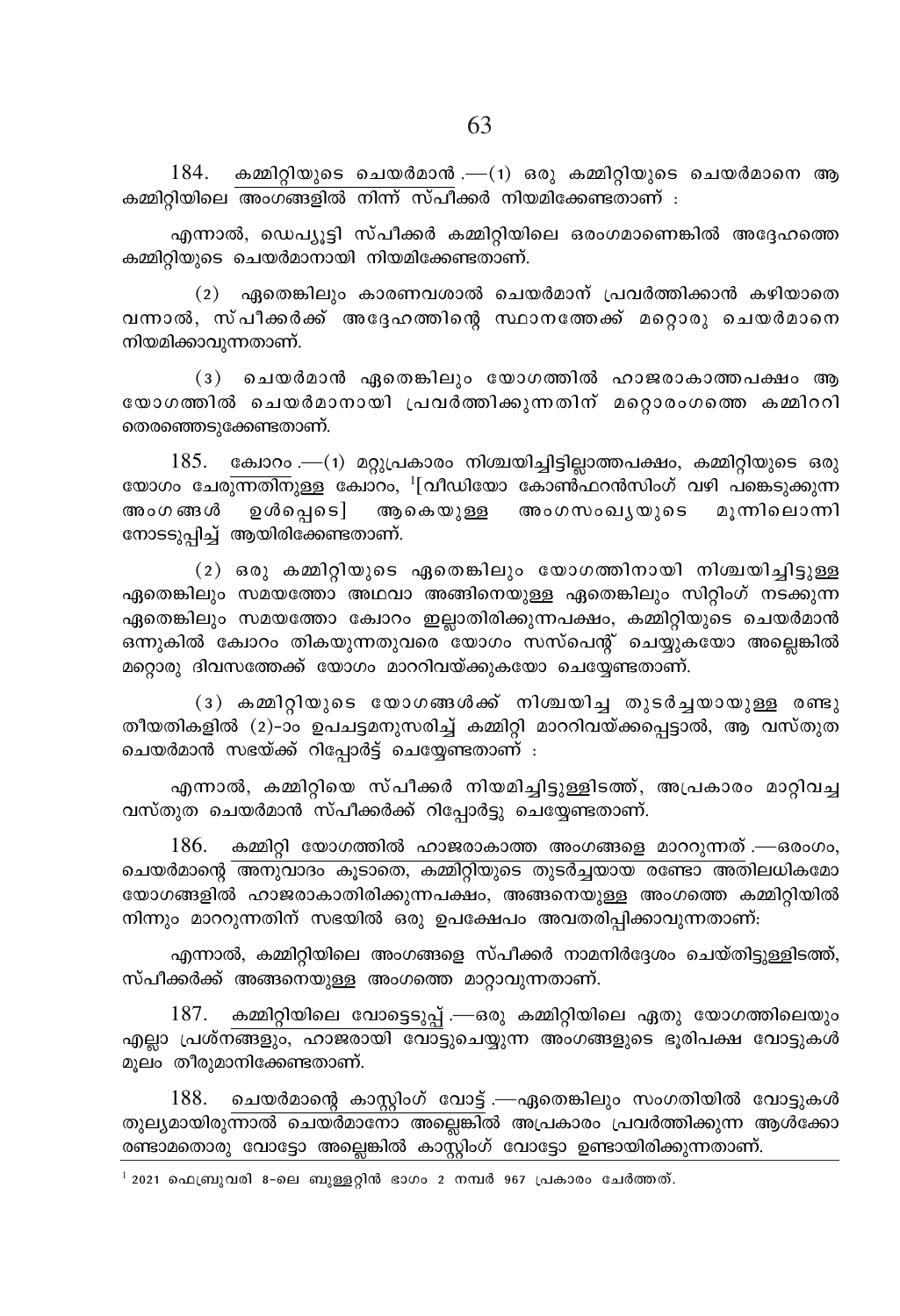184. <u>കമ്മിറ്റിയുടെ ചെയർമാൻ</u>.—(1) ഒരു കമ്മിറ്റിയുടെ ചെയർമാനെ ആ കമ്മിറ്റിയിലെ അംഗങ്ങളിൽ നിന്ന് സ്പീക്കർ നിയമിക്കേണ്ടതാണ് :

എന്നാൽ, ഡെപ്യൂട്ടി സ്പീക്കർ കമ്മിറ്റിയിലെ ഒരംഗമാണെങ്കിൽ അദ്ദേഹത്തെ കമ്മിറ്റിയുടെ ചെയർമാനായി നിയമിക്കേണ്ടതാണ്.

(2) ഏതെങ്കിലും കാരണവശാൽ ചെയർമാന് പ്രവർത്തിക്കാൻ കഴിയാതെ വന്നാൽ, സ്പീക്കർക്ക് അദ്ദേഹത്തിന്റെ സ്ഥാനത്തേക്ക് മറ്റൊരു ചെയർമാനെ നിയമിക്കാവുന്നതാണ്.

(3) ചെയർമാൻ ഏതെങ്കിലും യോഗത്തിൽ ഹാജരാകാത്തപക്ഷം ആ യോഗത്തിൽ ചെയർമാനായി പ്രവർത്തിക്കുന്നതിന് മറ്റൊരംഗത്തെ കമ്മിററി തെരഞ്ഞെടുക്കേണ്ടതാണ്.

185. <u>ക്വോറം</u>.—(1) മറ്റുപ്രകാരം നിശ്ചയിച്ചിട്ടില്ലാത്തപക്ഷം, കമ്മിറ്റിയുടെ ഒരു യോഗം ചേരുന്നതിനുള്ള ക്വോറം, [1][വീഡിയോ കോൺഫറൻസിംഗ് വഴി പങ്കെടുക്കുന്ന അംഗങ്ങൾ ഉൾപ്പെടെ] ആകെയുള്ള അംഗസംഖ്യയുടെ മൂന്നിലൊന്നിനോടടുപ്പിച്ച് ആയിരിക്കേണ്ടതാണ്.

(2) ഒരു കമ്മിറ്റിയുടെ ഏതെങ്കിലും യോഗത്തിനായി നിശ്ചയിച്ചിട്ടുള്ള ഏതെങ്കിലും സമയത്തോ അഥവാ അങ്ങിനെയുള്ള ഏതെങ്കിലും സിറ്റിംഗ് നടക്കുന്ന ഏതെങ്കിലും സമയത്തോ ക്വോറം ഇല്ലാതിരിക്കുന്നപക്ഷം, കമ്മിറ്റിയുടെ ചെയർമാൻ ഒന്നുകിൽ ക്വോറം തികയുന്നതുവരെ യോഗം സസ്പെന്റ് ചെയ്യുകയോ അല്ലെങ്കിൽ മറ്റൊരു ദിവസത്തേക്ക് യോഗം മാററിവയ്ക്കുകയോ ചെയ്യേണ്ടതാണ്.

(3) കമ്മിറ്റിയുടെ യോഗങ്ങൾക്ക് നിശ്ചയിച്ച തുടർച്ചയായുള്ള രണ്ടു തീയതികളിൽ (2)-ാം ഉപചട്ടമനുസരിച്ച് കമ്മിറ്റി മാററിവയ്ക്കപ്പെട്ടാൽ, ആ വസ്തുത ചെയർമാൻ സഭയ്ക്ക് റിപ്പോർട്ട് ചെയ്യേണ്ടതാണ് :

എന്നാൽ, കമ്മിറ്റിയെ സ്പീക്കർ നിയമിച്ചിട്ടുള്ളിടത്ത്, അപ്രകാരം മാറ്റിവച്ച വസ്തുത ചെയർമാൻ സ്പീക്കർക്ക് റിപ്പോർട്ടു ചെയ്യേണ്ടതാണ്.

186. <u>കമ്മിറ്റി യോഗത്തിൽ ഹാജരാകാത്ത അംഗങ്ങളെ മാററുന്നത്</u>.—ഒരംഗം, ചെയർമാന്റെ അനുവാദം കൂടാതെ, കമ്മിറ്റിയുടെ തുടർച്ചയായ രണ്ടോ അതിലധികമോ യോഗങ്ങളിൽ ഹാജരാകാതിരിക്കുന്നപക്ഷം, അങ്ങനെയുള്ള അംഗത്തെ കമ്മിറ്റിയിൽ നിന്നും മാററുന്നതിന് സഭയിൽ ഒരു ഉപക്ഷേപം അവതരിപ്പിക്കാവുന്നതാണ്:

എന്നാൽ, കമ്മിറ്റിയിലെ അംഗങ്ങളെ സ്പീക്കർ നാമനിർദ്ദേശം ചെയ്തിട്ടുള്ളിടത്ത്, സ്പീക്കർക്ക് അങ്ങനെയുള്ള അംഗത്തെ മാറ്റാവുന്നതാണ്.

187. <u>കമ്മിറ്റിയിലെ വോട്ടെടുപ്പ്</u>.—ഒരു കമ്മിറ്റിയിലെ ഏതു യോഗത്തിലെയും എല്ലാ പ്രശ്നങ്ങളും, ഹാജരായി വോട്ടുചെയ്യുന്ന അംഗങ്ങളുടെ ഭൂരിപക്ഷ വോട്ടുകൾ മൂലം തീരുമാനിക്കേണ്ടതാണ്.

188. <u>ചെയർമാന്റെ കാസ്റ്റിംഗ് വോട്ട്</u>.—ഏതെങ്കിലും സംഗതിയിൽ വോട്ടുകൾ തുല്യമായിരുന്നാൽ ചെയർമാനോ അല്ലെങ്കിൽ അപ്രകാരം പ്രവർത്തിക്കുന്ന ആൾക്കോ രണ്ടാമതൊരു വോട്ടോ അല്ലെങ്കിൽ കാസ്റ്റിംഗ് വോട്ടോ ഉണ്ടായിരിക്കുന്നതാണ്.

---

[1] 2021 ഫെബ്രുവരി 8-ലെ ബുള്ളറ്റിൻ ഭാഗം 2 നമ്പർ 967 പ്രകാരം ചേർത്തത്.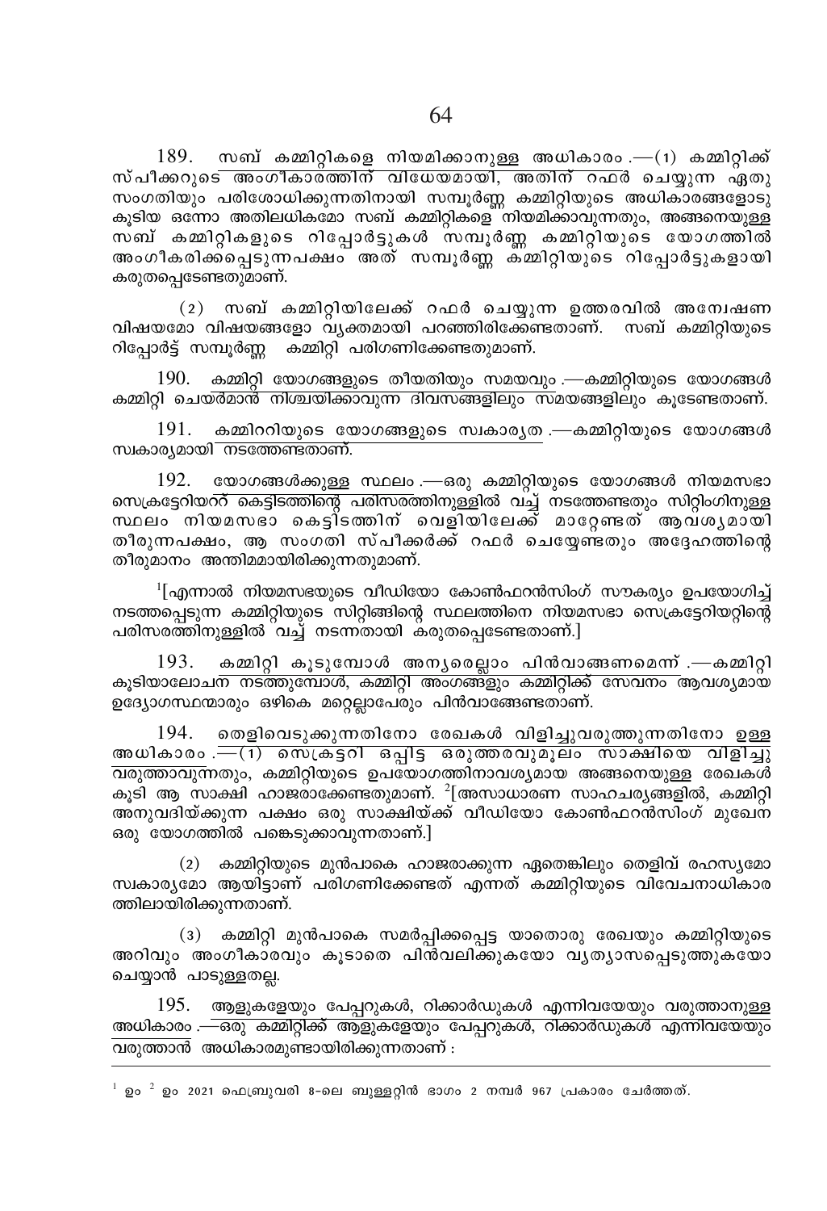189. <u>സബ് കമ്മിറ്റികളെ നിയമിക്കാനുള്ള അധികാരം</u>.—(1) കമ്മിറ്റിക്ക് സ്പീക്കറുടെ അംഗീകാരത്തിന് വിധേയമായി, അതിന് റഫർ ചെയ്യുന്ന ഏതു സംഗതിയും പരിശോധിക്കുന്നതിനായി സമ്പൂർണ്ണ കമ്മിറ്റിയുടെ അധികാരങ്ങളോടു കൂടിയ ഒന്നോ അതിലധികമോ സബ് കമ്മിറ്റികളെ നിയമിക്കാവുന്നതും, അങ്ങനെയുള്ള സബ് കമ്മിറ്റികളുടെ റിപ്പോർട്ടുകൾ സമ്പൂർണ്ണ കമ്മിറ്റിയുടെ യോഗത്തിൽ അംഗീകരിക്കപ്പെടുന്നപക്ഷം അത് സമ്പൂർണ്ണ കമ്മിറ്റിയുടെ റിപ്പോർട്ടുകളായി കരുതപ്പെടേണ്ടതുമാണ്.

(2) സബ് കമ്മിറ്റിയിലേക്ക് റഫർ ചെയ്യുന്ന ഉത്തരവിൽ അന്വേഷണ വിഷയമോ വിഷയങ്ങളോ വ്യക്തമായി പറഞ്ഞിരിക്കേണ്ടതാണ്. സബ് കമ്മിറ്റിയുടെ റിപ്പോർട്ട് സമ്പൂർണ്ണ കമ്മിറ്റി പരിഗണിക്കേണ്ടതുമാണ്.

190. <u>കമ്മിറ്റി യോഗങ്ങളുടെ തീയതിയും സമയവും</u>.—കമ്മിറ്റിയുടെ യോഗങ്ങൾ കമ്മിറ്റി ചെയർമാൻ നിശ്ചയിക്കാവുന്ന ദിവസങ്ങളിലും സമയങ്ങളിലും കൂടേണ്ടതാണ്.

191. <u>കമ്മിററിയുടെ യോഗങ്ങളുടെ സ്വകാര്യത</u>.—കമ്മിറ്റിയുടെ യോഗങ്ങൾ സ്വകാര്യമായി നടത്തേണ്ടതാണ്.

192. <u>യോഗങ്ങൾക്കുള്ള സ്ഥലം</u>.—ഒരു കമ്മിറ്റിയുടെ യോഗങ്ങൾ നിയമസഭാ സെക്രട്ടേറിയററ് കെട്ടിടത്തിന്റെ പരിസരത്തിനുള്ളിൽ വച്ച് നടത്തേണ്ടതും സിറ്റിംഗിനുള്ള സ്ഥലം നിയമസഭാ കെട്ടിടത്തിന് വെളിയിലേക്ക് മാറ്റേണ്ടത് ആവശ്യമായി തീരുന്നപക്ഷം, ആ സംഗതി സ്പീക്കർക്ക് റഫർ ചെയ്യേണ്ടതും അദ്ദേഹത്തിന്റെ തീരുമാനം അന്തിമമായിരിക്കുന്നതുമാണ്.

[1][എന്നാൽ നിയമസഭയുടെ വീഡിയോ കോൺഫറൻസിംഗ് സൗകര്യം ഉപയോഗിച്ച് നടത്തപ്പെടുന്ന കമ്മിറ്റിയുടെ സിറ്റിങ്ങിന്റെ സ്ഥലത്തിനെ നിയമസഭാ സെക്രട്ടേറിയറ്റിന്റെ പരിസരത്തിനുള്ളിൽ വച്ച് നടന്നതായി കരുതപ്പെടേണ്ടതാണ്.]

193. <u>കമ്മിറ്റി കൂടുമ്പോൾ അന്യരെല്ലാം പിൻവാങ്ങണമെന്ന്</u>.—കമ്മിറ്റി കൂടിയാലോചന നടത്തുമ്പോൾ, കമ്മിറ്റി അംഗങ്ങളും കമ്മിറ്റിക്ക് സേവനം ആവശ്യമായ ഉദ്യോഗസ്ഥന്മാരും ഒഴികെ മറ്റെല്ലാപേരും പിൻവാങ്ങേണ്ടതാണ്.

194. <u>തെളിവെടുക്കുന്നതിനോ രേഖകൾ വിളിച്ചുവരുത്തുന്നതിനോ ഉള്ള അധികാരം</u>.—(1) സെക്രട്ടറി ഒപ്പിട്ട ഒരുത്തരവുമൂലം സാക്ഷിയെ വിളിച്ചു വരുത്താവുന്നതും, കമ്മിറ്റിയുടെ ഉപയോഗത്തിനാവശ്യമായ അങ്ങനെയുള്ള രേഖകൾ കൂടി ആ സാക്ഷി ഹാജരാക്കേണ്ടതുമാണ്. [2][അസാധാരണ സാഹചര്യങ്ങളിൽ, കമ്മിറ്റി അനുവദിയ്ക്കുന്ന പക്ഷം ഒരു സാക്ഷിയ്ക്ക് വീഡിയോ കോൺഫറൻസിംഗ് മുഖേന ഒരു യോഗത്തിൽ പങ്കെടുക്കാവുന്നതാണ്.]

(2) കമ്മിറ്റിയുടെ മുൻപാകെ ഹാജരാക്കുന്ന ഏതെങ്കിലും തെളിവ് രഹസ്യമോ സ്വകാര്യമോ ആയിട്ടാണ് പരിഗണിക്കേണ്ടത് എന്നത് കമ്മിറ്റിയുടെ വിവേചനാധികാരത്തിലായിരിക്കുന്നതാണ്.

(3) കമ്മിറ്റി മുൻപാകെ സമർപ്പിക്കപ്പെട്ട യാതൊരു രേഖയും കമ്മിറ്റിയുടെ അറിവും അംഗീകാരവും കൂടാതെ പിൻവലിക്കുകയോ വ്യത്യാസപ്പെടുത്തുകയോ ചെയ്യാൻ പാടുള്ളതല്ല.

195. <u>ആളുകളേയും പേപ്പറുകൾ, റിക്കാർഡുകൾ എന്നിവയേയും വരുത്താനുള്ള അധികാരം</u>.—ഒരു കമ്മിറ്റിക്ക് ആളുകളേയും പേപ്പറുകൾ, റിക്കാർഡുകൾ എന്നിവയേയും വരുത്താൻ അധികാരമുണ്ടായിരിക്കുന്നതാണ് :

---

[1] ഉം [2] ഉം 2021 ഫെബ്രുവരി 8-ലെ ബുള്ളറ്റിൻ ഭാഗം 2 നമ്പർ 967 പ്രകാരം ചേർത്തത്.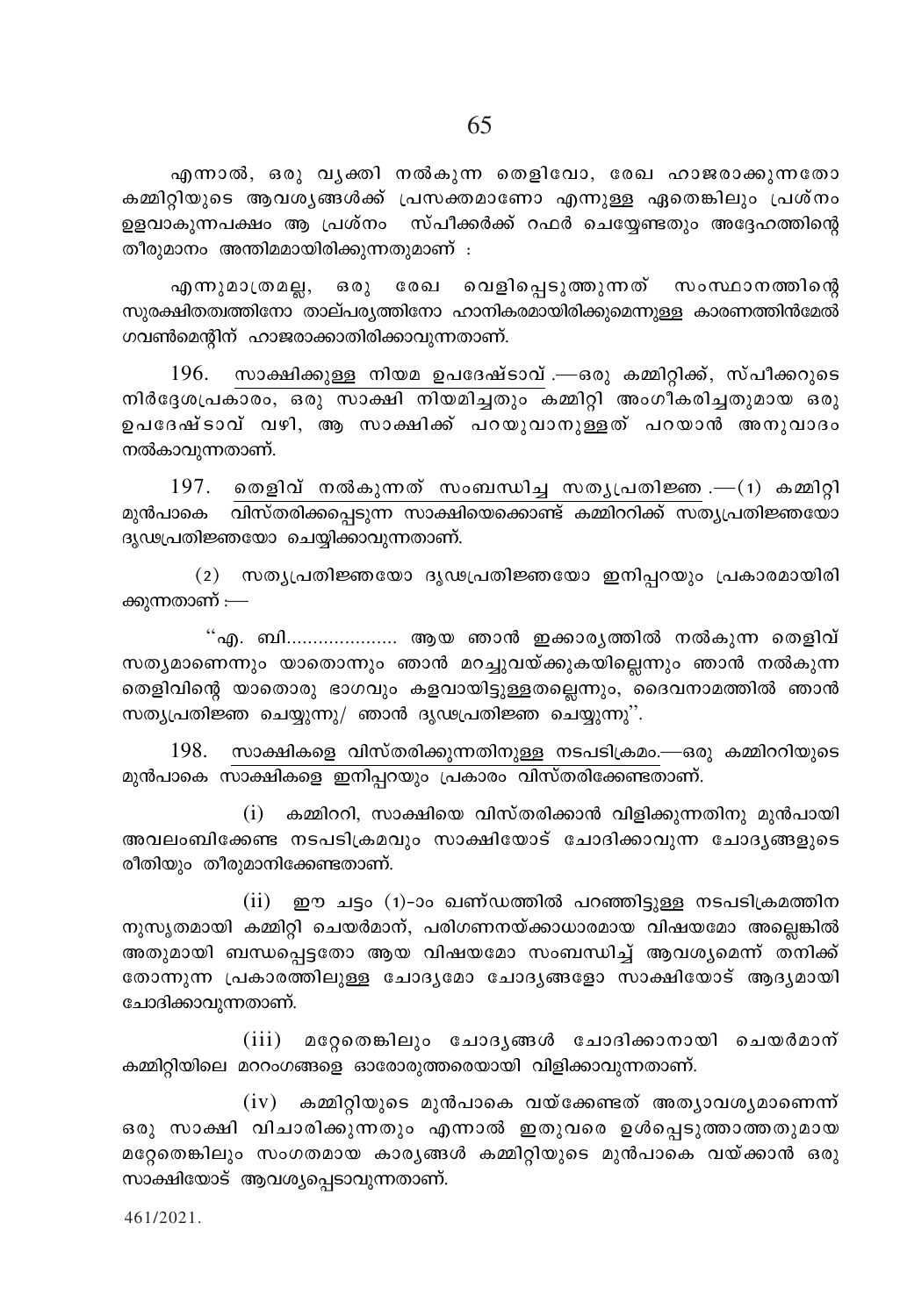എന്നാൽ, ഒരു വ്യക്തി നൽകുന്ന തെളിവോ, രേഖ ഹാജരാക്കുന്നതോ കമ്മിറ്റിയുടെ ആവശ്യങ്ങൾക്ക് പ്രസക്തമാണോ എന്നുള്ള ഏതെങ്കിലും പ്രശ്നം ഉളവാകുന്നപക്ഷം ആ പ്രശ്നം സ്പീക്കർക്ക് റഫർ ചെയ്യേണ്ടതും അദ്ദേഹത്തിന്റെ തീരുമാനം അന്തിമമായിരിക്കുന്നതുമാണ് :

എന്നുമാത്രമല്ല, ഒരു രേഖ വെളിപ്പെടുത്തുന്നത് സംസ്ഥാനത്തിന്റെ സുരക്ഷിതത്വത്തിനോ താല്പര്യത്തിനോ ഹാനികരമായിരിക്കുമെന്നുള്ള കാരണത്തിൻമേൽ ഗവൺമെന്റിന് ഹാജരാക്കാതിരിക്കാവുന്നതാണ്.

196. <u>സാക്ഷിക്കുള്ള നിയമ ഉപദേഷ്ടാവ്</u>.—ഒരു കമ്മിറ്റിക്ക്, സ്പീക്കറുടെ നിർദ്ദേശപ്രകാരം, ഒരു സാക്ഷി നിയമിച്ചതും കമ്മിറ്റി അംഗീകരിച്ചതുമായ ഒരു ഉപദേഷ്ടാവ് വഴി, ആ സാക്ഷിക്ക് പറയുവാനുള്ളത് പറയാൻ അനുവാദം നൽകാവുന്നതാണ്.

197. <u>തെളിവ് നൽകുന്നത് സംബന്ധിച്ച സത്യപ്രതിജ്ഞ</u>.—(1) കമ്മിറ്റി മുൻപാകെ വിസ്തരിക്കപ്പെടുന്ന സാക്ഷിയെക്കൊണ്ട് കമ്മിററിക്ക് സത്യപ്രതിജ്ഞയോ ദൃഢപ്രതിജ്ഞയോ ചെയ്യിക്കാവുന്നതാണ്.

(2) സത്യപ്രതിജ്ഞയോ ദൃഢപ്രതിജ്ഞയോ ഇനിപ്പറയും പ്രകാരമായിരിക്കുന്നതാണ് :—

"എ. ബി.................... ആയ ഞാൻ ഇക്കാര്യത്തിൽ നൽകുന്ന തെളിവ് സത്യമാണെന്നും യാതൊന്നും ഞാൻ മറച്ചുവയ്ക്കുകയില്ലെന്നും ഞാൻ നൽകുന്ന തെളിവിന്റെ യാതൊരു ഭാഗവും കളവായിട്ടുള്ളതല്ലെന്നും, ദൈവനാമത്തിൽ ഞാൻ സത്യപ്രതിജ്ഞ ചെയ്യുന്നു/ ഞാൻ ദൃഢപ്രതിജ്ഞ ചെയ്യുന്നു".

198. <u>സാക്ഷികളെ വിസ്തരിക്കുന്നതിനുള്ള നടപടിക്രമം</u>.—ഒരു കമ്മിററിയുടെ മുൻപാകെ സാക്ഷികളെ ഇനിപ്പറയും പ്രകാരം വിസ്തരിക്കേണ്ടതാണ്.

(i) കമ്മിററി, സാക്ഷിയെ വിസ്തരിക്കാൻ വിളിക്കുന്നതിനു മുൻപായി അവലംബിക്കേണ്ട നടപടിക്രമവും സാക്ഷിയോട് ചോദിക്കാവുന്ന ചോദ്യങ്ങളുടെ രീതിയും തീരുമാനിക്കേണ്ടതാണ്.

(ii) ഈ ചട്ടം (1)-ാം ഖണ്ഡത്തിൽ പറഞ്ഞിട്ടുള്ള നടപടിക്രമത്തിനനുസൃതമായി കമ്മിറ്റി ചെയർമാന്, പരിഗണനയ്ക്കാധാരമായ വിഷയമോ അല്ലെങ്കിൽ അതുമായി ബന്ധപ്പെട്ടതോ ആയ വിഷയമോ സംബന്ധിച്ച് ആവശ്യമെന്ന് തനിക്ക് തോന്നുന്ന പ്രകാരത്തിലുള്ള ചോദ്യമോ ചോദ്യങ്ങളോ സാക്ഷിയോട് ആദ്യമായി ചോദിക്കാവുന്നതാണ്.

(iii) മറ്റേതെങ്കിലും ചോദ്യങ്ങൾ ചോദിക്കാനായി ചെയർമാന് കമ്മിറ്റിയിലെ മററംഗങ്ങളെ ഓരോരുത്തരെയായി വിളിക്കാവുന്നതാണ്.

(iv) കമ്മിറ്റിയുടെ മുൻപാകെ വയ്ക്കേണ്ടത് അത്യാവശ്യമാണെന്ന് ഒരു സാക്ഷി വിചാരിക്കുന്നതും എന്നാൽ ഇതുവരെ ഉൾപ്പെടുത്താത്തതുമായ മറ്റേതെങ്കിലും സംഗതമായ കാര്യങ്ങൾ കമ്മിറ്റിയുടെ മുൻപാകെ വയ്ക്കാൻ ഒരു സാക്ഷിയോട് ആവശ്യപ്പെടാവുന്നതാണ്.

461/2021.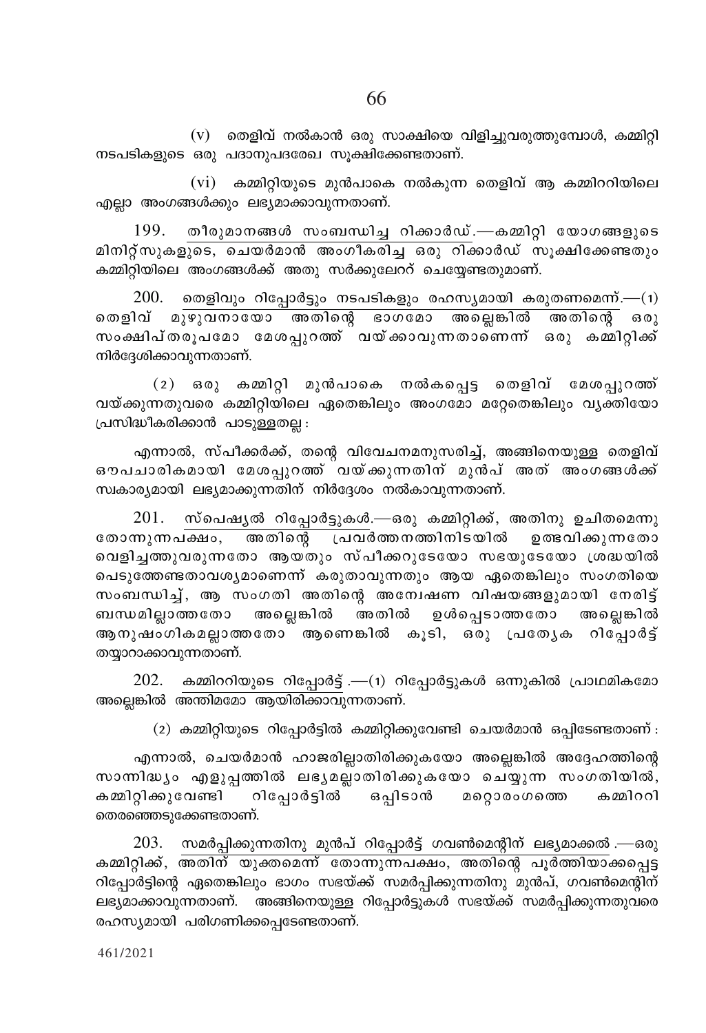(v) തെളിവ് നൽകാൻ ഒരു സാക്ഷിയെ വിളിച്ചുവരുത്തുമ്പോൾ, കമ്മിറ്റി നടപടികളുടെ ഒരു പദാനുപദരേഖ സൂക്ഷിക്കേണ്ടതാണ്.

(vi) കമ്മിറ്റിയുടെ മുൻപാകെ നൽകുന്ന തെളിവ് ആ കമ്മിററിയിലെ എല്ലാ അംഗങ്ങൾക്കും ലഭ്യമാക്കാവുന്നതാണ്.

199. തീരുമാനങ്ങൾ സംബന്ധിച്ച റിക്കാർഡ്.—കമ്മിറ്റി യോഗങ്ങളുടെ മിനിറ്റ്സുകളുടെ, ചെയർമാൻ അംഗീകരിച്ച ഒരു റിക്കാർഡ് സൂക്ഷിക്കേണ്ടതും കമ്മിറ്റിയിലെ അംഗങ്ങൾക്ക് അതു സർക്കുലേററ് ചെയ്യേണ്ടതുമാണ്.

200. തെളിവും റിപ്പോർട്ടും നടപടികളും രഹസ്യമായി കരുതണമെന്ന്.—(1) തെളിവ് മുഴുവനായോ അതിന്റെ ഭാഗമോ അല്ലെങ്കിൽ അതിന്റെ ഒരു സംക്ഷിപ്തരൂപമോ മേശപ്പുറത്ത് വയ്ക്കാവുന്നതാണെന്ന് ഒരു കമ്മിറ്റിക്ക് നിർദ്ദേശിക്കാവുന്നതാണ്.

(2) ഒരു കമ്മിറ്റി മുൻപാകെ നൽകപ്പെട്ട തെളിവ് മേശപ്പുറത്ത് വയ്ക്കുന്നതുവരെ കമ്മിറ്റിയിലെ ഏതെങ്കിലും അംഗമോ മറ്റേതെങ്കിലും വ്യക്തിയോ പ്രസിദ്ധീകരിക്കാൻ പാടുള്ളതല്ല :

എന്നാൽ, സ്പീക്കർക്ക്, തന്റെ വിവേചനമനുസരിച്ച്, അങ്ങിനെയുള്ള തെളിവ് ഔപചാരികമായി മേശപ്പുറത്ത് വയ്ക്കുന്നതിന് മുൻപ് അത് അംഗങ്ങൾക്ക് സ്വകാര്യമായി ലഭ്യമാക്കുന്നതിന് നിർദ്ദേശം നൽകാവുന്നതാണ്.

201. സ്പെഷ്യൽ റിപ്പോർട്ടുകൾ.—ഒരു കമ്മിറ്റിക്ക്, അതിനു ഉചിതമെന്നു തോന്നുന്നപക്ഷം, അതിന്റെ പ്രവർത്തനത്തിനിടയിൽ ഉത്ഭവിക്കുന്നതോ വെളിച്ചത്തുവരുന്നതോ ആയതും സ്പീക്കറുടേയോ സഭയുടേയോ ശ്രദ്ധയിൽ പെടുത്തേണ്ടതാവശ്യമാണെന്ന് കരുതാവുന്നതും ആയ ഏതെങ്കിലും സംഗതിയെ സംബന്ധിച്ച്, ആ സംഗതി അതിന്റെ അന്വേഷണ വിഷയങ്ങളുമായി നേരിട്ട് ബന്ധമില്ലാത്തതോ അല്ലെങ്കിൽ അതിൽ ഉൾപ്പെടാത്തതോ അല്ലെങ്കിൽ ആനുഷംഗികമല്ലാത്തതോ ആണെങ്കിൽ കൂടി, ഒരു പ്രത്യേക റിപ്പോർട്ട് തയ്യാറാക്കാവുന്നതാണ്.

202. കമ്മിററിയുടെ റിപ്പോർട്ട് .—(1) റിപ്പോർട്ടുകൾ ഒന്നുകിൽ പ്രാഥമികമോ അല്ലെങ്കിൽ അന്തിമമോ ആയിരിക്കാവുന്നതാണ്.

(2) കമ്മിറ്റിയുടെ റിപ്പോർട്ടിൽ കമ്മിറ്റിക്കുവേണ്ടി ചെയർമാൻ ഒപ്പിടേണ്ടതാണ് :

എന്നാൽ, ചെയർമാൻ ഹാജരില്ലാതിരിക്കുകയോ അല്ലെങ്കിൽ അദ്ദേഹത്തിന്റെ സാന്നിദ്ധ്യം എളുപ്പത്തിൽ ലഭ്യമല്ലാതിരിക്കുകയോ ചെയ്യുന്ന സംഗതിയിൽ, കമ്മിറ്റിക്കുവേണ്ടി റിപ്പോർട്ടിൽ ഒപ്പിടാൻ മറ്റൊരംഗത്തെ കമ്മിററി തെരഞ്ഞെടുക്കേണ്ടതാണ്.

203. സമർപ്പിക്കുന്നതിനു മുൻപ് റിപ്പോർട്ട് ഗവൺമെന്റിന് ലഭ്യമാക്കൽ .—ഒരു കമ്മിറ്റിക്ക്, അതിന് യുക്തമെന്ന് തോന്നുന്നപക്ഷം, അതിന്റെ പൂർത്തിയാക്കപ്പെട്ട റിപ്പോർട്ടിന്റെ ഏതെങ്കിലും ഭാഗം സഭയ്ക്ക് സമർപ്പിക്കുന്നതിനു മുൻപ്, ഗവൺമെന്റിന് ലഭ്യമാക്കാവുന്നതാണ്. അങ്ങിനെയുള്ള റിപ്പോർട്ടുകൾ സഭയ്ക്ക് സമർപ്പിക്കുന്നതുവരെ രഹസ്യമായി പരിഗണിക്കപ്പെടേണ്ടതാണ്.

461/2021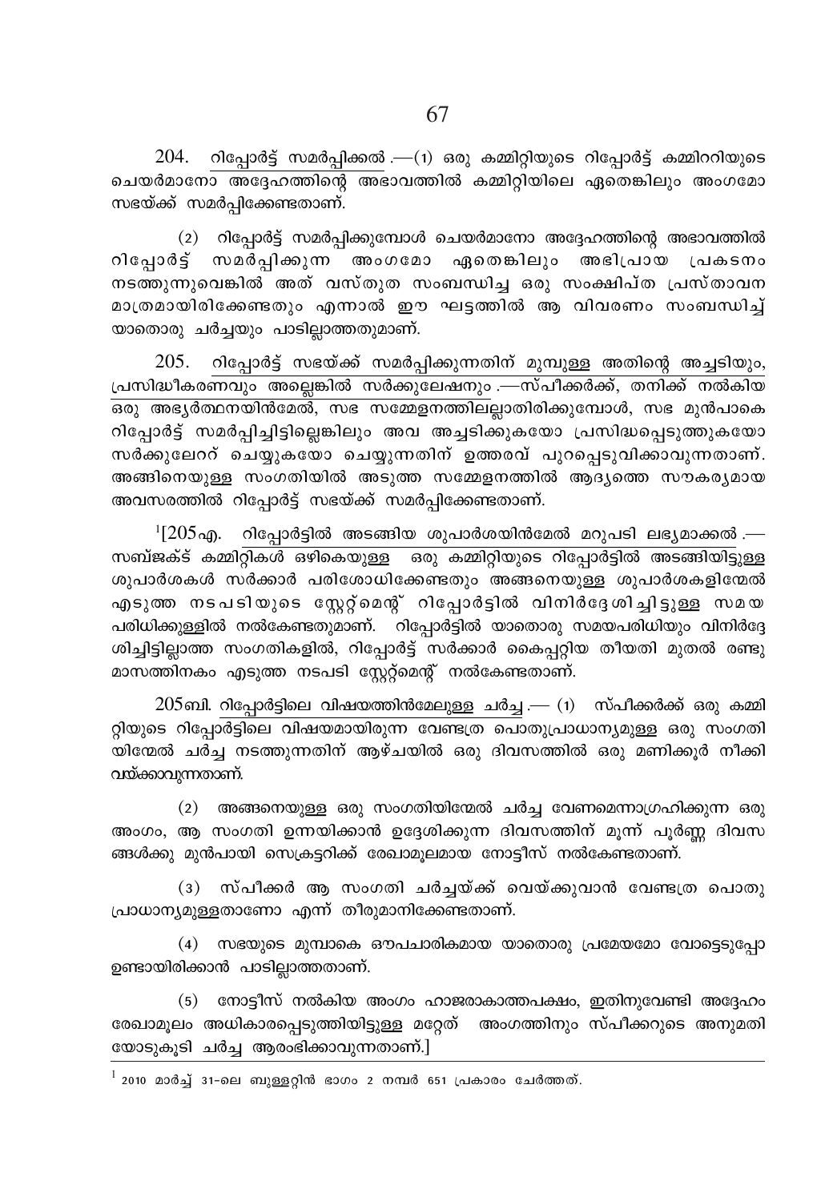204. <u>റിപ്പോർട്ട് സമർപ്പിക്കൽ</u> .—(1) ഒരു കമ്മിറ്റിയുടെ റിപ്പോർട്ട് കമ്മിററിയുടെ ചെയർമാനോ അദ്ദേഹത്തിന്റെ അഭാവത്തിൽ കമ്മിറ്റിയിലെ ഏതെങ്കിലും അംഗമോ സഭയ്ക്ക് സമർപ്പിക്കേണ്ടതാണ്.

(2) റിപ്പോർട്ട് സമർപ്പിക്കുമ്പോൾ ചെയർമാനോ അദ്ദേഹത്തിന്റെ അഭാവത്തിൽ റിപ്പോർട്ട് സമർപ്പിക്കുന്ന അംഗമോ ഏതെങ്കിലും അഭിപ്രായ പ്രകടനം നടത്തുന്നുവെങ്കിൽ അത് വസ്തുത സംബന്ധിച്ച ഒരു സംക്ഷിപ്ത പ്രസ്താവന മാത്രമായിരിക്കേണ്ടതും എന്നാൽ ഈ ഘട്ടത്തിൽ ആ വിവരണം സംബന്ധിച്ച് യാതൊരു ചർച്ചയും പാടില്ലാത്തതുമാണ്.

205. <u>റിപ്പോർട്ട് സഭയ്ക്ക് സമർപ്പിക്കുന്നതിന് മുമ്പുള്ള അതിന്റെ അച്ചടിയും, പ്രസിദ്ധീകരണവും അല്ലെങ്കിൽ സർക്കുലേഷനും</u> .—സ്പീക്കർക്ക്, തനിക്ക് നൽകിയ ഒരു അഭ്യർത്ഥനയിൻമേൽ, സഭ സമ്മേളനത്തിലല്ലാതിരിക്കുമ്പോൾ, സഭ മുൻപാകെ റിപ്പോർട്ട് സമർപ്പിച്ചിട്ടില്ലെങ്കിലും അവ അച്ചടിക്കുകയോ പ്രസിദ്ധപ്പെടുത്തുകയോ സർക്കുലേററ് ചെയ്യുകയോ ചെയ്യുന്നതിന് ഉത്തരവ് പുറപ്പെടുവിക്കാവുന്നതാണ്. അങ്ങിനെയുള്ള സംഗതിയിൽ അടുത്ത സമ്മേളനത്തിൽ ആദ്യത്തെ സൗകര്യമായ അവസരത്തിൽ റിപ്പോർട്ട് സഭയ്ക്ക് സമർപ്പിക്കേണ്ടതാണ്.

[1][205എ. <u>റിപ്പോർട്ടിൽ അടങ്ങിയ ശുപാർശയിൻമേൽ മറുപടി ലഭ്യമാക്കൽ</u> .— സബ്ജക്ട് കമ്മിറ്റികൾ ഒഴികെയുള്ള ഒരു കമ്മിറ്റിയുടെ റിപ്പോർട്ടിൽ അടങ്ങിയിട്ടുള്ള ശുപാർശകൾ സർക്കാർ പരിശോധിക്കേണ്ടതും അങ്ങനെയുള്ള ശുപാർശകളിന്മേൽ എടുത്ത നടപടിയുടെ സ്റ്റേറ്റ്മെന്റ് റിപ്പോർട്ടിൽ വിനിർദ്ദേശിച്ചിട്ടുള്ള സമയ പരിധിക്കുള്ളിൽ നൽകേണ്ടതുമാണ്. റിപ്പോർട്ടിൽ യാതൊരു സമയപരിധിയും വിനിർദ്ദേശിച്ചിട്ടില്ലാത്ത സംഗതികളിൽ, റിപ്പോർട്ട് സർക്കാർ കൈപ്പറ്റിയ തീയതി മുതൽ രണ്ടു മാസത്തിനകം എടുത്ത നടപടി സ്റ്റേറ്റ്മെന്റ് നൽകേണ്ടതാണ്.

205ബി. <u>റിപ്പോർട്ടിലെ വിഷയത്തിൻമേലുള്ള ചർച്ച</u> .— (1) സ്പീക്കർക്ക് ഒരു കമ്മിറ്റിയുടെ റിപ്പോർട്ടിലെ വിഷയമായിരുന്ന വേണ്ടത്ര പൊതുപ്രാധാന്യമുള്ള ഒരു സംഗതിയിന്മേൽ ചർച്ച നടത്തുന്നതിന് ആഴ്ചയിൽ ഒരു ദിവസത്തിൽ ഒരു മണിക്കൂർ നീക്കി വയ്ക്കാവുന്നതാണ്.

(2) അങ്ങനെയുള്ള ഒരു സംഗതിയിന്മേൽ ചർച്ച വേണമെന്നാഗ്രഹിക്കുന്ന ഒരു അംഗം, ആ സംഗതി ഉന്നയിക്കാൻ ഉദ്ദേശിക്കുന്ന ദിവസത്തിന് മൂന്ന് പൂർണ്ണ ദിവസങ്ങൾക്കു മുൻപായി സെക്രട്ടറിക്ക് രേഖാമൂലമായ നോട്ടീസ് നൽകേണ്ടതാണ്.

(3) സ്പീക്കർ ആ സംഗതി ചർച്ചയ്ക്ക് വെയ്ക്കുവാൻ വേണ്ടത്ര പൊതു പ്രാധാന്യമുള്ളതാണോ എന്ന് തീരുമാനിക്കേണ്ടതാണ്.

(4) സഭയുടെ മുമ്പാകെ ഔപചാരികമായ യാതൊരു പ്രമേയമോ വോട്ടെടുപ്പോ ഉണ്ടായിരിക്കാൻ പാടില്ലാത്തതാണ്.

(5) നോട്ടീസ് നൽകിയ അംഗം ഹാജരാകാത്തപക്ഷം, ഇതിനുവേണ്ടി അദ്ദേഹം രേഖാമൂലം അധികാരപ്പെടുത്തിയിട്ടുള്ള മറ്റേത് അംഗത്തിനും സ്പീക്കറുടെ അനുമതിയോടുകൂടി ചർച്ച ആരംഭിക്കാവുന്നതാണ്.]

---

[1] 2010 മാർച്ച് 31-ലെ ബുള്ളറ്റിൻ ഭാഗം 2 നമ്പർ 651 പ്രകാരം ചേർത്തത്.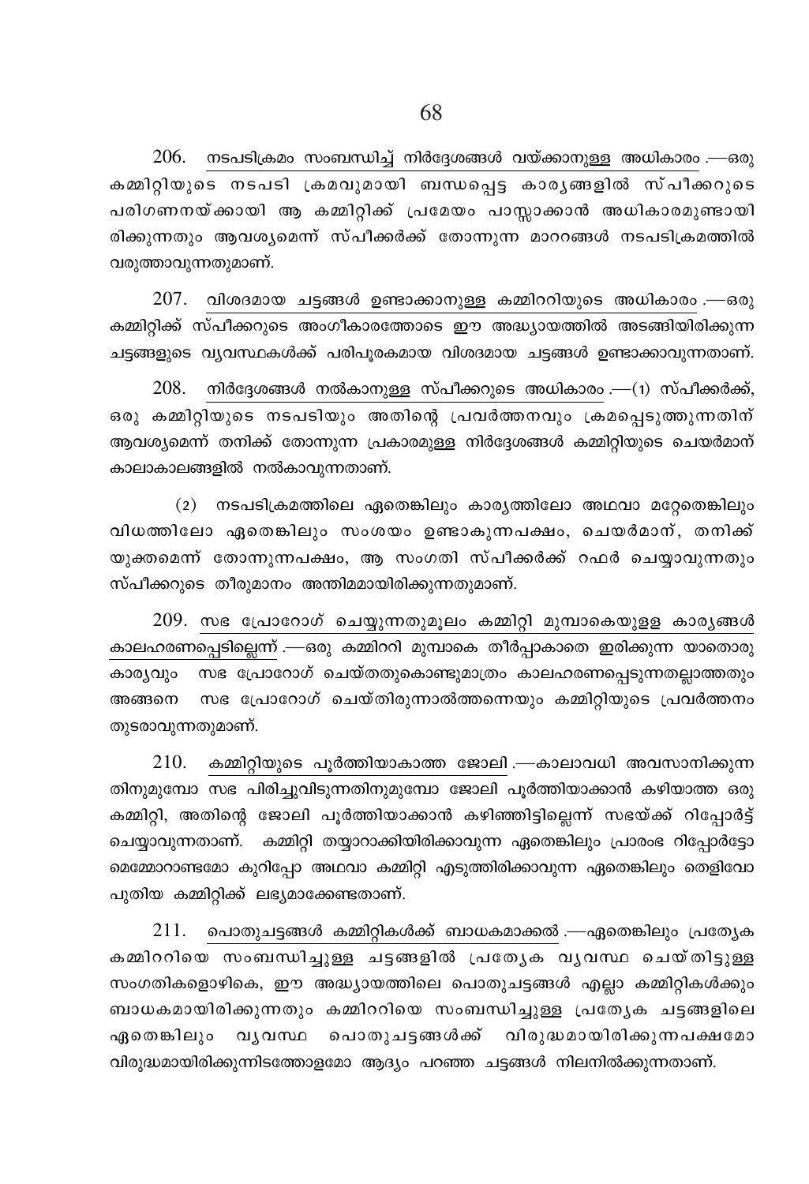206. നടപടിക്രമം സംബന്ധിച്ച് നിർദ്ദേശങ്ങൾ വയ്ക്കാനുള്ള അധികാരം .—ഒരു കമ്മിറ്റിയുടെ നടപടി ക്രമവുമായി ബന്ധപ്പെട്ട കാര്യങ്ങളിൽ സ്പീക്കറുടെ പരിഗണനയ്ക്കായി ആ കമ്മിറ്റിക്ക് പ്രമേയം പാസ്സാക്കാൻ അധികാരമുണ്ടായിരിക്കുന്നതും ആവശ്യമെന്ന് സ്പീക്കർക്ക് തോന്നുന്ന മാററങ്ങൾ നടപടിക്രമത്തിൽ വരുത്താവുന്നതുമാണ്.

207. വിശദമായ ചട്ടങ്ങൾ ഉണ്ടാക്കാനുള്ള കമ്മിററിയുടെ അധികാരം .—ഒരു കമ്മിറ്റിക്ക് സ്പീക്കറുടെ അംഗീകാരത്തോടെ ഈ അദ്ധ്യായത്തിൽ അടങ്ങിയിരിക്കുന്ന ചട്ടങ്ങളുടെ വ്യവസ്ഥകൾക്ക് പരിപൂരകമായ വിശദമായ ചട്ടങ്ങൾ ഉണ്ടാക്കാവുന്നതാണ്.

208. നിർദ്ദേശങ്ങൾ നൽകാനുള്ള സ്പീക്കറുടെ അധികാരം .—(1) സ്പീക്കർക്ക്, ഒരു കമ്മിറ്റിയുടെ നടപടിയും അതിന്റെ പ്രവർത്തനവും ക്രമപ്പെടുത്തുന്നതിന് ആവശ്യമെന്ന് തനിക്ക് തോന്നുന്ന പ്രകാരമുള്ള നിർദ്ദേശങ്ങൾ കമ്മിറ്റിയുടെ ചെയർമാന് കാലാകാലങ്ങളിൽ നൽകാവുന്നതാണ്.

(2) നടപടിക്രമത്തിലെ ഏതെങ്കിലും കാര്യത്തിലോ അഥവാ മറ്റേതെങ്കിലും വിധത്തിലോ ഏതെങ്കിലും സംശയം ഉണ്ടാകുന്നപക്ഷം, ചെയർമാന്, തനിക്ക് യുക്തമെന്ന് തോന്നുന്നപക്ഷം, ആ സംഗതി സ്പീക്കർക്ക് റഫർ ചെയ്യാവുന്നതും സ്പീക്കറുടെ തീരുമാനം അന്തിമമായിരിക്കുന്നതുമാണ്.

209. സഭ പ്രോറോഗ് ചെയ്യുന്നതുമൂലം കമ്മിറ്റി മുമ്പാകെയുള്ള കാര്യങ്ങൾ കാലഹരണപ്പെടില്ലെന്ന് .—ഒരു കമ്മിററി മുമ്പാകെ തീർപ്പാകാതെ ഇരിക്കുന്ന യാതൊരു കാര്യവും സഭ പ്രോറോഗ് ചെയ്തതുകൊണ്ടുമാത്രം കാലഹരണപ്പെടുന്നതല്ലാത്തതും അങ്ങനെ സഭ പ്രോറോഗ് ചെയ്തിരുന്നാൽത്തന്നെയും കമ്മിറ്റിയുടെ പ്രവർത്തനം തുടരാവുന്നതുമാണ്.

210. കമ്മിറ്റിയുടെ പൂർത്തിയാകാത്ത ജോലി .—കാലാവധി അവസാനിക്കുന്നതിനുമുമ്പോ സഭ പിരിച്ചുവിടുന്നതിനുമുമ്പോ ജോലി പൂർത്തിയാക്കാൻ കഴിയാത്ത ഒരു കമ്മിറ്റി, അതിന്റെ ജോലി പൂർത്തിയാക്കാൻ കഴിഞ്ഞിട്ടില്ലെന്ന് സഭയ്ക്ക് റിപ്പോർട്ട് ചെയ്യാവുന്നതാണ്. കമ്മിറ്റി തയ്യാറാക്കിയിരിക്കാവുന്ന ഏതെങ്കിലും പ്രാരംഭ റിപ്പോർട്ടോ മെമ്മോറാണ്ടമോ കുറിപ്പോ അഥവാ കമ്മിറ്റി എടുത്തിരിക്കാവുന്ന ഏതെങ്കിലും തെളിവോ പുതിയ കമ്മിറ്റിക്ക് ലഭ്യമാക്കേണ്ടതാണ്.

211. പൊതുചട്ടങ്ങൾ കമ്മിറ്റികൾക്ക് ബാധകമാക്കൽ .—ഏതെങ്കിലും പ്രത്യേക കമ്മിററിയെ സംബന്ധിച്ചുള്ള ചട്ടങ്ങളിൽ പ്രത്യേക വ്യവസ്ഥ ചെയ്തിട്ടുള്ള സംഗതികളൊഴികെ, ഈ അദ്ധ്യായത്തിലെ പൊതുചട്ടങ്ങൾ എല്ലാ കമ്മിറ്റികൾക്കും ബാധകമായിരിക്കുന്നതും കമ്മിററിയെ സംബന്ധിച്ചുള്ള പ്രത്യേക ചട്ടങ്ങളിലെ ഏതെങ്കിലും വ്യവസ്ഥ പൊതുചട്ടങ്ങൾക്ക് വിരുദ്ധമായിരിക്കുന്നപക്ഷമോ വിരുദ്ധമായിരിക്കുന്നിടത്തോളമോ ആദ്യം പറഞ്ഞ ചട്ടങ്ങൾ നിലനിൽക്കുന്നതാണ്.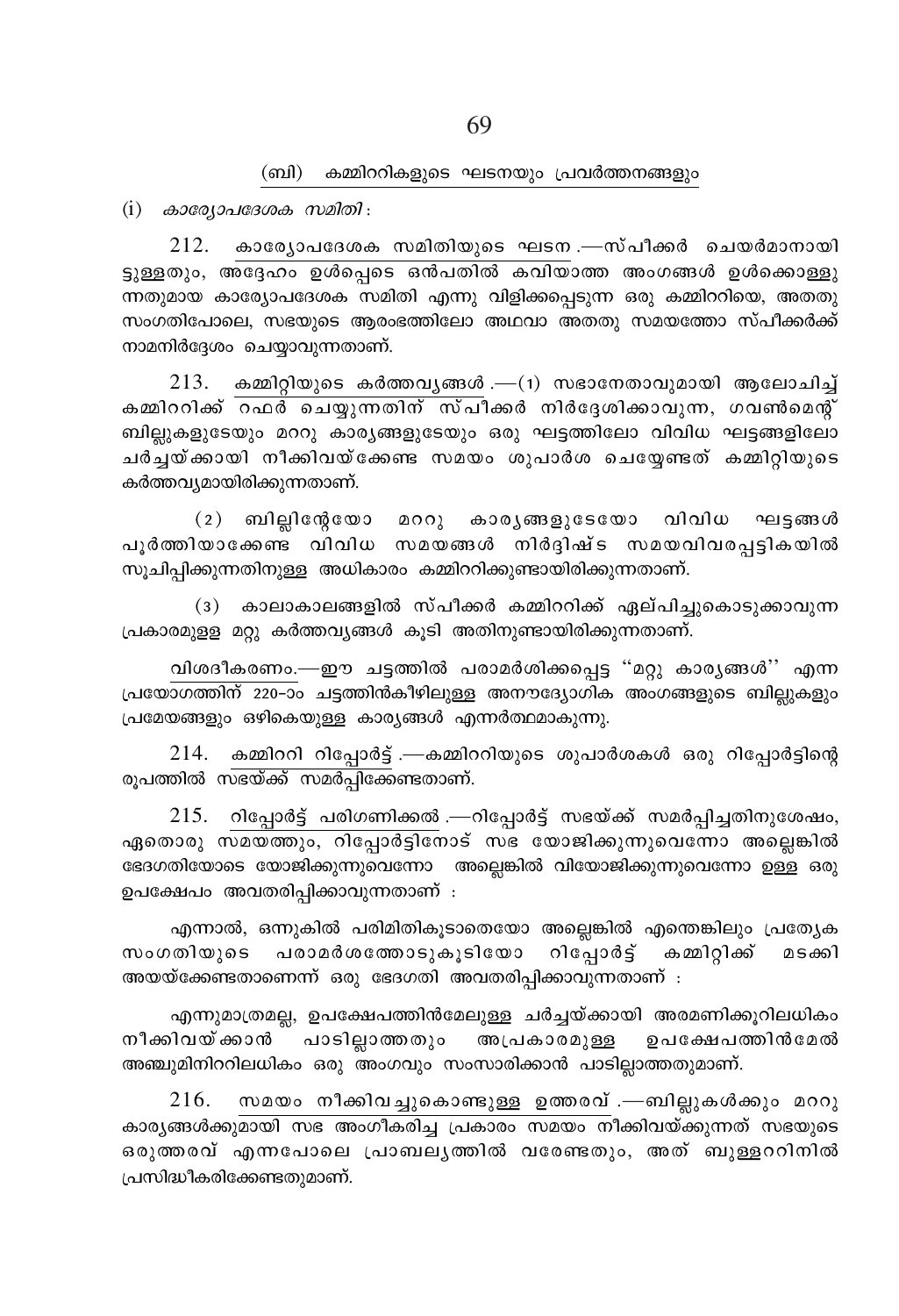## (ബി) കമ്മിററികളുടെ ഘടനയും പ്രവർത്തനങ്ങളും

(i) *കാര്യോപദേശക സമിതി*:

212. കാര്യോപദേശക സമിതിയുടെ ഘടന.—സ്പീക്കർ ചെയർമാനായിട്ടുള്ളതും, അദ്ദേഹം ഉൾപ്പെടെ ഒൻപതിൽ കവിയാത്ത അംഗങ്ങൾ ഉൾക്കൊള്ളുന്നതുമായ കാര്യോപദേശക സമിതി എന്നു വിളിക്കപ്പെടുന്ന ഒരു കമ്മിററിയെ, അതതു സംഗതിപോലെ, സഭയുടെ ആരംഭത്തിലോ അഥവാ അതതു സമയത്തോ സ്പീക്കർക്ക് നാമനിർദ്ദേശം ചെയ്യാവുന്നതാണ്.

213. കമ്മിറ്റിയുടെ കർത്തവ്യങ്ങൾ.—(1) സഭാനേതാവുമായി ആലോചിച്ച് കമ്മിററിക്ക് റഫർ ചെയ്യുന്നതിന് സ്പീക്കർ നിർദ്ദേശിക്കാവുന്ന, ഗവൺമെന്റ് ബില്ലുകളുടേയും മററു കാര്യങ്ങളുടേയും ഒരു ഘട്ടത്തിലോ വിവിധ ഘട്ടങ്ങളിലോ ചർച്ചയ്ക്കായി നീക്കിവയ്ക്കേണ്ട സമയം ശുപാർശ ചെയ്യേണ്ടത് കമ്മിറ്റിയുടെ കർത്തവ്യമായിരിക്കുന്നതാണ്.

(2) ബില്ലിന്റേയോ മററു കാര്യങ്ങളുടേയോ വിവിധ ഘട്ടങ്ങൾ പൂർത്തിയാക്കേണ്ട വിവിധ സമയങ്ങൾ നിർദ്ദിഷ്ട സമയവിവരപ്പട്ടികയിൽ സൂചിപ്പിക്കുന്നതിനുള്ള അധികാരം കമ്മിററിക്കുണ്ടായിരിക്കുന്നതാണ്.

(3) കാലാകാലങ്ങളിൽ സ്പീക്കർ കമ്മിററിക്ക് ഏല്പിച്ചുകൊടുക്കാവുന്ന പ്രകാരമുള്ള മറ്റു കർത്തവ്യങ്ങൾ കൂടി അതിനുണ്ടായിരിക്കുന്നതാണ്.

വിശദീകരണം.—ഈ ചട്ടത്തിൽ പരാമർശിക്കപ്പെട്ട ''മറ്റു കാര്യങ്ങൾ'' എന്ന പ്രയോഗത്തിന് 220-ാം ചട്ടത്തിൻകീഴിലുള്ള അനൗദ്യോഗിക അംഗങ്ങളുടെ ബില്ലുകളും പ്രമേയങ്ങളും ഒഴികെയുള്ള കാര്യങ്ങൾ എന്നർത്ഥമാകുന്നു.

214. കമ്മിററി റിപ്പോർട്ട്.—കമ്മിററിയുടെ ശുപാർശകൾ ഒരു റിപ്പോർട്ടിന്റെ രൂപത്തിൽ സഭയ്ക്ക് സമർപ്പിക്കേണ്ടതാണ്.

215. റിപ്പോർട്ട് പരിഗണിക്കൽ.—റിപ്പോർട്ട് സഭയ്ക്ക് സമർപ്പിച്ചതിനുശേഷം, ഏതൊരു സമയത്തും, റിപ്പോർട്ടിനോട് സഭ യോജിക്കുന്നുവെന്നോ അല്ലെങ്കിൽ ഭേദഗതിയോടെ യോജിക്കുന്നുവെന്നോ അല്ലെങ്കിൽ വിയോജിക്കുന്നുവെന്നോ ഉള്ള ഒരു ഉപക്ഷേപം അവതരിപ്പിക്കാവുന്നതാണ് :

എന്നാൽ, ഒന്നുകിൽ പരിമിതികൂടാതെയോ അല്ലെങ്കിൽ എന്തെങ്കിലും പ്രത്യേക സംഗതിയുടെ പരാമർശത്തോടുകൂടിയോ റിപ്പോർട്ട് കമ്മിറ്റിക്ക് മടക്കി അയയ്ക്കേണ്ടതാണെന്ന് ഒരു ഭേദഗതി അവതരിപ്പിക്കാവുന്നതാണ് :

എന്നുമാത്രമല്ല, ഉപക്ഷേപത്തിൻമേലുള്ള ചർച്ചയ്ക്കായി അരമണിക്കൂറിലധികം നീക്കിവയ്ക്കാൻ പാടില്ലാത്തതും അപ്രകാരമുള്ള ഉപക്ഷേപത്തിൻമേൽ അഞ്ചുമിനിററിലധികം ഒരു അംഗവും സംസാരിക്കാൻ പാടില്ലാത്തതുമാണ്.

216. സമയം നീക്കിവച്ചുകൊണ്ടുള്ള ഉത്തരവ്.—ബില്ലുകൾക്കും മററു കാര്യങ്ങൾക്കുമായി സഭ അംഗീകരിച്ച പ്രകാരം സമയം നീക്കിവയ്ക്കുന്നത് സഭയുടെ ഒരുത്തരവ് എന്നപോലെ പ്രാബല്യത്തിൽ വരേണ്ടതും, അത് ബുള്ളററിനിൽ പ്രസിദ്ധീകരിക്കേണ്ടതുമാണ്.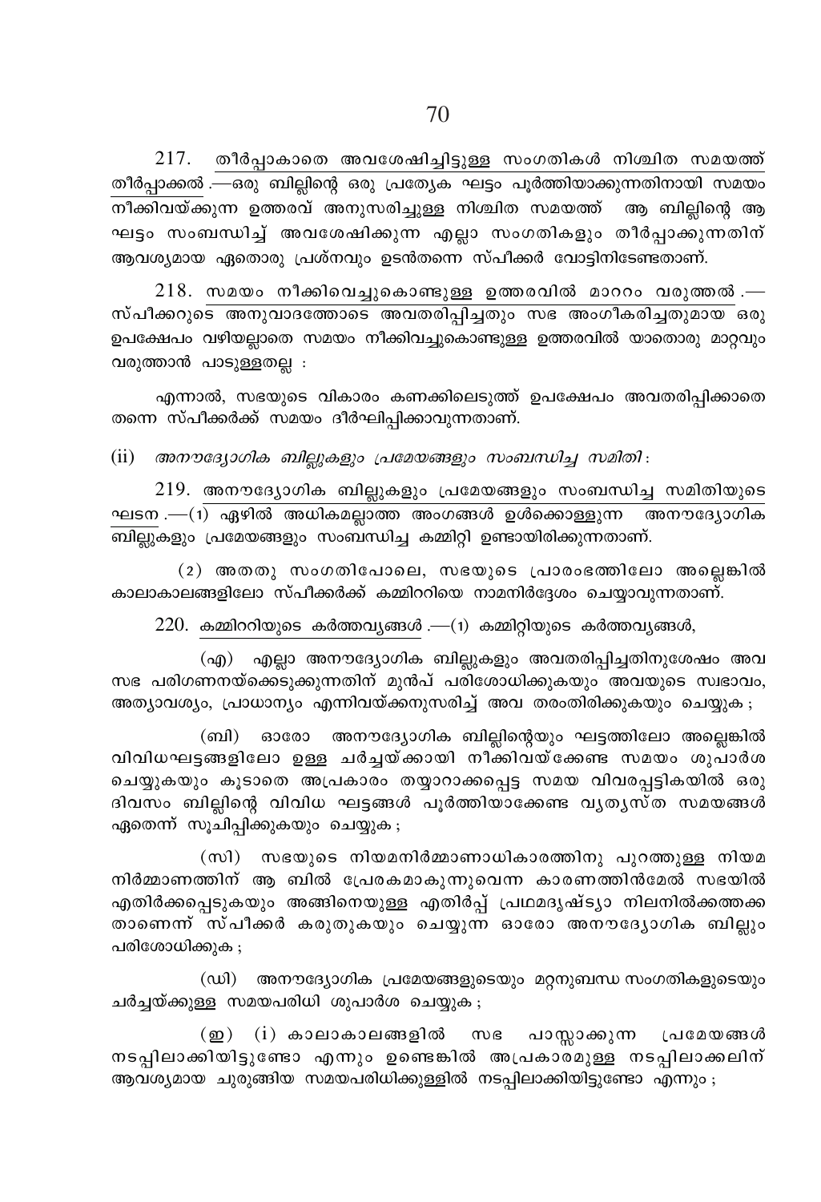217. തീർപ്പാകാതെ അവശേഷിച്ചിട്ടുള്ള സംഗതികൾ നിശ്ചിത സമയത്ത് തീർപ്പാക്കൽ .—ഒരു ബില്ലിന്റെ ഒരു പ്രത്യേക ഘട്ടം പൂർത്തിയാക്കുന്നതിനായി സമയം നീക്കിവയ്ക്കുന്ന ഉത്തരവ് അനുസരിച്ചുള്ള നിശ്ചിത സമയത്ത് ആ ബില്ലിന്റെ ആ ഘട്ടം സംബന്ധിച്ച് അവശേഷിക്കുന്ന എല്ലാ സംഗതികളും തീർപ്പാക്കുന്നതിന് ആവശ്യമായ ഏതൊരു പ്രശ്നവും ഉടൻതന്നെ സ്പീക്കർ വോട്ടിനിടേണ്ടതാണ്.

218. സമയം നീക്കിവെച്ചുകൊണ്ടുള്ള ഉത്തരവിൽ മാററം വരുത്തൽ .—സ്പീക്കറുടെ അനുവാദത്തോടെ അവതരിപ്പിച്ചതും സഭ അംഗീകരിച്ചതുമായ ഒരു ഉപക്ഷേപം വഴിയല്ലാതെ സമയം നീക്കിവച്ചുകൊണ്ടുള്ള ഉത്തരവിൽ യാതൊരു മാറ്റവും വരുത്താൻ പാടുള്ളതല്ല :

എന്നാൽ, സഭയുടെ വികാരം കണക്കിലെടുത്ത് ഉപക്ഷേപം അവതരിപ്പിക്കാതെ തന്നെ സ്പീക്കർക്ക് സമയം ദീർഘിപ്പിക്കാവുന്നതാണ്.

(ii) *അനൗദ്യോഗിക ബില്ലുകളും പ്രമേയങ്ങളും സംബന്ധിച്ച സമിതി*:

219. അനൗദ്യോഗിക ബില്ലുകളും പ്രമേയങ്ങളും സംബന്ധിച്ച സമിതിയുടെ ഘടന .—(1) ഏഴിൽ അധികമല്ലാത്ത അംഗങ്ങൾ ഉൾക്കൊള്ളുന്ന അനൗദ്യോഗിക ബില്ലുകളും പ്രമേയങ്ങളും സംബന്ധിച്ച കമ്മിറ്റി ഉണ്ടായിരിക്കുന്നതാണ്.

(2) അതതു സംഗതിപോലെ, സഭയുടെ പ്രാരംഭത്തിലോ അല്ലെങ്കിൽ കാലാകാലങ്ങളിലോ സ്പീക്കർക്ക് കമ്മിററിയെ നാമനിർദ്ദേശം ചെയ്യാവുന്നതാണ്.

220. കമ്മിററിയുടെ കർത്തവ്യങ്ങൾ .—(1) കമ്മിറ്റിയുടെ കർത്തവ്യങ്ങൾ,

(എ) എല്ലാ അനൗദ്യോഗിക ബില്ലുകളും അവതരിപ്പിച്ചതിനുശേഷം അവ സഭ പരിഗണനയ്ക്കെടുക്കുന്നതിന് മുൻപ് പരിശോധിക്കുകയും അവയുടെ സ്വഭാവം, അത്യാവശ്യം, പ്രാധാന്യം എന്നിവയ്ക്കനുസരിച്ച് അവ തരംതിരിക്കുകയും ചെയ്യുക ;

(ബി) ഓരോ അനൗദ്യോഗിക ബില്ലിന്റെയും ഘട്ടത്തിലോ അല്ലെങ്കിൽ വിവിധഘട്ടങ്ങളിലോ ഉള്ള ചർച്ചയ്ക്കായി നീക്കിവയ്ക്കേണ്ട സമയം ശുപാർശ ചെയ്യുകയും കൂടാതെ അപ്രകാരം തയ്യാറാക്കപ്പെട്ട സമയ വിവരപ്പട്ടികയിൽ ഒരു ദിവസം ബില്ലിന്റെ വിവിധ ഘട്ടങ്ങൾ പൂർത്തിയാക്കേണ്ട വ്യത്യസ്ത സമയങ്ങൾ ഏതെന്ന് സൂചിപ്പിക്കുകയും ചെയ്യുക ;

(സി) സഭയുടെ നിയമനിർമ്മാണാധികാരത്തിനു പുറത്തുള്ള നിയമ നിർമ്മാണത്തിന് ആ ബിൽ പ്രേരകമാകുന്നുവെന്ന കാരണത്തിൻമേൽ സഭയിൽ എതിർക്കപ്പെടുകയും അങ്ങിനെയുള്ള എതിർപ്പ് പ്രഥമദൃഷ്ട്യാ നിലനിൽക്കത്തക്കതാണെന്ന് സ്പീക്കർ കരുതുകയും ചെയ്യുന്ന ഓരോ അനൗദ്യോഗിക ബില്ലും പരിശോധിക്കുക ;

(ഡി) അനൗദ്യോഗിക പ്രമേയങ്ങളുടെയും മറ്റനുബന്ധ സംഗതികളുടെയും ചർച്ചയ്ക്കുള്ള സമയപരിധി ശുപാർശ ചെയ്യുക ;

(ഇ) (i) കാലാകാലങ്ങളിൽ സഭ പാസ്സാക്കുന്ന പ്രമേയങ്ങൾ നടപ്പിലാക്കിയിട്ടുണ്ടോ എന്നും ഉണ്ടെങ്കിൽ അപ്രകാരമുള്ള നടപ്പിലാക്കലിന് ആവശ്യമായ ചുരുങ്ങിയ സമയപരിധിക്കുള്ളിൽ നടപ്പിലാക്കിയിട്ടുണ്ടോ എന്നും ;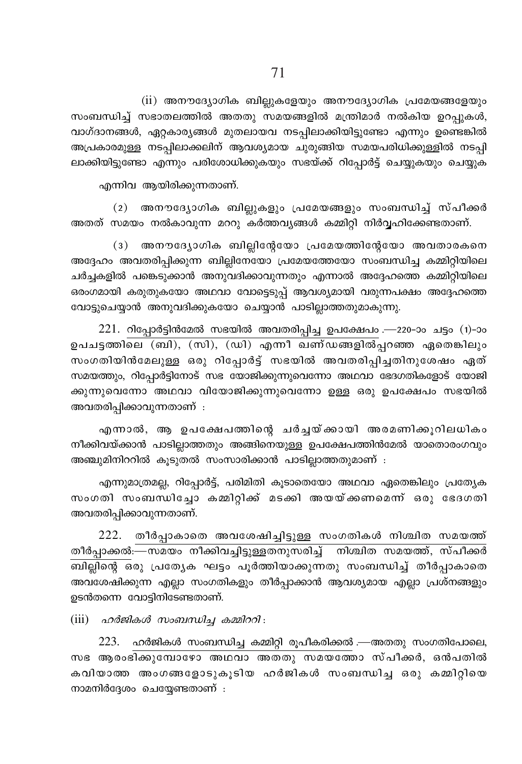(ii) അനൗദ്യോഗിക ബില്ലുകളേയും അനൗദ്യോഗിക പ്രമേയങ്ങളേയും സംബന്ധിച്ച് സഭാതലത്തിൽ അതതു സമയങ്ങളിൽ മന്ത്രിമാർ നൽകിയ ഉറപ്പുകൾ, വാഗ്ദാനങ്ങൾ, ഏറ്റകാര്യങ്ങൾ മുതലായവ നടപ്പിലാക്കിയിട്ടുണ്ടോ എന്നും ഉണ്ടെങ്കിൽ അപ്രകാരമുള്ള നടപ്പിലാക്കലിന് ആവശ്യമായ ചുരുങ്ങിയ സമയപരിധിക്കുള്ളിൽ നടപ്പിലാക്കിയിട്ടുണ്ടോ എന്നും പരിശോധിക്കുകയും സഭയ്ക്ക് റിപ്പോർട്ട് ചെയ്യുകയും ചെയ്യുക

എന്നിവ ആയിരിക്കുന്നതാണ്.

(2) അനൗദ്യോഗിക ബില്ലുകളും പ്രമേയങ്ങളും സംബന്ധിച്ച് സ്പീക്കർ അതത് സമയം നൽകാവുന്ന മററു കർത്തവ്യങ്ങൾ കമ്മിറ്റി നിർവ്വഹിക്കേണ്ടതാണ്.

(3) അനൗദ്യോഗിക ബില്ലിന്റേയോ പ്രമേയത്തിന്റേയോ അവതാരകനെ അദ്ദേഹം അവതരിപ്പിക്കുന്ന ബില്ലിനേയോ പ്രമേയത്തേയോ സംബന്ധിച്ച കമ്മിറ്റിയിലെ ചർച്ചകളിൽ പങ്കെടുക്കാൻ അനുവദിക്കാവുന്നതും എന്നാൽ അദ്ദേഹത്തെ കമ്മിറ്റിയിലെ ഒരംഗമായി കരുതുകയോ അഥവാ വോട്ടെടുപ്പ് ആവശ്യമായി വരുന്നപക്ഷം അദ്ദേഹത്തെ വോട്ടുചെയ്യാൻ അനുവദിക്കുകയോ ചെയ്യാൻ പാടില്ലാത്തതുമാകുന്നു.

221. <u>റിപ്പോർട്ടിൻമേൽ സഭയിൽ അവതരിപ്പിച്ച ഉപക്ഷേപം</u>.—220-ാം ചട്ടം (1)-ാം ഉപചട്ടത്തിലെ (ബി), (സി), (ഡി) എന്നീ ഖണ്ഡങ്ങളിൽപ്പറഞ്ഞ ഏതെങ്കിലും സംഗതിയിൻമേലുള്ള ഒരു റിപ്പോർട്ട് സഭയിൽ അവതരിപ്പിച്ചതിനുശേഷം ഏത് സമയത്തും, റിപ്പോർട്ടിനോട് സഭ യോജിക്കുന്നുവെന്നോ അഥവാ ഭേദഗതികളോട് യോജിക്കുന്നുവെന്നോ അഥവാ വിയോജിക്കുന്നുവെന്നോ ഉള്ള ഒരു ഉപക്ഷേപം സഭയിൽ അവതരിപ്പിക്കാവുന്നതാണ് :

എന്നാൽ, ആ ഉപക്ഷേപത്തിന്റെ ചർച്ചയ്ക്കായി അരമണിക്കൂറിലധികം നീക്കിവയ്ക്കാൻ പാടില്ലാത്തതും അങ്ങിനെയുള്ള ഉപക്ഷേപത്തിൻമേൽ യാതൊരംഗവും അഞ്ചുമിനിററിൽ കൂടുതൽ സംസാരിക്കാൻ പാടില്ലാത്തതുമാണ് :

എന്നുമാത്രമല്ല, റിപ്പോർട്ട്, പരിമിതി കൂടാതെയോ അഥവാ ഏതെങ്കിലും പ്രത്യേക സംഗതി സംബന്ധിച്ചോ കമ്മിറ്റിക്ക് മടക്കി അയയ്ക്കണമെന്ന് ഒരു ഭേദഗതി അവതരിപ്പിക്കാവുന്നതാണ്.

222. <u>തീർപ്പാകാതെ അവശേഷിച്ചിട്ടുള്ള സംഗതികൾ നിശ്ചിത സമയത്ത് തീർപ്പാക്കൽ</u>:—സമയം നീക്കിവച്ചിട്ടുള്ളതനുസരിച്ച് നിശ്ചിത സമയത്ത്, സ്പീക്കർ ബില്ലിന്റെ ഒരു പ്രത്യേക ഘട്ടം പൂർത്തിയാക്കുന്നതു സംബന്ധിച്ച് തീർപ്പാകാതെ അവശേഷിക്കുന്ന എല്ലാ സംഗതികളും തീർപ്പാക്കാൻ ആവശ്യമായ എല്ലാ പ്രശ്നങ്ങളും ഉടൻതന്നെ വോട്ടിനിടേണ്ടതാണ്.

(iii) *ഹർജികൾ സംബന്ധിച്ച കമ്മിററി* :

223. <u>ഹർജികൾ സംബന്ധിച്ച കമ്മിറ്റി രൂപീകരിക്കൽ</u>.—അതതു സംഗതിപോലെ, സഭ ആരംഭിക്കുമ്പോഴോ അഥവാ അതതു സമയത്തോ സ്പീക്കർ, ഒൻപതിൽ കവിയാത്ത അംഗങ്ങളോടുകൂടിയ ഹർജികൾ സംബന്ധിച്ച ഒരു കമ്മിറ്റിയെ നാമനിർദ്ദേശം ചെയ്യേണ്ടതാണ് :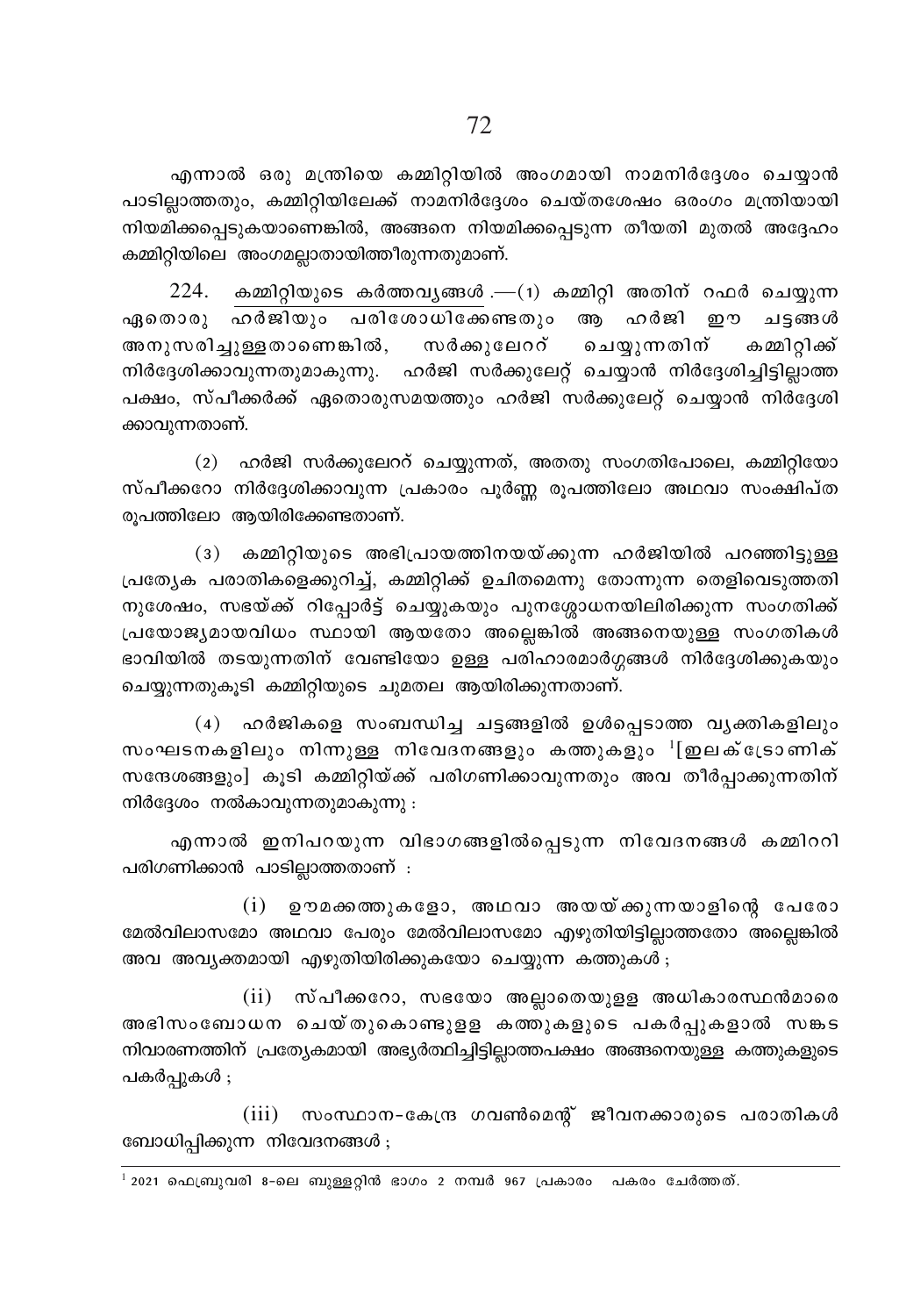എന്നാൽ ഒരു മന്ത്രിയെ കമ്മിറ്റിയിൽ അംഗമായി നാമനിർദ്ദേശം ചെയ്യാൻ പാടില്ലാത്തതും, കമ്മിറ്റിയിലേക്ക് നാമനിർദ്ദേശം ചെയ്തശേഷം ഒരംഗം മന്ത്രിയായി നിയമിക്കപ്പെടുകയാണെങ്കിൽ, അങ്ങനെ നിയമിക്കപ്പെടുന്ന തീയതി മുതൽ അദ്ദേഹം കമ്മിറ്റിയിലെ അംഗമല്ലാതായിത്തീരുന്നതുമാണ്.

224. കമ്മിറ്റിയുടെ കർത്തവ്യങ്ങൾ.—(1) കമ്മിറ്റി അതിന് റഫർ ചെയ്യുന്ന ഏതൊരു ഹർജിയും പരിശോധിക്കേണ്ടതും ആ ഹർജി ഈ ചട്ടങ്ങൾ അനുസരിച്ചുള്ളതാണെങ്കിൽ, സർക്കുലേററ് ചെയ്യുന്നതിന് കമ്മിറ്റിക്ക് നിർദ്ദേശിക്കാവുന്നതുമാകുന്നു. ഹർജി സർക്കുലേറ്റ് ചെയ്യാൻ നിർദ്ദേശിച്ചിട്ടില്ലാത്ത പക്ഷം, സ്പീക്കർക്ക് ഏതൊരുസമയത്തും ഹർജി സർക്കുലേറ്റ് ചെയ്യാൻ നിർദ്ദേശിക്കാവുന്നതാണ്.

(2) ഹർജി സർക്കുലേററ് ചെയ്യുന്നത്, അതതു സംഗതിപോലെ, കമ്മിറ്റിയോ സ്പീക്കറോ നിർദ്ദേശിക്കാവുന്ന പ്രകാരം പൂർണ്ണ രൂപത്തിലോ അഥവാ സംക്ഷിപ്ത രൂപത്തിലോ ആയിരിക്കേണ്ടതാണ്.

(3) കമ്മിറ്റിയുടെ അഭിപ്രായത്തിനയയ്ക്കുന്ന ഹർജിയിൽ പറഞ്ഞിട്ടുള്ള പ്രത്യേക പരാതികളെക്കുറിച്ച്, കമ്മിറ്റിക്ക് ഉചിതമെന്നു തോന്നുന്ന തെളിവെടുത്തതിനുശേഷം, സഭയ്ക്ക് റിപ്പോർട്ട് ചെയ്യുകയും പുനശ്ശോധനയിലിരിക്കുന്ന സംഗതിക്ക് പ്രയോജ്യമായവിധം സ്ഥായി ആയതോ അല്ലെങ്കിൽ അങ്ങനെയുള്ള സംഗതികൾ ഭാവിയിൽ തടയുന്നതിന് വേണ്ടിയോ ഉള്ള പരിഹാരമാർഗ്ഗങ്ങൾ നിർദ്ദേശിക്കുകയും ചെയ്യുന്നതുകൂടി കമ്മിറ്റിയുടെ ചുമതല ആയിരിക്കുന്നതാണ്.

(4) ഹർജികളെ സംബന്ധിച്ച ചട്ടങ്ങളിൽ ഉൾപ്പെടാത്ത വ്യക്തികളിലും സംഘടനകളിലും നിന്നുള്ള നിവേദനങ്ങളും കത്തുകളും [1][ഇലക്ട്രോണിക് സന്ദേശങ്ങളും] കൂടി കമ്മിറ്റിയ്ക്ക് പരിഗണിക്കാവുന്നതും അവ തീർപ്പാക്കുന്നതിന് നിർദ്ദേശം നൽകാവുന്നതുമാകുന്നു :

എന്നാൽ ഇനിപറയുന്ന വിഭാഗങ്ങളിൽപ്പെടുന്ന നിവേദനങ്ങൾ കമ്മിററി പരിഗണിക്കാൻ പാടില്ലാത്തതാണ് :

(i) ഊമക്കത്തുകളോ, അഥവാ അയയ്ക്കുന്നയാളിന്റെ പേരോ മേൽവിലാസമോ അഥവാ പേരും മേൽവിലാസമോ എഴുതിയിട്ടില്ലാത്തതോ അല്ലെങ്കിൽ അവ അവ്യക്തമായി എഴുതിയിരിക്കുകയോ ചെയ്യുന്ന കത്തുകൾ ;

(ii) സ്പീക്കറോ, സഭയോ അല്ലാതെയുള്ള അധികാരസ്ഥൻമാരെ അഭിസംബോധന ചെയ്തുകൊണ്ടുള്ള കത്തുകളുടെ പകർപ്പുകളാൽ സങ്കട നിവാരണത്തിന് പ്രത്യേകമായി അഭ്യർത്ഥിച്ചിട്ടില്ലാത്തപക്ഷം അങ്ങനെയുള്ള കത്തുകളുടെ പകർപ്പുകൾ ;

(iii) സംസ്ഥാന-കേന്ദ്ര ഗവൺമെന്റ് ജീവനക്കാരുടെ പരാതികൾ ബോധിപ്പിക്കുന്ന നിവേദനങ്ങൾ ;

---

[1] 2021 ഫെബ്രുവരി 8-ലെ ബുള്ളറ്റിൻ ഭാഗം 2 നമ്പർ 967 പ്രകാരം പകരം ചേർത്തത്.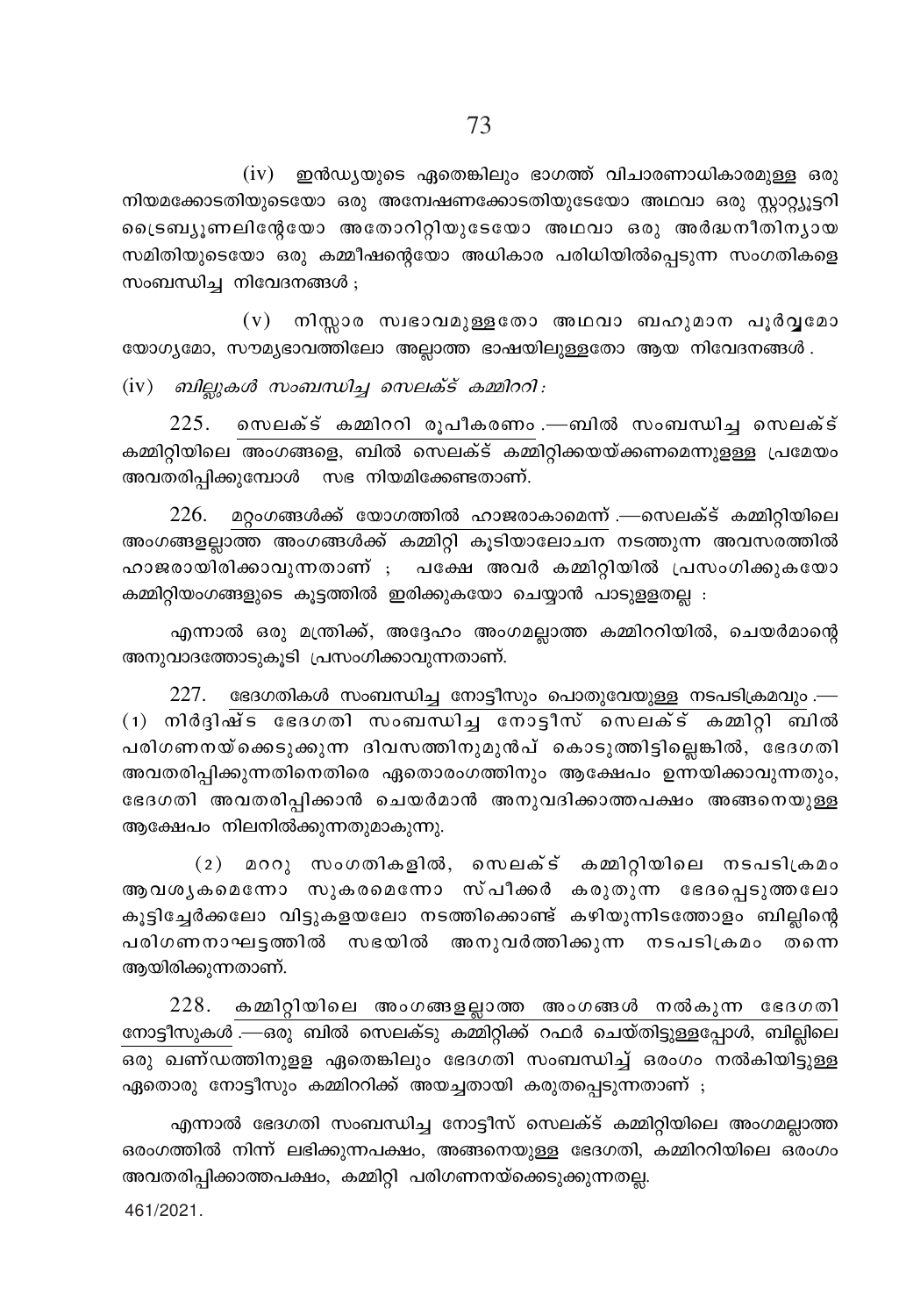(iv) ഇൻഡ്യയുടെ ഏതെങ്കിലും ഭാഗത്ത് വിചാരണാധികാരമുള്ള ഒരു നിയമക്കോടതിയുടെയോ ഒരു അന്വേഷണക്കോടതിയുടേയോ അഥവാ ഒരു സ്റ്റാറ്റ്യൂട്ടറി ട്രൈബ്യൂണലിന്റേയോ അതോറിറ്റിയുടേയോ അഥവാ ഒരു അർദ്ധനീതിന്യായ സമിതിയുടെയോ ഒരു കമ്മീഷന്റെയോ അധികാര പരിധിയിൽപ്പെടുന്ന സംഗതികളെ സംബന്ധിച്ച നിവേദനങ്ങൾ ;

(v) നിസ്സാര സ്വഭാവമുള്ളതോ അഥവാ ബഹുമാന പൂർവ്വമോ യോഗ്യമോ, സൗമ്യഭാവത്തിലോ അല്ലാത്ത ഭാഷയിലുള്ളതോ ആയ നിവേദനങ്ങൾ .

(iv) *ബില്ലുകൾ സംബന്ധിച്ച സെലക്ട് കമ്മിററി :*

225. <u>സെലക്ട് കമ്മിററി രൂപീകരണം</u> .—ബിൽ സംബന്ധിച്ച സെലക്ട് കമ്മിറ്റിയിലെ അംഗങ്ങളെ, ബിൽ സെലക്ട് കമ്മിറ്റിക്കയയ്ക്കണമെന്നുള്ളള പ്രമേയം അവതരിപ്പിക്കുമ്പോൾ സഭ നിയമിക്കേണ്ടതാണ്.

226. <u>മറ്റംഗങ്ങൾക്ക് യോഗത്തിൽ ഹാജരാകാമെന്ന്</u> .—സെലക്ട് കമ്മിറ്റിയിലെ അംഗങ്ങളല്ലാത്ത അംഗങ്ങൾക്ക് കമ്മിറ്റി കൂടിയാലോചന നടത്തുന്ന അവസരത്തിൽ ഹാജരായിരിക്കാവുന്നതാണ് ; പക്ഷേ അവർ കമ്മിറ്റിയിൽ പ്രസംഗിക്കുകയോ കമ്മിറ്റിയംഗങ്ങളുടെ കൂട്ടത്തിൽ ഇരിക്കുകയോ ചെയ്യാൻ പാടുള്ളതല്ല :

എന്നാൽ ഒരു മന്ത്രിക്ക്, അദ്ദേഹം അംഗമല്ലാത്ത കമ്മിററിയിൽ, ചെയർമാന്റെ അനുവാദത്തോടുകൂടി പ്രസംഗിക്കാവുന്നതാണ്.

227. <u>ഭേദഗതികൾ സംബന്ധിച്ച നോട്ടീസും പൊതുവേയുള്ള നടപടിക്രമവും</u> .—(1) നിർദ്ദിഷ്ട ഭേദഗതി സംബന്ധിച്ച നോട്ടീസ് സെലക്ട് കമ്മിറ്റി ബിൽ പരിഗണനയ്ക്കെടുക്കുന്ന ദിവസത്തിനുമുൻപ് കൊടുത്തിട്ടില്ലെങ്കിൽ, ഭേദഗതി അവതരിപ്പിക്കുന്നതിനെതിരെ ഏതൊരംഗത്തിനും ആക്ഷേപം ഉന്നയിക്കാവുന്നതും, ഭേദഗതി അവതരിപ്പിക്കാൻ ചെയർമാൻ അനുവദിക്കാത്തപക്ഷം അങ്ങനെയുള്ള ആക്ഷേപം നിലനിൽക്കുന്നതുമാകുന്നു.

(2) മററു സംഗതികളിൽ, സെലക്ട് കമ്മിറ്റിയിലെ നടപടിക്രമം ആവശ്യകമെന്നോ സുകരമെന്നോ സ്പീക്കർ കരുതുന്ന ഭേദപ്പെടുത്തലോ കൂട്ടിച്ചേർക്കലോ വിട്ടുകളയലോ നടത്തിക്കൊണ്ട് കഴിയുന്നിടത്തോളം ബില്ലിന്റെ പരിഗണനാഘട്ടത്തിൽ സഭയിൽ അനുവർത്തിക്കുന്ന നടപടിക്രമം തന്നെ ആയിരിക്കുന്നതാണ്.

228. <u>കമ്മിറ്റിയിലെ അംഗങ്ങളല്ലാത്ത അംഗങ്ങൾ നൽകുന്ന ഭേദഗതി നോട്ടീസുകൾ</u> .—ഒരു ബിൽ സെലക്ടു കമ്മിറ്റിക്ക് റഫർ ചെയ്തിട്ടുള്ളപ്പോൾ, ബില്ലിലെ ഒരു ഖണ്ഡത്തിനുളള ഏതെങ്കിലും ഭേദഗതി സംബന്ധിച്ച് ഒരംഗം നൽകിയിട്ടുള്ള ഏതൊരു നോട്ടീസും കമ്മിററിക്ക് അയച്ചതായി കരുതപ്പെടുന്നതാണ് ;

എന്നാൽ ഭേദഗതി സംബന്ധിച്ച നോട്ടീസ് സെലക്ട് കമ്മിറ്റിയിലെ അംഗമല്ലാത്ത ഒരംഗത്തിൽ നിന്ന് ലഭിക്കുന്നപക്ഷം, അങ്ങനെയുള്ള ഭേദഗതി, കമ്മിററിയിലെ ഒരംഗം അവതരിപ്പിക്കാത്തപക്ഷം, കമ്മിറ്റി പരിഗണനയ്ക്കെടുക്കുന്നതല്ല.

461/2021.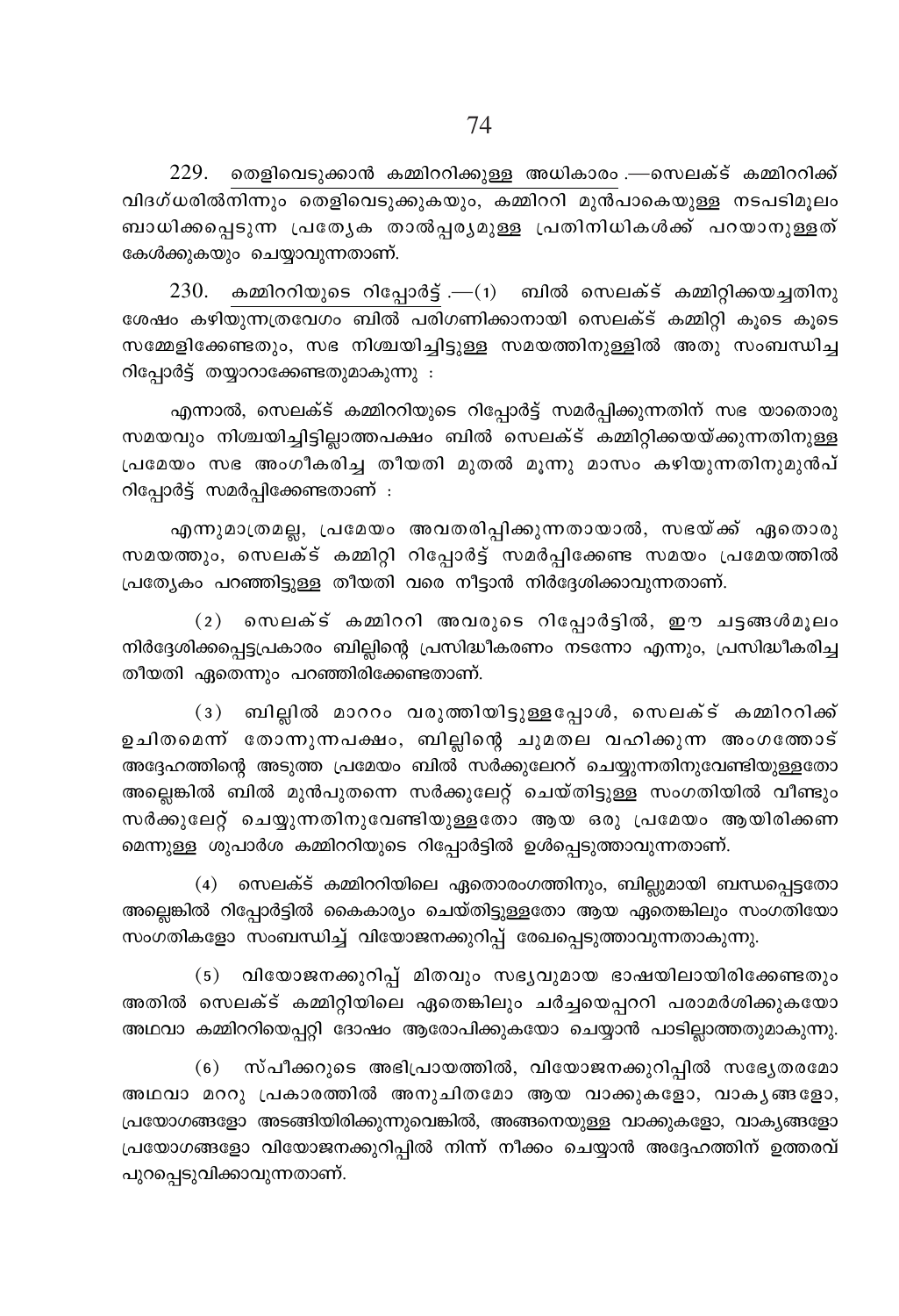229. തെളിവെടുക്കാൻ കമ്മിററിക്കുള്ള അധികാരം.—സെലക്ട് കമ്മിററിക്ക് വിദഗ്ധരിൽനിന്നും തെളിവെടുക്കുകയും, കമ്മിററി മുൻപാകെയുള്ള നടപടിമൂലം ബാധിക്കപ്പെടുന്ന പ്രത്യേക താൽപ്പര്യമുള്ള പ്രതിനിധികൾക്ക് പറയാനുള്ളത് കേൾക്കുകയും ചെയ്യാവുന്നതാണ്.

230. കമ്മിററിയുടെ റിപ്പോർട്ട്.—(1) ബിൽ സെലക്ട് കമ്മിറ്റിക്കയച്ചതിനു ശേഷം കഴിയുന്നത്രവേഗം ബിൽ പരിഗണിക്കാനായി സെലക്ട് കമ്മിറ്റി കൂടെ കൂടെ സമ്മേളിക്കേണ്ടതും, സഭ നിശ്ചയിച്ചിട്ടുള്ള സമയത്തിനുള്ളിൽ അതു സംബന്ധിച്ച റിപ്പോർട്ട് തയ്യാറാക്കേണ്ടതുമാകുന്നു :

എന്നാൽ, സെലക്ട് കമ്മിററിയുടെ റിപ്പോർട്ട് സമർപ്പിക്കുന്നതിന് സഭ യാതൊരു സമയവും നിശ്ചയിച്ചിട്ടില്ലാത്തപക്ഷം ബിൽ സെലക്ട് കമ്മിറ്റിക്കയയ്ക്കുന്നതിനുള്ള പ്രമേയം സഭ അംഗീകരിച്ച തീയതി മുതൽ മൂന്നു മാസം കഴിയുന്നതിനുമുൻപ് റിപ്പോർട്ട് സമർപ്പിക്കേണ്ടതാണ് :

എന്നുമാത്രമല്ല, പ്രമേയം അവതരിപ്പിക്കുന്നതായാൽ, സഭയ്ക്ക് ഏതൊരു സമയത്തും, സെലക്ട് കമ്മിറ്റി റിപ്പോർട്ട് സമർപ്പിക്കേണ്ട സമയം പ്രമേയത്തിൽ പ്രത്യേകം പറഞ്ഞിട്ടുള്ള തീയതി വരെ നീട്ടാൻ നിർദ്ദേശിക്കാവുന്നതാണ്.

(2) സെലക്ട് കമ്മിററി അവരുടെ റിപ്പോർട്ടിൽ, ഈ ചട്ടങ്ങൾമൂലം നിർദ്ദേശിക്കപ്പെട്ടപ്രകാരം ബില്ലിന്റെ പ്രസിദ്ധീകരണം നടന്നോ എന്നും, പ്രസിദ്ധീകരിച്ച തീയതി ഏതെന്നും പറഞ്ഞിരിക്കേണ്ടതാണ്.

(3) ബില്ലിൽ മാററം വരുത്തിയിട്ടുള്ളപ്പോൾ, സെലക്ട് കമ്മിററിക്ക് ഉചിതമെന്ന് തോന്നുന്നപക്ഷം, ബില്ലിന്റെ ചുമതല വഹിക്കുന്ന അംഗത്തോട് അദ്ദേഹത്തിന്റെ അടുത്ത പ്രമേയം ബിൽ സർക്കുലേററ് ചെയ്യുന്നതിനുവേണ്ടിയുള്ളതോ അല്ലെങ്കിൽ ബിൽ മുൻപുതന്നെ സർക്കുലേറ്റ് ചെയ്തിട്ടുള്ള സംഗതിയിൽ വീണ്ടും സർക്കുലേറ്റ് ചെയ്യുന്നതിനുവേണ്ടിയുള്ളതോ ആയ ഒരു പ്രമേയം ആയിരിക്കണ മെന്നുള്ള ശുപാർശ കമ്മിററിയുടെ റിപ്പോർട്ടിൽ ഉൾപ്പെടുത്താവുന്നതാണ്.

(4) സെലക്ട് കമ്മിററിയിലെ ഏതൊരംഗത്തിനും, ബില്ലുമായി ബന്ധപ്പെട്ടതോ അല്ലെങ്കിൽ റിപ്പോർട്ടിൽ കൈകാര്യം ചെയ്തിട്ടുള്ളതോ ആയ ഏതെങ്കിലും സംഗതിയോ സംഗതികളോ സംബന്ധിച്ച് വിയോജനക്കുറിപ്പ് രേഖപ്പെടുത്താവുന്നതാകുന്നു.

(5) വിയോജനക്കുറിപ്പ് മിതവും സഭ്യവുമായ ഭാഷയിലായിരിക്കേണ്ടതും അതിൽ സെലക്ട് കമ്മിറ്റിയിലെ ഏതെങ്കിലും ചർച്ചയെപ്പററി പരാമർശിക്കുകയോ അഥവാ കമ്മിററിയെപ്പററി ദോഷം ആരോപിക്കുകയോ ചെയ്യാൻ പാടില്ലാത്തതുമാകുന്നു.

(6) സ്പീക്കറുടെ അഭിപ്രായത്തിൽ, വിയോജനക്കുറിപ്പിൽ സഭ്യേതരമോ അഥവാ മററു പ്രകാരത്തിൽ അനുചിതമോ ആയ വാക്കുകളോ, വാക്യങ്ങളോ, പ്രയോഗങ്ങളോ അടങ്ങിയിരിക്കുന്നുവെങ്കിൽ, അങ്ങനെയുള്ള വാക്കുകളോ, വാക്യങ്ങളോ പ്രയോഗങ്ങളോ വിയോജനക്കുറിപ്പിൽ നിന്ന് നീക്കം ചെയ്യാൻ അദ്ദേഹത്തിന് ഉത്തരവ് പുറപ്പെടുവിക്കാവുന്നതാണ്.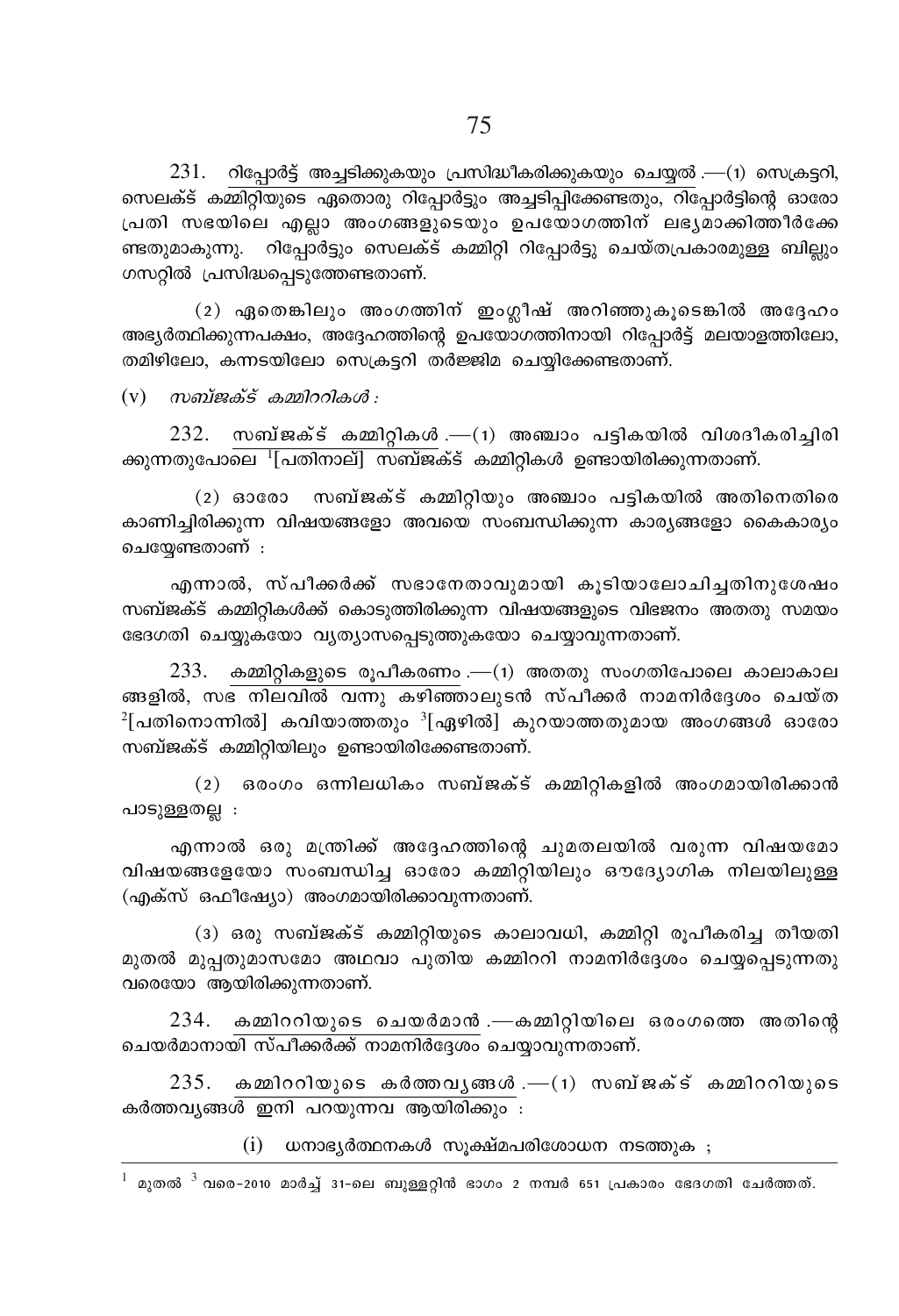231. റിപ്പോർട്ട് അച്ചടിക്കുകയും പ്രസിദ്ധീകരിക്കുകയും ചെയ്യൽ.—(1) സെക്രട്ടറി, സെലക്ട് കമ്മിറ്റിയുടെ ഏതൊരു റിപ്പോർട്ടും അച്ചടിപ്പിക്കേണ്ടതും, റിപ്പോർട്ടിന്റെ ഓരോ പ്രതി സഭയിലെ എല്ലാ അംഗങ്ങളുടെയും ഉപയോഗത്തിന് ലഭ്യമാക്കിത്തീർക്കേണ്ടതുമാകുന്നു. റിപ്പോർട്ടും സെലക്ട് കമ്മിറ്റി റിപ്പോർട്ടു ചെയ്തപ്രകാരമുള്ള ബില്ലും ഗസറ്റിൽ പ്രസിദ്ധപ്പെടുത്തേണ്ടതാണ്.

(2) ഏതെങ്കിലും അംഗത്തിന് ഇംഗ്ലീഷ് അറിഞ്ഞുകൂടെങ്കിൽ അദ്ദേഹം അഭ്യർത്ഥിക്കുന്നപക്ഷം, അദ്ദേഹത്തിന്റെ ഉപയോഗത്തിനായി റിപ്പോർട്ട് മലയാളത്തിലോ, തമിഴിലോ, കന്നടയിലോ സെക്രട്ടറി തർജ്ജിമ ചെയ്യിക്കേണ്ടതാണ്.

(v) *സബ്ജക്ട് കമ്മിററികൾ :*

232. സബ്ജക്ട് കമ്മിറ്റികൾ.—(1) അഞ്ചാം പട്ടികയിൽ വിശദീകരിച്ചിരിക്കുന്നതുപോലെ [1][പതിനാല്] സബ്ജക്ട് കമ്മിറ്റികൾ ഉണ്ടായിരിക്കുന്നതാണ്.

(2) ഓരോ സബ്ജക്ട് കമ്മിറ്റിയും അഞ്ചാം പട്ടികയിൽ അതിനെതിരെ കാണിച്ചിരിക്കുന്ന വിഷയങ്ങളോ അവയെ സംബന്ധിക്കുന്ന കാര്യങ്ങളോ കൈകാര്യം ചെയ്യേണ്ടതാണ് :

എന്നാൽ, സ്പീക്കർക്ക് സഭാനേതാവുമായി കൂടിയാലോചിച്ചതിനുശേഷം സബ്ജക്ട് കമ്മിറ്റികൾക്ക് കൊടുത്തിരിക്കുന്ന വിഷയങ്ങളുടെ വിഭജനം അതതു സമയം ഭേദഗതി ചെയ്യുകയോ വ്യത്യാസപ്പെടുത്തുകയോ ചെയ്യാവുന്നതാണ്.

233. കമ്മിറ്റികളുടെ രൂപീകരണം.—(1) അതതു സംഗതിപോലെ കാലാകാലങ്ങളിൽ, സഭ നിലവിൽ വന്നു കഴിഞ്ഞാലുടൻ സ്പീക്കർ നാമനിർദ്ദേശം ചെയ്ത [2][പതിനൊന്നിൽ] കവിയാത്തതും [3][ഏഴിൽ] കുറയാത്തതുമായ അംഗങ്ങൾ ഓരോ സബ്ജക്ട് കമ്മിറ്റിയിലും ഉണ്ടായിരിക്കേണ്ടതാണ്.

(2) ഒരംഗം ഒന്നിലധികം സബ്ജക്ട് കമ്മിറ്റികളിൽ അംഗമായിരിക്കാൻ പാടുള്ളതല്ല :

എന്നാൽ ഒരു മന്ത്രിക്ക് അദ്ദേഹത്തിന്റെ ചുമതലയിൽ വരുന്ന വിഷയമോ വിഷയങ്ങളേയോ സംബന്ധിച്ച ഓരോ കമ്മിറ്റിയിലും ഔദ്യോഗിക നിലയിലുള്ള (എക്സ് ഒഫീഷ്യോ) അംഗമായിരിക്കാവുന്നതാണ്.

(3) ഒരു സബ്ജക്ട് കമ്മിറ്റിയുടെ കാലാവധി, കമ്മിറ്റി രൂപീകരിച്ച തീയതി മുതൽ മുപ്പതുമാസമോ അഥവാ പുതിയ കമ്മിററി നാമനിർദ്ദേശം ചെയ്യപ്പെടുന്നതു വരെയോ ആയിരിക്കുന്നതാണ്.

234. കമ്മിററിയുടെ ചെയർമാൻ.—കമ്മിറ്റിയിലെ ഒരംഗത്തെ അതിന്റെ ചെയർമാനായി സ്പീക്കർക്ക് നാമനിർദ്ദേശം ചെയ്യാവുന്നതാണ്.

235. കമ്മിററിയുടെ കർത്തവ്യങ്ങൾ.—(1) സബ്ജക്ട് കമ്മിററിയുടെ കർത്തവ്യങ്ങൾ ഇനി പറയുന്നവ ആയിരിക്കും :

(i) ധനാഭ്യർത്ഥനകൾ സൂക്ഷ്മപരിശോധന നടത്തുക ;

---

[1] മുതൽ [3] വരെ-2010 മാർച്ച് 31-ലെ ബുള്ളറ്റിൻ ഭാഗം 2 നമ്പർ 651 പ്രകാരം ഭേദഗതി ചേർത്തത്.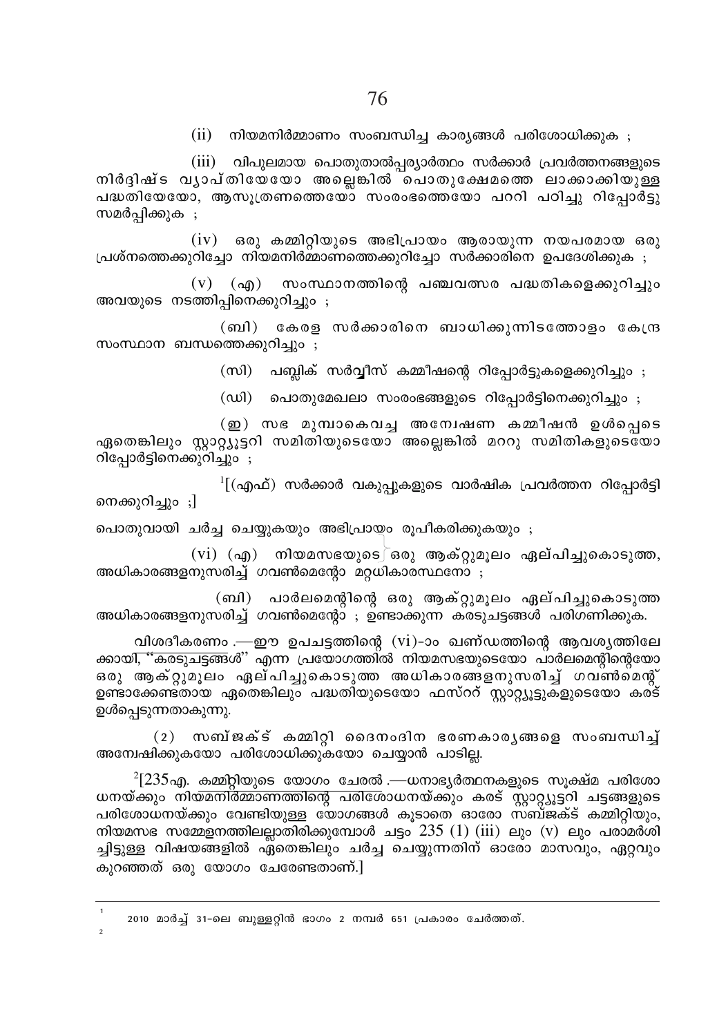(ii) നിയമനിർമ്മാണം സംബന്ധിച്ച കാര്യങ്ങൾ പരിശോധിക്കുക ;

(iii) വിപുലമായ പൊതുതാൽപ്പര്യാർത്ഥം സർക്കാർ പ്രവർത്തനങ്ങളുടെ നിർദ്ദിഷ്ട വ്യാപ്തിയേയോ അല്ലെങ്കിൽ പൊതുക്ഷേമത്തെ ലാക്കാക്കിയുള്ള പദ്ധതിയേയോ, ആസൂത്രണത്തെയോ സംരംഭത്തെയോ പററി പഠിച്ചു റിപ്പോർട്ടു സമർപ്പിക്കുക ;

(iv) ഒരു കമ്മിറ്റിയുടെ അഭിപ്രായം ആരായുന്ന നയപരമായ ഒരു പ്രശ്നത്തെക്കുറിച്ചോ നിയമനിർമ്മാണത്തെക്കുറിച്ചോ സർക്കാരിനെ ഉപദേശിക്കുക ;

(v) (എ) സംസ്ഥാനത്തിന്റെ പഞ്ചവത്സര പദ്ധതികളെക്കുറിച്ചും അവയുടെ നടത്തിപ്പിനെക്കുറിച്ചും ;

(ബി) കേരള സർക്കാരിനെ ബാധിക്കുന്നിടത്തോളം കേന്ദ്ര സംസ്ഥാന ബന്ധത്തെക്കുറിച്ചും ;

(സി) പബ്ലിക് സർവ്വീസ് കമ്മീഷന്റെ റിപ്പോർട്ടുകളെക്കുറിച്ചും ;

(ഡി) പൊതുമേഖലാ സംരംഭങ്ങളുടെ റിപ്പോർട്ടിനെക്കുറിച്ചും ;

(ഇ) സഭ മുമ്പാകെവച്ച അന്വേഷണ കമ്മീഷൻ ഉൾപ്പെടെ ഏതെങ്കിലും സ്റ്റാറ്റ്യൂട്ടറി സമിതിയുടെയോ അല്ലെങ്കിൽ മററു സമിതികളുടെയോ റിപ്പോർട്ടിനെക്കുറിച്ചും ;

[1][(എഫ്) സർക്കാർ വകുപ്പുകളുടെ വാർഷിക പ്രവർത്തന റിപ്പോർട്ടിനെക്കുറിച്ചും ;]

പൊതുവായി ചർച്ച ചെയ്യുകയും അഭിപ്രായം രൂപീകരിക്കുകയും ;

(vi) (എ) നിയമസഭയുടെ ഒരു ആക്റ്റുമൂലം ഏല്പിച്ചുകൊടുത്ത, അധികാരങ്ങളനുസരിച്ച് ഗവൺമെന്റോ മറ്റധികാരസ്ഥനോ ;

(ബി) പാർലമെന്റിന്റെ ഒരു ആക്റ്റുമൂലം ഏല്പിച്ചുകൊടുത്ത അധികാരങ്ങളനുസരിച്ച് ഗവൺമെന്റോ ; ഉണ്ടാക്കുന്ന കരടുചട്ടങ്ങൾ പരിഗണിക്കുക.

വിശദീകരണം.—ഈ ഉപചട്ടത്തിന്റെ (vi)-ാം ഖണ്ഡത്തിന്റെ ആവശ്യത്തിലേക്കായി, "കരടുചട്ടങ്ങൾ" എന്ന പ്രയോഗത്തിൽ നിയമസഭയുടെയോ പാർലമെന്റിന്റെയോ ഒരു ആക്റ്റുമൂലം ഏല്പിച്ചുകൊടുത്ത അധികാരങ്ങളനുസരിച്ച് ഗവൺമെന്റ് ഉണ്ടാക്കേണ്ടതായ ഏതെങ്കിലും പദ്ധതിയുടെയോ ഫസ്ററ് സ്റ്റാറ്റ്യൂട്ടുകളുടെയോ കരട് ഉൾപ്പെടുന്നതാകുന്നു.

(2) സബ്ജക്ട് കമ്മിറ്റി ദൈനംദിന ഭരണകാര്യങ്ങളെ സംബന്ധിച്ച് അന്വേഷിക്കുകയോ പരിശോധിക്കുകയോ ചെയ്യാൻ പാടില്ല.

[2][235എ. കമ്മിറ്റിയുടെ യോഗം ചേരൽ.—ധനാഭ്യർത്ഥനകളുടെ സൂക്ഷ്മ പരിശോധനയ്ക്കും നിയമനിർമ്മാണത്തിന്റെ പരിശോധനയ്ക്കും കരട് സ്റ്റാറ്റ്യൂട്ടറി ചട്ടങ്ങളുടെ പരിശോധനയ്ക്കും വേണ്ടിയുള്ള യോഗങ്ങൾ കൂടാതെ ഓരോ സബ്ജക്ട് കമ്മിറ്റിയും, നിയമസഭ സമ്മേളനത്തിലല്ലാതിരിക്കുമ്പോൾ ചട്ടം 235 (1) (iii) ലും (v) ലും പരാമർശിച്ചിട്ടുള്ള വിഷയങ്ങളിൽ ഏതെങ്കിലും ചർച്ച ചെയ്യുന്നതിന് ഓരോ മാസവും, ഏറ്റവും കുറഞ്ഞത് ഒരു യോഗം ചേരേണ്ടതാണ്.]

---

[1] 2010 മാർച്ച് 31-ലെ ബുള്ളറ്റിൻ ഭാഗം 2 നമ്പർ 651 പ്രകാരം ചേർത്തത്.

[2]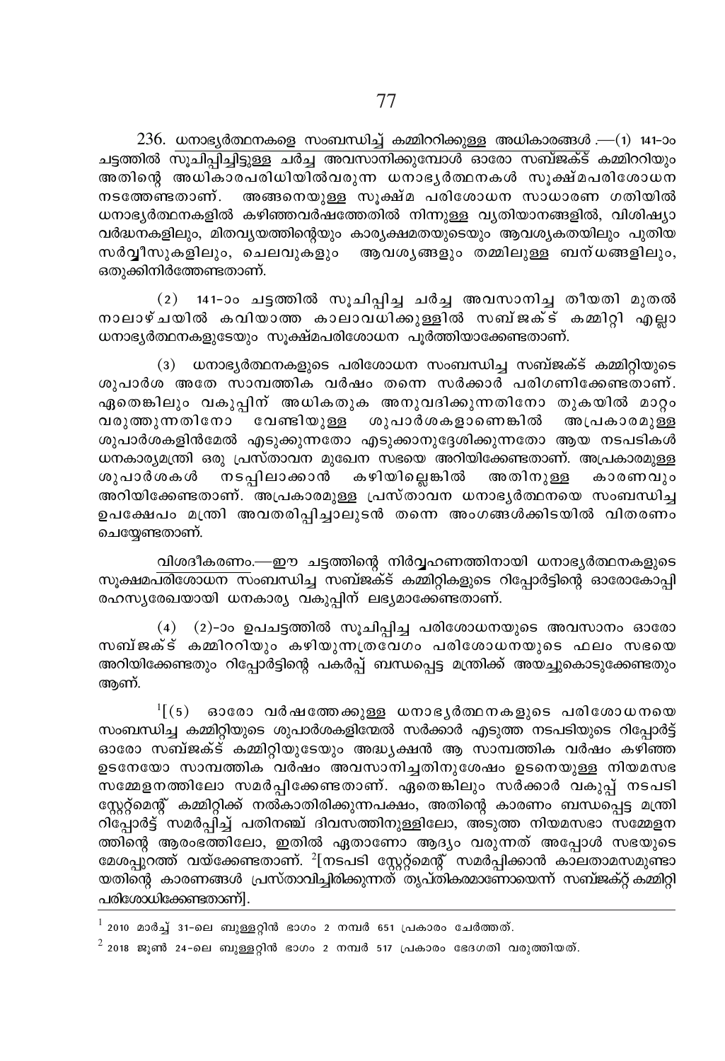236. <u>ധനാഭ്യർത്ഥനകളെ സംബന്ധിച്ച് കമ്മിററിക്കുള്ള അധികാരങ്ങൾ</u>.—(1) 141-ാം ചട്ടത്തിൽ <u>സൂചിപ്പിച്ചിട്ടുള്ള ചർച്ച അവസാനിക്കുമ്പോൾ ഓരോ സബ്ജക്ട് കമ്മിററിയും</u> അതിന്റെ അധികാരപരിധിയിൽവരുന്ന ധനാഭ്യർത്ഥനകൾ സൂക്ഷ്മപരിശോധന നടത്തേണ്ടതാണ്. അങ്ങനെയുള്ള സൂക്ഷ്മ പരിശോധന സാധാരണ ഗതിയിൽ ധനാഭ്യർത്ഥനകളിൽ കഴിഞ്ഞവർഷത്തേതിൽ നിന്നുള്ള വ്യതിയാനങ്ങളിൽ, വിശിഷ്യാ വർദ്ധനകളിലും, മിതവ്യയത്തിന്റെയും കാര്യക്ഷമതയുടെയും ആവശ്യകതയിലും പുതിയ സർവ്വീസുകളിലും, ചെലവുകളും ആവശ്യങ്ങളും തമ്മിലുള്ള ബന്ധങ്ങളിലും, ഒതുക്കിനിർത്തേണ്ടതാണ്.

(2) 141-ാം ചട്ടത്തിൽ സൂചിപ്പിച്ച ചർച്ച അവസാനിച്ച തീയതി മുതൽ നാലാഴ്ചയിൽ കവിയാത്ത കാലാവധിക്കുള്ളിൽ സബ്ജക്ട് കമ്മിറ്റി എല്ലാ ധനാഭ്യർത്ഥനകളുടേയും സൂക്ഷ്മപരിശോധന പൂർത്തിയാക്കേണ്ടതാണ്.

(3) ധനാഭ്യർത്ഥനകളുടെ പരിശോധന സംബന്ധിച്ച സബ്ജക്ട് കമ്മിറ്റിയുടെ ശുപാർശ അതേ സാമ്പത്തിക വർഷം തന്നെ സർക്കാർ പരിഗണിക്കേണ്ടതാണ്. ഏതെങ്കിലും വകുപ്പിന് അധികതുക അനുവദിക്കുന്നതിനോ തുകയിൽ മാറ്റം വരുത്തുന്നതിനോ വേണ്ടിയുള്ള ശുപാർശകളാണെങ്കിൽ അപ്രകാരമുള്ള ശുപാർശകളിൻമേൽ എടുക്കുന്നതോ എടുക്കാനുദ്ദേശിക്കുന്നതോ ആയ നടപടികൾ ധനകാര്യമന്ത്രി ഒരു പ്രസ്താവന മുഖേന സഭയെ അറിയിക്കേണ്ടതാണ്. അപ്രകാരമുള്ള ശുപാർശകൾ നടപ്പിലാക്കാൻ കഴിയില്ലെങ്കിൽ അതിനുള്ള കാരണവും അറിയിക്കേണ്ടതാണ്. അപ്രകാരമുള്ള പ്രസ്താവന ധനാഭ്യർത്ഥനയെ സംബന്ധിച്ച ഉപക്ഷേപം മന്ത്രി അവതരിപ്പിച്ചാലുടൻ തന്നെ അംഗങ്ങൾക്കിടയിൽ വിതരണം ചെയ്യേണ്ടതാണ്.

<u>വിശദീകരണം</u>.—ഈ ചട്ടത്തിന്റെ നിർവ്വഹണത്തിനായി ധനാഭ്യർത്ഥനകളുടെ സൂക്ഷ്മപരിശോധന സംബന്ധിച്ച സബ്ജക്ട് കമ്മിറ്റികളുടെ റിപ്പോർട്ടിന്റെ ഓരോകോപ്പി രഹസ്യരേഖയായി ധനകാര്യ വകുപ്പിന് ലഭ്യമാക്കേണ്ടതാണ്.

(4) (2)-ാം ഉപചട്ടത്തിൽ സൂചിപ്പിച്ച പരിശോധനയുടെ അവസാനം ഓരോ സബ്ജക്ട് കമ്മിററിയും കഴിയുന്നത്രവേഗം പരിശോധനയുടെ ഫലം സഭയെ അറിയിക്കേണ്ടതും റിപ്പോർട്ടിന്റെ പകർപ്പ് ബന്ധപ്പെട്ട മന്ത്രിക്ക് അയച്ചുകൊടുക്കേണ്ടതും ആണ്.

[1][(5) ഓരോ വർഷത്തേക്കുള്ള ധനാഭ്യർത്ഥനകളുടെ പരിശോധനയെ സംബന്ധിച്ച കമ്മിറ്റിയുടെ ശുപാർശകളിന്മേൽ സർക്കാർ എടുത്ത നടപടിയുടെ റിപ്പോർട്ട് ഓരോ സബ്ജക്ട് കമ്മിറ്റിയുടേയും അദ്ധ്യക്ഷൻ ആ സാമ്പത്തിക വർഷം കഴിഞ്ഞ ഉടനേയോ സാമ്പത്തിക വർഷം അവസാനിച്ചതിനുശേഷം ഉടനെയുള്ള നിയമസഭ സമ്മേളനത്തിലോ സമർപ്പിക്കേണ്ടതാണ്. ഏതെങ്കിലും സർക്കാർ വകുപ്പ് നടപടി സ്റ്റേറ്റ്മെന്റ് കമ്മിറ്റിക്ക് നൽകാതിരിക്കുന്നപക്ഷം, അതിന്റെ കാരണം ബന്ധപ്പെട്ട മന്ത്രി റിപ്പോർട്ട് സമർപ്പിച്ച് പതിനഞ്ച് ദിവസത്തിനുള്ളിലോ, അടുത്ത നിയമസഭാ സമ്മേളനത്തിന്റെ ആരംഭത്തിലോ, ഇതിൽ ഏതാണോ ആദ്യം വരുന്നത് അപ്പോൾ സഭയുടെ മേശപ്പുറത്ത് വയ്ക്കേണ്ടതാണ്. [2][നടപടി സ്റ്റേറ്റ്മെന്റ് സമർപ്പിക്കാൻ കാലതാമസമുണ്ടായതിന്റെ കാരണങ്ങൾ പ്രസ്താവിച്ചിരിക്കുന്നത് തൃപ്തികരമാണോയെന്ന് സബ്ജക്റ്റ് കമ്മിറ്റി പരിശോധിക്കേണ്ടതാണ്]].

---

[1] 2010 മാർച്ച് 31-ലെ ബുള്ളറ്റിൻ ഭാഗം 2 നമ്പർ 651 പ്രകാരം ചേർത്തത്.

[2] 2018 ജൂൺ 24-ലെ ബുള്ളറ്റിൻ ഭാഗം 2 നമ്പർ 517 പ്രകാരം ഭേദഗതി വരുത്തിയത്.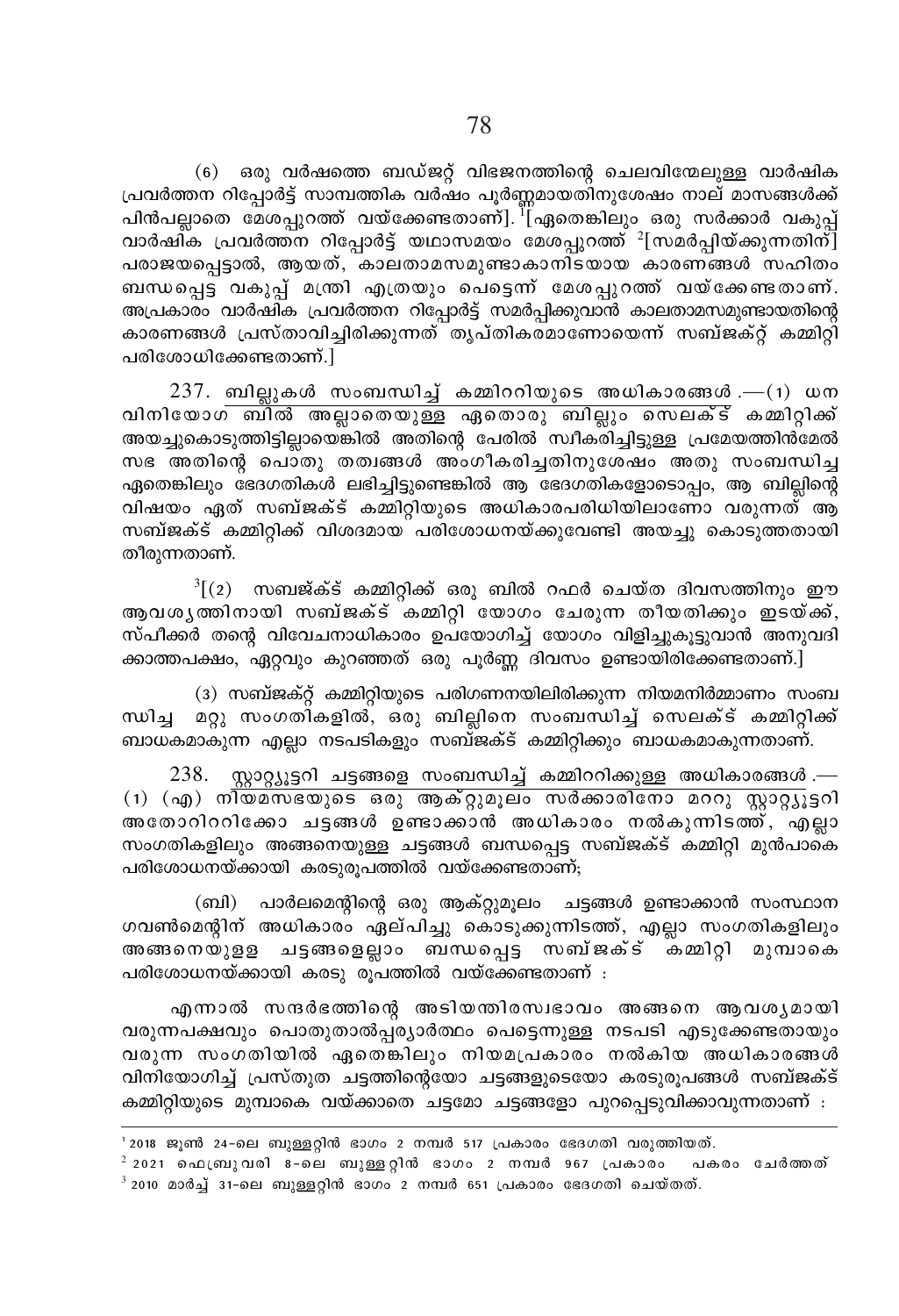(6) ഒരു വർഷത്തെ ബഡ്ജറ്റ് വിഭജനത്തിന്റെ ചെലവിന്മേലുള്ള വാർഷിക പ്രവർത്തന റിപ്പോർട്ട് സാമ്പത്തിക വർഷം പൂർണ്ണമായതിനുശേഷം നാല് മാസങ്ങൾക്ക് പിൻപല്ലാതെ മേശപ്പുറത്ത് വയ്ക്കേണ്ടതാണ്].[1][ഏതെങ്കിലും ഒരു സർക്കാർ വകുപ്പ് വാർഷിക പ്രവർത്തന റിപ്പോർട്ട് യഥാസമയം മേശപ്പുറത്ത് [2][സമർപ്പിയ്ക്കുന്നതിന്] പരാജയപ്പെട്ടാൽ, ആയത്, കാലതാമസമുണ്ടാകാനിടയായ കാരണങ്ങൾ സഹിതം ബന്ധപ്പെട്ട വകുപ്പ് മന്ത്രി എത്രയും പെട്ടെന്ന് മേശപ്പുറത്ത് വയ്ക്കേണ്ടതാണ്. അപ്രകാരം വാർഷിക പ്രവർത്തന റിപ്പോർട്ട് സമർപ്പിക്കുവാൻ കാലതാമസമുണ്ടായതിന്റെ കാരണങ്ങൾ പ്രസ്താവിച്ചിരിക്കുന്നത് തൃപ്തികരമാണോയെന്ന് സബ്ജക്റ്റ് കമ്മിറ്റി പരിശോധിക്കേണ്ടതാണ്.]

237. ബില്ലുകൾ സംബന്ധിച്ച് കമ്മററിയുടെ അധികാരങ്ങൾ.—(1) ധന വിനിയോഗ ബിൽ അല്ലാതെയുള്ള ഏതൊരു ബില്ലും സെലക്ട് കമ്മിറ്റിക്ക് അയച്ചുകൊടുത്തിട്ടില്ലായെങ്കിൽ അതിന്റെ പേരിൽ സ്വീകരിച്ചിട്ടുള്ള പ്രമേയത്തിൻമേൽ സഭ അതിന്റെ പൊതു തത്വങ്ങൾ അംഗീകരിച്ചതിനുശേഷം അതു സംബന്ധിച്ച ഏതെങ്കിലും ഭേദഗതികൾ ലഭിച്ചിട്ടുണ്ടെങ്കിൽ ആ ഭേദഗതികളോടൊപ്പം, ആ ബില്ലിന്റെ വിഷയം ഏത് സബ്ജക്ട് കമ്മിറ്റിയുടെ അധികാരപരിധിയിലാണോ വരുന്നത് ആ സബ്ജക്ട് കമ്മിറ്റിക്ക് വിശദമായ പരിശോധനയ്ക്കുവേണ്ടി അയച്ചു കൊടുത്തതായി തീരുന്നതാണ്.

[3][(2) സബജ്ക്ട് കമ്മിറ്റിക്ക് ഒരു ബിൽ റഫർ ചെയ്ത ദിവസത്തിനും ഈ ആവശ്യത്തിനായി സബ്ജക്ട് കമ്മിറ്റി യോഗം ചേരുന്ന തീയതിക്കും ഇടയ്ക്ക്, സ്പീക്കർ തന്റെ വിവേചനാധികാരം ഉപയോഗിച്ച് യോഗം വിളിച്ചുകൂട്ടുവാൻ അനുവദിക്കാത്തപക്ഷം, ഏറ്റവും കുറഞ്ഞത് ഒരു പൂർണ്ണ ദിവസം ഉണ്ടായിരിക്കേണ്ടതാണ്.]

(3) സബ്ജക്റ്റ് കമ്മിറ്റിയുടെ പരിഗണനയിലിരിക്കുന്ന നിയമനിർമ്മാണം സംബന്ധിച്ച മററു സംഗതികളിൽ, ഒരു ബില്ലിനെ സംബന്ധിച്ച് സെലക്ട് കമ്മിറ്റിക്ക് ബാധകമാകുന്ന എല്ലാ നടപടികളും സബ്ജക്ട് കമ്മിറ്റിക്കും ബാധകമാകുന്നതാണ്.

238. സ്റ്റാറ്റ്യൂട്ടറി ചട്ടങ്ങളെ സംബന്ധിച്ച് കമ്മററിക്കുള്ള അധികാരങ്ങൾ.— (1) (എ) നിയമസഭയുടെ ഒരു ആക്റ്റുമൂലം സർക്കാരിനോ മററു സ്റ്റാറ്റ്യൂട്ടറി അതോറിററിക്കോ ചട്ടങ്ങൾ ഉണ്ടാക്കാൻ അധികാരം നൽകുന്നിടത്ത്, എല്ലാ സംഗതികളിലും അങ്ങനെയുള്ള ചട്ടങ്ങൾ ബന്ധപ്പെട്ട സബ്ജക്ട് കമ്മിറ്റി മുൻപാകെ പരിശോധനയ്ക്കായി കരടുരൂപത്തിൽ വയ്ക്കേണ്ടതാണ്;

(ബി) പാർലമെന്റിന്റെ ഒരു ആക്റ്റുമൂലം ചട്ടങ്ങൾ ഉണ്ടാക്കാൻ സംസ്ഥാന ഗവൺമെന്റിന് അധികാരം ഏല്പിച്ചു കൊടുക്കുന്നിടത്ത്, എല്ലാ സംഗതികളിലും അങ്ങനെയുളള ചട്ടങ്ങളെല്ലാം ബന്ധപ്പെട്ട സബ്ജക്ട് കമ്മിറ്റി മുമ്പാകെ പരിശോധനയ്ക്കായി കരടു രൂപത്തിൽ വയ്ക്കേണ്ടതാണ് :

എന്നാൽ സന്ദർഭത്തിന്റെ അടിയന്തിരസ്വഭാവം അങ്ങനെ ആവശ്യമായി വരുന്നപക്ഷവും പൊതുതാൽപ്പര്യാർത്ഥം പെട്ടെന്നുള്ള നടപടി എടുക്കേണ്ടതായും വരുന്ന സംഗതിയിൽ ഏതെങ്കിലും നിയമപ്രകാരം നൽകിയ അധികാരങ്ങൾ വിനിയോഗിച്ച് പ്രസ്തുത ചട്ടത്തിന്റെയോ ചട്ടങ്ങളുടെയോ കരടുരൂപങ്ങൾ സബ്ജക്ട് കമ്മിറ്റിയുടെ മുമ്പാകെ വയ്ക്കാതെ ചട്ടമോ ചട്ടങ്ങളോ പുറപ്പെടുവിക്കാവുന്നതാണ് :

---

[1] 2018 ജൂൺ 24-ലെ ബുള്ളറ്റിൻ ഭാഗം 2 നമ്പർ 517 പ്രകാരം ഭേദഗതി വരുത്തിയത്.

[2] 2021 ഫെബ്രുവരി 8-ലെ ബുള്ളറ്റിൻ ഭാഗം 2 നമ്പർ 967 പ്രകാരം പകരം ചേർത്തത്

[3] 2010 മാർച്ച് 31-ലെ ബുള്ളറ്റിൻ ഭാഗം 2 നമ്പർ 651 പ്രകാരം ഭേദഗതി ചെയ്തത്.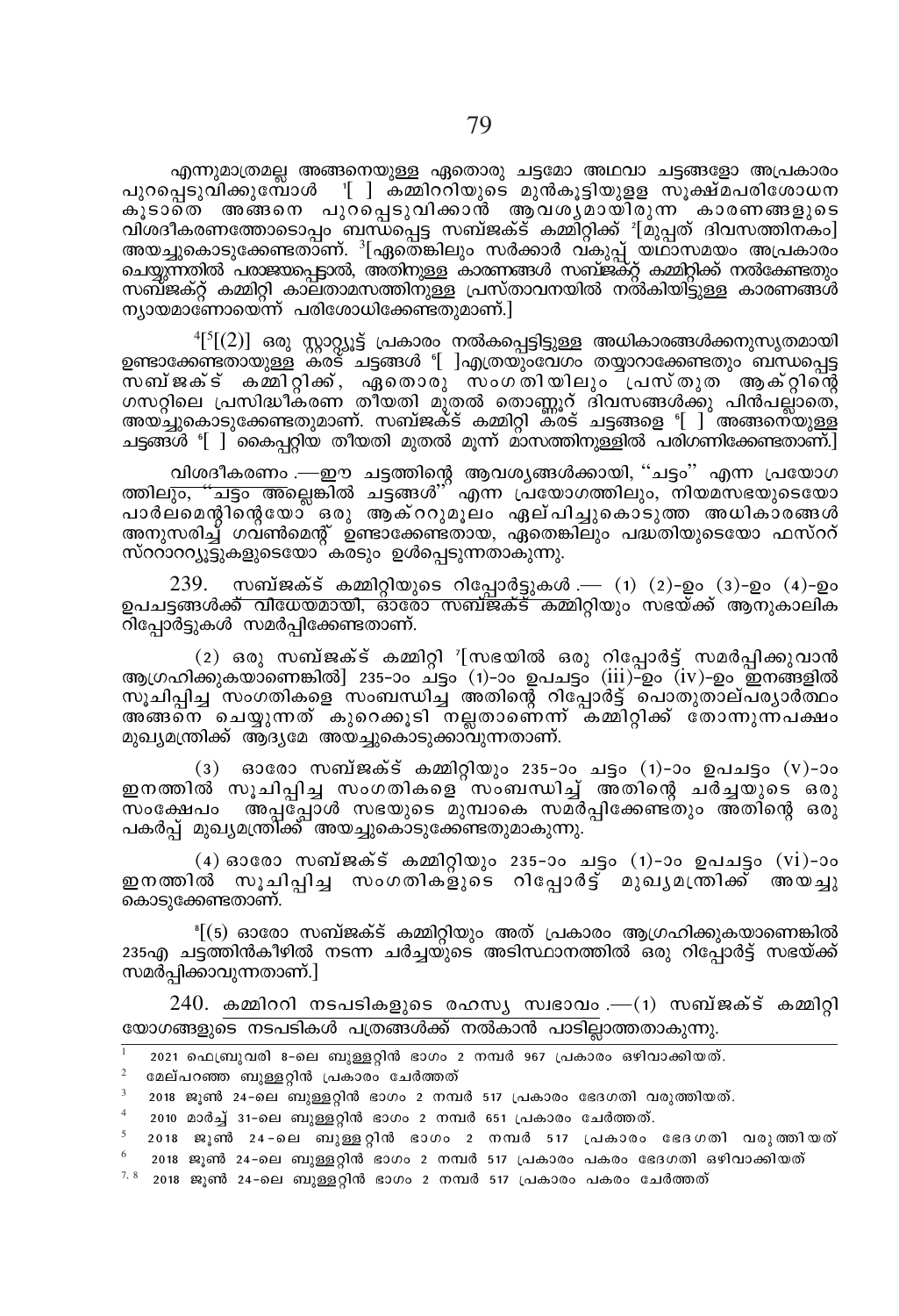എന്നുമാത്രമല്ല അങ്ങനെയുള്ള ഏതൊരു ചട്ടമോ അഥവാ ചട്ടങ്ങളോ അപ്രകാരം പുറപ്പെടുവിക്കുമ്പോൾ [1][ ] കമ്മിററിയുടെ മുൻകൂട്ടിയുള്ള സൂക്ഷ്മപരിശോധന കൂടാതെ അങ്ങനെ പുറപ്പെടുവിക്കാൻ ആവശ്യമായിരുന്ന കാരണങ്ങളുടെ വിശദീകരണത്തോടൊപ്പം ബന്ധപ്പെട്ട സബ്ജക്ട് കമ്മിറ്റിക്ക് [2][മുപ്പത് ദിവസത്തിനകം] അയച്ചുകൊടുക്കേണ്ടതാണ്. [3][ഏതെങ്കിലും സർക്കാർ വകുപ്പ് യഥാസമയം അപ്രകാരം ചെയ്യുന്നതിൽ പരാജയപ്പെട്ടാൽ, അതിനുള്ള കാരണങ്ങൾ സബ്ജക്റ്റ് കമ്മിറ്റിക്ക് നൽകേണ്ടതും സബ്ജക്റ്റ് കമ്മിറ്റി കാലതാമസത്തിനുള്ള പ്രസ്താവനയിൽ നൽകിയിട്ടുള്ള കാരണങ്ങൾ ന്യായമാണോയെന്ന് പരിശോധിക്കേണ്ടതുമാണ്.]

[4][[5][(2)] ഒരു സ്റ്റാറ്റ്യൂട്ട് പ്രകാരം നൽകപ്പെട്ടിട്ടുള്ള അധികാരങ്ങൾക്കനുസൃതമായി ഉണ്ടാക്കേണ്ടതായുള്ള കരട് ചട്ടങ്ങൾ [6][ ]എത്രയുംവേഗം തയ്യാറാക്കേണ്ടതും ബന്ധപ്പെട്ട സബ്ജക്ട് കമ്മിറ്റിക്ക്, ഏതൊരു സംഗതിയിലും പ്രസ്തുത ആക്റ്റിന്റെ ഗസറ്റിലെ പ്രസിദ്ധീകരണ തീയതി മുതൽ തൊണ്ണൂറ് ദിവസങ്ങൾക്കു പിൻപല്ലാതെ, അയച്ചുകൊടുക്കേണ്ടതുമാണ്. സബ്ജക്ട് കമ്മിറ്റി കരട് ചട്ടങ്ങളെ [6][ ] അങ്ങനെയുള്ള ചട്ടങ്ങൾ [6][ ] കൈപ്പറ്റിയ തീയതി മുതൽ മൂന്ന് മാസത്തിനുള്ളിൽ പരിഗണിക്കേണ്ടതാണ്.]

വിശദീകരണം .—ഈ ചട്ടത്തിന്റെ ആവശ്യങ്ങൾക്കായി, ''ചട്ടം'' എന്ന പ്രയോഗത്തിലും, ''ചട്ടം അല്ലെങ്കിൽ ചട്ടങ്ങൾ'' എന്ന പ്രയോഗത്തിലും, നിയമസഭയുടെയോ പാർലമെന്റിന്റെയോ ഒരു ആക്ററുമൂലം ഏല്പിച്ചുകൊടുത്ത അധികാരങ്ങൾ അനുസരിച്ച് ഗവൺമെന്റ് ഉണ്ടാക്കേണ്ടതായ, ഏതെങ്കിലും പദ്ധതിയുടെയോ ഫസ്ററ് സ്ററാററ്യൂട്ടുകളുടെയോ കരടും ഉൾപ്പെടുന്നതാകുന്നു.

239. <u>സബ്ജക്ട് കമ്മിറ്റിയുടെ റിപ്പോർട്ടുകൾ</u> .— (1) (2)-ഉം (3)-ഉം (4)-ഉം ഉപചട്ടങ്ങൾക്ക് വിധേയമായി, ഓരോ സബ്ജക്ട് കമ്മിറ്റിയും സഭയ്ക്ക് ആനുകാലിക റിപ്പോർട്ടുകൾ സമർപ്പിക്കേണ്ടതാണ്.

(2) ഒരു സബ്ജക്ട് കമ്മിറ്റി [7][സഭയിൽ ഒരു റിപ്പോർട്ട് സമർപ്പിക്കുവാൻ ആഗ്രഹിക്കുകയാണെങ്കിൽ] 235-ാം ചട്ടം (1)-ാം ഉപചട്ടം (iii)-ഉം (iv)-ഉം ഇനങ്ങളിൽ സൂചിപ്പിച്ച സംഗതികളെ സംബന്ധിച്ച അതിന്റെ റിപ്പോർട്ട് പൊതുതാല്പര്യാർത്ഥം അങ്ങനെ ചെയ്യുന്നത് കുറെക്കൂടി നല്ലതാണെന്ന് കമ്മിറ്റിക്ക് തോന്നുന്നപക്ഷം മുഖ്യമന്ത്രിക്ക് ആദ്യമേ അയച്ചുകൊടുക്കാവുന്നതാണ്.

(3) ഓരോ സബ്ജക്ട് കമ്മിറ്റിയും 235-ാം ചട്ടം (1)-ാം ഉപചട്ടം (v)-ാം ഇനത്തിൽ സൂചിപ്പിച്ച സംഗതികളെ സംബന്ധിച്ച് അതിന്റെ ചർച്ചയുടെ ഒരു സംക്ഷേപം അപ്പപ്പോൾ സഭയുടെ മുമ്പാകെ സമർപ്പിക്കേണ്ടതും അതിന്റെ ഒരു പകർപ്പ് മുഖ്യമന്ത്രിക്ക് അയച്ചുകൊടുക്കേണ്ടതുമാകുന്നു.

(4) ഓരോ സബ്ജക്ട് കമ്മിറ്റിയും 235-ാം ചട്ടം (1)-ാം ഉപചട്ടം (vi)-ാം ഇനത്തിൽ സൂചിപ്പിച്ച സംഗതികളുടെ റിപ്പോർട്ട് മുഖ്യമന്ത്രിക്ക് അയച്ചു കൊടുക്കേണ്ടതാണ്.

[8][(5) ഓരോ സബ്ജക്ട് കമ്മിറ്റിയും അത് പ്രകാരം ആഗ്രഹിക്കുകയാണെങ്കിൽ 235എ ചട്ടത്തിൻകീഴിൽ നടന്ന ചർച്ചയുടെ അടിസ്ഥാനത്തിൽ ഒരു റിപ്പോർട്ട് സഭയ്ക്ക് സമർപ്പിക്കാവുന്നതാണ്.]

240. <u>കമ്മിററി നടപടികളുടെ രഹസ്യ സ്വഭാവം</u> .—(1) സബ്ജക്ട് കമ്മിറ്റി യോഗങ്ങളുടെ നടപടികൾ പത്രങ്ങൾക്ക് നൽകാൻ പാടില്ലാത്തതാകുന്നു.

---

[1] 2021 ഫെബ്രുവരി 8-ലെ ബുള്ളറ്റിൻ ഭാഗം 2 നമ്പർ 967 പ്രകാരം ഒഴിവാക്കിയത്.

[2] മേല്പറഞ്ഞ ബുള്ളറ്റിൻ പ്രകാരം ചേർത്തത്

[3] 2018 ജൂൺ 24-ലെ ബുള്ളറ്റിൻ ഭാഗം 2 നമ്പർ 517 പ്രകാരം ഭേദഗതി വരുത്തിയത്.

[4] 2010 മാർച്ച് 31-ലെ ബുള്ളറ്റിൻ ഭാഗം 2 നമ്പർ 651 പ്രകാരം ചേർത്തത്.

[5] 2018 ജൂൺ 24-ലെ ബുള്ളറ്റിൻ ഭാഗം 2 നമ്പർ 517 പ്രകാരം ഭേദഗതി വരുത്തിയത്

[6] 2018 ജൂൺ 24-ലെ ബുള്ളറ്റിൻ ഭാഗം 2 നമ്പർ 517 പ്രകാരം പകരം ഭേദഗതി ഒഴിവാക്കിയത്

[7, 8] 2018 ജൂൺ 24-ലെ ബുള്ളറ്റിൻ ഭാഗം 2 നമ്പർ 517 പ്രകാരം പകരം ചേർത്തത്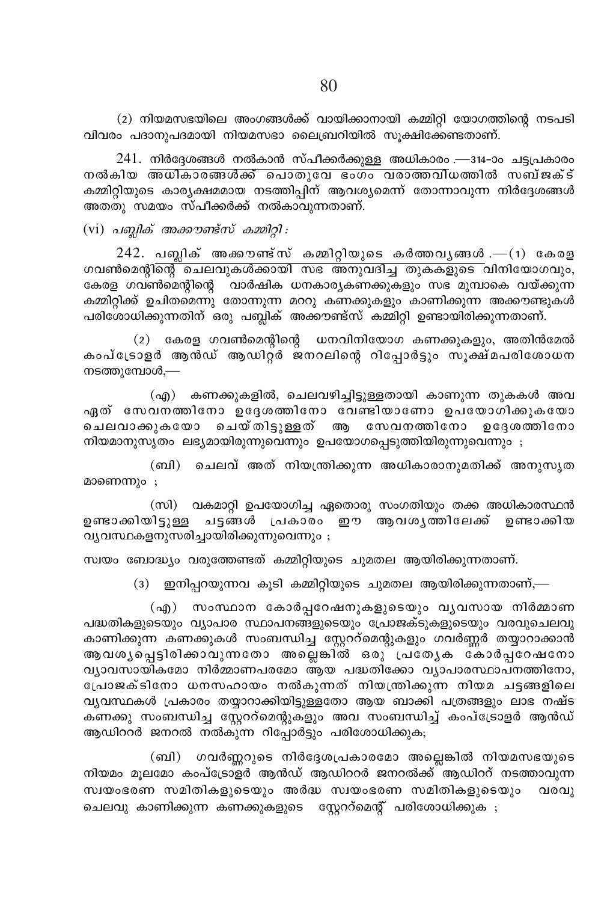(2) നിയമസഭയിലെ അംഗങ്ങൾക്ക് വായിക്കാനായി കമ്മിറ്റി യോഗത്തിന്റെ നടപടി വിവരം പദാനുപദമായി നിയമസഭാ ലൈബ്രറിയിൽ സൂക്ഷിക്കേണ്ടതാണ്.

241. <u>നിർദ്ദേശങ്ങൾ നൽകാൻ സ്പീക്കർക്കുള്ള അധികാരം</u>.—314-ാം ചട്ടപ്രകാരം നൽകിയ അധികാരങ്ങൾക്ക് പൊതുവേ ഭംഗം വരാത്തവിധത്തിൽ സബ്ജക്ട് കമ്മിറ്റിയുടെ കാര്യക്ഷമമായ നടത്തിപ്പിന് ആവശ്യമെന്ന് തോന്നാവുന്ന നിർദ്ദേശങ്ങൾ അതതു സമയം സ്പീക്കർക്ക് നൽകാവുന്നതാണ്.

(vi) *പബ്ലിക് അക്കൗണ്ട്സ് കമ്മിറ്റി :*

242. <u>പബ്ലിക് അക്കൗണ്ട്സ് കമ്മിറ്റിയുടെ കർത്തവ്യങ്ങൾ</u>.—(1) കേരള ഗവൺമെന്റിന്റെ ചെലവുകൾക്കായി സഭ അനുവദിച്ച തുകകളുടെ വിനിയോഗവും, കേരള ഗവൺമെന്റിന്റെ വാർഷിക ധനകാര്യകണക്കുകളും സഭ മുമ്പാകെ വയ്ക്കുന്ന കമ്മിറ്റിക്ക് ഉചിതമെന്നു തോന്നുന്ന മററു കണക്കുകളും കാണിക്കുന്ന അക്കൗണ്ടുകൾ പരിശോധിക്കുന്നതിന് ഒരു പബ്ലിക് അക്കൗണ്ട്സ് കമ്മിറ്റി ഉണ്ടായിരിക്കുന്നതാണ്.

(2) കേരള ഗവൺമെന്റിന്റെ ധനവിനിയോഗ കണക്കുകളും, അതിൻമേൽ കംപ്ട്രോളർ ആൻഡ് ആഡിറ്റർ ജനറലിന്റെ റിപ്പോർട്ടും സൂക്ഷ്മപരിശോധന നടത്തുമ്പോൾ,—

(എ) കണക്കുകളിൽ, ചെലവഴിച്ചിട്ടുള്ളതായി കാണുന്ന തുകകൾ അവ ഏത് സേവനത്തിനോ ഉദ്ദേശത്തിനോ വേണ്ടിയാണോ ഉപയോഗിക്കുകയോ ചെലവാക്കുകയോ ചെയ്തിട്ടുള്ളത് ആ സേവനത്തിനോ ഉദ്ദേശത്തിനോ നിയമാനുസൃതം ലഭ്യമായിരുന്നുവെന്നും ഉപയോഗപ്പെടുത്തിയിരുന്നുവെന്നും ;

(ബി) ചെലവ് അത് നിയന്ത്രിക്കുന്ന അധികാരാനുമതിക്ക് അനുസൃതമാണെന്നും ;

(സി) വകമാറ്റി ഉപയോഗിച്ച ഏതൊരു സംഗതിയും തക്ക അധികാരസ്ഥൻ ഉണ്ടാക്കിയിട്ടുള്ള ചട്ടങ്ങൾ പ്രകാരം ഈ ആവശ്യത്തിലേക്ക് ഉണ്ടാക്കിയ വ്യവസ്ഥകളനുസരിച്ചായിരിക്കുന്നുവെന്നും ;

സ്വയം ബോദ്ധ്യം വരുത്തേണ്ടത് കമ്മിറ്റിയുടെ ചുമതല ആയിരിക്കുന്നതാണ്.

(3) ഇനിപ്പറയുന്നവ കൂടി കമ്മിറ്റിയുടെ ചുമതല ആയിരിക്കുന്നതാണ്,—

(എ) സംസ്ഥാന കോർപ്പറേഷനുകളുടെയും വ്യവസായ നിർമ്മാണ പദ്ധതികളുടെയും വ്യാപാര സ്ഥാപനങ്ങളുടെയും പ്രോജക്ടുകളുടെയും വരവുചെലവു കാണിക്കുന്ന കണക്കുകൾ സംബന്ധിച്ച സ്റ്റേററ്മെന്റുകളും ഗവർണ്ണർ തയ്യാറാക്കാൻ ആവശ്യപ്പെട്ടിരിക്കാവുന്നതോ അല്ലെങ്കിൽ ഒരു പ്രത്യേക കോർപ്പറേഷനോ വ്യാവസായികമോ നിർമ്മാണപരമോ ആയ പദ്ധതിക്കോ വ്യാപാരസ്ഥാപനത്തിനോ, പ്രോജക്ടിനോ ധനസഹായം നൽകുന്നത് നിയന്ത്രിക്കുന്ന നിയമ ചട്ടങ്ങളിലെ വ്യവസ്ഥകൾ പ്രകാരം തയ്യാറാക്കിയിട്ടുള്ളതോ ആയ ബാക്കി പത്രങ്ങളും ലാഭ നഷ്ട കണക്കു സംബന്ധിച്ച സ്റ്റേററ്മെന്റുകളും അവ സംബന്ധിച്ച് കംപ്ട്രോളർ ആൻഡ് ആഡിററർ ജനറൽ നൽകുന്ന റിപ്പോർട്ടും പരിശോധിക്കുക;

(ബി) ഗവർണ്ണറുടെ നിർദ്ദേശപ്രകാരമോ അല്ലെങ്കിൽ നിയമസഭയുടെ നിയമം മൂലമോ കംപ്ട്രോളർ ആൻഡ് ആഡിററർ ജനറലിന് ആഡിററ് നടത്താവുന്ന സ്വയംഭരണ സമിതികളുടെയും അർദ്ധ സ്വയംഭരണ സമിതികളുടെയും വരവു ചെലവു കാണിക്കുന്ന കണക്കുകളുടെ സ്റ്റേററ്മെന്റ് പരിശോധിക്കുക ;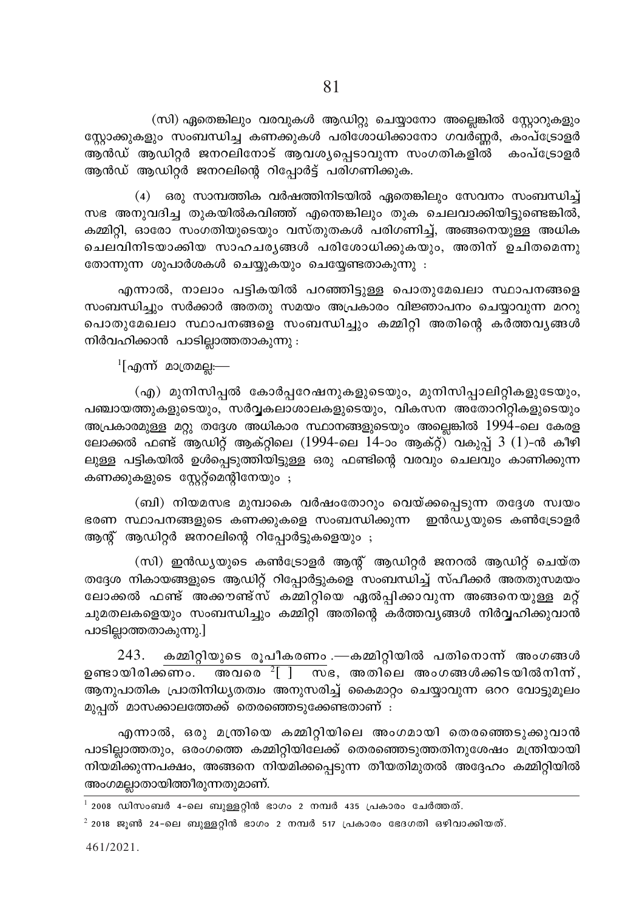(സി) ഏതെങ്കിലും വരവുകൾ ആഡിറ്റു ചെയ്യാനോ അല്ലെങ്കിൽ സ്റ്റോറുകളും സ്റ്റോക്കുകളും സംബന്ധിച്ച കണക്കുകൾ പരിശോധിക്കാനോ ഗവർണ്ണർ, കംപ്ട്രോളർ ആൻഡ് ആഡിറ്റർ ജനറലിനോട് ആവശ്യപ്പെടാവുന്ന സംഗതികളിൽ കംപ്ട്രോളർ ആൻഡ് ആഡിറ്റർ ജനറലിന്റെ റിപ്പോർട്ട് പരിഗണിക്കുക.

(4) ഒരു സാമ്പത്തിക വർഷത്തിനിടയിൽ ഏതെങ്കിലും സേവനം സംബന്ധിച്ച് സഭ അനുവദിച്ച തുകയിൽകവിഞ്ഞ് എന്തെങ്കിലും തുക ചെലവാക്കിയിട്ടുണ്ടെങ്കിൽ, കമ്മിറ്റി, ഓരോ സംഗതിയുടെയും വസ്തുതകൾ പരിഗണിച്ച്, അങ്ങനെയുള്ള അധിക ചെലവിനിടയാക്കിയ സാഹചര്യങ്ങൾ പരിശോധിക്കുകയും, അതിന് ഉചിതമെന്നു തോന്നുന്ന ശുപാർശകൾ ചെയ്യുകയും ചെയ്യേണ്ടതാകുന്നു :

എന്നാൽ, നാലാം പട്ടികയിൽ പറഞ്ഞിട്ടുള്ള പൊതുമേഖലാ സ്ഥാപനങ്ങളെ സംബന്ധിച്ചും സർക്കാർ അതതു സമയം അപ്രകാരം വിജ്ഞാപനം ചെയ്യാവുന്ന മററു പൊതുമേഖലാ സ്ഥാപനങ്ങളെ സംബന്ധിച്ചും കമ്മിറ്റി അതിന്റെ കർത്തവ്യങ്ങൾ നിർവഹിക്കാൻ പാടില്ലാത്തതാകുന്നു :

[1][എന്ന് മാത്രമല്ല:—

(എ) മുനിസിപ്പൽ കോർപ്പറേഷനുകളുടെയും, മുനിസിപ്പാലിറ്റികളുടേയും, പഞ്ചായത്തുകളുടെയും, സർവ്വകലാശാലകളുടെയും, വികസന അതോറിറ്റികളുടെയും അപ്രകാരമുള്ള മറ്റു തദ്ദേശ അധികാര സ്ഥാപനങ്ങളുടെയും അല്ലെങ്കിൽ 1994-ലെ കേരള ലോക്കൽ ഫണ്ട് ആഡിറ്റ് ആക്റ്റിലെ (1994-ലെ 14-ാം ആക്റ്റ്) വകുപ്പ് 3 (1)-ൻ കീഴിലുള്ള പട്ടികയിൽ ഉൾപ്പെടുത്തിയിട്ടുള്ള ഒരു ഫണ്ടിന്റെ വരവും ചെലവും കാണിക്കുന്ന കണക്കുകളുടെ സ്റ്റേറ്റ്മെന്റിനേയും ;

(ബി) നിയമസഭ മുമ്പാകെ വർഷംതോറും വെയ്ക്കപ്പെടുന്ന തദ്ദേശ സ്വയം ഭരണ സ്ഥാപനങ്ങളുടെ കണക്കുകളെ സംബന്ധിക്കുന്ന ഇൻഡ്യയുടെ കൺട്രോളർ ആന്റ് ആഡിറ്റർ ജനറലിന്റെ റിപ്പോർട്ടുകളെയും ;

(സി) ഇൻഡ്യയുടെ കൺട്രോളർ ആന്റ് ആഡിറ്റർ ജനറൽ ആഡിറ്റ് ചെയ്ത തദ്ദേശ നികായങ്ങളുടെ ആഡിറ്റ് റിപ്പോർട്ടുകളെ സംബന്ധിച്ച് സ്പീക്കർ അതതുസമയം ലോക്കൽ ഫണ്ട് അക്കൗണ്ട്സ് കമ്മിറ്റിയെ ഏൽപ്പിക്കാവുന്ന അങ്ങനെയുള്ള മറ്റ് ചുമതലകളെയും സംബന്ധിച്ചും കമ്മിറ്റി അതിന്റെ കർത്തവ്യങ്ങൾ നിർവ്വഹിക്കുവാൻ പാടില്ലാത്തതാകുന്നു.]

243. കമ്മിറ്റിയുടെ രൂപീകരണം.—കമ്മിറ്റിയിൽ പതിനൊന്ന് അംഗങ്ങൾ ഉണ്ടായിരിക്കണം. അവരെ [2][ ] സഭ, അതിലെ അംഗങ്ങൾക്കിടയിൽനിന്ന്, ആനുപാതിക പ്രാതിനിധ്യതത്വം അനുസരിച്ച് കൈമാറ്റം ചെയ്യാവുന്ന ഒററ വോട്ടുമൂലം മുപ്പത് മാസക്കാലത്തേക്ക് തെരഞ്ഞെടുക്കേണ്ടതാണ് :

എന്നാൽ, ഒരു മന്ത്രിയെ കമ്മിറ്റിയിലെ അംഗമായി തെരഞ്ഞെടുക്കുവാൻ പാടില്ലാത്തതും, ഒരംഗത്തെ കമ്മിറ്റിയിലേക്ക് തെരഞ്ഞെടുത്തതിനുശേഷം മന്ത്രിയായി നിയമിക്കുന്നപക്ഷം, അങ്ങനെ നിയമിക്കപ്പെടുന്ന തീയതിമുതൽ അദ്ദേഹം കമ്മിറ്റിയിൽ അംഗമല്ലാതായിത്തീരുന്നതുമാണ്.

---

[1] 2008 ഡിസംബർ 4-ലെ ബുള്ളറ്റിൻ ഭാഗം 2 നമ്പർ 435 പ്രകാരം ചേർത്തത്.

[2] 2018 ജൂൺ 24-ലെ ബുള്ളറ്റിൻ ഭാഗം 2 നമ്പർ 517 പ്രകാരം ഭേദഗതി ഒഴിവാക്കിയത്.

461/2021.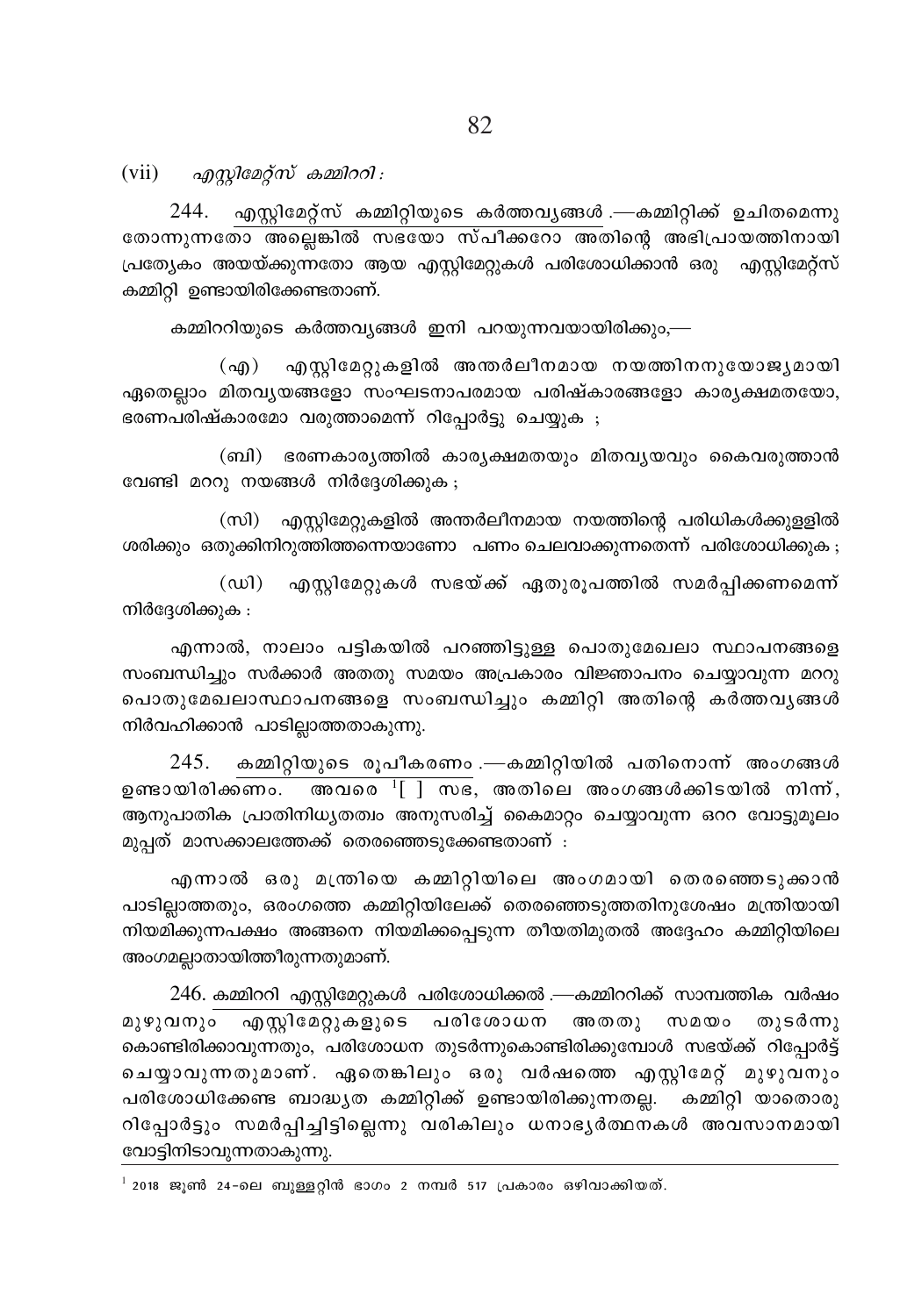(vii) *എസ്റ്റിമേറ്റ്സ് കമ്മിററി :*

244. എസ്റ്റിമേറ്റ്സ് കമ്മിറ്റിയുടെ കർത്തവ്യങ്ങൾ.—കമ്മിറ്റിക്ക് ഉചിതമെന്നു തോന്നുന്നതോ അല്ലെങ്കിൽ സഭയോ സ്പീക്കറോ അതിന്റെ അഭിപ്രായത്തിനായി പ്രത്യേകം അയയ്ക്കുന്നതോ ആയ എസ്റ്റിമേറ്റുകൾ പരിശോധിക്കാൻ ഒരു എസ്റ്റിമേറ്റ്സ് കമ്മിറ്റി ഉണ്ടായിരിക്കേണ്ടതാണ്.

കമ്മിററിയുടെ കർത്തവ്യങ്ങൾ ഇനി പറയുന്നവയായിരിക്കും,—

(എ) എസ്റ്റിമേറ്റുകളിൽ അന്തർലീനമായ നയത്തിനനുയോജ്യമായി ഏതെല്ലാം മിതവ്യയങ്ങളോ സംഘടനാപരമായ പരിഷ്കാരങ്ങളോ കാര്യക്ഷമതയോ, ഭരണപരിഷ്കാരമോ വരുത്താമെന്ന് റിപ്പോർട്ടു ചെയ്യുക ;

(ബി) ഭരണകാര്യത്തിൽ കാര്യക്ഷമതയും മിതവ്യയവും കൈവരുത്താൻ വേണ്ടി മററു നയങ്ങൾ നിർദ്ദേശിക്കുക ;

(സി) എസ്റ്റിമേറ്റുകളിൽ അന്തർലീനമായ നയത്തിന്റെ പരിധികൾക്കുള്ളിൽ ശരിക്കും ഒതുക്കിനിറുത്തിത്തന്നെയാണോ പണം ചെലവാക്കുന്നതെന്ന് പരിശോധിക്കുക ;

(ഡി) എസ്റ്റിമേറ്റുകൾ സഭയ്ക്ക് ഏതുരൂപത്തിൽ സമർപ്പിക്കണമെന്ന് നിർദ്ദേശിക്കുക :

എന്നാൽ, നാലാം പട്ടികയിൽ പറഞ്ഞിട്ടുള്ള പൊതുമേഖലാ സ്ഥാപനങ്ങളെ സംബന്ധിച്ചും സർക്കാർ അതതു സമയം അപ്രകാരം വിജ്ഞാപനം ചെയ്യാവുന്ന മററു പൊതുമേഖലാസ്ഥാപനങ്ങളെ സംബന്ധിച്ചും കമ്മിറ്റി അതിന്റെ കർത്തവ്യങ്ങൾ നിർവഹിക്കാൻ പാടില്ലാത്തതാകുന്നു.

245. കമ്മിറ്റിയുടെ രൂപീകരണം.—കമ്മിറ്റിയിൽ പതിനൊന്ന് അംഗങ്ങൾ ഉണ്ടായിരിക്കണം. അവരെ [1][ ] സഭ, അതിലെ അംഗങ്ങൾക്കിടയിൽ നിന്ന്, ആനുപാതിക പ്രാതിനിധ്യതത്വം അനുസരിച്ച് കൈമാറ്റം ചെയ്യാവുന്ന ഒററ വോട്ടുമൂലം മുപ്പത് മാസക്കാലത്തേക്ക് തെരഞ്ഞെടുക്കേണ്ടതാണ് :

എന്നാൽ ഒരു മന്ത്രിയെ കമ്മിറ്റിയിലെ അംഗമായി തെരഞ്ഞെടുക്കാൻ പാടില്ലാത്തതും, ഒരംഗത്തെ കമ്മിറ്റിയിലേക്ക് തെരഞ്ഞെടുത്തതിനുശേഷം മന്ത്രിയായി നിയമിക്കുന്നപക്ഷം അങ്ങനെ നിയമിക്കപ്പെടുന്ന തീയതിമുതൽ അദ്ദേഹം കമ്മിറ്റിയിലെ അംഗമല്ലാതായിത്തീരുന്നതുമാണ്.

246. കമ്മിററി എസ്റ്റിമേറ്റുകൾ പരിശോധിക്കൽ.—കമ്മിററിക്ക് സാമ്പത്തിക വർഷം മുഴുവനും എസ്റ്റിമേറ്റുകളുടെ പരിശോധന അതതു സമയം തുടർന്നു കൊണ്ടിരിക്കാവുന്നതും, പരിശോധന തുടർന്നുകൊണ്ടിരിക്കുമ്പോൾ സഭയ്ക്ക് റിപ്പോർട്ട് ചെയ്യാവുന്നതുമാണ്. ഏതെങ്കിലും ഒരു വർഷത്തെ എസ്റ്റിമേറ്റ് മുഴുവനും പരിശോധിക്കേണ്ട ബാദ്ധ്യത കമ്മിറ്റിക്ക് ഉണ്ടായിരിക്കുന്നതല്ല. കമ്മിറ്റി യാതൊരു റിപ്പോർട്ടും സമർപ്പിച്ചിട്ടില്ലെന്നു വരികിലും ധനാഭ്യർത്ഥനകൾ അവസാനമായി വോട്ടിനിടാവുന്നതാകുന്നു.

---

[1] 2018 ജൂൺ 24-ലെ ബുള്ളറ്റിൻ ഭാഗം 2 നമ്പർ 517 പ്രകാരം ഒഴിവാക്കിയത്.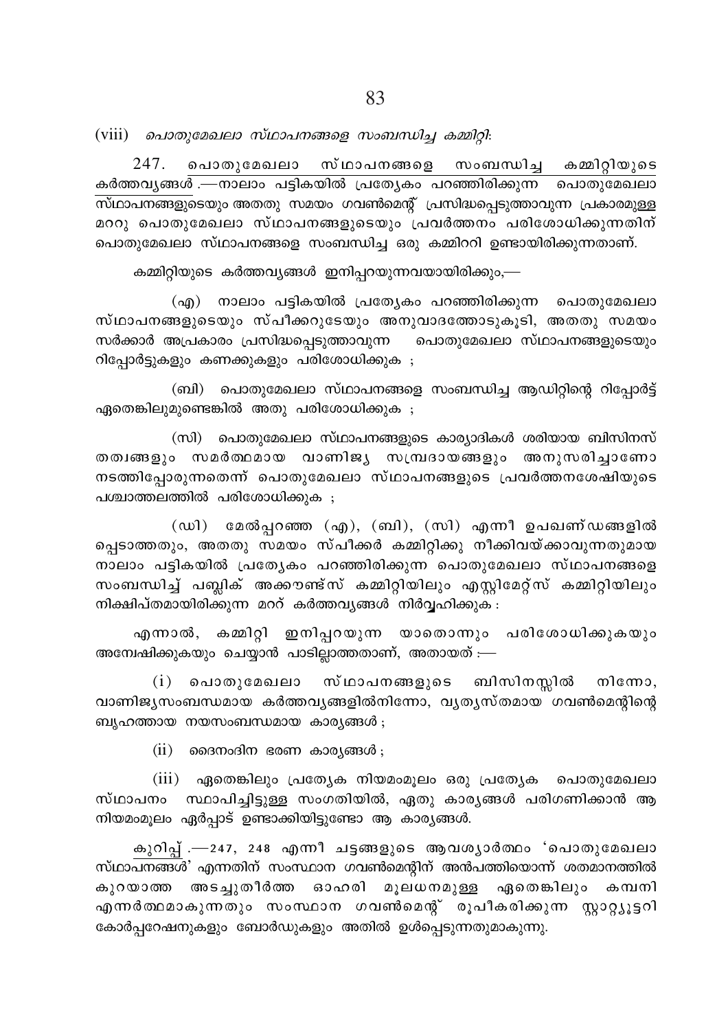(viii) *പൊതുമേഖലാ സ്ഥാപനങ്ങളെ സംബന്ധിച്ച കമ്മിറ്റി:*

247. <u>പൊതുമേഖലാ സ്ഥാപനങ്ങളെ സംബന്ധിച്ച കമ്മിറ്റിയുടെ കർത്തവ്യങ്ങൾ</u>.—നാലാം പട്ടികയിൽ പ്രത്യേകം പറഞ്ഞിരിക്കുന്ന പൊതുമേഖലാ സ്ഥാപനങ്ങളുടെയും അതതു സമയം ഗവൺമെന്റ് പ്രസിദ്ധപ്പെടുത്താവുന്ന പ്രകാരമുള്ള മററു പൊതുമേഖലാ സ്ഥാപനങ്ങളുടെയും പ്രവർത്തനം പരിശോധിക്കുന്നതിന് പൊതുമേഖലാ സ്ഥാപനങ്ങളെ സംബന്ധിച്ച ഒരു കമ്മിററി ഉണ്ടായിരിക്കുന്നതാണ്.

കമ്മിറ്റിയുടെ കർത്തവ്യങ്ങൾ ഇനിപ്പറയുന്നവയായിരിക്കും,—

(എ) നാലാം പട്ടികയിൽ പ്രത്യേകം പറഞ്ഞിരിക്കുന്ന പൊതുമേഖലാ സ്ഥാപനങ്ങളുടെയും സ്പീക്കറുടേയും അനുവാദത്തോടുകൂടി, അതതു സമയം സർക്കാർ അപ്രകാരം പ്രസിദ്ധപ്പെടുത്താവുന്ന പൊതുമേഖലാ സ്ഥാപനങ്ങളുടെയും റിപ്പോർട്ടുകളും കണക്കുകളും പരിശോധിക്കുക ;

(ബി) പൊതുമേഖലാ സ്ഥാപനങ്ങളെ സംബന്ധിച്ച ആഡിറ്ററിന്റെ റിപ്പോർട്ട് ഏതെങ്കിലുമുണ്ടെങ്കിൽ അതു പരിശോധിക്കുക ;

(സി) പൊതുമേഖലാ സ്ഥാപനങ്ങളുടെ കാര്യാദികൾ ശരിയായ ബിസിനസ് തത്വങ്ങളും സമർത്ഥമായ വാണിജ്യ സമ്പ്രദായങ്ങളും അനുസരിച്ചാണോ നടത്തിപ്പോരുന്നതെന്ന് പൊതുമേഖലാ സ്ഥാപനങ്ങളുടെ പ്രവർത്തനശേഷിയുടെ പശ്ചാത്തലത്തിൽ പരിശോധിക്കുക ;

(ഡി) മേൽപ്പറഞ്ഞ (എ), (ബി), (സി) എന്നീ ഉപഖണ്ഡങ്ങളിൽ പ്പെടാത്തതും, അതതു സമയം സ്പീക്കർ കമ്മിറ്റിക്കു നീക്കിവയ്ക്കാവുന്നതുമായ നാലാം പട്ടികയിൽ പ്രത്യേകം പറഞ്ഞിരിക്കുന്ന പൊതുമേഖലാ സ്ഥാപനങ്ങളെ സംബന്ധിച്ച് പബ്ലിക് അക്കൗണ്ട്സ് കമ്മിറ്റിയിലും എസ്റ്റിമേറ്റ്സ് കമ്മിറ്റിയിലും നിക്ഷിപ്തമായിരിക്കുന്ന മററ് കർത്തവ്യങ്ങൾ നിർവ്വഹിക്കുക :

എന്നാൽ, കമ്മിറ്റി ഇനിപ്പറയുന്ന യാതൊന്നും പരിശോധിക്കുകയും അന്വേഷിക്കുകയും ചെയ്യാൻ പാടില്ലാത്തതാണ്, അതായത് :—

(i) പൊതുമേഖലാ സ്ഥാപനങ്ങളുടെ ബിസിനസ്സിൽ നിന്നോ, വാണിജ്യസംബന്ധമായ കർത്തവ്യങ്ങളിൽനിന്നോ, വ്യത്യസ്തമായ ഗവൺമെന്റിന്റെ ബൃഹത്തായ നയസംബന്ധമായ കാര്യങ്ങൾ ;

(ii) ദൈനംദിന ഭരണ കാര്യങ്ങൾ ;

(iii) ഏതെങ്കിലും പ്രത്യേക നിയമംമൂലം ഒരു പ്രത്യേക പൊതുമേഖലാ സ്ഥാപനം സ്ഥാപിച്ചിട്ടുള്ള സംഗതിയിൽ, ഏതു കാര്യങ്ങൾ പരിഗണിക്കാൻ ആ നിയമംമൂലം ഏർപ്പാട് ഉണ്ടാക്കിയിട്ടുണ്ടോ ആ കാര്യങ്ങൾ.

<u>കുറിപ്പ്</u>.—247, 248 എന്നീ ചട്ടങ്ങളുടെ ആവശ്യാർത്ഥം 'പൊതുമേഖലാ സ്ഥാപനങ്ങൾ' എന്നതിന് സംസ്ഥാന ഗവൺമെന്റിന് അൻപത്തിയൊന്ന് ശതമാനത്തിൽ കുറയാത്ത അടച്ചുതീർത്ത ഓഹരി മൂലധനമുള്ള ഏതെങ്കിലും കമ്പനി എന്നർത്ഥമാകുന്നതും സംസ്ഥാന ഗവൺമെന്റ് രൂപീകരിക്കുന്ന സ്റ്റാറ്റ്യൂട്ടറി കോർപ്പറേഷനുകളും ബോർഡുകളും അതിൽ ഉൾപ്പെടുന്നതുമാകുന്നു.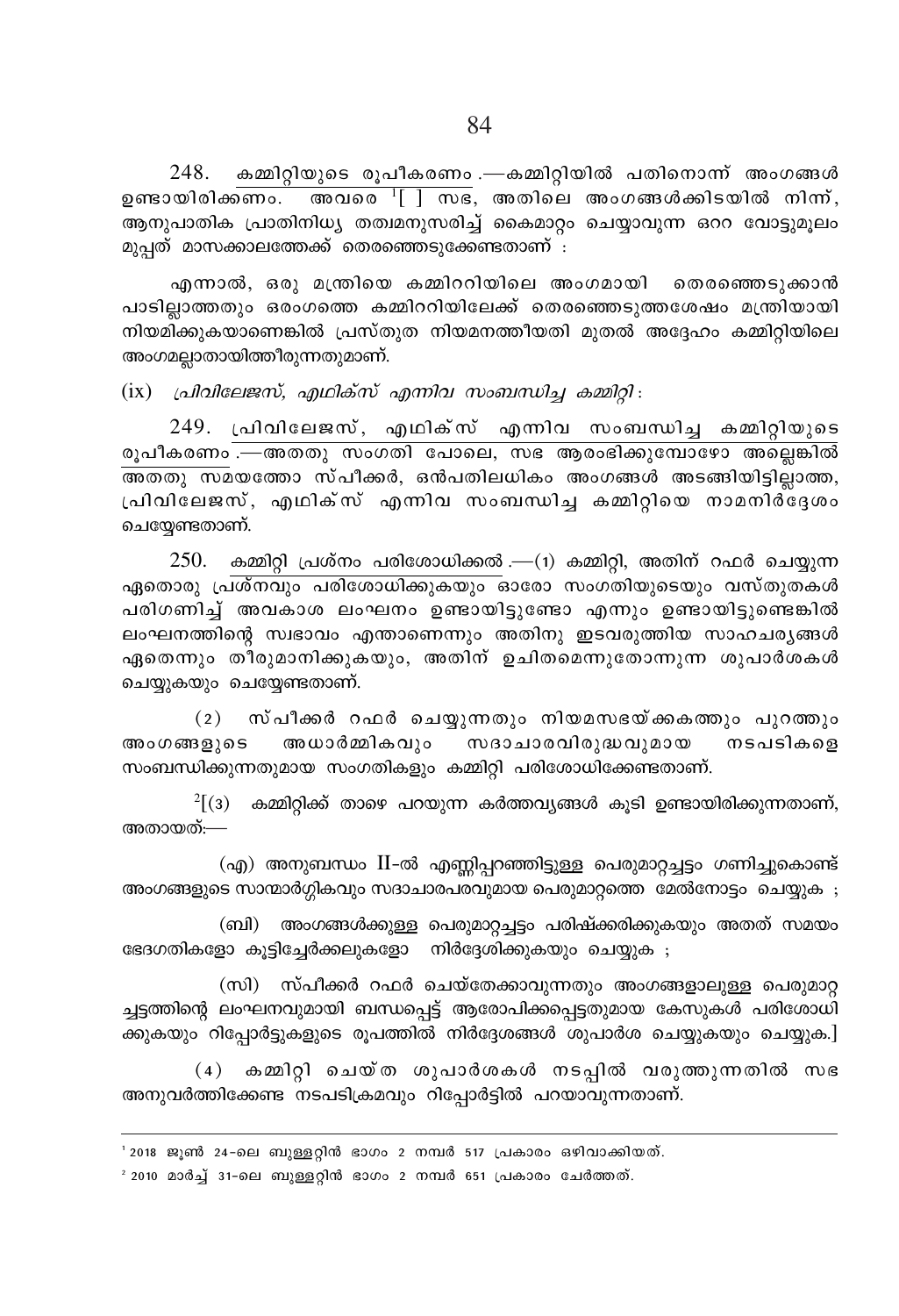248. <u>കമ്മിറ്റിയുടെ രൂപീകരണം</u>.—കമ്മിറ്റിയിൽ പതിനൊന്ന് അംഗങ്ങൾ ഉണ്ടായിരിക്കണം. അവരെ [1][ ] സഭ, അതിലെ അംഗങ്ങൾക്കിടയിൽ നിന്ന്, ആനുപാതിക പ്രാതിനിധ്യ തത്വമനുസരിച്ച് കൈമാറ്റം ചെയ്യാവുന്ന ഒററ വോട്ടുമൂലം മുപ്പത് മാസക്കാലത്തേക്ക് തെരഞ്ഞെടുക്കേണ്ടതാണ് :

എന്നാൽ, ഒരു മന്ത്രിയെ കമ്മിററിയിലെ അംഗമായി തെരഞ്ഞെടുക്കാൻ പാടില്ലാത്തതും ഒരംഗത്തെ കമ്മിററിയിലേക്ക് തെരഞ്ഞെടുത്തശേഷം മന്ത്രിയായി നിയമിക്കുകയാണെങ്കിൽ പ്രസ്തുത നിയമനത്തീയതി മുതൽ അദ്ദേഹം കമ്മിറ്റിയിലെ അംഗമല്ലാതായിത്തീരുന്നതുമാണ്.

(ix) *പ്രിവിലേജസ്, എഥിക്സ് എന്നിവ സംബന്ധിച്ച കമ്മിറ്റി* :

249. <u>പ്രിവിലേജസ്, എഥിക്സ് എന്നിവ സംബന്ധിച്ച കമ്മിറ്റിയുടെ രൂപീകരണം</u>.—അതതു സംഗതി പോലെ, സഭ ആരംഭിക്കുമ്പോഴോ അല്ലെങ്കിൽ അതതു സമയത്തോ സ്പീക്കർ, ഒൻപതിലധികം അംഗങ്ങൾ അടങ്ങിയിട്ടില്ലാത്ത, പ്രിവിലേജസ്, എഥിക്സ് എന്നിവ സംബന്ധിച്ച കമ്മിറ്റിയെ നാമനിർദ്ദേശം ചെയ്യേണ്ടതാണ്.

250. <u>കമ്മിറ്റി പ്രശ്നം പരിശോധിക്കൽ</u>.—(1) കമ്മിറ്റി, അതിന് റഫർ ചെയ്യുന്ന ഏതൊരു പ്രശ്നവും പരിശോധിക്കുകയും ഓരോ സംഗതിയുടെയും വസ്തുതകൾ പരിഗണിച്ച് അവകാശ ലംഘനം ഉണ്ടായിട്ടുണ്ടോ എന്നും ഉണ്ടായിട്ടുണ്ടെങ്കിൽ ലംഘനത്തിന്റെ സ്വഭാവം എന്താണെന്നും അതിനു ഇടവരുത്തിയ സാഹചര്യങ്ങൾ ഏതെന്നും തീരുമാനിക്കുകയും, അതിന് ഉചിതമെന്നുതോന്നുന്ന ശുപാർശകൾ ചെയ്യുകയും ചെയ്യേണ്ടതാണ്.

(2) സ്പീക്കർ റഫർ ചെയ്യുന്നതും നിയമസഭയ്ക്കകത്തും പുറത്തും അംഗങ്ങളുടെ അധാർമ്മികവും സദാചാരവിരുദ്ധവുമായ നടപടികളെ സംബന്ധിക്കുന്നതുമായ സംഗതികളും കമ്മിറ്റി പരിശോധിക്കേണ്ടതാണ്.

[2][(3) കമ്മിറ്റിക്ക് താഴെ പറയുന്ന കർത്തവ്യങ്ങൾ കൂടി ഉണ്ടായിരിക്കുന്നതാണ്, അതായത്:—

(എ) അനുബന്ധം II-ൽ എണ്ണിപ്പറഞ്ഞിട്ടുള്ള പെരുമാറ്റച്ചട്ടം ഗണിച്ചുകൊണ്ട് അംഗങ്ങളുടെ സാന്മാർഗ്ഗികവും സദാചാരപരവുമായ പെരുമാറ്റത്തെ മേൽനോട്ടം ചെയ്യുക ;

(ബി) അംഗങ്ങൾക്കുള്ള പെരുമാറ്റച്ചട്ടം പരിഷ്ക്കരിക്കുകയും അതത് സമയം ഭേദഗതികളോ കൂട്ടിച്ചേർക്കലുകളോ നിർദ്ദേശിക്കുകയും ചെയ്യുക ;

(സി) സ്പീക്കർ റഫർ ചെയ്തേക്കാവുന്നതും അംഗങ്ങളാലുള്ള പെരുമാറ്റച്ചട്ടത്തിന്റെ ലംഘനവുമായി ബന്ധപ്പെട്ട് ആരോപിക്കപ്പെട്ടതുമായ കേസുകൾ പരിശോധിക്കുകയും റിപ്പോർട്ടുകളുടെ രൂപത്തിൽ നിർദ്ദേശങ്ങൾ ശുപാർശ ചെയ്യുകയും ചെയ്യുക.]

(4) കമ്മിറ്റി ചെയ്ത ശുപാർശകൾ നടപ്പിൽ വരുത്തുന്നതിൽ സഭ അനുവർത്തിക്കേണ്ട നടപടിക്രമവും റിപ്പോർട്ടിൽ പറയാവുന്നതാണ്.

---

[1] 2018 ജൂൺ 24-ലെ ബുള്ളറ്റിൻ ഭാഗം 2 നമ്പർ 517 പ്രകാരം ഒഴിവാക്കിയത്.

[2] 2010 മാർച്ച് 31-ലെ ബുള്ളറ്റിൻ ഭാഗം 2 നമ്പർ 651 പ്രകാരം ചേർത്തത്.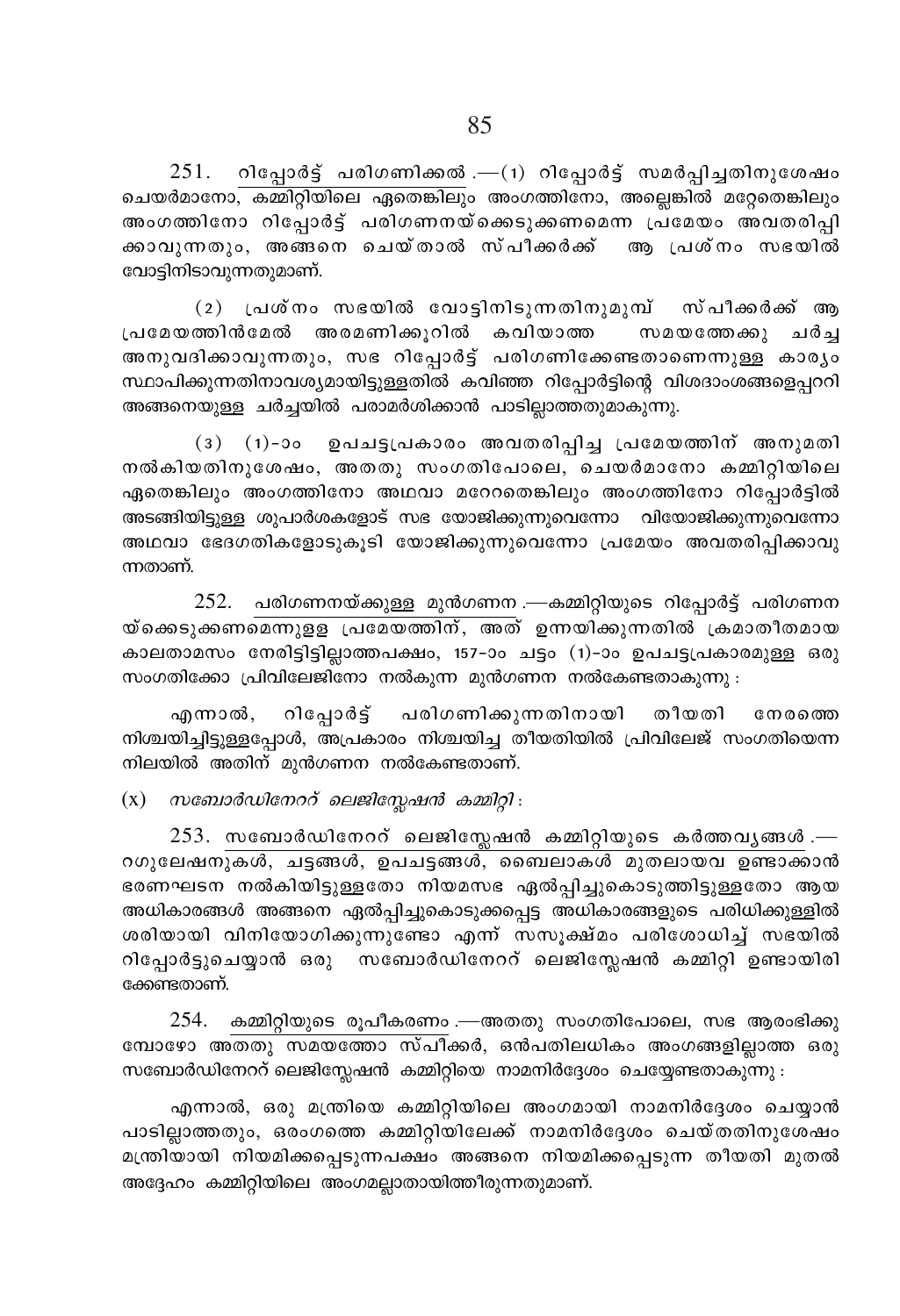251. <u>റിപ്പോർട്ട് പരിഗണിക്കൽ</u>.—(1) റിപ്പോർട്ട് സമർപ്പിച്ചതിനുശേഷം ചെയർമാനോ, കമ്മിറ്റിയിലെ ഏതെങ്കിലും അംഗത്തിനോ, അല്ലെങ്കിൽ മറ്റേതെങ്കിലും അംഗത്തിനോ റിപ്പോർട്ട് പരിഗണനയ്ക്കെടുക്കണമെന്ന പ്രമേയം അവതരിപ്പിക്കാവുന്നതും, അങ്ങനെ ചെയ്താൽ സ്പീക്കർക്ക് ആ പ്രശ്നം സഭയിൽ വോട്ടിനിടാവുന്നതുമാണ്.

(2) പ്രശ്നം സഭയിൽ വോട്ടിനിടുന്നതിനുമുമ്പ് സ്പീക്കർക്ക് ആ പ്രമേയത്തിൻമേൽ അരമണിക്കൂറിൽ കവിയാത്ത സമയത്തേക്കു ചർച്ച അനുവദിക്കാവുന്നതും, സഭ റിപ്പോർട്ട് പരിഗണിക്കേണ്ടതാണെന്നുള്ള കാര്യം സ്ഥാപിക്കുന്നതിനാവശ്യമായിട്ടുള്ളതിൽ കവിഞ്ഞ റിപ്പോർട്ടിന്റെ വിശദാംശങ്ങളെപ്പറ്റി അങ്ങനെയുള്ള ചർച്ചയിൽ പരാമർശിക്കാൻ പാടില്ലാത്തതുമാകുന്നു.

(3) (1)-ാം ഉപചട്ടപ്രകാരം അവതരിപ്പിച്ച പ്രമേയത്തിന് അനുമതി നൽകിയതിനുശേഷം, അതതു സംഗതിപോലെ, ചെയർമാനോ കമ്മിറ്റിയിലെ ഏതെങ്കിലും അംഗത്തിനോ അഥവാ മറേറതെങ്കിലും അംഗത്തിനോ റിപ്പോർട്ടിൽ അടങ്ങിയിട്ടുള്ള ശുപാർശകളോട് സഭ യോജിക്കുന്നുവെന്നോ വിയോജിക്കുന്നുവെന്നോ അഥവാ ഭേദഗതികളോടുകൂടി യോജിക്കുന്നുവെന്നോ പ്രമേയം അവതരിപ്പിക്കാവുന്നതാണ്.

252. <u>പരിഗണനയ്ക്കുള്ള മുൻഗണന</u>.—കമ്മിറ്റിയുടെ റിപ്പോർട്ട് പരിഗണനയ്ക്കെടുക്കണമെന്നുള്ള പ്രമേയത്തിന്, അത് ഉന്നയിക്കുന്നതിൽ ക്രമാതീതമായ കാലതാമസം നേരിട്ടിട്ടില്ലാത്തപക്ഷം, 157-ാം ചട്ടം (1)-ാം ഉപചട്ടപ്രകാരമുള്ള ഒരു സംഗതിക്കോ പ്രിവിലേജിനോ നൽകുന്ന മുൻഗണന നൽകേണ്ടതാകുന്നു :

എന്നാൽ, റിപ്പോർട്ട് പരിഗണിക്കുന്നതിനായി തീയതി നേരത്തെ നിശ്ചയിച്ചിട്ടുള്ളപ്പോൾ, അപ്രകാരം നിശ്ചയിച്ച തീയതിയിൽ പ്രിവിലേജ് സംഗതിയെന്ന നിലയിൽ അതിന് മുൻഗണന നൽകേണ്ടതാണ്.

(x) *സബോർഡിനേററ് ലെജിസ്ലേഷൻ കമ്മിറ്റി* :

253. <u>സബോർഡിനേററ് ലെജിസ്ലേഷൻ കമ്മിറ്റിയുടെ കർത്തവ്യങ്ങൾ</u>.—റഗുലേഷനുകൾ, ചട്ടങ്ങൾ, ഉപചട്ടങ്ങൾ, ബൈലാകൾ മുതലായവ ഉണ്ടാക്കാൻ ഭരണഘടന നൽകിയിട്ടുള്ളതോ നിയമസഭ ഏൽപ്പിച്ചുകൊടുത്തിട്ടുള്ളതോ ആയ അധികാരങ്ങൾ അങ്ങനെ ഏൽപ്പിച്ചുകൊടുക്കപ്പെട്ട അധികാരങ്ങളുടെ പരിധിക്കുള്ളിൽ ശരിയായി വിനിയോഗിക്കുന്നുണ്ടോ എന്ന് സസൂക്ഷ്മം പരിശോധിച്ച് സഭയിൽ റിപ്പോർട്ടുചെയ്യാൻ ഒരു സബോർഡിനേററ് ലെജിസ്ലേഷൻ കമ്മിറ്റി ഉണ്ടായിരിക്കേണ്ടതാണ്.

254. <u>കമ്മിറ്റിയുടെ രൂപീകരണം</u>.—അതതു സംഗതിപോലെ, സഭ ആരംഭിക്കുമ്പോഴോ അതതു സമയത്തോ സ്പീക്കർ, ഒൻപതിലധികം അംഗങ്ങളില്ലാത്ത ഒരു സബോർഡിനേററ് ലെജിസ്ലേഷൻ കമ്മിറ്റിയെ നാമനിർദ്ദേശം ചെയ്യേണ്ടതാകുന്നു :

എന്നാൽ, ഒരു മന്ത്രിയെ കമ്മിറ്റിയിലെ അംഗമായി നാമനിർദ്ദേശം ചെയ്യാൻ പാടില്ലാത്തതും, ഒരംഗത്തെ കമ്മിറ്റിയിലേക്ക് നാമനിർദ്ദേശം ചെയ്തതിനുശേഷം മന്ത്രിയായി നിയമിക്കപ്പെടുന്നപക്ഷം അങ്ങനെ നിയമിക്കപ്പെടുന്ന തീയതി മുതൽ അദ്ദേഹം കമ്മിറ്റിയിലെ അംഗമല്ലാതായിത്തീരുന്നതുമാണ്.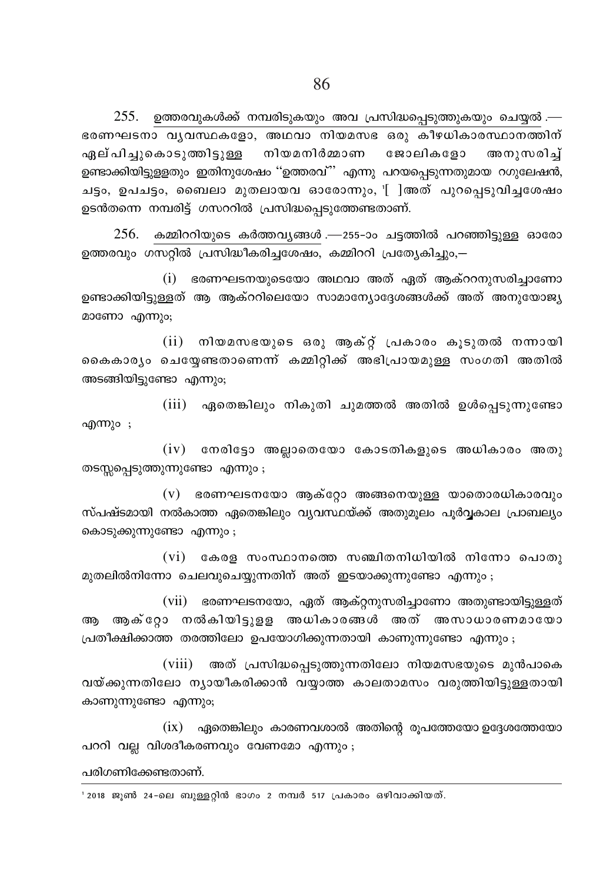255. <u>ഉത്തരവുകൾക്ക് നമ്പരിടുകയും അവ പ്രസിദ്ധപ്പെടുത്തുകയും ചെയ്യൽ</u>.— ഭരണഘടനാ വ്യവസ്ഥകളോ, അഥവാ നിയമസഭ ഒരു കീഴധികാരസ്ഥാനത്തിന് ഏല്പിച്ചുകൊടുത്തിട്ടുള്ള നിയമനിർമ്മാണ ജോലികളോ അനുസരിച്ച് ഉണ്ടാക്കിയിട്ടുള്ളതും ഇതിനുശേഷം "ഉത്തരവ്" എന്നു പറയപ്പെടുന്നതുമായ റഗുലേഷൻ, ചട്ടം, ഉപചട്ടം, ബൈലാ മുതലായവ ഓരോന്നും, [1][ ]അത് പുറപ്പെടുവിച്ചശേഷം ഉടൻതന്നെ നമ്പരിട്ട് ഗസററിൽ പ്രസിദ്ധപ്പെടുത്തേണ്ടതാണ്.

256. <u>കമ്മിററിയുടെ കർത്തവ്യങ്ങൾ</u>.—255-ാം ചട്ടത്തിൽ പറഞ്ഞിട്ടുള്ള ഓരോ ഉത്തരവും ഗസറ്റിൽ പ്രസിദ്ധീകരിച്ചശേഷം, കമ്മിററി പ്രത്യേകിച്ചും,—

(i) ഭരണഘടനയുടെയോ അഥവാ അത് ഏത് ആക്ററനുസരിച്ചാണോ ഉണ്ടാക്കിയിട്ടുള്ളത് ആ ആക്ററിലെയോ സാമാന്യോദ്ദേശങ്ങൾക്ക് അത് അനുയോജ്യ മാണോ എന്നും;

(ii) നിയമസഭയുടെ ഒരു ആക്റ്റ് പ്രകാരം കൂടുതൽ നന്നായി കൈകാര്യം ചെയ്യേണ്ടതാണെന്ന് കമ്മിറ്റിക്ക് അഭിപ്രായമുള്ള സംഗതി അതിൽ അടങ്ങിയിട്ടുണ്ടോ എന്നും;

(iii) ഏതെങ്കിലും നികുതി ചുമത്തൽ അതിൽ ഉൾപ്പെടുന്നുണ്ടോ എന്നും ;

(iv) നേരിട്ടോ അല്ലാതെയോ കോടതികളുടെ അധികാരം അതു തടസ്സപ്പെടുത്തുന്നുണ്ടോ എന്നും ;

(v) ഭരണഘടനയോ ആക്റ്റോ അങ്ങനെയുള്ള യാതൊരധികാരവും സ്പഷ്ടമായി നൽകാത്ത ഏതെങ്കിലും വ്യവസ്ഥയ്ക്ക് അതുമൂലം പൂർവ്വകാല പ്രാബല്യം കൊടുക്കുന്നുണ്ടോ എന്നും ;

(vi) കേരള സംസ്ഥാനത്തെ സഞ്ചിതനിധിയിൽ നിന്നോ പൊതു മുതലിൽനിന്നോ ചെലവുചെയ്യുന്നതിന് അത് ഇടയാക്കുന്നുണ്ടോ എന്നും ;

(vii) ഭരണഘടനയോ, ഏത് ആക്റ്റനുസരിച്ചാണോ അതുണ്ടായിട്ടുള്ളത് ആ ആക്റ്റോ നൽകിയിട്ടുളള അധികാരങ്ങൾ അത് അസാധാരണമായോ പ്രതീക്ഷിക്കാത്ത തരത്തിലോ ഉപയോഗിക്കുന്നതായി കാണുന്നുണ്ടോ എന്നും ;

(viii) അത് പ്രസിദ്ധപ്പെടുത്തുന്നതിലോ നിയമസഭയുടെ മുൻപാകെ വയ്ക്കുന്നതിലോ ന്യായീകരിക്കാൻ വയ്യാത്ത കാലതാമസം വരുത്തിയിട്ടുള്ളതായി കാണുന്നുണ്ടോ എന്നും;

(ix) ഏതെങ്കിലും കാരണവശാൽ അതിന്റെ രൂപത്തേയോ ഉദ്ദേശത്തേയോ പററി വല്ല വിശദീകരണവും വേണമോ എന്നും ;

പരിഗണിക്കേണ്ടതാണ്.

---

[1] 2018 ജൂൺ 24-ലെ ബുള്ളറ്റിൻ ഭാഗം 2 നമ്പർ 517 പ്രകാരം ഒഴിവാക്കിയത്.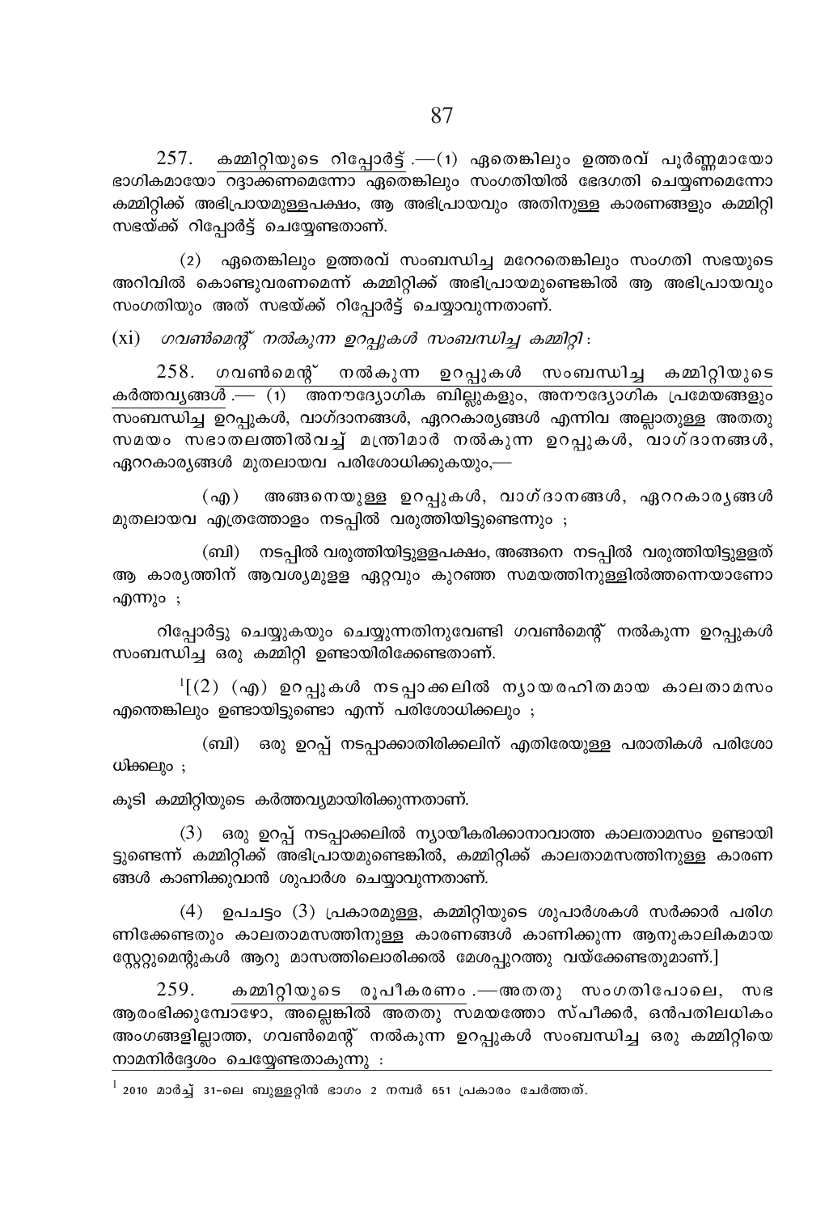257. <u>കമ്മിറ്റിയുടെ റിപ്പോർട്ട്</u>.—(1) ഏതെങ്കിലും ഉത്തരവ് പൂർണ്ണമായോ ഭാഗികമായോ റദ്ദാക്കണമെന്നോ ഏതെങ്കിലും സംഗതിയിൽ ഭേദഗതി ചെയ്യണമെന്നോ കമ്മിറ്റിക്ക് അഭിപ്രായമുള്ളപക്ഷം, ആ അഭിപ്രായവും അതിനുള്ള കാരണങ്ങളും കമ്മിറ്റി സഭയ്ക്ക് റിപ്പോർട്ട് ചെയ്യേണ്ടതാണ്.

(2) ഏതെങ്കിലും ഉത്തരവ് സംബന്ധിച്ച മറ്റേതെങ്കിലും സംഗതി സഭയുടെ അറിവിൽ കൊണ്ടുവരണമെന്ന് കമ്മിറ്റിക്ക് അഭിപ്രായമുണ്ടെങ്കിൽ ആ അഭിപ്രായവും സംഗതിയും അത് സഭയ്ക്ക് റിപ്പോർട്ട് ചെയ്യാവുന്നതാണ്.

(xi) *ഗവൺമെന്റ് നൽകുന്ന ഉറപ്പുകൾ സംബന്ധിച്ച കമ്മിറ്റി*:

258. <u>ഗവൺമെന്റ് നൽകുന്ന ഉറപ്പുകൾ സംബന്ധിച്ച കമ്മിറ്റിയുടെ കർത്തവ്യങ്ങൾ</u>.— (1) അനൗദ്യോഗിക ബില്ലുകളും, അനൗദ്യോഗിക പ്രമേയങ്ങളും സംബന്ധിച്ച ഉറപ്പുകൾ, വാഗ്ദാനങ്ങൾ, ഏറ്റകാര്യങ്ങൾ എന്നിവ അല്ലാതുള്ള അതതു സമയം സഭാതലത്തിൽവച്ച് മന്ത്രിമാർ നൽകുന്ന ഉറപ്പുകൾ, വാഗ്ദാനങ്ങൾ, ഏറ്റകാര്യങ്ങൾ മുതലായവ പരിശോധിക്കുകയും,—

(എ) അങ്ങനെയുള്ള ഉറപ്പുകൾ, വാഗ്ദാനങ്ങൾ, ഏറ്റകാര്യങ്ങൾ മുതലായവ എത്രത്തോളം നടപ്പിൽ വരുത്തിയിട്ടുണ്ടെന്നും ;

(ബി) നടപ്പിൽ വരുത്തിയിട്ടുള്ളപക്ഷം, അങ്ങനെ നടപ്പിൽ വരുത്തിയിട്ടുള്ളത് ആ കാര്യത്തിന് ആവശ്യമുള്ള ഏറ്റവും കുറഞ്ഞ സമയത്തിനുള്ളിൽത്തന്നെയാണോ എന്നും ;

റിപ്പോർട്ടു ചെയ്യുകയും ചെയ്യുന്നതിനുവേണ്ടി ഗവൺമെന്റ് നൽകുന്ന ഉറപ്പുകൾ സംബന്ധിച്ച ഒരു കമ്മിറ്റി ഉണ്ടായിരിക്കേണ്ടതാണ്.

[1][(2) (എ) ഉറപ്പുകൾ നടപ്പാക്കലിൽ ന്യായരഹിതമായ കാലതാമസം എന്തെങ്കിലും ഉണ്ടായിട്ടുണ്ടോ എന്ന് പരിശോധിക്കലും ;

(ബി) ഒരു ഉറപ്പ് നടപ്പാക്കാതിരിക്കലിന് എതിരേയുള്ള പരാതികൾ പരിശോധിക്കലും ;

കൂടി കമ്മിറ്റിയുടെ കർത്തവ്യമായിരിക്കുന്നതാണ്.

(3) ഒരു ഉറപ്പ് നടപ്പാക്കലിൽ ന്യായീകരിക്കാനാവാത്ത കാലതാമസം ഉണ്ടായിട്ടുണ്ടെന്ന് കമ്മിറ്റിക്ക് അഭിപ്രായമുണ്ടെങ്കിൽ, കമ്മിറ്റിക്ക് കാലതാമസത്തിനുള്ള കാരണങ്ങൾ കാണിക്കുവാൻ ശുപാർശ ചെയ്യാവുന്നതാണ്.

(4) ഉപചട്ടം (3) പ്രകാരമുള്ള, കമ്മിറ്റിയുടെ ശുപാർശകൾ സർക്കാർ പരിഗണിക്കേണ്ടതും കാലതാമസത്തിനുള്ള കാരണങ്ങൾ കാണിക്കുന്ന ആനുകാലികമായ സ്റ്റേറ്റുമെന്റുകൾ ആറു മാസത്തിലൊരിക്കൽ മേശപ്പുറത്തു വയ്ക്കേണ്ടതുമാണ്.]

259. <u>കമ്മിറ്റിയുടെ രൂപീകരണം</u>.—അതതു സംഗതിപോലെ, സഭ ആരംഭിക്കുമ്പോഴോ, അല്ലെങ്കിൽ അതതു സമയത്തോ സ്പീക്കർ, ഒൻപതിലധികം അംഗങ്ങളില്ലാത്ത, ഗവൺമെന്റ് നൽകുന്ന ഉറപ്പുകൾ സംബന്ധിച്ച ഒരു കമ്മിറ്റിയെ നാമനിർദ്ദേശം ചെയ്യേണ്ടതാകുന്നു :

---

[1] 2010 മാർച്ച് 31-ലെ ബുള്ളറ്റിൻ ഭാഗം 2 നമ്പർ 651 പ്രകാരം ചേർത്തത്.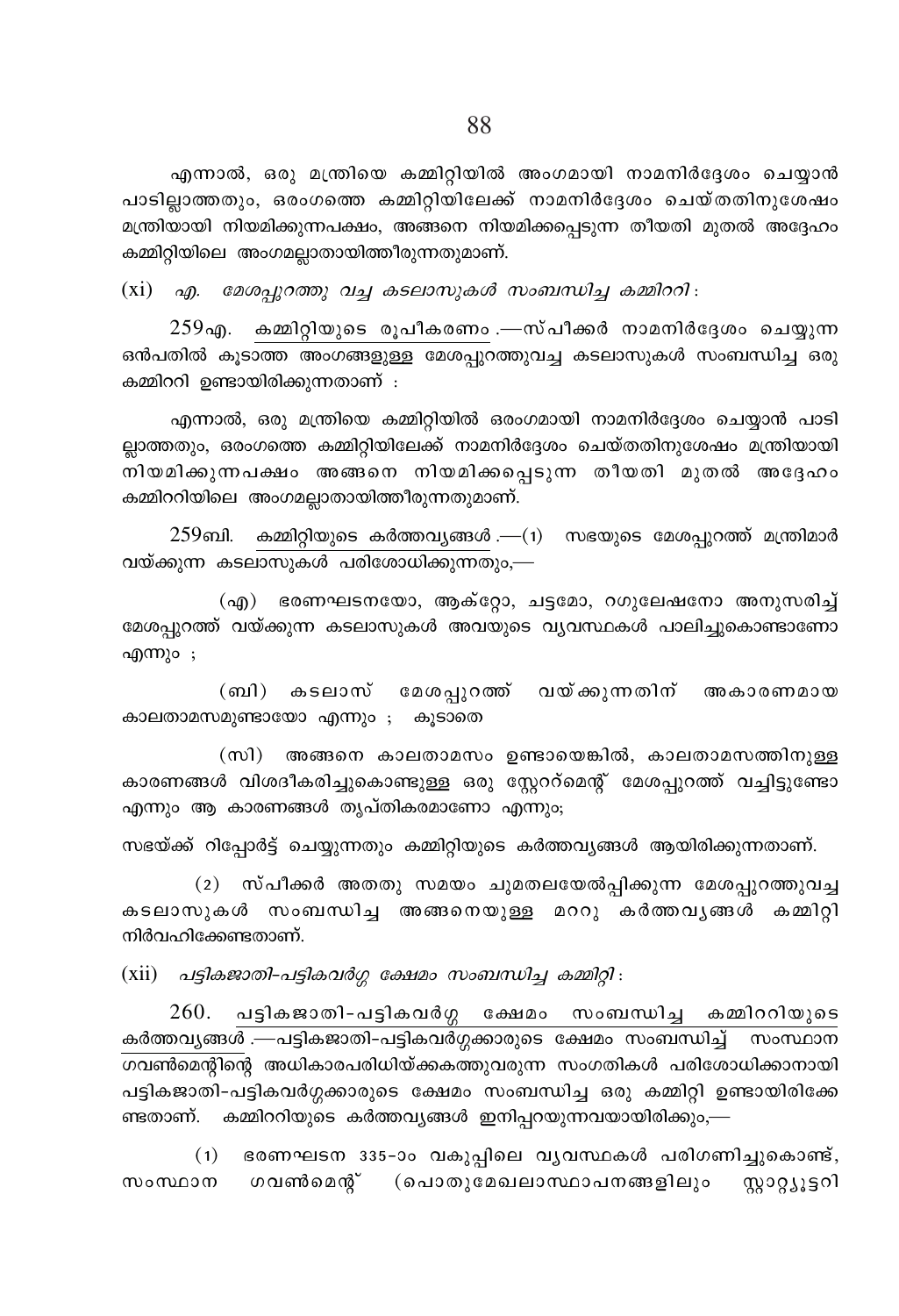എന്നാൽ, ഒരു മന്ത്രിയെ കമ്മിറ്റിയിൽ അംഗമായി നാമനിർദ്ദേശം ചെയ്യാൻ പാടില്ലാത്തതും, ഒരംഗത്തെ കമ്മിറ്റിയിലേക്ക് നാമനിർദ്ദേശം ചെയ്തതിനുശേഷം മന്ത്രിയായി നിയമിക്കുന്നപക്ഷം, അങ്ങനെ നിയമിക്കപ്പെടുന്ന തീയതി മുതൽ അദ്ദേഹം കമ്മിറ്റിയിലെ അംഗമല്ലാതായിത്തീരുന്നതുമാണ്.

(xi) *എ. മേശപ്പുറത്തു വച്ച കടലാസുകൾ സംബന്ധിച്ച കമ്മിററി* :

259എ. <u>കമ്മിറ്റിയുടെ രൂപീകരണം</u>.—സ്പീക്കർ നാമനിർദ്ദേശം ചെയ്യുന്ന ഒൻപതിൽ കൂടാത്ത അംഗങ്ങളുള്ള മേശപ്പുറത്തുവച്ച കടലാസുകൾ സംബന്ധിച്ച ഒരു കമ്മിററി ഉണ്ടായിരിക്കുന്നതാണ് :

എന്നാൽ, ഒരു മന്ത്രിയെ കമ്മിറ്റിയിൽ ഒരംഗമായി നാമനിർദ്ദേശം ചെയ്യാൻ പാടില്ലാത്തതും, ഒരംഗത്തെ കമ്മിറ്റിയിലേക്ക് നാമനിർദ്ദേശം ചെയ്തതിനുശേഷം മന്ത്രിയായി നിയമിക്കുന്നപക്ഷം അങ്ങനെ നിയമിക്കപ്പെടുന്ന തീയതി മുതൽ അദ്ദേഹം കമ്മിററിയിലെ അംഗമല്ലാതായിത്തീരുന്നതുമാണ്.

259ബി. <u>കമ്മിറ്റിയുടെ കർത്തവ്യങ്ങൾ</u>.—(1) സഭയുടെ മേശപ്പുറത്ത് മന്ത്രിമാർ വയ്ക്കുന്ന കടലാസുകൾ പരിശോധിക്കുന്നതും,—

(എ) ഭരണഘടനയോ, ആക്റ്റോ, ചട്ടമോ, റഗുലേഷനോ അനുസരിച്ച് മേശപ്പുറത്ത് വയ്ക്കുന്ന കടലാസുകൾ അവയുടെ വ്യവസ്ഥകൾ പാലിച്ചുകൊണ്ടാണോ എന്നും ;

(ബി) കടലാസ് മേശപ്പുറത്ത് വയ്ക്കുന്നതിന് അകാരണമായ കാലതാമസമുണ്ടായോ എന്നും ; കൂടാതെ

(സി) അങ്ങനെ കാലതാമസം ഉണ്ടായെങ്കിൽ, കാലതാമസത്തിനുള്ള കാരണങ്ങൾ വിശദീകരിച്ചുകൊണ്ടുള്ള ഒരു സ്റ്റേററ്മെന്റ് മേശപ്പുറത്ത് വച്ചിട്ടുണ്ടോ എന്നും ആ കാരണങ്ങൾ തൃപ്തികരമാണോ എന്നും;

സഭയ്ക്ക് റിപ്പോർട്ട് ചെയ്യുന്നതും കമ്മിറ്റിയുടെ കർത്തവ്യങ്ങൾ ആയിരിക്കുന്നതാണ്.

(2) സ്പീക്കർ അതതു സമയം ചുമതലയേൽപ്പിക്കുന്ന മേശപ്പുറത്തുവച്ച കടലാസുകൾ സംബന്ധിച്ച അങ്ങനെയുള്ള മററു കർത്തവ്യങ്ങൾ കമ്മിറ്റി നിർവഹിക്കേണ്ടതാണ്.

(xii) *പട്ടികജാതി-പട്ടികവർഗ്ഗ ക്ഷേമം സംബന്ധിച്ച കമ്മിറ്റി* :

260. <u>പട്ടികജാതി-പട്ടികവർഗ്ഗ ക്ഷേമം സംബന്ധിച്ച കമ്മിററിയുടെ കർത്തവ്യങ്ങൾ</u>.—പട്ടികജാതി-പട്ടികവർഗ്ഗക്കാരുടെ ക്ഷേമം സംബന്ധിച്ച് സംസ്ഥാന ഗവൺമെന്റിന്റെ അധികാരപരിധിയ്ക്കകത്തുവരുന്ന സംഗതികൾ പരിശോധിക്കാനായി പട്ടികജാതി-പട്ടികവർഗ്ഗക്കാരുടെ ക്ഷേമം സംബന്ധിച്ച ഒരു കമ്മിറ്റി ഉണ്ടായിരിക്കേണ്ടതാണ്. കമ്മിററിയുടെ കർത്തവ്യങ്ങൾ ഇനിപ്പറയുന്നവയായിരിക്കും,—

(1) ഭരണഘടന 335-ാം വകുപ്പിലെ വ്യവസ്ഥകൾ പരിഗണിച്ചുകൊണ്ട്, സംസ്ഥാന ഗവൺമെന്റ് (പൊതുമേഖലാസ്ഥാപനങ്ങളിലും സ്റ്റാറ്റ്യൂട്ടറി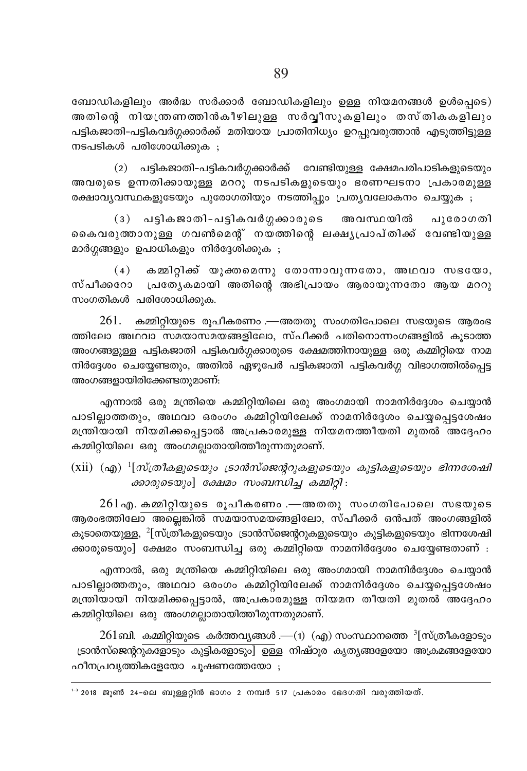ബോഡികളിലും അർദ്ധ സർക്കാർ ബോഡികളിലും ഉള്ള നിയമനങ്ങൾ ഉൾപ്പെടെ) അതിന്റെ നിയന്ത്രണത്തിൻകീഴിലുള്ള സർവ്വീസുകളിലും തസ്തികകളിലും പട്ടികജാതി-പട്ടികവർഗ്ഗക്കാർക്ക് മതിയായ പ്രാതിനിധ്യം ഉറപ്പുവരുത്താൻ എടുത്തിട്ടുള്ള നടപടികൾ പരിശോധിക്കുക ;

(2) പട്ടികജാതി-പട്ടികവർഗ്ഗക്കാർക്ക് വേണ്ടിയുള്ള ക്ഷേമപരിപാടികളുടെയും അവരുടെ ഉന്നതിക്കായുള്ള മററു നടപടികളുടെയും ഭരണഘടനാ പ്രകാരമുള്ള രക്ഷാവ്യവസ്ഥകളുടേയും പുരോഗതിയും നടത്തിപ്പും പ്രത്യവലോകനം ചെയ്യുക ;

(3) പട്ടികജാതി-പട്ടികവർഗ്ഗക്കാരുടെ അവസ്ഥയിൽ പുരോഗതി കൈവരുത്താനുള്ള ഗവൺമെന്റ് നയത്തിന്റെ ലക്ഷ്യപ്രാപ്തിക്ക് വേണ്ടിയുള്ള മാർഗ്ഗങ്ങളും ഉപാധികളും നിർദ്ദേശിക്കുക ;

(4) കമ്മിറ്റിക്ക് യുക്തമെന്നു തോന്നാവുന്നതോ, അഥവാ സഭയോ, സ്പീക്കറോ പ്രത്യേകമായി അതിന്റെ അഭിപ്രായം ആരായുന്നതോ ആയ മററു സംഗതികൾ പരിശോധിക്കുക.

261. കമ്മിറ്റിയുടെ രൂപീകരണം.—അതതു സംഗതിപോലെ സഭയുടെ ആരംഭത്തിലോ അഥവാ സമയാസമയങ്ങളിലോ, സ്പീക്കർ പതിനൊന്നംഗങ്ങളിൽ കൂടാത്ത അംഗങ്ങളുള്ള പട്ടികജാതി പട്ടികവർഗ്ഗക്കാരുടെ ക്ഷേമത്തിനായുള്ള ഒരു കമ്മിറ്റിയെ നാമനിർദ്ദേശം ചെയ്യേണ്ടതും, അതിൽ ഏഴുപേർ പട്ടികജാതി പട്ടികവർഗ്ഗ വിഭാഗത്തിൽപ്പെട്ട അംഗങ്ങളായിരിക്കേണ്ടതുമാണ്:

എന്നാൽ ഒരു മന്ത്രിയെ കമ്മിറ്റിയിലെ ഒരു അംഗമായി നാമനിർദ്ദേശം ചെയ്യാൻ പാടില്ലാത്തതും, അഥവാ ഒരംഗം കമ്മിറ്റിയിലേക്ക് നാമനിർദ്ദേശം ചെയ്യപ്പെട്ടശേഷം മന്ത്രിയായി നിയമിക്കപ്പെട്ടാൽ അപ്രകാരമുള്ള നിയമനത്തീയതി മുതൽ അദ്ദേഹം കമ്മിറ്റിയിലെ ഒരു അംഗമല്ലാതായിത്തീരുന്നതുമാണ്.

(xii) (എ) [1][*സ്ത്രീകളുടെയും ട്രാൻസ്ജെന്ററുകളുടെയും കുട്ടികളുടെയും ഭിന്നശേഷിക്കാരുടെയും*] *ക്ഷേമം സംബന്ധിച്ച കമ്മിറ്റി* :

261എ. കമ്മിറ്റിയുടെ രൂപീകരണം.—അതതു സംഗതിപോലെ സഭയുടെ ആരംഭത്തിലോ അല്ലെങ്കിൽ സമയാസമയങ്ങളിലോ, സ്പീക്കർ ഒൻപത് അംഗങ്ങളിൽ കൂടാതെയുള്ള, [2][സ്ത്രീകളുടെയും ട്രാൻസ്ജെന്ററുകളുടെയും കുട്ടികളുടെയും ഭിന്നശേഷിക്കാരുടെയും] ക്ഷേമം സംബന്ധിച്ച ഒരു കമ്മിറ്റിയെ നാമനിർദ്ദേശം ചെയ്യേണ്ടതാണ് :

എന്നാൽ, ഒരു മന്ത്രിയെ കമ്മിറ്റിയിലെ ഒരു അംഗമായി നാമനിർദ്ദേശം ചെയ്യാൻ പാടില്ലാത്തതും, അഥവാ ഒരംഗം കമ്മിറ്റിയിലേക്ക് നാമനിർദ്ദേശം ചെയ്യപ്പെട്ടശേഷം മന്ത്രിയായി നിയമിക്കപ്പെട്ടാൽ, അപ്രകാരമുള്ള നിയമന തീയതി മുതൽ അദ്ദേഹം കമ്മിറ്റിയിലെ ഒരു അംഗമല്ലാതായിത്തീരുന്നതുമാണ്.

261ബി. കമ്മിറ്റിയുടെ കർത്തവ്യങ്ങൾ.—(1) (എ) സംസ്ഥാനത്തെ [3][സ്ത്രീകളോടും ട്രാൻസ്ജെന്ററുകളോടും കുട്ടികളോടും] ഉള്ള നിഷ്ഠൂര കൃത്യങ്ങളേയോ അക്രമങ്ങളേയോ ഹീനപ്രവൃത്തികളേയോ ചൂഷണത്തേയോ ;

---

[1-3] 2018 ജൂൺ 24-ലെ ബുള്ളറ്റിൻ ഭാഗം 2 നമ്പർ 517 പ്രകാരം ഭേദഗതി വരുത്തിയത്.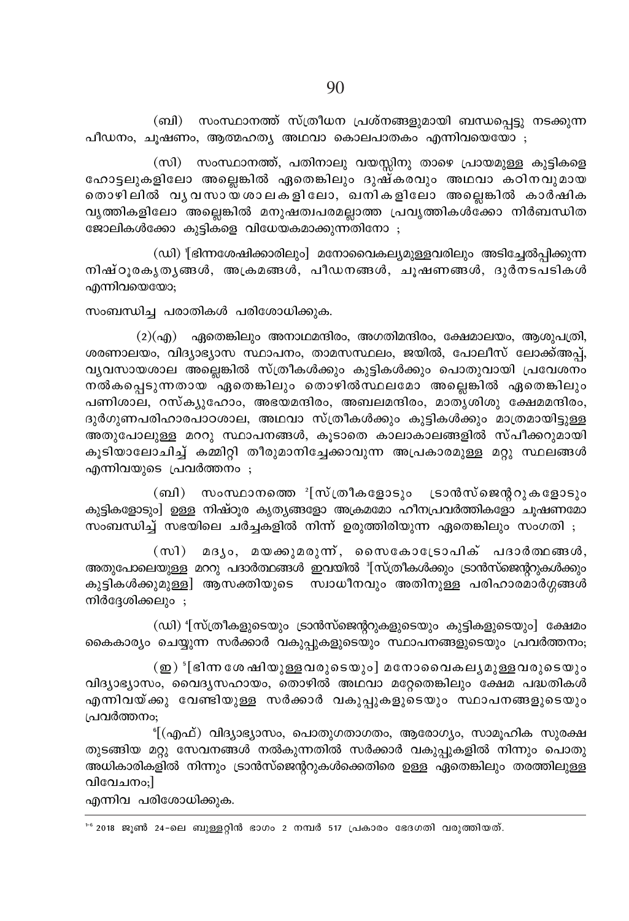(ബി) സംസ്ഥാനത്ത് സ്ത്രീധന പ്രശ്നങ്ങളുമായി ബന്ധപ്പെട്ടു നടക്കുന്ന പീഡനം, ചൂഷണം, ആത്മഹത്യ അഥവാ കൊലപാതകം എന്നിവയെയോ ;

(സി) സംസ്ഥാനത്ത്, പതിനാലു വയസ്സിനു താഴെ പ്രായമുള്ള കുട്ടികളെ ഹോട്ടലുകളിലോ അല്ലെങ്കിൽ ഏതെങ്കിലും ദുഷ്കരവും അഥവാ കഠിനവുമായ തൊഴിലിൽ വ്യവസായശാലകളിലോ, ഖനികളിലോ അല്ലെങ്കിൽ കാർഷിക വൃത്തികളിലോ അല്ലെങ്കിൽ മനുഷ്യത്വപരമല്ലാത്ത പ്രവൃത്തികൾക്കോ നിർബന്ധിത ജോലികൾക്കോ കുട്ടികളെ വിധേയകമാക്കുന്നതിനോ ;

(ഡി) [1][ഭിന്നശേഷിക്കാരിലും] മനോവൈകല്യമുള്ളവരിലും അടിച്ചേൽപ്പിക്കുന്ന നിഷ്ഠൂരകൃത്യങ്ങൾ, അക്രമങ്ങൾ, പീഡനങ്ങൾ, ചൂഷണങ്ങൾ, ദുർനടപടികൾ എന്നിവയെയോ;

സംബന്ധിച്ച പരാതികൾ പരിശോധിക്കുക.

(2)(എ) ഏതെങ്കിലും അനാഥമന്ദിരം, അഗതിമന്ദിരം, ക്ഷേമാലയം, ആശുപത്രി, ശരണാലയം, വിദ്യാഭ്യാസ സ്ഥാപനം, താമസസ്ഥലം, ജയിൽ, പോലീസ് ലോക്ക്അപ്പ്, വ്യവസായശാല അല്ലെങ്കിൽ സ്ത്രീകൾക്കും കുട്ടികൾക്കും പൊതുവായി പ്രവേശനം നൽകപ്പെടുന്നതായ ഏതെങ്കിലും തൊഴിൽസ്ഥലമോ അല്ലെങ്കിൽ ഏതെങ്കിലും പണിശാല, റസ്ക്യൂഹോം, അഭയമന്ദിരം, അബലമന്ദിരം, മാതൃശിശു ക്ഷേമമന്ദിരം, ദുർഗുണപരിഹാരപാഠശാല, അഥവാ സ്ത്രീകൾക്കും കുട്ടികൾക്കും മാത്രമായിട്ടുള്ള അതുപോലുള്ള മററു സ്ഥാപനങ്ങൾ, കൂടാതെ കാലാകാലങ്ങളിൽ സ്പീക്കറുമായി കൂടിയാലോചിച്ച് കമ്മിറ്റി തീരുമാനിച്ചേക്കാവുന്ന അപ്രകാരമുള്ള മറ്റു സ്ഥലങ്ങൾ എന്നിവയുടെ പ്രവർത്തനം ;

(ബി) സംസ്ഥാനത്തെ [2][സ്ത്രീകളോടും ട്രാൻസ്ജെന്ററുകളോടും കുട്ടികളോടും] ഉള്ള നിഷ്ഠൂര കൃത്യങ്ങളോ അക്രമമോ ഹീനപ്രവർത്തികളോ ചൂഷണമോ സംബന്ധിച്ച് സഭയിലെ ചർച്ചകളിൽ നിന്ന് ഉരുത്തിരിയുന്ന ഏതെങ്കിലും സംഗതി ;

(സി) മദ്യം, മയക്കുമരുന്ന്, സൈകോട്രോപിക് പദാർത്ഥങ്ങൾ, അതുപോലെയുള്ള മററു പദാർത്ഥങ്ങൾ ഇവയിൽ [3][സ്ത്രീകൾക്കും ട്രാൻസ്ജെന്ററുകൾക്കും കുട്ടികൾക്കുമുള്ള] ആസക്തിയുടെ സ്വാധീനവും അതിനുള്ള പരിഹാരമാർഗ്ഗങ്ങൾ നിർദ്ദേശിക്കലും ;

(ഡി) [4][സ്ത്രീകളുടെയും ട്രാൻസ്ജെന്ററുകളുടെയും കുട്ടികളുടെയും] ക്ഷേമം കൈകാര്യം ചെയ്യുന്ന സർക്കാർ വകുപ്പുകളുടെയും സ്ഥാപനങ്ങളുടെയും പ്രവർത്തനം;

(ഇ) [5][ഭിന്നശേഷിയുള്ളവരുടെയും] മനോവൈകല്യമുള്ളവരുടെയും വിദ്യാഭ്യാസം, വൈദ്യസഹായം, തൊഴിൽ അഥവാ മറ്റേതെങ്കിലും ക്ഷേമ പദ്ധതികൾ എന്നിവയ്ക്കു വേണ്ടിയുള്ള സർക്കാർ വകുപ്പുകളുടെയും സ്ഥാപനങ്ങളുടെയും പ്രവർത്തനം;

[6][(എഫ്) വിദ്യാഭ്യാസം, പൊതുഗതാഗതം, ആരോഗ്യം, സാമൂഹിക സുരക്ഷ തുടങ്ങിയ മറ്റു സേവനങ്ങൾ നൽകുന്നതിൽ സർക്കാർ വകുപ്പുകളിൽ നിന്നും പൊതു അധികാരികളിൽ നിന്നും ട്രാൻസ്ജെന്ററുകൾക്കെതിരെ ഉള്ള ഏതെങ്കിലും തരത്തിലുള്ള വിവേചനം;]

എന്നിവ പരിശോധിക്കുക.

---

[1-6] 2018 ജൂൺ 24-ലെ ബുള്ളറ്റിൻ ഭാഗം 2 നമ്പർ 517 പ്രകാരം ഭേദഗതി വരുത്തിയത്.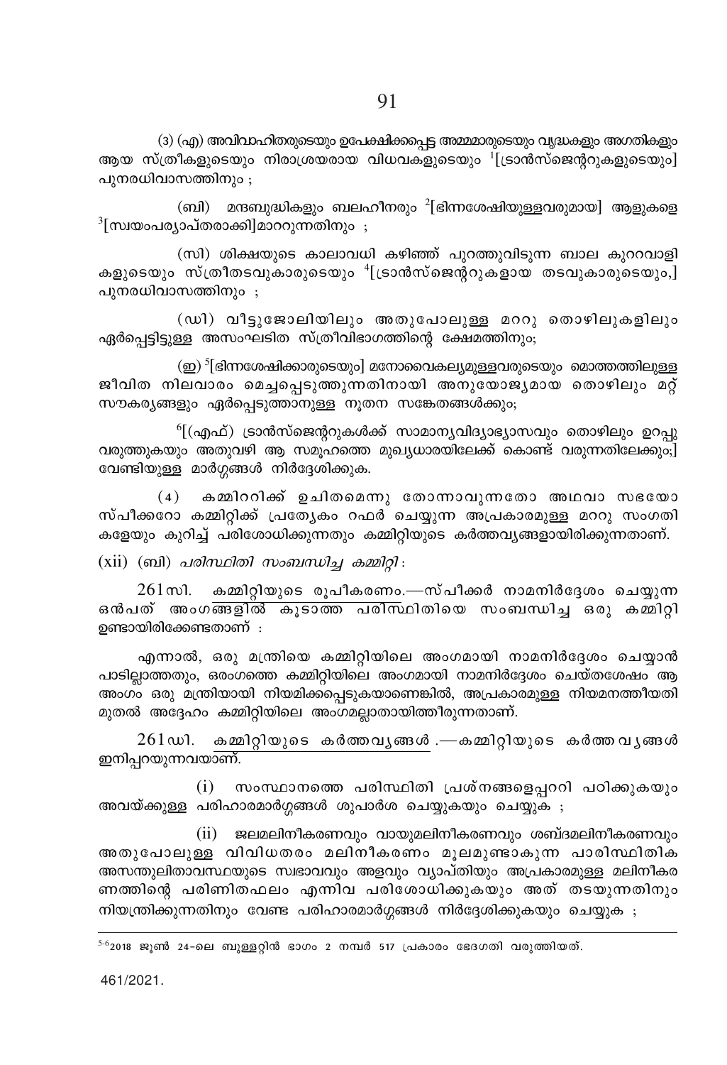(3) (എ) അവിവാഹിതരുടെയും ഉപേക്ഷിക്കപ്പെട്ട അമ്മമാരുടെയും വൃദ്ധകളും അഗതികളും ആയ സ്ത്രീകളുടെയും നിരാശ്രയരായ വിധവകളുടെയും [1][ട്രാൻസ്ജെന്ററുകളുടെയും] പുനരധിവാസത്തിനും ;

(ബി) മന്ദബുദ്ധികളും ബലഹീനരും [2][ഭിന്നശേഷിയുള്ളവരുമായ] ആളുകളെ [3][സ്വയംപര്യാപ്തരാക്കി]മാററുന്നതിനും ;

(സി) ശിക്ഷയുടെ കാലാവധി കഴിഞ്ഞ് പുറത്തുവിടുന്ന ബാല കുററവാളികളുടെയും സ്ത്രീതടവുകാരുടെയും [4][ട്രാൻസ്ജെന്ററുകളായ തടവുകാരുടെയും,] പുനരധിവാസത്തിനും ;

(ഡി) വീട്ടുജോലിയിലും അതുപോലുള്ള മററു തൊഴിലുകളിലും ഏർപ്പെട്ടിട്ടുള്ള അസംഘടിത സ്ത്രീവിഭാഗത്തിന്റെ ക്ഷേമത്തിനും;

(ഇ) [5][ഭിന്നശേഷിക്കാരുടെയും] മനോവൈകല്യമുള്ളവരുടെയും മൊത്തത്തിലുള്ള ജീവിത നിലവാരം മെച്ചപ്പെടുത്തുന്നതിനായി അനുയോജ്യമായ തൊഴിലും മറ്റ് സൗകര്യങ്ങളും ഏർപ്പെടുത്താനുള്ള നൂതന സങ്കേതങ്ങൾക്കും;

[6][(എഫ്) ട്രാൻസ്ജെന്ററുകൾക്ക് സാമാന്യവിദ്യാഭ്യാസവും തൊഴിലും ഉറപ്പു വരുത്തുകയും അതുവഴി ആ സമൂഹത്തെ മുഖ്യധാരയിലേക്ക് കൊണ്ട് വരുന്നതിലേക്കും;] വേണ്ടിയുള്ള മാർഗ്ഗങ്ങൾ നിർദ്ദേശിക്കുക.

(4) കമ്മിററിക്ക് ഉചിതമെന്നു തോന്നാവുന്നതോ അഥവാ സഭയോ സ്പീക്കറോ കമ്മിറ്റിക്ക് പ്രത്യേകം റഫർ ചെയ്യുന്ന അപ്രകാരമുള്ള മററു സംഗതികളേയും കുറിച്ച് പരിശോധിക്കുന്നതും കമ്മിറ്റിയുടെ കർത്തവ്യങ്ങളായിരിക്കുന്നതാണ്.

(xii) (ബി) *പരിസ്ഥിതി സംബന്ധിച്ച കമ്മിറ്റി* :

261സി. <u>കമ്മിറ്റിയുടെ രൂപീകരണം</u>.—സ്പീക്കർ നാമനിർദ്ദേശം ചെയ്യുന്ന ഒൻപത് അംഗങ്ങളിൽ കൂടാത്ത പരിസ്ഥിതിയെ സംബന്ധിച്ച ഒരു കമ്മിറ്റി ഉണ്ടായിരിക്കേണ്ടതാണ് :

എന്നാൽ, ഒരു മന്ത്രിയെ കമ്മിറ്റിയിലെ അംഗമായി നാമനിർദ്ദേശം ചെയ്യാൻ പാടില്ലാത്തതും, ഒരംഗത്തെ കമ്മിറ്റിയിലെ അംഗമായി നാമനിർദ്ദേശം ചെയ്തശേഷം ആ അംഗം ഒരു മന്ത്രിയായി നിയമിക്കപ്പെടുകയാണെങ്കിൽ, അപ്രകാരമുള്ള നിയമനത്തീയതി മുതൽ അദ്ദേഹം കമ്മിറ്റിയിലെ അംഗമല്ലാതായിത്തീരുന്നതാണ്.

261ഡി. <u>കമ്മിറ്റിയുടെ കർത്തവ്യങ്ങൾ</u>.—കമ്മിറ്റിയുടെ കർത്തവ്യങ്ങൾ ഇനിപ്പറയുന്നവയാണ്.

(i) സംസ്ഥാനത്തെ പരിസ്ഥിതി പ്രശ്നങ്ങളെപ്പററി പഠിക്കുകയും അവയ്ക്കുള്ള പരിഹാരമാർഗ്ഗങ്ങൾ ശുപാർശ ചെയ്യുകയും ചെയ്യുക ;

(ii) ജലമലിനീകരണവും വായുമലിനീകരണവും ശബ്ദമലിനീകരണവും അതുപോലുള്ള വിവിധതരം മലിനീകരണം മൂലമുണ്ടാകുന്ന പാരിസ്ഥിതിക അസന്തുലിതാവസ്ഥയുടെ സ്വഭാവവും അളവും വ്യാപ്തിയും അപ്രകാരമുള്ള മലിനീകരണത്തിന്റെ പരിണിതഫലം എന്നിവ പരിശോധിക്കുകയും അത് തടയുന്നതിനും നിയന്ത്രിക്കുന്നതിനും വേണ്ട പരിഹാരമാർഗ്ഗങ്ങൾ നിർദ്ദേശിക്കുകയും ചെയ്യുക ;

---

[5-6] 2018 ജൂൺ 24-ലെ ബുള്ളറ്റിൻ ഭാഗം 2 നമ്പർ 517 പ്രകാരം ഭേദഗതി വരുത്തിയത്.

461/2021.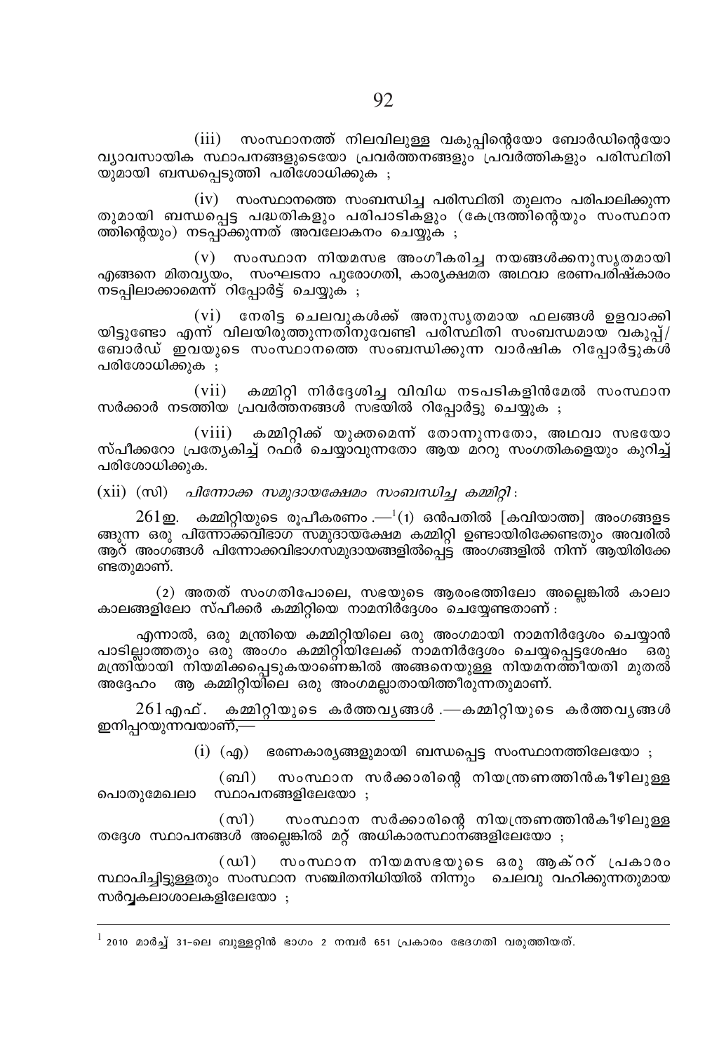(iii) സംസ്ഥാനത്ത് നിലവിലുള്ള വകുപ്പിന്റെയോ ബോർഡിന്റെയോ വ്യാവസായിക സ്ഥാപനങ്ങളുടെയോ പ്രവർത്തനങ്ങളും പ്രവർത്തികളും പരിസ്ഥിതിയുമായി ബന്ധപ്പെടുത്തി പരിശോധിക്കുക ;

(iv) സംസ്ഥാനത്തെ സംബന്ധിച്ച പരിസ്ഥിതി തുലനം പരിപാലിക്കുന്നതുമായി ബന്ധപ്പെട്ട പദ്ധതികളും പരിപാടികളും (കേന്ദ്രത്തിന്റെയും സംസ്ഥാനത്തിന്റെയും) നടപ്പാക്കുന്നത് അവലോകനം ചെയ്യുക ;

(v) സംസ്ഥാന നിയമസഭ അംഗീകരിച്ച നയങ്ങൾക്കനുസൃതമായി എങ്ങനെ മിതവ്യയം, സംഘടനാ പുരോഗതി, കാര്യക്ഷമത അഥവാ ഭരണപരിഷ്കാരം നടപ്പിലാക്കാമെന്ന് റിപ്പോർട്ട് ചെയ്യുക ;

(vi) നേരിട്ട ചെലവുകൾക്ക് അനുസൃതമായ ഫലങ്ങൾ ഉളവാക്കിയിട്ടുണ്ടോ എന്ന് വിലയിരുത്തുന്നതിനുവേണ്ടി പരിസ്ഥിതി സംബന്ധമായ വകുപ്പ്/ബോർഡ് ഇവയുടെ സംസ്ഥാനത്തെ സംബന്ധിക്കുന്ന വാർഷിക റിപ്പോർട്ടുകൾ പരിശോധിക്കുക ;

(vii) കമ്മിറ്റി നിർദ്ദേശിച്ച വിവിധ നടപടികളിൻമേൽ സംസ്ഥാന സർക്കാർ നടത്തിയ പ്രവർത്തനങ്ങൾ സഭയിൽ റിപ്പോർട്ടു ചെയ്യുക ;

(viii) കമ്മിറ്റിക്ക് യുക്തമെന്ന് തോന്നുന്നതോ, അഥവാ സഭയോ സ്പീക്കറോ പ്രത്യേകിച്ച് റഫർ ചെയ്യാവുന്നതോ ആയ മററു സംഗതികളെയും കുറിച്ച് പരിശോധിക്കുക.

(xii) (സി) *പിന്നോക്ക സമുദായക്ഷേമം സംബന്ധിച്ച കമ്മിറ്റി* :

261ഇ. <u>കമ്മിറ്റിയുടെ രൂപീകരണം</u>.—[1](1) ഒൻപതിൽ [കവിയാത്ത] അംഗങ്ങളടങ്ങുന്ന ഒരു <u>പിന്നോക്കവിഭാഗ സമുദായ</u>ക്ഷേമ കമ്മിറ്റി ഉണ്ടായിരിക്കേണ്ടതും അവരിൽ ആറ് അംഗങ്ങൾ പിന്നോക്കവിഭാഗസമുദായങ്ങളിൽപ്പെട്ട അംഗങ്ങളിൽ നിന്ന് ആയിരിക്കേണ്ടതുമാണ്.

(2) അതത് സംഗതിപോലെ, സഭയുടെ ആരംഭത്തിലോ അല്ലെങ്കിൽ കാലാകാലങ്ങളിലോ സ്പീക്കർ കമ്മിറ്റിയെ നാമനിർദ്ദേശം ചെയ്യേണ്ടതാണ് :

എന്നാൽ, ഒരു മന്ത്രിയെ കമ്മിറ്റിയിലെ ഒരു അംഗമായി നാമനിർദ്ദേശം ചെയ്യാൻ പാടില്ലാത്തതും ഒരു അംഗം കമ്മിറ്റിയിലേക്ക് നാമനിർദ്ദേശം ചെയ്യപ്പെട്ടശേഷം ഒരു മന്ത്രിയായി നിയമിക്കപ്പെടുകയാണെങ്കിൽ അങ്ങനെയുള്ള നിയമനത്തീയതി മുതൽ അദ്ദേഹം ആ കമ്മിറ്റിയിലെ ഒരു അംഗമല്ലാതായിത്തീരുന്നതുമാണ്.

261എഫ്. <u>കമ്മിറ്റിയുടെ കർത്തവ്യങ്ങൾ</u>.—കമ്മിറ്റിയുടെ കർത്തവ്യങ്ങൾ ഇനിപ്പറയുന്നവയാണ്,—

(i) (എ) ഭരണകാര്യങ്ങളുമായി ബന്ധപ്പെട്ട സംസ്ഥാനത്തിലേയോ ;

(ബി) സംസ്ഥാന സർക്കാരിന്റെ നിയന്ത്രണത്തിൻകീഴിലുള്ള പൊതുമേഖലാ സ്ഥാപനങ്ങളിലേയോ ;

(സി) സംസ്ഥാന സർക്കാരിന്റെ നിയന്ത്രണത്തിൻകീഴിലുള്ള തദ്ദേശ സ്ഥാപനങ്ങൾ അല്ലെങ്കിൽ മറ്റ് അധികാരസ്ഥാനങ്ങളിലേയോ ;

(ഡി) സംസ്ഥാന നിയമസഭയുടെ ഒരു ആക്ററ് പ്രകാരം സ്ഥാപിച്ചിട്ടുള്ളതും സംസ്ഥാന സഞ്ചിതനിധിയിൽ നിന്നും ചെലവു വഹിക്കുന്നതുമായ സർവ്വകലാശാലകളിലേയോ ;

---

[1] 2010 മാർച്ച് 31-ലെ ബുള്ളറ്റിൻ ഭാഗം 2 നമ്പർ 651 പ്രകാരം ഭേദഗതി വരുത്തിയത്.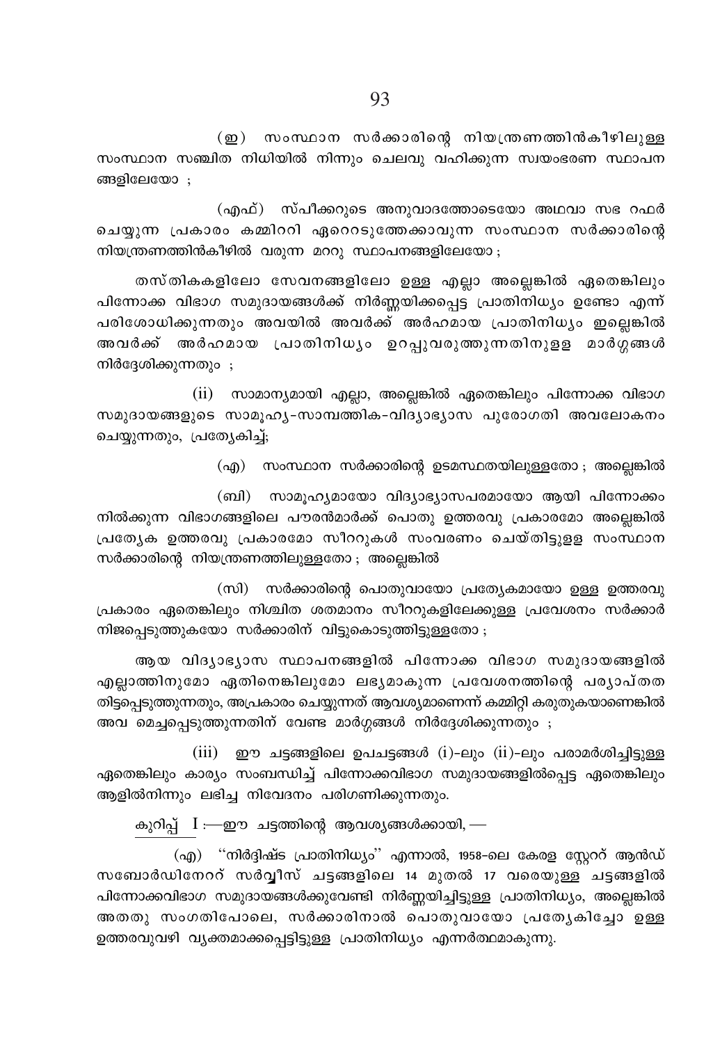(ഇ) സംസ്ഥാന സർക്കാരിന്റെ നിയന്ത്രണത്തിൻകീഴിലുള്ള സംസ്ഥാന സഞ്ചിത നിധിയിൽ നിന്നും ചെലവു വഹിക്കുന്ന സ്വയംഭരണ സ്ഥാപന ങ്ങളിലേയോ ;

(എഫ്) സ്പീക്കറുടെ അനുവാദത്തോടെയോ അഥവാ സഭ റഫർ ചെയ്യുന്ന പ്രകാരം കമ്മിററി ഏറെറടുത്തേക്കാവുന്ന സംസ്ഥാന സർക്കാരിന്റെ നിയന്ത്രണത്തിൻകീഴിൽ വരുന്ന മററു സ്ഥാപനങ്ങളിലേയോ ;

തസ്തികകളിലോ സേവനങ്ങളിലോ ഉള്ള എല്ലാ അല്ലെങ്കിൽ ഏതെങ്കിലും പിന്നോക്ക വിഭാഗ സമുദായങ്ങൾക്ക് നിർണ്ണയിക്കപ്പെട്ട പ്രാതിനിധ്യം ഉണ്ടോ എന്ന് പരിശോധിക്കുന്നതും അവയിൽ അവർക്ക് അർഹമായ പ്രാതിനിധ്യം ഇല്ലെങ്കിൽ അവർക്ക് അർഹമായ പ്രാതിനിധ്യം ഉറപ്പുവരുത്തുന്നതിനുളള മാർഗ്ഗങ്ങൾ നിർദ്ദേശിക്കുന്നതും ;

(ii) സാമാന്യമായി എല്ലാ, അല്ലെങ്കിൽ ഏതെങ്കിലും പിന്നോക്ക വിഭാഗ സമുദായങ്ങളുടെ സാമൂഹ്യ-സാമ്പത്തിക-വിദ്യാഭ്യാസ പുരോഗതി അവലോകനം ചെയ്യുന്നതും, പ്രത്യേകിച്ച്;

(എ) സംസ്ഥാന സർക്കാരിന്റെ ഉടമസ്ഥതയിലുള്ളതോ ; അല്ലെങ്കിൽ

(ബി) സാമൂഹ്യമായോ വിദ്യാഭ്യാസപരമായോ ആയി പിന്നോക്കം നിൽക്കുന്ന വിഭാഗങ്ങളിലെ പൗരൻമാർക്ക് പൊതു ഉത്തരവു പ്രകാരമോ അല്ലെങ്കിൽ പ്രത്യേക ഉത്തരവു പ്രകാരമോ സീററുകൾ സംവരണം ചെയ്തിട്ടുളള സംസ്ഥാന സർക്കാരിന്റെ നിയന്ത്രണത്തിലുള്ളതോ ; അല്ലെങ്കിൽ

(സി) സർക്കാരിന്റെ പൊതുവായോ പ്രത്യേകമായോ ഉള്ള ഉത്തരവു പ്രകാരം ഏതെങ്കിലും നിശ്ചിത ശതമാനം സീററുകളിലേക്കുള്ള പ്രവേശനം സർക്കാർ നിജപ്പെടുത്തുകയോ സർക്കാരിന് വിട്ടുകൊടുത്തിട്ടുള്ളതോ ;

ആയ വിദ്യാഭ്യാസ സ്ഥാപനങ്ങളിൽ പിന്നോക്ക വിഭാഗ സമുദായങ്ങളിൽ എല്ലാത്തിനുമോ ഏതിനെങ്കിലുമോ ലഭ്യമാകുന്ന പ്രവേശനത്തിന്റെ പര്യാപ്തത തിട്ടപ്പെടുത്തുന്നതും, അപ്രകാരം ചെയ്യുന്നത് ആവശ്യമാണെന്ന് കമ്മിറ്റി കരുതുകയാണെങ്കിൽ അവ മെച്ചപ്പെടുത്തുന്നതിന് വേണ്ട മാർഗ്ഗങ്ങൾ നിർദ്ദേശിക്കുന്നതും ;

(iii) ഈ ചട്ടങ്ങളിലെ ഉപചട്ടങ്ങൾ (i)-ലും (ii)-ലും പരാമർശിച്ചിട്ടുള്ള ഏതെങ്കിലും കാര്യം സംബന്ധിച്ച് പിന്നോക്കവിഭാഗ സമുദായങ്ങളിൽപ്പെട്ട ഏതെങ്കിലും ആളിൽനിന്നും ലഭിച്ച നിവേദനം പരിഗണിക്കുന്നതും.

കുറിപ്പ് I :—ഈ ചട്ടത്തിന്റെ ആവശ്യങ്ങൾക്കായി, —

(എ) ''നിർദ്ദിഷ്ട പ്രാതിനിധ്യം'' എന്നാൽ, 1958-ലെ കേരള സ്റ്റേററ് ആൻഡ് സബോർഡിനേററ് സർവ്വീസ് ചട്ടങ്ങളിലെ 14 മുതൽ 17 വരെയുള്ള ചട്ടങ്ങളിൽ പിന്നോക്കവിഭാഗ സമുദായങ്ങൾക്കുവേണ്ടി നിർണ്ണയിച്ചിട്ടുള്ള പ്രാതിനിധ്യം, അല്ലെങ്കിൽ അതതു സംഗതിപോലെ, സർക്കാരിനാൽ പൊതുവായോ പ്രത്യേകിച്ചോ ഉള്ള ഉത്തരവുവഴി വ്യക്തമാക്കപ്പെട്ടിട്ടുള്ള പ്രാതിനിധ്യം എന്നർത്ഥമാകുന്നു.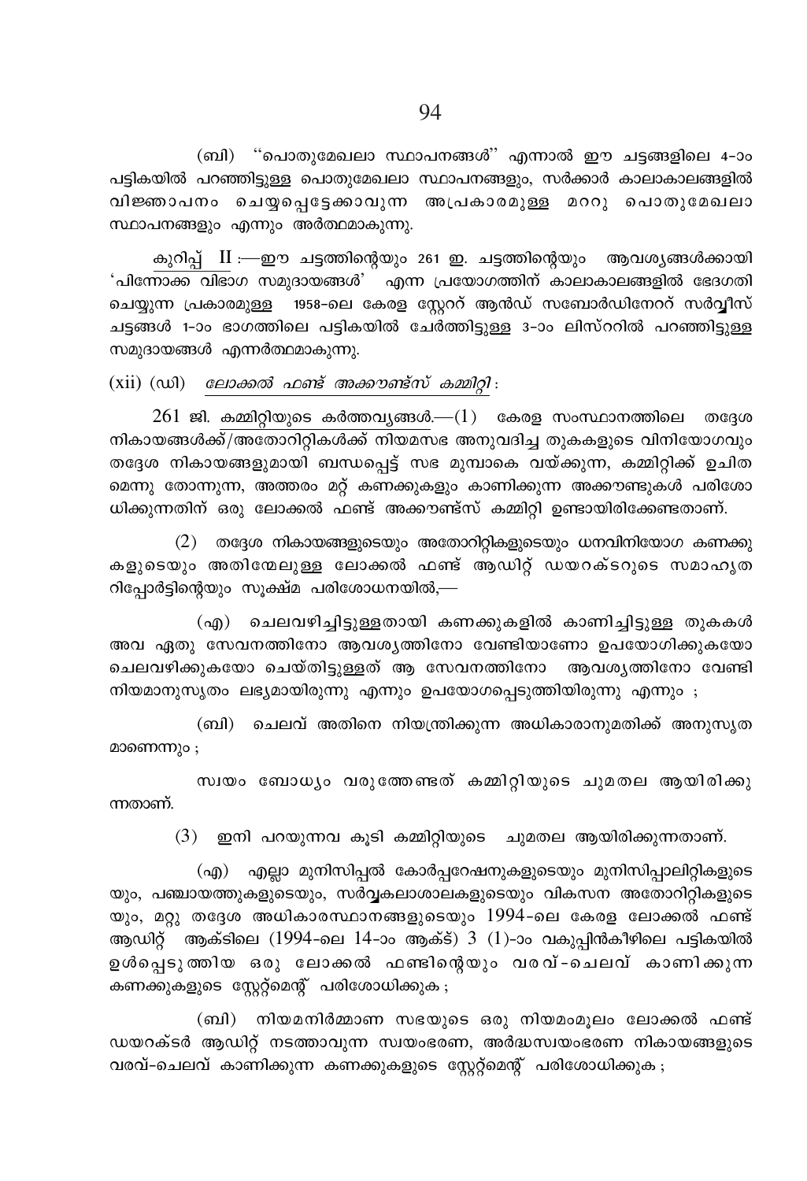(ബി) ''പൊതുമേഖലാ സ്ഥാപനങ്ങൾ'' എന്നാൽ ഈ ചട്ടങ്ങളിലെ 4-ാം പട്ടികയിൽ പറഞ്ഞിട്ടുള്ള പൊതുമേഖലാ സ്ഥാപനങ്ങളും, സർക്കാർ കാലാകാലങ്ങളിൽ വിജ്ഞാപനം ചെയ്യപ്പെട്ടേക്കാവുന്ന അപ്രകാരമുള്ള മററു പൊതുമേഖലാ സ്ഥാപനങ്ങളും എന്നും അർത്ഥമാകുന്നു.

കുറിപ്പ് II :—ഈ ചട്ടത്തിന്റെയും 261 ഇ. ചട്ടത്തിന്റെയും ആവശ്യങ്ങൾക്കായി 'പിന്നോക്ക വിഭാഗ സമുദായങ്ങൾ' എന്ന പ്രയോഗത്തിന് കാലാകാലങ്ങളിൽ ഭേദഗതി ചെയ്യുന്ന പ്രകാരമുള്ള 1958-ലെ കേരള സ്റ്റേററ് ആൻഡ് സബോർഡിനേററ് സർവ്വീസ് ചട്ടങ്ങൾ 1-ാം ഭാഗത്തിലെ പട്ടികയിൽ ചേർത്തിട്ടുള്ള 3-ാം ലിസ്ററിൽ പറഞ്ഞിട്ടുള്ള സമുദായങ്ങൾ എന്നർത്ഥമാകുന്നു.

(xii) (ഡി) *ലോക്കൽ ഫണ്ട് അക്കൗണ്ട്സ് കമ്മിറ്റി* :

261 ജി. കമ്മിറ്റിയുടെ കർത്തവ്യങ്ങൾ.—(1) കേരള സംസ്ഥാനത്തിലെ തദ്ദേശ നികായങ്ങൾക്ക്/അതോറിറ്റികൾക്ക് നിയമസഭ അനുവദിച്ച തുകകളുടെ വിനിയോഗവും തദ്ദേശ നികായങ്ങളുമായി ബന്ധപ്പെട്ട് സഭ മുമ്പാകെ വയ്ക്കുന്ന, കമ്മിറ്റിക്ക് ഉചിത മെന്നു തോന്നുന്ന, അത്തരം മറ്റ് കണക്കുകളും കാണിക്കുന്ന അക്കൗണ്ടുകൾ പരിശോ ധിക്കുന്നതിന് ഒരു ലോക്കൽ ഫണ്ട് അക്കൗണ്ട്സ് കമ്മിറ്റി ഉണ്ടായിരിക്കേണ്ടതാണ്.

(2) തദ്ദേശ നികായങ്ങളുടെയും അതോറിറ്റികളുടെയും ധനവിനിയോഗ കണക്കു കളുടെയും അതിന്മേലുള്ള ലോക്കൽ ഫണ്ട് ആഡിറ്റ് ഡയറക്ടറുടെ സമാഹൃത റിപ്പോർട്ടിന്റെയും സൂക്ഷ്മ പരിശോധനയിൽ,—

(എ) ചെലവഴിച്ചിട്ടുള്ളതായി കണക്കുകളിൽ കാണിച്ചിട്ടുള്ള തുകകൾ അവ ഏതു സേവനത്തിനോ ആവശ്യത്തിനോ വേണ്ടിയാണോ ഉപയോഗിക്കുകയോ ചെലവഴിക്കുകയോ ചെയ്തിട്ടുള്ളത് ആ സേവനത്തിനോ ആവശ്യത്തിനോ വേണ്ടി നിയമാനുസൃതം ലഭ്യമായിരുന്നു എന്നും ഉപയോഗപ്പെടുത്തിയിരുന്നു എന്നും ;

(ബി) ചെലവ് അതിനെ നിയന്ത്രിക്കുന്ന അധികാരാനുമതിക്ക് അനുസൃത മാണെന്നും ;

സ്വയം ബോധ്യം വരുത്തേണ്ടത് കമ്മിറ്റിയുടെ ചുമതല ആയിരിക്കു ന്നതാണ്.

(3) ഇനി പറയുന്നവ കൂടി കമ്മിറ്റിയുടെ ചുമതല ആയിരിക്കുന്നതാണ്.

(എ) എല്ലാ മുനിസിപ്പൽ കോർപ്പറേഷനുകളുടെയും മുനിസിപ്പാലിറ്റികളുടെ യും, പഞ്ചായത്തുകളുടെയും, സർവ്വകലാശാലകളുടെയും വികസന അതോറിറ്റികളുടെ യും, മറ്റു തദ്ദേശ അധികാരസ്ഥാനങ്ങളുടെയും 1994-ലെ കേരള ലോക്കൽ ഫണ്ട് ആഡിറ്റ് ആക്ടിലെ (1994-ലെ 14-ാം ആക്ട്) 3 (1)-ാം വകുപ്പിൻകീഴിലെ പട്ടികയിൽ ഉൾപ്പെടുത്തിയ ഒരു ലോക്കൽ ഫണ്ടിന്റെയും വരവ്-ചെലവ് കാണിക്കുന്ന കണക്കുകളുടെ സ്റ്റേറ്റ്മെന്റ് പരിശോധിക്കുക ;

(ബി) നിയമനിർമ്മാണ സഭയുടെ ഒരു നിയമംമൂലം ലോക്കൽ ഫണ്ട് ഡയറക്ടർ ആഡിറ്റ് നടത്താവുന്ന സ്വയംഭരണ, അർദ്ധസ്വയംഭരണ നികായങ്ങളുടെ വരവ്-ചെലവ് കാണിക്കുന്ന കണക്കുകളുടെ സ്റ്റേറ്റ്മെന്റ് പരിശോധിക്കുക ;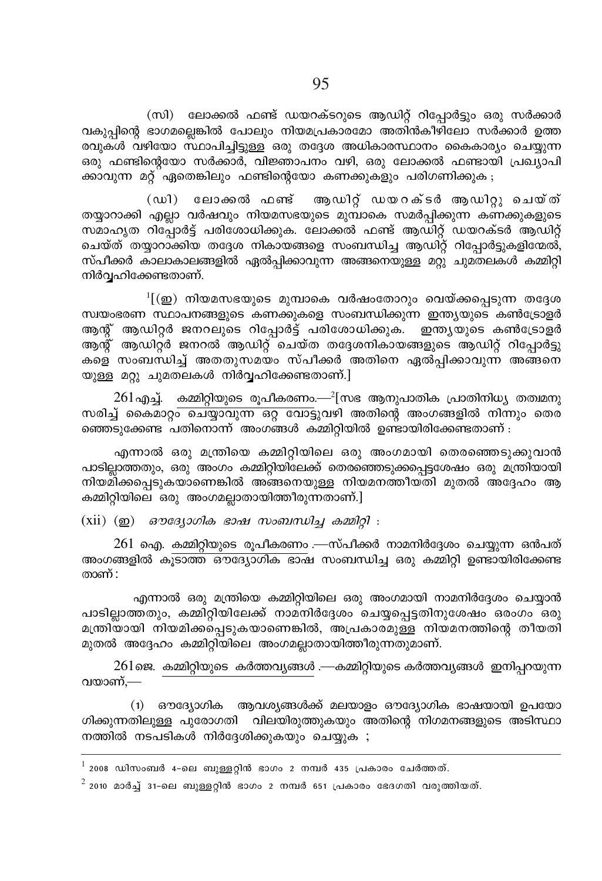(സി) ലോക്കൽ ഫണ്ട് ഡയറക്ടറുടെ ആഡിറ്റ് റിപ്പോർട്ടും ഒരു സർക്കാർ വകുപ്പിന്റെ ഭാഗമല്ലെങ്കിൽ പോലും നിയമപ്രകാരമോ അതിൻകീഴിലോ സർക്കാർ ഉത്തരവുകൾ വഴിയോ സ്ഥാപിച്ചിട്ടുള്ള ഒരു തദ്ദേശ അധികാരസ്ഥാനം കൈകാര്യം ചെയ്യുന്ന ഒരു ഫണ്ടിന്റെയോ സർക്കാർ, വിജ്ഞാപനം വഴി, ഒരു ലോക്കൽ ഫണ്ടായി പ്രഖ്യാപിക്കാവുന്ന മറ്റ് ഏതെങ്കിലും ഫണ്ടിന്റെയോ കണക്കുകളും പരിഗണിക്കുക ;

(ഡി) ലോക്കൽ ഫണ്ട് ആഡിറ്റ് ഡയറക്ടർ ആഡിറ്റു ചെയ്ത് തയ്യാറാക്കി എല്ലാ വർഷവും നിയമസഭയുടെ മുമ്പാകെ സമർപ്പിക്കുന്ന കണക്കുകളുടെ സമാഹൃത റിപ്പോർട്ട് പരിശോധിക്കുക. ലോക്കൽ ഫണ്ട് ആഡിറ്റ് ഡയറക്ടർ ആഡിറ്റ് ചെയ്ത് തയ്യാറാക്കിയ തദ്ദേശ നികായങ്ങളെ സംബന്ധിച്ച ആഡിറ്റ് റിപ്പോർട്ടുകളിന്മേൽ, സ്പീക്കർ കാലാകാലങ്ങളിൽ ഏൽപ്പിക്കാവുന്ന അങ്ങനെയുള്ള മറ്റു ചുമതലകൾ കമ്മിറ്റി നിർവ്വഹിക്കേണ്ടതാണ്.

[1][(ഇ) നിയമസഭയുടെ മുമ്പാകെ വർഷംതോറും വെയ്ക്കപ്പെടുന്ന തദ്ദേശ സ്വയംഭരണ സ്ഥാപനങ്ങളുടെ കണക്കുകളെ സംബന്ധിക്കുന്ന ഇന്ത്യയുടെ കൺട്രോളർ ആന്റ് ആഡിറ്റർ ജനറലുടെ റിപ്പോർട്ട് പരിശോധിക്കുക. ഇന്ത്യയുടെ കൺട്രോളർ ആന്റ് ആഡിറ്റർ ജനറൽ ആഡിറ്റ് ചെയ്ത തദ്ദേശനികായങ്ങളുടെ ആഡിറ്റ് റിപ്പോർട്ടുകളെ സംബന്ധിച്ച് അതതുസമയം സ്പീക്കർ അതിനെ ഏൽപ്പിക്കാവുന്ന അങ്ങനെയുള്ള മറ്റു ചുമതലകൾ നിർവ്വഹിക്കേണ്ടതാണ്.]

261എച്ച്. കമ്മിറ്റിയുടെ രൂപീകരണം.—[2][സഭ ആനുപാതിക പ്രാതിനിധ്യ തത്വമനുസരിച്ച് കൈമാറ്റം ചെയ്യാവുന്ന ഒറ്റ വോട്ടുവഴി അതിന്റെ അംഗങ്ങളിൽ നിന്നും തെരഞ്ഞെടുക്കേണ്ട പതിനൊന്ന് അംഗങ്ങൾ കമ്മിറ്റിയിൽ ഉണ്ടായിരിക്കേണ്ടതാണ് :

എന്നാൽ ഒരു മന്ത്രിയെ കമ്മിറ്റിയിലെ ഒരു അംഗമായി തെരഞ്ഞെടുക്കുവാൻ പാടില്ലാത്തതും, ഒരു അംഗം കമ്മിറ്റിയിലേക്ക് തെരഞ്ഞെടുക്കപ്പെട്ടശേഷം ഒരു മന്ത്രിയായി നിയമിക്കപ്പെടുകയാണെങ്കിൽ അങ്ങനെയുള്ള നിയമനത്തീയതി മുതൽ അദ്ദേഹം ആ കമ്മിറ്റിയിലെ ഒരു അംഗമല്ലാതായിത്തീരുന്നതാണ്.]

(xii) (ഇ) *ഔദ്യോഗിക ഭാഷ സംബന്ധിച്ച കമ്മിറ്റി* :

261 ഐ. കമ്മിറ്റിയുടെ രൂപീകരണം.—സ്പീക്കർ നാമനിർദ്ദേശം ചെയ്യുന്ന ഒൻപത് അംഗങ്ങളിൽ കൂടാത്ത ഔദ്യോഗിക ഭാഷ സംബന്ധിച്ച ഒരു കമ്മിറ്റി ഉണ്ടായിരിക്കേണ്ടതാണ് :

എന്നാൽ ഒരു മന്ത്രിയെ കമ്മിറ്റിയിലെ ഒരു അംഗമായി നാമനിർദ്ദേശം ചെയ്യാൻ പാടില്ലാത്തതും, കമ്മിറ്റിയിലേക്ക് നാമനിർദ്ദേശം ചെയ്യപ്പെട്ടതിനുശേഷം ഒരംഗം ഒരു മന്ത്രിയായി നിയമിക്കപ്പെടുകയാണെങ്കിൽ, അപ്രകാരമുള്ള നിയമനത്തിന്റെ തീയതി മുതൽ അദ്ദേഹം കമ്മിറ്റിയിലെ അംഗമല്ലാതായിത്തീരുന്നതുമാണ്.

261ജെ. കമ്മിറ്റിയുടെ കർത്തവ്യങ്ങൾ.—കമ്മിറ്റിയുടെ കർത്തവ്യങ്ങൾ ഇനിപ്പറയുന്നവയാണ്,—

(1) ഔദ്യോഗിക ആവശ്യങ്ങൾക്ക് മലയാളം ഔദ്യോഗിക ഭാഷയായി ഉപയോഗിക്കുന്നതിലുള്ള പുരോഗതി വിലയിരുത്തുകയും അതിന്റെ നിഗമനങ്ങളുടെ അടിസ്ഥാനത്തിൽ നടപടികൾ നിർദ്ദേശിക്കുകയും ചെയ്യുക ;

---

[1] 2008 ഡിസംബർ 4-ലെ ബുള്ളറ്റിൻ ഭാഗം 2 നമ്പർ 435 പ്രകാരം ചേർത്തത്.

[2] 2010 മാർച്ച് 31-ലെ ബുള്ളറ്റിൻ ഭാഗം 2 നമ്പർ 651 പ്രകാരം ഭേദഗതി വരുത്തിയത്.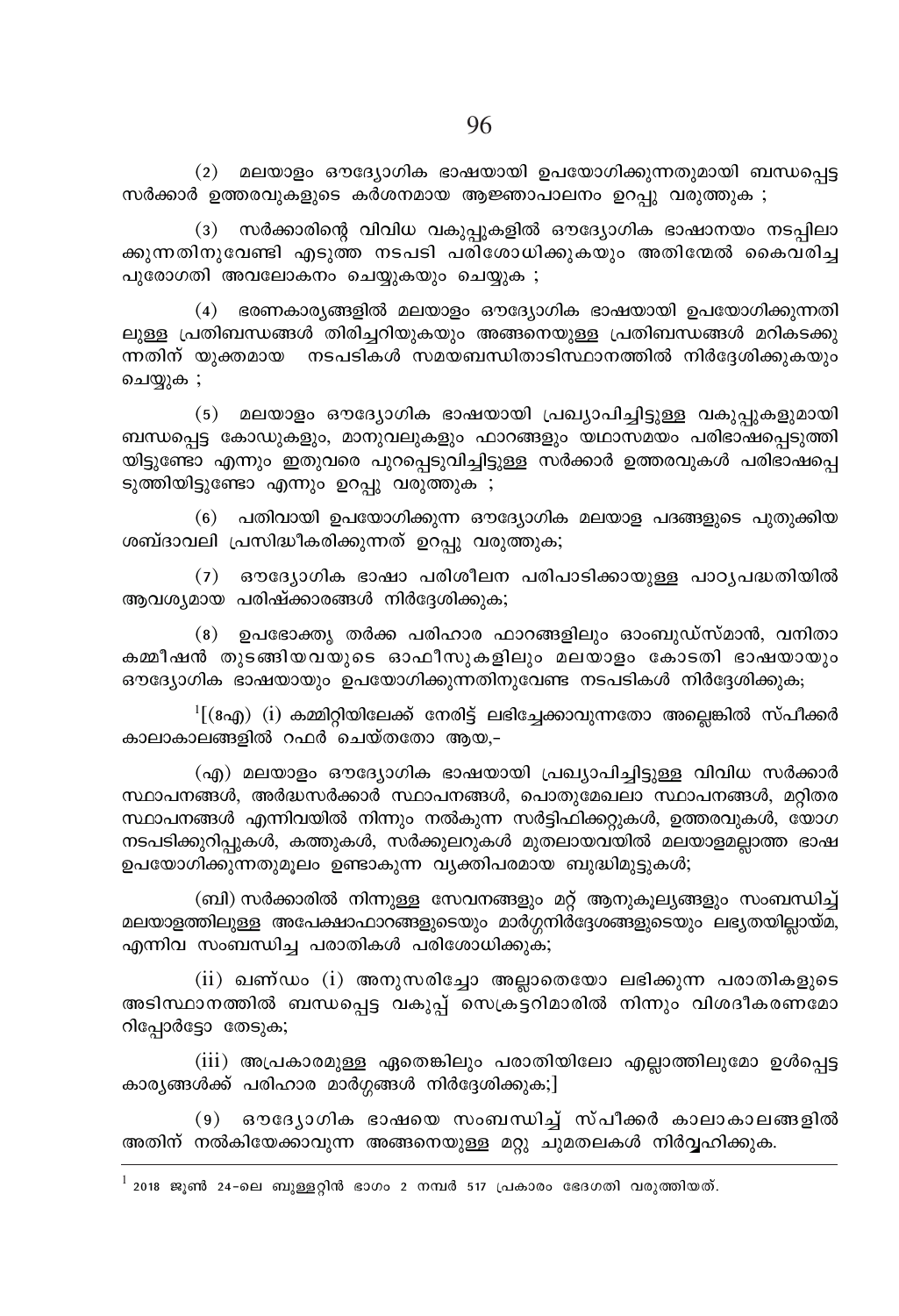(2) മലയാളം ഔദ്യോഗിക ഭാഷയായി ഉപയോഗിക്കുന്നതുമായി ബന്ധപ്പെട്ട സർക്കാർ ഉത്തരവുകളുടെ കർശനമായ ആജ്ഞാപാലനം ഉറപ്പു വരുത്തുക ;

(3) സർക്കാരിന്റെ വിവിധ വകുപ്പുകളിൽ ഔദ്യോഗിക ഭാഷാനയം നടപ്പിലാക്കുന്നതിനുവേണ്ടി എടുത്ത നടപടി പരിശോധിക്കുകയും അതിന്മേൽ കൈവരിച്ച പുരോഗതി അവലോകനം ചെയ്യുകയും ചെയ്യുക ;

(4) ഭരണകാര്യങ്ങളിൽ മലയാളം ഔദ്യോഗിക ഭാഷയായി ഉപയോഗിക്കുന്നതിലുള്ള പ്രതിബന്ധങ്ങൾ തിരിച്ചറിയുകയും അങ്ങനെയുള്ള പ്രതിബന്ധങ്ങൾ മറികടക്കുന്നതിന് യുക്തമായ നടപടികൾ സമയബന്ധിതാടിസ്ഥാനത്തിൽ നിർദ്ദേശിക്കുകയും ചെയ്യുക ;

(5) മലയാളം ഔദ്യോഗിക ഭാഷയായി പ്രഖ്യാപിച്ചിട്ടുള്ള വകുപ്പുകളുമായി ബന്ധപ്പെട്ട കോഡുകളും, മാനുവലുകളും ഫാറങ്ങളും യഥാസമയം പരിഭാഷപ്പെടുത്തിയിട്ടുണ്ടോ എന്നും ഇതുവരെ പുറപ്പെടുവിച്ചിട്ടുള്ള സർക്കാർ ഉത്തരവുകൾ പരിഭാഷപ്പെടുത്തിയിട്ടുണ്ടോ എന്നും ഉറപ്പു വരുത്തുക ;

(6) പതിവായി ഉപയോഗിക്കുന്ന ഔദ്യോഗിക മലയാള പദങ്ങളുടെ പുതുക്കിയ ശബ്ദാവലി പ്രസിദ്ധീകരിക്കുന്നത് ഉറപ്പു വരുത്തുക;

(7) ഔദ്യോഗിക ഭാഷാ പരിശീലന പരിപാടിക്കായുള്ള പാഠ്യപദ്ധതിയിൽ ആവശ്യമായ പരിഷ്ക്കാരങ്ങൾ നിർദ്ദേശിക്കുക;

(8) ഉപഭോക്തൃ തർക്ക പരിഹാര ഫാറങ്ങളിലും ഓംബുഡ്സ്മാൻ, വനിതാ കമ്മീഷൻ തുടങ്ങിയവയുടെ ഓഫീസുകളിലും മലയാളം കോടതി ഭാഷയായും ഔദ്യോഗിക ഭാഷയായും ഉപയോഗിക്കുന്നതിനുവേണ്ട നടപടികൾ നിർദ്ദേശിക്കുക;

[1][(8എ) (i) കമ്മിറ്റിയിലേക്ക് നേരിട്ട് ലഭിച്ചേക്കാവുന്നതോ അല്ലെങ്കിൽ സ്പീക്കർ കാലാകാലങ്ങളിൽ റഫർ ചെയ്തതോ ആയ,-

(എ) മലയാളം ഔദ്യോഗിക ഭാഷയായി പ്രഖ്യാപിച്ചിട്ടുള്ള വിവിധ സർക്കാർ സ്ഥാപനങ്ങൾ, അർദ്ധസർക്കാർ സ്ഥാപനങ്ങൾ, പൊതുമേഖലാ സ്ഥാപനങ്ങൾ, മറ്റിതര സ്ഥാപനങ്ങൾ എന്നിവയിൽ നിന്നും നൽകുന്ന സർട്ടിഫിക്കറ്റുകൾ, ഉത്തരവുകൾ, യോഗ നടപടിക്കുറിപ്പുകൾ, കത്തുകൾ, സർക്കുലറുകൾ മുതലായവയിൽ മലയാളമല്ലാത്ത ഭാഷ ഉപയോഗിക്കുന്നതുമൂലം ഉണ്ടാകുന്ന വ്യക്തിപരമായ ബുദ്ധിമുട്ടുകൾ;

(ബി) സർക്കാരിൽ നിന്നുള്ള സേവനങ്ങളും മറ്റ് ആനുകൂല്യങ്ങളും സംബന്ധിച്ച് മലയാളത്തിലുള്ള അപേക്ഷാഫാറങ്ങളുടെയും മാർഗ്ഗനിർദ്ദേശങ്ങളുടെയും ലഭ്യതയില്ലായ്മ, എന്നിവ സംബന്ധിച്ച പരാതികൾ പരിശോധിക്കുക;

(ii) ഖണ്ഡം (i) അനുസരിച്ചോ അല്ലാതെയോ ലഭിക്കുന്ന പരാതികളുടെ അടിസ്ഥാനത്തിൽ ബന്ധപ്പെട്ട വകുപ്പ് സെക്രട്ടറിമാരിൽ നിന്നും വിശദീകരണമോ റിപ്പോർട്ടോ തേടുക;

(iii) അപ്രകാരമുള്ള ഏതെങ്കിലും പരാതിയിലോ എല്ലാത്തിലുമോ ഉൾപ്പെട്ട കാര്യങ്ങൾക്ക് പരിഹാര മാർഗ്ഗങ്ങൾ നിർദ്ദേശിക്കുക;]

(9) ഔദ്യോഗിക ഭാഷയെ സംബന്ധിച്ച് സ്പീക്കർ കാലാകാലങ്ങളിൽ അതിന് നൽകിയേക്കാവുന്ന അങ്ങനെയുള്ള മറ്റു ചുമതലകൾ നിർവ്വഹിക്കുക.

---

[1] 2018 ജൂൺ 24-ലെ ബുള്ളറ്റിൻ ഭാഗം 2 നമ്പർ 517 പ്രകാരം ഭേദഗതി വരുത്തിയത്.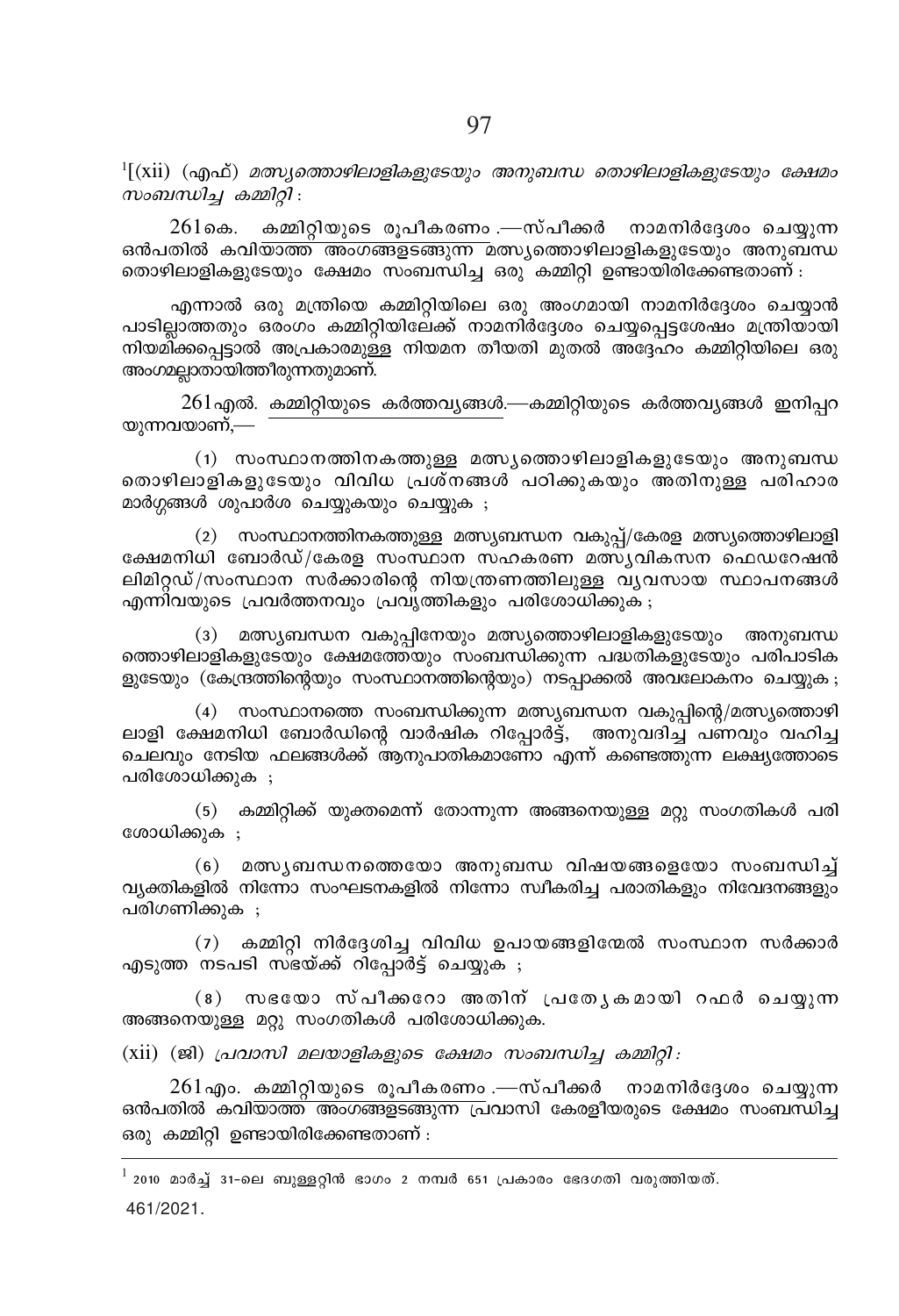[1][(xii) (എഫ്) *മത്സ്യത്തൊഴിലാളികളുടേയും അനുബന്ധ തൊഴിലാളികളുടേയും ക്ഷേമം സംബന്ധിച്ച കമ്മിറ്റി* :

261കെ. കമ്മിറ്റിയുടെ രൂപീകരണം.—സ്പീക്കർ നാമനിർദ്ദേശം ചെയ്യുന്ന ഒൻപതിൽ കവിയാത്ത അംഗങ്ങളടങ്ങുന്ന മത്സ്യത്തൊഴിലാളികളുടേയും അനുബന്ധ തൊഴിലാളികളുടേയും ക്ഷേമം സംബന്ധിച്ച ഒരു കമ്മിറ്റി ഉണ്ടായിരിക്കേണ്ടതാണ് :

എന്നാൽ ഒരു മന്ത്രിയെ കമ്മിറ്റിയിലെ ഒരു അംഗമായി നാമനിർദ്ദേശം ചെയ്യാൻ പാടില്ലാത്തതും ഒരംഗം കമ്മിറ്റിയിലേക്ക് നാമനിർദ്ദേശം ചെയ്യപ്പെട്ടശേഷം മന്ത്രിയായി നിയമിക്കപ്പെട്ടാൽ അപ്രകാരമുള്ള നിയമന തീയതി മുതൽ അദ്ദേഹം കമ്മിറ്റിയിലെ ഒരു അംഗമല്ലാതായിത്തീരുന്നതുമാണ്.

261എൽ. കമ്മിറ്റിയുടെ കർത്തവ്യങ്ങൾ.—കമ്മിറ്റിയുടെ കർത്തവ്യങ്ങൾ ഇനിപ്പറയുന്നവയാണ്,—

(1) സംസ്ഥാനത്തിനകത്തുള്ള മത്സ്യത്തൊഴിലാളികളുടേയും അനുബന്ധ തൊഴിലാളികളുടേയും വിവിധ പ്രശ്നങ്ങൾ പഠിക്കുകയും അതിനുള്ള പരിഹാര മാർഗ്ഗങ്ങൾ ശുപാർശ ചെയ്യുകയും ചെയ്യുക ;

(2) സംസ്ഥാനത്തിനകത്തുള്ള മത്സ്യബന്ധന വകുപ്പ്/കേരള മത്സ്യത്തൊഴിലാളി ക്ഷേമനിധി ബോർഡ്/കേരള സംസ്ഥാന സഹകരണ മത്സ്യവികസന ഫെഡറേഷൻ ലിമിറ്റഡ്/സംസ്ഥാന സർക്കാരിന്റെ നിയന്ത്രണത്തിലുള്ള വ്യവസായ സ്ഥാപനങ്ങൾ എന്നിവയുടെ പ്രവർത്തനവും പ്രവൃത്തികളും പരിശോധിക്കുക ;

(3) മത്സ്യബന്ധന വകുപ്പിനേയും മത്സ്യത്തൊഴിലാളികളുടേയും അനുബന്ധ തൊഴിലാളികളുടേയും ക്ഷേമത്തേയും സംബന്ധിക്കുന്ന പദ്ധതികളുടേയും പരിപാടികളുടേയും (കേന്ദ്രത്തിന്റെയും സംസ്ഥാനത്തിന്റെയും) നടപ്പാക്കൽ അവലോകനം ചെയ്യുക ;

(4) സംസ്ഥാനത്തെ സംബന്ധിക്കുന്ന മത്സ്യബന്ധന വകുപ്പിന്റെ/മത്സ്യത്തൊഴിലാളി ക്ഷേമനിധി ബോർഡിന്റെ വാർഷിക റിപ്പോർട്ട്, അനുവദിച്ച പണവും വഹിച്ച ചെലവും നേടിയ ഫലങ്ങൾക്ക് ആനുപാതികമാണോ എന്ന് കണ്ടെത്തുന്ന ലക്ഷ്യത്തോടെ പരിശോധിക്കുക ;

(5) കമ്മിറ്റിക്ക് യുക്തമെന്ന് തോന്നുന്ന അങ്ങനെയുള്ള മറ്റു സംഗതികൾ പരിശോധിക്കുക ;

(6) മത്സ്യബന്ധനത്തെയോ അനുബന്ധ വിഷയങ്ങളെയോ സംബന്ധിച്ച് വ്യക്തികളിൽ നിന്നോ സംഘടനകളിൽ നിന്നോ സ്വീകരിച്ച പരാതികളും നിവേദനങ്ങളും പരിഗണിക്കുക ;

(7) കമ്മിറ്റി നിർദ്ദേശിച്ച വിവിധ ഉപായങ്ങളിന്മേൽ സംസ്ഥാന സർക്കാർ എടുത്ത നടപടി സഭയ്ക്ക് റിപ്പോർട്ട് ചെയ്യുക ;

(8) സഭയോ സ്പീക്കറോ അതിന് പ്രത്യേകമായി റഫർ ചെയ്യുന്ന അങ്ങനെയുള്ള മറ്റു സംഗതികൾ പരിശോധിക്കുക.

(xii) (ജി) *പ്രവാസി മലയാളികളുടെ ക്ഷേമം സംബന്ധിച്ച കമ്മിറ്റി* :

261എം. കമ്മിറ്റിയുടെ രൂപീകരണം.—സ്പീക്കർ നാമനിർദ്ദേശം ചെയ്യുന്ന ഒൻപതിൽ കവിയാത്ത അംഗങ്ങളടങ്ങുന്ന പ്രവാസി കേരളീയരുടെ ക്ഷേമം സംബന്ധിച്ച ഒരു കമ്മിറ്റി ഉണ്ടായിരിക്കേണ്ടതാണ് :

---

[1] 2010 മാർച്ച് 31-ലെ ബുള്ളറ്റിൻ ഭാഗം 2 നമ്പർ 651 പ്രകാരം ഭേദഗതി വരുത്തിയത്.

461/2021.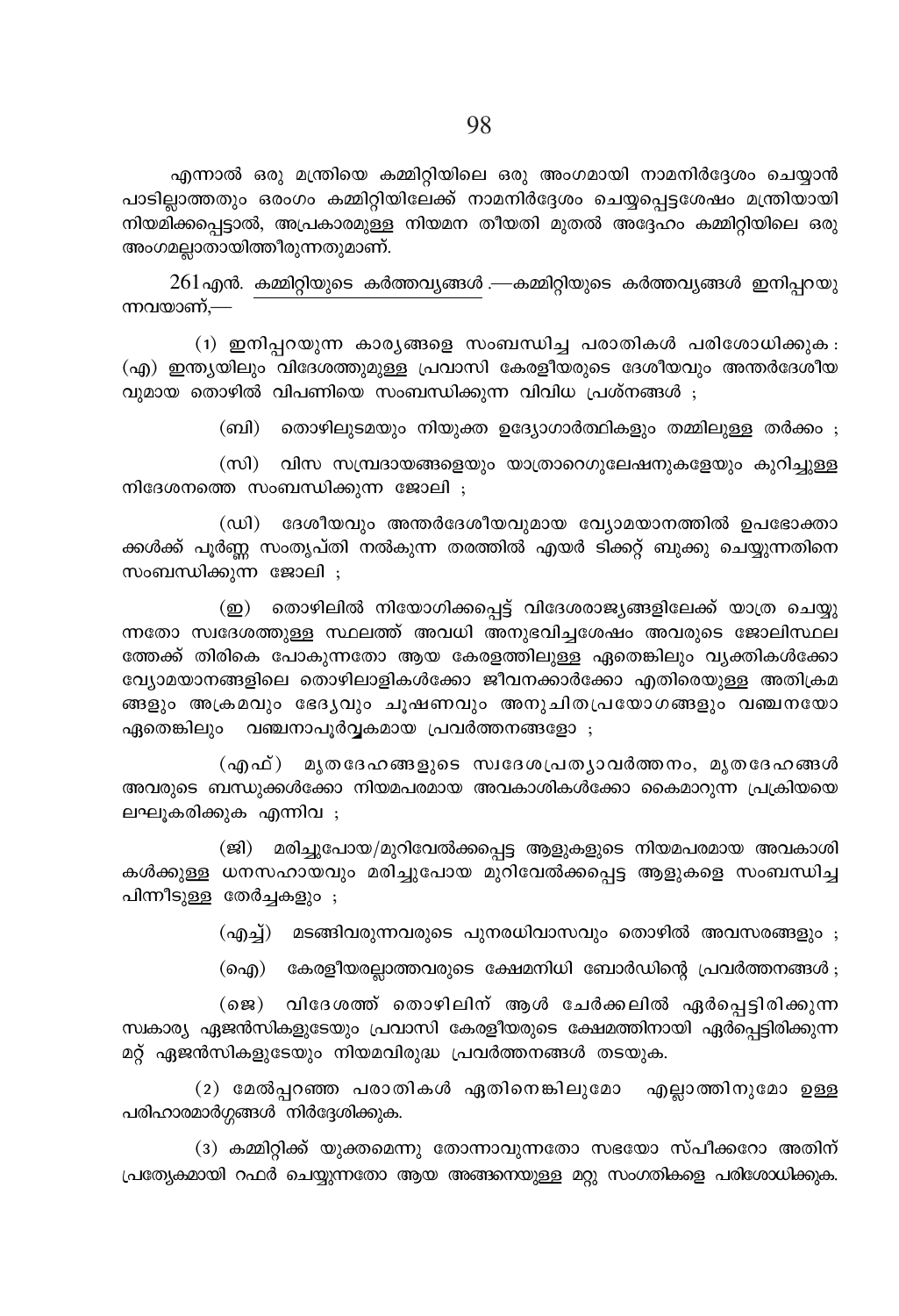എന്നാൽ ഒരു മന്ത്രിയെ കമ്മിറ്റിയിലെ ഒരു അംഗമായി നാമനിർദ്ദേശം ചെയ്യാൻ പാടില്ലാത്തതും ഒരംഗം കമ്മിറ്റിയിലേക്ക് നാമനിർദ്ദേശം ചെയ്യപ്പെട്ടശേഷം മന്ത്രിയായി നിയമിക്കപ്പെട്ടാൽ, അപ്രകാരമുള്ള നിയമന തീയതി മുതൽ അദ്ദേഹം കമ്മിറ്റിയിലെ ഒരു അംഗമല്ലാതായിത്തീരുന്നതുമാണ്.

261എൻ. <u>കമ്മിറ്റിയുടെ കർത്തവ്യങ്ങൾ</u>.—കമ്മിറ്റിയുടെ കർത്തവ്യങ്ങൾ ഇനിപ്പറയുന്നവയാണ്,—

(1) ഇനിപ്പറയുന്ന കാര്യങ്ങളെ സംബന്ധിച്ച പരാതികൾ പരിശോധിക്കുക :

(എ) ഇന്ത്യയിലും വിദേശത്തുമുള്ള പ്രവാസി കേരളീയരുടെ ദേശീയവും അന്തർദേശീയവുമായ തൊഴിൽ വിപണിയെ സംബന്ധിക്കുന്ന വിവിധ പ്രശ്നങ്ങൾ ;

(ബി) തൊഴിലുടമയും നിയുക്ത ഉദ്യോഗാർത്ഥികളും തമ്മിലുള്ള തർക്കം ;

(സി) വിസ സമ്പ്രദായങ്ങളെയും യാത്രാറെഗുലേഷനുകളേയും കുറിച്ചുള്ള നിദേശനത്തെ സംബന്ധിക്കുന്ന ജോലി ;

(ഡി) ദേശീയവും അന്തർദേശീയവുമായ വ്യോമയാനത്തിൽ ഉപഭോക്താക്കൾക്ക് പൂർണ്ണ സംതൃപ്തി നൽകുന്ന തരത്തിൽ എയർ ടിക്കറ്റ് ബുക്കു ചെയ്യുന്നതിനെ സംബന്ധിക്കുന്ന ജോലി ;

(ഇ) തൊഴിലിൽ നിയോഗിക്കപ്പെട്ട് വിദേശരാജ്യങ്ങളിലേക്ക് യാത്ര ചെയ്യുന്നതോ സ്വദേശത്തുള്ള സ്ഥലത്ത് അവധി അനുഭവിച്ചശേഷം അവരുടെ ജോലിസ്ഥലത്തേക്ക് തിരികെ പോകുന്നതോ ആയ കേരളത്തിലുള്ള ഏതെങ്കിലും വ്യക്തികൾക്കോ വ്യോമയാനങ്ങളിലെ തൊഴിലാളികൾക്കോ ജീവനക്കാർക്കോ എതിരെയുള്ള അതിക്രമങ്ങളും അക്രമവും ഭേദ്യവും ചൂഷണവും അനുചിതപ്രയോഗങ്ങളും വഞ്ചനയോ ഏതെങ്കിലും വഞ്ചനാപൂർവ്വകമായ പ്രവർത്തനങ്ങളോ ;

(എഫ്) മൃതദേഹങ്ങളുടെ സ്വദേശപ്രത്യാവർത്തനം, മൃതദേഹങ്ങൾ അവരുടെ ബന്ധുക്കൾക്കോ നിയമപരമായ അവകാശികൾക്കോ കൈമാറുന്ന പ്രക്രിയയെ ലഘൂകരിക്കുക എന്നിവ ;

(ജി) മരിച്ചുപോയ/മുറിവേൽക്കപ്പെട്ട ആളുകളുടെ നിയമപരമായ അവകാശികൾക്കുള്ള ധനസഹായവും മരിച്ചുപോയ മുറിവേൽക്കപ്പെട്ട ആളുകളെ സംബന്ധിച്ച പിന്നീടുള്ള തേർച്ചകളും ;

(എച്ച്) മടങ്ങിവരുന്നവരുടെ പുനരധിവാസവും തൊഴിൽ അവസരങ്ങളും ;

(ഐ) കേരളീയരല്ലാത്തവരുടെ ക്ഷേമനിധി ബോർഡിന്റെ പ്രവർത്തനങ്ങൾ ;

(ജെ) വിദേശത്ത് തൊഴിലിന് ആൾ ചേർക്കലിൽ ഏർപ്പെട്ടിരിക്കുന്ന സ്വകാര്യ ഏജൻസികളുടേയും പ്രവാസി കേരളീയരുടെ ക്ഷേമത്തിനായി ഏർപ്പെട്ടിരിക്കുന്ന മറ്റ് ഏജൻസികളുടേയും നിയമവിരുദ്ധ പ്രവർത്തനങ്ങൾ തടയുക.

(2) മേൽപ്പറഞ്ഞ പരാതികൾ ഏതിനെങ്കിലുമോ എല്ലാത്തിനുമോ ഉള്ള പരിഹാരമാർഗ്ഗങ്ങൾ നിർദ്ദേശിക്കുക.

(3) കമ്മിറ്റിക്ക് യുക്തമെന്നു തോന്നാവുന്നതോ സഭയോ സ്പീക്കറോ അതിന് പ്രത്യേകമായി റഫർ ചെയ്യുന്നതോ ആയ അങ്ങനെയുള്ള മറ്റു സംഗതികളെ പരിശോധിക്കുക.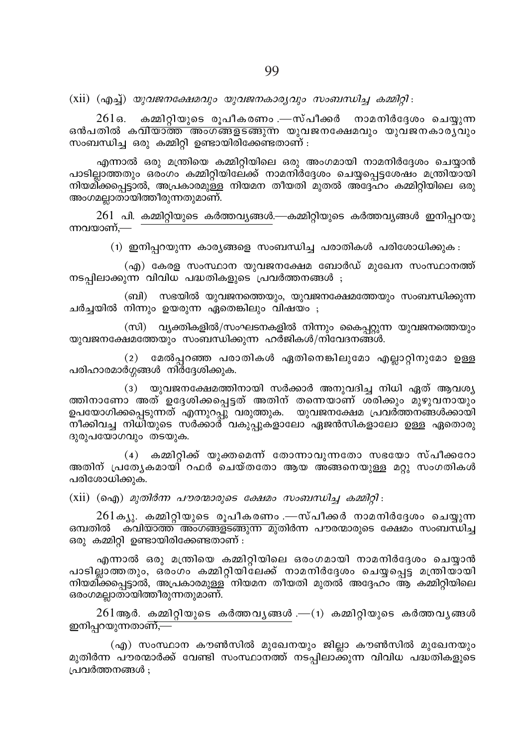(xii) (എച്ച്) *യുവജനക്ഷേമവും യുവജനകാര്യവും സംബന്ധിച്ച കമ്മിറ്റി* :

261ഒ. കമ്മിറ്റിയുടെ രൂപീകരണം.—സ്പീക്കർ നാമനിർദ്ദേശം ചെയ്യുന്ന ഒൻപതിൽ കവിയാത്ത അംഗങ്ങളടങ്ങുന്ന യുവജനക്ഷേമവും യുവജനകാര്യവും സംബന്ധിച്ച ഒരു കമ്മിറ്റി ഉണ്ടായിരിക്കേണ്ടതാണ് :

എന്നാൽ ഒരു മന്ത്രിയെ കമ്മിറ്റിയിലെ ഒരു അംഗമായി നാമനിർദ്ദേശം ചെയ്യാൻ പാടില്ലാത്തതും ഒരംഗം കമ്മിറ്റിയിലേക്ക് നാമനിർദ്ദേശം ചെയ്യപ്പെട്ടശേഷം മന്ത്രിയായി നിയമിക്കപ്പെട്ടാൽ, അപ്രകാരമുള്ള നിയമന തീയതി മുതൽ അദ്ദേഹം കമ്മിറ്റിയിലെ ഒരു അംഗമല്ലാതായിത്തീരുന്നതുമാണ്.

261 പി. കമ്മിറ്റിയുടെ കർത്തവ്യങ്ങൾ.—കമ്മിറ്റിയുടെ കർത്തവ്യങ്ങൾ ഇനിപ്പറയുന്നവയാണ്,—

(1) ഇനിപ്പറയുന്ന കാര്യങ്ങളെ സംബന്ധിച്ച പരാതികൾ പരിശോധിക്കുക :

(എ) കേരള സംസ്ഥാന യുവജനക്ഷേമ ബോർഡ് മുഖേന സംസ്ഥാനത്ത് നടപ്പിലാക്കുന്ന വിവിധ പദ്ധതികളുടെ പ്രവർത്തനങ്ങൾ ;

(ബി) സഭയിൽ യുവജനത്തെയും, യുവജനക്ഷേമത്തേയും സംബന്ധിക്കുന്ന ചർച്ചയിൽ നിന്നും ഉയരുന്ന ഏതെങ്കിലും വിഷയം ;

(സി) വ്യക്തികളിൽ/സംഘടനകളിൽ നിന്നും കൈപ്പറ്റുന്ന യുവജനത്തെയും യുവജനക്ഷേമത്തേയും സംബന്ധിക്കുന്ന ഹർജികൾ/നിവേദനങ്ങൾ.

(2) മേൽപ്പറഞ്ഞ പരാതികൾ ഏതിനെങ്കിലുമോ എല്ലാറ്റിനുമോ ഉള്ള പരിഹാരമാർഗ്ഗങ്ങൾ നിർദ്ദേശിക്കുക.

(3) യുവജനക്ഷേമത്തിനായി സർക്കാർ അനുവദിച്ച നിധി ഏത് ആവശ്യത്തിനാണോ അത് ഉദ്ദേശിക്കപ്പെട്ടത് അതിന് തന്നെയാണ് ശരിക്കും മുഴുവനായും ഉപയോഗിക്കപ്പെടുന്നത് എന്നുറപ്പു വരുത്തുക. യുവജനക്ഷേമ പ്രവർത്തനങ്ങൾക്കായി നീക്കിവച്ച നിധിയുടെ സർക്കാർ വകുപ്പുകളാലോ ഏജൻസികളാലോ ഉള്ള ഏതൊരു ദുരുപയോഗവും തടയുക.

(4) കമ്മിറ്റിക്ക് യുക്തമെന്ന് തോന്നാവുന്നതോ സഭയോ സ്പീക്കറോ അതിന് പ്രത്യേകമായി റഫർ ചെയ്തതോ ആയ അങ്ങനെയുള്ള മറ്റു സംഗതികൾ പരിശോധിക്കുക.

(xii) (ഐ) *മുതിർന്ന പൗരന്മാരുടെ ക്ഷേമം സംബന്ധിച്ച കമ്മിറ്റി* :

261ക്യു. കമ്മിറ്റിയുടെ രൂപീകരണം.—സ്പീക്കർ നാമനിർദ്ദേശം ചെയ്യുന്ന ഒമ്പതിൽ കവിയാത്ത അംഗങ്ങളടങ്ങുന്ന മുതിർന്ന പൗരന്മാരുടെ ക്ഷേമം സംബന്ധിച്ച ഒരു കമ്മിറ്റി ഉണ്ടായിരിക്കേണ്ടതാണ് :

എന്നാൽ ഒരു മന്ത്രിയെ കമ്മിറ്റിയിലെ ഒരംഗമായി നാമനിർദ്ദേശം ചെയ്യാൻ പാടില്ലാത്തതും, ഒരംഗം കമ്മിറ്റിയിലേക്ക് നാമനിർദ്ദേശം ചെയ്യപ്പെട്ട മന്ത്രിയായി നിയമിക്കപ്പെട്ടാൽ, അപ്രകാരമുള്ള നിയമന തീയതി മുതൽ അദ്ദേഹം ആ കമ്മിറ്റിയിലെ ഒരംഗമല്ലാതായിത്തീരുന്നതുമാണ്.

261ആർ. കമ്മിറ്റിയുടെ കർത്തവ്യങ്ങൾ.—(1) കമ്മിറ്റിയുടെ കർത്തവ്യങ്ങൾ ഇനിപ്പറയുന്നതാണ്,—

(എ) സംസ്ഥാന കൗൺസിൽ മുഖേനയും ജില്ലാ കൗൺസിൽ മുഖേനയും മുതിർന്ന പൗരന്മാർക്ക് വേണ്ടി സംസ്ഥാനത്ത് നടപ്പിലാക്കുന്ന വിവിധ പദ്ധതികളുടെ പ്രവർത്തനങ്ങൾ ;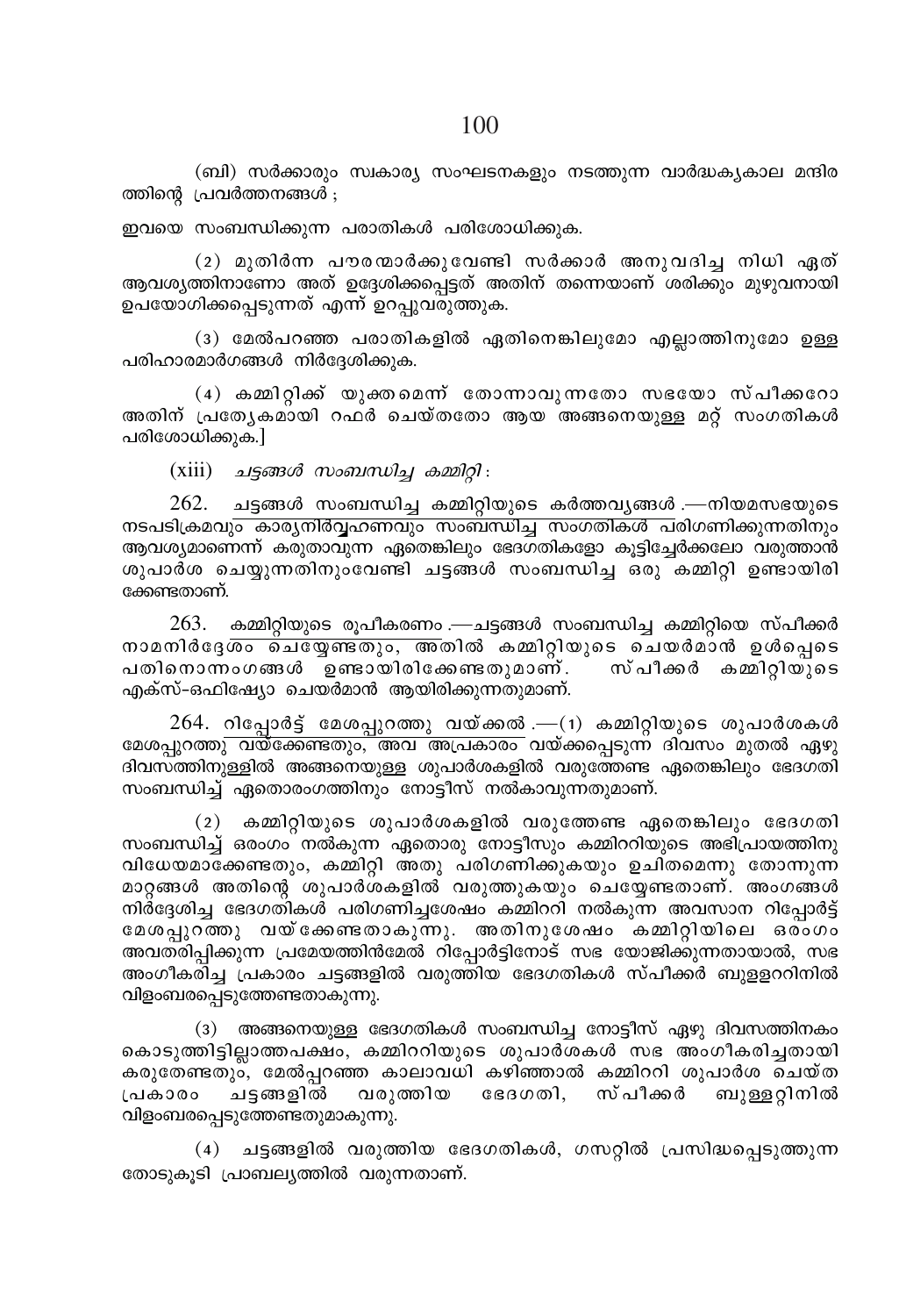(ബി) സർക്കാരും സ്വകാര്യ സംഘടനകളും നടത്തുന്ന വാർദ്ധക്യകാല മന്ദിരത്തിന്റെ പ്രവർത്തനങ്ങൾ ;

ഇവയെ സംബന്ധിക്കുന്ന പരാതികൾ പരിശോധിക്കുക.

(2) മുതിർന്ന പൗരന്മാർക്കുവേണ്ടി സർക്കാർ അനുവദിച്ച നിധി ഏത് ആവശ്യത്തിനാണോ അത് ഉദ്ദേശിക്കപ്പെട്ടത് അതിന് തന്നെയാണ് ശരിക്കും മുഴുവനായി ഉപയോഗിക്കപ്പെടുന്നത് എന്ന് ഉറപ്പുവരുത്തുക.

(3) മേൽപറഞ്ഞ പരാതികളിൽ ഏതിനെങ്കിലുമോ എല്ലാത്തിനുമോ ഉള്ള പരിഹാരമാർഗങ്ങൾ നിർദ്ദേശിക്കുക.

(4) കമ്മിറ്റിക്ക് യുക്തമെന്ന് തോന്നാവുന്നതോ സഭയോ സ്പീക്കറോ അതിന് പ്രത്യേകമായി റഫർ ചെയ്തതോ ആയ അങ്ങനെയുള്ള മറ്റ് സംഗതികൾ പരിശോധിക്കുക.]

(xiii) *ചട്ടങ്ങൾ സംബന്ധിച്ച കമ്മിറ്റി* :

262. <u>ചട്ടങ്ങൾ സംബന്ധിച്ച കമ്മിറ്റിയുടെ കർത്തവ്യങ്ങൾ</u> .—നിയമസഭയുടെ നടപടിക്രമവും കാര്യനിർവ്വഹണവും സംബന്ധിച്ച സംഗതികൾ പരിഗണിക്കുന്നതിനും ആവശ്യമാണെന്ന് കരുതാവുന്ന ഏതെങ്കിലും ഭേദഗതികളോ കൂട്ടിച്ചേർക്കലോ വരുത്താൻ ശുപാർശ ചെയ്യുന്നതിനുംവേണ്ടി ചട്ടങ്ങൾ സംബന്ധിച്ച ഒരു കമ്മിറ്റി ഉണ്ടായിരിക്കേണ്ടതാണ്.

263. <u>കമ്മിറ്റിയുടെ രൂപീകരണം</u> .—ചട്ടങ്ങൾ സംബന്ധിച്ച കമ്മിറ്റിയെ സ്പീക്കർ നാമനിർദ്ദേശം ചെയ്യേണ്ടതും, അതിൽ കമ്മിറ്റിയുടെ ചെയർമാൻ ഉൾപ്പെടെ പതിനൊന്നംഗങ്ങൾ ഉണ്ടായിരിക്കേണ്ടതുമാണ്. സ്പീക്കർ കമ്മിറ്റിയുടെ എക്സ്-ഒഫിഷ്യോ ചെയർമാൻ ആയിരിക്കുന്നതുമാണ്.

264. <u>റിപ്പോർട്ട് മേശപ്പുറത്തു വയ്ക്കൽ</u> .—(1) കമ്മിറ്റിയുടെ ശുപാർശകൾ മേശപ്പുറത്തു വയ്ക്കേണ്ടതും, അവ അപ്രകാരം വയ്ക്കപ്പെടുന്ന ദിവസം മുതൽ ഏഴു ദിവസത്തിനുള്ളിൽ അങ്ങനെയുള്ള ശുപാർശകളിൽ വരുത്തേണ്ട ഏതെങ്കിലും ഭേദഗതി സംബന്ധിച്ച് ഏതൊരംഗത്തിനും നോട്ടീസ് നൽകാവുന്നതുമാണ്.

(2) കമ്മിറ്റിയുടെ ശുപാർശകളിൽ വരുത്തേണ്ട ഏതെങ്കിലും ഭേദഗതി സംബന്ധിച്ച് ഒരംഗം നൽകുന്ന ഏതൊരു നോട്ടീസും കമ്മിററിയുടെ അഭിപ്രായത്തിനു വിധേയമാക്കേണ്ടതും, കമ്മിറ്റി അതു പരിഗണിക്കുകയും ഉചിതമെന്നു തോന്നുന്ന മാറ്റങ്ങൾ അതിന്റെ ശുപാർശകളിൽ വരുത്തുകയും ചെയ്യേണ്ടതാണ്. അംഗങ്ങൾ നിർദ്ദേശിച്ച ഭേദഗതികൾ പരിഗണിച്ചശേഷം കമ്മിററി നൽകുന്ന അവസാന റിപ്പോർട്ട് മേശപ്പുറത്തു വയ്ക്കേണ്ടതാകുന്നു. അതിനുശേഷം കമ്മിറ്റിയിലെ ഒരംഗം അവതരിപ്പിക്കുന്ന പ്രമേയത്തിൻമേൽ റിപ്പോർട്ടിനോട് സഭ യോജിക്കുന്നതായാൽ, സഭ അംഗീകരിച്ച പ്രകാരം ചട്ടങ്ങളിൽ വരുത്തിയ ഭേദഗതികൾ സ്പീക്കർ ബുള്ളററിനിൽ വിളംബരപ്പെടുത്തേണ്ടതാകുന്നു.

(3) അങ്ങനെയുള്ള ഭേദഗതികൾ സംബന്ധിച്ച നോട്ടീസ് ഏഴു ദിവസത്തിനകം കൊടുത്തിട്ടില്ലാത്തപക്ഷം, കമ്മിററിയുടെ ശുപാർശകൾ സഭ അംഗീകരിച്ചതായി കരുതേണ്ടതും, മേൽപ്പറഞ്ഞ കാലാവധി കഴിഞ്ഞാൽ കമ്മിററി ശുപാർശ ചെയ്ത പ്രകാരം ചട്ടങ്ങളിൽ വരുത്തിയ ഭേദഗതി, സ്പീക്കർ ബുള്ളറ്റിനിൽ വിളംബരപ്പെടുത്തേണ്ടതുമാകുന്നു.

(4) ചട്ടങ്ങളിൽ വരുത്തിയ ഭേദഗതികൾ, ഗസറ്റിൽ പ്രസിദ്ധപ്പെടുത്തുന്ന തോടുകൂടി പ്രാബല്യത്തിൽ വരുന്നതാണ്.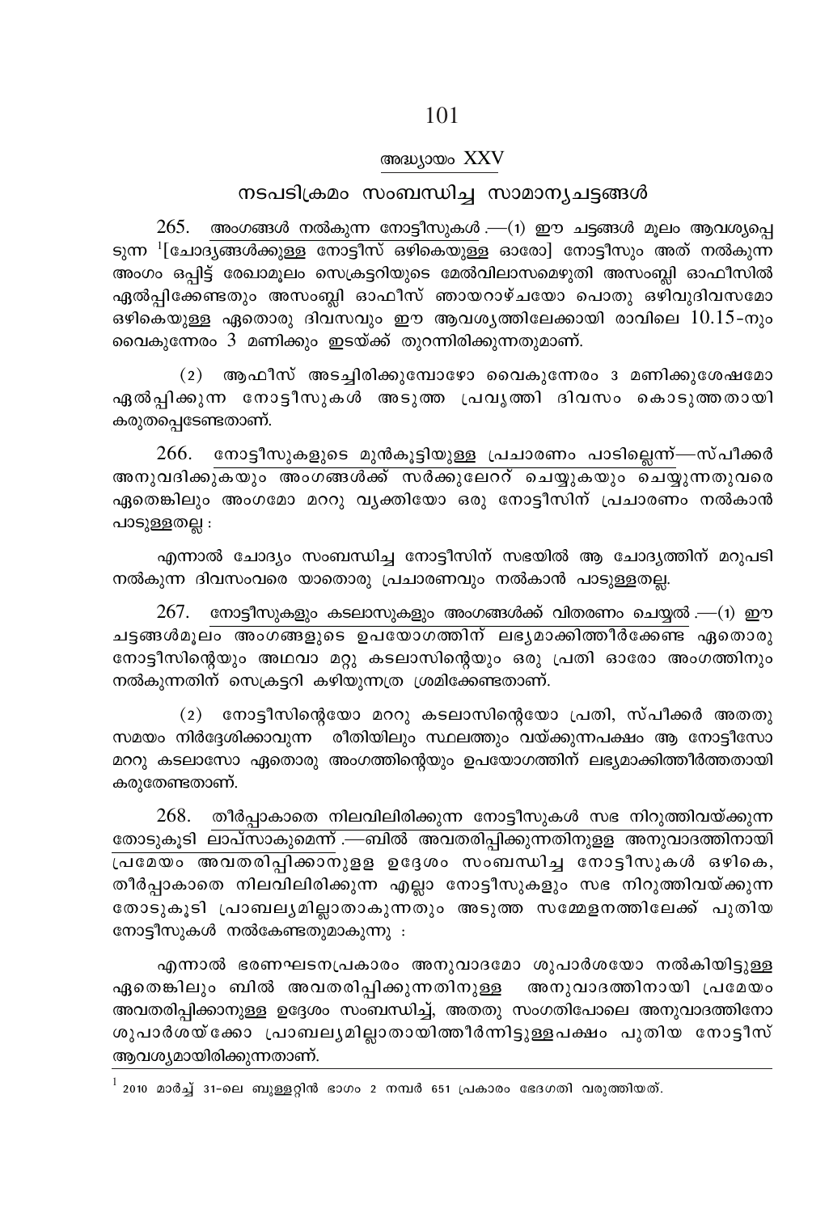## അദ്ധ്യായം XXV

## നടപടിക്രമം സംബന്ധിച്ച സാമാന്യചട്ടങ്ങൾ

265. അംഗങ്ങൾ നൽകുന്ന നോട്ടീസുകൾ.—(1) ഈ ചട്ടങ്ങൾ മൂലം ആവശ്യപ്പെടുന്ന [1][ചോദ്യങ്ങൾക്കുള്ള നോട്ടീസ് ഒഴികെയുള്ള ഓരോ] നോട്ടീസും അത് നൽകുന്ന അംഗം ഒപ്പിട്ട് രേഖാമൂലം സെക്രട്ടറിയുടെ മേൽവിലാസമെഴുതി അസംബ്ലി ഓഫീസിൽ ഏൽപ്പിക്കേണ്ടതും അസംബ്ലി ഓഫീസ് ഞായറാഴ്ചയോ പൊതു ഒഴിവുദിവസമോ ഒഴികെയുള്ള ഏതൊരു ദിവസവും ഈ ആവശ്യത്തിലേക്കായി രാവിലെ 10.15-നും വൈകുന്നേരം 3 മണിക്കും ഇടയ്ക്ക് തുറന്നിരിക്കുന്നതുമാണ്.

(2) ആഫീസ് അടച്ചിരിക്കുമ്പോഴോ വൈകുന്നേരം 3 മണിക്കുശേഷമോ ഏൽപ്പിക്കുന്ന നോട്ടീസുകൾ അടുത്ത പ്രവൃത്തി ദിവസം കൊടുത്തതായി കരുതപ്പെടേണ്ടതാണ്.

266. നോട്ടീസുകളുടെ മുൻകൂട്ടിയുള്ള പ്രചാരണം പാടില്ലെന്ന്—സ്പീക്കർ അനുവദിക്കുകയും അംഗങ്ങൾക്ക് സർക്കുലേററ് ചെയ്യുകയും ചെയ്യുന്നതുവരെ ഏതെങ്കിലും അംഗമോ മററു വ്യക്തിയോ ഒരു നോട്ടീസിന് പ്രചാരണം നൽകാൻ പാടുള്ളതല്ല :

എന്നാൽ ചോദ്യം സംബന്ധിച്ച നോട്ടീസിന് സഭയിൽ ആ ചോദ്യത്തിന് മറുപടി നൽകുന്ന ദിവസംവരെ യാതൊരു പ്രചാരണവും നൽകാൻ പാടുള്ളതല്ല.

267. നോട്ടീസുകളും കടലാസുകളും അംഗങ്ങൾക്ക് വിതരണം ചെയ്യൽ.—(1) ഈ ചട്ടങ്ങൾമൂലം അംഗങ്ങളുടെ ഉപയോഗത്തിന് ലഭ്യമാക്കിത്തീർക്കേണ്ട ഏതൊരു നോട്ടീസിന്റെയും അഥവാ മറ്റു കടലാസിന്റെയും ഒരു പ്രതി ഓരോ അംഗത്തിനും നൽകുന്നതിന് സെക്രട്ടറി കഴിയുന്നത്ര ശ്രമിക്കേണ്ടതാണ്.

(2) നോട്ടീസിന്റെയോ മററു കടലാസിന്റെയോ പ്രതി, സ്പീക്കർ അതതു സമയം നിർദ്ദേശിക്കാവുന്ന രീതിയിലും സ്ഥലത്തും വയ്ക്കുന്നപക്ഷം ആ നോട്ടീസോ മററു കടലാസോ ഏതൊരു അംഗത്തിന്റെയും ഉപയോഗത്തിന് ലഭ്യമാക്കിത്തീർത്തതായി കരുതേണ്ടതാണ്.

268. തീർപ്പാകാതെ നിലവിലിരിക്കുന്ന നോട്ടീസുകൾ സഭ നിറുത്തിവയ്ക്കുന്ന തോടുകൂടി ലാപ്സാകുമെന്ന്.—ബിൽ അവതരിപ്പിക്കുന്നതിനുള്ള അനുവാദത്തിനായി പ്രമേയം അവതരിപ്പിക്കാനുള്ള ഉദ്ദേശം സംബന്ധിച്ച നോട്ടീസുകൾ ഒഴികെ, തീർപ്പാകാതെ നിലവിലിരിക്കുന്ന എല്ലാ നോട്ടീസുകളും സഭ നിറുത്തിവയ്ക്കുന്ന തോടുകൂടി പ്രാബല്യമില്ലാതാകുന്നതും അടുത്ത സമ്മേളനത്തിലേക്ക് പുതിയ നോട്ടീസുകൾ നൽകേണ്ടതുമാകുന്നു :

എന്നാൽ ഭരണഘടനപ്രകാരം അനുവാദമോ ശുപാർശയോ നൽകിയിട്ടുള്ള ഏതെങ്കിലും ബിൽ അവതരിപ്പിക്കുന്നതിനുള്ള അനുവാദത്തിനായി പ്രമേയം അവതരിപ്പിക്കാനുള്ള ഉദ്ദേശം സംബന്ധിച്ച്, അതതു സംഗതിപോലെ അനുവാദത്തിനോ ശുപാർശയ്ക്കോ പ്രാബല്യമില്ലാതായിത്തീർന്നിട്ടുള്ളപക്ഷം പുതിയ നോട്ടീസ് ആവശ്യമായിരിക്കുന്നതാണ്.

---

[1] 2010 മാർച്ച് 31-ലെ ബുള്ളറ്റിൻ ഭാഗം 2 നമ്പർ 651 പ്രകാരം ഭേദഗതി വരുത്തിയത്.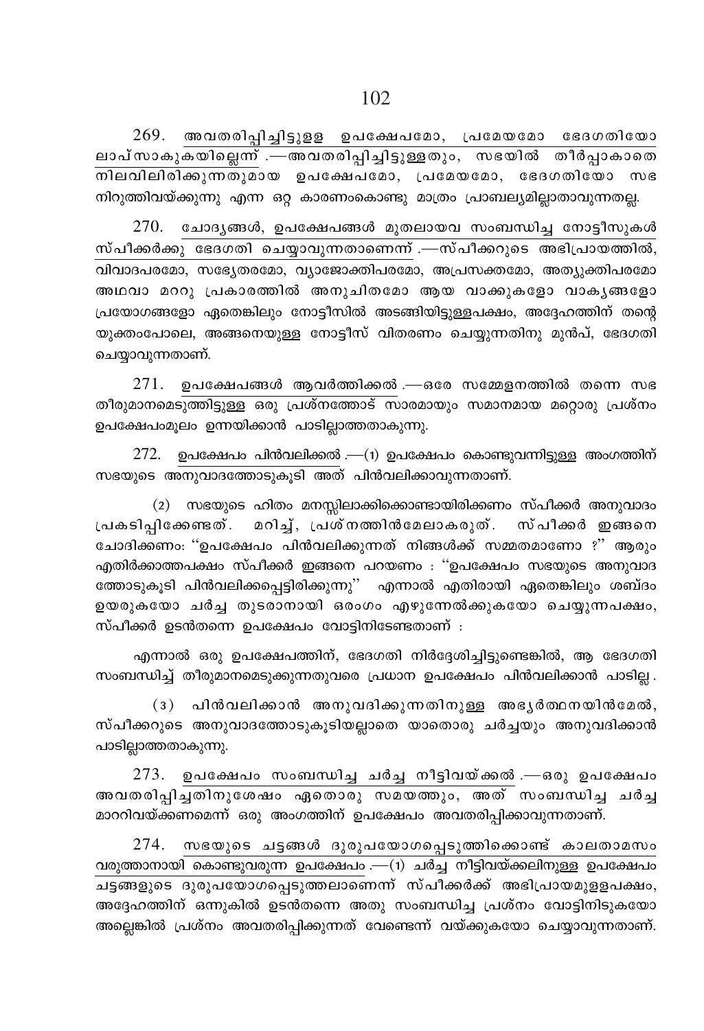269. <u>അവതരിപ്പിച്ചിട്ടുളള ഉപക്ഷേപമോ, പ്രമേയമോ ഭേദഗതിയോ ലാപ്സാകുകയില്ലെന്ന്</u>.—അവതരിപ്പിച്ചിട്ടുള്ളതും, സഭയിൽ തീർപ്പാകാതെ നിലവിലിരിക്കുന്നതുമായ ഉപക്ഷേപമോ, പ്രമേയമോ, ഭേദഗതിയോ സഭ നിറുത്തിവയ്ക്കുന്നു എന്ന ഒറ്റ കാരണംകൊണ്ടു മാത്രം പ്രാബല്യമില്ലാതാവുന്നതല്ല.

270. <u>ചോദ്യങ്ങൾ, ഉപക്ഷേപങ്ങൾ മുതലായവ സംബന്ധിച്ച നോട്ടീസുകൾ സ്പീക്കർക്കു ഭേദഗതി ചെയ്യാവുന്നതാണെന്ന്</u>.—സ്പീക്കറുടെ അഭിപ്രായത്തിൽ, വിവാദപരമോ, സഭ്യേതരമോ, വ്യാജോക്തിപരമോ, അപ്രസക്തമോ, അത്യുക്തിപരമോ അഥവാ മററു പ്രകാരത്തിൽ അനുചിതമോ ആയ വാക്കുകളോ വാകൃങ്ങളോ പ്രയോഗങ്ങളോ ഏതെങ്കിലും നോട്ടീസിൽ അടങ്ങിയിട്ടുള്ളപക്ഷം, അദ്ദേഹത്തിന് തന്റെ യുക്തംപോലെ, അങ്ങനെയുള്ള നോട്ടീസ് വിതരണം ചെയ്യുന്നതിനു മുൻപ്, ഭേദഗതി ചെയ്യാവുന്നതാണ്.

271. <u>ഉപക്ഷേപങ്ങൾ ആവർത്തിക്കൽ</u>.—ഒരേ സമ്മേളനത്തിൽ തന്നെ സഭ തീരുമാനമെടുത്തിട്ടുള്ള ഒരു പ്രശ്നത്തോട് സാരമായും സമാനമായ മറ്റൊരു പ്രശ്നം ഉപക്ഷേപംമൂലം ഉന്നയിക്കാൻ പാടില്ലാത്തതാകുന്നു.

272. <u>ഉപക്ഷേപം പിൻവലിക്കൽ</u>.—(1) ഉപക്ഷേപം കൊണ്ടുവന്നിട്ടുള്ള അംഗത്തിന് സഭയുടെ അനുവാദത്തോടുകൂടി അത് പിൻവലിക്കാവുന്നതാണ്.

(2) സഭയുടെ ഹിതം മനസ്സിലാക്കിക്കൊണ്ടായിരിക്കണം സ്പീക്കർ അനുവാദം പ്രകടിപ്പിക്കേണ്ടത്. മറിച്ച്, പ്രശ്നത്തിൻമേലാകരുത്. സ്പീക്കർ ഇങ്ങനെ ചോദിക്കണം: "ഉപക്ഷേപം പിൻവലിക്കുന്നത് നിങ്ങൾക്ക് സമ്മതമാണോ ?" ആരും എതിർക്കാത്തപക്ഷം സ്പീക്കർ ഇങ്ങനെ പറയണം : "ഉപക്ഷേപം സഭയുടെ അനുവാദത്തോടുകൂടി പിൻവലിക്കപ്പെട്ടിരിക്കുന്നു" എന്നാൽ എതിരായി ഏതെങ്കിലും ശബ്ദം ഉയരുകയോ ചർച്ച തുടരാനായി ഒരംഗം എഴുന്നേൽക്കുകയോ ചെയ്യുന്നപക്ഷം, സ്പീക്കർ ഉടൻതന്നെ ഉപക്ഷേപം വോട്ടിനിടേണ്ടതാണ് :

എന്നാൽ ഒരു ഉപക്ഷേപത്തിന്, ഭേദഗതി നിർദ്ദേശിച്ചിട്ടുണ്ടെങ്കിൽ, ആ ഭേദഗതി സംബന്ധിച്ച് തീരുമാനമെടുക്കുന്നതുവരെ പ്രധാന ഉപക്ഷേപം പിൻവലിക്കാൻ പാടില്ല.

(3) പിൻവലിക്കാൻ അനുവദിക്കുന്നതിനുള്ള അഭ്യർത്ഥനയിൻമേൽ, സ്പീക്കറുടെ അനുവാദത്തോടുകൂടിയല്ലാതെ യാതൊരു ചർച്ചയും അനുവദിക്കാൻ പാടില്ലാത്തതാകുന്നു.

273. <u>ഉപക്ഷേപം സംബന്ധിച്ച ചർച്ച നീട്ടിവയ്ക്കൽ</u>.—ഒരു ഉപക്ഷേപം അവതരിപ്പിച്ചതിനുശേഷം ഏതൊരു സമയത്തും, അത് സംബന്ധിച്ച ചർച്ച മാററിവയ്ക്കണമെന്ന് ഒരു അംഗത്തിന് ഉപക്ഷേപം അവതരിപ്പിക്കാവുന്നതാണ്.

274. <u>സഭയുടെ ചട്ടങ്ങൾ ദുരുപയോഗപ്പെടുത്തിക്കൊണ്ട് കാലതാമസം വരുത്താനായി കൊണ്ടുവരുന്ന ഉപക്ഷേപം</u>.—(1) ചർച്ച നീട്ടിവയ്ക്കലിനുള്ള ഉപക്ഷേപം ചട്ടങ്ങളുടെ ദുരുപയോഗപ്പെടുത്തലാണെന്ന് സ്പീക്കർക്ക് അഭിപ്രായമുളളപക്ഷം, അദ്ദേഹത്തിന് ഒന്നുകിൽ ഉടൻതന്നെ അതു സംബന്ധിച്ച പ്രശ്നം വോട്ടിനിടുകയോ അല്ലെങ്കിൽ പ്രശ്നം അവതരിപ്പിക്കുന്നത് വേണ്ടെന്ന് വയ്ക്കുകയോ ചെയ്യാവുന്നതാണ്.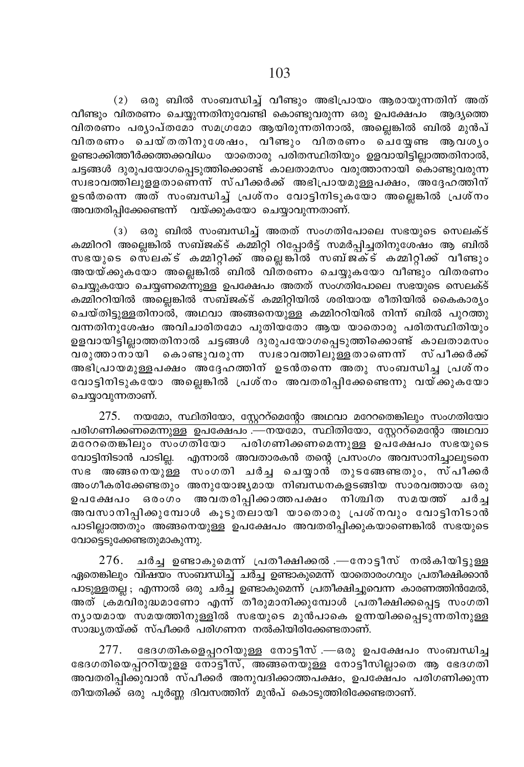(2) ഒരു ബിൽ സംബന്ധിച്ച് വീണ്ടും അഭിപ്രായം ആരായുന്നതിന് അത് വീണ്ടും വിതരണം ചെയ്യുന്നതിനുവേണ്ടി കൊണ്ടുവരുന്ന ഒരു ഉപക്ഷേപം ആദ്യത്തെ വിതരണം പര്യാപ്തമോ സമഗ്രമോ ആയിരുന്നതിനാൽ, അല്ലെങ്കിൽ ബിൽ മുൻപ് വിതരണം ചെയ്തതിനുശേഷം, വീണ്ടും വിതരണം ചെയ്യേണ്ട ആവശ്യം ഉണ്ടാക്കിത്തീർക്കത്തക്കവിധം യാതൊരു പരിതസ്ഥിതിയും ഉളവായിട്ടില്ലാത്തതിനാൽ, ചട്ടങ്ങൾ ദുരുപയോഗപ്പെടുത്തിക്കൊണ്ട് കാലതാമസം വരുത്താനായി കൊണ്ടുവരുന്ന സ്വഭാവത്തിലുള്ളതാണെന്ന് സ്പീക്കർക്ക് അഭിപ്രായമുള്ളപക്ഷം, അദ്ദേഹത്തിന് ഉടൻതന്നെ അത് സംബന്ധിച്ച് പ്രശ്നം വോട്ടിനിടുകയോ അല്ലെങ്കിൽ പ്രശ്നം അവതരിപ്പിക്കേണ്ടെന്ന് വയ്ക്കുകയോ ചെയ്യാവുന്നതാണ്.

(3) ഒരു ബിൽ സംബന്ധിച്ച് അതത് സംഗതിപോലെ സഭയുടെ സെലക്ട് കമ്മിററി അല്ലെങ്കിൽ സബ്ജക്ട് കമ്മിറ്റി റിപ്പോർട്ട് സമർപ്പിച്ചതിനുശേഷം ആ ബിൽ സഭയുടെ സെലക്ട് കമ്മിറ്റിക്ക് അല്ലെങ്കിൽ സബ്ജക്ട് കമ്മിറ്റിക്ക് വീണ്ടും അയയ്ക്കുകയോ അല്ലെങ്കിൽ ബിൽ വിതരണം ചെയ്യുകയോ വീണ്ടും വിതരണം ചെയ്യുകയോ ചെയ്യണമെന്നുള്ള ഉപക്ഷേപം അതത് സംഗതിപോലെ സഭയുടെ സെലക്ട് കമ്മിററിയിൽ അല്ലെങ്കിൽ സബ്ജക്ട് കമ്മിറ്റിയിൽ ശരിയായ രീതിയിൽ കൈകാര്യം ചെയ്തിട്ടുള്ളതിനാൽ, അഥവാ അങ്ങനെയുള്ള കമ്മിററിയിൽ നിന്ന് ബിൽ പുറത്തു വന്നതിനുശേഷം അവിചാരിതമോ പുതിയതോ ആയ യാതൊരു പരിതസ്ഥിതിയും ഉളവായിട്ടില്ലാത്തതിനാൽ ചട്ടങ്ങൾ ദുരുപയോഗപ്പെടുത്തിക്കൊണ്ട് കാലതാമസം വരുത്താനായി കൊണ്ടുവരുന്ന സ്വഭാവത്തിലുള്ളതാണെന്ന് സ്പീക്കർക്ക് അഭിപ്രായമുള്ളപക്ഷം അദ്ദേഹത്തിന് ഉടൻതന്നെ അതു സംബന്ധിച്ച പ്രശ്നം വോട്ടിനിടുകയോ അല്ലെങ്കിൽ പ്രശ്നം അവതരിപ്പിക്കേണ്ടെന്നു വയ്ക്കുകയോ ചെയ്യാവുന്നതാണ്.

275. നയമോ, സ്ഥിതിയോ, സ്റ്റേററ്മെന്റോ അഥവാ മറേറതെങ്കിലും സംഗതിയോ പരിഗണിക്കണമെന്നുള്ള ഉപക്ഷേപം.—നയമോ, സ്ഥിതിയോ, സ്റ്റേററ്മെന്റോ അഥവാ മറേറതെങ്കിലും സംഗതിയോ പരിഗണിക്കണമെന്നുള്ള ഉപക്ഷേപം സഭയുടെ വോട്ടിനിടാൻ പാടില്ല. എന്നാൽ അവതാരകൻ തന്റെ പ്രസംഗം അവസാനിച്ചാലുടനെ സഭ അങ്ങനെയുള്ള സംഗതി ചർച്ച ചെയ്യാൻ തുടങ്ങേണ്ടതും, സ്പീക്കർ അംഗീകരിക്കേണ്ടതും അനുയോജ്യമായ നിബന്ധനകളടങ്ങിയ സാരവത്തായ ഒരു ഉപക്ഷേപം ഒരംഗം അവതരിപ്പിക്കാത്തപക്ഷം നിശ്ചിത സമയത്ത് ചർച്ച അവസാനിപ്പിക്കുമ്പോൾ കൂടുതലായി യാതൊരു പ്രശ്നവും വോട്ടിനിടാൻ പാടില്ലാത്തതും അങ്ങനെയുള്ള ഉപക്ഷേപം അവതരിപ്പിക്കുകയാണെങ്കിൽ സഭയുടെ വോട്ടെടുക്കേണ്ടതുമാകുന്നു.

276. ചർച്ച ഉണ്ടാകുമെന്ന് പ്രതീക്ഷിക്കൽ.—നോട്ടീസ് നൽകിയിട്ടുള്ള ഏതെങ്കിലും വിഷയം സംബന്ധിച്ച് ചർച്ച ഉണ്ടാകുമെന്ന് യാതൊരംഗവും പ്രതീക്ഷിക്കാൻ പാടുള്ളതല്ല; എന്നാൽ ഒരു ചർച്ച ഉണ്ടാകുമെന്ന് പ്രതീക്ഷിച്ചുവെന്ന കാരണത്തിൻമേൽ, അത് ക്രമവിരുദ്ധമാണോ എന്ന് തീരുമാനിക്കുമ്പോൾ പ്രതീക്ഷിക്കപ്പെട്ട സംഗതി ന്യായമായ സമയത്തിനുള്ളിൽ സഭയുടെ മുൻപാകെ ഉന്നയിക്കപ്പെടുന്നതിനുള്ള സാദ്ധ്യതയ്ക്ക് സ്പീക്കർ പരിഗണന നൽകിയിരിക്കേണ്ടതാണ്.

277. ഭേദഗതികളെപ്പററിയുള്ള നോട്ടീസ്.—ഒരു ഉപക്ഷേപം സംബന്ധിച്ച ഭേദഗതിയെപ്പററിയുള്ള നോട്ടീസ്, അങ്ങനെയുള്ള നോട്ടീസില്ലാതെ ആ ഭേദഗതി അവതരിപ്പിക്കുവാൻ സ്പീക്കർ അനുവദിക്കാത്തപക്ഷം, ഉപക്ഷേപം പരിഗണിക്കുന്ന തീയതിക്ക് ഒരു പൂർണ്ണ ദിവസത്തിന് മുൻപ് കൊടുത്തിരിക്കേണ്ടതാണ്.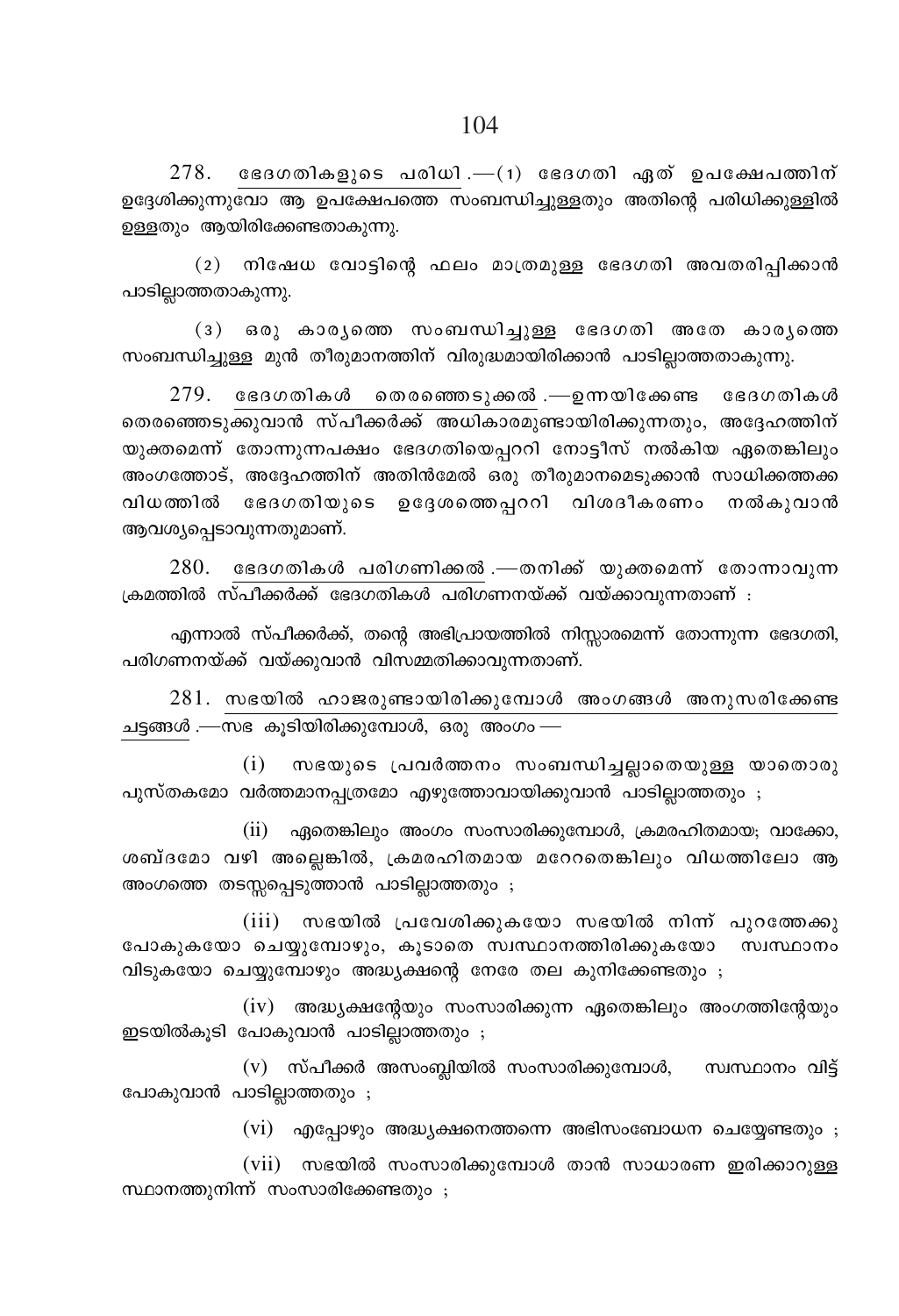278. ഭേദഗതികളുടെ പരിധി.—(1) ഭേദഗതി ഏത് ഉപക്ഷേപത്തിന് ഉദ്ദേശിക്കുന്നുവോ ആ ഉപക്ഷേപത്തെ സംബന്ധിച്ചുള്ളതും അതിന്റെ പരിധിക്കുള്ളിൽ ഉള്ളതും ആയിരിക്കേണ്ടതാകുന്നു.

(2) നിഷേധ വോട്ടിന്റെ ഫലം മാത്രമുള്ള ഭേദഗതി അവതരിപ്പിക്കാൻ പാടില്ലാത്തതാകുന്നു.

(3) ഒരു കാര്യത്തെ സംബന്ധിച്ചുള്ള ഭേദഗതി അതേ കാര്യത്തെ സംബന്ധിച്ചുള്ള മുൻ തീരുമാനത്തിന് വിരുദ്ധമായിരിക്കാൻ പാടില്ലാത്തതാകുന്നു.

279. ഭേദഗതികൾ തെരഞ്ഞെടുക്കൽ.—ഉന്നയിക്കേണ്ട ഭേദഗതികൾ തെരഞ്ഞെടുക്കുവാൻ സ്പീക്കർക്ക് അധികാരമുണ്ടായിരിക്കുന്നതും, അദ്ദേഹത്തിന് യുക്തമെന്ന് തോന്നുന്നപക്ഷം ഭേദഗതിയെപ്പററി നോട്ടീസ് നൽകിയ ഏതെങ്കിലും അംഗത്തോട്, അദ്ദേഹത്തിന് അതിൻമേൽ ഒരു തീരുമാനമെടുക്കാൻ സാധിക്കത്തക്ക വിധത്തിൽ ഭേദഗതിയുടെ ഉദ്ദേശത്തെപ്പററി വിശദീകരണം നൽകുവാൻ ആവശ്യപ്പെടാവുന്നതുമാണ്.

280. ഭേദഗതികൾ പരിഗണിക്കൽ.—തനിക്ക് യുക്തമെന്ന് തോന്നാവുന്ന ക്രമത്തിൽ സ്പീക്കർക്ക് ഭേദഗതികൾ പരിഗണനയ്ക്ക് വയ്ക്കാവുന്നതാണ് :

എന്നാൽ സ്പീക്കർക്ക്, തന്റെ അഭിപ്രായത്തിൽ നിസ്സാരമെന്ന് തോന്നുന്ന ഭേദഗതി, പരിഗണനയ്ക്ക് വയ്ക്കുവാൻ വിസമ്മതിക്കാവുന്നതാണ്.

281. സഭയിൽ ഹാജരുണ്ടായിരിക്കുമ്പോൾ അംഗങ്ങൾ അനുസരിക്കേണ്ട ചട്ടങ്ങൾ.—സഭ കൂടിയിരിക്കുമ്പോൾ, ഒരു അംഗം —

(i) സഭയുടെ പ്രവർത്തനം സംബന്ധിച്ചല്ലാതെയുള്ള യാതൊരു പുസ്തകമോ വർത്തമാനപ്പത്രമോ എഴുത്തോവായിക്കുവാൻ പാടില്ലാത്തതും ;

(ii) ഏതെങ്കിലും അംഗം സംസാരിക്കുമ്പോൾ, ക്രമരഹിതമായ; വാക്കോ, ശബ്ദമോ വഴി അല്ലെങ്കിൽ, ക്രമരഹിതമായ മറേറതെങ്കിലും വിധത്തിലോ ആ അംഗത്തെ തടസ്സപ്പെടുത്താൻ പാടില്ലാത്തതും ;

(iii) സഭയിൽ പ്രവേശിക്കുകയോ സഭയിൽ നിന്ന് പുറത്തേക്കു പോകുകയോ ചെയ്യുമ്പോഴും, കൂടാതെ സ്വസ്ഥാനത്തിരിക്കുകയോ സ്വസ്ഥാനം വിടുകയോ ചെയ്യുമ്പോഴും അദ്ധ്യക്ഷന്റെ നേരേ തല കുനിക്കേണ്ടതും ;

(iv) അദ്ധ്യക്ഷന്റേയും സംസാരിക്കുന്ന ഏതെങ്കിലും അംഗത്തിന്റേയും ഇടയിൽകൂടി പോകുവാൻ പാടില്ലാത്തതും ;

(v) സ്പീക്കർ അസംബ്ലിയിൽ സംസാരിക്കുമ്പോൾ, സ്വസ്ഥാനം വിട്ട് പോകുവാൻ പാടില്ലാത്തതും ;

(vi) എപ്പോഴും അദ്ധ്യക്ഷനെത്തന്നെ അഭിസംബോധന ചെയ്യേണ്ടതും ;

(vii) സഭയിൽ സംസാരിക്കുമ്പോൾ താൻ സാധാരണ ഇരിക്കാറുള്ള സ്ഥാനത്തുനിന്ന് സംസാരിക്കേണ്ടതും ;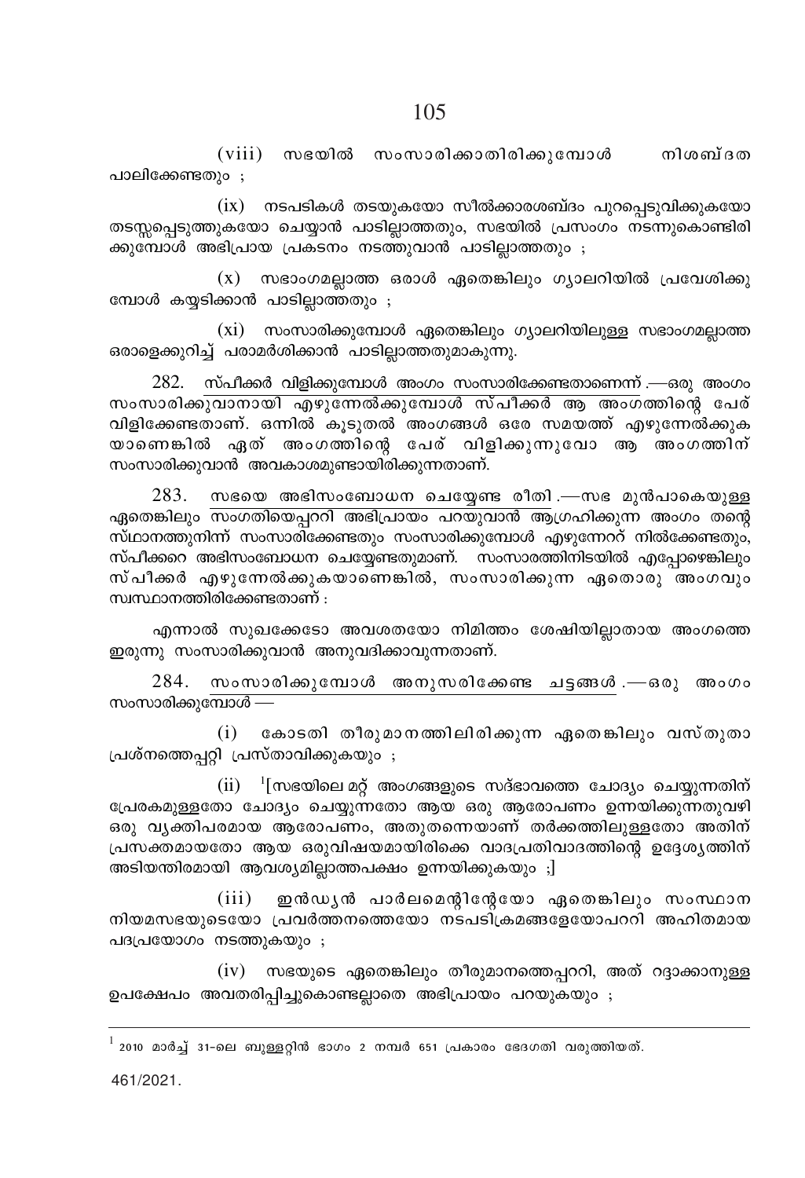(viii) സഭയിൽ സംസാരിക്കാതിരിക്കുമ്പോൾ നിശബ്ദത പാലിക്കേണ്ടതും ;

(ix) നടപടികൾ തടയുകയോ സീൽക്കാരശബ്ദം പുറപ്പെടുവിക്കുകയോ തടസ്സപ്പെടുത്തുകയോ ചെയ്യാൻ പാടില്ലാത്തതും, സഭയിൽ പ്രസംഗം നടന്നുകൊണ്ടിരിക്കുമ്പോൾ അഭിപ്രായ പ്രകടനം നടത്തുവാൻ പാടില്ലാത്തതും ;

(x) സഭാംഗമല്ലാത്ത ഒരാൾ ഏതെങ്കിലും ഗ്യാലറിയിൽ പ്രവേശിക്കുമ്പോൾ കയ്യടിക്കാൻ പാടില്ലാത്തതും ;

(xi) സംസാരിക്കുമ്പോൾ ഏതെങ്കിലും ഗ്യാലറിയിലുള്ള സഭാംഗമല്ലാത്ത ഒരാളെക്കുറിച്ച് പരാമർശിക്കാൻ പാടില്ലാത്തതുമാകുന്നു.

282. <u>സ്പീക്കർ വിളിക്കുമ്പോൾ അംഗം സംസാരിക്കേണ്ടതാണെന്ന്</u>.—ഒരു അംഗം സംസാരിക്കുവാനായി എഴുന്നേൽക്കുമ്പോൾ സ്പീക്കർ ആ അംഗത്തിന്റെ പേര് വിളിക്കേണ്ടതാണ്. ഒന്നിൽ കൂടുതൽ അംഗങ്ങൾ ഒരേ സമയത്ത് എഴുന്നേൽക്കുകയാണെങ്കിൽ ഏത് അംഗത്തിന്റെ പേര് വിളിക്കുന്നുവോ ആ അംഗത്തിന് സംസാരിക്കുവാൻ അവകാശമുണ്ടായിരിക്കുന്നതാണ്.

283. <u>സഭയെ അഭിസംബോധന ചെയ്യേണ്ട രീതി</u>.—സഭ മുൻപാകെയുള്ള ഏതെങ്കിലും സംഗതിയെപ്പററി അഭിപ്രായം പറയുവാൻ ആഗ്രഹിക്കുന്ന അംഗം തന്റെ സ്ഥാനത്തുനിന്ന് സംസാരിക്കേണ്ടതും സംസാരിക്കുമ്പോൾ എഴുന്നേററ് നിൽക്കേണ്ടതും, സ്പീക്കറെ അഭിസംബോധന ചെയ്യേണ്ടതുമാണ്. സംസാരത്തിനിടയിൽ എപ്പോഴെങ്കിലും സ്പീക്കർ എഴുന്നേൽക്കുകയാണെങ്കിൽ, സംസാരിക്കുന്ന ഏതൊരു അംഗവും സ്വസ്ഥാനത്തിരിക്കേണ്ടതാണ് :

എന്നാൽ സുഖക്കേടോ അവശതയോ നിമിത്തം ശേഷിയില്ലാതായ അംഗത്തെ ഇരുന്നു സംസാരിക്കുവാൻ അനുവദിക്കാവുന്നതാണ്.

284. <u>സംസാരിക്കുമ്പോൾ അനുസരിക്കേണ്ട ചട്ടങ്ങൾ</u>.—ഒരു അംഗം സംസാരിക്കുമ്പോൾ —

(i) കോടതി തീരുമാനത്തിലിരിക്കുന്ന ഏതെങ്കിലും വസ്തുതാ പ്രശ്നത്തെപ്പറ്റി പ്രസ്താവിക്കുകയും ;

(ii) [1][സഭയിലെ മറ്റ് അംഗങ്ങളുടെ സദ്ഭാവത്തെ ചോദ്യം ചെയ്യുന്നതിന് പ്രേരകമുള്ളതോ ചോദ്യം ചെയ്യുന്നതോ ആയ ഒരു ആരോപണം ഉന്നയിക്കുന്നതുവഴി ഒരു വ്യക്തിപരമായ ആരോപണം, അതുതന്നെയാണ് തർക്കത്തിലുള്ളതോ അതിന് പ്രസക്തമായതോ ആയ ഒരുവിഷയമായിരിക്കെ വാദപ്രതിവാദത്തിന്റെ ഉദ്ദേശ്യത്തിന് അടിയന്തിരമായി ആവശ്യമില്ലാത്തപക്ഷം ഉന്നയിക്കുകയും ;]

(iii) ഇൻഡ്യൻ പാർലമെന്റിന്റേയോ ഏതെങ്കിലും സംസ്ഥാന നിയമസഭയുടെയോ പ്രവർത്തനത്തെയോ നടപടിക്രമങ്ങളേയോപററി അഹിതമായ പദപ്രയോഗം നടത്തുകയും ;

(iv) സഭയുടെ ഏതെങ്കിലും തീരുമാനത്തെപ്പററി, അത് റദ്ദാക്കാനുള്ള ഉപക്ഷേപം അവതരിപ്പിച്ചുകൊണ്ടല്ലാതെ അഭിപ്രായം പറയുകയും ;

---

[1] 2010 മാർച്ച് 31-ലെ ബുള്ളറ്റിൻ ഭാഗം 2 നമ്പർ 651 പ്രകാരം ഭേദഗതി വരുത്തിയത്.

461/2021.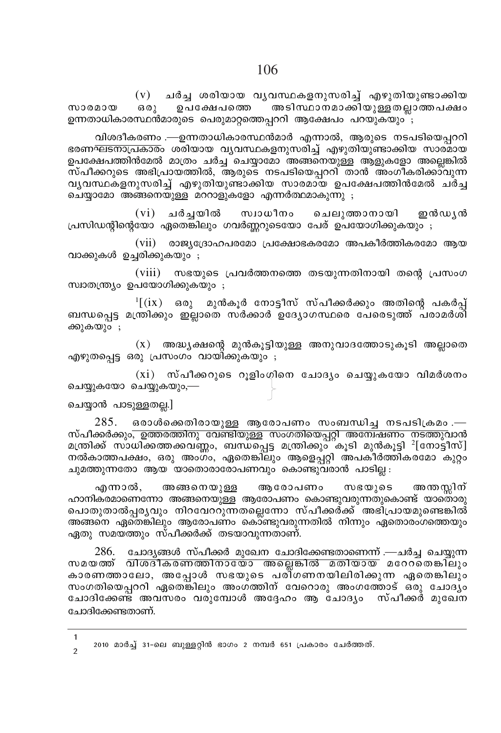(v) ചർച്ച ശരിയായ വ്യവസ്ഥകളനുസരിച്ച് എഴുതിയുണ്ടാക്കിയ സാരമായ ഒരു ഉപക്ഷേപത്തെ അടിസ്ഥാനമാക്കിയുള്ളതല്ലാത്തപക്ഷം ഉന്നതാധികാരസ്ഥൻമാരുടെ പെരുമാറ്റത്തെപ്പററി ആക്ഷേപം പറയുകയും ;

വിശദീകരണം.—ഉന്നതാധികാരസ്ഥൻമാർ എന്നാൽ, ആരുടെ നടപടിയെപ്പററി ഭരണഘടനാപ്രകാരം ശരിയായ വ്യവസ്ഥകളനുസരിച്ച് എഴുതിയുണ്ടാക്കിയ സാരമായ ഉപക്ഷേപത്തിൻമേൽ മാത്രം ചർച്ച ചെയ്യാമോ അങ്ങനെയുള്ള ആളുകളോ അല്ലെങ്കിൽ സ്പീക്കറുടെ അഭിപ്രായത്തിൽ, ആരുടെ നടപടിയെപ്പററി താൻ അംഗീകരിക്കാവുന്ന വ്യവസ്ഥകളനുസരിച്ച് എഴുതിയുണ്ടാക്കിയ സാരമായ ഉപക്ഷേപത്തിൻമേൽ ചർച്ച ചെയ്യാമോ അങ്ങനെയുള്ള മററാളുകളോ എന്നർത്ഥമാകുന്നു ;

(vi) ചർച്ചയിൽ സ്വാധീനം ചെലുത്താനായി ഇൻഡ്യൻ പ്രസിഡന്റിന്റെയോ ഏതെങ്കിലും ഗവർണ്ണറുടെയോ പേര് ഉപയോഗിക്കുകയും ;

(vii) രാജ്യദ്രോഹപരമോ പ്രക്ഷോഭകരമോ അപകീർത്തികരമോ ആയ വാക്കുകൾ ഉച്ചരിക്കുകയും ;

(viii) സഭയുടെ പ്രവർത്തനത്തെ തടയുന്നതിനായി തന്റെ പ്രസംഗ സ്വാതന്ത്ര്യം ഉപയോഗിക്കുകയും ;

[1][(ix) ഒരു മുൻകൂർ നോട്ടീസ് സ്പീക്കർക്കും അതിന്റെ പകർപ്പ് ബന്ധപ്പെട്ട മന്ത്രിക്കും ഇല്ലാതെ സർക്കാർ ഉദ്യോഗസ്ഥരെ പേരെടുത്ത് പരാമർശിക്കുകയും ;

(x) അദ്ധ്യക്ഷന്റെ മുൻകൂട്ടിയുള്ള അനുവാദത്തോടുകൂടി അല്ലാതെ എഴുതപ്പെട്ട ഒരു പ്രസംഗം വായിക്കുകയും ;

(xi) സ്പീക്കറുടെ റൂളിംഗിനെ ചോദ്യം ചെയ്യുകയോ വിമർശനം ചെയ്യുകയോ ചെയ്യുകയും,—

ചെയ്യാൻ പാടുള്ളതല്ല.]

285. ഒരാൾക്കെതിരായുള്ള ആരോപണം സംബന്ധിച്ച നടപടിക്രമം.—സ്പീക്കർക്കും, ഉത്തരത്തിനു വേണ്ടിയുള്ള സംഗതിയെപ്പറ്റി അന്വേഷണം നടത്തുവാൻ മന്ത്രിക്ക് സാധിക്കത്തക്കവണ്ണം, ബന്ധപ്പെട്ട മന്ത്രിക്കും കൂടി മുൻകൂട്ടി [2][നോട്ടീസ്] നൽകാത്തപക്ഷം, ഒരു അംഗം, ഏതെങ്കിലും ആളെപ്പറ്റി അപകീർത്തികരമോ കുറ്റം ചുമത്തുന്നതോ ആയ യാതൊരാരോപണവും കൊണ്ടുവരാൻ പാടില്ല :

എന്നാൽ, അങ്ങനെയുള്ള ആരോപണം സഭയുടെ അന്തസ്സിന് ഹാനികരമാണെന്നോ അങ്ങനെയുള്ള ആരോപണം കൊണ്ടുവരുന്നതുകൊണ്ട് യാതൊരു പൊതുതാൽപ്പര്യവും നിറവേററുന്നതല്ലെന്നോ സ്പീക്കർക്ക് അഭിപ്രായമുണ്ടെങ്കിൽ അങ്ങനെ ഏതെങ്കിലും ആരോപണം കൊണ്ടുവരുന്നതിൽ നിന്നും ഏതൊരംഗത്തെയും ഏതു സമയത്തും സ്പീക്കർക്ക് തടയാവുന്നതാണ്.

286. ചോദ്യങ്ങൾ സ്പീക്കർ മുഖേന ചോദിക്കേണ്ടതാണെന്ന്.—ചർച്ച ചെയ്യുന്ന സമയത്ത് വിശദീകരണത്തിനായോ അല്ലെങ്കിൽ മതിയായ മറേറതെങ്കിലും കാരണത്താലോ, അപ്പോൾ സഭയുടെ പരിഗണനയിലിരിക്കുന്ന ഏതെങ്കിലും സംഗതിയെപ്പററി ഏതെങ്കിലും അംഗത്തിന് വേറൊരു അംഗത്തോട് ഒരു ചോദ്യം ചോദിക്കേണ്ട അവസരം വരുമ്പോൾ അദ്ദേഹം ആ ചോദ്യം സ്പീക്കർ മുഖേന ചോദിക്കേണ്ടതാണ്.

---

1
2 2010 മാർച്ച് 31-ലെ ബുള്ളറ്റിൻ ഭാഗം 2 നമ്പർ 651 പ്രകാരം ചേർത്തത്.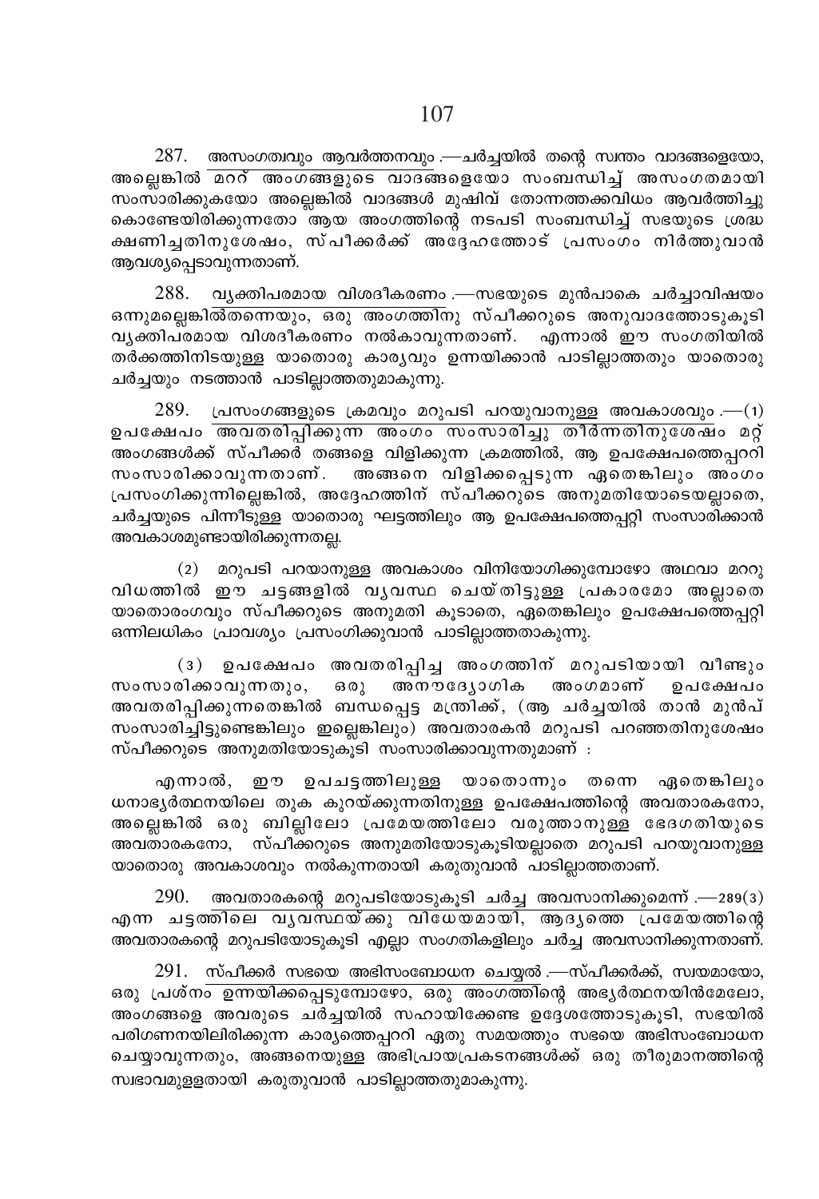287. അസംഗതവും ആവർത്തനവും.—ചർച്ചയിൽ തന്റെ സ്വന്തം വാദങ്ങളെയോ, അല്ലെങ്കിൽ മററ് അംഗങ്ങളുടെ വാദങ്ങളെയോ സംബന്ധിച്ച് അസംഗതമായി സംസാരിക്കുകയോ അല്ലെങ്കിൽ വാദങ്ങൾ മുഷിവ് തോന്നത്തക്കവിധം ആവർത്തിച്ചു കൊണ്ടേയിരിക്കുന്നതോ ആയ അംഗത്തിന്റെ നടപടി സംബന്ധിച്ച് സഭയുടെ ശ്രദ്ധ ക്ഷണിച്ചതിനുശേഷം, സ്പീക്കർക്ക് അദ്ദേഹത്തോട് പ്രസംഗം നിർത്തുവാൻ ആവശ്യപ്പെടാവുന്നതാണ്.

288. വ്യക്തിപരമായ വിശദീകരണം.—സഭയുടെ മുൻപാകെ ചർച്ചാവിഷയം ഒന്നുമല്ലെങ്കിൽതന്നെയും, ഒരു അംഗത്തിനു സ്പീക്കറുടെ അനുവാദത്തോടുകൂടി വ്യക്തിപരമായ വിശദീകരണം നൽകാവുന്നതാണ്. എന്നാൽ ഈ സംഗതിയിൽ തർക്കത്തിനിടയുള്ള യാതൊരു കാര്യവും ഉന്നയിക്കാൻ പാടില്ലാത്തതും യാതൊരു ചർച്ചയും നടത്താൻ പാടില്ലാത്തതുമാകുന്നു.

289. പ്രസംഗങ്ങളുടെ ക്രമവും മറുപടി പറയുവാനുള്ള അവകാശവും.—(1) ഉപക്ഷേപം അവതരിപ്പിക്കുന്ന അംഗം സംസാരിച്ചു തീർന്നതിനുശേഷം മററ് അംഗങ്ങൾക്ക് സ്പീക്കർ തങ്ങളെ വിളിക്കുന്ന ക്രമത്തിൽ, ആ ഉപക്ഷേപത്തെപ്പററി സംസാരിക്കാവുന്നതാണ്. അങ്ങനെ വിളിക്കപ്പെടുന്ന ഏതെങ്കിലും അംഗം പ്രസംഗിക്കുന്നില്ലെങ്കിൽ, അദ്ദേഹത്തിന് സ്പീക്കറുടെ അനുമതിയോടെയല്ലാതെ, ചർച്ചയുടെ പിന്നീടുള്ള യാതൊരു ഘട്ടത്തിലും ആ ഉപക്ഷേപത്തെപ്പറ്റി സംസാരിക്കാൻ അവകാശമുണ്ടായിരിക്കുന്നതല്ല.

(2) മറുപടി പറയാനുള്ള അവകാശം വിനിയോഗിക്കുമ്പോഴോ അഥവാ മററു വിധത്തിൽ ഈ ചട്ടങ്ങളിൽ വ്യവസ്ഥ ചെയ്തിട്ടുള്ള പ്രകാരമോ അല്ലാതെ യാതൊരംഗവും സ്പീക്കറുടെ അനുമതി കൂടാതെ, ഏതെങ്കിലും ഉപക്ഷേപത്തെപ്പറ്റി ഒന്നിലധികം പ്രാവശ്യം പ്രസംഗിക്കുവാൻ പാടില്ലാത്തതാകുന്നു.

(3) ഉപക്ഷേപം അവതരിപ്പിച്ച അംഗത്തിന് മറുപടിയായി വീണ്ടും സംസാരിക്കാവുന്നതും, ഒരു അനൗദ്യോഗിക അംഗമാണ് ഉപക്ഷേപം അവതരിപ്പിക്കുന്നതെങ്കിൽ ബന്ധപ്പെട്ട മന്ത്രിക്ക്, (ആ ചർച്ചയിൽ താൻ മുൻപ് സംസാരിച്ചിട്ടുണ്ടെങ്കിലും ഇല്ലെങ്കിലും) അവതാരകൻ മറുപടി പറഞ്ഞതിനുശേഷം സ്പീക്കറുടെ അനുമതിയോടുകൂടി സംസാരിക്കാവുന്നതുമാണ് :

എന്നാൽ, ഈ ഉപചട്ടത്തിലുള്ള യാതൊന്നും തന്നെ ഏതെങ്കിലും ധനാഭ്യർത്ഥനയിലെ തുക കുറയ്ക്കുന്നതിനുള്ള ഉപക്ഷേപത്തിന്റെ അവതാരകനോ, അല്ലെങ്കിൽ ഒരു ബില്ലിലോ പ്രമേയത്തിലോ വരുത്താനുള്ള ഭേദഗതിയുടെ അവതാരകനോ, സ്പീക്കറുടെ അനുമതിയോടുകൂടിയല്ലാതെ മറുപടി പറയുവാനുള്ള യാതൊരു അവകാശവും നൽകുന്നതായി കരുതുവാൻ പാടില്ലാത്തതാണ്.

290. അവതാരകന്റെ മറുപടിയോടുകൂടി ചർച്ച അവസാനിക്കുമെന്ന്.—289(3) എന്ന ചട്ടത്തിലെ വ്യവസ്ഥയ്ക്കു വിധേയമായി, ആദ്യത്തെ പ്രമേയത്തിന്റെ അവതാരകന്റെ മറുപടിയോടുകൂടി എല്ലാ സംഗതികളിലും ചർച്ച അവസാനിക്കുന്നതാണ്.

291. സ്പീക്കർ സഭയെ അഭിസംബോധന ചെയ്യൽ.—സ്പീക്കർക്ക്, സ്വയമായോ, ഒരു പ്രശ്നം ഉന്നയിക്കപ്പെടുമ്പോഴോ, ഒരു അംഗത്തിന്റെ അഭ്യർത്ഥനയിൻമേലോ, അംഗങ്ങളെ അവരുടെ ചർച്ചയിൽ സഹായിക്കേണ്ട ഉദ്ദേശത്തോടുകൂടി, സഭയിൽ പരിഗണനയിലിരിക്കുന്ന കാര്യത്തെപ്പറ്റി ഏതു സമയത്തും സഭയെ അഭിസംബോധന ചെയ്യാവുന്നതും, അങ്ങനെയുള്ള അഭിപ്രായപ്രകടനങ്ങൾക്ക് ഒരു തീരുമാനത്തിന്റെ സ്വഭാവമുള്ളതായി കരുതുവാൻ പാടില്ലാത്തതുമാകുന്നു.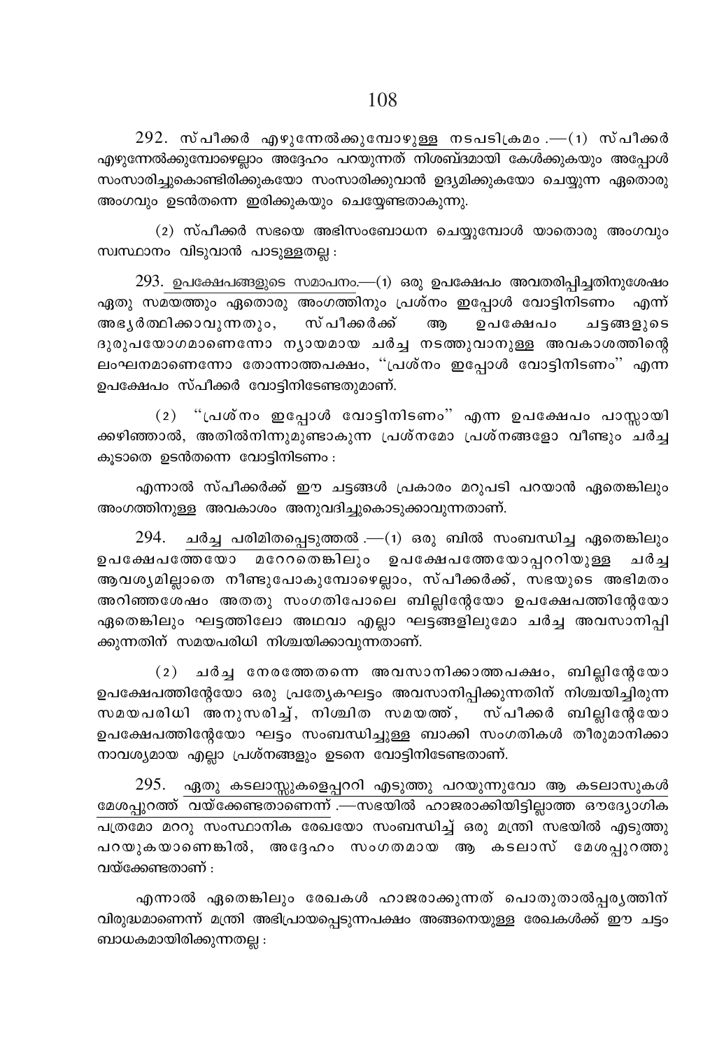292. <u>സ്പീക്കർ എഴുന്നേൽക്കുമ്പോഴുള്ള നടപടിക്രമം</u> .—(1) സ്പീക്കർ എഴുന്നേൽക്കുമ്പോഴെല്ലാം അദ്ദേഹം പറയുന്നത് നിശബ്ദമായി കേൾക്കുകയും അപ്പോൾ സംസാരിച്ചുകൊണ്ടിരിക്കുകയോ സംസാരിക്കുവാൻ ഉദ്യമിക്കുകയോ ചെയ്യുന്ന ഏതൊരു അംഗവും ഉടൻതന്നെ ഇരിക്കുകയും ചെയ്യേണ്ടതാകുന്നു.

(2) സ്പീക്കർ സഭയെ അഭിസംബോധന ചെയ്യുമ്പോൾ യാതൊരു അംഗവും സ്വസ്ഥാനം വിടുവാൻ പാടുള്ളതല്ല :

293. <u>ഉപക്ഷേപങ്ങളുടെ സമാപനം</u>.—(1) ഒരു ഉപക്ഷേപം അവതരിപ്പിച്ചതിനുശേഷം ഏതു സമയത്തും ഏതൊരു അംഗത്തിനും പ്രശ്നം ഇപ്പോൾ വോട്ടിനിടണം എന്ന് അഭ്യർത്ഥിക്കാവുന്നതും, സ്പീക്കർക്ക് ആ ഉപക്ഷേപം ചട്ടങ്ങളുടെ ദുരുപയോഗമാണെന്നോ ന്യായമായ ചർച്ച നടത്തുവാനുള്ള അവകാശത്തിന്റെ ലംഘനമാണെന്നോ തോന്നാത്തപക്ഷം, "പ്രശ്നം ഇപ്പോൾ വോട്ടിനിടണം" എന്ന ഉപക്ഷേപം സ്പീക്കർ വോട്ടിനിടേണ്ടതുമാണ്.

(2) "പ്രശ്നം ഇപ്പോൾ വോട്ടിനിടണം" എന്ന ഉപക്ഷേപം പാസ്സായിക്കഴിഞ്ഞാൽ, അതിൽനിന്നുമുണ്ടാകുന്ന പ്രശ്നമോ പ്രശ്നങ്ങളോ വീണ്ടും ചർച്ച കൂടാതെ ഉടൻതന്നെ വോട്ടിനിടണം :

എന്നാൽ സ്പീക്കർക്ക് ഈ ചട്ടങ്ങൾ പ്രകാരം മറുപടി പറയാൻ ഏതെങ്കിലും അംഗത്തിനുള്ള അവകാശം അനുവദിച്ചുകൊടുക്കാവുന്നതാണ്.

294. <u>ചർച്ച പരിമിതപ്പെടുത്തൽ</u> .—(1) ഒരു ബിൽ സംബന്ധിച്ച ഏതെങ്കിലും ഉപക്ഷേപത്തേയോ മറ്റേതെങ്കിലും ഉപക്ഷേപത്തേയോപ്പററിയുള്ള ചർച്ച ആവശ്യമില്ലാതെ നീണ്ടുപോകുമ്പോഴെല്ലാം, സ്പീക്കർക്ക്, സഭയുടെ അഭിമതം അറിഞ്ഞശേഷം അതതു സംഗതിപോലെ ബില്ലിന്റേയോ ഉപക്ഷേപത്തിന്റേയോ ഏതെങ്കിലും ഘട്ടത്തിലോ അഥവാ എല്ലാ ഘട്ടങ്ങളിലുമോ ചർച്ച അവസാനിപ്പിക്കുന്നതിന് സമയപരിധി നിശ്ചയിക്കാവുന്നതാണ്.

(2) ചർച്ച നേരത്തേതന്നെ അവസാനിക്കാത്തപക്ഷം, ബില്ലിന്റേയോ ഉപക്ഷേപത്തിന്റേയോ ഒരു പ്രത്യേകഘട്ടം അവസാനിപ്പിക്കുന്നതിന് നിശ്ചയിച്ചിരുന്ന സമയപരിധി അനുസരിച്ച്, നിശ്ചിത സമയത്ത്, സ്പീക്കർ ബില്ലിന്റേയോ ഉപക്ഷേപത്തിന്റേയോ ഘട്ടം സംബന്ധിച്ചുള്ള ബാക്കി സംഗതികൾ തീരുമാനിക്കാനാവശ്യമായ എല്ലാ പ്രശ്നങ്ങളും ഉടനെ വോട്ടിനിടേണ്ടതാണ്.

295. <u>ഏതു കടലാസ്സുകളെപ്പററി എടുത്തു പറയുന്നുവോ ആ കടലാസുകൾ മേശപ്പുറത്ത് വയ്ക്കേണ്ടതാണെന്ന്</u> .—സഭയിൽ ഹാജരാക്കിയിട്ടില്ലാത്ത ഔദ്യോഗിക പത്രമോ മററു സംസ്ഥാനിക രേഖയോ സംബന്ധിച്ച് ഒരു മന്ത്രി സഭയിൽ എടുത്തു പറയുകയാണെങ്കിൽ, അദ്ദേഹം സംഗതമായ ആ കടലാസ് മേശപ്പുറത്തു വയ്ക്കേണ്ടതാണ് :

എന്നാൽ ഏതെങ്കിലും രേഖകൾ ഹാജരാക്കുന്നത് പൊതുതാൽപ്പര്യത്തിന് വിരുദ്ധമാണെന്ന് മന്ത്രി അഭിപ്രായപ്പെടുന്നപക്ഷം അങ്ങനെയുള്ള രേഖകൾക്ക് ഈ ചട്ടം ബാധകമായിരിക്കുന്നതല്ല :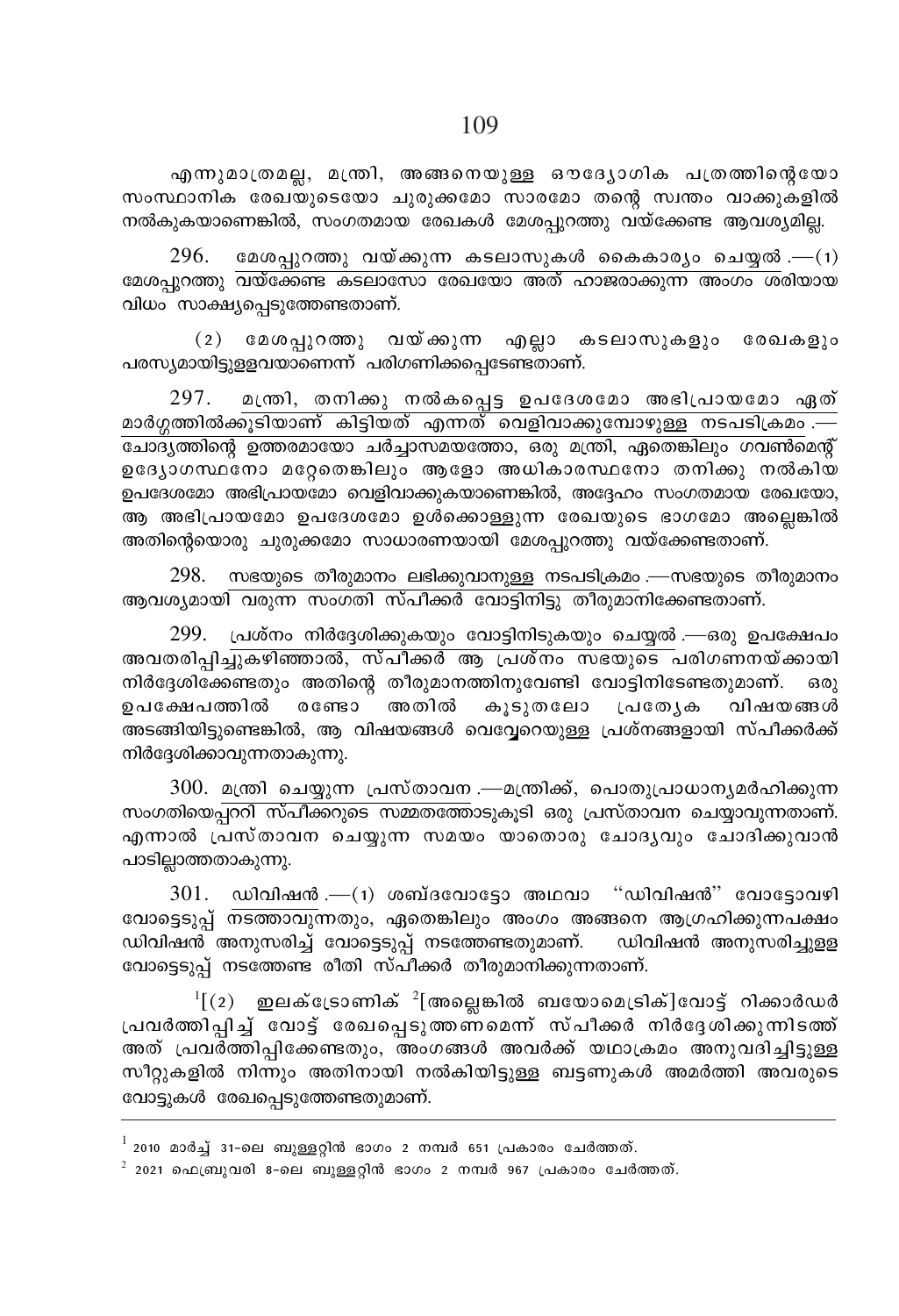എന്നുമാത്രമല്ല, മന്ത്രി, അങ്ങനെയുള്ള ഔദ്യോഗിക പത്രത്തിന്റെയോ സംസ്ഥാനിക രേഖയുടെയോ ചുരുക്കമോ സാരമോ തന്റെ സ്വന്തം വാക്കുകളിൽ നൽകുകയാണെങ്കിൽ, സംഗതമായ രേഖകൾ മേശപ്പുറത്തു വയ്ക്കേണ്ട ആവശ്യമില്ല.

296. മേശപ്പുറത്തു വയ്ക്കുന്ന കടലാസുകൾ കൈകാര്യം ചെയ്യൽ.—(1) മേശപ്പുറത്തു വയ്ക്കേണ്ട കടലാസോ രേഖയോ അത് ഹാജരാക്കുന്ന അംഗം ശരിയായ വിധം സാക്ഷ്യപ്പെടുത്തേണ്ടതാണ്.

(2) മേശപ്പുറത്തു വയ്ക്കുന്ന എല്ലാ കടലാസുകളും രേഖകളും പരസ്യമായിട്ടുള്ളവയാണെന്ന് പരിഗണിക്കപ്പെടേണ്ടതാണ്.

297. മന്ത്രി, തനിക്കു നൽകപ്പെട്ട ഉപദേശമോ അഭിപ്രായമോ ഏത് മാർഗ്ഗത്തിൽക്കൂടിയാണ് കിട്ടിയത് എന്നത് വെളിവാക്കുമ്പോഴുള്ള നടപടിക്രമം.—ചോദ്യത്തിന്റെ ഉത്തരമായോ ചർച്ചാസമയത്തോ, ഒരു മന്ത്രി, ഏതെങ്കിലും ഗവൺമെന്റ് ഉദ്യോഗസ്ഥനോ മറ്റേതെങ്കിലും ആളോ അധികാരസ്ഥനോ തനിക്കു നൽകിയ ഉപദേശമോ അഭിപ്രായമോ വെളിവാക്കുകയാണെങ്കിൽ, അദ്ദേഹം സംഗതമായ രേഖയോ, ആ അഭിപ്രായമോ ഉപദേശമോ ഉൾക്കൊള്ളുന്ന രേഖയുടെ ഭാഗമോ അല്ലെങ്കിൽ അതിന്റെയൊരു ചുരുക്കമോ സാധാരണയായി മേശപ്പുറത്തു വയ്ക്കേണ്ടതാണ്.

298. സഭയുടെ തീരുമാനം ലഭിക്കുവാനുള്ള നടപടിക്രമം.—സഭയുടെ തീരുമാനം ആവശ്യമായി വരുന്ന സംഗതി സ്പീക്കർ വോട്ടിനിട്ടു തീരുമാനിക്കേണ്ടതാണ്.

299. പ്രശ്നം നിർദ്ദേശിക്കുകയും വോട്ടിനിടുകയും ചെയ്യൽ.—ഒരു ഉപക്ഷേപം അവതരിപ്പിച്ചുകഴിഞ്ഞാൽ, സ്പീക്കർ ആ പ്രശ്നം സഭയുടെ പരിഗണനയ്ക്കായി നിർദ്ദേശിക്കേണ്ടതും അതിന്റെ തീരുമാനത്തിനുവേണ്ടി വോട്ടിനിടേണ്ടതുമാണ്. ഒരു ഉപക്ഷേപത്തിൽ രണ്ടോ അതിൽ കൂടുതലോ പ്രത്യേക വിഷയങ്ങൾ അടങ്ങിയിട്ടുണ്ടെങ്കിൽ, ആ വിഷയങ്ങൾ വെവ്വേറെയുള്ള പ്രശ്നങ്ങളായി സ്പീക്കർക്ക് നിർദ്ദേശിക്കാവുന്നതാകുന്നു.

300. മന്ത്രി ചെയ്യുന്ന പ്രസ്താവന.—മന്ത്രിക്ക്, പൊതുപ്രാധാന്യമർഹിക്കുന്ന സംഗതിയെപ്പറ്റി സ്പീക്കറുടെ സമ്മതത്തോടുകൂടി ഒരു പ്രസ്താവന ചെയ്യാവുന്നതാണ്. എന്നാൽ പ്രസ്താവന ചെയ്യുന്ന സമയം യാതൊരു ചോദ്യവും ചോദിക്കുവാൻ പാടില്ലാത്തതാകുന്നു.

301. ഡിവിഷൻ.—(1) ശബ്ദവോട്ടോ അഥവാ "ഡിവിഷൻ" വോട്ടോവഴി വോട്ടെടുപ്പ് നടത്താവുന്നതും, ഏതെങ്കിലും അംഗം അങ്ങനെ ആഗ്രഹിക്കുന്നപക്ഷം ഡിവിഷൻ അനുസരിച്ച് വോട്ടെടുപ്പ് നടത്തേണ്ടതുമാണ്. ഡിവിഷൻ അനുസരിച്ചുള്ള വോട്ടെടുപ്പ് നടത്തേണ്ട രീതി സ്പീക്കർ തീരുമാനിക്കുന്നതാണ്.

[1][(2) ഇലക്ട്രോണിക് [2][അല്ലെങ്കിൽ ബയോമെട്രിക്]വോട്ട് റിക്കാർഡർ പ്രവർത്തിപ്പിച്ച് വോട്ട് രേഖപ്പെടുത്തണമെന്ന് സ്പീക്കർ നിർദ്ദേശിക്കുന്നിടത്ത് അത് പ്രവർത്തിപ്പിക്കേണ്ടതും, അംഗങ്ങൾ അവർക്ക് യഥാക്രമം അനുവദിച്ചിട്ടുള്ള സീറ്റുകളിൽ നിന്നും അതിനായി നൽകിയിട്ടുള്ള ബട്ടണുകൾ അമർത്തി അവരുടെ വോട്ടുകൾ രേഖപ്പെടുത്തേണ്ടതുമാണ്.

---

[1] 2010 മാർച്ച് 31-ലെ ബുള്ളറ്റിൻ ഭാഗം 2 നമ്പർ 651 പ്രകാരം ചേർത്തത്.

[2] 2021 ഫെബ്രുവരി 8-ലെ ബുള്ളറ്റിൻ ഭാഗം 2 നമ്പർ 967 പ്രകാരം ചേർത്തത്.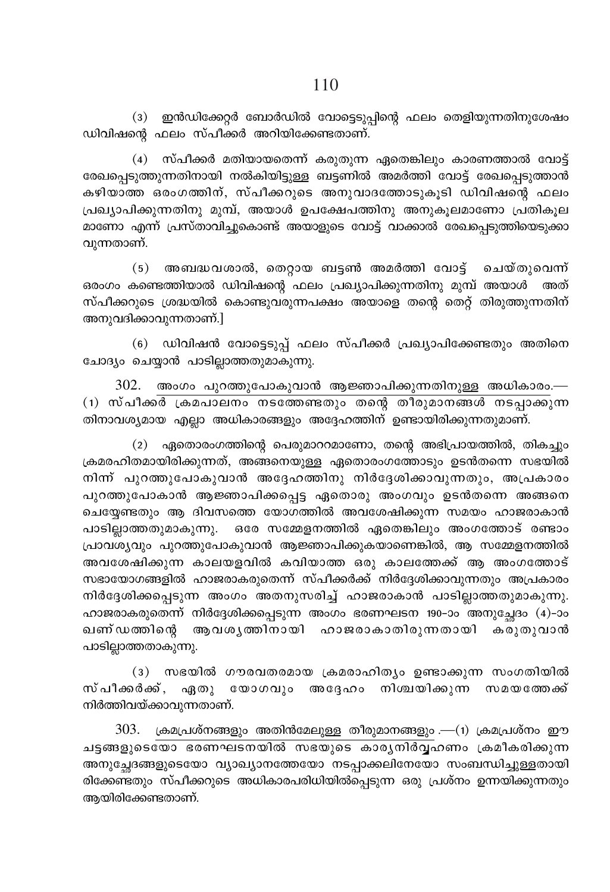(3) ഇൻഡിക്കേറ്റർ ബോർഡിൽ വോട്ടെടുപ്പിന്റെ ഫലം തെളിയുന്നതിനുശേഷം ഡിവിഷന്റെ ഫലം സ്പീക്കർ അറിയിക്കേണ്ടതാണ്.

(4) സ്പീക്കർ മതിയായതെന്ന് കരുതുന്ന ഏതെങ്കിലും കാരണത്താൽ വോട്ട് രേഖപ്പെടുത്തുന്നതിനായി നൽകിയിട്ടുള്ള ബട്ടണിൽ അമർത്തി വോട്ട് രേഖപ്പെടുത്താൻ കഴിയാത്ത ഒരംഗത്തിന്, സ്പീക്കറുടെ അനുവാദത്തോടുകൂടി ഡിവിഷന്റെ ഫലം പ്രഖ്യാപിക്കുന്നതിനു മുമ്പ്, അയാൾ ഉപക്ഷേപത്തിനു അനുകൂലമാണോ പ്രതികൂല മാണോ എന്ന് പ്രസ്താവിച്ചുകൊണ്ട് അയാളുടെ വോട്ട് വാക്കാൽ രേഖപ്പെടുത്തിയെടുക്കാ വുന്നതാണ്.

(5) അബദ്ധവശാൽ, തെറ്റായ ബട്ടൺ അമർത്തി വോട്ട് ചെയ്തുവെന്ന് ഒരംഗം കണ്ടെത്തിയാൽ ഡിവിഷന്റെ ഫലം പ്രഖ്യാപിക്കുന്നതിനു മുമ്പ് അയാൾ അത് സ്പീക്കറുടെ ശ്രദ്ധയിൽ കൊണ്ടുവരുന്നപക്ഷം അയാളെ തന്റെ തെറ്റ് തിരുത്തുന്നതിന് അനുവദിക്കാവുന്നതാണ്.]

(6) ഡിവിഷൻ വോട്ടെടുപ്പ് ഫലം സ്പീക്കർ പ്രഖ്യാപിക്കേണ്ടതും അതിനെ ചോദ്യം ചെയ്യാൻ പാടില്ലാത്തതുമാകുന്നു.

302. <u>അംഗം പുറത്തുപോകുവാൻ ആജ്ഞാപിക്കുന്നതിനുള്ള അധികാരം.</u>— (1) സ്പീക്കർ ക്രമപാലനം നടത്തേണ്ടതും തന്റെ തീരുമാനങ്ങൾ നടപ്പാക്കുന്ന തിനാവശ്യമായ എല്ലാ അധികാരങ്ങളും അദ്ദേഹത്തിന് ഉണ്ടായിരിക്കുന്നതുമാണ്.

(2) ഏതൊരംഗത്തിന്റെ പെരുമാററമാണോ, തന്റെ അഭിപ്രായത്തിൽ, തികച്ചും ക്രമരഹിതമായിരിക്കുന്നത്, അങ്ങനെയുള്ള ഏതൊരംഗത്തോടും ഉടൻതന്നെ സഭയിൽ നിന്ന് പുറത്തുപോകുവാൻ അദ്ദേഹത്തിനു നിർദ്ദേശിക്കാവുന്നതും, അപ്രകാരം പുറത്തുപോകാൻ ആജ്ഞാപിക്കപ്പെട്ട ഏതൊരു അംഗവും ഉടൻതന്നെ അങ്ങനെ ചെയ്യേണ്ടതും ആ ദിവസത്തെ യോഗത്തിൽ അവശേഷിക്കുന്ന സമയം ഹാജരാകാൻ പാടില്ലാത്തതുമാകുന്നു. ഒരേ സമ്മേളനത്തിൽ ഏതെങ്കിലും അംഗത്തോട് രണ്ടാം പ്രാവശ്യവും പുറത്തുപോകുവാൻ ആജ്ഞാപിക്കുകയാണെങ്കിൽ, ആ സമ്മേളനത്തിൽ അവശേഷിക്കുന്ന കാലയളവിൽ കവിയാത്ത ഒരു കാലത്തേക്ക് ആ അംഗത്തോട് സഭായോഗങ്ങളിൽ ഹാജരാകരുതെന്ന് സ്പീക്കർക്ക് നിർദ്ദേശിക്കാവുന്നതും അപ്രകാരം നിർദ്ദേശിക്കപ്പെടുന്ന അംഗം അതനുസരിച്ച് ഹാജരാകാൻ പാടില്ലാത്തതുമാകുന്നു. ഹാജരാകരുതെന്ന് നിർദ്ദേശിക്കപ്പെടുന്ന അംഗം ഭരണഘടന 190-ാം അനുച്ഛേദം (4)-ാം ഖണ്ഡത്തിന്റെ ആവശ്യത്തിനായി ഹാജരാകാതിരുന്നതായി കരുതുവാൻ പാടില്ലാത്തതാകുന്നു.

(3) സഭയിൽ ഗൗരവതരമായ ക്രമരാഹിത്യം ഉണ്ടാക്കുന്ന സംഗതിയിൽ സ്പീക്കർക്ക്, ഏതു യോഗവും അദ്ദേഹം നിശ്ചയിക്കുന്ന സമയത്തേക്ക് നിർത്തിവയ്ക്കാവുന്നതാണ്.

303. <u>ക്രമപ്രശ്നങ്ങളും അതിൻമേലുള്ള തീരുമാനങ്ങളും</u> .—(1) ക്രമപ്രശ്നം ഈ ചട്ടങ്ങളുടെയോ ഭരണഘടനയിൽ സഭയുടെ കാര്യനിർവ്വഹണം ക്രമീകരിക്കുന്ന അനുച്ഛേദങ്ങളുടെയോ വ്യാഖ്യാനത്തേയോ നടപ്പാക്കലിനേയോ സംബന്ധിച്ചുള്ളതായി രിക്കേണ്ടതും സ്പീക്കറുടെ അധികാരപരിധിയിൽപ്പെടുന്ന ഒരു പ്രശ്നം ഉന്നയിക്കുന്നതും ആയിരിക്കേണ്ടതാണ്.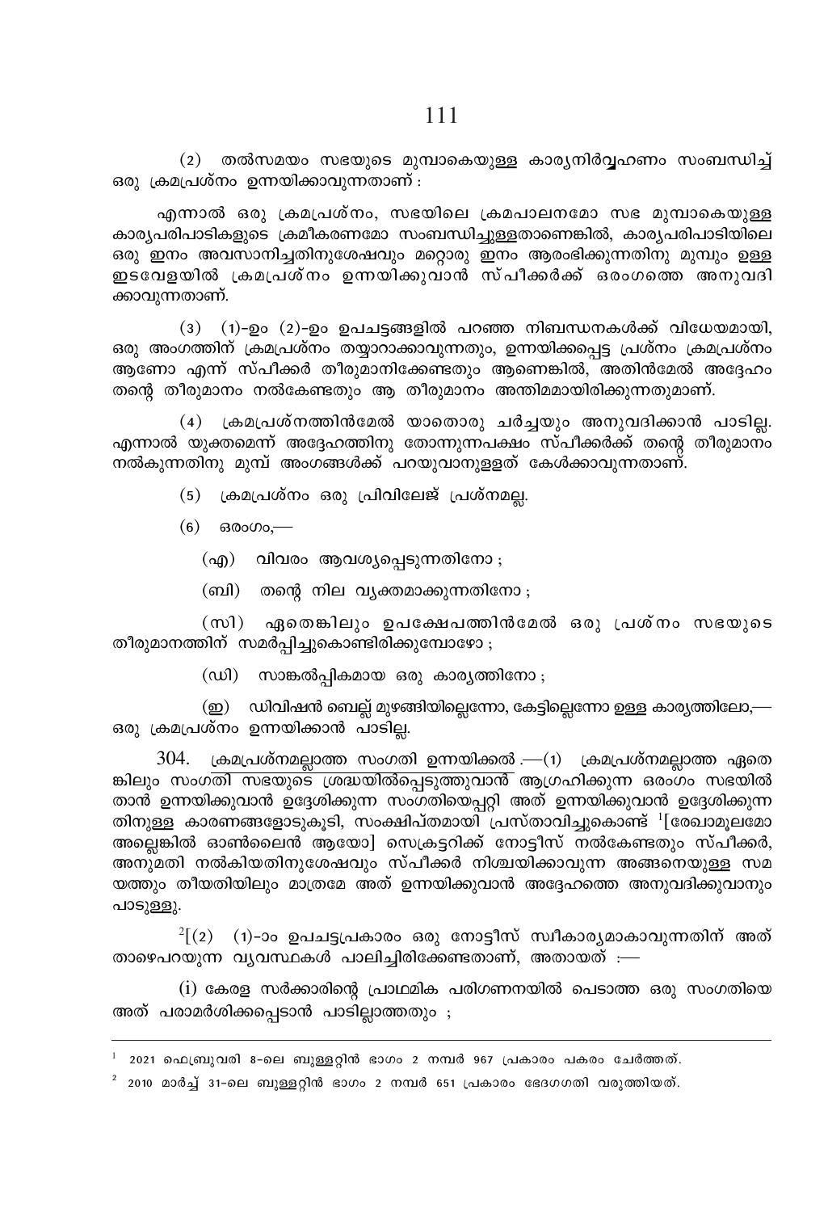(2) തൽസമയം സഭയുടെ മുമ്പാകെയുള്ള കാര്യനിർവ്വഹണം സംബന്ധിച്ച് ഒരു ക്രമപ്രശ്നം ഉന്നയിക്കാവുന്നതാണ് :

എന്നാൽ ഒരു ക്രമപ്രശ്നം, സഭയിലെ ക്രമപാലനമോ സഭ മുമ്പാകെയുള്ള കാര്യപരിപാടികളുടെ ക്രമീകരണമോ സംബന്ധിച്ചുള്ളതാണെങ്കിൽ, കാര്യപരിപാടിയിലെ ഒരു ഇനം അവസാനിച്ചതിനുശേഷവും മറ്റൊരു ഇനം ആരംഭിക്കുന്നതിനു മുമ്പും ഉള്ള ഇടവേളയിൽ ക്രമപ്രശ്നം ഉന്നയിക്കുവാൻ സ്പീക്കർക്ക് ഒരംഗത്തെ അനുവദിക്കാവുന്നതാണ്.

(3) (1)-ഉം (2)-ഉം ഉപചട്ടങ്ങളിൽ പറഞ്ഞ നിബന്ധനകൾക്ക് വിധേയമായി, ഒരു അംഗത്തിന് ക്രമപ്രശ്നം തയ്യാറാക്കാവുന്നതും, ഉന്നയിക്കപ്പെട്ട പ്രശ്നം ക്രമപ്രശ്നം ആണോ എന്ന് സ്പീക്കർ തീരുമാനിക്കേണ്ടതും ആണെങ്കിൽ, അതിൻമേൽ അദ്ദേഹം തന്റെ തീരുമാനം നൽകേണ്ടതും ആ തീരുമാനം അന്തിമമായിരിക്കുന്നതുമാണ്.

(4) ക്രമപ്രശ്നത്തിൻമേൽ യാതൊരു ചർച്ചയും അനുവദിക്കാൻ പാടില്ല. എന്നാൽ യുക്തമെന്ന് അദ്ദേഹത്തിനു തോന്നുന്നപക്ഷം സ്പീക്കർക്ക് തന്റെ തീരുമാനം നൽകുന്നതിനു മുമ്പ് അംഗങ്ങൾക്ക് പറയുവാനുള്ളത് കേൾക്കാവുന്നതാണ്.

(5) ക്രമപ്രശ്നം ഒരു പ്രിവിലേജ് പ്രശ്നമല്ല.

(6) ഒരംഗം,—

(എ) വിവരം ആവശ്യപ്പെടുന്നതിനോ ;

(ബി) തന്റെ നില വ്യക്തമാക്കുന്നതിനോ ;

(സി) ഏതെങ്കിലും ഉപക്ഷേപത്തിൻമേൽ ഒരു പ്രശ്നം സഭയുടെ തീരുമാനത്തിന് സമർപ്പിച്ചുകൊണ്ടിരിക്കുമ്പോഴോ ;

(ഡി) സാങ്കൽപ്പികമായ ഒരു കാര്യത്തിനോ ;

(ഇ) ഡിവിഷൻ ബെല്ല് മുഴങ്ങിയില്ലെന്നോ, കേട്ടില്ലെന്നോ ഉള്ള കാര്യത്തിലോ,— ഒരു ക്രമപ്രശ്നം ഉന്നയിക്കാൻ പാടില്ല.

304. ക്രമപ്രശ്നമല്ലാത്ത സംഗതി ഉന്നയിക്കൽ.—(1) ക്രമപ്രശ്നമല്ലാത്ത ഏതെങ്കിലും സംഗതി സഭയുടെ ശ്രദ്ധയിൽപ്പെടുത്തുവാൻ ആഗ്രഹിക്കുന്ന ഒരംഗം സഭയിൽ താൻ ഉന്നയിക്കുവാൻ ഉദ്ദേശിക്കുന്ന സംഗതിയെപ്പറ്റി അത് ഉന്നയിക്കുവാൻ ഉദ്ദേശിക്കുന്നതിനുള്ള കാരണങ്ങളോടുകൂടി, സംക്ഷിപ്തമായി പ്രസ്താവിച്ചുകൊണ്ട് [1][രേഖാമൂലമോ അല്ലെങ്കിൽ ഓൺലൈൻ ആയോ] സെക്രട്ടറിക്ക് നോട്ടീസ് നൽകേണ്ടതും സ്പീക്കർ, അനുമതി നൽകിയതിനുശേഷവും സ്പീക്കർ നിശ്ചയിക്കാവുന്ന അങ്ങനെയുള്ള സമയത്തും തീയതിയിലും മാത്രമേ അത് ഉന്നയിക്കുവാൻ അദ്ദേഹത്തെ അനുവദിക്കുവാനും പാടുള്ളു.

[2][(2) (1)-ാം ഉപചട്ടപ്രകാരം ഒരു നോട്ടീസ് സ്വീകാര്യമാകാവുന്നതിന് അത് താഴെപറയുന്ന വ്യവസ്ഥകൾ പാലിച്ചിരിക്കേണ്ടതാണ്, അതായത് :—

(i) കേരള സർക്കാരിന്റെ പ്രാഥമിക പരിഗണനയിൽ പെടാത്ത ഒരു സംഗതിയെ അത് പരാമർശിക്കപ്പെടാൻ പാടില്ലാത്തതും ;

---

[1] 2021 ഫെബ്രുവരി 8-ലെ ബുള്ളറ്റിൻ ഭാഗം 2 നമ്പർ 967 പ്രകാരം പകരം ചേർത്തത്.

[2] 2010 മാർച്ച് 31-ലെ ബുള്ളറ്റിൻ ഭാഗം 2 നമ്പർ 651 പ്രകാരം ഭേദഗതി വരുത്തിയത്.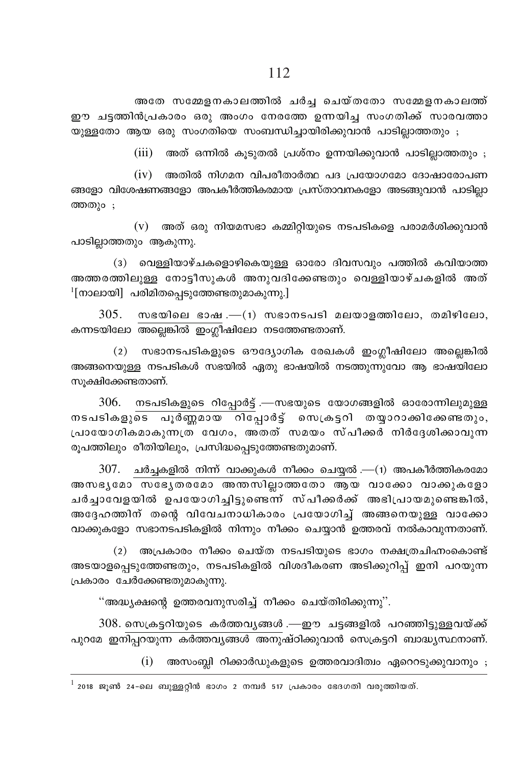അതേ സമ്മേളനകാലത്തിൽ ചർച്ച ചെയ്തതോ സമ്മേളനകാലത്ത് ഈ ചട്ടത്തിൻപ്രകാരം ഒരു അംഗം നേരത്തേ ഉന്നയിച്ച സംഗതിക്ക് സാരവത്താ യുള്ളതോ ആയ ഒരു സംഗതിയെ സംബന്ധിച്ചായിരിക്കുവാൻ പാടില്ലാത്തതും ;

(iii) അത് ഒന്നിൽ കൂടുതൽ പ്രശ്നം ഉന്നയിക്കുവാൻ പാടില്ലാത്തതും ;

(iv) അതിൽ നിഗമന വിപരീതാർത്ഥ പദ പ്രയോഗമോ ദോഷാരോപണ ങ്ങളോ വിശേഷണങ്ങളോ അപകീർത്തികരമായ പ്രസ്താവനകളോ അടങ്ങുവാൻ പാടില്ലാ ത്തതും ;

(v) അത് ഒരു നിയമസഭാ കമ്മിറ്റിയുടെ നടപടികളെ പരാമർശിക്കുവാൻ പാടില്ലാത്തതും ആകുന്നു.

(3) വെള്ളിയാഴ്ചകളൊഴികെയുള്ള ഓരോ ദിവസവും പത്തിൽ കവിയാത്ത അത്തരത്തിലുള്ള നോട്ടീസുകൾ അനുവദിക്കേണ്ടതും വെള്ളിയാഴ്ചകളിൽ അത് [1][നാലായി] പരിമിതപ്പെടുത്തേണ്ടതുമാകുന്നു.]

305. സഭയിലെ ഭാഷ.—(1) സഭാനടപടി മലയാളത്തിലോ, തമിഴിലോ, കന്നടയിലോ അല്ലെങ്കിൽ ഇംഗ്ലീഷിലോ നടത്തേണ്ടതാണ്.

(2) സഭാനടപടികളുടെ ഔദ്യോഗിക രേഖകൾ ഇംഗ്ലീഷിലോ അല്ലെങ്കിൽ അങ്ങനെയുള്ള നടപടികൾ സഭയിൽ ഏതു ഭാഷയിൽ നടത്തുന്നുവോ ആ ഭാഷയിലോ സൂക്ഷിക്കേണ്ടതാണ്.

306. നടപടികളുടെ റിപ്പോർട്ട്.—സഭയുടെ യോഗങ്ങളിൽ ഓരോന്നിലുമുള്ള നടപടികളുടെ പൂർണ്ണമായ റിപ്പോർട്ട് സെക്രട്ടറി തയ്യാറാക്കിക്കേണ്ടതും, പ്രായോഗികമാകുന്നത്ര വേഗം, അതത് സമയം സ്പീക്കർ നിർദ്ദേശിക്കാവുന്ന രൂപത്തിലും രീതിയിലും, പ്രസിദ്ധപ്പെടുത്തേണ്ടതുമാണ്.

307. ചർച്ചകളിൽ നിന്ന് വാക്കുകൾ നീക്കം ചെയ്യൽ.—(1) അപകീർത്തികരമോ അസഭ്യമോ സഭ്യേതരമോ അന്തസില്ലാത്തതോ ആയ വാക്കോ വാക്കുകളോ ചർച്ചാവേളയിൽ ഉപയോഗിച്ചിട്ടുണ്ടെന്ന് സ്പീക്കർക്ക് അഭിപ്രായമുണ്ടെങ്കിൽ, അദ്ദേഹത്തിന് തന്റെ വിവേചനാധികാരം പ്രയോഗിച്ച് അങ്ങനെയുള്ള വാക്കോ വാക്കുകളോ സഭാനടപടികളിൽ നിന്നും നീക്കം ചെയ്യാൻ ഉത്തരവ് നൽകാവുന്നതാണ്.

(2) അപ്രകാരം നീക്കം ചെയ്ത നടപടിയുടെ ഭാഗം നക്ഷത്രചിഹ്നംകൊണ്ട് അടയാളപ്പെടുത്തേണ്ടതും, നടപടികളിൽ വിശദീകരണ അടിക്കുറിപ്പ് ഇനി പറയുന്ന പ്രകാരം ചേർക്കേണ്ടതുമാകുന്നു.

''അദ്ധ്യക്ഷന്റെ ഉത്തരവനുസരിച്ച് നീക്കം ചെയ്തിരിക്കുന്നു''.

308. സെക്രട്ടറിയുടെ കർത്തവ്യങ്ങൾ.—ഈ ചട്ടങ്ങളിൽ പറഞ്ഞിട്ടുള്ളവയ്ക്ക് പുറമേ ഇനിപ്പറയുന്ന കർത്തവ്യങ്ങൾ അനുഷ്ഠിക്കുവാൻ സെക്രട്ടറി ബാദ്ധ്യസ്ഥനാണ്.

(i) അസംബ്ലി റിക്കാർഡുകളുടെ ഉത്തരവാദിത്വം ഏറ്റെടുക്കുവാനും ;

---

[1] 2018 ജൂൺ 24-ലെ ബുള്ളറ്റിൻ ഭാഗം 2 നമ്പർ 517 പ്രകാരം ഭേദഗതി വരുത്തിയത്.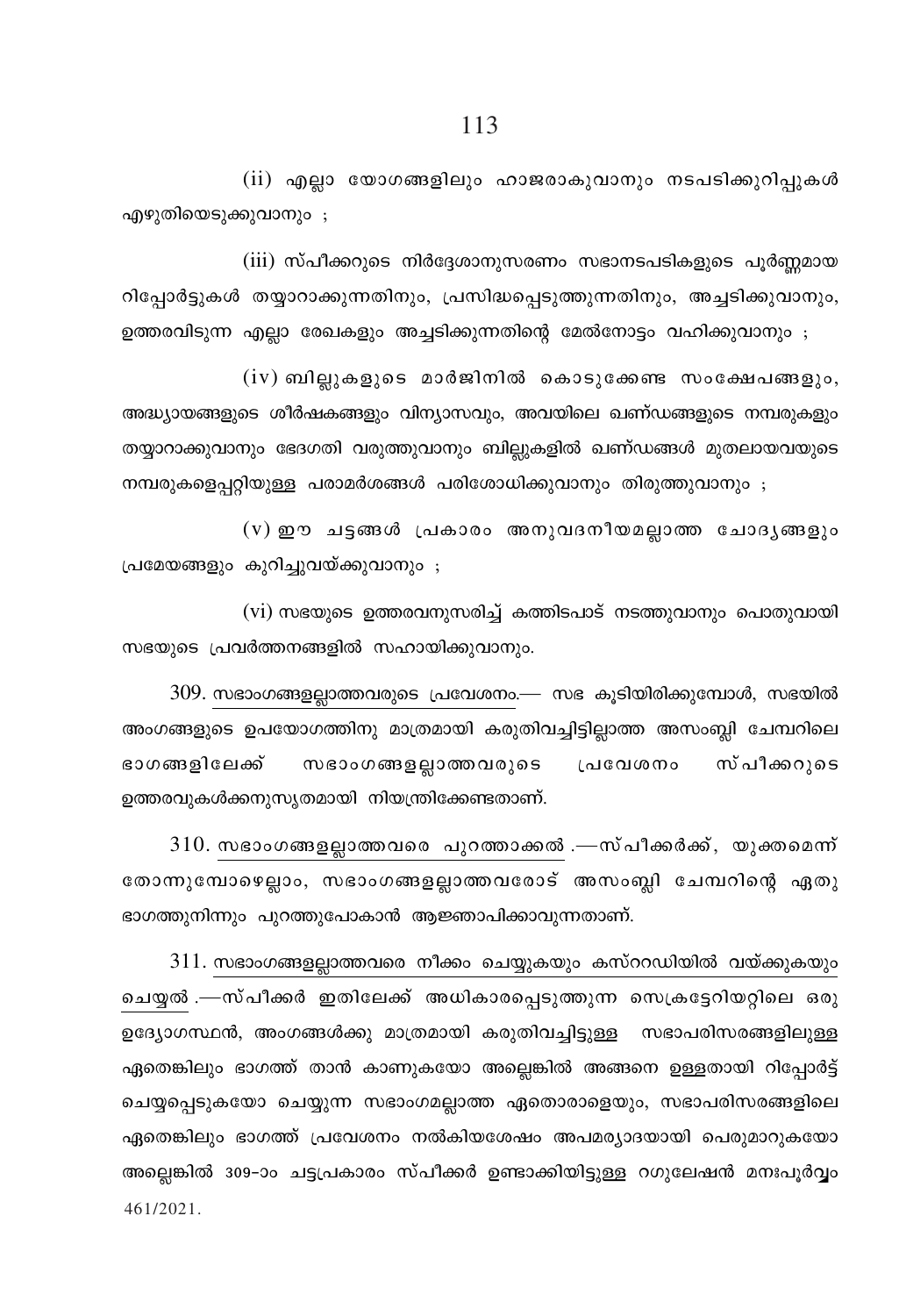(ii) എല്ലാ യോഗങ്ങളിലും ഹാജരാകുവാനും നടപടിക്കുറിപ്പുകൾ എഴുതിയെടുക്കുവാനും ;

(iii) സ്പീക്കറുടെ നിർദ്ദേശാനുസരണം സഭാനടപടികളുടെ പൂർണ്ണമായ റിപ്പോർട്ടുകൾ തയ്യാറാക്കുന്നതിനും, പ്രസിദ്ധപ്പെടുത്തുന്നതിനും, അച്ചടിക്കുവാനും, ഉത്തരവിടുന്ന എല്ലാ രേഖകളും അച്ചടിക്കുന്നതിന്റെ മേൽനോട്ടം വഹിക്കുവാനും ;

(iv) ബില്ലുകളുടെ മാർജിനിൽ കൊടുക്കേണ്ട സംക്ഷേപങ്ങളും, അദ്ധ്യായങ്ങളുടെ ശീർഷകങ്ങളും വിന്യാസവും, അവയിലെ ഖണ്ഡങ്ങളുടെ നമ്പരുകളും തയ്യാറാക്കുവാനും ഭേദഗതി വരുത്തുവാനും ബില്ലുകളിൽ ഖണ്ഡങ്ങൾ മുതലായവയുടെ നമ്പരുകളെപ്പറ്റിയുള്ള പരാമർശങ്ങൾ പരിശോധിക്കുവാനും തിരുത്തുവാനും ;

(v) ഈ ചട്ടങ്ങൾ പ്രകാരം അനുവദനീയമല്ലാത്ത ചോദ്യങ്ങളും പ്രമേയങ്ങളും കുറിച്ചുവയ്ക്കുവാനും ;

(vi) സഭയുടെ ഉത്തരവനുസരിച്ച് കത്തിടപാട് നടത്തുവാനും പൊതുവായി സഭയുടെ പ്രവർത്തനങ്ങളിൽ സഹായിക്കുവാനും.

309. സഭാംഗങ്ങളല്ലാത്തവരുടെ പ്രവേശനം.— സഭ കൂടിയിരിക്കുമ്പോൾ, സഭയിൽ അംഗങ്ങളുടെ ഉപയോഗത്തിനു മാത്രമായി കരുതിവച്ചിട്ടില്ലാത്ത അസംബ്ലി ചേമ്പറിലെ ഭാഗങ്ങളിലേക്ക് സഭാംഗങ്ങളല്ലാത്തവരുടെ പ്രവേശനം സ്പീക്കറുടെ ഉത്തരവുകൾക്കനുസൃതമായി നിയന്ത്രിക്കേണ്ടതാണ്.

310. സഭാംഗങ്ങളല്ലാത്തവരെ പുറത്താക്കൽ .—സ്പീക്കർക്ക്, യുക്തമെന്ന് തോന്നുമ്പോഴെല്ലാം, സഭാംഗങ്ങളല്ലാത്തവരോട് അസംബ്ലി ചേമ്പറിന്റെ ഏതു ഭാഗത്തുനിന്നും പുറത്തുപോകാൻ ആജ്ഞാപിക്കാവുന്നതാണ്.

311. സഭാംഗങ്ങളല്ലാത്തവരെ നീക്കം ചെയ്യുകയും കസ്ററഡിയിൽ വയ്ക്കുകയും ചെയ്യൽ .—സ്പീക്കർ ഇതിലേക്ക് അധികാരപ്പെടുത്തുന്ന സെക്രട്ടേറിയറ്റിലെ ഒരു ഉദ്യോഗസ്ഥൻ, അംഗങ്ങൾക്കു മാത്രമായി കരുതിവച്ചിട്ടുള്ള സഭാപരിസരങ്ങളിലുള്ള ഏതെങ്കിലും ഭാഗത്ത് താൻ കാണുകയോ അല്ലെങ്കിൽ അങ്ങനെ ഉള്ളതായി റിപ്പോർട്ട് ചെയ്യപ്പെടുകയോ ചെയ്യുന്ന സഭാംഗമല്ലാത്ത ഏതൊരാളെയും, സഭാപരിസരങ്ങളിലെ ഏതെങ്കിലും ഭാഗത്ത് പ്രവേശനം നൽകിയശേഷം അപമര്യാദയായി പെരുമാറുകയോ അല്ലെങ്കിൽ 309-ാം ചട്ടപ്രകാരം സ്പീക്കർ ഉണ്ടാക്കിയിട്ടുള്ള റഗുലേഷൻ മനഃപൂർവ്വം

461/2021.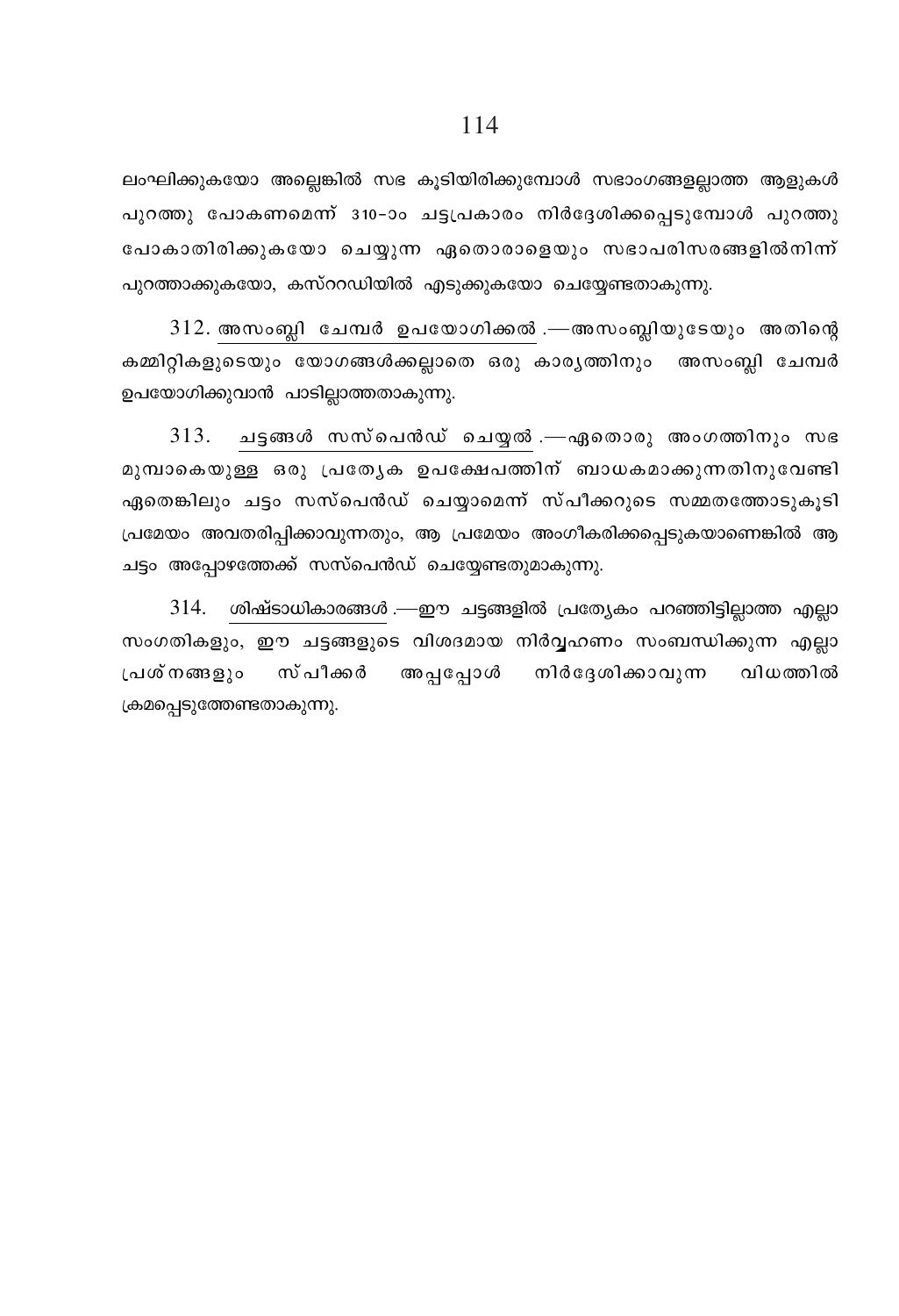ലംഘിക്കുകയോ അല്ലെങ്കിൽ സഭ കൂടിയിരിക്കുമ്പോൾ സഭാംഗങ്ങളല്ലാത്ത ആളുകൾ പുറത്തു പോകണമെന്ന് 310-ാം ചട്ടപ്രകാരം നിർദ്ദേശിക്കപ്പെടുമ്പോൾ പുറത്തു പോകാതിരിക്കുകയോ ചെയ്യുന്ന ഏതൊരാളെയും സഭാപരിസരങ്ങളിൽനിന്ന് പുറത്താക്കുകയോ, കസ്റ്റഡിയിൽ എടുക്കുകയോ ചെയ്യേണ്ടതാകുന്നു.

312. അസംബ്ലി ചേമ്പർ ഉപയോഗിക്കൽ.—അസംബ്ലിയുടേയും അതിന്റെ കമ്മിറ്റികളുടെയും യോഗങ്ങൾക്കല്ലാതെ ഒരു കാര്യത്തിനും അസംബ്ലി ചേമ്പർ ഉപയോഗിക്കുവാൻ പാടില്ലാത്തതാകുന്നു.

313. ചട്ടങ്ങൾ സസ്പെൻഡ് ചെയ്യൽ.—ഏതൊരു അംഗത്തിനും സഭ മുമ്പാകെയുള്ള ഒരു പ്രത്യേക ഉപക്ഷേപത്തിന് ബാധകമാക്കുന്നതിനുവേണ്ടി ഏതെങ്കിലും ചട്ടം സസ്പെൻഡ് ചെയ്യാമെന്ന് സ്പീക്കറുടെ സമ്മതത്തോടുകൂടി പ്രമേയം അവതരിപ്പിക്കാവുന്നതും, ആ പ്രമേയം അംഗീകരിക്കപ്പെടുകയാണെങ്കിൽ ആ ചട്ടം അപ്പോഴത്തേക്ക് സസ്പെൻഡ് ചെയ്യേണ്ടതുമാകുന്നു.

314. ശിഷ്ടാധികാരങ്ങൾ.—ഈ ചട്ടങ്ങളിൽ പ്രത്യേകം പറഞ്ഞിട്ടില്ലാത്ത എല്ലാ സംഗതികളും, ഈ ചട്ടങ്ങളുടെ വിശദമായ നിർവ്വഹണം സംബന്ധിക്കുന്ന എല്ലാ പ്രശ്നങ്ങളും സ്പീക്കർ അപ്പപ്പോൾ നിർദ്ദേശിക്കാവുന്ന വിധത്തിൽ ക്രമപ്പെടുത്തേണ്ടതാകുന്നു.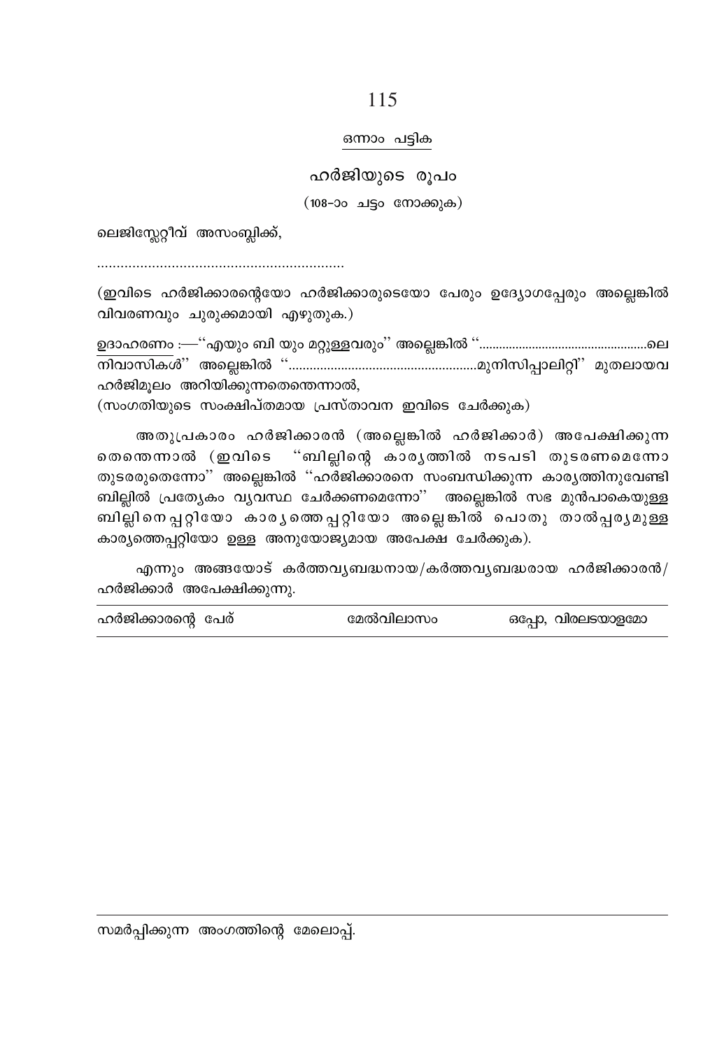## ഒന്നാം പട്ടിക

### ഹർജിയുടെ രൂപം

(108-ാം ചട്ടം നോക്കുക)

ലെജിസ്ലേറ്റീവ് അസംബ്ലിക്ക്,

..............................................................

(ഇവിടെ ഹർജിക്കാരന്റെയോ ഹർജിക്കാരുടെയോ പേരും ഉദ്യോഗപ്പേരും അല്ലെങ്കിൽ വിവരണവും ചുരുക്കമായി എഴുതുക.)

ഉദാഹരണം :—''എയും ബി യും മറ്റുള്ളവരും'' അല്ലെങ്കിൽ ''.................................................ലെ നിവാസികൾ'' അല്ലെങ്കിൽ ''....................................................മുനിസിപ്പാലിറ്റി'' മുതലായവ ഹർജിമൂലം അറിയിക്കുന്നതെന്തെന്നാൽ,
(സംഗതിയുടെ സംക്ഷിപ്തമായ പ്രസ്താവന ഇവിടെ ചേർക്കുക)

അതുപ്രകാരം ഹർജിക്കാരൻ (അല്ലെങ്കിൽ ഹർജിക്കാർ) അപേക്ഷിക്കുന്നതെന്തെന്നാൽ (ഇവിടെ ''ബില്ലിന്റെ കാര്യത്തിൽ നടപടി തുടരണമെന്നോ തുടരരുതെന്നോ'' അല്ലെങ്കിൽ ''ഹർജിക്കാരനെ സംബന്ധിക്കുന്ന കാര്യത്തിനുവേണ്ടി ബില്ലിൽ പ്രത്യേകം വ്യവസ്ഥ ചേർക്കണമെന്നോ'' അല്ലെങ്കിൽ സഭ മുൻപാകെയുള്ള ബില്ലിനെപ്പറ്റിയോ കാര്യത്തെപ്പറ്റിയോ അല്ലെങ്കിൽ പൊതു താൽപ്പര്യമുള്ള കാര്യത്തെപ്പറ്റിയോ ഉള്ള അനുയോജ്യമായ അപേക്ഷ ചേർക്കുക).

എന്നും അങ്ങയോട് കർത്തവ്യബദ്ധനായ/കർത്തവ്യബദ്ധരായ ഹർജിക്കാരൻ/ഹർജിക്കാർ അപേക്ഷിക്കുന്നു.

| ഹർജിക്കാരന്റെ പേര് | മേൽവിലാസം | ഒപ്പോ, വിരലടയാളമോ |
|---|---|---|

സമർപ്പിക്കുന്ന അംഗത്തിന്റെ മേലൊപ്പ്.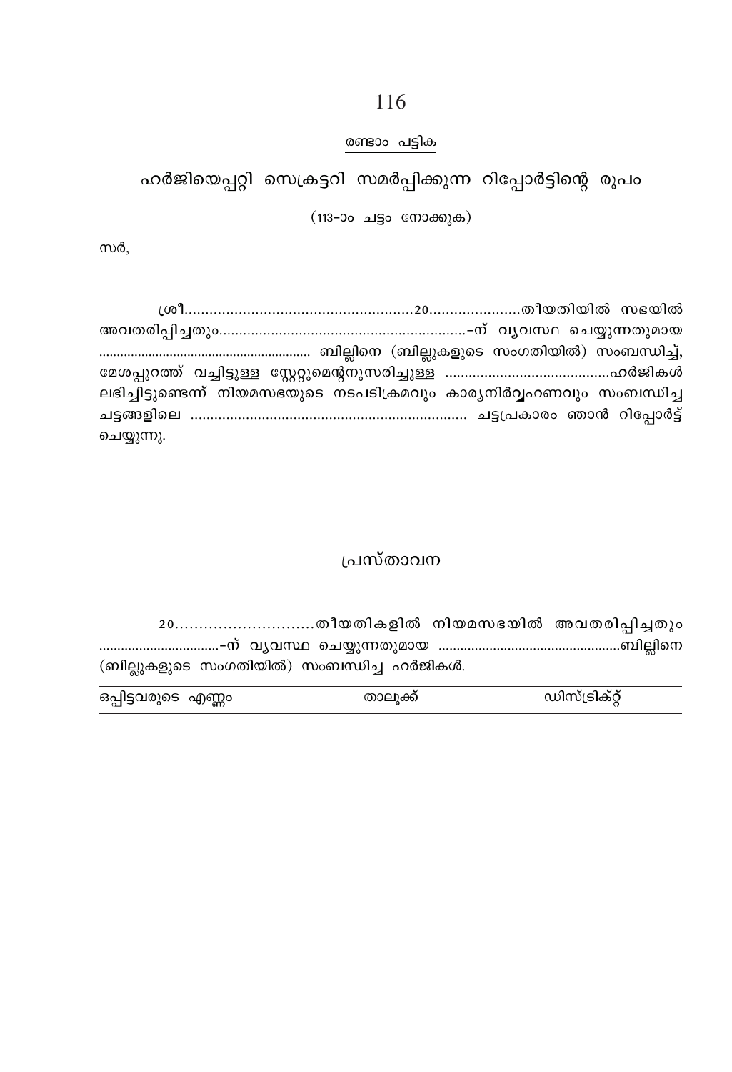## രണ്ടാം പട്ടിക

## ഹർജിയെപ്പറ്റി സെക്രട്ടറി സമർപ്പിക്കുന്ന റിപ്പോർട്ടിന്റെ രൂപം

(113-ാം ചട്ടം നോക്കുക)

സർ,

ശ്രീ.......................................................20.......................തീയതിയിൽ സഭയിൽ അവതരിപ്പിച്ചതും..............................................................-ന് വ്യവസ്ഥ ചെയ്യുന്നതുമായ ............................................................ ബില്ലിനെ (ബില്ലുകളുടെ സംഗതിയിൽ) സംബന്ധിച്ച്, മേശപ്പുറത്ത് വച്ചിട്ടുള്ള സ്റ്റേറ്റുമെന്റനുസരിച്ചുള്ള ..........................................ഹർജികൾ ലഭിച്ചിട്ടുണ്ടെന്ന് നിയമസഭയുടെ നടപടിക്രമവും കാര്യനിർവ്വഹണവും സംബന്ധിച്ച ചട്ടങ്ങളിലെ ..................................................................... ചട്ടപ്രകാരം ഞാൻ റിപ്പോർട്ട് ചെയ്യുന്നു.

## പ്രസ്താവന

20............................തീയതികളിൽ നിയമസഭയിൽ അവതരിപ്പിച്ചതും .................................-ന് വ്യവസ്ഥ ചെയ്യുന്നതുമായ ..................................................ബില്ലിനെ (ബില്ലുകളുടെ സംഗതിയിൽ) സംബന്ധിച്ച ഹർജികൾ.

| ഒപ്പിട്ടവരുടെ എണ്ണം | താലൂക്ക് | ഡിസ്ട്രിക്റ്റ് |
|---|---|---|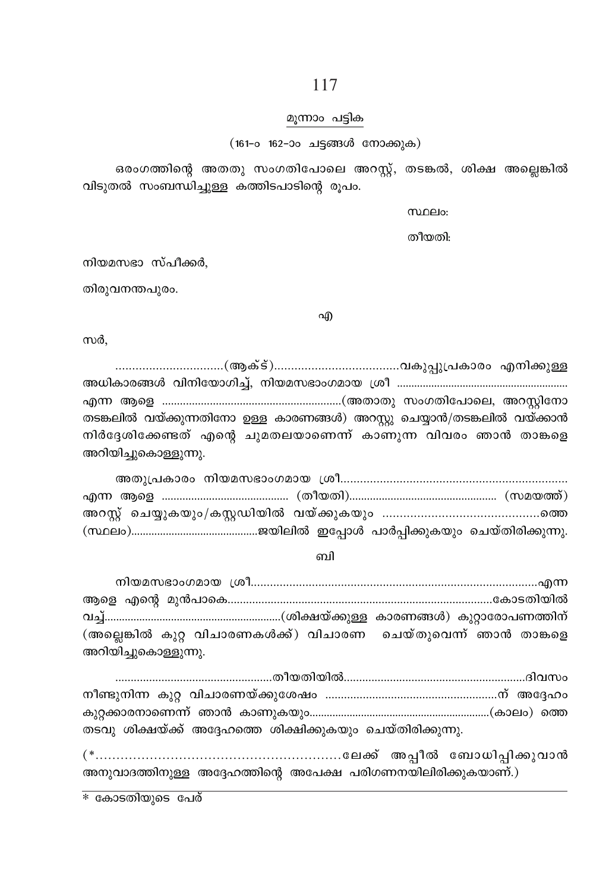## മൂന്നാം പട്ടിക

(161-ം 162-ാം ചട്ടങ്ങൾ നോക്കുക)

ഒരംഗത്തിന്റെ അതതു സംഗതിപോലെ അറസ്റ്റ്, തടങ്കൽ, ശിക്ഷ അല്ലെങ്കിൽ വിടുതൽ സംബന്ധിച്ചുള്ള കത്തിടപാടിന്റെ രൂപം.

സ്ഥലം:

തീയതി:

നിയമസഭാ സ്പീക്കർ,

തിരുവനന്തപുരം.

എ

സർ,

................................(ആക്ട്).....................................വകുപ്പുപ്രകാരം എനിക്കുള്ള അധികാരങ്ങൾ വിനിയോഗിച്ച്, നിയമസഭാംഗമായ ശ്രീ ........................................................... എന്ന ആളെ ............................................................(അതാതു സംഗതിപോലെ, അറസ്റ്റിനോ തടങ്കലിൽ വയ്ക്കുന്നതിനോ ഉള്ള കാരണങ്ങൾ) അറസ്റ്റു ചെയ്യാൻ/തടങ്കലിൽ വയ്ക്കാൻ നിർദ്ദേശിക്കേണ്ടത് എന്റെ ചുമതലയാണെന്ന് കാണുന്ന വിവരം ഞാൻ താങ്കളെ അറിയിച്ചുകൊള്ളുന്നു.

അതുപ്രകാരം നിയമസഭാംഗമായ ശ്രീ.................................................................... എന്ന ആളെ ........................................... (തീയതി).................................................. (സമയത്ത്) അറസ്റ്റ് ചെയ്യുകയും/കസ്റ്റഡിയിൽ വയ്ക്കുകയും ............................................ത്തെ (സ്ഥലം)...........................................ജയിലിൽ ഇപ്പോൾ പാർപ്പിക്കുകയും ചെയ്തിരിക്കുന്നു.

ബി

നിയമസഭാംഗമായ ശ്രീ.........................................................................................എന്ന ആളെ എന്റെ മുൻപാകെ.......................................................................................കോടതിയിൽ വച്ച്............................................................(ശിക്ഷയ്ക്കുള്ള കാരണങ്ങൾ) കുറ്റാരോപണത്തിന് (അല്ലെങ്കിൽ കുറ്റ വിചാരണകൾക്ക്) വിചാരണ ചെയ്തുവെന്ന് ഞാൻ താങ്കളെ അറിയിച്ചുകൊള്ളുന്നു.

...................................................തീയതിയിൽ...........................................................ദിവസം നീണ്ടുനിന്ന കുറ്റ വിചാരണയ്ക്കുശേഷം .......................................................ന് അദ്ദേഹം കുറ്റക്കാരനാണെന്ന് ഞാൻ കാണുകയും..............................................................(കാലം) ത്തെ തടവു ശിക്ഷയ്ക്ക് അദ്ദേഹത്തെ ശിക്ഷിക്കുകയും ചെയ്തിരിക്കുന്നു.

(*...................................................ലേക്ക് അപ്പീൽ ബോധിപ്പിക്കുവാൻ അനുവാദത്തിനുള്ള അദ്ദേഹത്തിന്റെ അപേക്ഷ പരിഗണനയിലിരിക്കുകയാണ്.)

---

* കോടതിയുടെ പേര്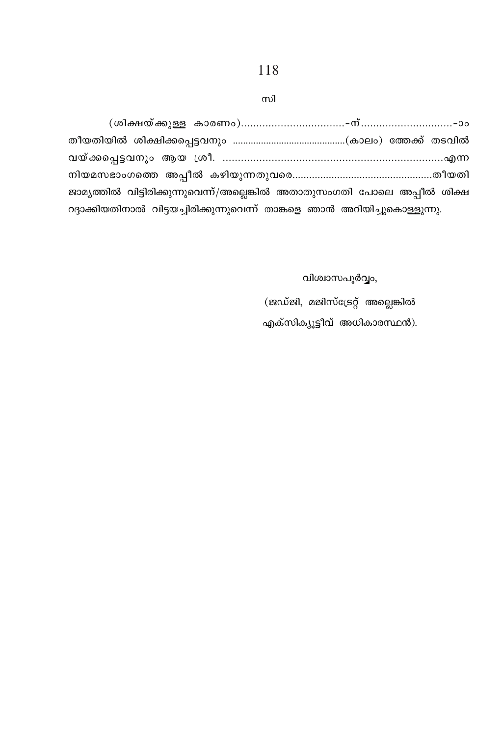സി

(ശിക്ഷയ്ക്കുള്ള കാരണം)..................................-ന്..............................-ാം തീയതിയിൽ ശിക്ഷിക്കപ്പെട്ടവനും ...........................................(കാലം) ത്തേക്ക് തടവിൽ വയ്ക്കപ്പെട്ടവനും ആയ ശ്രീ. ........................................................................എന്ന നിയമസഭാംഗത്തെ അപ്പീൽ കഴിയുന്നതുവരെ.................................................തീയതി ജാമ്യത്തിൽ വിട്ടിരിക്കുന്നുവെന്ന്/അല്ലെങ്കിൽ അതാതുസംഗതി പോലെ അപ്പീൽ ശിക്ഷ റദ്ദാക്കിയതിനാൽ വിട്ടയച്ചിരിക്കുന്നുവെന്ന് താങ്കളെ ഞാൻ അറിയിച്ചുകൊള്ളുന്നു.

വിശ്വാസപൂർവ്വം,

(ജഡ്ജി, മജിസ്ട്രേറ്റ് അല്ലെങ്കിൽ എക്സിക്യൂട്ടീവ് അധികാരസ്ഥൻ).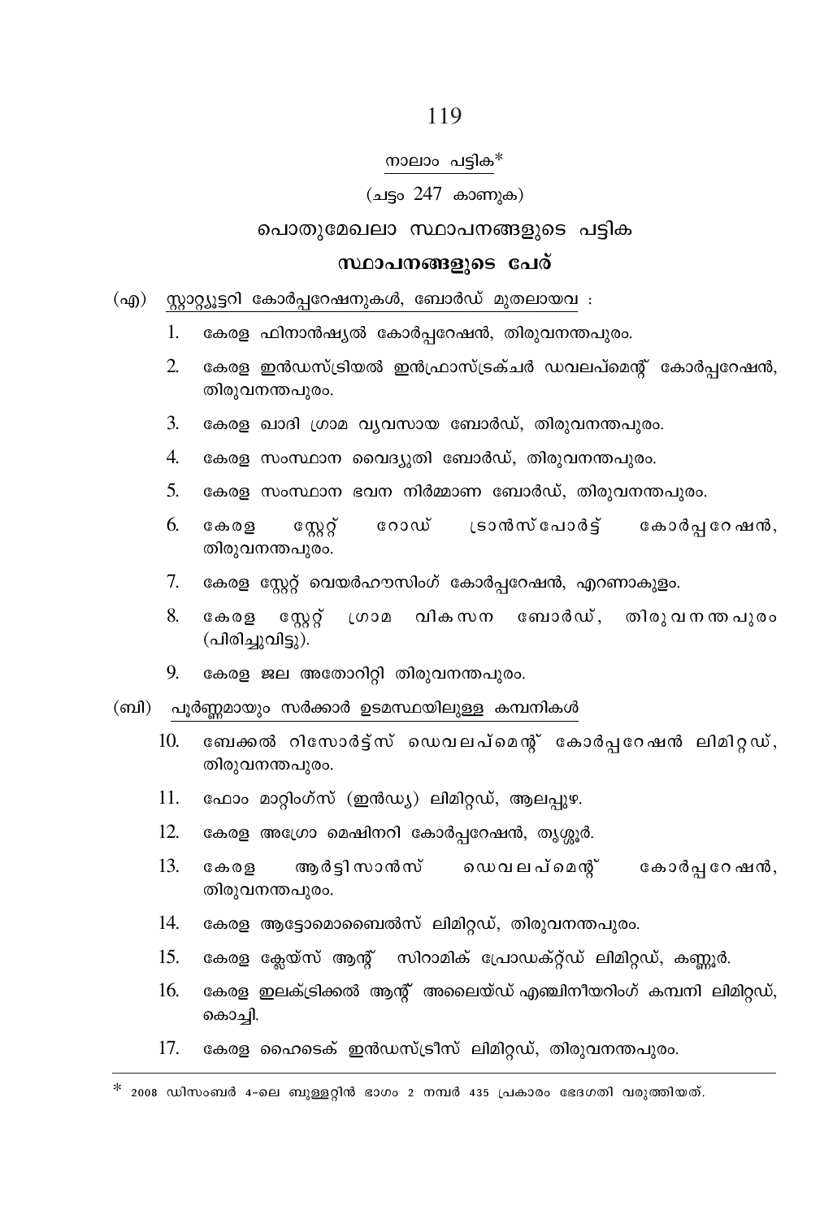## നാലാം പട്ടിക*

(ചട്ടം 247 കാണുക)

## പൊതുമേഖലാ സ്ഥാപനങ്ങളുടെ പട്ടിക

### സ്ഥാപനങ്ങളുടെ പേര്

(എ) സ്റ്റാറ്റ്യൂട്ടറി കോർപ്പറേഷനുകൾ, ബോർഡ് മുതലായവ :

1. കേരള ഫിനാൻഷ്യൽ കോർപ്പറേഷൻ, തിരുവനന്തപുരം.
2. കേരള ഇൻഡസ്ട്രിയൽ ഇൻഫ്രാസ്ട്രക്ചർ ഡവലപ്മെന്റ് കോർപ്പറേഷൻ, തിരുവനന്തപുരം.
3. കേരള ഖാദി ഗ്രാമ വ്യവസായ ബോർഡ്, തിരുവനന്തപുരം.
4. കേരള സംസ്ഥാന വൈദ്യുതി ബോർഡ്, തിരുവനന്തപുരം.
5. കേരള സംസ്ഥാന ഭവന നിർമ്മാണ ബോർഡ്, തിരുവനന്തപുരം.
6. കേരള സ്റ്റേറ്റ് റോഡ് ട്രാൻസ്പോർട്ട് കോർപ്പറേഷൻ, തിരുവനന്തപുരം.
7. കേരള സ്റ്റേറ്റ് വെയർഹൗസിംഗ് കോർപ്പറേഷൻ, എറണാകുളം.
8. കേരള സ്റ്റേറ്റ് ഗ്രാമ വികസന ബോർഡ്, തിരുവനന്തപുരം (പിരിച്ചുവിട്ടു).
9. കേരള ജല അതോറിറ്റി തിരുവനന്തപുരം.

(ബി) പൂർണ്ണമായും സർക്കാർ ഉടമസ്ഥയിലുള്ള കമ്പനികൾ

10. ബേക്കൽ റിസോർട്ട്സ് ഡെവലപ്മെന്റ് കോർപ്പറേഷൻ ലിമിറ്റഡ്, തിരുവനന്തപുരം.
11. ഫോം മാറ്റിംഗ്സ് (ഇൻഡ്യ) ലിമിറ്റഡ്, ആലപ്പുഴ.
12. കേരള അഗ്രോ മെഷിനറി കോർപ്പറേഷൻ, തൃശ്ശൂർ.
13. കേരള ആർട്ടിസാൻസ് ഡെവലപ്മെന്റ് കോർപ്പറേഷൻ, തിരുവനന്തപുരം.
14. കേരള ആട്ടോമൊബൈൽസ് ലിമിറ്റഡ്, തിരുവനന്തപുരം.
15. കേരള ക്ലേയ്സ് ആന്റ് സിറാമിക് പ്രോഡക്റ്റ്ഡ് ലിമിറ്റഡ്, കണ്ണൂർ.
16. കേരള ഇലക്ട്രിക്കൽ ആന്റ് അലൈയ്ഡ് എഞ്ചിനീയറിംഗ് കമ്പനി ലിമിറ്റഡ്, കൊച്ചി.
17. കേരള ഹൈടെക് ഇൻഡസ്ട്രീസ് ലിമിറ്റഡ്, തിരുവനന്തപുരം.

---

* 2008 ഡിസംബർ 4-ലെ ബുള്ളറ്റിൻ ഭാഗം 2 നമ്പർ 435 പ്രകാരം ഭേദഗതി വരുത്തിയത്.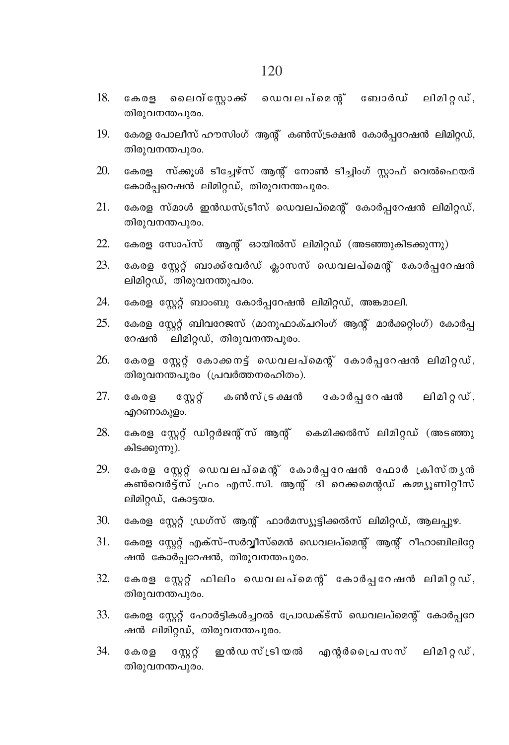18. കേരള ലൈവ്സ്റ്റോക്ക് ഡെവലപ്മെന്റ് ബോർഡ് ലിമിറ്റഡ്, തിരുവനന്തപുരം.

19. കേരള പോലീസ് ഹൗസിംഗ് ആന്റ് കൺസ്ട്രക്ഷൻ കോർപ്പറേഷൻ ലിമിറ്റഡ്, തിരുവനന്തപുരം.

20. കേരള സ്ക്കൂൾ ടീച്ചേഴ്സ് ആന്റ് നോൺ ടീച്ചിംഗ് സ്റ്റാഫ് വെൽഫെയർ കോർപ്പറെഷൻ ലിമിറ്റഡ്, തിരുവനന്തപുരം.

21. കേരള സ്മാൾ ഇൻഡസ്ട്രീസ് ഡെവലപ്മെന്റ് കോർപ്പറേഷൻ ലിമിറ്റഡ്, തിരുവനന്തപുരം.

22. കേരള സോപ്സ് ആന്റ് ഓയിൽസ് ലിമിറ്റഡ് (അടഞ്ഞുകിടക്കുന്നു)

23. കേരള സ്റ്റേറ്റ് ബാക്ക്വേർഡ് ക്ലാസസ് ഡെവലപ്മെന്റ് കോർപ്പറേഷൻ ലിമിറ്റഡ്, തിരുവനന്തുപരം.

24. കേരള സ്റ്റേറ്റ് ബാംബു കോർപ്പറേഷൻ ലിമിറ്റഡ്, അങ്കമാലി.

25. കേരള സ്റ്റേറ്റ് ബിവറേജസ് (മാനുഫാക്ചറിംഗ് ആന്റ് മാർക്കറ്റിംഗ്) കോർപ്പറേഷൻ ലിമിറ്റഡ്, തിരുവനന്തപുരം.

26. കേരള സ്റ്റേറ്റ് കോക്കനട്ട് ഡെവലപ്മെന്റ് കോർപ്പറേഷൻ ലിമിറ്റഡ്, തിരുവനന്തപുരം (പ്രവർത്തനരഹിതം).

27. കേരള സ്റ്റേറ്റ് കൺസ്ട്രക്ഷൻ കോർപ്പറേഷൻ ലിമിറ്റഡ്, എറണാകുളം.

28. കേരള സ്റ്റേറ്റ് ഡിറ്റർജന്റ്സ് ആന്റ് കെമിക്കൽസ് ലിമിറ്റഡ് (അടഞ്ഞു കിടക്കുന്നു).

29. കേരള സ്റ്റേറ്റ് ഡെവലപ്മെന്റ് കോർപ്പറേഷൻ ഫോർ ക്രിസ്ത്യൻ കൺവെർട്ട്സ് ഫ്രം എസ്.സി. ആന്റ് ദി റെക്കമെന്റഡ് കമ്മ്യൂണിറ്റീസ് ലിമിറ്റഡ്, കോട്ടയം.

30. കേരള സ്റ്റേറ്റ് ഡ്രഗ്സ് ആന്റ് ഫാർമസ്യൂട്ടിക്കൽസ് ലിമിറ്റഡ്, ആലപ്പുഴ.

31. കേരള സ്റ്റേറ്റ് എക്സ്-സർവ്വീസ്മെൻ ഡെവലപ്മെന്റ് ആന്റ് റീഹാബിലിറ്റേഷൻ കോർപ്പറേഷൻ, തിരുവനന്തപുരം.

32. കേരള സ്റ്റേറ്റ് ഫിലിം ഡെവലപ്മെന്റ് കോർപ്പറേഷൻ ലിമിറ്റഡ്, തിരുവനന്തപുരം.

33. കേരള സ്റ്റേറ്റ് ഹോർട്ടികൾച്ചറൽ പ്രോഡക്ട്സ് ഡെവലപ്മെന്റ് കോർപ്പറേഷൻ ലിമിറ്റഡ്, തിരുവനന്തപുരം.

34. കേരള സ്റ്റേറ്റ് ഇൻഡസ്ട്രിയൽ എന്റർപ്രൈസസ് ലിമിറ്റഡ്, തിരുവനന്തപുരം.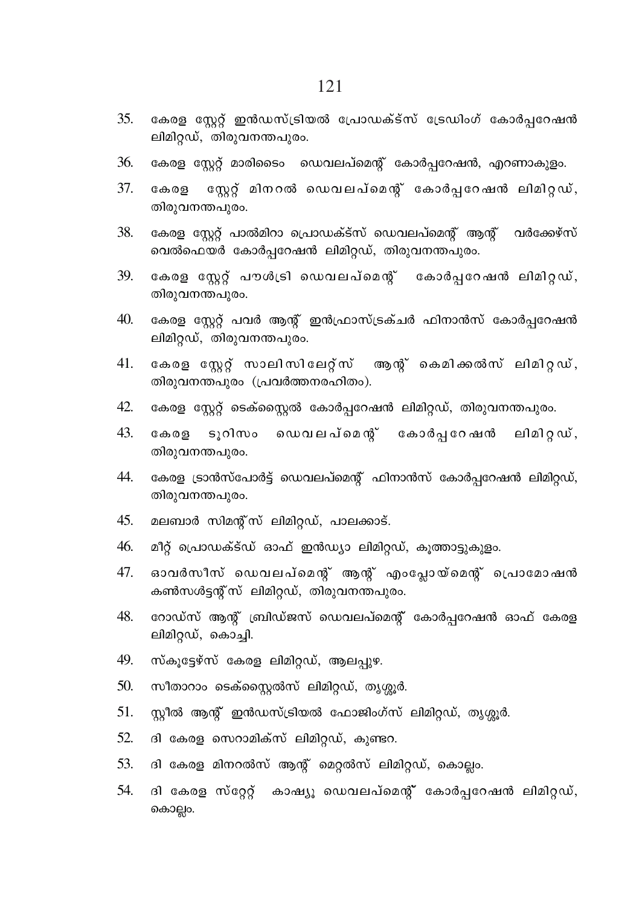35. കേരള സ്റ്റേറ്റ് ഇൻഡസ്ട്രിയൽ പ്രോഡക്ട്സ് ട്രേഡിംഗ് കോർപ്പറേഷൻ ലിമിറ്റഡ്, തിരുവനന്തപുരം.

36. കേരള സ്റ്റേറ്റ് മാരിടൈം ഡെവലപ്മെന്റ് കോർപ്പറേഷൻ, എറണാകുളം.

37. കേരള സ്റ്റേറ്റ് മിനറൽ ഡെവലപ്മെന്റ് കോർപ്പറേഷൻ ലിമിറ്റഡ്, തിരുവനന്തപുരം.

38. കേരള സ്റ്റേറ്റ് പാൽമിറാ പ്രൊഡക്ട്സ് ഡെവലപ്മെന്റ് ആന്റ് വർക്കേഴ്സ് വെൽഫെയർ കോർപ്പറേഷൻ ലിമിറ്റഡ്, തിരുവനന്തപുരം.

39. കേരള സ്റ്റേറ്റ് പൗൾട്രി ഡെവലപ്മെന്റ് കോർപ്പറേഷൻ ലിമിറ്റഡ്, തിരുവനന്തപുരം.

40. കേരള സ്റ്റേറ്റ് പവർ ആന്റ് ഇൻഫ്രാസ്ട്രക്ചർ ഫിനാൻസ് കോർപ്പറേഷൻ ലിമിറ്റഡ്, തിരുവനന്തപുരം.

41. കേരള സ്റ്റേറ്റ് സാലിസിലേറ്റ്സ് ആന്റ് കെമിക്കൽസ് ലിമിറ്റഡ്, തിരുവനന്തപുരം (പ്രവർത്തനരഹിതം).

42. കേരള സ്റ്റേറ്റ് ടെക്സ്റ്റൈൽ കോർപ്പറേഷൻ ലിമിറ്റഡ്, തിരുവനന്തപുരം.

43. കേരള ടൂറിസം ഡെവലപ്മെന്റ് കോർപ്പറേഷൻ ലിമിറ്റഡ്, തിരുവനന്തപുരം.

44. കേരള ട്രാൻസ്പോർട്ട് ഡെവലപ്മെന്റ് ഫിനാൻസ് കോർപ്പറേഷൻ ലിമിറ്റഡ്, തിരുവനന്തപുരം.

45. മലബാർ സിമന്റ്സ് ലിമിറ്റഡ്, പാലക്കാട്.

46. മീറ്റ് പ്രൊഡക്ട്ഡ് ഓഫ് ഇൻഡ്യാ ലിമിറ്റഡ്, കൂത്താട്ടുകുളം.

47. ഓവർസീസ് ഡെവലപ്മെന്റ് ആന്റ് എംപ്ലോയ്മെന്റ് പ്രൊമോഷൻ കൺസൾട്ടന്റ്സ് ലിമിറ്റഡ്, തിരുവനന്തപുരം.

48. റോഡ്സ് ആന്റ് ബ്രിഡ്ജസ് ഡെവലപ്മെന്റ് കോർപ്പറേഷൻ ഓഫ് കേരള ലിമിറ്റഡ്, കൊച്ചി.

49. സ്കൂട്ടേഴ്സ് കേരള ലിമിറ്റഡ്, ആലപ്പുഴ.

50. സീതാറാം ടെക്സ്റ്റൈൽസ് ലിമിറ്റഡ്, തൃശ്ശൂർ.

51. സ്റ്റീൽ ആന്റ് ഇൻഡസ്ട്രിയൽ ഫോജിംഗ്സ് ലിമിറ്റഡ്, തൃശ്ശൂർ.

52. ദി കേരള സെറാമിക്സ് ലിമിറ്റഡ്, കുണ്ടറ.

53. ദി കേരള മിനറൽസ് ആന്റ് മെറ്റൽസ് ലിമിറ്റഡ്, കൊല്ലം.

54. ദി കേരള സ്റ്റേറ്റ് കാഷ്യൂ ഡെവലപ്മെന്റ് കോർപ്പറേഷൻ ലിമിറ്റഡ്, കൊല്ലം.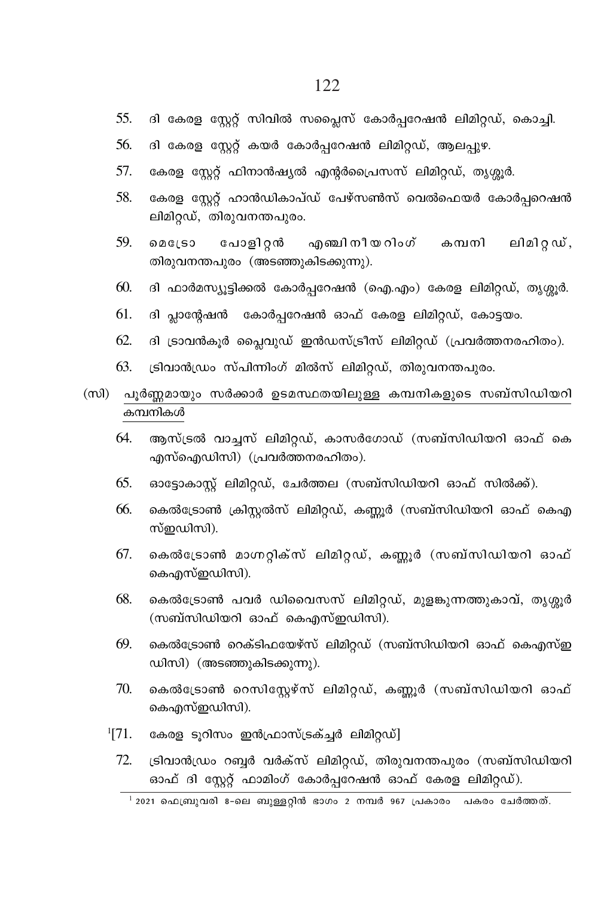55. ദി കേരള സ്റ്റേറ്റ് സിവിൽ സപ്ലൈസ് കോർപ്പറേഷൻ ലിമിറ്റഡ്, കൊച്ചി.

56. ദി കേരള സ്റ്റേറ്റ് കയർ കോർപ്പറേഷൻ ലിമിറ്റഡ്, ആലപ്പുഴ.

57. കേരള സ്റ്റേറ്റ് ഫിനാൻഷ്യൽ എന്റർപ്രൈസസ് ലിമിറ്റഡ്, തൃശ്ശൂർ.

58. കേരള സ്റ്റേറ്റ് ഹാൻഡികാപ്ഡ് പേഴ്സൺസ് വെൽഫെയർ കോർപ്പറെഷൻ ലിമിറ്റഡ്, തിരുവനന്തപുരം.

59. മെട്രോ പോളിറ്റൻ എഞ്ചിനീയറിംഗ് കമ്പനി ലിമിറ്റഡ്, തിരുവനന്തപുരം (അടഞ്ഞുകിടക്കുന്നു).

60. ദി ഫാർമസ്യൂട്ടിക്കൽ കോർപ്പറേഷൻ (ഐ.എം) കേരള ലിമിറ്റഡ്, തൃശ്ശൂർ.

61. ദി പ്ലാന്റേഷൻ കോർപ്പറേഷൻ ഓഫ് കേരള ലിമിറ്റഡ്, കോട്ടയം.

62. ദി ട്രാവൻകൂർ പ്ലൈവുഡ് ഇൻഡസ്ട്രീസ് ലിമിറ്റഡ് (പ്രവർത്തനരഹിതം).

63. ട്രിവാൻഡ്രം സ്പിന്നിംഗ് മിൽസ് ലിമിറ്റഡ്, തിരുവനന്തപുരം.

(സി) <u>പൂർണ്ണമായും സർക്കാർ ഉടമസ്ഥതയിലുള്ള കമ്പനികളുടെ സബ്സിഡിയറി കമ്പനികൾ</u>

64. ആസ്ട്രൽ വാച്ചസ് ലിമിറ്റഡ്, കാസർഗോഡ് (സബ്സിഡിയറി ഓഫ് കെ എസ്ഐഡിസി) (പ്രവർത്തനരഹിതം).

65. ഓട്ടോകാസ്റ്റ് ലിമിറ്റഡ്, ചേർത്തല (സബ്സിഡിയറി ഓഫ് സിൽക്ക്).

66. കെൽട്രോൺ ക്രിസ്റ്റൽസ് ലിമിറ്റഡ്, കണ്ണൂർ (സബ്സിഡിയറി ഓഫ് കെഎസ്ഇഡിസി).

67. കെൽട്രോൺ മാഗ്നറ്റിക്സ് ലിമിറ്റഡ്, കണ്ണൂർ (സബ്സിഡിയറി ഓഫ് കെഎസ്ഇഡിസി).

68. കെൽട്രോൺ പവർ ഡിവൈസസ് ലിമിറ്റഡ്, മുളങ്കുന്നത്തുകാവ്, തൃശ്ശൂർ (സബ്സിഡിയറി ഓഫ് കെഎസ്ഇഡിസി).

69. കെൽട്രോൺ റെക്ടിഫയേഴ്സ് ലിമിറ്റഡ് (സബ്സിഡിയറി ഓഫ് കെഎസ്ഇഡിസി) (അടഞ്ഞുകിടക്കുന്നു).

70. കെൽട്രോൺ റെസിസ്റ്റേഴ്സ് ലിമിറ്റഡ്, കണ്ണൂർ (സബ്സിഡിയറി ഓഫ് കെഎസ്ഇഡിസി).

[1][71. കേരള ടൂറിസം ഇൻഫ്രാസ്ട്രക്ച്ചർ ലിമിറ്റഡ്]

72. ട്രിവാൻഡ്രം റബ്ബർ വർക്സ് ലിമിറ്റഡ്, തിരുവനന്തപുരം (സബ്സിഡിയറി ഓഫ് ദി സ്റ്റേറ്റ് ഫാമിംഗ് കോർപ്പറേഷൻ ഓഫ് കേരള ലിമിറ്റഡ്).

---

[1] 2021 ഫെബ്രുവരി 8-ലെ ബുള്ളറ്റിൻ ഭാഗം 2 നമ്പർ 967 പ്രകാരം പകരം ചേർത്തത്.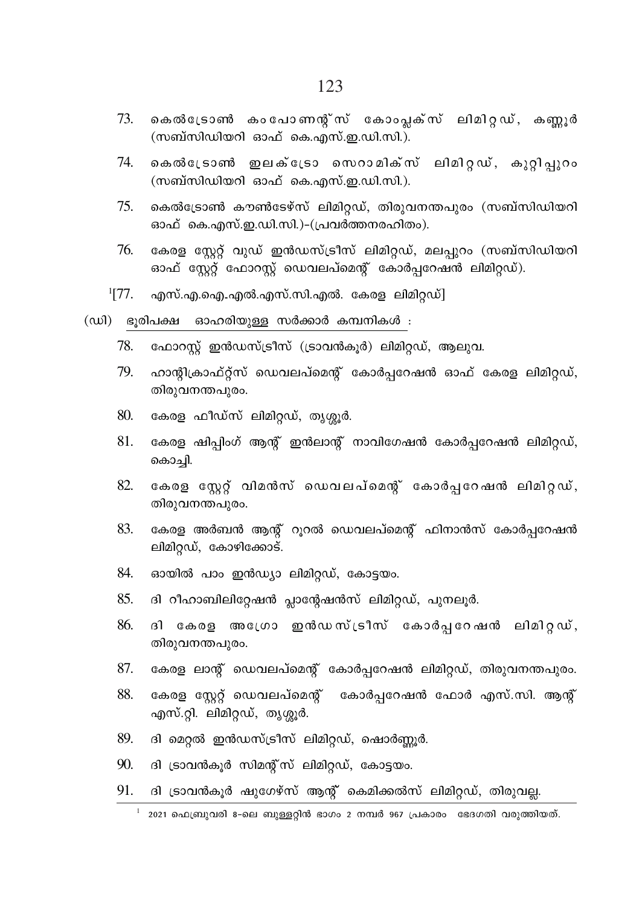73. കെൽട്രോൺ കംപോണന്റ്സ് കോംപ്ലക്സ് ലിമിറ്റഡ്, കണ്ണൂർ (സബ്സിഡിയറി ഓഫ് കെ.എസ്.ഇ.ഡി.സി.).

74. കെൽട്രോൺ ഇലക്ട്രോ സെറാമിക്സ് ലിമിറ്റഡ്, കുറ്റിപ്പുറം (സബ്സിഡിയറി ഓഫ് കെ.എസ്.ഇ.ഡി.സി.).

75. കെൽട്രോൺ കൗൺടേഴ്സ് ലിമിറ്റഡ്, തിരുവനന്തപുരം (സബ്സിഡിയറി ഓഫ് കെ.എസ്.ഇ.ഡി.സി.)-(പ്രവർത്തനരഹിതം).

76. കേരള സ്റ്റേറ്റ് വുഡ് ഇൻഡസ്ട്രീസ് ലിമിറ്റഡ്, മലപ്പുറം (സബ്സിഡിയറി ഓഫ് സ്റ്റേറ്റ് ഫോറസ്റ്റ് ഡെവലപ്മെന്റ് കോർപ്പറേഷൻ ലിമിറ്റഡ്).

[1][77. എസ്.എ.ഐ.-എൽ.എസ്.സി.എൽ. കേരള ലിമിറ്റഡ്]

(ഡി) ഭൂരിപക്ഷ ഓഹരിയുള്ള സർക്കാർ കമ്പനികൾ :

78. ഫോറസ്റ്റ് ഇൻഡസ്ട്രീസ് (ട്രാവൻകൂർ) ലിമിറ്റഡ്, ആലുവ.

79. ഹാന്റിക്രാഫ്റ്റ്സ് ഡെവലപ്മെന്റ് കോർപ്പറേഷൻ ഓഫ് കേരള ലിമിറ്റഡ്, തിരുവനന്തപുരം.

80. കേരള ഫീഡ്സ് ലിമിറ്റഡ്, തൃശ്ശൂർ.

81. കേരള ഷിപ്പിംഗ് ആന്റ് ഇൻലാന്റ് നാവിഗേഷൻ കോർപ്പറേഷൻ ലിമിറ്റഡ്, കൊച്ചി.

82. കേരള സ്റ്റേറ്റ് വിമൻസ് ഡെവലപ്മെന്റ് കോർപ്പറേഷൻ ലിമിറ്റഡ്, തിരുവനന്തപുരം.

83. കേരള അർബൻ ആന്റ് റൂറൽ ഡെവലപ്മെന്റ് ഫിനാൻസ് കോർപ്പറേഷൻ ലിമിറ്റഡ്, കോഴിക്കോട്.

84. ഓയിൽ പാം ഇൻഡ്യാ ലിമിറ്റഡ്, കോട്ടയം.

85. ദി റീഹാബിലിറ്റേഷൻ പ്ലാന്റേഷൻസ് ലിമിറ്റഡ്, പുനലൂർ.

86. ദി കേരള അഗ്രോ ഇൻഡസ്ട്രീസ് കോർപ്പറേഷൻ ലിമിറ്റഡ്, തിരുവനന്തപുരം.

87. കേരള ലാന്റ് ഡെവലപ്മെന്റ് കോർപ്പറേഷൻ ലിമിറ്റഡ്, തിരുവനന്തപുരം.

88. കേരള സ്റ്റേറ്റ് ഡെവലപ്മെന്റ് കോർപ്പറേഷൻ ഫോർ എസ്.സി. ആന്റ് എസ്.റ്റി. ലിമിറ്റഡ്, തൃശ്ശൂർ.

89. ദി മെറ്റൽ ഇൻഡസ്ട്രീസ് ലിമിറ്റഡ്, ഷൊർണ്ണൂർ.

90. ദി ട്രാവൻകൂർ സിമന്റ്സ് ലിമിറ്റഡ്, കോട്ടയം.

91. ദി ട്രാവൻകൂർ ഷുഗേഴ്സ് ആന്റ് കെമിക്കൽസ് ലിമിറ്റഡ്, തിരുവല്ല.

---

[1] 2021 ഫെബ്രുവരി 8-ലെ ബുള്ളറ്റിൻ ഭാഗം 2 നമ്പർ 967 പ്രകാരം ഭേദഗതി വരുത്തിയത്.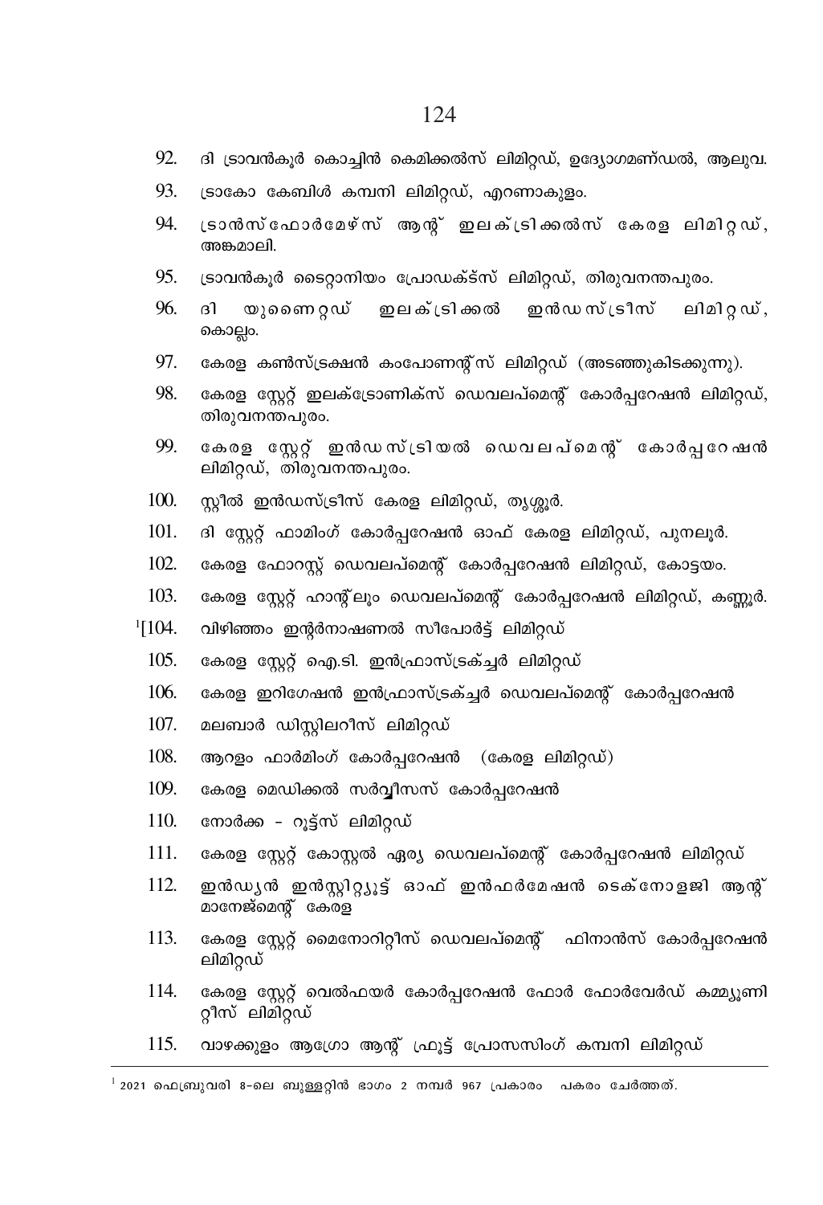92. ദി ട്രാവൻകൂർ കൊച്ചിൻ കെമിക്കൽസ് ലിമിറ്റഡ്, ഉദ്യോഗമണ്ഡൽ, ആലുവ.

93. ട്രാകോ കേബിൾ കമ്പനി ലിമിറ്റഡ്, എറണാകുളം.

94. ട്രാൻസ്ഫോർമേഴ്സ് ആന്റ് ഇലക്ട്രിക്കൽസ് കേരള ലിമിറ്റഡ്, അങ്കമാലി.

95. ട്രാവൻകൂർ ടൈറ്റാനിയം പ്രോഡക്ട്സ് ലിമിറ്റഡ്, തിരുവനന്തപുരം.

96. ദി യുണൈറ്റഡ് ഇലക്ട്രിക്കൽ ഇൻഡസ്ട്രീസ് ലിമിറ്റഡ്, കൊല്ലം.

97. കേരള കൺസ്ട്രക്ഷൻ കംപോണന്റ്സ് ലിമിറ്റഡ് (അടഞ്ഞുകിടക്കുന്നു).

98. കേരള സ്റ്റേറ്റ് ഇലക്ട്രോണിക്സ് ഡെവലപ്മെന്റ് കോർപ്പറേഷൻ ലിമിറ്റഡ്, തിരുവനന്തപുരം.

99. കേരള സ്റ്റേറ്റ് ഇൻഡസ്ട്രിയൽ ഡെവലപ്മെന്റ് കോർപ്പറേഷൻ ലിമിറ്റഡ്, തിരുവനന്തപുരം.

100. സ്റ്റീൽ ഇൻഡസ്ട്രീസ് കേരള ലിമിറ്റഡ്, തൃശ്ശൂർ.

101. ദി സ്റ്റേറ്റ് ഫാമിംഗ് കോർപ്പറേഷൻ ഓഫ് കേരള ലിമിറ്റഡ്, പുനലൂർ.

102. കേരള ഫോറസ്റ്റ് ഡെവലപ്മെന്റ് കോർപ്പറേഷൻ ലിമിറ്റഡ്, കോട്ടയം.

103. കേരള സ്റ്റേറ്റ് ഹാന്റ്‌ലൂം ഡെവലപ്മെന്റ് കോർപ്പറേഷൻ ലിമിറ്റഡ്, കണ്ണൂർ.

[1][104. വിഴിഞ്ഞം ഇന്റർനാഷണൽ സീപോർട്ട് ലിമിറ്റഡ്

105. കേരള സ്റ്റേറ്റ് ഐ.ടി. ഇൻഫ്രാസ്ട്രക്ച്ചർ ലിമിറ്റഡ്

106. കേരള ഇറിഗേഷൻ ഇൻഫ്രാസ്ട്രക്ച്ചർ ഡെവലപ്മെന്റ് കോർപ്പറേഷൻ

107. മലബാർ ഡിസ്റ്റിലറീസ് ലിമിറ്റഡ്

108. ആറളം ഫാർമിംഗ് കോർപ്പറേഷൻ (കേരള ലിമിറ്റഡ്)

109. കേരള മെഡിക്കൽ സർവ്വീസസ് കോർപ്പറേഷൻ

110. നോർക്ക - റൂട്ട്സ് ലിമിറ്റഡ്

111. കേരള സ്റ്റേറ്റ് കോസ്റ്റൽ ഏര്യ ഡെവലപ്മെന്റ് കോർപ്പറേഷൻ ലിമിറ്റഡ്

112. ഇൻഡ്യൻ ഇൻസ്റ്റിറ്റ്യൂട്ട് ഓഫ് ഇൻഫർമേഷൻ ടെക്നോളജി ആന്റ് മാനേജ്മെന്റ് കേരള

113. കേരള സ്റ്റേറ്റ് മൈനോറിറ്റീസ് ഡെവലപ്മെന്റ് ഫിനാൻസ് കോർപ്പറേഷൻ ലിമിറ്റഡ്

114. കേരള സ്റ്റേറ്റ് വെൽഫയർ കോർപ്പറേഷൻ ഫോർ ഫോർവേർഡ് കമ്മ്യൂണിറ്റീസ് ലിമിറ്റഡ്

115. വാഴക്കുളം ആഗ്രോ ആന്റ് ഫ്രൂട്ട് പ്രോസസിംഗ് കമ്പനി ലിമിറ്റഡ്

---

[1] 2021 ഫെബ്രുവരി 8-ലെ ബുള്ളറ്റിൻ ഭാഗം 2 നമ്പർ 967 പ്രകാരം പകരം ചേർത്തത്.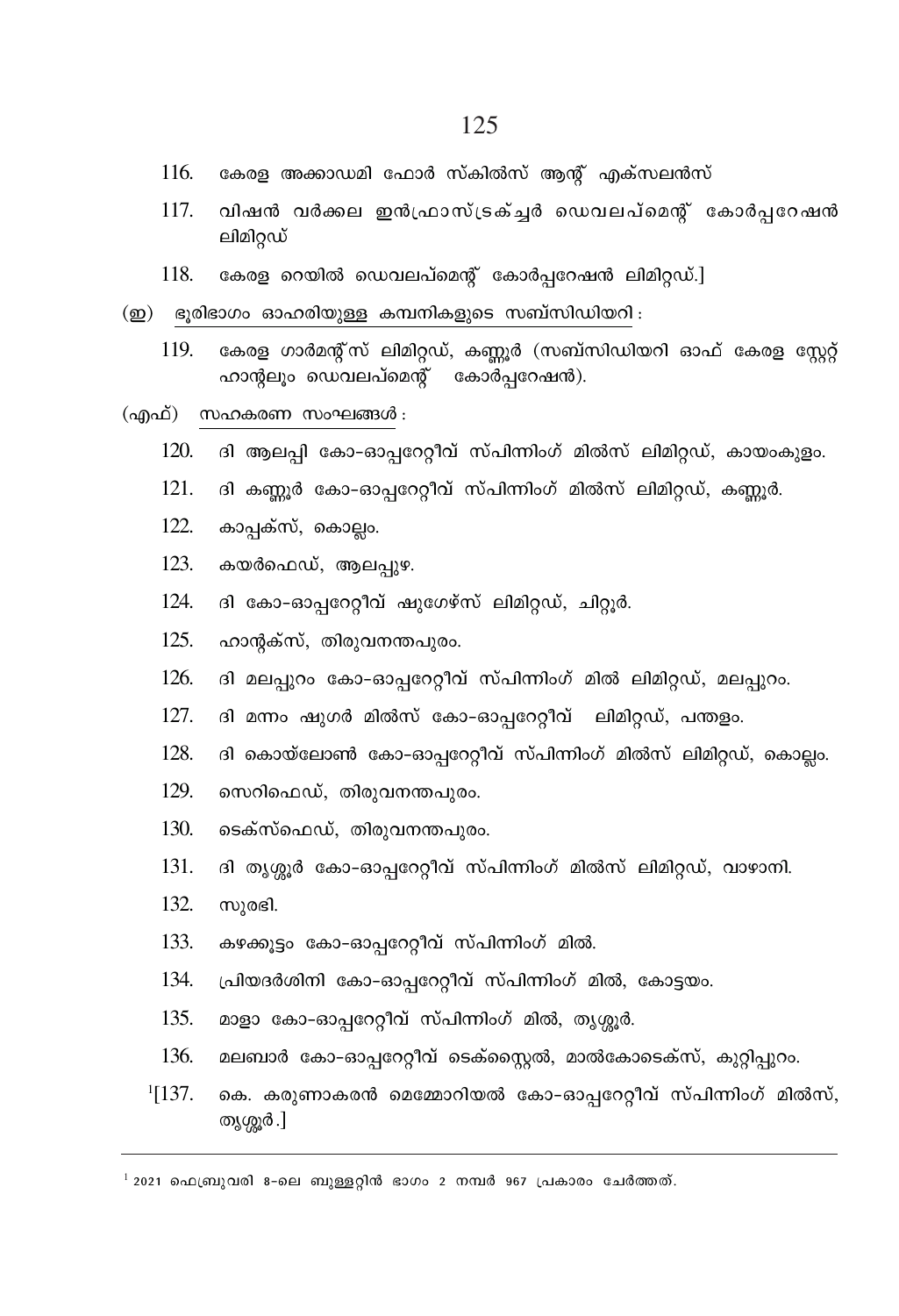116. കേരള അക്കാഡമി ഫോർ സ്കിൽസ് ആന്റ് എക്സലൻസ്

117. വിഷൻ വർക്കല ഇൻഫ്രാസ്ട്രക്ച്ചർ ഡെവലപ്മെന്റ് കോർപ്പറേഷൻ ലിമിറ്റഡ്

118. കേരള റെയിൽ ഡെവലപ്മെന്റ് കോർപ്പറേഷൻ ലിമിറ്റഡ്.]

(ഇ) ഭൂരിഭാഗം ഓഹരിയുള്ള കമ്പനികളുടെ സബ്സിഡിയറി :

119. കേരള ഗാർമന്റ്സ് ലിമിറ്റഡ്, കണ്ണൂർ (സബ്സിഡിയറി ഓഫ് കേരള സ്റ്റേറ്റ് ഹാന്റലൂം ഡെവലപ്മെന്റ് കോർപ്പറേഷൻ).

(എഫ്) സഹകരണ സംഘങ്ങൾ :

120. ദി ആലപ്പി കോ-ഓപ്പറേറ്റീവ് സ്പിന്നിംഗ് മിൽസ് ലിമിറ്റഡ്, കായംകുളം.

121. ദി കണ്ണൂർ കോ-ഓപ്പറേറ്റീവ് സ്പിന്നിംഗ് മിൽസ് ലിമിറ്റഡ്, കണ്ണൂർ.

122. കാപ്പക്സ്, കൊല്ലം.

123. കയർഫെഡ്, ആലപ്പുഴ.

124. ദി കോ-ഓപ്പറേറ്റീവ് ഷുഗേഴ്സ് ലിമിറ്റഡ്, ചിറ്റൂർ.

125. ഹാന്റക്സ്, തിരുവനന്തപുരം.

126. ദി മലപ്പുറം കോ-ഓപ്പറേറ്റീവ് സ്പിന്നിംഗ് മിൽ ലിമിറ്റഡ്, മലപ്പുറം.

127. ദി മന്നം ഷുഗർ മിൽസ് കോ-ഓപ്പറേറ്റീവ് ലിമിറ്റഡ്, പന്തളം.

128. ദി കൊയ്ലോൺ കോ-ഓപ്പറേറ്റീവ് സ്പിന്നിംഗ് മിൽസ് ലിമിറ്റഡ്, കൊല്ലം.

129. സെറിഫെഡ്, തിരുവനന്തപുരം.

130. ടെക്സ്ഫെഡ്, തിരുവനന്തപുരം.

131. ദി തൃശ്ശൂർ കോ-ഓപ്പറേറ്റീവ് സ്പിന്നിംഗ് മിൽസ് ലിമിറ്റഡ്, വാഴാനി.

132. സുരഭി.

133. കഴക്കൂട്ടം കോ-ഓപ്പറേറ്റീവ് സ്പിന്നിംഗ് മിൽ.

134. പ്രിയദർശിനി കോ-ഓപ്പറേറ്റീവ് സ്പിന്നിംഗ് മിൽ, കോട്ടയം.

135. മാളാ കോ-ഓപ്പറേറ്റീവ് സ്പിന്നിംഗ് മിൽ, തൃശ്ശൂർ.

136. മലബാർ കോ-ഓപ്പറേറ്റീവ് ടെക്സ്റ്റൈൽ, മാൽകോടെക്സ്, കുറ്റിപ്പുറം.

[1][137. കെ. കരുണാകരൻ മെമ്മോറിയൽ കോ-ഓപ്പറേറ്റീവ് സ്പിന്നിംഗ് മിൽസ്, തൃശ്ശൂർ.]

---

[1] 2021 ഫെബ്രുവരി 8-ലെ ബുള്ളറ്റിൻ ഭാഗം 2 നമ്പർ 967 പ്രകാരം ചേർത്തത്.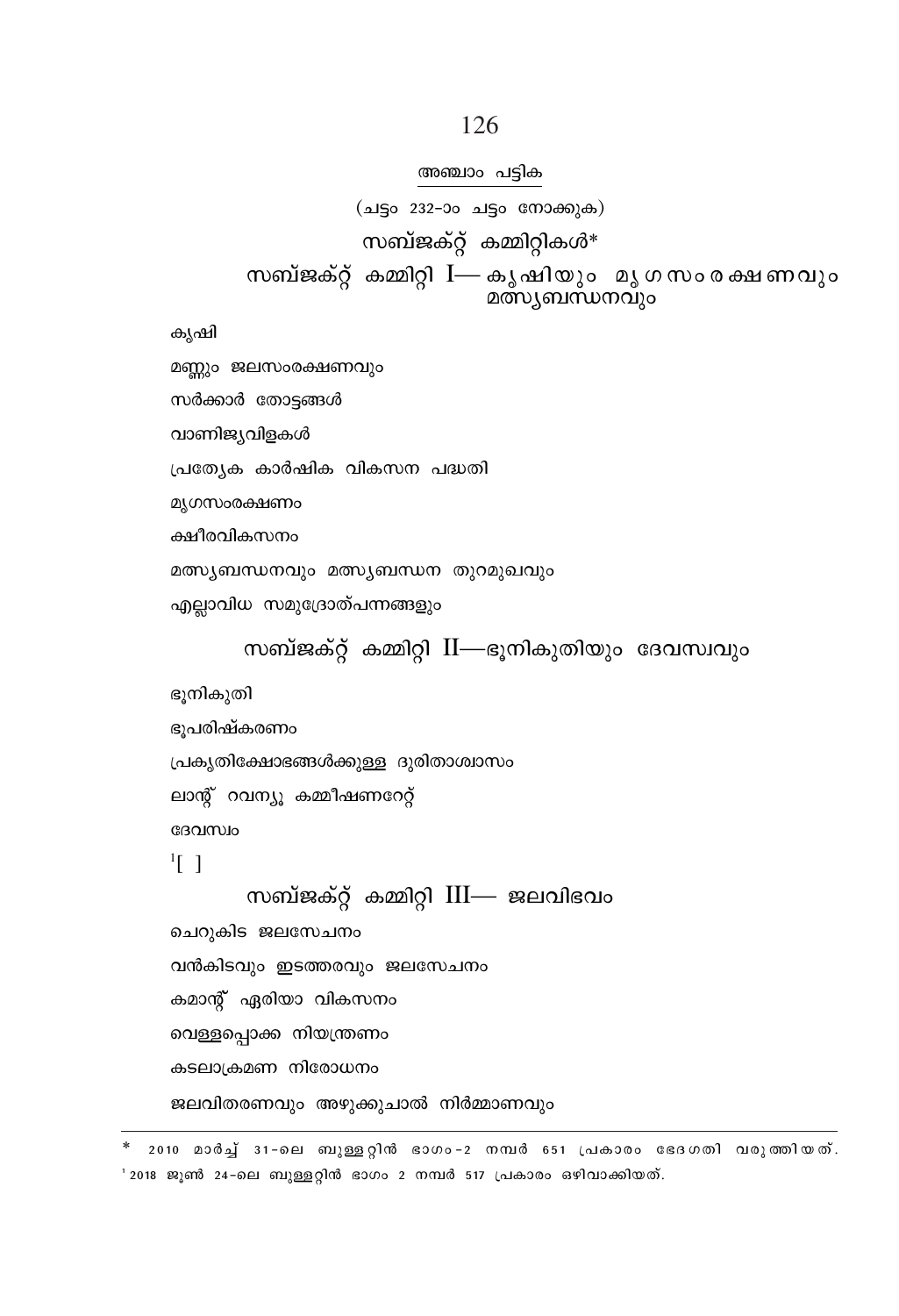## അഞ്ചാം പട്ടിക

(ചട്ടം 232-ാം ചട്ടം നോക്കുക)

# സബ്ജക്റ്റ് കമ്മിറ്റികൾ*

## സബ്ജക്റ്റ് കമ്മിറ്റി I— കൃഷിയും മൃഗസംരക്ഷണവും മത്സ്യബന്ധനവും

കൃഷി

മണ്ണും ജലസംരക്ഷണവും

സർക്കാർ തോട്ടങ്ങൾ

വാണിജ്യവിളകൾ

പ്രത്യേക കാർഷിക വികസന പദ്ധതി

മൃഗസംരക്ഷണം

ക്ഷീരവികസനം

മത്സ്യബന്ധനവും മത്സ്യബന്ധന തുറമുഖവും

എല്ലാവിധ സമുദ്രോത്പന്നങ്ങളും

## സബ്ജക്റ്റ് കമ്മിറ്റി II—ഭൂനികുതിയും ദേവസ്വവും

ഭൂനികുതി

ഭൂപരിഷ്കരണം

പ്രകൃതിക്ഷോഭങ്ങൾക്കുള്ള ദുരിതാശ്വാസം

ലാന്റ് റവന്യൂ കമ്മീഷണറേറ്റ്

ദേവസ്വം

[1][ ]

## സബ്ജക്റ്റ് കമ്മിറ്റി III— ജലവിഭവം

ചെറുകിട ജലസേചനം

വൻകിടവും ഇടത്തരവും ജലസേചനം

കമാന്റ് ഏരിയാ വികസനം

വെള്ളപ്പൊക്ക നിയന്ത്രണം

കടലാക്രമണ നിരോധനം

ജലവിതരണവും അഴുക്കുചാൽ നിർമ്മാണവും

---

\* 2010 മാർച്ച് 31-ലെ ബുള്ളറ്റിൻ ഭാഗം-2 നമ്പർ 651 പ്രകാരം ഭേദഗതി വരുത്തിയത്.

[1] 2018 ജൂൺ 24-ലെ ബുള്ളറ്റിൻ ഭാഗം 2 നമ്പർ 517 പ്രകാരം ഒഴിവാക്കിയത്.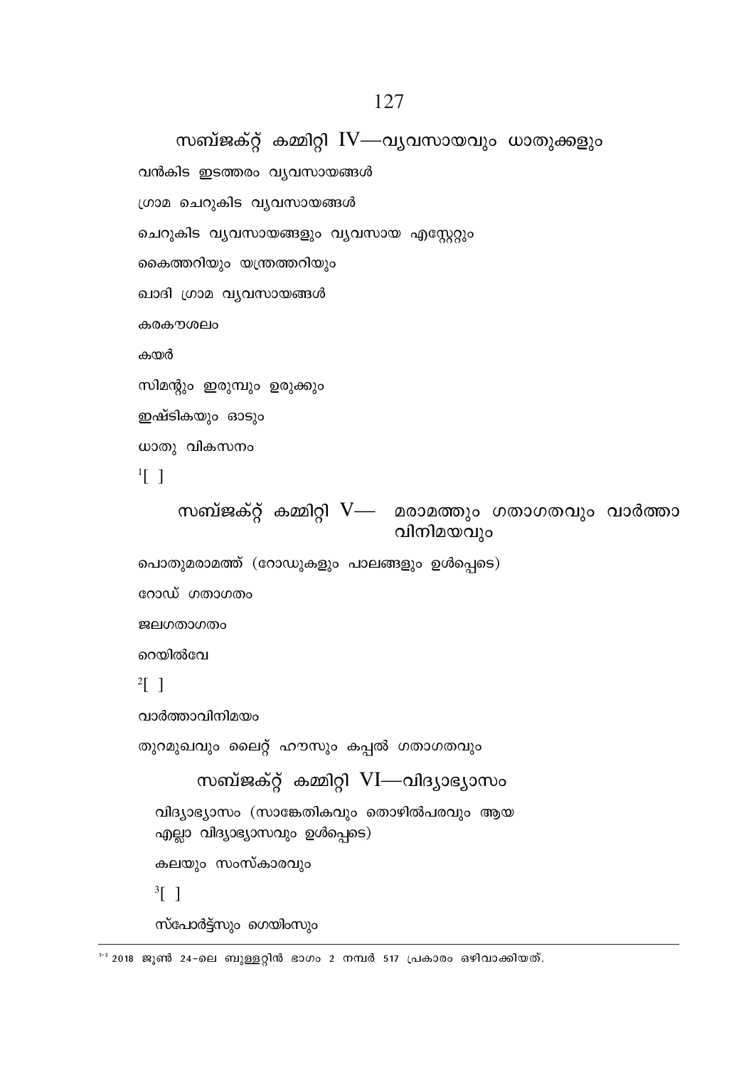## സബ്ജക്റ്റ് കമ്മിറ്റി IV—വ്യവസായവും ധാതുക്കളും

വൻകിട ഇടത്തരം വ്യവസായങ്ങൾ

ഗ്രാമ ചെറുകിട വ്യവസായങ്ങൾ

ചെറുകിട വ്യവസായങ്ങളും വ്യവസായ എസ്റ്റേറ്റും

കൈത്തറിയും യന്ത്രത്തറിയും

ഖാദി ഗ്രാമ വ്യവസായങ്ങൾ

കരകൗശലം

കയർ

സിമന്റും ഇരുമ്പും ഉരുക്കും

ഇഷ്ടികയും ഓടും

ധാതു വികസനം

[1][ ]

## സബ്ജക്റ്റ് കമ്മിറ്റി V— മരാമത്തും ഗതാഗതവും വാർത്താ വിനിമയവും

പൊതുമരാമത്ത് (റോഡുകളും പാലങ്ങളും ഉൾപ്പെടെ)

റോഡ് ഗതാഗതം

ജലഗതാഗതം

റെയിൽവേ

[2][ ]

വാർത്താവിനിമയം

തുറമുഖവും ലൈറ്റ് ഹൗസും കപ്പൽ ഗതാഗതവും

## സബ്ജക്റ്റ് കമ്മിറ്റി VI—വിദ്യാഭ്യാസം

വിദ്യാഭ്യാസം (സാങ്കേതികവും തൊഴിൽപരവും ആയ എല്ലാ വിദ്യാഭ്യാസവും ഉൾപ്പെടെ)

കലയും സംസ്കാരവും

[3][ ]

സ്പോർട്ട്സും ഗെയിംസും

---

[1-3] 2018 ജൂൺ 24-ലെ ബുള്ളറ്റിൻ ഭാഗം 2 നമ്പർ 517 പ്രകാരം ഒഴിവാക്കിയത്.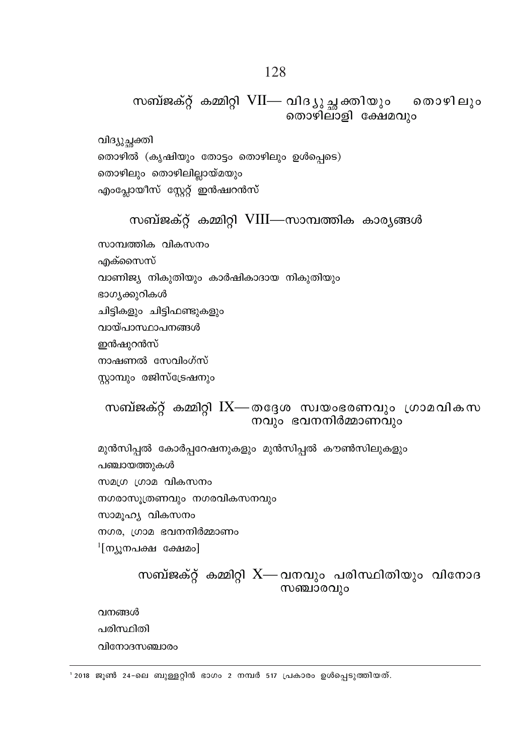## സബ്ജക്റ്റ് കമ്മിറ്റി VII— വിദ്യുച്ഛക്തിയും തൊഴിലും തൊഴിലാളി ക്ഷേമവും

വിദ്യുച്ഛക്തി

തൊഴിൽ (കൃഷിയും തോട്ടം തൊഴിലും ഉൾപ്പെടെ)

തൊഴിലും തൊഴിലില്ലായ്മയും

എംപ്ലോയീസ് സ്റ്റേറ്റ് ഇൻഷ്വറൻസ്

## സബ്ജക്റ്റ് കമ്മിറ്റി VIII—സാമ്പത്തിക കാര്യങ്ങൾ

സാമ്പത്തിക വികസനം

എക്സൈസ്

വാണിജ്യ നികുതിയും കാർഷികാദായ നികുതിയും

ഭാഗ്യക്കുറികൾ

ചിട്ടികളും ചിട്ടിഫണ്ടുകളും

വായ്പാസ്ഥാപനങ്ങൾ

ഇൻഷുറൻസ്

നാഷണൽ സേവിംഗ്സ്

സ്റ്റാമ്പും രജിസ്ട്രേഷനും

## സബ്ജക്റ്റ് കമ്മിറ്റി IX— തദ്ദേശ സ്വയംഭരണവും ഗ്രാമവികസനവും ഭവനനിർമ്മാണവും

മുൻസിപ്പൽ കോർപ്പറേഷനുകളും മുൻസിപ്പൽ കൗൺസിലുകളും

പഞ്ചായത്തുകൾ

സമഗ്ര ഗ്രാമ വികസനം

നഗരാസൂത്രണവും നഗരവികസനവും

സാമൂഹ്യ വികസനം

നഗര, ഗ്രാമ ഭവനനിർമ്മാണം

[1][ന്യൂനപക്ഷ ക്ഷേമം]

## സബ്ജക്റ്റ് കമ്മിറ്റി X— വനവും പരിസ്ഥിതിയും വിനോദ സഞ്ചാരവും

വനങ്ങൾ

പരിസ്ഥിതി

വിനോദസഞ്ചാരം

---

[1] 2018 ജൂൺ 24-ലെ ബുള്ളറ്റിൻ ഭാഗം 2 നമ്പർ 517 പ്രകാരം ഉൾപ്പെടുത്തിയത്.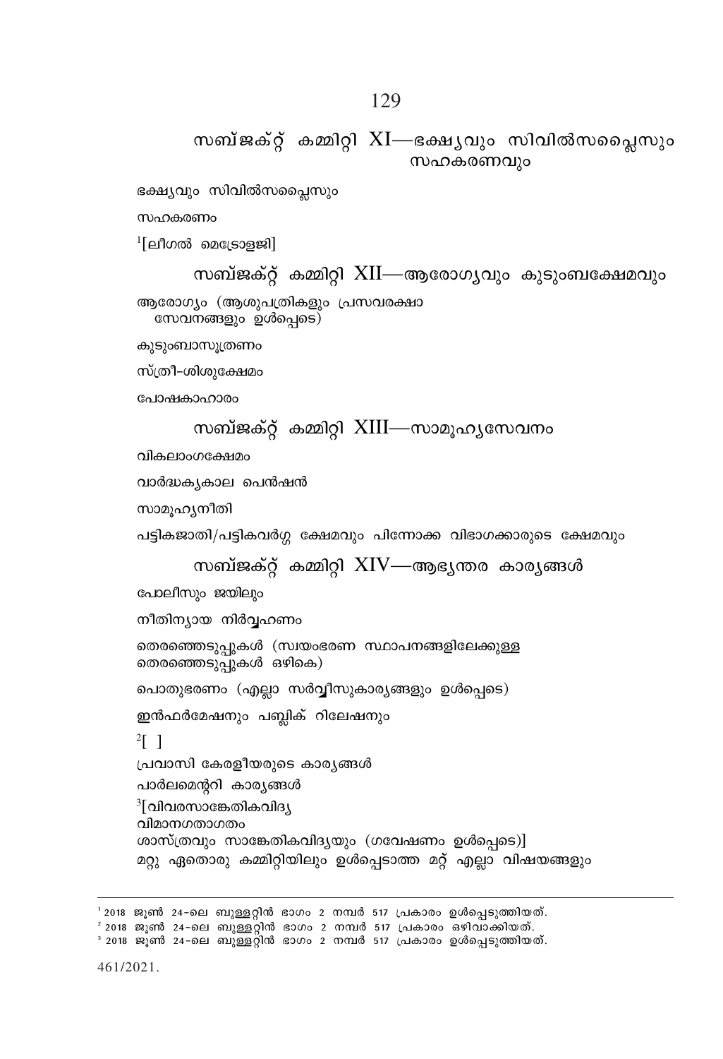## സബ്ജക്റ്റ് കമ്മിറ്റി XI—ഭക്ഷ്യവും സിവിൽസപ്ലൈസും സഹകരണവും

ഭക്ഷ്യവും സിവിൽസപ്ലൈസും

സഹകരണം

[1][ലീഗൽ മെട്രോളജി]

## സബ്ജക്റ്റ് കമ്മിറ്റി XII—ആരോഗ്യവും കുടുംബക്ഷേമവും

ആരോഗ്യം (ആശുപത്രികളും പ്രസവരക്ഷാ സേവനങ്ങളും ഉൾപ്പെടെ)

കുടുംബാസൂത്രണം

സ്ത്രീ-ശിശുക്ഷേമം

പോഷകാഹാരം

## സബ്ജക്റ്റ് കമ്മിറ്റി XIII—സാമൂഹ്യസേവനം

വികലാംഗക്ഷേമം

വാർദ്ധക്യകാല പെൻഷൻ

സാമൂഹ്യനീതി

പട്ടികജാതി/പട്ടികവർഗ്ഗ ക്ഷേമവും പിന്നോക്ക വിഭാഗക്കാരുടെ ക്ഷേമവും

## സബ്ജക്റ്റ് കമ്മിറ്റി XIV—ആഭ്യന്തര കാര്യങ്ങൾ

പോലീസും ജയിലും

നീതിന്യായ നിർവ്വഹണം

തെരഞ്ഞെടുപ്പുകൾ (സ്വയംഭരണ സ്ഥാപനങ്ങളിലേക്കുള്ള തെരഞ്ഞെടുപ്പുകൾ ഒഴികെ)

പൊതുഭരണം (എല്ലാ സർവ്വീസുകാര്യങ്ങളും ഉൾപ്പെടെ)

ഇൻഫർമേഷനും പബ്ലിക് റിലേഷനും

[2][ ]

പ്രവാസി കേരളീയരുടെ കാര്യങ്ങൾ

പാർലമെന്ററി കാര്യങ്ങൾ

[3][വിവരസാങ്കേതികവിദ്യ
വിമാനഗതാഗതം
ശാസ്ത്രവും സാങ്കേതികവിദ്യയും (ഗവേഷണം ഉൾപ്പെടെ)]
മറ്റു ഏതൊരു കമ്മിറ്റിയിലും ഉൾപ്പെടാത്ത മറ്റ് എല്ലാ വിഷയങ്ങളും

---

[1] 2018 ജൂൺ 24-ലെ ബുള്ളറ്റിൻ ഭാഗം 2 നമ്പർ 517 പ്രകാരം ഉൾപ്പെടുത്തിയത്.
[2] 2018 ജൂൺ 24-ലെ ബുള്ളറ്റിൻ ഭാഗം 2 നമ്പർ 517 പ്രകാരം ഒഴിവാക്കിയത്.
[3] 2018 ജൂൺ 24-ലെ ബുള്ളറ്റിൻ ഭാഗം 2 നമ്പർ 517 പ്രകാരം ഉൾപ്പെടുത്തിയത്.

461/2021.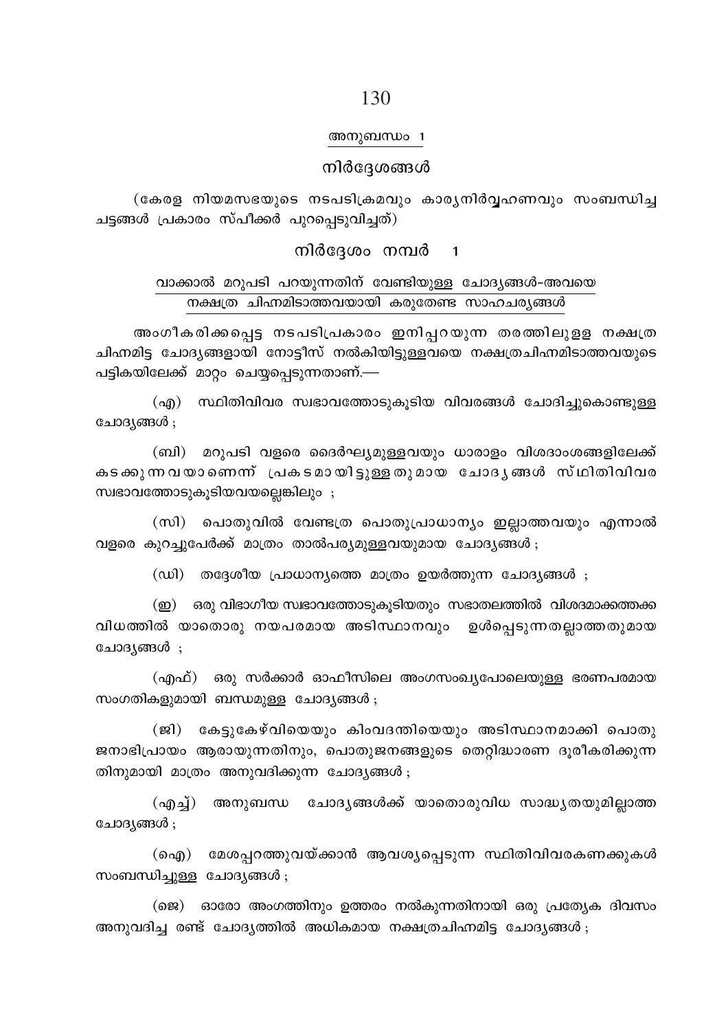## അനുബന്ധം 1

## നിർദ്ദേശങ്ങൾ

(കേരള നിയമസഭയുടെ നടപടിക്രമവും കാര്യനിർവ്വഹണവും സംബന്ധിച്ച ചട്ടങ്ങൾ പ്രകാരം സ്പീക്കർ പുറപ്പെടുവിച്ചത്)

### നിർദ്ദേശം നമ്പർ 1

#### വാക്കാൽ മറുപടി പറയുന്നതിന് വേണ്ടിയുള്ള ചോദ്യങ്ങൾ-അവയെ നക്ഷത്ര ചിഹ്നമിടാത്തവയായി കരുതേണ്ട സാഹചര്യങ്ങൾ

അംഗീകരിക്കപ്പെട്ട നടപടിപ്രകാരം ഇനിപ്പറയുന്ന തരത്തിലുള്ള നക്ഷത്ര ചിഹ്നമിട്ട ചോദ്യങ്ങളായി നോട്ടീസ് നൽകിയിട്ടുള്ളവയെ നക്ഷത്രചിഹ്നമിടാത്തവയുടെ പട്ടികയിലേക്ക് മാറ്റം ചെയ്യപ്പെടുന്നതാണ്.—

(എ) സ്ഥിതിവിവര സ്വഭാവത്തോടുകൂടിയ വിവരങ്ങൾ ചോദിച്ചുകൊണ്ടുള്ള ചോദ്യങ്ങൾ ;

(ബി) മറുപടി വളരെ ദൈർഘ്യമുള്ളവയും ധാരാളം വിശദാംശങ്ങളിലേക്ക് കടക്കുന്നവയാണെന്ന് പ്രകടമായിട്ടുള്ളതുമായ ചോദ്യങ്ങൾ സ്ഥിതിവിവര സ്വഭാവത്തോടുകൂടിയവയല്ലെങ്കിലും ;

(സി) പൊതുവിൽ വേണ്ടത്ര പൊതുപ്രാധാന്യം ഇല്ലാത്തവയും എന്നാൽ വളരെ കുറച്ചുപേർക്ക് മാത്രം താൽപര്യമുള്ളവയുമായ ചോദ്യങ്ങൾ ;

(ഡി) തദ്ദേശീയ പ്രാധാന്യത്തെ മാത്രം ഉയർത്തുന്ന ചോദ്യങ്ങൾ ;

(ഇ) ഒരു വിഭാഗീയ സ്വഭാവത്തോടുകൂടിയതും സഭാതലത്തിൽ വിശദമാക്കത്തക്ക വിധത്തിൽ യാതൊരു നയപരമായ അടിസ്ഥാനവും ഉൾപ്പെടുന്നതല്ലാത്തതുമായ ചോദ്യങ്ങൾ ;

(എഫ്) ഒരു സർക്കാർ ഓഫീസിലെ അംഗസംഖ്യപോലെയുള്ള ഭരണപരമായ സംഗതികളുമായി ബന്ധമുള്ള ചോദ്യങ്ങൾ ;

(ജി) കേട്ടുകേഴ്വിയെയും കിംവദന്തിയെയും അടിസ്ഥാനമാക്കി പൊതുജനാഭിപ്രായം ആരായുന്നതിനും, പൊതുജനങ്ങളുടെ തെറ്റിദ്ധാരണ ദൂരീകരിക്കുന്നതിനുമായി മാത്രം അനുവദിക്കുന്ന ചോദ്യങ്ങൾ ;

(എച്ച്) അനുബന്ധ ചോദ്യങ്ങൾക്ക് യാതൊരുവിധ സാദ്ധ്യതയുമില്ലാത്ത ചോദ്യങ്ങൾ ;

(ഐ) മേശപ്പുറത്തുവയ്ക്കാൻ ആവശ്യപ്പെടുന്ന സ്ഥിതിവിവരകണക്കുകൾ സംബന്ധിച്ചുള്ള ചോദ്യങ്ങൾ ;

(ജെ) ഓരോ അംഗത്തിനും ഉത്തരം നൽകുന്നതിനായി ഒരു പ്രത്യേക ദിവസം അനുവദിച്ച രണ്ട് ചോദ്യത്തിൽ അധികമായ നക്ഷത്രചിഹ്നമിട്ട ചോദ്യങ്ങൾ ;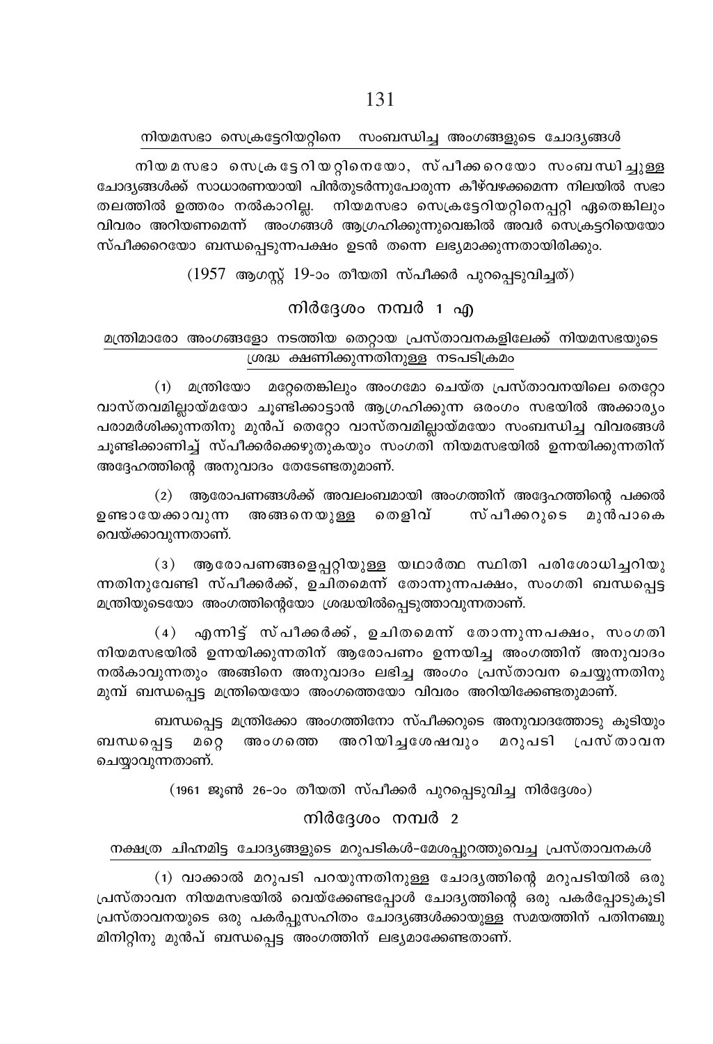<u>നിയമസഭാ സെക്രട്ടേറിയറ്റിനെ സംബന്ധിച്ച അംഗങ്ങളുടെ ചോദ്യങ്ങൾ</u>

നിയമസഭാ സെക്രട്ടേറിയറ്റിനെയോ, സ്പീക്കറെയോ സംബന്ധിച്ചുള്ള ചോദ്യങ്ങൾക്ക് സാധാരണയായി പിൻതുടർന്നുപോരുന്ന കീഴ്‌വഴക്കമെന്ന നിലയിൽ സഭാ തലത്തിൽ ഉത്തരം നൽകാറില്ല. നിയമസഭാ സെക്രട്ടേറിയറ്റിനെപ്പറ്റി ഏതെങ്കിലും വിവരം അറിയണമെന്ന് അംഗങ്ങൾ ആഗ്രഹിക്കുന്നുവെങ്കിൽ അവർ സെക്രട്ടറിയെയോ സ്പീക്കറെയോ ബന്ധപ്പെടുന്നപക്ഷം ഉടൻ തന്നെ ലഭ്യമാക്കുന്നതായിരിക്കും.

(1957 ആഗസ്റ്റ് 19-ാം തീയതി സ്പീക്കർ പുറപ്പെടുവിച്ചത്)

## നിർദ്ദേശം നമ്പർ 1 എ

<u>മന്ത്രിമാരോ അംഗങ്ങളോ നടത്തിയ തെറ്റായ പ്രസ്താവനകളിലേക്ക് നിയമസഭയുടെ ശ്രദ്ധ ക്ഷണിക്കുന്നതിനുള്ള നടപടിക്രമം</u>

(1) മന്ത്രിയോ മറ്റേതെങ്കിലും അംഗമോ ചെയ്ത പ്രസ്താവനയിലെ തെറ്റോ വാസ്തവമില്ലായ്മയോ ചൂണ്ടിക്കാട്ടാൻ ആഗ്രഹിക്കുന്ന ഒരംഗം സഭയിൽ അക്കാര്യം പരാമർശിക്കുന്നതിനു മുൻപ് തെറ്റോ വാസ്തവമില്ലായ്മയോ സംബന്ധിച്ച വിവരങ്ങൾ ചൂണ്ടിക്കാണിച്ച് സ്പീക്കർക്കെഴുതുകയും സംഗതി നിയമസഭയിൽ ഉന്നയിക്കുന്നതിന് അദ്ദേഹത്തിന്റെ അനുവാദം തേടേണ്ടതുമാണ്.

(2) ആരോപണങ്ങൾക്ക് അവലംബമായി അംഗത്തിന് അദ്ദേഹത്തിന്റെ പക്കൽ ഉണ്ടായേക്കാവുന്ന അങ്ങനെയുള്ള തെളിവ് സ്പീക്കറുടെ മുൻപാകെ വെയ്ക്കാവുന്നതാണ്.

(3) ആരോപണങ്ങളെപ്പറ്റിയുള്ള യഥാർത്ഥ സ്ഥിതി പരിശോധിച്ചറിയുന്നതിനുവേണ്ടി സ്പീക്കർക്ക്, ഉചിതമെന്ന് തോന്നുന്നപക്ഷം, സംഗതി ബന്ധപ്പെട്ട മന്ത്രിയുടെയോ അംഗത്തിന്റെയോ ശ്രദ്ധയിൽപ്പെടുത്താവുന്നതാണ്.

(4) എന്നിട്ട് സ്പീക്കർക്ക്, ഉചിതമെന്ന് തോന്നുന്നപക്ഷം, സംഗതി നിയമസഭയിൽ ഉന്നയിക്കുന്നതിന് ആരോപണം ഉന്നയിച്ച അംഗത്തിന് അനുവാദം നൽകാവുന്നതും അങ്ങിനെ അനുവാദം ലഭിച്ച അംഗം പ്രസ്താവന ചെയ്യുന്നതിനു മുമ്പ് ബന്ധപ്പെട്ട മന്ത്രിയെയോ അംഗത്തെയോ വിവരം അറിയിക്കേണ്ടതുമാണ്.

ബന്ധപ്പെട്ട മന്ത്രിക്കോ അംഗത്തിനോ സ്പീക്കറുടെ അനുവാദത്തോടു കൂടിയും ബന്ധപ്പെട്ട മറ്റെ അംഗത്തെ അറിയിച്ചശേഷവും മറുപടി പ്രസ്താവന ചെയ്യാവുന്നതാണ്.

(1961 ജൂൺ 26-ാം തീയതി സ്പീക്കർ പുറപ്പെടുവിച്ച നിർദ്ദേശം)

## നിർദ്ദേശം നമ്പർ 2

<u>നക്ഷത്ര ചിഹ്നമിട്ട ചോദ്യങ്ങളുടെ മറുപടികൾ-മേശപ്പുറത്തുവെച്ച പ്രസ്താവനകൾ</u>

(1) വാക്കാൽ മറുപടി പറയുന്നതിനുള്ള ചോദ്യത്തിന്റെ മറുപടിയിൽ ഒരു പ്രസ്താവന നിയമസഭയിൽ വെയ്ക്കേണ്ടപ്പോൾ ചോദ്യത്തിന്റെ ഒരു പകർപ്പോടുകൂടി പ്രസ്താവനയുടെ ഒരു പകർപ്പുസഹിതം ചോദ്യങ്ങൾക്കായുള്ള സമയത്തിന് പതിനഞ്ചു മിനിറ്റിനു മുൻപ് ബന്ധപ്പെട്ട അംഗത്തിന് ലഭ്യമാക്കേണ്ടതാണ്.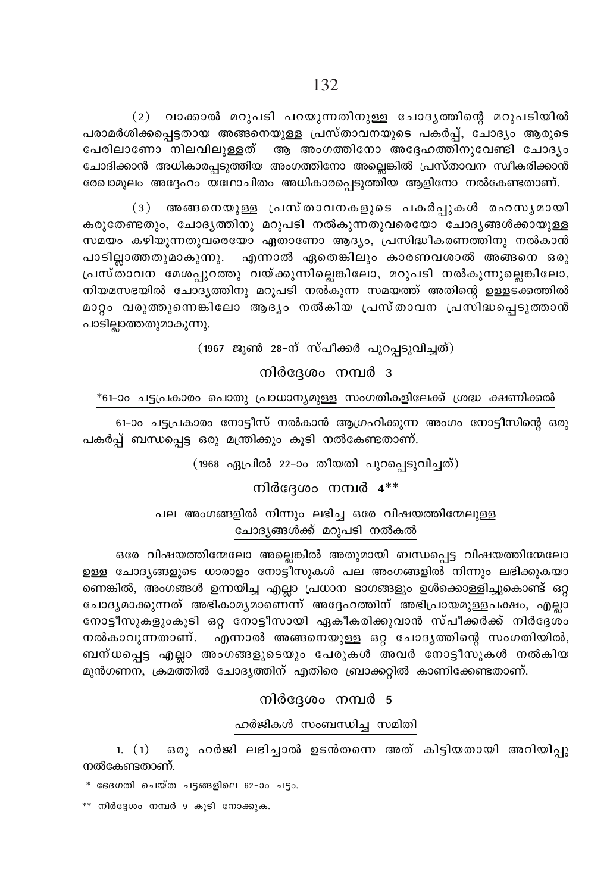(2) വാക്കാൽ മറുപടി പറയുന്നതിനുള്ള ചോദ്യത്തിന്റെ മറുപടിയിൽ പരാമർശിക്കപ്പെട്ടതായ അങ്ങനെയുള്ള പ്രസ്താവനയുടെ പകർപ്പ്, ചോദ്യം ആരുടെ പേരിലാണോ നിലവിലുള്ളത് ആ അംഗത്തിനോ അദ്ദേഹത്തിനുവേണ്ടി ചോദ്യം ചോദിക്കാൻ അധികാരപ്പെടുത്തിയ അംഗത്തിനോ അല്ലെങ്കിൽ പ്രസ്താവന സ്വീകരിക്കാൻ രേഖാമൂലം അദ്ദേഹം യഥോചിതം അധികാരപ്പെടുത്തിയ ആളിനോ നൽകേണ്ടതാണ്.

(3) അങ്ങനെയുള്ള പ്രസ്താവനകളുടെ പകർപ്പുകൾ രഹസ്യമായി കരുതേണ്ടതും, ചോദ്യത്തിനു മറുപടി നൽകുന്നതുവരെയോ ചോദ്യങ്ങൾക്കായുള്ള സമയം കഴിയുന്നതുവരെയോ ഏതാണോ ആദ്യം, പ്രസിദ്ധീകരണത്തിനു നൽകാൻ പാടില്ലാത്തതുമാകുന്നു. എന്നാൽ ഏതെങ്കിലും കാരണവശാൽ അങ്ങനെ ഒരു പ്രസ്താവന മേശപ്പുറത്തു വയ്ക്കുന്നില്ലെങ്കിലോ, മറുപടി നൽകുന്നുല്ലെങ്കിലോ, നിയമസഭയിൽ ചോദ്യത്തിനു മറുപടി നൽകുന്ന സമയത്ത് അതിന്റെ ഉള്ളടക്കത്തിൽ മാറ്റം വരുത്തുന്നെങ്കിലോ ആദ്യം നൽകിയ പ്രസ്താവന പ്രസിദ്ധപ്പെടുത്താൻ പാടില്ലാത്തതുമാകുന്നു.

(1967 ജൂൺ 28-ന് സ്പീക്കർ പുറപ്പെടുവിച്ചത്)

## നിർദ്ദേശം നമ്പർ 3

### *61-ാം ചട്ടപ്രകാരം പൊതു പ്രാധാന്യമുള്ള സംഗതികളിലേക്ക് ശ്രദ്ധ ക്ഷണിക്കൽ

61-ാം ചട്ടപ്രകാരം നോട്ടീസ് നൽകാൻ ആഗ്രഹിക്കുന്ന അംഗം നോട്ടീസിന്റെ ഒരു പകർപ്പ് ബന്ധപ്പെട്ട ഒരു മന്ത്രിക്കും കൂടി നൽകേണ്ടതാണ്.

(1968 ഏപ്രിൽ 22-ാം തീയതി പുറപ്പെടുവിച്ചത്)

## നിർദ്ദേശം നമ്പർ 4**

### പല അംഗങ്ങളിൽ നിന്നും ലഭിച്ച ഒരേ വിഷയത്തിന്മേലുള്ള ചോദ്യങ്ങൾക്ക് മറുപടി നൽകൽ

ഒരേ വിഷയത്തിന്മേലോ അല്ലെങ്കിൽ അതുമായി ബന്ധപ്പെട്ട വിഷയത്തിന്മേലോ ഉള്ള ചോദ്യങ്ങളുടെ ധാരാളം നോട്ടീസുകൾ പല അംഗങ്ങളിൽ നിന്നും ലഭിക്കുകയാണെങ്കിൽ, അംഗങ്ങൾ ഉന്നയിച്ച എല്ലാ പ്രധാന ഭാഗങ്ങളും ഉൾക്കൊള്ളിച്ചുകൊണ്ട് ഒറ്റ ചോദ്യമാക്കുന്നത് അഭികാമ്യമാണെന്ന് അദ്ദേഹത്തിന് അഭിപ്രായമുള്ളപക്ഷം, എല്ലാ നോട്ടീസുകളുംകൂടി ഒറ്റ നോട്ടീസായി ഏകീകരിക്കുവാൻ സ്പീക്കർക്ക് നിർദ്ദേശം നൽകാവുന്നതാണ്. എന്നാൽ അങ്ങനെയുള്ള ഒറ്റ ചോദ്യത്തിന്റെ സംഗതിയിൽ, ബന്ധപ്പെട്ട എല്ലാ അംഗങ്ങളുടെയും പേരുകൾ അവർ നോട്ടീസുകൾ നൽകിയ മുൻഗണന, ക്രമത്തിൽ ചോദ്യത്തിന് എതിരെ ബ്രാക്കറ്റിൽ കാണിക്കേണ്ടതാണ്.

## നിർദ്ദേശം നമ്പർ 5

### ഹർജികൾ സംബന്ധിച്ച സമിതി

1. (1) ഒരു ഹർജി ലഭിച്ചാൽ ഉടൻതന്നെ അത് കിട്ടിയതായി അറിയിപ്പു നൽകേണ്ടതാണ്.

---

\* ഭേദഗതി ചെയ്ത ചട്ടങ്ങളിലെ 62-ാം ചട്ടം.

\** നിർദ്ദേശം നമ്പർ 9 കൂടി നോക്കുക.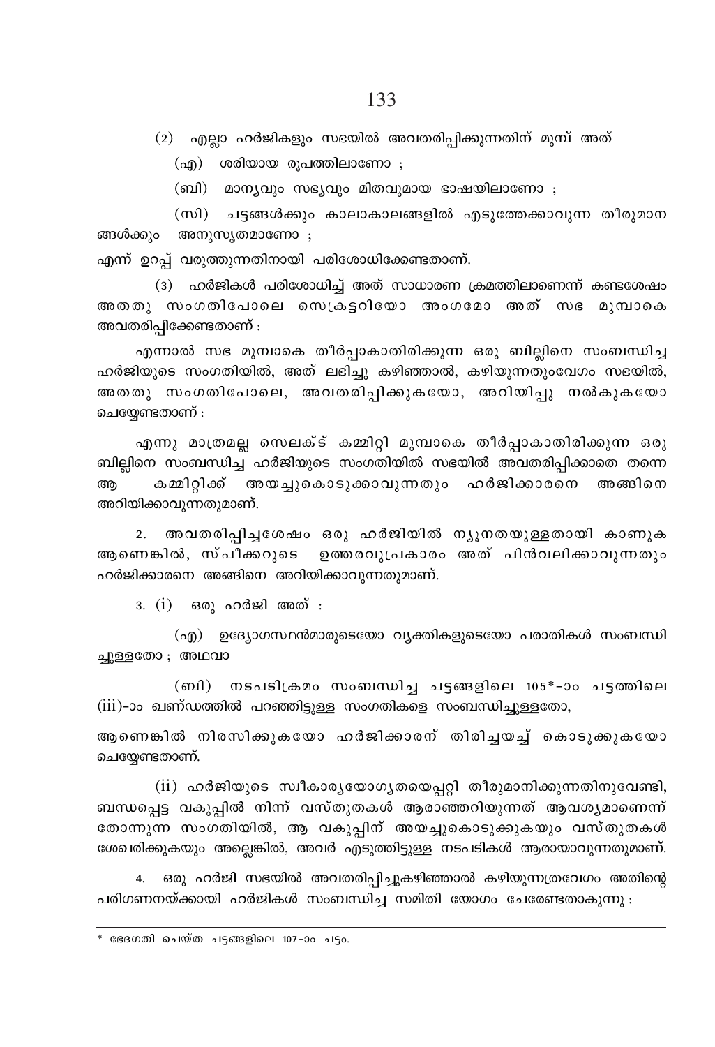(2) എല്ലാ ഹർജികളും സഭയിൽ അവതരിപ്പിക്കുന്നതിന് മുമ്പ് അത്

(എ) ശരിയായ രൂപത്തിലാണോ ;

(ബി) മാന്യവും സഭ്യവും മിതവുമായ ഭാഷയിലാണോ ;

(സി) ചട്ടങ്ങൾക്കും കാലാകാലങ്ങളിൽ എടുത്തേക്കാവുന്ന തീരുമാനങ്ങൾക്കും അനുസൃതമാണോ ;

എന്ന് ഉറപ്പ് വരുത്തുന്നതിനായി പരിശോധിക്കേണ്ടതാണ്.

(3) ഹർജികൾ പരിശോധിച്ച് അത് സാധാരണ ക്രമത്തിലാണെന്ന് കണ്ടശേഷം അതതു സംഗതിപോലെ സെക്രട്ടറിയോ അംഗമോ അത് സഭ മുമ്പാകെ അവതരിപ്പിക്കേണ്ടതാണ് :

എന്നാൽ സഭ മുമ്പാകെ തീർപ്പാകാതിരിക്കുന്ന ഒരു ബില്ലിനെ സംബന്ധിച്ച ഹർജിയുടെ സംഗതിയിൽ, അത് ലഭിച്ചു കഴിഞ്ഞാൽ, കഴിയുന്നതുംവേഗം സഭയിൽ, അതതു സംഗതിപോലെ, അവതരിപ്പിക്കുകയോ, അറിയിപ്പു നൽകുകയോ ചെയ്യേണ്ടതാണ് :

എന്നു മാത്രമല്ല സെലക്ട് കമ്മിറ്റി മുമ്പാകെ തീർപ്പാകാതിരിക്കുന്ന ഒരു ബില്ലിനെ സംബന്ധിച്ച ഹർജിയുടെ സംഗതിയിൽ സഭയിൽ അവതരിപ്പിക്കാതെ തന്നെ ആ കമ്മിറ്റിക്ക് അയച്ചുകൊടുക്കാവുന്നതും ഹർജിക്കാരനെ അങ്ങിനെ അറിയിക്കാവുന്നതുമാണ്.

2. അവതരിപ്പിച്ചശേഷം ഒരു ഹർജിയിൽ ന്യൂനതയുള്ളതായി കാണുക ആണെങ്കിൽ, സ്പീക്കറുടെ ഉത്തരവുപ്രകാരം അത് പിൻവലിക്കാവുന്നതും ഹർജിക്കാരനെ അങ്ങിനെ അറിയിക്കാവുന്നതുമാണ്.

3. (i) ഒരു ഹർജി അത് :

(എ) ഉദ്യോഗസ്ഥൻമാരുടെയോ വ്യക്തികളുടെയോ പരാതികൾ സംബന്ധിച്ചുള്ളതോ ; അഥവാ

(ബി) നടപടിക്രമം സംബന്ധിച്ച ചട്ടങ്ങളിലെ 105*-ാം ചട്ടത്തിലെ (iii)-ാം ഖണ്ഡത്തിൽ പറഞ്ഞിട്ടുള്ള സംഗതികളെ സംബന്ധിച്ചുള്ളതോ,

ആണെങ്കിൽ നിരസിക്കുകയോ ഹർജിക്കാരന് തിരിച്ചയച്ച് കൊടുക്കുകയോ ചെയ്യേണ്ടതാണ്.

(ii) ഹർജിയുടെ സ്വീകാര്യയോഗ്യതയെപ്പറ്റി തീരുമാനിക്കുന്നതിനുവേണ്ടി, ബന്ധപ്പെട്ട വകുപ്പിൽ നിന്ന് വസ്തുതകൾ ആരാഞ്ഞറിയുന്നത് ആവശ്യമാണെന്ന് തോന്നുന്ന സംഗതിയിൽ, ആ വകുപ്പിന് അയച്ചുകൊടുക്കുകയും വസ്തുതകൾ ശേഖരിക്കുകയും അല്ലെങ്കിൽ, അവർ എടുത്തിട്ടുള്ള നടപടികൾ ആരായാവുന്നതുമാണ്.

4. ഒരു ഹർജി സഭയിൽ അവതരിപ്പിച്ചുകഴിഞ്ഞാൽ കഴിയുന്നത്രവേഗം അതിന്റെ പരിഗണനയ്ക്കായി ഹർജികൾ സംബന്ധിച്ച സമിതി യോഗം ചേരേണ്ടതാകുന്നു :

---

\* ഭേദഗതി ചെയ്ത ചട്ടങ്ങളിലെ 107-ാം ചട്ടം.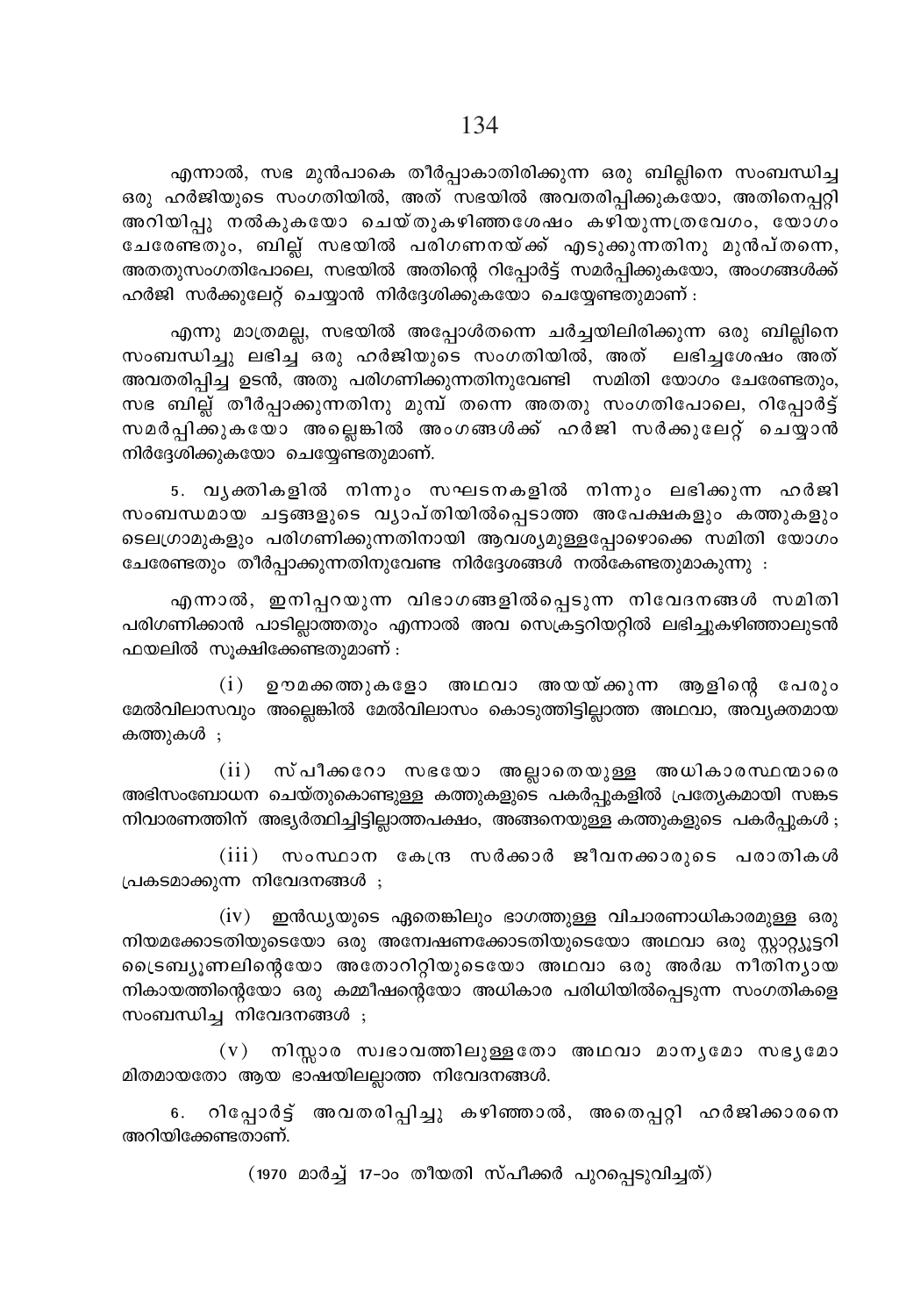എന്നാൽ, സഭ മുൻപാകെ തീർപ്പാകാതിരിക്കുന്ന ഒരു ബില്ലിനെ സംബന്ധിച്ച ഒരു ഹർജിയുടെ സംഗതിയിൽ, അത് സഭയിൽ അവതരിപ്പിക്കുകയോ, അതിനെപ്പറ്റി അറിയിപ്പു നൽകുകയോ ചെയ്തുകഴിഞ്ഞശേഷം കഴിയുന്നത്രവേഗം, യോഗം ചേരേണ്ടതും, ബില്ല് സഭയിൽ പരിഗണനയ്ക്ക് എടുക്കുന്നതിനു മുൻപ്തന്നെ, അതതുസംഗതിപോലെ, സഭയിൽ അതിന്റെ റിപ്പോർട്ട് സമർപ്പിക്കുകയോ, അംഗങ്ങൾക്ക് ഹർജി സർക്കുലേറ്റ് ചെയ്യാൻ നിർദ്ദേശിക്കുകയോ ചെയ്യേണ്ടതുമാണ് :

എന്നു മാത്രമല്ല, സഭയിൽ അപ്പോൾതന്നെ ചർച്ചയിലിരിക്കുന്ന ഒരു ബില്ലിനെ സംബന്ധിച്ചു ലഭിച്ച ഒരു ഹർജിയുടെ സംഗതിയിൽ, അത് ലഭിച്ചശേഷം അത് അവതരിപ്പിച്ച ഉടൻ, അതു പരിഗണിക്കുന്നതിനുവേണ്ടി സമിതി യോഗം ചേരേണ്ടതും, സഭ ബില്ല് തീർപ്പാക്കുന്നതിനു മുമ്പ് തന്നെ അതതു സംഗതിപോലെ, റിപ്പോർട്ട് സമർപ്പിക്കുകയോ അല്ലെങ്കിൽ അംഗങ്ങൾക്ക് ഹർജി സർക്കുലേറ്റ് ചെയ്യാൻ നിർദ്ദേശിക്കുകയോ ചെയ്യേണ്ടതുമാണ്.

5. വ്യക്തികളിൽ നിന്നും സംഘടനകളിൽ നിന്നും ലഭിക്കുന്ന ഹർജി സംബന്ധമായ ചട്ടങ്ങളുടെ വ്യാപ്തിയിൽപ്പെടാത്ത അപേക്ഷകളും കത്തുകളും ടെലഗ്രാമുകളും പരിഗണിക്കുന്നതിനായി ആവശ്യമുള്ളപ്പോഴൊക്കെ സമിതി യോഗം ചേരേണ്ടതും തീർപ്പാക്കുന്നതിനുവേണ്ട നിർദ്ദേശങ്ങൾ നൽകേണ്ടതുമാകുന്നു :

എന്നാൽ, ഇനിപ്പറയുന്ന വിഭാഗങ്ങളിൽപ്പെടുന്ന നിവേദനങ്ങൾ സമിതി പരിഗണിക്കാൻ പാടില്ലാത്തതും എന്നാൽ അവ സെക്രട്ടറിയറ്റിൽ ലഭിച്ചുകഴിഞ്ഞാലുടൻ ഫയലിൽ സൂക്ഷിക്കേണ്ടതുമാണ് :

(i) ഊമക്കത്തുകളോ അഥവാ അയയ്ക്കുന്ന ആളിന്റെ പേരും മേൽവിലാസവും അല്ലെങ്കിൽ മേൽവിലാസം കൊടുത്തിട്ടില്ലാത്ത അഥവാ, അവ്യക്തമായ കത്തുകൾ ;

(ii) സ്പീക്കറോ സഭയോ അല്ലാതെയുള്ള അധികാരസ്ഥന്മാരെ അഭിസംബോധന ചെയ്തുകൊണ്ടുള്ള കത്തുകളുടെ പകർപ്പുകളിൽ പ്രത്യേകമായി സങ്കട നിവാരണത്തിന് അഭ്യർത്ഥിച്ചിട്ടില്ലാത്തപക്ഷം, അങ്ങനെയുള്ള കത്തുകളുടെ പകർപ്പുകൾ ;

(iii) സംസ്ഥാന കേന്ദ്ര സർക്കാർ ജീവനക്കാരുടെ പരാതികൾ പ്രകടമാക്കുന്ന നിവേദനങ്ങൾ ;

(iv) ഇൻഡ്യയുടെ ഏതെങ്കിലും ഭാഗത്തുള്ള വിചാരണാധികാരമുള്ള ഒരു നിയമക്കോടതിയുടെയോ ഒരു അന്വേഷണക്കോടതിയുടെയോ അഥവാ ഒരു സ്റ്റാറ്റ്യൂട്ടറി ട്രൈബ്യൂണലിന്റെയോ അതോറിറ്റിയുടെയോ അഥവാ ഒരു അർദ്ധ നീതിന്യായ നികായത്തിന്റെയോ ഒരു കമ്മീഷന്റെയോ അധികാര പരിധിയിൽപ്പെടുന്ന സംഗതികളെ സംബന്ധിച്ച നിവേദനങ്ങൾ ;

(v) നിസ്സാര സ്വഭാവത്തിലുള്ളതോ അഥവാ മാന്യമോ സഭ്യമോ മിതമായതോ ആയ ഭാഷയിലല്ലാത്ത നിവേദനങ്ങൾ.

6. റിപ്പോർട്ട് അവതരിപ്പിച്ചു കഴിഞ്ഞാൽ, അതെപ്പറ്റി ഹർജിക്കാരനെ അറിയിക്കേണ്ടതാണ്.

(1970 മാർച്ച് 17-ാം തീയതി സ്പീക്കർ പുറപ്പെടുവിച്ചത്)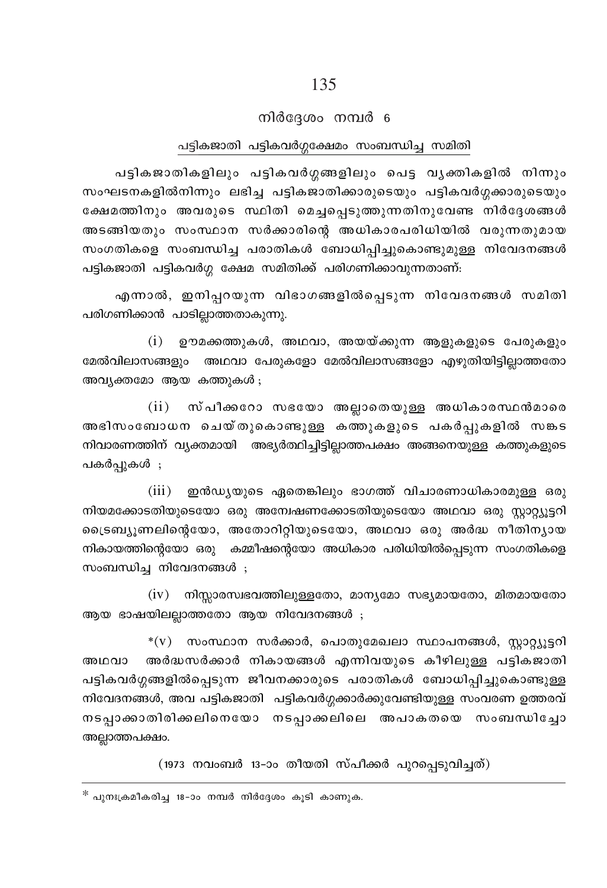## നിർദ്ദേശം നമ്പർ 6

### പട്ടികജാതി പട്ടികവർഗ്ഗക്ഷേമം സംബന്ധിച്ച സമിതി

പട്ടികജാതികളിലും പട്ടികവർഗ്ഗങ്ങളിലും പെട്ട വ്യക്തികളിൽ നിന്നും സംഘടനകളിൽനിന്നും ലഭിച്ച പട്ടികജാതിക്കാരുടെയും പട്ടികവർഗ്ഗക്കാരുടെയും ക്ഷേമത്തിനും അവരുടെ സ്ഥിതി മെച്ചപ്പെടുത്തുന്നതിനുവേണ്ട നിർദ്ദേശങ്ങൾ അടങ്ങിയതും സംസ്ഥാന സർക്കാരിന്റെ അധികാരപരിധിയിൽ വരുന്നതുമായ സംഗതികളെ സംബന്ധിച്ച പരാതികൾ ബോധിപ്പിച്ചുകൊണ്ടുമുള്ള നിവേദനങ്ങൾ പട്ടികജാതി പട്ടികവർഗ്ഗ ക്ഷേമ സമിതിക്ക് പരിഗണിക്കാവുന്നതാണ്:

എന്നാൽ, ഇനിപ്പറയുന്ന വിഭാഗങ്ങളിൽപ്പെടുന്ന നിവേദനങ്ങൾ സമിതി പരിഗണിക്കാൻ പാടില്ലാത്തതാകുന്നു.

(i) ഊമക്കത്തുകൾ, അഥവാ, അയയ്ക്കുന്ന ആളുകളുടെ പേരുകളും മേൽവിലാസങ്ങളും അഥവാ പേരുകളോ മേൽവിലാസങ്ങളോ എഴുതിയിട്ടില്ലാത്തതോ അവ്യക്തമോ ആയ കത്തുകൾ ;

(ii) സ്പീക്കറോ സഭയോ അല്ലാതെയുള്ള അധികാരസ്ഥൻമാരെ അഭിസംബോധന ചെയ്തുകൊണ്ടുള്ള കത്തുകളുടെ പകർപ്പുകളിൽ സങ്കട നിവാരണത്തിന് വ്യക്തമായി അഭ്യർത്ഥിച്ചിട്ടില്ലാത്തപക്ഷം അങ്ങനെയുള്ള കത്തുകളുടെ പകർപ്പുകൾ ;

(iii) ഇൻഡ്യയുടെ ഏതെങ്കിലും ഭാഗത്ത് വിചാരണാധികാരമുള്ള ഒരു നിയമക്കോടതിയുടെയോ ഒരു അന്വേഷണക്കോടതിയുടെയോ അഥവാ ഒരു സ്റ്റാറ്റ്യൂട്ടറി ട്രൈബ്യൂണലിന്റെയോ, അതോറിറ്റിയുടെയോ, അഥവാ ഒരു അർദ്ധ നീതിന്യായ നികായത്തിന്റെയോ ഒരു കമ്മീഷന്റെയോ അധികാര പരിധിയിൽപ്പെടുന്ന സംഗതികളെ സംബന്ധിച്ച നിവേദനങ്ങൾ ;

(iv) നിസ്സാരസ്വഭവത്തിലുള്ളതോ, മാന്യമോ സഭ്യമായതോ, മിതമായതോ ആയ ഭാഷയിലല്ലാത്തതോ ആയ നിവേദനങ്ങൾ ;

*(v) സംസ്ഥാന സർക്കാർ, പൊതുമേഖലാ സ്ഥാപനങ്ങൾ, സ്റ്റാറ്റ്യൂട്ടറി അഥവാ അർദ്ധസർക്കാർ നികായങ്ങൾ എന്നിവയുടെ കീഴിലുള്ള പട്ടികജാതി പട്ടികവർഗ്ഗങ്ങളിൽപ്പെടുന്ന ജീവനക്കാരുടെ പരാതികൾ ബോധിപ്പിച്ചുകൊണ്ടുള്ള നിവേദനങ്ങൾ, അവ പട്ടികജാതി പട്ടികവർഗ്ഗക്കാർക്കുവേണ്ടിയുള്ള സംവരണ ഉത്തരവ് നടപ്പാക്കാതിരിക്കലിനെയോ നടപ്പാക്കലിലെ അപാകതയെ സംബന്ധിച്ചോ അല്ലാത്തപക്ഷം.

(1973 നവംബർ 13-ാം തീയതി സ്പീക്കർ പുറപ്പെടുവിച്ചത്)

---

* പുനഃക്രമീകരിച്ച 18-ാം നമ്പർ നിർദ്ദേശം കൂടി കാണുക.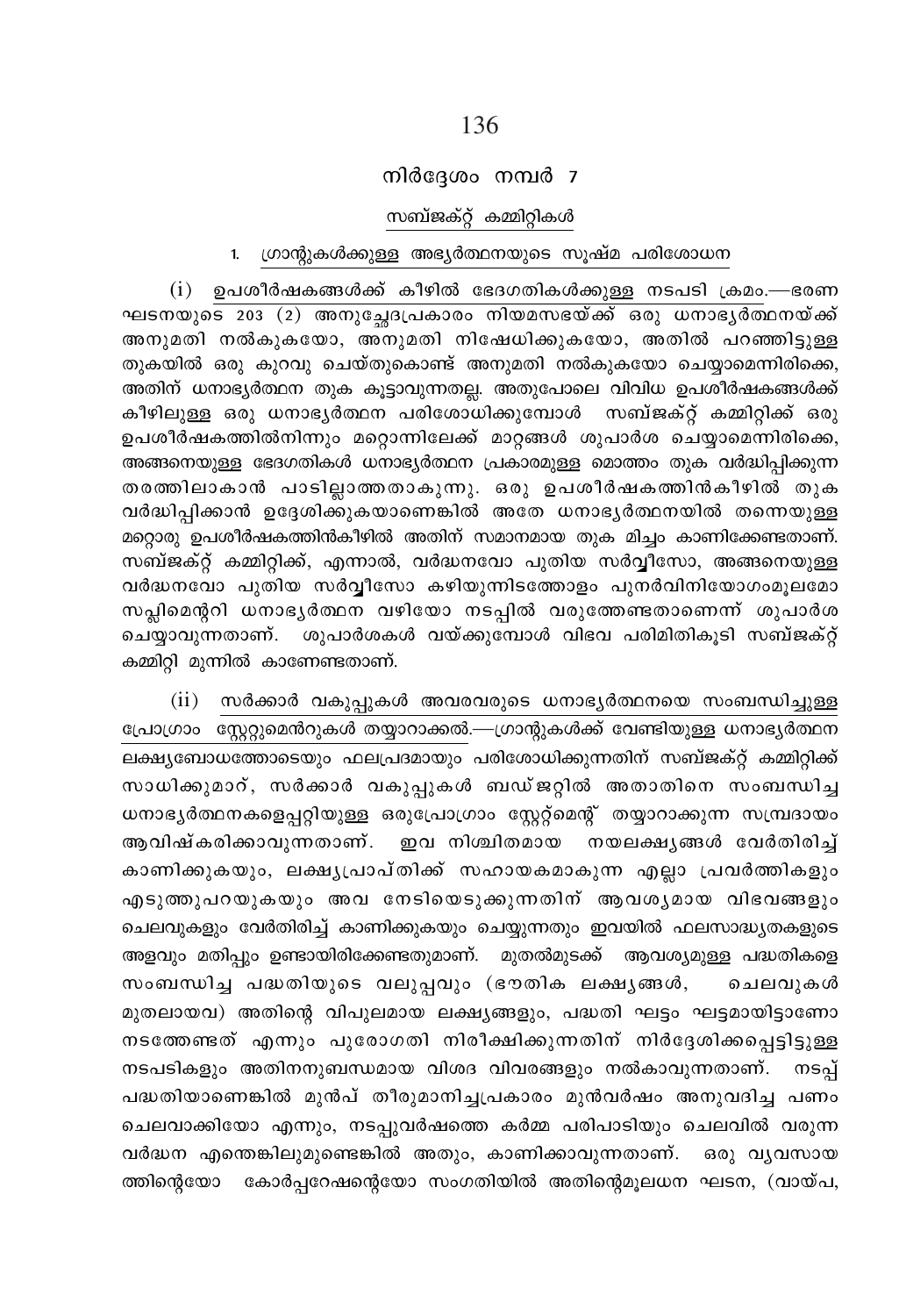## നിർദ്ദേശം നമ്പർ 7

### സബ്ജക്റ്റ് കമ്മിറ്റികൾ

1. ഗ്രാന്റുകൾക്കുള്ള അഭ്യർത്ഥനയുടെ സൂക്ഷ്മ പരിശോധന

(i) ഉപശീർഷകങ്ങൾക്ക് കീഴിൽ ഭേദഗതികൾക്കുള്ള നടപടി ക്രമം.—ഭരണ ഘടനയുടെ 203 (2) അനുച്ഛേദപ്രകാരം നിയമസഭയ്ക്ക് ഒരു ധനാഭ്യർത്ഥനയ്ക്ക് അനുമതി നൽകുകയോ, അനുമതി നിഷേധിക്കുകയോ, അതിൽ പറഞ്ഞിട്ടുള്ള തുകയിൽ ഒരു കുറവു ചെയ്തുകൊണ്ട് അനുമതി നൽകുകയോ ചെയ്യാമെന്നിരിക്കെ, അതിന് ധനാഭ്യർത്ഥന തുക കൂട്ടാവുന്നതല്ല. അതുപോലെ വിവിധ ഉപശീർഷകങ്ങൾക്ക് കീഴിലുള്ള ഒരു ധനാഭ്യർത്ഥന പരിശോധിക്കുമ്പോൾ സബ്ജക്റ്റ് കമ്മിറ്റിക്ക് ഒരു ഉപശീർഷകത്തിൽനിന്നും മറ്റൊന്നിലേക്ക് മാറ്റങ്ങൾ ശുപാർശ ചെയ്യാമെന്നിരിക്കെ, അങ്ങനെയുള്ള ഭേദഗതികൾ ധനാഭ്യർത്ഥന പ്രകാരമുള്ള മൊത്തം തുക വർദ്ധിപ്പിക്കുന്ന തരത്തിലാകാൻ പാടില്ലാത്തതാകുന്നു. ഒരു ഉപശീർഷകത്തിൻകീഴിൽ തുക വർദ്ധിപ്പിക്കാൻ ഉദ്ദേശിക്കുകയാണെങ്കിൽ അതേ ധനാഭ്യർത്ഥനയിൽ തന്നെയുള്ള മറ്റൊരു ഉപശീർഷകത്തിൻകീഴിൽ അതിന് സമാനമായ തുക മിച്ചം കാണിക്കേണ്ടതാണ്. സബ്ജക്റ്റ് കമ്മിറ്റിക്ക്, എന്നാൽ, വർദ്ധനവോ പുതിയ സർവ്വീസോ, അങ്ങനെയുള്ള വർദ്ധനവോ പുതിയ സർവ്വീസോ കഴിയുന്നിടത്തോളം പുനർവിനിയോഗംമൂലമോ സപ്ലിമെന്ററി ധനാഭ്യർത്ഥന വഴിയോ നടപ്പിൽ വരുത്തേണ്ടതാണെന്ന് ശുപാർശ ചെയ്യാവുന്നതാണ്. ശുപാർശകൾ വയ്ക്കുമ്പോൾ വിഭവ പരിമിതികൂടി സബ്ജക്റ്റ് കമ്മിറ്റി മുന്നിൽ കാണേണ്ടതാണ്.

(ii) സർക്കാർ വകുപ്പുകൾ അവരവരുടെ ധനാഭ്യർത്ഥനയെ സംബന്ധിച്ചുള്ള പ്രോഗ്രാം സ്റ്റേറ്റുമെന്റുകൾ തയ്യാറാക്കൽ.—ഗ്രാന്റുകൾക്ക് വേണ്ടിയുള്ള ധനാഭ്യർത്ഥന ലക്ഷ്യബോധത്തോടെയും ഫലപ്രദമായും പരിശോധിക്കുന്നതിന് സബ്ജക്റ്റ് കമ്മിറ്റിക്ക് സാധിക്കുമാറ്, സർക്കാർ വകുപ്പുകൾ ബഡ്ജറ്റിൽ അതാതിനെ സംബന്ധിച്ച ധനാഭ്യർത്ഥനകളെപ്പറ്റിയുള്ള ഒരുപ്രോഗ്രാം സ്റ്റേറ്റ്മെന്റ് തയ്യാറാക്കുന്ന സമ്പ്രദായം ആവിഷ്കരിക്കാവുന്നതാണ്. ഇവ നിശ്ചിതമായ നയലക്ഷ്യങ്ങൾ വേർതിരിച്ച് കാണിക്കുകയും, ലക്ഷ്യപ്രാപ്തിക്ക് സഹായകമാകുന്ന എല്ലാ പ്രവർത്തികളും എടുത്തുപറയുകയും അവ നേടിയെടുക്കുന്നതിന് ആവശ്യമായ വിഭവങ്ങളും ചെലവുകളും വേർതിരിച്ച് കാണിക്കുകയും ചെയ്യുന്നതും ഇവയിൽ ഫലസാദ്ധ്യതകളുടെ അളവും മതിപ്പും ഉണ്ടായിരിക്കേണ്ടതുമാണ്. മുതൽമുടക്ക് ആവശ്യമുള്ള പദ്ധതികളെ സംബന്ധിച്ച പദ്ധതിയുടെ വലുപ്പവും (ഭൗതിക ലക്ഷ്യങ്ങൾ, ചെലവുകൾ മുതലായവ) അതിന്റെ വിപുലമായ ലക്ഷ്യങ്ങളും, പദ്ധതി ഘട്ടം ഘട്ടമായിട്ടാണോ നടത്തേണ്ടത് എന്നും പുരോഗതി നിരീക്ഷിക്കുന്നതിന് നിർദ്ദേശിക്കപ്പെട്ടിട്ടുള്ള നടപടികളും അതിനനുബന്ധമായ വിശദ വിവരങ്ങളും നൽകാവുന്നതാണ്. നടപ്പ് പദ്ധതിയാണെങ്കിൽ മുൻപ് തീരുമാനിച്ചപ്രകാരം മുൻവർഷം അനുവദിച്ച പണം ചെലവാക്കിയോ എന്നും, നടപ്പുവർഷത്തെ കർമ്മ പരിപാടിയും ചെലവിൽ വരുന്ന വർദ്ധന എന്തെങ്കിലുമുണ്ടെങ്കിൽ അതും, കാണിക്കാവുന്നതാണ്. ഒരു വ്യവസായ ത്തിന്റെയോ കോർപ്പറേഷന്റെയോ സംഗതിയിൽ അതിന്റെമൂലധന ഘടന, (വായ്പ,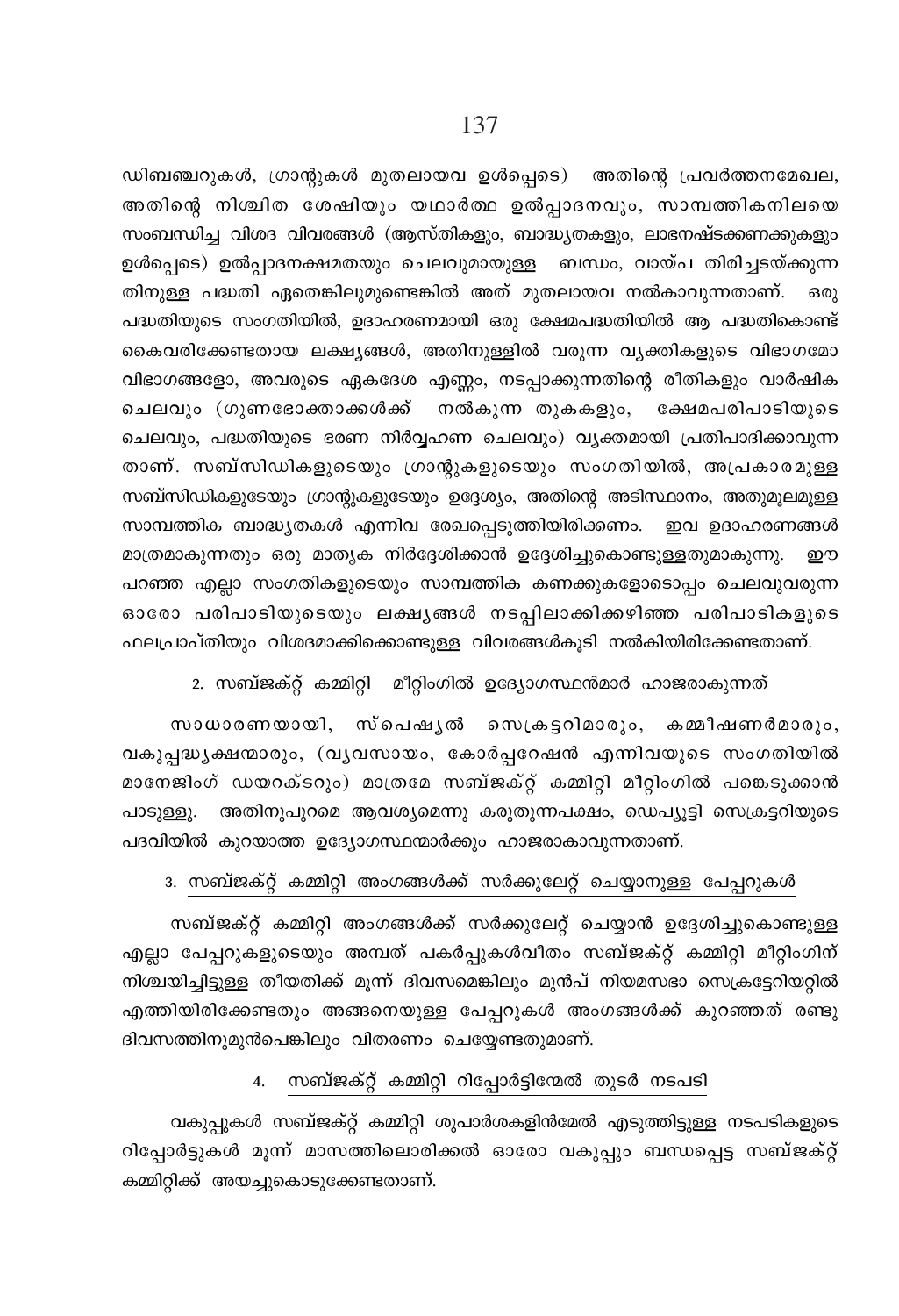ഡിബഞ്ചറുകൾ, ഗ്രാന്റുകൾ മുതലായവ ഉൾപ്പെടെ) അതിന്റെ പ്രവർത്തനമേഖല, അതിന്റെ നിശ്ചിത ശേഷിയും യഥാർത്ഥ ഉൽപ്പാദനവും, സാമ്പത്തികനിലയെ സംബന്ധിച്ച വിശദ വിവരങ്ങൾ (ആസ്തികളും, ബാദ്ധ്യതകളും, ലാഭനഷ്ടക്കണക്കുകളും ഉൾപ്പെടെ) ഉൽപ്പാദനക്ഷമതയും ചെലവുമായുള്ള ബന്ധം, വായ്പ തിരിച്ചടയ്ക്കുന്നതിനുള്ള പദ്ധതി ഏതെങ്കിലുമുണ്ടെങ്കിൽ അത് മുതലായവ നൽകാവുന്നതാണ്. ഒരു പദ്ധതിയുടെ സംഗതിയിൽ, ഉദാഹരണമായി ഒരു ക്ഷേമപദ്ധതിയിൽ ആ പദ്ധതികൊണ്ട് കൈവരിക്കേണ്ടതായ ലക്ഷ്യങ്ങൾ, അതിനുള്ളിൽ വരുന്ന വ്യക്തികളുടെ വിഭാഗമോ വിഭാഗങ്ങളോ, അവരുടെ ഏകദേശ എണ്ണം, നടപ്പാക്കുന്നതിന്റെ രീതികളും വാർഷിക ചെലവും (ഗുണഭോക്താക്കൾക്ക് നൽകുന്ന തുകകളും, ക്ഷേമപരിപാടിയുടെ ചെലവും, പദ്ധതിയുടെ ഭരണ നിർവ്വഹണ ചെലവും) വ്യക്തമായി പ്രതിപാദിക്കാവുന്നതാണ്. സബ്സിഡികളുടെയും ഗ്രാന്റുകളുടെയും സംഗതിയിൽ, അപ്രകാരമുള്ള സബ്സിഡികളുടേയും ഗ്രാന്റുകളുടേയും ഉദ്ദേശ്യം, അതിന്റെ അടിസ്ഥാനം, അതുമൂലമുള്ള സാമ്പത്തിക ബാദ്ധ്യതകൾ എന്നിവ രേഖപ്പെടുത്തിയിരിക്കണം. ഇവ ഉദാഹരണങ്ങൾ മാത്രമാകുന്നതും ഒരു മാതൃക നിർദ്ദേശിക്കാൻ ഉദ്ദേശിച്ചുകൊണ്ടുള്ളതുമാകുന്നു. ഈ പറഞ്ഞ എല്ലാ സംഗതികളുടെയും സാമ്പത്തിക കണക്കുകളോടൊപ്പം ചെലവുവരുന്ന ഓരോ പരിപാടിയുടെയും ലക്ഷ്യങ്ങൾ നടപ്പിലാക്കിക്കഴിഞ്ഞ പരിപാടികളുടെ ഫലപ്രാപ്തിയും വിശദമാക്കിക്കൊണ്ടുള്ള വിവരങ്ങൾകൂടി നൽകിയിരിക്കേണ്ടതാണ്.

## 2. സബ്ജക്റ്റ് കമ്മിറ്റി മീറ്റിംഗിൽ ഉദ്യോഗസ്ഥൻമാർ ഹാജരാകുന്നത്

സാധാരണയായി, സ്പെഷ്യൽ സെക്രട്ടറിമാരും, കമ്മീഷണർമാരും, വകുപ്പദ്ധ്യക്ഷന്മാരും, (വ്യവസായം, കോർപ്പറേഷൻ എന്നിവയുടെ സംഗതിയിൽ മാനേജിംഗ് ഡയറക്ടറും) മാത്രമേ സബ്ജക്റ്റ് കമ്മിറ്റി മീറ്റിംഗിൽ പങ്കെടുക്കാൻ പാടുള്ളൂ. അതിനുപുറമെ ആവശ്യമെന്നു കരുതുന്നപക്ഷം, ഡെപ്യൂട്ടി സെക്രട്ടറിയുടെ പദവിയിൽ കുറയാത്ത ഉദ്യോഗസ്ഥന്മാർക്കും ഹാജരാകാവുന്നതാണ്.

## 3. സബ്ജക്റ്റ് കമ്മിറ്റി അംഗങ്ങൾക്ക് സർക്കുലേറ്റ് ചെയ്യാനുള്ള പേപ്പറുകൾ

സബ്ജക്റ്റ് കമ്മിറ്റി അംഗങ്ങൾക്ക് സർക്കുലേറ്റ് ചെയ്യാൻ ഉദ്ദേശിച്ചുകൊണ്ടുള്ള എല്ലാ പേപ്പറുകളുടെയും അമ്പത് പകർപ്പുകൾവീതം സബ്ജക്റ്റ് കമ്മിറ്റി മീറ്റിംഗിന് നിശ്ചയിച്ചിട്ടുള്ള തീയതിക്ക് മൂന്ന് ദിവസമെങ്കിലും മുൻപ് നിയമസഭാ സെക്രട്ടേറിയറ്റിൽ എത്തിയിരിക്കേണ്ടതും അങ്ങനെയുള്ള പേപ്പറുകൾ അംഗങ്ങൾക്ക് കുറഞ്ഞത് രണ്ടു ദിവസത്തിനുമുൻപെങ്കിലും വിതരണം ചെയ്യേണ്ടതുമാണ്.

## 4. സബ്ജക്റ്റ് കമ്മിറ്റി റിപ്പോർട്ടിന്മേൽ തുടർ നടപടി

വകുപ്പുകൾ സബ്ജക്റ്റ് കമ്മിറ്റി ശുപാർശകളിൻമേൽ എടുത്തിട്ടുള്ള നടപടികളുടെ റിപ്പോർട്ടുകൾ മൂന്ന് മാസത്തിലൊരിക്കൽ ഓരോ വകുപ്പും ബന്ധപ്പെട്ട സബ്ജക്റ്റ് കമ്മിറ്റിക്ക് അയച്ചുകൊടുക്കേണ്ടതാണ്.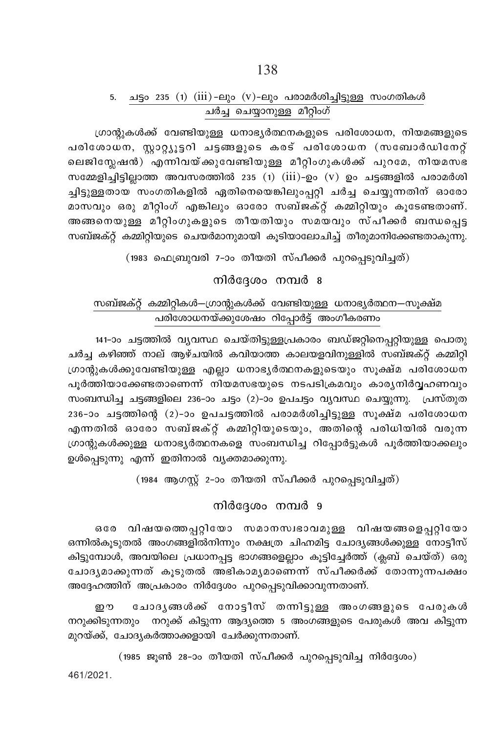## 5. ചട്ടം 235 (1) (iii)-ലും (v)-ലും പരാമർശിച്ചിട്ടുള്ള സംഗതികൾ ചർച്ച ചെയ്യാനുള്ള മീറ്റിംഗ്

ഗ്രാന്റുകൾക്ക് വേണ്ടിയുള്ള ധനാഭ്യർത്ഥനകളുടെ പരിശോധന, നിയമങ്ങളുടെ പരിശോധന, സ്റ്റാറ്റ്യൂട്ടറി ചട്ടങ്ങളുടെ കരട് പരിശോധന (സബോർഡിനേറ്റ് ലെജിസ്ലേഷൻ) എന്നിവയ്ക്കുവേണ്ടിയുള്ള മീറ്റിംഗുകൾക്ക് പുറമേ, നിയമസഭ സമ്മേളിച്ചിട്ടില്ലാത്ത അവസരത്തിൽ 235 (1) (iii)-ഉം (v) ഉം ചട്ടങ്ങളിൽ പരാമർശിച്ചിട്ടുള്ളതായ സംഗതികളിൽ ഏതിനെയെങ്കിലുംപ്പറ്റി ചർച്ച ചെയ്യുന്നതിന് ഓരോ മാസവും ഒരു മീറ്റിംഗ് എങ്കിലും ഓരോ സബ്ജക്റ്റ് കമ്മിറ്റിയും കൂടേണ്ടതാണ്. അങ്ങനെയുള്ള മീറ്റിംഗുകളുടെ തീയതിയും സമയവും സ്പീക്കർ ബന്ധപ്പെട്ട സബ്ജക്റ്റ് കമ്മിറ്റിയുടെ ചെയർമാനുമായി കൂടിയാലോചിച്ച് തീരുമാനിക്കേണ്ടതാകുന്നു.

(1983 ഫെബ്രുവരി 7-ാം തീയതി സ്പീക്കർ പുറപ്പെടുവിച്ചത്)

## നിർദ്ദേശം നമ്പർ 8

### സബ്ജക്റ്റ് കമ്മിറ്റികൾ—ഗ്രാന്റുകൾക്ക് വേണ്ടിയുള്ള ധനാഭ്യർത്ഥന—സൂക്ഷ്മ പരിശോധനയ്ക്കുശേഷം റിപ്പോർട്ട് അംഗീകരണം

141-ാം ചട്ടത്തിൽ വ്യവസ്ഥ ചെയ്തിട്ടുള്ളപ്രകാരം ബഡ്ജറ്റിനെപ്പറ്റിയുള്ള പൊതു ചർച്ച കഴിഞ്ഞ് നാല് ആഴ്ചയിൽ കവിയാത്ത കാലയളവിനുള്ളിൽ സബ്ജക്റ്റ് കമ്മിറ്റി ഗ്രാന്റുകൾക്കുവേണ്ടിയുള്ള എല്ലാ ധനാഭ്യർത്ഥനകളുടെയും സൂക്ഷ്മ പരിശോധന പൂർത്തിയാക്കേണ്ടതാണെന്ന് നിയമസഭയുടെ നടപടിക്രമവും കാര്യനിർവ്വഹണവും സംബന്ധിച്ച ചട്ടങ്ങളിലെ 236-ാം ചട്ടം (2)-ാം ഉപചട്ടം വ്യവസ്ഥ ചെയ്യുന്നു. പ്രസ്തുത 236-ാം ചട്ടത്തിന്റെ (2)-ാം ഉപചട്ടത്തിൽ പരാമർശിച്ചിട്ടുള്ള സൂക്ഷ്മ പരിശോധന എന്നതിൽ ഓരോ സബ്ജക്റ്റ് കമ്മിറ്റിയുടെയും, അതിന്റെ പരിധിയിൽ വരുന്ന ഗ്രാന്റുകൾക്കുള്ള ധനാഭ്യർത്ഥനകളെ സംബന്ധിച്ച റിപ്പോർട്ടുകൾ പൂർത്തിയാക്കലും ഉൾപ്പെടുന്നു എന്ന് ഇതിനാൽ വ്യക്തമാക്കുന്നു.

(1984 ആഗസ്റ്റ് 2-ാം തീയതി സ്പീക്കർ പുറപ്പെടുവിച്ചത്)

## നിർദ്ദേശം നമ്പർ 9

ഒരേ വിഷയത്തെപ്പറ്റിയോ സമാനസ്വഭാവമുള്ള വിഷയങ്ങളെപ്പറ്റിയോ ഒന്നിൽകൂടുതൽ അംഗങ്ങളിൽനിന്നും നക്ഷത്ര ചിഹ്നമിട്ട ചോദ്യങ്ങൾക്കുള്ള നോട്ടീസ് കിട്ടുമ്പോൾ, അവയിലെ പ്രധാനപ്പെട്ട ഭാഗങ്ങളെല്ലാം കൂട്ടിച്ചേർത്ത് (ക്ലബ് ചെയ്ത്) ഒരു ചോദ്യമാക്കുന്നത് കൂടുതൽ അഭികാമ്യമാണെന്ന് സ്പീക്കർക്ക് തോന്നുന്നപക്ഷം അദ്ദേഹത്തിന് അപ്രകാരം നിർദ്ദേശം പുറപ്പെടുവിക്കാവുന്നതാണ്.

ഈ ചോദ്യങ്ങൾക്ക് നോട്ടീസ് തന്നിട്ടുള്ള അംഗങ്ങളുടെ പേരുകൾ നറുക്കിടുന്നതും നറുക്ക് കിട്ടുന്ന ആദ്യത്തെ 5 അംഗങ്ങളുടെ പേരുകൾ അവ കിട്ടുന്ന മുറയ്ക്ക്, ചോദ്യകർത്താക്കളായി ചേർക്കുന്നതാണ്.

(1985 ജൂൺ 28-ാം തീയതി സ്പീക്കർ പുറപ്പെടുവിച്ച നിർദ്ദേശം)

461/2021.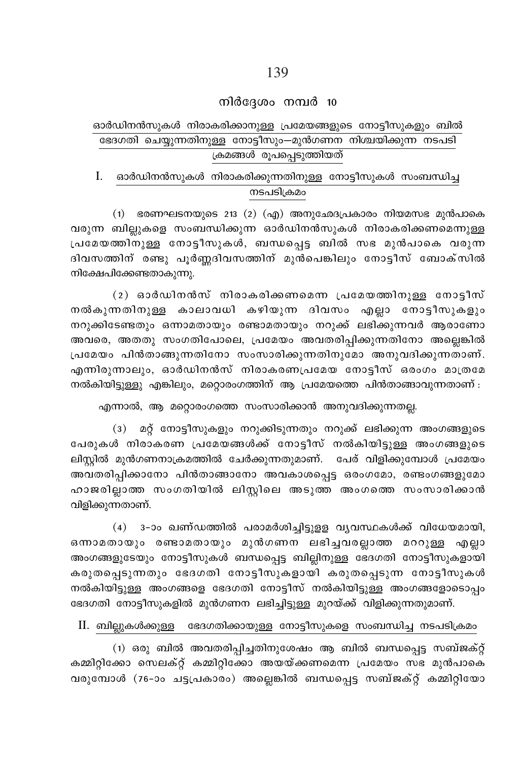## നിർദ്ദേശം നമ്പർ 10

### ഓർഡിനൻസുകൾ നിരാകരിക്കാനുള്ള പ്രമേയങ്ങളുടെ നോട്ടീസുകളും ബിൽ ഭേദഗതി ചെയ്യുന്നതിനുള്ള നോട്ടീസും—മുൻഗണന നിശ്ചയിക്കുന്ന നടപടി ക്രമങ്ങൾ രൂപപ്പെടുത്തിയത്

### I. ഓർഡിനൻസുകൾ നിരാകരിക്കുന്നതിനുള്ള നോട്ടീസുകൾ സംബന്ധിച്ച നടപടിക്രമം

(1) ഭരണഘടനയുടെ 213 (2) (എ) അനുഛേദപ്രകാരം നിയമസഭ മുൻപാകെ വരുന്ന ബില്ലുകളെ സംബന്ധിക്കുന്ന ഓർഡിനൻസുകൾ നിരാകരിക്കണമെന്നുള്ള പ്രമേയത്തിനുള്ള നോട്ടീസുകൾ, ബന്ധപ്പെട്ട ബിൽ സഭ മുൻപാകെ വരുന്ന ദിവസത്തിന് രണ്ടു പൂർണ്ണദിവസത്തിന് മുൻപെങ്കിലും നോട്ടീസ് ബോക്സിൽ നിക്ഷേപിക്കേണ്ടതാകുന്നു.

(2) ഓർഡിനൻസ് നിരാകരിക്കണമെന്ന പ്രമേയത്തിനുള്ള നോട്ടീസ് നൽകുന്നതിനുള്ള കാലാവധി കഴിയുന്ന ദിവസം എല്ലാ നോട്ടീസുകളും നറുക്കിടേണ്ടതും ഒന്നാമതായും രണ്ടാമതായും നറുക്ക് ലഭിക്കുന്നവർ ആരാണോ അവരെ, അതതു സംഗതിപോലെ, പ്രമേയം അവതരിപ്പിക്കുന്നതിനോ അല്ലെങ്കിൽ പ്രമേയം പിൻതാങ്ങുന്നതിനോ സംസാരിക്കുന്നതിനുമോ അനുവദിക്കുന്നതാണ്. എന്നിരുന്നാലും, ഓർഡിനൻസ് നിരാകരണപ്രമേയ നോട്ടീസ് ഒരംഗം മാത്രമേ നൽകിയിട്ടുള്ളു എങ്കിലും, മറ്റൊരംഗത്തിന് ആ പ്രമേയത്തെ പിൻതാങ്ങാവുന്നതാണ് :

എന്നാൽ, ആ മറ്റൊരംഗത്തെ സംസാരിക്കാൻ അനുവദിക്കുന്നതല്ല.

(3) മറ്റ് നോട്ടീസുകളും നറുക്കിടുന്നതും നറുക്ക് ലഭിക്കുന്ന അംഗങ്ങളുടെ പേരുകൾ നിരാകരണ പ്രമേയങ്ങൾക്ക് നോട്ടീസ് നൽകിയിട്ടുള്ള അംഗങ്ങളുടെ ലിസ്റ്റിൽ മുൻഗണനാക്രമത്തിൽ ചേർക്കുന്നതുമാണ്. പേര് വിളിക്കുമ്പോൾ പ്രമേയം അവതരിപ്പിക്കാനോ പിൻതാങ്ങാനോ അവകാശപ്പെട്ട ഒരംഗമോ, രണ്ടംഗങ്ങളുമോ ഹാജരില്ലാത്ത സംഗതിയിൽ ലിസ്റ്റിലെ അടുത്ത അംഗത്തെ സംസാരിക്കാൻ വിളിക്കുന്നതാണ്.

(4) 3-ാം ഖണ്ഡത്തിൽ പരാമർശിച്ചിട്ടുളള വ്യവസ്ഥകൾക്ക് വിധേയമായി, ഒന്നാമതായും രണ്ടാമതായും മുൻഗണന ലഭിച്ചവരല്ലാത്ത മററുള്ള എല്ലാ അംഗങ്ങളുടേയും നോട്ടീസുകൾ ബന്ധപ്പെട്ട ബില്ലിനുള്ള ഭേദഗതി നോട്ടീസുകളായി കരുതപ്പെടുന്നതും ഭേദഗതി നോട്ടീസുകളായി കരുതപ്പെടുന്ന നോട്ടീസുകൾ നൽകിയിട്ടുള്ള അംഗങ്ങളെ ഭേദഗതി നോട്ടീസ് നൽകിയിട്ടുള്ള അംഗങ്ങളോടൊപ്പം ഭേദഗതി നോട്ടീസുകളിൽ മുൻഗണന ലഭിച്ചിട്ടുള്ള മുറയ്ക്ക് വിളിക്കുന്നതുമാണ്.

### II. ബില്ലുകൾക്കുള്ള ഭേദഗതിക്കായുള്ള നോട്ടീസുകളെ സംബന്ധിച്ച നടപടിക്രമം

(1) ഒരു ബിൽ അവതരിപ്പിച്ചതിനുശേഷം ആ ബിൽ ബന്ധപ്പെട്ട സബ്ജക്റ്റ് കമ്മിറ്റിക്കോ സെലക്റ്റ് കമ്മിറ്റിക്കോ അയയ്ക്കണമെന്ന പ്രമേയം സഭ മുൻപാകെ വരുമ്പോൾ (76-ാം ചട്ടപ്രകാരം) അല്ലെങ്കിൽ ബന്ധപ്പെട്ട സബ്ജക്റ്റ് കമ്മിറ്റിയോ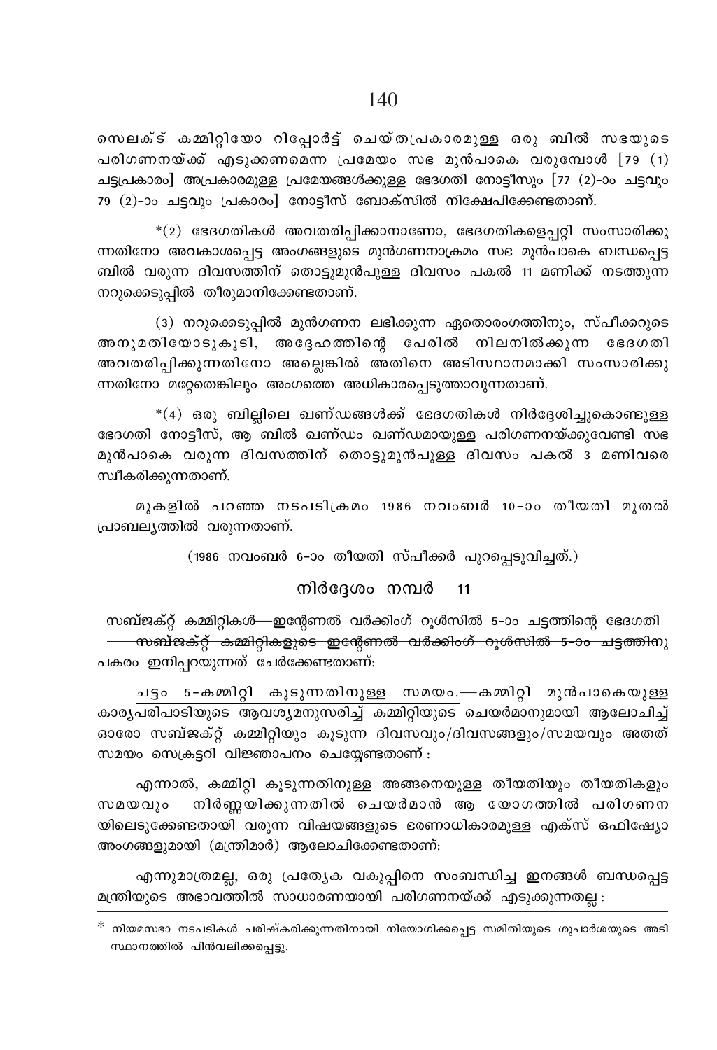സെലക്ട് കമ്മിറ്റിയോ റിപ്പോർട്ട് ചെയ്തപ്രകാരമുള്ള ഒരു ബിൽ സഭയുടെ പരിഗണനയ്ക്ക് എടുക്കണമെന്ന പ്രമേയം സഭ മുൻപാകെ വരുമ്പോൾ [79 (1) ചട്ടപ്രകാരം] അപ്രകാരമുള്ള പ്രമേയങ്ങൾക്കുള്ള ഭേദഗതി നോട്ടീസും [77 (2)-ാം ചട്ടവും 79 (2)-ാം ചട്ടവും പ്രകാരം] നോട്ടീസ് ബോക്സിൽ നിക്ഷേപിക്കേണ്ടതാണ്.

*(2) ഭേദഗതികൾ അവതരിപ്പിക്കാനാണോ, ഭേദഗതികളെപ്പറ്റി സംസാരിക്കുന്നതിനോ അവകാശപ്പെട്ട അംഗങ്ങളുടെ മുൻഗണനാക്രമം സഭ മുൻപാകെ ബന്ധപ്പെട്ട ബിൽ വരുന്ന ദിവസത്തിന് തൊട്ടുമുൻപുള്ള ദിവസം പകൽ 11 മണിക്ക് നടത്തുന്ന നറുക്കെടുപ്പിൽ തീരുമാനിക്കേണ്ടതാണ്.

(3) നറുക്കെടുപ്പിൽ മുൻഗണന ലഭിക്കുന്ന ഏതൊരംഗത്തിനും, സ്പീക്കറുടെ അനുമതിയോടുകൂടി, അദ്ദേഹത്തിന്റെ പേരിൽ നിലനിൽക്കുന്ന ഭേദഗതി അവതരിപ്പിക്കുന്നതിനോ അല്ലെങ്കിൽ അതിനെ അടിസ്ഥാനമാക്കി സംസാരിക്കുന്നതിനോ മറ്റേതെങ്കിലും അംഗത്തെ അധികാരപ്പെടുത്താവുന്നതാണ്.

*(4) ഒരു ബില്ലിലെ ഖണ്ഡങ്ങൾക്ക് ഭേദഗതികൾ നിർദ്ദേശിച്ചുകൊണ്ടുള്ള ഭേദഗതി നോട്ടീസ്, ആ ബിൽ ഖണ്ഡം ഖണ്ഡമായുള്ള പരിഗണനയ്ക്കുവേണ്ടി സഭ മുൻപാകെ വരുന്ന ദിവസത്തിന് തൊട്ടുമുൻപുള്ള ദിവസം പകൽ 3 മണിവരെ സ്വീകരിക്കുന്നതാണ്.

മുകളിൽ പറഞ്ഞ നടപടിക്രമം 1986 നവംബർ 10-ാം തീയതി മുതൽ പ്രാബല്യത്തിൽ വരുന്നതാണ്.

(1986 നവംബർ 6-ാം തീയതി സ്പീക്കർ പുറപ്പെടുവിച്ചത്.)

## നിർദ്ദേശം നമ്പർ 11

സബ്ജക്റ്റ് കമ്മിറ്റികൾ—ഇന്റേണൽ വർക്കിംഗ് റൂൾസിൽ 5-ാം ചട്ടത്തിന്റെ ഭേദഗതി

~~സബ്ജക്റ്റ് കമ്മിറ്റികളുടെ ഇന്റേണൽ വർക്കിംഗ് റൂൾസിൽ 5-ാം ചട്ടത്തിനു~~ പകരം ഇനിപ്പറയുന്നത് ചേർക്കേണ്ടതാണ്:

<u>ചട്ടം 5-കമ്മിറ്റി കൂടുന്നതിനുള്ള സമയം.</u>—കമ്മിറ്റി മുൻപാകെയുള്ള കാര്യപരിപാടിയുടെ ആവശ്യമനുസരിച്ച് കമ്മിറ്റിയുടെ ചെയർമാനുമായി ആലോചിച്ച് ഓരോ സബ്ജക്റ്റ് കമ്മിറ്റിയും കൂടുന്ന ദിവസവും/ദിവസങ്ങളും/സമയവും അതത് സമയം സെക്രട്ടറി വിജ്ഞാപനം ചെയ്യേണ്ടതാണ് :

എന്നാൽ, കമ്മിറ്റി കൂടുന്നതിനുള്ള അങ്ങനെയുള്ള തീയതിയും തീയതികളും സമയവും നിർണ്ണയിക്കുന്നതിൽ ചെയർമാൻ ആ യോഗത്തിൽ പരിഗണനയിലെടുക്കേണ്ടതായി വരുന്ന വിഷയങ്ങളുടെ ഭരണാധികാരമുള്ള എക്സ് ഒഫിഷ്യോ അംഗങ്ങളുമായി (മന്ത്രിമാർ) ആലോചിക്കേണ്ടതാണ്:

എന്നുമാത്രമല്ല, ഒരു പ്രത്യേക വകുപ്പിനെ സംബന്ധിച്ച ഇനങ്ങൾ ബന്ധപ്പെട്ട മന്ത്രിയുടെ അഭാവത്തിൽ സാധാരണയായി പരിഗണനയ്ക്ക് എടുക്കുന്നതല്ല :

---

* നിയമസഭാ നടപടികൾ പരിഷ്കരിക്കുന്നതിനായി നിയോഗിക്കപ്പെട്ട സമിതിയുടെ ശുപാർശയുടെ അടിസ്ഥാനത്തിൽ പിൻവലിക്കപ്പെട്ടു.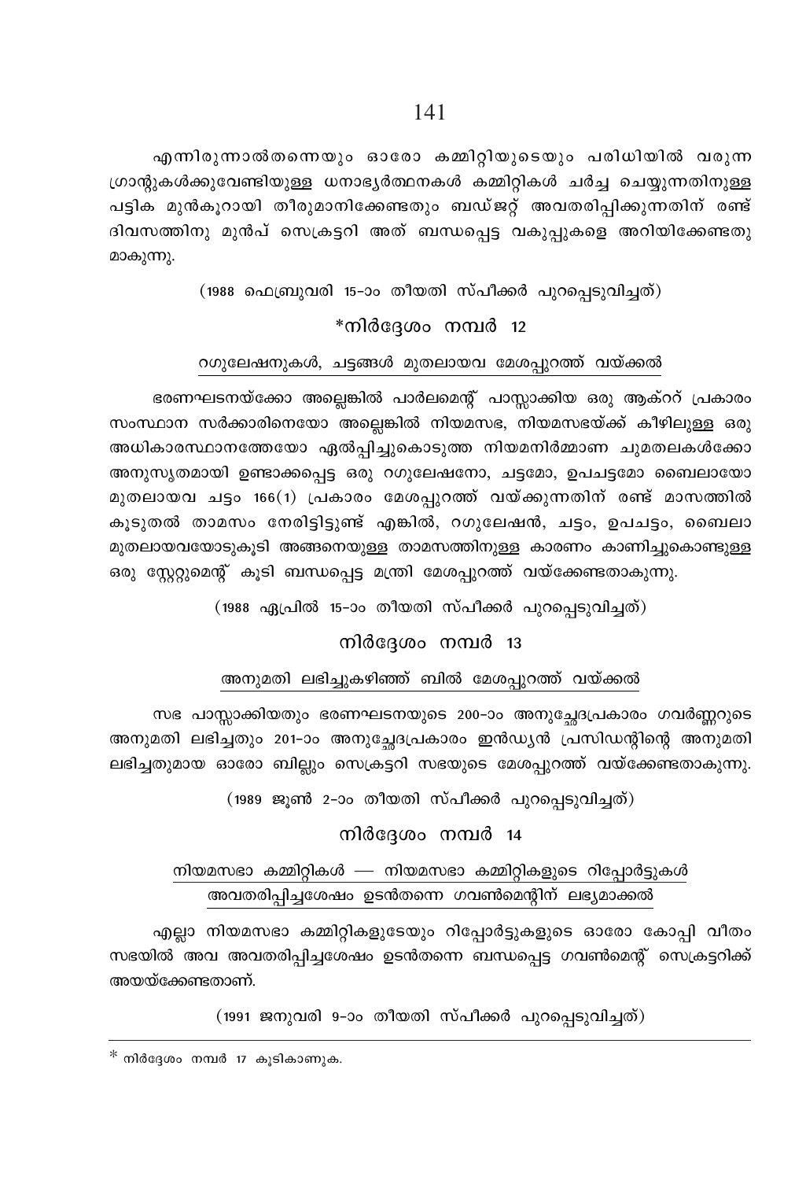എന്നിരുന്നാൽതന്നെയും ഓരോ കമ്മിറ്റിയുടെയും പരിധിയിൽ വരുന്ന ഗ്രാന്റുകൾക്കുവേണ്ടിയുള്ള ധനാഭ്യർത്ഥനകൾ കമ്മിറ്റികൾ ചർച്ച ചെയ്യുന്നതിനുള്ള പട്ടിക മുൻകൂറായി തീരുമാനിക്കേണ്ടതും ബഡ്ജറ്റ് അവതരിപ്പിക്കുന്നതിന് രണ്ട് ദിവസത്തിനു മുൻപ് സെക്രട്ടറി അത് ബന്ധപ്പെട്ട വകുപ്പുകളെ അറിയിക്കേണ്ടതുമാകുന്നു.

(1988 ഫെബ്രുവരി 15-ാം തീയതി സ്പീക്കർ പുറപ്പെടുവിച്ചത്)

## *നിർദ്ദേശം നമ്പർ 12

### റഗുലേഷനുകൾ, ചട്ടങ്ങൾ മുതലായവ മേശപ്പുറത്ത് വയ്ക്കൽ

ഭരണഘടനയ്ക്കോ അല്ലെങ്കിൽ പാർലമെന്റ് പാസ്സാക്കിയ ഒരു ആക്റ്റ് പ്രകാരം സംസ്ഥാന സർക്കാരിനെയോ അല്ലെങ്കിൽ നിയമസഭ, നിയമസഭയ്ക്ക് കീഴിലുള്ള ഒരു അധികാരസ്ഥാനത്തേയോ ഏൽപ്പിച്ചുകൊടുത്ത നിയമനിർമ്മാണ ചുമതലകൾക്കോ അനുസൃതമായി ഉണ്ടാക്കപ്പെട്ട ഒരു റഗുലേഷനോ, ചട്ടമോ, ഉപചട്ടമോ ബൈലായോ മുതലായവ ചട്ടം 166(1) പ്രകാരം മേശപ്പുറത്ത് വയ്ക്കുന്നതിന് രണ്ട് മാസത്തിൽ കൂടുതൽ താമസം നേരിട്ടിട്ടുണ്ട് എങ്കിൽ, റഗുലേഷൻ, ചട്ടം, ഉപചട്ടം, ബൈലാ മുതലായവയോടുകൂടി അങ്ങനെയുള്ള താമസത്തിനുള്ള കാരണം കാണിച്ചുകൊണ്ടുള്ള ഒരു സ്റ്റേറ്റുമെന്റ് കൂടി ബന്ധപ്പെട്ട മന്ത്രി മേശപ്പുറത്ത് വയ്ക്കേണ്ടതാകുന്നു.

(1988 ഏപ്രിൽ 15-ാം തീയതി സ്പീക്കർ പുറപ്പെടുവിച്ചത്)

## നിർദ്ദേശം നമ്പർ 13

### അനുമതി ലഭിച്ചുകഴിഞ്ഞ് ബിൽ മേശപ്പുറത്ത് വയ്ക്കൽ

സഭ പാസ്സാക്കിയതും ഭരണഘടനയുടെ 200-ാം അനുച്ഛേദപ്രകാരം ഗവർണ്ണറുടെ അനുമതി ലഭിച്ചതും 201-ാം അനുച്ഛേദപ്രകാരം ഇൻഡ്യൻ പ്രസിഡന്റിന്റെ അനുമതി ലഭിച്ചതുമായ ഓരോ ബില്ലും സെക്രട്ടറി സഭയുടെ മേശപ്പുറത്ത് വയ്ക്കേണ്ടതാകുന്നു.

(1989 ജൂൺ 2-ാം തീയതി സ്പീക്കർ പുറപ്പെടുവിച്ചത്)

## നിർദ്ദേശം നമ്പർ 14

### നിയമസഭാ കമ്മിറ്റികൾ — നിയമസഭാ കമ്മിറ്റികളുടെ റിപ്പോർട്ടുകൾ അവതരിപ്പിച്ചശേഷം ഉടൻതന്നെ ഗവൺമെന്റിന് ലഭ്യമാക്കൽ

എല്ലാ നിയമസഭാ കമ്മിറ്റികളുടേയും റിപ്പോർട്ടുകളുടെ ഓരോ കോപ്പി വീതം സഭയിൽ അവ അവതരിപ്പിച്ചശേഷം ഉടൻതന്നെ ബന്ധപ്പെട്ട ഗവൺമെന്റ് സെക്രട്ടറിക്ക് അയയ്ക്കേണ്ടതാണ്.

(1991 ജനുവരി 9-ാം തീയതി സ്പീക്കർ പുറപ്പെടുവിച്ചത്)

---

* നിർദ്ദേശം നമ്പർ 17 കൂടികാണുക.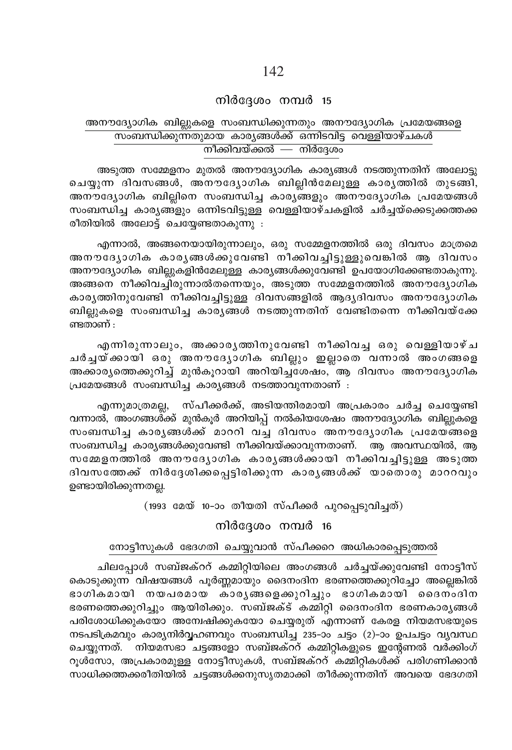## നിർദ്ദേശം നമ്പർ 15

**അനൗദ്യോഗിക ബില്ലുകളെ സംബന്ധിക്കുന്നതും അനൗദ്യോഗിക പ്രമേയങ്ങളെ സംബന്ധിക്കുന്നതുമായ കാര്യങ്ങൾക്ക് ഒന്നിടവിട്ട വെള്ളിയാഴ്ചകൾ നീക്കിവയ്ക്കൽ — നിർദ്ദേശം**

അടുത്ത സമ്മേളനം മുതൽ അനൗദ്യോഗിക കാര്യങ്ങൾ നടത്തുന്നതിന് അലോട്ടു ചെയ്യുന്ന ദിവസങ്ങൾ, അനൗദ്യോഗിക ബില്ലിൻമേലുള്ള കാര്യത്തിൽ തുടങ്ങി, അനൗദ്യോഗിക ബില്ലിനെ സംബന്ധിച്ച കാര്യങ്ങളും അനൗദ്യോഗിക പ്രമേയങ്ങൾ സംബന്ധിച്ച കാര്യങ്ങളും ഒന്നിടവിട്ടുള്ള വെള്ളിയാഴ്ചകളിൽ ചർച്ചയ്ക്കെടുക്കത്തക്ക രീതിയിൽ അലോട്ട് ചെയ്യേണ്ടതാകുന്നു :

എന്നാൽ, അങ്ങനെയായിരുന്നാലും, ഒരു സമ്മേളനത്തിൽ ഒരു ദിവസം മാത്രമെ അനൗദ്യോഗിക കാര്യങ്ങൾക്കുവേണ്ടി നീക്കിവച്ചിട്ടുള്ളുവെങ്കിൽ ആ ദിവസം അനൗദ്യോഗിക ബില്ലുകളിൻമേലുള്ള കാര്യങ്ങൾക്കുവേണ്ടി ഉപയോഗിക്കേണ്ടതാകുന്നു. അങ്ങനെ നീക്കിവച്ചിരുന്നാൽത്തന്നെയും, അടുത്ത സമ്മേളനത്തിൽ അനൗദ്യോഗിക കാര്യത്തിനുവേണ്ടി നീക്കിവച്ചിട്ടുള്ള ദിവസങ്ങളിൽ ആദ്യദിവസം അനൗദ്യോഗിക ബില്ലുകളെ സംബന്ധിച്ച കാര്യങ്ങൾ നടത്തുന്നതിന് വേണ്ടിതന്നെ നീക്കിവയ്ക്കേണ്ടതാണ് :

എന്നിരുന്നാലും, അക്കാര്യത്തിനുവേണ്ടി നീക്കിവച്ച ഒരു വെള്ളിയാഴ്ച ചർച്ചയ്ക്കായി ഒരു അനൗദ്യോഗിക ബില്ലും ഇല്ലാതെ വന്നാൽ അംഗങ്ങളെ അക്കാര്യത്തെക്കുറിച്ച് മുൻകൂറായി അറിയിച്ചശേഷം, ആ ദിവസം അനൗദ്യോഗിക പ്രമേയങ്ങൾ സംബന്ധിച്ച കാര്യങ്ങൾ നടത്താവുന്നതാണ് :

എന്നുമാത്രമല്ല, സ്പീക്കർക്ക്, അടിയന്തിരമായി അപ്രകാരം ചർച്ച ചെയ്യേണ്ടി വന്നാൽ, അംഗങ്ങൾക്ക് മുൻകൂർ അറിയിപ്പ് നൽകിയശേഷം അനൗദ്യോഗിക ബില്ലുകളെ സംബന്ധിച്ച കാര്യങ്ങൾക്ക് മാററി വച്ച ദിവസം അനൗദ്യോഗിക പ്രമേയങ്ങളെ സംബന്ധിച്ച കാര്യങ്ങൾക്കുവേണ്ടി നീക്കിവയ്ക്കാവുന്നതാണ്. ആ അവസ്ഥയിൽ, ആ സമ്മേളനത്തിൽ അനൗദ്യോഗിക കാര്യങ്ങൾക്കായി നീക്കിവച്ചിട്ടുള്ള അടുത്ത ദിവസത്തേക്ക് നിർദ്ദേശിക്കപ്പെട്ടിരിക്കുന്ന കാര്യങ്ങൾക്ക് യാതൊരു മാററവും ഉണ്ടായിരിക്കുന്നതല്ല.

(1993 മേയ് 10-ാം തീയതി സ്പീക്കർ പുറപ്പെടുവിച്ചത്)

## നിർദ്ദേശം നമ്പർ 16

**നോട്ടീസുകൾ ഭേദഗതി ചെയ്യുവാൻ സ്പീക്കറെ അധികാരപ്പെടുത്തൽ**

ചിലപ്പോൾ സബ്ജക്ററ് കമ്മിറ്റിയിലെ അംഗങ്ങൾ ചർച്ചയ്ക്കുവേണ്ടി നോട്ടീസ് കൊടുക്കുന്ന വിഷയങ്ങൾ പൂർണ്ണമായും ദൈനംദിന ഭരണത്തെക്കുറിച്ചോ അല്ലെങ്കിൽ ഭാഗികമായി നയപരമായ കാര്യങ്ങളെക്കുറിച്ചും ഭാഗികമായി ദൈനംദിന ഭരണത്തെക്കുറിച്ചും ആയിരിക്കും. സബ്ജക്ട് കമ്മിറ്റി ദൈനംദിന ഭരണകാര്യങ്ങൾ പരിശോധിക്കുകയോ അന്വേഷിക്കുകയോ ചെയ്യരുത് എന്നാണ് കേരള നിയമസഭയുടെ നടപടിക്രമവും കാര്യനിർവ്വഹണവും സംബന്ധിച്ച 235-ാം ചട്ടം (2)-ാം ഉപചട്ടം വ്യവസ്ഥ ചെയ്യുന്നത്. നിയമസഭാ ചട്ടങ്ങളോ സബ്ജക്ററ് കമ്മിറ്റികളുടെ ഇന്റേണൽ വർക്കിംഗ് റൂൾസോ, അപ്രകാരമുള്ള നോട്ടീസുകൾ, സബ്ജക്ററ് കമ്മിറ്റികൾക്ക് പരിഗണിക്കാൻ സാധിക്കത്തക്കരീതിയിൽ ചട്ടങ്ങൾക്കനുസൃതമാക്കി തീർക്കുന്നതിന് അവയെ ഭേദഗതി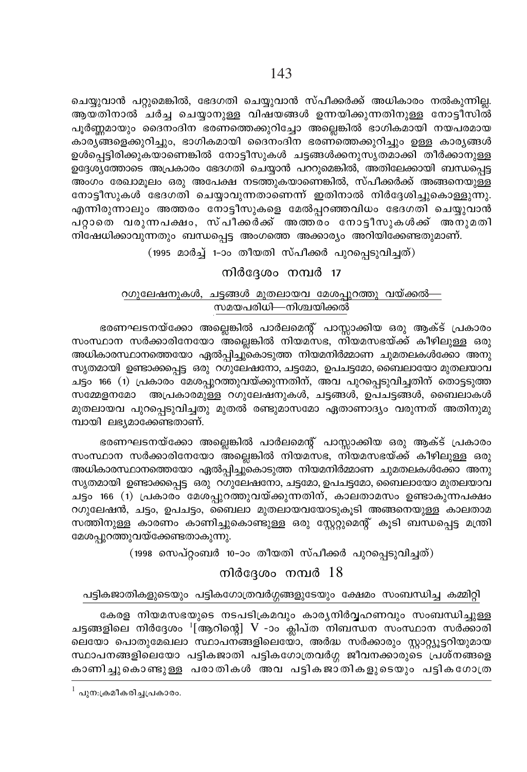ചെയ്യുവാൻ പറ്റുമെങ്കിൽ, ഭേദഗതി ചെയ്യുവാൻ സ്പീക്കർക്ക് അധികാരം നൽകുന്നില്ല. ആയതിനാൽ ചർച്ച ചെയ്യാനുള്ള വിഷയങ്ങൾ ഉന്നയിക്കുന്നതിനുള്ള നോട്ടീസിൽ പൂർണ്ണമായും ദൈനംദിന ഭരണത്തെക്കുറിച്ചോ അല്ലെങ്കിൽ ഭാഗികമായി നയപരമായ കാര്യങ്ങളെക്കുറിച്ചും, ഭാഗികമായി ദൈനംദിന ഭരണത്തെക്കുറിച്ചും ഉള്ള കാര്യങ്ങൾ ഉൾപ്പെട്ടിരിക്കുകയാണെങ്കിൽ നോട്ടീസുകൾ ചട്ടങ്ങൾക്കനുസൃതമാക്കി തീർക്കാനുള്ള ഉദ്ദേശ്യത്തോടെ അപ്രകാരം ഭേദഗതി ചെയ്യാൻ പററുമെങ്കിൽ, അതിലേക്കായി ബന്ധപ്പെട്ട അംഗം രേഖാമൂലം ഒരു അപേക്ഷ നടത്തുകയാണെങ്കിൽ, സ്പീക്കർക്ക് അങ്ങനെയുള്ള നോട്ടീസുകൾ ഭേദഗതി ചെയ്യാവുന്നതാണെന്ന് ഇതിനാൽ നിർദ്ദേശിച്ചുകൊള്ളുന്നു. എന്നിരുന്നാലും അത്തരം നോട്ടീസുകളെ മേൽപ്പറഞ്ഞവിധം ഭേദഗതി ചെയ്യുവാൻ പറ്റാതെ വരുന്നപക്ഷം, സ്പീക്കർക്ക് അത്തരം നോട്ടീസുകൾക്ക് അനുമതി നിഷേധിക്കാവുന്നതും ബന്ധപ്പെട്ട അംഗത്തെ അക്കാര്യം അറിയിക്കേണ്ടതുമാണ്.

(1995 മാർച്ച് 1-ാം തീയതി സ്പീക്കർ പുറപ്പെടുവിച്ചത്)

## നിർദ്ദേശം നമ്പർ 17

### റഗുലേഷനുകൾ, ചട്ടങ്ങൾ മുതലായവ മേശപ്പുറത്തു വയ്ക്കൽ— സമയപരിധി—നിശ്ചയിക്കൽ

ഭരണഘടനയ്ക്കോ അല്ലെങ്കിൽ പാർലമെന്റ് പാസ്സാക്കിയ ഒരു ആക്ട് പ്രകാരം സംസ്ഥാന സർക്കാരിനേയോ അല്ലെങ്കിൽ നിയമസഭ, നിയമസഭയ്ക്ക് കീഴിലുള്ള ഒരു അധികാരസ്ഥാനത്തെയോ ഏൽപ്പിച്ചുകൊടുത്ത നിയമനിർമ്മാണ ചുമതലകൾക്കോ അനുസൃതമായി ഉണ്ടാക്കപ്പെട്ട ഒരു റഗുലേഷനോ, ചട്ടമോ, ഉപചട്ടമോ, ബൈലായോ മുതലായവ ചട്ടം 166 (1) പ്രകാരം മേശപ്പുറത്തുവയ്ക്കുന്നതിന്, അവ പുറപ്പെടുവിച്ചതിന് തൊട്ടടുത്ത സമ്മേളനമോ അപ്രകാരമുള്ള റഗുലേഷനുകൾ, ചട്ടങ്ങൾ, ഉപചട്ടങ്ങൾ, ബൈലാകൾ മുതലായവ പുറപ്പെടുവിച്ചതു മുതൽ രണ്ടുമാസമോ ഏതാണാദ്യം വരുന്നത് അതിനുമുമ്പായി ലഭ്യമാക്കേണ്ടതാണ്.

ഭരണഘടനയ്ക്കോ അല്ലെങ്കിൽ പാർലമെന്റ് പാസ്സാക്കിയ ഒരു ആക്ട് പ്രകാരം സംസ്ഥാന സർക്കാരിനേയോ അല്ലെങ്കിൽ നിയമസഭ, നിയമസഭയ്ക്ക് കീഴിലുള്ള ഒരു അധികാരസ്ഥാനത്തെയോ ഏൽപ്പിച്ചുകൊടുത്ത നിയമനിർമ്മാണ ചുമതലകൾക്കോ അനുസൃതമായി ഉണ്ടാക്കപ്പെട്ട ഒരു റഗുലേഷനോ, ചട്ടമോ, ഉപചട്ടമോ, ബൈലായോ മുതലായവ ചട്ടം 166 (1) പ്രകാരം മേശപ്പുറത്തുവയ്ക്കുന്നതിന്, കാലതാമസം ഉണ്ടാകുന്നപക്ഷം റഗുലേഷൻ, ചട്ടം, ഉപചട്ടം, ബൈലാ മുതലായവയോടുകൂടി അങ്ങനെയുള്ള കാലതാമസത്തിനുള്ള കാരണം കാണിച്ചുകൊണ്ടുള്ള ഒരു സ്റ്റേറ്റുമെന്റ് കൂടി ബന്ധപ്പെട്ട മന്ത്രി മേശപ്പുറത്തുവയ്ക്കേണ്ടതാകുന്നു.

(1998 സെപ്റ്റംബർ 10-ാം തീയതി സ്പീക്കർ പുറപ്പെടുവിച്ചത്)

## നിർദ്ദേശം നമ്പർ 18

### പട്ടികജാതികളുടെയും പട്ടികഗോത്രവർഗ്ഗങ്ങളുടേയും ക്ഷേമം സംബന്ധിച്ച കമ്മിറ്റി

കേരള നിയമസഭയുടെ നടപടിക്രമവും കാര്യനിർവ്വഹണവും സംബന്ധിച്ചുള്ള ചട്ടങ്ങളിലെ നിർദ്ദേശം [1][ആറിന്റെ] V -ാം ക്ലിപ്ത നിബന്ധന സംസ്ഥാന സർക്കാരിലെയോ പൊതുമേഖലാ സ്ഥാപനങ്ങളിലെയോ, അർദ്ധ സർക്കാരും സ്റ്റാറ്റ്യൂട്ടറിയുമായ സ്ഥാപനങ്ങളിലെയോ പട്ടികജാതി പട്ടികഗോത്രവർഗ്ഗ ജീവനക്കാരുടെ പ്രശ്നങ്ങളെ കാണിച്ചുകൊണ്ടുള്ള പരാതികൾ അവ പട്ടികജാതികളുടെയും പട്ടികഗോത്ര

---

[1] പുനഃക്രമീകരിച്ചപ്രകാരം.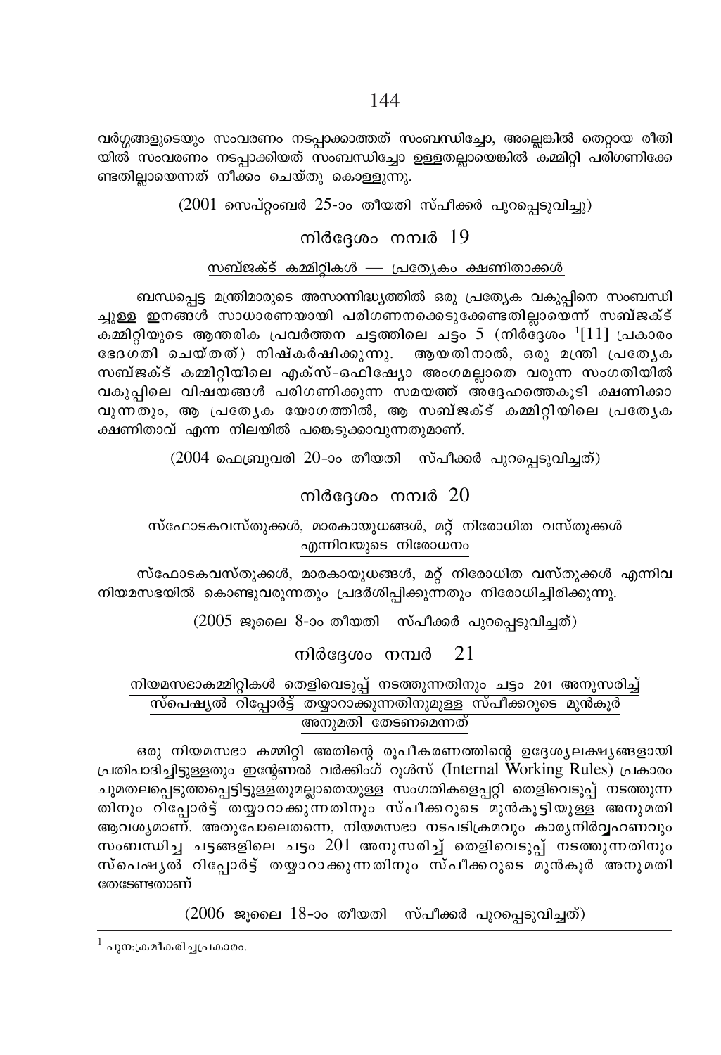വർഗ്ഗങ്ങളുടെയും സംവരണം നടപ്പാക്കാത്തത് സംബന്ധിച്ചോ, അല്ലെങ്കിൽ തെറ്റായ രീതിയിൽ സംവരണം നടപ്പാക്കിയത് സംബന്ധിച്ചോ ഉള്ളതല്ലായെങ്കിൽ കമ്മിറ്റി പരിഗണിക്കേണ്ടതില്ലായെന്നത് നീക്കം ചെയ്തു കൊള്ളുന്നു.

(2001 സെപ്റ്റംബർ 25-ാം തീയതി സ്പീക്കർ പുറപ്പെടുവിച്ചു)

## നിർദ്ദേശം നമ്പർ 19

### സബ്ജക്ട് കമ്മിറ്റികൾ — പ്രത്യേകം ക്ഷണിതാക്കൾ

ബന്ധപ്പെട്ട മന്ത്രിമാരുടെ അസാന്നിദ്ധ്യത്തിൽ ഒരു പ്രത്യേക വകുപ്പിനെ സംബന്ധിച്ചുള്ള ഇനങ്ങൾ സാധാരണയായി പരിഗണനക്കെടുക്കേണ്ടതില്ലായെന്ന് സബ്ജക്ട് കമ്മിറ്റിയുടെ ആന്തരിക പ്രവർത്തന ചട്ടത്തിലെ ചട്ടം 5 (നിർദ്ദേശം [1][11] പ്രകാരം ഭേദഗതി ചെയ്തത്) നിഷ്കർഷിക്കുന്നു. ആയതിനാൽ, ഒരു മന്ത്രി പ്രത്യേക സബ്ജക്ട് കമ്മിറ്റിയിലെ എക്സ്-ഒഫിഷ്യോ അംഗമല്ലാതെ വരുന്ന സംഗതിയിൽ വകുപ്പിലെ വിഷയങ്ങൾ പരിഗണിക്കുന്ന സമയത്ത് അദ്ദേഹത്തെകൂടി ക്ഷണിക്കാവുന്നതും, ആ പ്രത്യേക യോഗത്തിൽ, ആ സബ്ജക്ട് കമ്മിറ്റിയിലെ പ്രത്യേക ക്ഷണിതാവ് എന്ന നിലയിൽ പങ്കെടുക്കാവുന്നതുമാണ്.

(2004 ഫെബ്രുവരി 20-ാം തീയതി സ്പീക്കർ പുറപ്പെടുവിച്ചത്)

## നിർദ്ദേശം നമ്പർ 20

### സ്ഫോടകവസ്തുക്കൾ, മാരകായുധങ്ങൾ, മറ്റ് നിരോധിത വസ്തുക്കൾ എന്നിവയുടെ നിരോധനം

സ്ഫോടകവസ്തുക്കൾ, മാരകായുധങ്ങൾ, മറ്റ് നിരോധിത വസ്തുക്കൾ എന്നിവ നിയമസഭയിൽ കൊണ്ടുവരുന്നതും പ്രദർശിപ്പിക്കുന്നതും നിരോധിച്ചിരിക്കുന്നു.

(2005 ജൂലൈ 8-ാം തീയതി സ്പീക്കർ പുറപ്പെടുവിച്ചത്)

## നിർദ്ദേശം നമ്പർ 21

### നിയമസഭാകമ്മിറ്റികൾ തെളിവെടുപ്പ് നടത്തുന്നതിനും ചട്ടം 201 അനുസരിച്ച് സ്പെഷ്യൽ റിപ്പോർട്ട് തയ്യാറാക്കുന്നതിനുമുള്ള സ്പീക്കറുടെ മുൻകൂർ അനുമതി തേടണമെന്നത്

ഒരു നിയമസഭാ കമ്മിറ്റി അതിന്റെ രൂപീകരണത്തിന്റെ ഉദ്ദേശ്യലക്ഷ്യങ്ങളായി പ്രതിപാദിച്ചിട്ടുള്ളതും ഇന്റേണൽ വർക്കിംഗ് റൂൾസ് (Internal Working Rules) പ്രകാരം ചുമതലപ്പെടുത്തപ്പെട്ടിട്ടുള്ളതുമല്ലാതെയുള്ള സംഗതികളെപ്പറ്റി തെളിവെടുപ്പ് നടത്തുന്നതിനും റിപ്പോർട്ട് തയ്യാറാക്കുന്നതിനും സ്പീക്കറുടെ മുൻകൂട്ടിയുള്ള അനുമതി ആവശ്യമാണ്. അതുപോലെതന്നെ, നിയമസഭാ നടപടിക്രമവും കാര്യനിർവ്വഹണവും സംബന്ധിച്ച ചട്ടങ്ങളിലെ ചട്ടം 201 അനുസരിച്ച് തെളിവെടുപ്പ് നടത്തുന്നതിനും സ്പെഷ്യൽ റിപ്പോർട്ട് തയ്യാറാക്കുന്നതിനും സ്പീക്കറുടെ മുൻകൂർ അനുമതി തേടേണ്ടതാണ്

(2006 ജൂലൈ 18-ാം തീയതി സ്പീക്കർ പുറപ്പെടുവിച്ചത്)

---

[1] പുന:ക്രമീകരിച്ചപ്രകാരം.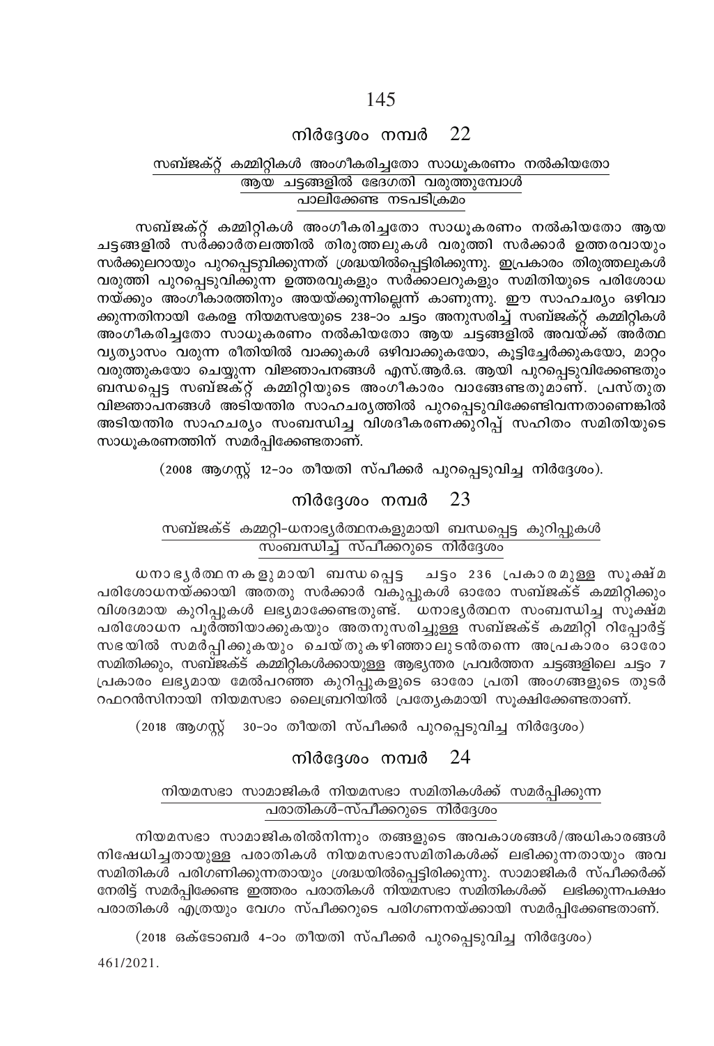## നിർദ്ദേശം നമ്പർ 22

### സബ്ജക്റ്റ് കമ്മിറ്റികൾ അംഗീകരിച്ചതോ സാധൂകരണം നൽകിയതോ ആയ ചട്ടങ്ങളിൽ ഭേദഗതി വരുത്തുമ്പോൾ പാലിക്കേണ്ട നടപടിക്രമം

സബ്ജക്റ്റ് കമ്മിറ്റികൾ അംഗീകരിച്ചതോ സാധൂകരണം നൽകിയതോ ആയ ചട്ടങ്ങളിൽ സർക്കാർതലത്തിൽ തിരുത്തലുകൾ വരുത്തി സർക്കാർ ഉത്തരവായും സർക്കുലറായും പുറപ്പെടുവിക്കുന്നത് ശ്രദ്ധയിൽപ്പെട്ടിരിക്കുന്നു. ഇപ്രകാരം തിരുത്തലുകൾ വരുത്തി പുറപ്പെടുവിക്കുന്ന ഉത്തരവുകളും സർക്കാലറുകളും സമിതിയുടെ പരിശോധനയ്ക്കും അംഗീകാരത്തിനും അയയ്ക്കുന്നില്ലെന്ന് കാണുന്നു. ഈ സാഹചര്യം ഒഴിവാക്കുന്നതിനായി കേരള നിയമസഭയുടെ 238-ാം ചട്ടം അനുസരിച്ച് സബ്ജക്റ്റ് കമ്മിറ്റികൾ അംഗീകരിച്ചതോ സാധൂകരണം നൽകിയതോ ആയ ചട്ടങ്ങളിൽ അവയ്ക്ക് അർത്ഥവ്യത്യാസം വരുന്ന രീതിയിൽ വാക്കുകൾ ഒഴിവാക്കുകയോ, കൂട്ടിച്ചേർക്കുകയോ, മാറ്റം വരുത്തുകയോ ചെയ്യുന്ന വിജ്ഞാപനങ്ങൾ എസ്.ആർ.ഒ. ആയി പുറപ്പെടുവിക്കേണ്ടതും ബന്ധപ്പെട്ട സബ്ജക്റ്റ് കമ്മിറ്റിയുടെ അംഗീകാരം വാങ്ങേണ്ടതുമാണ്. പ്രസ്തുത വിജ്ഞാപനങ്ങൾ അടിയന്തിര സാഹചര്യത്തിൽ പുറപ്പെടുവിക്കേണ്ടിവന്നതാണെങ്കിൽ അടിയന്തിര സാഹചര്യം സംബന്ധിച്ച വിശദീകരണക്കുറിപ്പ് സഹിതം സമിതിയുടെ സാധൂകരണത്തിന് സമർപ്പിക്കേണ്ടതാണ്.

(2008 ആഗസ്റ്റ് 12-ാം തീയതി സ്പീക്കർ പുറപ്പെടുവിച്ച നിർദ്ദേശം).

## നിർദ്ദേശം നമ്പർ 23

### സബ്ജക്ട് കമ്മറ്റി-ധനാഭ്യർത്ഥനകളുമായി ബന്ധപ്പെട്ട കുറിപ്പുകൾ സംബന്ധിച്ച് സ്പീക്കറുടെ നിർദ്ദേശം

ധനാഭ്യർത്ഥനകളുമായി ബന്ധപ്പെട്ട ചട്ടം 236 പ്രകാരമുള്ള സൂക്ഷ്മ പരിശോധനയ്ക്കായി അതതു സർക്കാർ വകുപ്പുകൾ ഓരോ സബ്ജക്ട് കമ്മിറ്റിക്കും വിശദമായ കുറിപ്പുകൾ ലഭ്യമാക്കേണ്ടതുണ്ട്. ധനാഭ്യർത്ഥന സംബന്ധിച്ച സൂക്ഷ്മ പരിശോധന പൂർത്തിയാക്കുകയും അതനുസരിച്ചുള്ള സബ്ജക്ട് കമ്മിറ്റി റിപ്പോർട്ട് സഭയിൽ സമർപ്പിക്കുകയും ചെയ്തുകഴിഞ്ഞാലുടൻതന്നെ അപ്രകാരം ഓരോ സമിതിക്കും, സബ്ജക്ട് കമ്മിറ്റികൾക്കായുള്ള ആഭ്യന്തര പ്രവർത്തന ചട്ടങ്ങളിലെ ചട്ടം 7 പ്രകാരം ലഭ്യമായ മേൽപറഞ്ഞ കുറിപ്പുകളുടെ ഓരോ പ്രതി അംഗങ്ങളുടെ തുടർ റഫറൻസിനായി നിയമസഭാ ലൈബ്രറിയിൽ പ്രത്യേകമായി സൂക്ഷിക്കേണ്ടതാണ്.

(2018 ആഗസ്റ്റ് 30-ാം തീയതി സ്പീക്കർ പുറപ്പെടുവിച്ച നിർദ്ദേശം)

## നിർദ്ദേശം നമ്പർ 24

### നിയമസഭാ സാമാജികർ നിയമസഭാ സമിതികൾക്ക് സമർപ്പിക്കുന്ന പരാതികൾ-സ്പീക്കറുടെ നിർദ്ദേശം

നിയമസഭാ സാമാജികരിൽനിന്നും തങ്ങളുടെ അവകാശങ്ങൾ/അധികാരങ്ങൾ നിഷേധിച്ചതായുള്ള പരാതികൾ നിയമസഭാസമിതികൾക്ക് ലഭിക്കുന്നതായും അവ സമിതികൾ പരിഗണിക്കുന്നതായും ശ്രദ്ധയിൽപ്പെട്ടിരിക്കുന്നു. സാമാജികർ സ്പീക്കർക്ക് നേരിട്ട് സമർപ്പിക്കേണ്ട ഇത്തരം പരാതികൾ നിയമസഭാ സമിതികൾക്ക് ലഭിക്കുന്നപക്ഷം പരാതികൾ എത്രയും വേഗം സ്പീക്കറുടെ പരിഗണനയ്ക്കായി സമർപ്പിക്കേണ്ടതാണ്.

(2018 ഒക്ടോബർ 4-ാം തീയതി സ്പീക്കർ പുറപ്പെടുവിച്ച നിർദ്ദേശം)

461/2021.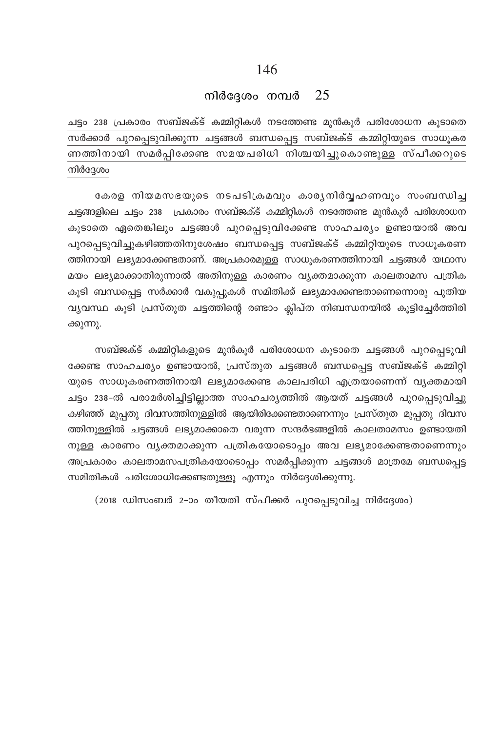## നിർദ്ദേശം നമ്പർ 25

ചട്ടം 238 പ്രകാരം സബ്ജക്ട് കമ്മിറ്റികൾ നടത്തേണ്ട മുൻകൂർ പരിശോധന കൂടാതെ സർക്കാർ പുറപ്പെടുവിക്കുന്ന ചട്ടങ്ങൾ ബന്ധപ്പെട്ട സബ്ജക്ട് കമ്മിറ്റിയുടെ സാധൂകരണത്തിനായി സമർപ്പിക്കേണ്ട സമയപരിധി നിശ്ചയിച്ചുകൊണ്ടുള്ള സ്പീക്കറുടെ നിർദ്ദേശം

കേരള നിയമസഭയുടെ നടപടിക്രമവും കാര്യനിർവ്വഹണവും സംബന്ധിച്ച ചട്ടങ്ങളിലെ ചട്ടം 238 പ്രകാരം സബ്ജക്ട് കമ്മിറ്റികൾ നടത്തേണ്ട മുൻകൂർ പരിശോധന കൂടാതെ ഏതെങ്കിലും ചട്ടങ്ങൾ പുറപ്പെടുവിക്കേണ്ട സാഹചര്യം ഉണ്ടായാൽ അവ പുറപ്പെടുവിച്ചുകഴിഞ്ഞതിനുശേഷം ബന്ധപ്പെട്ട സബ്ജക്ട് കമ്മിറ്റിയുടെ സാധൂകരണത്തിനായി ലഭ്യമാക്കേണ്ടതാണ്. അപ്രകാരമുള്ള സാധൂകരണത്തിനായി ചട്ടങ്ങൾ യഥാസമയം ലഭ്യമാക്കാതിരുന്നാൽ അതിനുള്ള കാരണം വ്യക്തമാക്കുന്ന കാലതാമസ പത്രിക കൂടി ബന്ധപ്പെട്ട സർക്കാർ വകുപ്പുകൾ സമിതിക്ക് ലഭ്യമാക്കേണ്ടതാണെന്നൊരു പുതിയ വ്യവസ്ഥ കൂടി പ്രസ്തുത ചട്ടത്തിന്റെ രണ്ടാം ക്ലിപ്ത നിബന്ധനയിൽ കൂട്ടിച്ചേർത്തിരിക്കുന്നു.

സബ്ജക്ട് കമ്മിറ്റികളുടെ മുൻകൂർ പരിശോധന കൂടാതെ ചട്ടങ്ങൾ പുറപ്പെടുവിക്കേണ്ട സാഹചര്യം ഉണ്ടായാൽ, പ്രസ്തുത ചട്ടങ്ങൾ ബന്ധപ്പെട്ട സബ്ജക്ട് കമ്മിറ്റിയുടെ സാധൂകരണത്തിനായി ലഭ്യമാക്കേണ്ട കാലപരിധി എത്രയാണെന്ന് വ്യക്തമായി ചട്ടം 238-ൽ പരാമർശിച്ചിട്ടില്ലാത്ത സാഹചര്യത്തിൽ ആയത് ചട്ടങ്ങൾ പുറപ്പെടുവിച്ചു കഴിഞ്ഞ് മുപ്പതു ദിവസത്തിനുള്ളിൽ ആയിരിക്കേണ്ടതാണെന്നും പ്രസ്തുത മുപ്പതു ദിവസത്തിനുള്ളിൽ ചട്ടങ്ങൾ ലഭ്യമാക്കാതെ വരുന്ന സന്ദർഭങ്ങളിൽ കാലതാമസം ഉണ്ടായതിനുള്ള കാരണം വ്യക്തമാക്കുന്ന പത്രികയോടൊപ്പം അവ ലഭ്യമാക്കേണ്ടതാണെന്നും അപ്രകാരം കാലതാമസപത്രികയോടൊപ്പം സമർപ്പിക്കുന്ന ചട്ടങ്ങൾ മാത്രമേ ബന്ധപ്പെട്ട സമിതികൾ പരിശോധിക്കേണ്ടതുള്ളൂ എന്നും നിർദ്ദേശിക്കുന്നു.

(2018 ഡിസംബർ 2-ാം തീയതി സ്പീക്കർ പുറപ്പെടുവിച്ച നിർദ്ദേശം)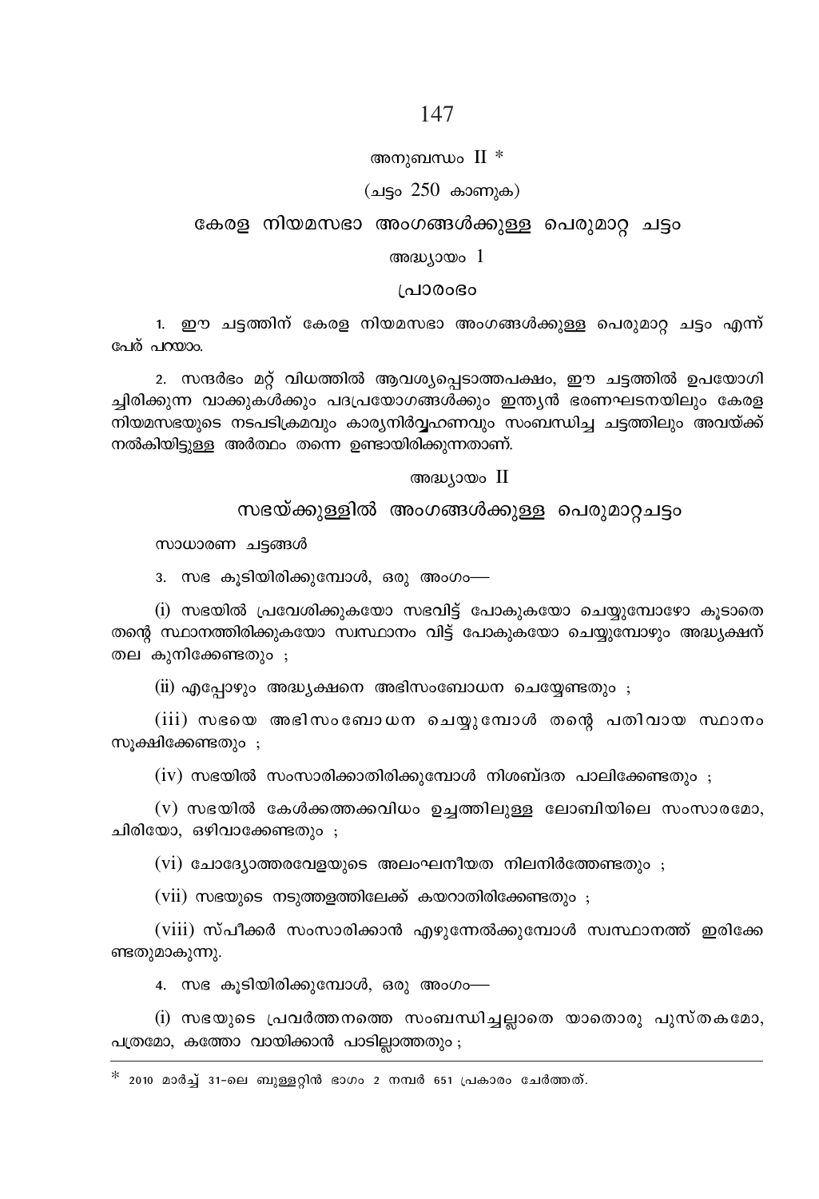# അനുബന്ധം II *

(ചട്ടം 250 കാണുക)

## കേരള നിയമസഭാ അംഗങ്ങൾക്കുള്ള പെരുമാറ്റ ചട്ടം

### അദ്ധ്യായം 1

### പ്രാരംഭം

1. ഈ ചട്ടത്തിന് കേരള നിയമസഭാ അംഗങ്ങൾക്കുള്ള പെരുമാറ്റ ചട്ടം എന്ന് പേര് പറയാം.

2. സന്ദർഭം മറ്റ് വിധത്തിൽ ആവശ്യപ്പെടാത്തപക്ഷം, ഈ ചട്ടത്തിൽ ഉപയോഗിച്ചിരിക്കുന്ന വാക്കുകൾക്കും പദപ്രയോഗങ്ങൾക്കും ഇന്ത്യൻ ഭരണഘടനയിലും കേരള നിയമസഭയുടെ നടപടിക്രമവും കാര്യനിർവ്വഹണവും സംബന്ധിച്ച ചട്ടത്തിലും അവയ്ക്ക് നൽകിയിട്ടുള്ള അർത്ഥം തന്നെ ഉണ്ടായിരിക്കുന്നതാണ്.

### അദ്ധ്യായം II

## സഭയ്ക്കുള്ളിൽ അംഗങ്ങൾക്കുള്ള പെരുമാറ്റചട്ടം

സാധാരണ ചട്ടങ്ങൾ

3. സഭ കൂടിയിരിക്കുമ്പോൾ, ഒരു അംഗം—

(i) സഭയിൽ പ്രവേശിക്കുകയോ സഭവിട്ട് പോകുകയോ ചെയ്യുമ്പോഴോ കൂടാതെ തന്റെ സ്ഥാനത്തിരിക്കുകയോ സ്വസ്ഥാനം വിട്ട് പോകുകയോ ചെയ്യുമ്പോഴും അദ്ധ്യക്ഷന് തല കുനിക്കേണ്ടതും ;

(ii) എപ്പോഴും അദ്ധ്യക്ഷനെ അഭിസംബോധന ചെയ്യേണ്ടതും ;

(iii) സഭയെ അഭിസംബോധന ചെയ്യുമ്പോൾ തന്റെ പതിവായ സ്ഥാനം സൂക്ഷിക്കേണ്ടതും ;

(iv) സഭയിൽ സംസാരിക്കാതിരിക്കുമ്പോൾ നിശബ്ദത പാലിക്കേണ്ടതും ;

(v) സഭയിൽ കേൾക്കത്തക്കവിധം ഉച്ചത്തിലുള്ള ലോബിയിലെ സംസാരമോ, ചിരിയോ, ഒഴിവാക്കേണ്ടതും ;

(vi) ചോദ്യോത്തരവേളയുടെ അലംഘനീയത നിലനിർത്തേണ്ടതും ;

(vii) സഭയുടെ നടുത്തളത്തിലേക്ക് കയറാതിരിക്കേണ്ടതും ;

(viii) സ്പീക്കർ സംസാരിക്കാൻ എഴുന്നേൽക്കുമ്പോൾ സ്വസ്ഥാനത്ത് ഇരിക്കേണ്ടതുമാകുന്നു.

4. സഭ കൂടിയിരിക്കുമ്പോൾ, ഒരു അംഗം—

(i) സഭയുടെ പ്രവർത്തനത്തെ സംബന്ധിച്ചല്ലാതെ യാതൊരു പുസ്തകമോ, പത്രമോ, കത്തോ വായിക്കാൻ പാടില്ലാത്തതും ;

---

* 2010 മാർച്ച് 31-ലെ ബുള്ളറ്റിൻ ഭാഗം 2 നമ്പർ 651 പ്രകാരം ചേർത്തത്.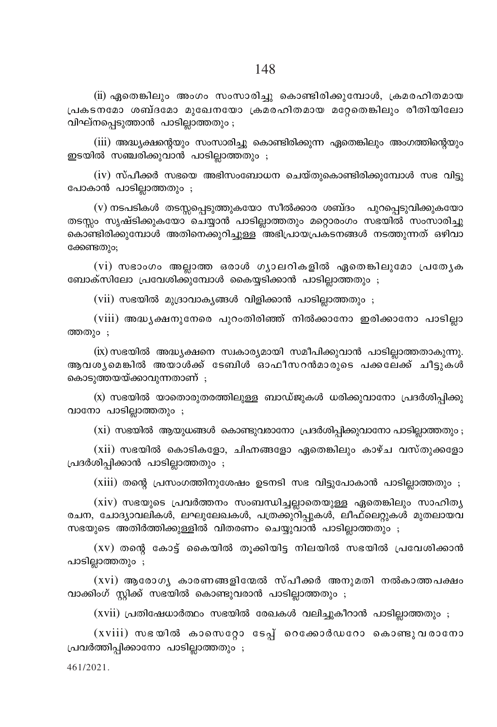(ii) ഏതെങ്കിലും അംഗം സംസാരിച്ചു കൊണ്ടിരിക്കുമ്പോൾ, ക്രമരഹിതമായ പ്രകടനമോ ശബ്ദമോ മുഖേനയോ ക്രമരഹിതമായ മറ്റേതെങ്കിലും രീതിയിലോ വിഘ്നപ്പെടുത്താൻ പാടില്ലാത്തതും ;

(iii) അദ്ധ്യക്ഷന്റെയും സംസാരിച്ചു കൊണ്ടിരിക്കുന്ന ഏതെങ്കിലും അംഗത്തിന്റെയും ഇടയിൽ സഞ്ചരിക്കുവാൻ പാടില്ലാത്തതും ;

(iv) സ്പീക്കർ സഭയെ അഭിസംബോധന ചെയ്തുകൊണ്ടിരിക്കുമ്പോൾ സഭ വിട്ടു പോകാൻ പാടില്ലാത്തതും ;

(v) നടപടികൾ തടസ്സപ്പെടുത്തുകയോ സീൽക്കാര ശബ്ദം പുറപ്പെടുവിക്കുകയോ തടസ്സം സൃഷ്ടിക്കുകയോ ചെയ്യാൻ പാടില്ലാത്തതും മറ്റൊരംഗം സഭയിൽ സംസാരിച്ചു കൊണ്ടിരിക്കുമ്പോൾ അതിനെക്കുറിച്ചുള്ള അഭിപ്രായപ്രകടനങ്ങൾ നടത്തുന്നത് ഒഴിവാക്കേണ്ടതും;

(vi) സഭാംഗം അല്ലാത്ത ഒരാൾ ഗ്യാലറികളിൽ ഏതെങ്കിലുമോ പ്രത്യേക ബോക്സിലോ പ്രവേശിക്കുമ്പോൾ കൈയ്യടിക്കാൻ പാടില്ലാത്തതും ;

(vii) സഭയിൽ മുദ്രാവാക്യങ്ങൾ വിളിക്കാൻ പാടില്ലാത്തതും ;

(viii) അദ്ധ്യക്ഷനുനേരെ പുറംതിരിഞ്ഞ് നിൽക്കാനോ ഇരിക്കാനോ പാടില്ലാത്തതും ;

(ix) സഭയിൽ അദ്ധ്യക്ഷനെ സ്വകാര്യമായി സമീപിക്കുവാൻ പാടില്ലാത്തതാകുന്നു. ആവശ്യമെങ്കിൽ അയാൾക്ക് ടേബിൾ ഓഫീസറൻമാരുടെ പക്കലേക്ക് ചീട്ടുകൾ കൊടുത്തയയ്ക്കാവുന്നതാണ് ;

(x) സഭയിൽ യാതൊരുതരത്തിലുള്ള ബാഡ്ജുകൾ ധരിക്കുവാനോ പ്രദർശിപ്പിക്കുവാനോ പാടില്ലാത്തതും ;

(xi) സഭയിൽ ആയുധങ്ങൾ കൊണ്ടുവരാനോ പ്രദർശിപ്പിക്കുവാനോ പാടില്ലാത്തതും ;

(xii) സഭയിൽ കൊടികളോ, ചിഹ്നങ്ങളോ ഏതെങ്കിലും കാഴ്ച വസ്തുക്കളോ പ്രദർശിപ്പിക്കാൻ പാടില്ലാത്തതും ;

(xiii) തന്റെ പ്രസംഗത്തിനുശേഷം ഉടനടി സഭ വിട്ടുപോകാൻ പാടില്ലാത്തതും ;

(xiv) സഭയുടെ പ്രവർത്തനം സംബന്ധിച്ചല്ലാതെയുള്ള ഏതെങ്കിലും സാഹിത്യ രചന, ചോദ്യാവലികൾ, ലഘുലേഖകൾ, പത്രക്കുറിപ്പുകൾ, ലീഫ്ലെറ്റുകൾ മുതലായവ സഭയുടെ അതിർത്തിക്കുള്ളിൽ വിതരണം ചെയ്യുവാൻ പാടില്ലാത്തതും ;

(xv) തന്റെ കോട്ട് കൈയിൽ തൂക്കിയിട്ട നിലയിൽ സഭയിൽ പ്രവേശിക്കാൻ പാടില്ലാത്തതും ;

(xvi) ആരോഗ്യ കാരണങ്ങളിന്മേൽ സ്പീക്കർ അനുമതി നൽകാത്തപക്ഷം വാക്കിംഗ് സ്റ്റിക്ക് സഭയിൽ കൊണ്ടുവരാൻ പാടില്ലാത്തതും ;

(xvii) പ്രതിഷേധാർത്ഥം സഭയിൽ രേഖകൾ വലിച്ചുകീറാൻ പാടില്ലാത്തതും ;

(xviii) സഭയിൽ കാസെറ്റോ ടേപ്പ് റെക്കോർഡറോ കൊണ്ടുവരാനോ പ്രവർത്തിപ്പിക്കാനോ പാടില്ലാത്തതും ;

461/2021.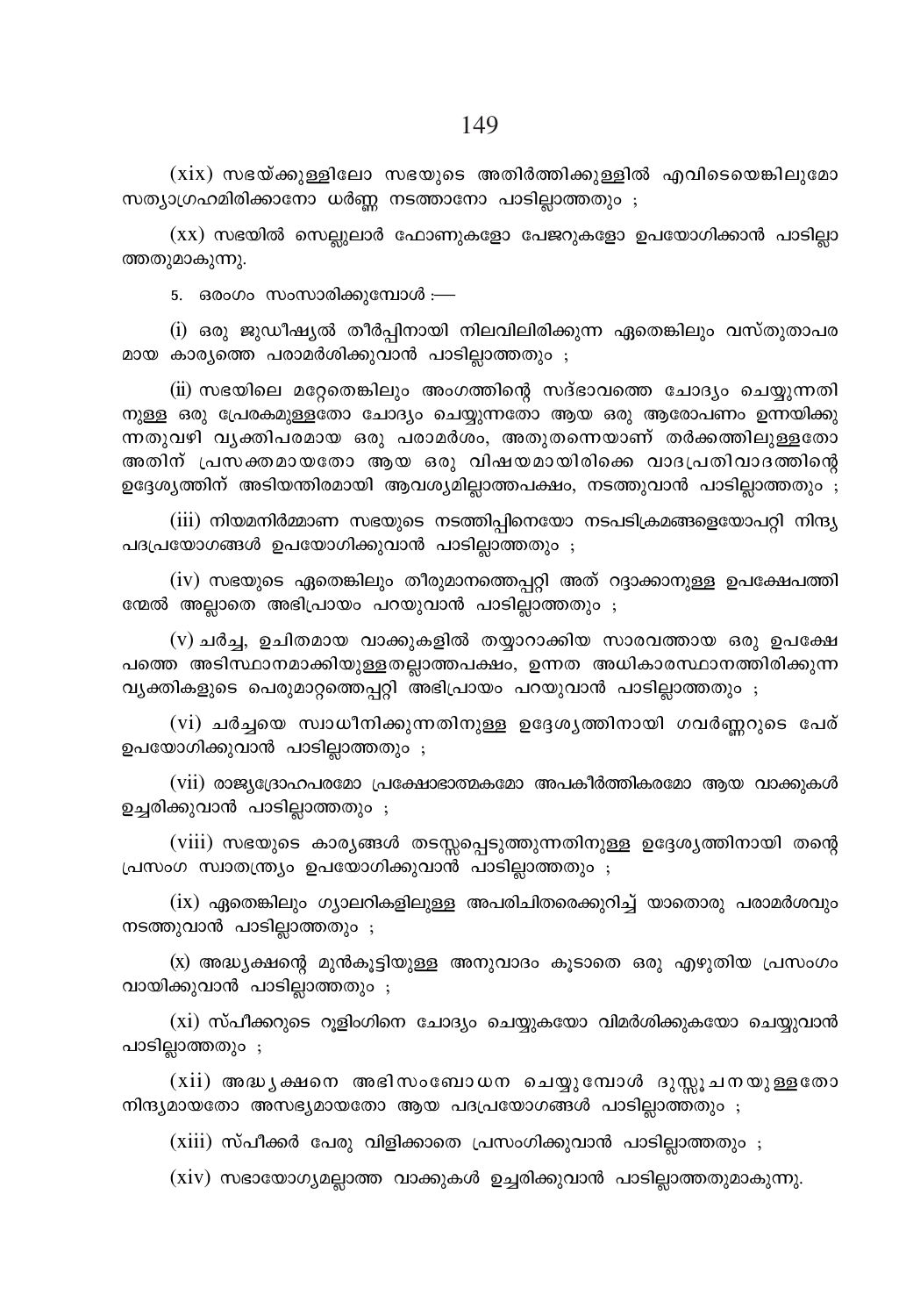(xix) സഭയ്ക്കുള്ളിലോ സഭയുടെ അതിർത്തിക്കുള്ളിൽ എവിടെയെങ്കിലുമോ സത്യാഗ്രഹമിരിക്കാനോ ധർണ്ണ നടത്താനോ പാടില്ലാത്തതും ;

(xx) സഭയിൽ സെല്ലുലാർ ഫോണുകളോ പേജറുകളോ ഉപയോഗിക്കാൻ പാടില്ലാത്തതുമാകുന്നു.

5. ഒരംഗം സംസാരിക്കുമ്പോൾ :—

(i) ഒരു ജുഡീഷ്യൽ തീർപ്പിനായി നിലവിലിരിക്കുന്ന ഏതെങ്കിലും വസ്തുതാപരമായ കാര്യത്തെ പരാമർശിക്കുവാൻ പാടില്ലാത്തതും ;

(ii) സഭയിലെ മറ്റേതെങ്കിലും അംഗത്തിന്റെ സദ്ഭാവത്തെ ചോദ്യം ചെയ്യുന്നതിനുള്ള ഒരു പ്രേരകമുള്ളതോ ചോദ്യം ചെയ്യുന്നതോ ആയ ഒരു ആരോപണം ഉന്നയിക്കുന്നതുവഴി വ്യക്തിപരമായ ഒരു പരാമർശം, അതുതന്നെയാണ് തർക്കത്തിലുള്ളതോ അതിന് പ്രസക്തമായതോ ആയ ഒരു വിഷയമായിരിക്കെ വാദപ്രതിവാദത്തിന്റെ ഉദ്ദേശ്യത്തിന് അടിയന്തിരമായി ആവശ്യമില്ലാത്തപക്ഷം, നടത്തുവാൻ പാടില്ലാത്തതും ;

(iii) നിയമനിർമ്മാണ സഭയുടെ നടത്തിപ്പിനെയോ നടപടിക്രമങ്ങളെയോപ്പറ്റി നിന്ദ്യ പദപ്രയോഗങ്ങൾ ഉപയോഗിക്കുവാൻ പാടില്ലാത്തതും ;

(iv) സഭയുടെ ഏതെങ്കിലും തീരുമാനത്തെപ്പറ്റി അത് റദ്ദാക്കാനുള്ള ഉപക്ഷേപത്തിന്മേൽ അല്ലാതെ അഭിപ്രായം പറയുവാൻ പാടില്ലാത്തതും ;

(v) ചർച്ച, ഉചിതമായ വാക്കുകളിൽ തയ്യാറാക്കിയ സാരവത്തായ ഒരു ഉപക്ഷേപത്തെ അടിസ്ഥാനമാക്കിയുള്ളതല്ലാത്തപക്ഷം, ഉന്നത അധികാരസ്ഥാനത്തിരിക്കുന്ന വ്യക്തികളുടെ പെരുമാറ്റത്തെപ്പറ്റി അഭിപ്രായം പറയുവാൻ പാടില്ലാത്തതും ;

(vi) ചർച്ചയെ സ്വാധീനിക്കുന്നതിനുള്ള ഉദ്ദേശ്യത്തിനായി ഗവർണ്ണറുടെ പേര് ഉപയോഗിക്കുവാൻ പാടില്ലാത്തതും ;

(vii) രാജ്യദ്രോഹപരമോ പ്രക്ഷോഭാത്മകമോ അപകീർത്തികരമോ ആയ വാക്കുകൾ ഉച്ചരിക്കുവാൻ പാടില്ലാത്തതും ;

(viii) സഭയുടെ കാര്യങ്ങൾ തടസ്സപ്പെടുത്തുന്നതിനുള്ള ഉദ്ദേശ്യത്തിനായി തന്റെ പ്രസംഗ സ്വാതന്ത്ര്യം ഉപയോഗിക്കുവാൻ പാടില്ലാത്തതും ;

(ix) ഏതെങ്കിലും ഗ്യാലറികളിലുള്ള അപരിചിതരെക്കുറിച്ച് യാതൊരു പരാമർശവും നടത്തുവാൻ പാടില്ലാത്തതും ;

(x) അദ്ധ്യക്ഷന്റെ മുൻകൂട്ടിയുള്ള അനുവാദം കൂടാതെ ഒരു എഴുതിയ പ്രസംഗം വായിക്കുവാൻ പാടില്ലാത്തതും ;

(xi) സ്പീക്കറുടെ റൂളിംഗിനെ ചോദ്യം ചെയ്യുകയോ വിമർശിക്കുകയോ ചെയ്യുവാൻ പാടില്ലാത്തതും ;

(xii) അദ്ധ്യക്ഷനെ അഭിസംബോധന ചെയ്യുമ്പോൾ ദുസ്സൂചനയുള്ളതോ നിന്ദ്യമായതോ അസഭ്യമായതോ ആയ പദപ്രയോഗങ്ങൾ പാടില്ലാത്തതും ;

(xiii) സ്പീക്കർ പേരു വിളിക്കാതെ പ്രസംഗിക്കുവാൻ പാടില്ലാത്തതും ;

(xiv) സഭായോഗ്യമല്ലാത്ത വാക്കുകൾ ഉച്ചരിക്കുവാൻ പാടില്ലാത്തതുമാകുന്നു.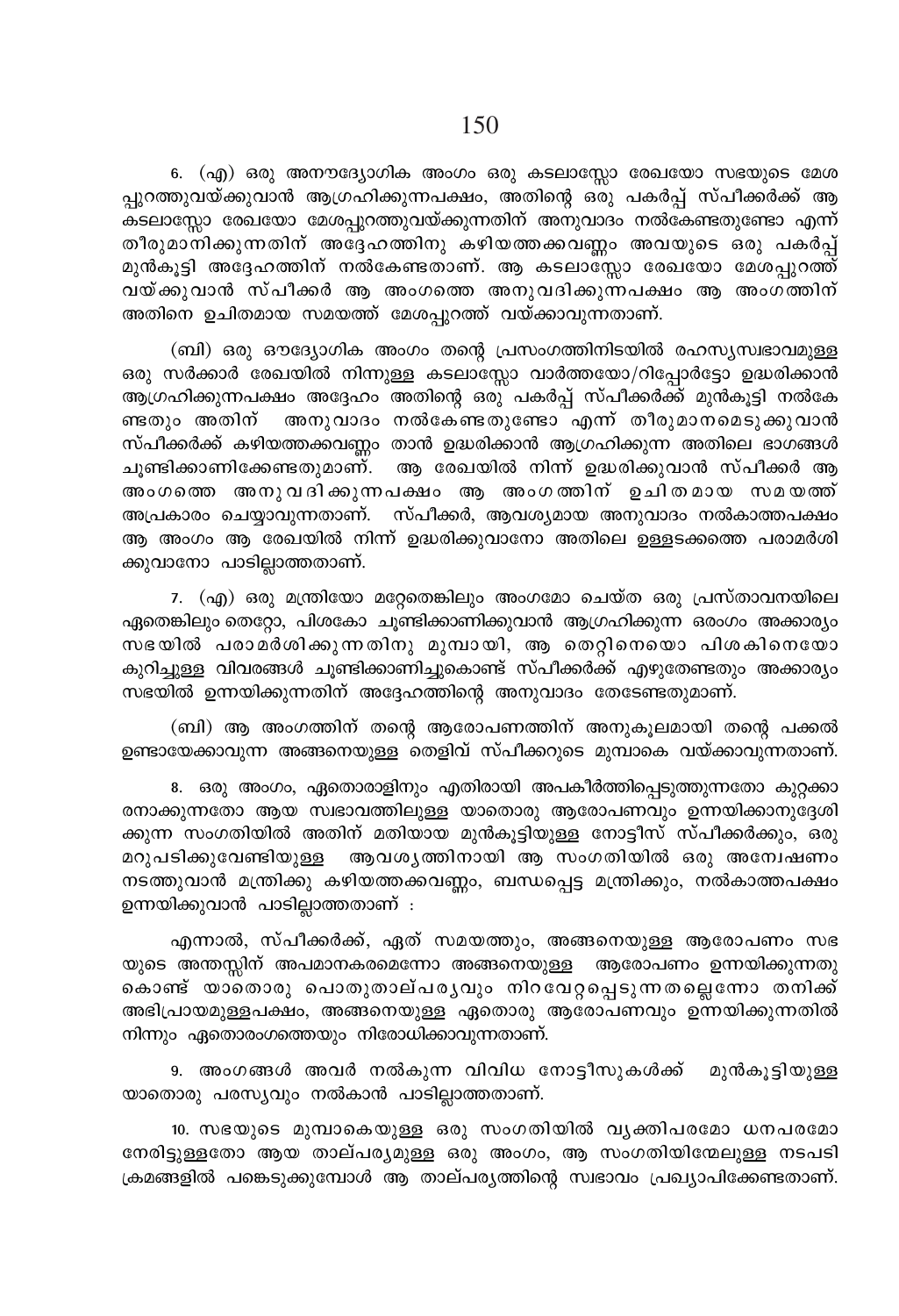6. (എ) ഒരു അനൗദ്യോഗിക അംഗം ഒരു കടലാസ്സോ രേഖയോ സഭയുടെ മേശപ്പുറത്തുവയ്ക്കുവാൻ ആഗ്രഹിക്കുന്നപക്ഷം, അതിന്റെ ഒരു പകർപ്പ് സ്പീക്കർക്ക് ആ കടലാസ്സോ രേഖയോ മേശപ്പുറത്തുവയ്ക്കുന്നതിന് അനുവാദം നൽകേണ്ടതുണ്ടോ എന്ന് തീരുമാനിക്കുന്നതിന് അദ്ദേഹത്തിനു കഴിയത്തക്കവണ്ണം അവയുടെ ഒരു പകർപ്പ് മുൻകൂട്ടി അദ്ദേഹത്തിന് നൽകേണ്ടതാണ്. ആ കടലാസ്സോ രേഖയോ മേശപ്പുറത്ത് വയ്ക്കുവാൻ സ്പീക്കർ ആ അംഗത്തെ അനുവദിക്കുന്നപക്ഷം ആ അംഗത്തിന് അതിനെ ഉചിതമായ സമയത്ത് മേശപ്പുറത്ത് വയ്ക്കാവുന്നതാണ്.

(ബി) ഒരു ഔദ്യോഗിക അംഗം തന്റെ പ്രസംഗത്തിനിടയിൽ രഹസ്യസ്വഭാവമുള്ള ഒരു സർക്കാർ രേഖയിൽ നിന്നുള്ള കടലാസ്സോ വാർത്തയോ/റിപ്പോർട്ടോ ഉദ്ധരിക്കാൻ ആഗ്രഹിക്കുന്നപക്ഷം അദ്ദേഹം അതിന്റെ ഒരു പകർപ്പ് സ്പീക്കർക്ക് മുൻകൂട്ടി നൽകേണ്ടതും അതിന് അനുവാദം നൽകേണ്ടതുണ്ടോ എന്ന് തീരുമാനമെടുക്കുവാൻ സ്പീക്കർക്ക് കഴിയത്തക്കവണ്ണം താൻ ഉദ്ധരിക്കാൻ ആഗ്രഹിക്കുന്ന അതിലെ ഭാഗങ്ങൾ ചൂണ്ടിക്കാണിക്കേണ്ടതുമാണ്. ആ രേഖയിൽ നിന്ന് ഉദ്ധരിക്കുവാൻ സ്പീക്കർ ആ അംഗത്തെ അനുവദിക്കുന്നപക്ഷം ആ അംഗത്തിന് ഉചിതമായ സമയത്ത് അപ്രകാരം ചെയ്യാവുന്നതാണ്. സ്പീക്കർ, ആവശ്യമായ അനുവാദം നൽകാത്തപക്ഷം ആ അംഗം ആ രേഖയിൽ നിന്ന് ഉദ്ധരിക്കുവാനോ അതിലെ ഉള്ളടക്കത്തെ പരാമർശിക്കുവാനോ പാടില്ലാത്തതാണ്.

7. (എ) ഒരു മന്ത്രിയോ മറ്റേതെങ്കിലും അംഗമോ ചെയ്ത ഒരു പ്രസ്താവനയിലെ ഏതെങ്കിലും തെറ്റോ, പിശകോ ചൂണ്ടിക്കാണിക്കുവാൻ ആഗ്രഹിക്കുന്ന ഒരംഗം അക്കാര്യം സഭയിൽ പരാമർശിക്കുന്നതിനു മുമ്പായി, ആ തെറ്റിനെയൊ പിശകിനെയോ കുറിച്ചുള്ള വിവരങ്ങൾ ചൂണ്ടിക്കാണിച്ചുകൊണ്ട് സ്പീക്കർക്ക് എഴുതേണ്ടതും അക്കാര്യം സഭയിൽ ഉന്നയിക്കുന്നതിന് അദ്ദേഹത്തിന്റെ അനുവാദം തേടേണ്ടതുമാണ്.

(ബി) ആ അംഗത്തിന് തന്റെ ആരോപണത്തിന് അനുകൂലമായി തന്റെ പക്കൽ ഉണ്ടായേക്കാവുന്ന അങ്ങനെയുള്ള തെളിവ് സ്പീക്കറുടെ മുമ്പാകെ വയ്ക്കാവുന്നതാണ്.

8. ഒരു അംഗം, ഏതൊരാളിനും എതിരായി അപകീർത്തിപ്പെടുത്തുന്നതോ കുറ്റക്കാരനാക്കുന്നതോ ആയ സ്വഭാവത്തിലുള്ള യാതൊരു ആരോപണവും ഉന്നയിക്കാനുദ്ദേശിക്കുന്ന സംഗതിയിൽ അതിന് മതിയായ മുൻകൂട്ടിയുള്ള നോട്ടീസ് സ്പീക്കർക്കും, ഒരു മറുപടിക്കുവേണ്ടിയുള്ള ആവശ്യത്തിനായി ആ സംഗതിയിൽ ഒരു അന്വേഷണം നടത്തുവാൻ മന്ത്രിക്കു കഴിയത്തക്കവണ്ണം, ബന്ധപ്പെട്ട മന്ത്രിക്കും, നൽകാത്തപക്ഷം ഉന്നയിക്കുവാൻ പാടില്ലാത്തതാണ് :

എന്നാൽ, സ്പീക്കർക്ക്, ഏത് സമയത്തും, അങ്ങനെയുള്ള ആരോപണം സഭയുടെ അന്തസ്സിന് അപമാനകരമെന്നോ അങ്ങനെയുള്ള ആരോപണം ഉന്നയിക്കുന്നതുകൊണ്ട് യാതൊരു പൊതുതാല്പര്യവും നിറവേറ്റപ്പെടുന്നതല്ലെന്നോ തനിക്ക് അഭിപ്രായമുള്ളപക്ഷം, അങ്ങനെയുള്ള ഏതൊരു ആരോപണവും ഉന്നയിക്കുന്നതിൽ നിന്നും ഏതൊരംഗത്തെയും നിരോധിക്കാവുന്നതാണ്.

9. അംഗങ്ങൾ അവർ നൽകുന്ന വിവിധ നോട്ടീസുകൾക്ക് മുൻകൂട്ടിയുള്ള യാതൊരു പരസ്യവും നൽകാൻ പാടില്ലാത്തതാണ്.

10. സഭയുടെ മുമ്പാകെയുള്ള ഒരു സംഗതിയിൽ വ്യക്തിപരമോ ധനപരമോ നേരിട്ടുള്ളതോ ആയ താല്പര്യമുള്ള ഒരു അംഗം, ആ സംഗതിയിന്മേലുള്ള നടപടിക്രമങ്ങളിൽ പങ്കെടുക്കുമ്പോൾ ആ താല്പര്യത്തിന്റെ സ്വഭാവം പ്രഖ്യാപിക്കേണ്ടതാണ്.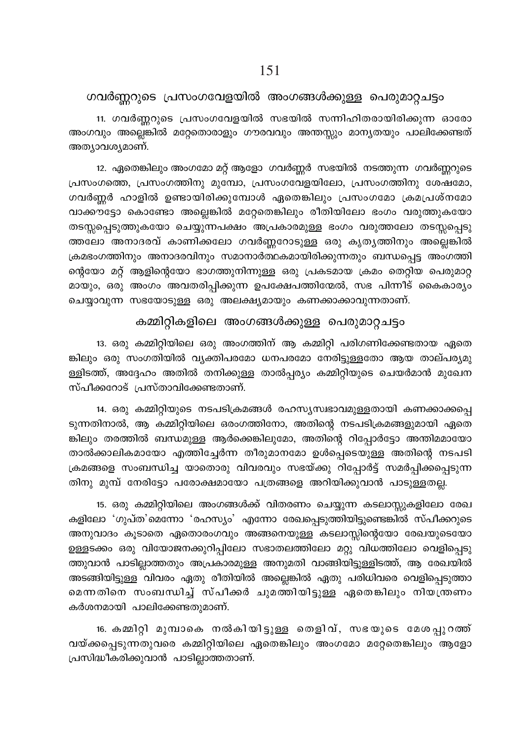## ഗവർണ്ണറുടെ പ്രസംഗവേളയിൽ അംഗങ്ങൾക്കുള്ള പെരുമാറ്റചട്ടം

11. ഗവർണ്ണറുടെ പ്രസംഗവേളയിൽ സഭയിൽ സന്നിഹിതരായിരിക്കുന്ന ഓരോ അംഗവും അല്ലെങ്കിൽ മറ്റേതൊരാളും ഗൗരവവും അന്തസ്സും മാന്യതയും പാലിക്കേണ്ടത് അത്യാവശ്യമാണ്.

12. ഏതെങ്കിലും അംഗമോ മറ്റ് ആളോ ഗവർണ്ണർ സഭയിൽ നടത്തുന്ന ഗവർണ്ണറുടെ പ്രസംഗത്തെ, പ്രസംഗത്തിനു മുമ്പോ, പ്രസംഗവേളയിലോ, പ്രസംഗത്തിനു ശേഷമോ, ഗവർണ്ണർ ഹാളിൽ ഉണ്ടായിരിക്കുമ്പോൾ ഏതെങ്കിലും പ്രസംഗമോ ക്രമപ്രശ്നമോ വാക്കൗട്ടോ കൊണ്ടോ അല്ലെങ്കിൽ മറ്റേതെങ്കിലും രീതിയിലോ ഭംഗം വരുത്തുകയോ തടസ്സപ്പെടുത്തുകയോ ചെയ്യുന്നപക്ഷം അപ്രകാരമുള്ള ഭംഗം വരുത്തലോ തടസ്സപ്പെടുത്തലോ അനാദരവ് കാണിക്കലോ ഗവർണ്ണറോടുള്ള ഒരു കൃത്യത്തിനും അല്ലെങ്കിൽ ക്രമഭംഗത്തിനും അനാദരവിനും സമാനാർത്ഥകമായിരിക്കുന്നതും ബന്ധപ്പെട്ട അംഗത്തിന്റെയോ മറ്റ് ആളിന്റെയോ ഭാഗത്തുനിന്നുള്ള ഒരു പ്രകടമായ ക്രമം തെറ്റിയ പെരുമാറ്റമായും, ഒരു അംഗം അവതരിപ്പിക്കുന്ന ഉപക്ഷേപത്തിന്മേൽ, സഭ പിന്നീട് കൈകാര്യം ചെയ്യാവുന്ന സഭയോടുള്ള ഒരു അലക്ഷ്യമായും കണക്കാക്കാവുന്നതാണ്.

## കമ്മിറ്റികളിലെ അംഗങ്ങൾക്കുള്ള പെരുമാറ്റചട്ടം

13. ഒരു കമ്മിറ്റിയിലെ ഒരു അംഗത്തിന് ആ കമ്മിറ്റി പരിഗണിക്കേണ്ടതായ ഏതെങ്കിലും ഒരു സംഗതിയിൽ വ്യക്തിപരമോ ധനപരമോ നേരിട്ടുള്ളതോ ആയ താല്പര്യമുള്ളിടത്ത്, അദ്ദേഹം അതിൽ തനിക്കുള്ള താൽപ്പര്യം കമ്മിറ്റിയുടെ ചെയർമാൻ മുഖേന സ്പീക്കറോട് പ്രസ്താവിക്കേണ്ടതാണ്.

14. ഒരു കമ്മിറ്റിയുടെ നടപടിക്രമങ്ങൾ രഹസ്യസ്വഭാവമുള്ളതായി കണക്കാക്കപ്പെടുന്നതിനാൽ, ആ കമ്മിറ്റിയിലെ ഒരംഗത്തിനോ, അതിന്റെ നടപടിക്രമങ്ങളുമായി ഏതെങ്കിലും തരത്തിൽ ബന്ധമുള്ള ആർക്കെങ്കിലുമോ, അതിന്റെ റിപ്പോർട്ടോ അന്തിമമായോ താൽക്കാലികമായോ എത്തിച്ചേർന്ന തീരുമാനമോ ഉൾപ്പെടെയുള്ള അതിന്റെ നടപടിക്രമങ്ങളെ സംബന്ധിച്ച യാതൊരു വിവരവും സഭയ്ക്കു റിപ്പോർട്ട് സമർപ്പിക്കപ്പെടുന്നതിനു മുമ്പ് നേരിട്ടോ പരോക്ഷമായോ പത്രങ്ങളെ അറിയിക്കുവാൻ പാടുള്ളതല്ല.

15. ഒരു കമ്മിറ്റിയിലെ അംഗങ്ങൾക്ക് വിതരണം ചെയ്യുന്ന കടലാസ്സുകളിലോ രേഖകളിലോ 'ഗുപ്ത'മെന്നോ 'രഹസ്യം' എന്നോ രേഖപ്പെടുത്തിയിട്ടുണ്ടെങ്കിൽ സ്പീക്കറുടെ അനുവാദം കൂടാതെ ഏതൊരംഗവും അങ്ങനെയുള്ള കടലാസ്സിന്റെയോ രേഖയുടെയോ ഉള്ളടക്കം ഒരു വിയോജനക്കുറിപ്പിലോ സഭാതലത്തിലോ മറ്റു വിധത്തിലോ വെളിപ്പെടുത്തുവാൻ പാടില്ലാത്തതും അപ്രകാരമുള്ള അനുമതി വാങ്ങിയിട്ടുള്ളിടത്ത്, ആ രേഖയിൽ അടങ്ങിയിട്ടുള്ള വിവരം ഏതു രീതിയിൽ അല്ലെങ്കിൽ ഏതു പരിധിവരെ വെളിപ്പെടുത്താമെന്നതിനെ സംബന്ധിച്ച് സ്പീക്കർ ചുമത്തിയിട്ടുള്ള ഏതെങ്കിലും നിയന്ത്രണം കർശനമായി പാലിക്കേണ്ടതുമാണ്.

16. കമ്മിറ്റി മുമ്പാകെ നൽകിയിട്ടുള്ള തെളിവ്, സഭയുടെ മേശപ്പുറത്ത് വയ്ക്കപ്പെടുന്നതുവരെ കമ്മിറ്റിയിലെ ഏതെങ്കിലും അംഗമോ മറ്റേതെങ്കിലും ആളോ പ്രസിദ്ധീകരിക്കുവാൻ പാടില്ലാത്തതാണ്.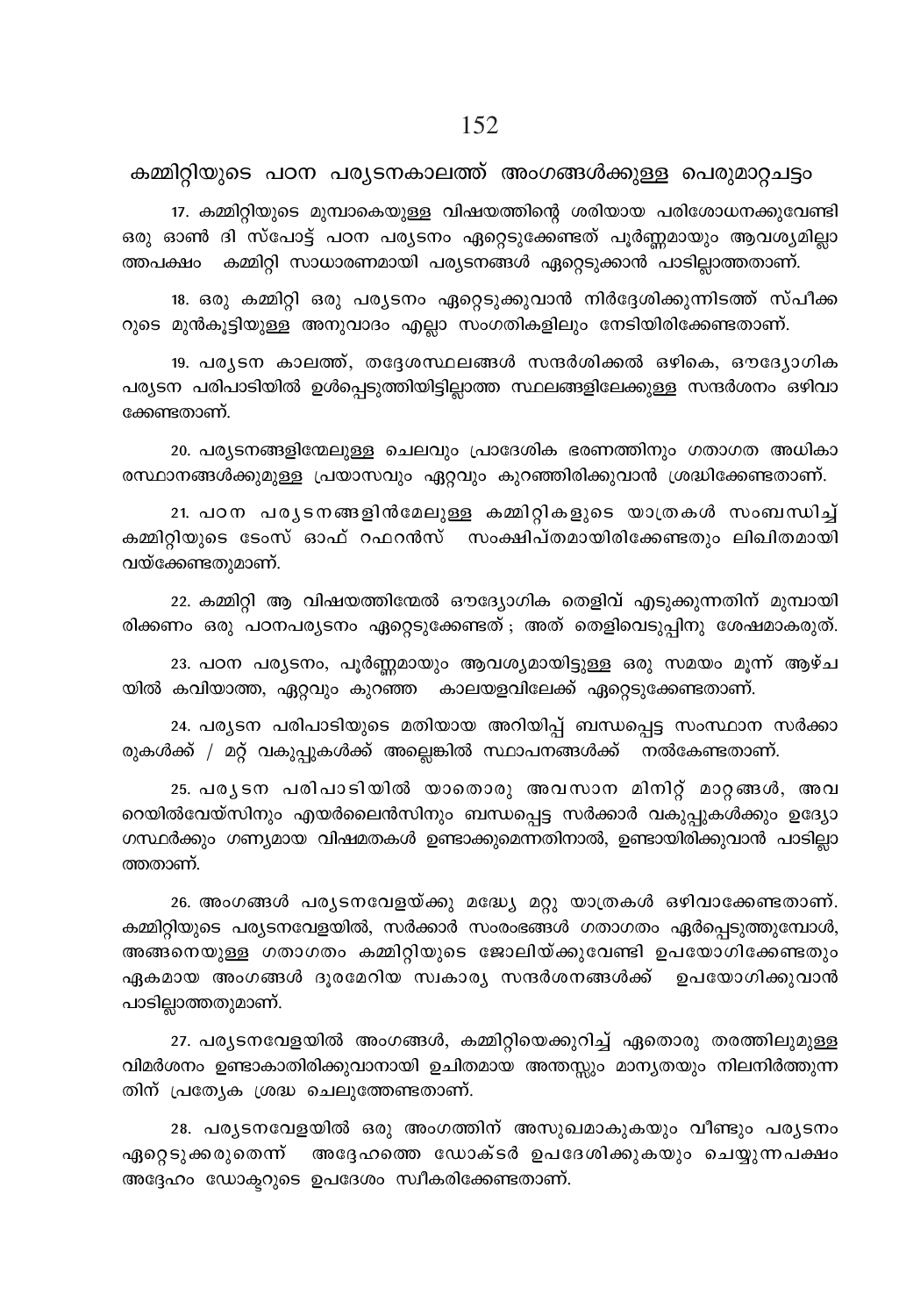## കമ്മിറ്റിയുടെ പഠന പര്യടനകാലത്ത് അംഗങ്ങൾക്കുള്ള പെരുമാറ്റചട്ടം

17. കമ്മിറ്റിയുടെ മുമ്പാകെയുള്ള വിഷയത്തിന്റെ ശരിയായ പരിശോധനക്കുവേണ്ടി ഒരു ഓൺ ദി സ്പോട്ട് പഠന പര്യടനം ഏറ്റെടുക്കേണ്ടത് പൂർണ്ണമായും ആവശ്യമില്ലാത്തപക്ഷം കമ്മിറ്റി സാധാരണമായി പര്യടനങ്ങൾ ഏറ്റെടുക്കാൻ പാടില്ലാത്തതാണ്.

18. ഒരു കമ്മിറ്റി ഒരു പര്യടനം ഏറ്റെടുക്കുവാൻ നിർദ്ദേശിക്കുന്നിടത്ത് സ്പീക്കറുടെ മുൻകൂട്ടിയുള്ള അനുവാദം എല്ലാ സംഗതികളിലും നേടിയിരിക്കേണ്ടതാണ്.

19. പര്യടന കാലത്ത്, തദ്ദേശസ്ഥലങ്ങൾ സന്ദർശിക്കൽ ഒഴികെ, ഔദ്യോഗിക പര്യടന പരിപാടിയിൽ ഉൾപ്പെടുത്തിയിട്ടില്ലാത്ത സ്ഥലങ്ങളിലേക്കുള്ള സന്ദർശനം ഒഴിവാക്കേണ്ടതാണ്.

20. പര്യടനങ്ങളിന്മേലുള്ള ചെലവും പ്രാദേശിക ഭരണത്തിനും ഗതാഗത അധികാരസ്ഥാനങ്ങൾക്കുമുള്ള പ്രയാസവും ഏറ്റവും കുറഞ്ഞിരിക്കുവാൻ ശ്രദ്ധിക്കേണ്ടതാണ്.

21. പഠന പര്യടനങ്ങളിൻമേലുള്ള കമ്മിറ്റികളുടെ യാത്രകൾ സംബന്ധിച്ച് കമ്മിറ്റിയുടെ ടേംസ് ഓഫ് റഫറൻസ് സംക്ഷിപ്തമായിരിക്കേണ്ടതും ലിഖിതമായി വയ്ക്കേണ്ടതുമാണ്.

22. കമ്മിറ്റി ആ വിഷയത്തിന്മേൽ ഔദ്യോഗിക തെളിവ് എടുക്കുന്നതിന് മുമ്പായിരിക്കണം ഒരു പഠനപര്യടനം ഏറ്റെടുക്കേണ്ടത് ; അത് തെളിവെടുപ്പിനു ശേഷമാകരുത്.

23. പഠന പര്യടനം, പൂർണ്ണമായും ആവശ്യമായിട്ടുള്ള ഒരു സമയം മൂന്ന് ആഴ്ചയിൽ കവിയാത്ത, ഏറ്റവും കുറഞ്ഞ കാലയളവിലേക്ക് ഏറ്റെടുക്കേണ്ടതാണ്.

24. പര്യടന പരിപാടിയുടെ മതിയായ അറിയിപ്പ് ബന്ധപ്പെട്ട സംസ്ഥാന സർക്കാരുകൾക്ക് / മറ്റ് വകുപ്പുകൾക്ക് അല്ലെങ്കിൽ സ്ഥാപനങ്ങൾക്ക് നൽകേണ്ടതാണ്.

25. പര്യടന പരിപാടിയിൽ യാതൊരു അവസാന മിനിറ്റ് മാറ്റങ്ങൾ, അവ റെയിൽവേയ്സിനും എയർലൈൻസിനും ബന്ധപ്പെട്ട സർക്കാർ വകുപ്പുകൾക്കും ഉദ്യോഗസ്ഥർക്കും ഗണ്യമായ വിഷമതകൾ ഉണ്ടാക്കുമെന്നതിനാൽ, ഉണ്ടായിരിക്കുവാൻ പാടില്ലാത്തതാണ്.

26. അംഗങ്ങൾ പര്യടനവേളയ്ക്കു മദ്ധ്യേ മറ്റു യാത്രകൾ ഒഴിവാക്കേണ്ടതാണ്. കമ്മിറ്റിയുടെ പര്യടനവേളയിൽ, സർക്കാർ സംരംഭങ്ങൾ ഗതാഗതം ഏർപ്പെടുത്തുമ്പോൾ, അങ്ങനെയുള്ള ഗതാഗതം കമ്മിറ്റിയുടെ ജോലിയ്ക്കുവേണ്ടി ഉപയോഗിക്കേണ്ടതും ഏകമായ അംഗങ്ങൾ ദൂരമേറിയ സ്വകാര്യ സന്ദർശനങ്ങൾക്ക് ഉപയോഗിക്കുവാൻ പാടില്ലാത്തതുമാണ്.

27. പര്യടനവേളയിൽ അംഗങ്ങൾ, കമ്മിറ്റിയെക്കുറിച്ച് ഏതൊരു തരത്തിലുമുള്ള വിമർശനം ഉണ്ടാകാതിരിക്കുവാനായി ഉചിതമായ അന്തസ്സും മാന്യതയും നിലനിർത്തുന്നതിന് പ്രത്യേക ശ്രദ്ധ ചെലുത്തേണ്ടതാണ്.

28. പര്യടനവേളയിൽ ഒരു അംഗത്തിന് അസുഖമാകുകയും വീണ്ടും പര്യടനം ഏറ്റെടുക്കരുതെന്ന് അദ്ദേഹത്തെ ഡോക്ടർ ഉപദേശിക്കുകയും ചെയ്യുന്നപക്ഷം അദ്ദേഹം ഡോക്ടറുടെ ഉപദേശം സ്വീകരിക്കേണ്ടതാണ്.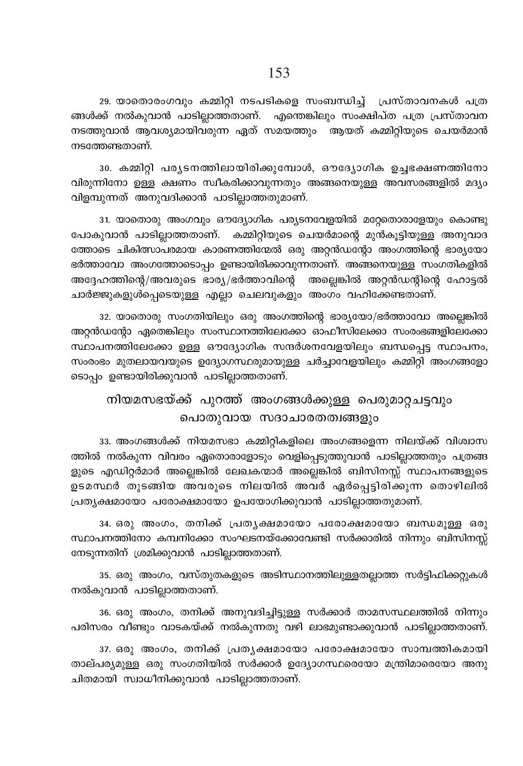29. യാതൊരംഗവും കമ്മിറ്റി നടപടികളെ സംബന്ധിച്ച് പ്രസ്താവനകൾ പത്രങ്ങൾക്ക് നൽകുവാൻ പാടില്ലാത്തതാണ്. എന്തെങ്കിലും സംക്ഷിപ്ത പത്ര പ്രസ്താവന നടത്തുവാൻ ആവശ്യമായിവരുന്ന ഏത് സമയത്തും ആയത് കമ്മിറ്റിയുടെ ചെയർമാൻ നടത്തേണ്ടതാണ്.

30. കമ്മിറ്റി പര്യടനത്തിലായിരിക്കുമ്പോൾ, ഔദ്യോഗിക ഉച്ചഭക്ഷണത്തിനോ വിരുന്നിനോ ഉള്ള ക്ഷണം സ്വീകരിക്കാവുന്നതും അങ്ങനെയുള്ള അവസരങ്ങളിൽ മദ്യം വിളമ്പുന്നത് അനുവദിക്കാൻ പാടില്ലാത്തതുമാണ്.

31. യാതൊരു അംഗവും ഔദ്യോഗിക പര്യടനവേളയിൽ മറ്റേതൊരാളേയും കൊണ്ടു പോകുവാൻ പാടില്ലാത്തതാണ്. കമ്മിറ്റിയുടെ ചെയർമാന്റെ മുൻകൂട്ടിയുള്ള അനുവാദത്തോടെ ചികിത്സാപരമായ കാരണത്തിന്മേൽ ഒരു അറ്റൻഡന്റോ അംഗത്തിന്റെ ഭാര്യയോ ഭർത്താവോ അംഗത്തോടൊപ്പം ഉണ്ടായിരിക്കാവുന്നതാണ്. അങ്ങനെയുള്ള സംഗതികളിൽ അദ്ദേഹത്തിന്റെ/അവരുടെ ഭാര്യ/ഭർത്താവിന്റെ അല്ലെങ്കിൽ അറ്റൻഡന്റിന്റെ ഹോട്ടൽ ചാർജ്ജുകളുൾപ്പെടെയുള്ള എല്ലാ ചെലവുകളും അംഗം വഹിക്കേണ്ടതാണ്.

32. യാതൊരു സംഗതിയിലും ഒരു അംഗത്തിന്റെ ഭാര്യയോ/ഭർത്താവോ അല്ലെങ്കിൽ അറ്റൻഡന്റോ ഏതെങ്കിലും സംസ്ഥാനത്തിലേക്കോ ഓഫീസിലേക്കാ സംരംഭങ്ങളിലേക്കോ സ്ഥാപനത്തിലേക്കോ ഉള്ള ഔദ്യോഗിക സന്ദർശനവേളയിലും ബന്ധപ്പെട്ട സ്ഥാപനം, സംരംഭം മുതലായവയുടെ ഉദ്യോഗസ്ഥരുമായുള്ള ചർച്ചാവേളയിലും കമ്മിറ്റി അംഗങ്ങളോടൊപ്പം ഉണ്ടായിരിക്കുവാൻ പാടില്ലാത്തതാണ്.

## നിയമസഭയ്ക്ക് പുറത്ത് അംഗങ്ങൾക്കുള്ള പെരുമാറ്റചട്ടവും പൊതുവായ സദാചാരതത്വങ്ങളും

33. അംഗങ്ങൾക്ക് നിയമസഭാ കമ്മിറ്റികളിലെ അംഗങ്ങളെന്ന നിലയ്ക്ക് വിശ്വാസത്തിൽ നൽകുന്ന വിവരം ഏതൊരാളോടും വെളിപ്പെടുത്തുവാൻ പാടില്ലാത്തതും പത്രങ്ങളുടെ എഡിറ്റർമാർ അല്ലെങ്കിൽ ലേഖകന്മാർ അല്ലെങ്കിൽ ബിസിനസ്സ് സ്ഥാപനങ്ങളുടെ ഉടമസ്ഥർ തുടങ്ങിയ അവരുടെ നിലയിൽ അവർ ഏർപ്പെട്ടിരിക്കുന്ന തൊഴിലിൽ പ്രത്യക്ഷമായോ പരോക്ഷമായോ ഉപയോഗിക്കുവാൻ പാടില്ലാത്തതുമാണ്.

34. ഒരു അംഗം, തനിക്ക് പ്രത്യക്ഷമായോ പരോക്ഷമായോ ബന്ധമുള്ള ഒരു സ്ഥാപനത്തിനോ കമ്പനിക്കോ സംഘടനയ്ക്കോവേണ്ടി സർക്കാരിൽ നിന്നും ബിസിനസ്സ് നേടുന്നതിന് ശ്രമിക്കുവാൻ പാടില്ലാത്തതാണ്.

35. ഒരു അംഗം, വസ്തുതകളുടെ അടിസ്ഥാനത്തിലുള്ളതല്ലാത്ത സർട്ടിഫിക്കറ്റുകൾ നൽകുവാൻ പാടില്ലാത്തതാണ്.

36. ഒരു അംഗം, തനിക്ക് അനുവദിച്ചിട്ടുള്ള സർക്കാർ താമസസ്ഥലത്തിൽ നിന്നും പരിസരം വീണ്ടും വാടകയ്ക്ക് നൽകുന്നതു വഴി ലാഭമുണ്ടാക്കുവാൻ പാടില്ലാത്തതാണ്.

37. ഒരു അംഗം, തനിക്ക് പ്രത്യക്ഷമായോ പരോക്ഷമായോ സാമ്പത്തികമായി താല്പര്യമുള്ള ഒരു സംഗതിയിൽ സർക്കാർ ഉദ്യോഗസ്ഥരെയോ മന്ത്രിമാരെയോ അനുചിതമായി സ്വാധീനിക്കുവാൻ പാടില്ലാത്തതാണ്.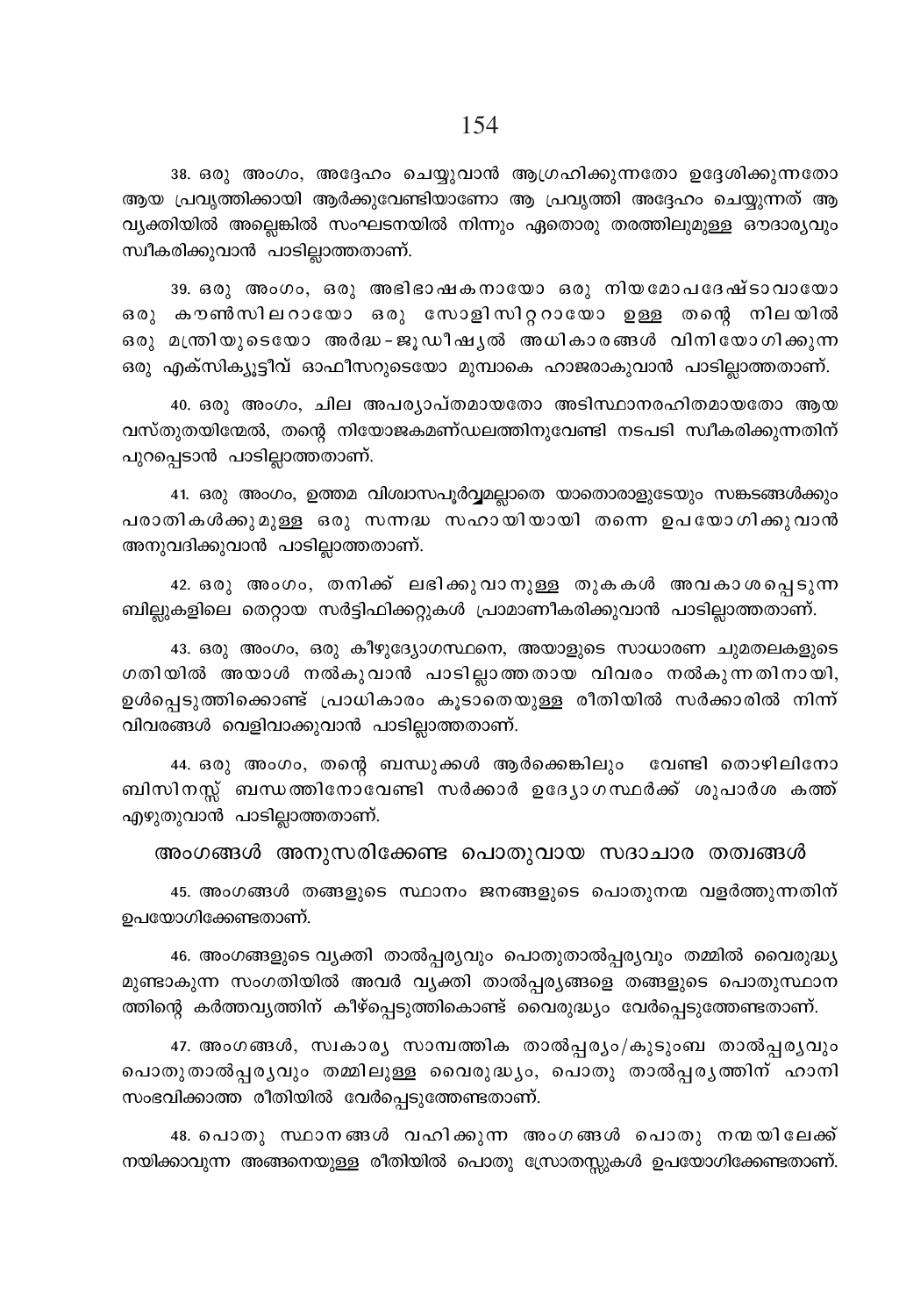38. ഒരു അംഗം, അദ്ദേഹം ചെയ്യുവാൻ ആഗ്രഹിക്കുന്നതോ ഉദ്ദേശിക്കുന്നതോ ആയ പ്രവൃത്തിക്കായി ആർക്കുവേണ്ടിയാണോ ആ പ്രവൃത്തി അദ്ദേഹം ചെയ്യുന്നത് ആ വ്യക്തിയിൽ അല്ലെങ്കിൽ സംഘടനയിൽ നിന്നും ഏതൊരു തരത്തിലുമുള്ള ഔദാര്യവും സ്വീകരിക്കുവാൻ പാടില്ലാത്തതാണ്.

39. ഒരു അംഗം, ഒരു അഭിഭാഷകനായോ ഒരു നിയമോപദേഷ്ടാവായോ ഒരു കൗൺസിലറായോ ഒരു സോളിസിറ്ററായോ ഉള്ള തന്റെ നിലയിൽ ഒരു മന്ത്രിയുടെയോ അർദ്ധ-ജൂഡീഷ്യൽ അധികാരങ്ങൾ വിനിയോഗിക്കുന്ന ഒരു എക്സിക്യൂട്ടീവ് ഓഫീസറുടെയോ മുമ്പാകെ ഹാജരാകുവാൻ പാടില്ലാത്തതാണ്.

40. ഒരു അംഗം, ചില അപര്യാപ്തമായതോ അടിസ്ഥാനരഹിതമായതോ ആയ വസ്തുതയിന്മേൽ, തന്റെ നിയോജകമണ്ഡലത്തിനുവേണ്ടി നടപടി സ്വീകരിക്കുന്നതിന് പുറപ്പെടാൻ പാടില്ലാത്തതാണ്.

41. ഒരു അംഗം, ഉത്തമ വിശ്വാസപൂർവ്വമല്ലാതെ യാതൊരാളുടേയും സങ്കടങ്ങൾക്കും പരാതികൾക്കുമുള്ള ഒരു സന്നദ്ധ സഹായിയായി തന്നെ ഉപയോഗിക്കുവാൻ അനുവദിക്കുവാൻ പാടില്ലാത്തതാണ്.

42. ഒരു അംഗം, തനിക്ക് ലഭിക്കുവാനുള്ള തുകകൾ അവകാശപ്പെടുന്ന ബില്ലുകളിലെ തെറ്റായ സർട്ടിഫിക്കറ്റുകൾ പ്രാമാണീകരിക്കുവാൻ പാടില്ലാത്തതാണ്.

43. ഒരു അംഗം, ഒരു കീഴുദ്യോഗസ്ഥനെ, അയാളുടെ സാധാരണ ചുമതലകളുടെ ഗതിയിൽ അയാൾ നൽകുവാൻ പാടില്ലാത്തതായ വിവരം നൽകുന്നതിനായി, ഉൾപ്പെടുത്തിക്കൊണ്ട് പ്രാധികാരം കൂടാതെയുള്ള രീതിയിൽ സർക്കാരിൽ നിന്ന് വിവരങ്ങൾ വെളിവാക്കുവാൻ പാടില്ലാത്തതാണ്.

44. ഒരു അംഗം, തന്റെ ബന്ധുക്കൾ ആർക്കെങ്കിലും വേണ്ടി തൊഴിലിനോ ബിസിനസ്സ് ബന്ധത്തിനോവേണ്ടി സർക്കാർ ഉദ്യോഗസ്ഥർക്ക് ശുപാർശ കത്ത് എഴുതുവാൻ പാടില്ലാത്തതാണ്.

## അംഗങ്ങൾ അനുസരിക്കേണ്ട പൊതുവായ സദാചാര തത്വങ്ങൾ

45. അംഗങ്ങൾ തങ്ങളുടെ സ്ഥാനം ജനങ്ങളുടെ പൊതുനന്മ വളർത്തുന്നതിന് ഉപയോഗിക്കേണ്ടതാണ്.

46. അംഗങ്ങളുടെ വ്യക്തി താൽപ്പര്യവും പൊതുതാൽപ്പര്യവും തമ്മിൽ വൈരുദ്ധ്യമുണ്ടാകുന്ന സംഗതിയിൽ അവർ വ്യക്തി താൽപ്പര്യങ്ങളെ തങ്ങളുടെ പൊതുസ്ഥാനത്തിന്റെ കർത്തവ്യത്തിന് കീഴ്പ്പെടുത്തികൊണ്ട് വൈരുദ്ധ്യം വേർപ്പെടുത്തേണ്ടതാണ്.

47. അംഗങ്ങൾ, സ്വകാര്യ സാമ്പത്തിക താൽപ്പര്യം/കുടുംബ താൽപ്പര്യവും പൊതുതാൽപ്പര്യവും തമ്മിലുള്ള വൈരുദ്ധ്യം, പൊതു താൽപ്പര്യത്തിന് ഹാനി സംഭവിക്കാത്ത രീതിയിൽ വേർപ്പെടുത്തേണ്ടതാണ്.

48. പൊതു സ്ഥാനങ്ങൾ വഹിക്കുന്ന അംഗങ്ങൾ പൊതു നന്മയിലേക്ക് നയിക്കാവുന്ന അങ്ങനെയുള്ള രീതിയിൽ പൊതു സ്രോതസ്സുകൾ ഉപയോഗിക്കേണ്ടതാണ്.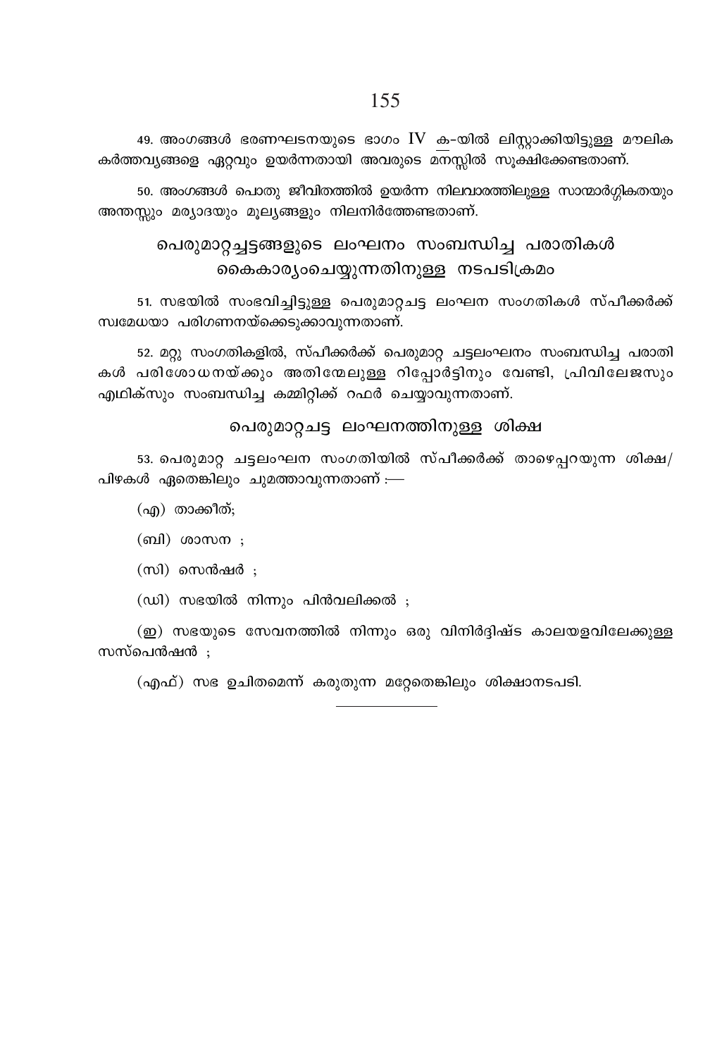49. അംഗങ്ങൾ ഭരണഘടനയുടെ ഭാഗം IV ക-യിൽ ലിസ്റ്റാക്കിയിട്ടുള്ള മൗലിക കർത്തവ്യങ്ങളെ ഏറ്റവും ഉയർന്നതായി അവരുടെ മനസ്സിൽ സൂക്ഷിക്കേണ്ടതാണ്.

50. അംഗങ്ങൾ പൊതു ജീവിതത്തിൽ ഉയർന്ന നിലവാരത്തിലുള്ള സാന്മാർഗ്ഗികതയും അന്തസ്സും മര്യാദയും മൂല്യങ്ങളും നിലനിർത്തേണ്ടതാണ്.

## പെരുമാറ്റച്ചട്ടങ്ങളുടെ ലംഘനം സംബന്ധിച്ച പരാതികൾ കൈകാര്യംചെയ്യുന്നതിനുള്ള നടപടിക്രമം

51. സഭയിൽ സംഭവിച്ചിട്ടുള്ള പെരുമാറ്റചട്ട ലംഘന സംഗതികൾ സ്പീക്കർക്ക് സ്വമേധയാ പരിഗണനയ്ക്കെടുക്കാവുന്നതാണ്.

52. മറ്റു സംഗതികളിൽ, സ്പീക്കർക്ക് പെരുമാറ്റ ചട്ടലംഘനം സംബന്ധിച്ച പരാതികൾ പരിശോധനയ്ക്കും അതിന്മേലുള്ള റിപ്പോർട്ടിനും വേണ്ടി, പ്രിവിലേജസും എഥിക്സും സംബന്ധിച്ച കമ്മിറ്റിക്ക് റഫർ ചെയ്യാവുന്നതാണ്.

## പെരുമാറ്റചട്ട ലംഘനത്തിനുള്ള ശിക്ഷ

53. പെരുമാറ്റ ചട്ടലംഘന സംഗതിയിൽ സ്പീക്കർക്ക് താഴെപ്പറയുന്ന ശിക്ഷ/പിഴകൾ ഏതെങ്കിലും ചുമത്താവുന്നതാണ് :—

(എ) താക്കീത്;

(ബി) ശാസന ;

(സി) സെൻഷർ ;

(ഡി) സഭയിൽ നിന്നും പിൻവലിക്കൽ ;

(ഇ) സഭയുടെ സേവനത്തിൽ നിന്നും ഒരു വിനിർദ്ദിഷ്ട കാലയളവിലേക്കുള്ള സസ്പെൻഷൻ ;

(എഫ്) സഭ ഉചിതമെന്ന് കരുതുന്ന മറ്റേതെങ്കിലും ശിക്ഷാനടപടി.